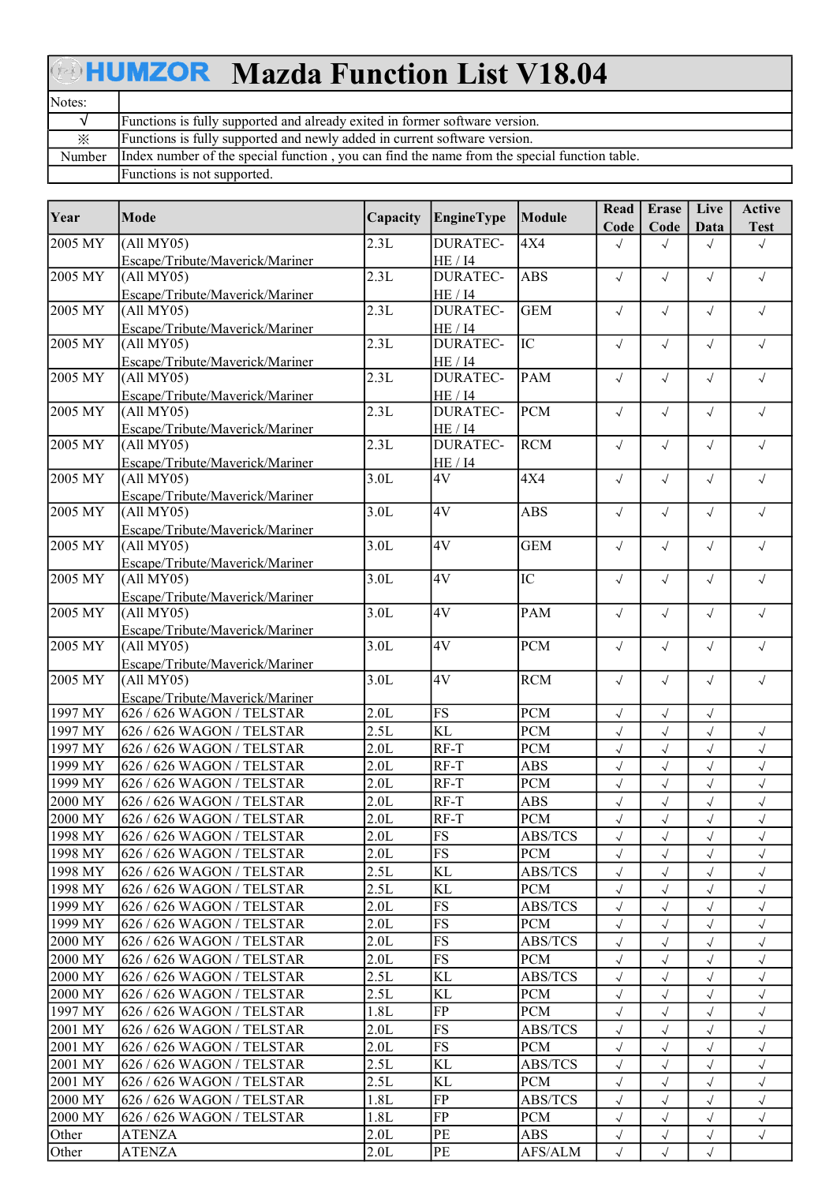# HUMZOR Mazda Function List V18.04

| Notes: | |
|---|---|
| √ | Functions is fully supported and already exited in former software version. |
| ※ | Functions is fully supported and newly added in current software version. |
| Number | Index number of the special function , you can find the name from the special function table. |
| | Functions is not supported. |

| Year | Mode | Capacity | EngineType | Module | Read Code | Erase Code | Live Data | Active Test |
|---|---|---|---|---|---|---|---|---|
| 2005 MY | (All MY05) Escape/Tribute/Maverick/Mariner | 2.3L | DURATEC-HE / I4 | 4X4 | √ | √ | √ | √ |
| 2005 MY | (All MY05) Escape/Tribute/Maverick/Mariner | 2.3L | DURATEC-HE / I4 | ABS | √ | √ | √ | √ |
| 2005 MY | (All MY05) Escape/Tribute/Maverick/Mariner | 2.3L | DURATEC-HE / I4 | GEM | √ | √ | √ | √ |
| 2005 MY | (All MY05) Escape/Tribute/Maverick/Mariner | 2.3L | DURATEC-HE / I4 | IC | √ | √ | √ | √ |
| 2005 MY | (All MY05) Escape/Tribute/Maverick/Mariner | 2.3L | DURATEC-HE / I4 | PAM | √ | √ | √ | √ |
| 2005 MY | (All MY05) Escape/Tribute/Maverick/Mariner | 2.3L | DURATEC-HE / I4 | PCM | √ | √ | √ | √ |
| 2005 MY | (All MY05) Escape/Tribute/Maverick/Mariner | 2.3L | DURATEC-HE / I4 | RCM | √ | √ | √ | √ |
| 2005 MY | (All MY05) Escape/Tribute/Maverick/Mariner | 3.0L | 4V | 4X4 | √ | √ | √ | √ |
| 2005 MY | (All MY05) Escape/Tribute/Maverick/Mariner | 3.0L | 4V | ABS | √ | √ | √ | √ |
| 2005 MY | (All MY05) Escape/Tribute/Maverick/Mariner | 3.0L | 4V | GEM | √ | √ | √ | √ |
| 2005 MY | (All MY05) Escape/Tribute/Maverick/Mariner | 3.0L | 4V | IC | √ | √ | √ | √ |
| 2005 MY | (All MY05) Escape/Tribute/Maverick/Mariner | 3.0L | 4V | PAM | √ | √ | √ | √ |
| 2005 MY | (All MY05) Escape/Tribute/Maverick/Mariner | 3.0L | 4V | PCM | √ | √ | √ | √ |
| 2005 MY | (All MY05) Escape/Tribute/Maverick/Mariner | 3.0L | 4V | RCM | √ | √ | √ | √ |
| 1997 MY | 626 / 626 WAGON / TELSTAR | 2.0L | FS | PCM | √ | √ | √ | |
| 1997 MY | 626 / 626 WAGON / TELSTAR | 2.5L | KL | PCM | √ | √ | √ | √ |
| 1997 MY | 626 / 626 WAGON / TELSTAR | 2.0L | RF-T | PCM | √ | √ | √ | √ |
| 1999 MY | 626 / 626 WAGON / TELSTAR | 2.0L | RF-T | ABS | √ | √ | √ | √ |
| 1999 MY | 626 / 626 WAGON / TELSTAR | 2.0L | RF-T | PCM | √ | √ | √ | √ |
| 2000 MY | 626 / 626 WAGON / TELSTAR | 2.0L | RF-T | ABS | √ | √ | √ | √ |
| 2000 MY | 626 / 626 WAGON / TELSTAR | 2.0L | RF-T | PCM | √ | √ | √ | √ |
| 1998 MY | 626 / 626 WAGON / TELSTAR | 2.0L | FS | ABS/TCS | √ | √ | √ | √ |
| 1998 MY | 626 / 626 WAGON / TELSTAR | 2.0L | FS | PCM | √ | √ | √ | √ |
| 1998 MY | 626 / 626 WAGON / TELSTAR | 2.5L | KL | ABS/TCS | √ | √ | √ | √ |
| 1998 MY | 626 / 626 WAGON / TELSTAR | 2.5L | KL | PCM | √ | √ | √ | √ |
| 1999 MY | 626 / 626 WAGON / TELSTAR | 2.0L | FS | ABS/TCS | √ | √ | √ | √ |
| 1999 MY | 626 / 626 WAGON / TELSTAR | 2.0L | FS | PCM | √ | √ | √ | √ |
| 2000 MY | 626 / 626 WAGON / TELSTAR | 2.0L | FS | ABS/TCS | √ | √ | √ | √ |
| 2000 MY | 626 / 626 WAGON / TELSTAR | 2.0L | FS | PCM | √ | √ | √ | √ |
| 2000 MY | 626 / 626 WAGON / TELSTAR | 2.5L | KL | ABS/TCS | √ | √ | √ | √ |
| 2000 MY | 626 / 626 WAGON / TELSTAR | 2.5L | KL | PCM | √ | √ | √ | √ |
| 1997 MY | 626 / 626 WAGON / TELSTAR | 1.8L | FP | PCM | √ | √ | √ | √ |
| 2001 MY | 626 / 626 WAGON / TELSTAR | 2.0L | FS | ABS/TCS | √ | √ | √ | √ |
| 2001 MY | 626 / 626 WAGON / TELSTAR | 2.0L | FS | PCM | √ | √ | √ | √ |
| 2001 MY | 626 / 626 WAGON / TELSTAR | 2.5L | KL | ABS/TCS | √ | √ | √ | √ |
| 2001 MY | 626 / 626 WAGON / TELSTAR | 2.5L | KL | PCM | √ | √ | √ | √ |
| 2000 MY | 626 / 626 WAGON / TELSTAR | 1.8L | FP | ABS/TCS | √ | √ | √ | √ |
| 2000 MY | 626 / 626 WAGON / TELSTAR | 1.8L | FP | PCM | √ | √ | √ | √ |
| Other | ATENZA | 2.0L | PE | ABS | √ | √ | √ | √ |
| Other | ATENZA | 2.0L | PE | AFS/ALM | √ | √ | √ | |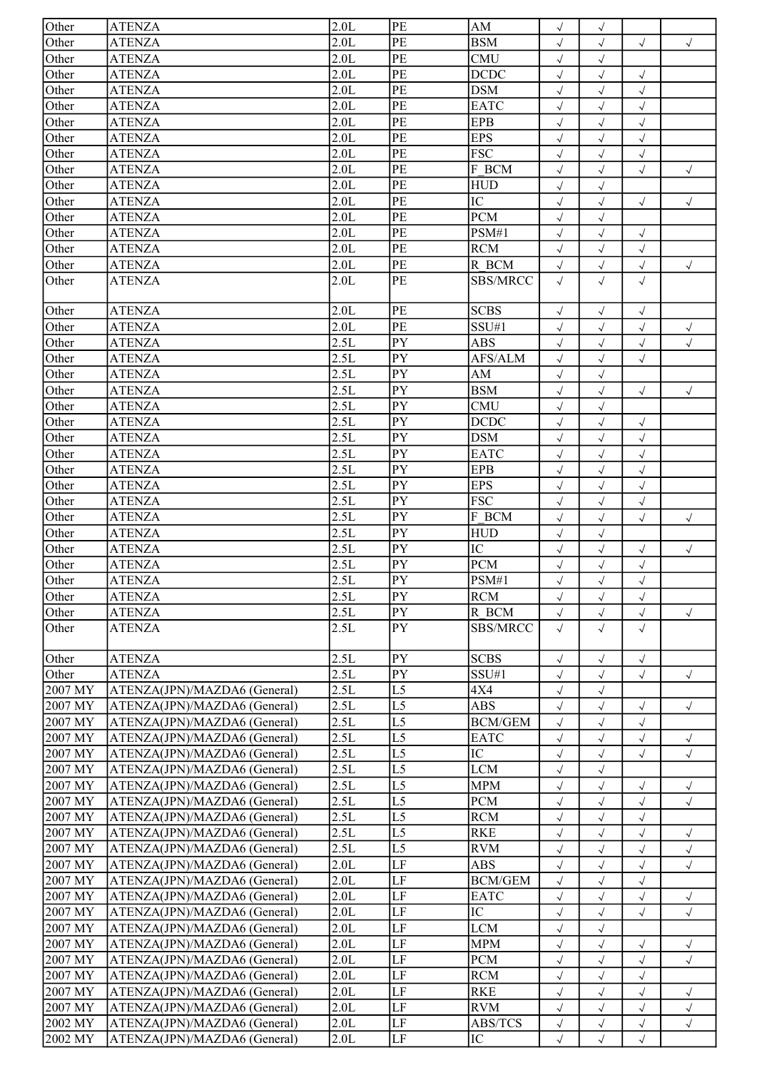| | | | | | | | | |
|---|---|---|---|---|---|---|---|---|
| Other | ATENZA | 2.0L | PE | AM | √ | √ | | |
| Other | ATENZA | 2.0L | PE | BSM | √ | √ | √ | √ |
| Other | ATENZA | 2.0L | PE | CMU | √ | √ | | |
| Other | ATENZA | 2.0L | PE | DCDC | √ | √ | √ | |
| Other | ATENZA | 2.0L | PE | DSM | √ | √ | √ | |
| Other | ATENZA | 2.0L | PE | EATC | √ | √ | √ | |
| Other | ATENZA | 2.0L | PE | EPB | √ | √ | √ | |
| Other | ATENZA | 2.0L | PE | EPS | √ | √ | √ | |
| Other | ATENZA | 2.0L | PE | FSC | √ | √ | √ | |
| Other | ATENZA | 2.0L | PE | F_BCM | √ | √ | √ | √ |
| Other | ATENZA | 2.0L | PE | HUD | √ | √ | | |
| Other | ATENZA | 2.0L | PE | IC | √ | √ | √ | √ |
| Other | ATENZA | 2.0L | PE | PCM | √ | √ | | |
| Other | ATENZA | 2.0L | PE | PSM#1 | √ | √ | √ | |
| Other | ATENZA | 2.0L | PE | RCM | √ | √ | √ | |
| Other | ATENZA | 2.0L | PE | R_BCM | √ | √ | √ | √ |
| Other | ATENZA | 2.0L | PE | SBS/MRCC | √ | √ | √ | |
| Other | ATENZA | 2.0L | PE | SCBS | √ | √ | √ | |
| Other | ATENZA | 2.0L | PE | SSU#1 | √ | √ | √ | √ |
| Other | ATENZA | 2.5L | PY | ABS | √ | √ | √ | √ |
| Other | ATENZA | 2.5L | PY | AFS/ALM | √ | √ | √ | |
| Other | ATENZA | 2.5L | PY | AM | √ | √ | | |
| Other | ATENZA | 2.5L | PY | BSM | √ | √ | √ | √ |
| Other | ATENZA | 2.5L | PY | CMU | √ | √ | | |
| Other | ATENZA | 2.5L | PY | DCDC | √ | √ | √ | |
| Other | ATENZA | 2.5L | PY | DSM | √ | √ | √ | |
| Other | ATENZA | 2.5L | PY | EATC | √ | √ | √ | |
| Other | ATENZA | 2.5L | PY | EPB | √ | √ | √ | |
| Other | ATENZA | 2.5L | PY | EPS | √ | √ | √ | |
| Other | ATENZA | 2.5L | PY | FSC | √ | √ | √ | |
| Other | ATENZA | 2.5L | PY | F_BCM | √ | √ | √ | √ |
| Other | ATENZA | 2.5L | PY | HUD | √ | √ | | |
| Other | ATENZA | 2.5L | PY | IC | √ | √ | √ | √ |
| Other | ATENZA | 2.5L | PY | PCM | √ | √ | √ | |
| Other | ATENZA | 2.5L | PY | PSM#1 | √ | √ | √ | |
| Other | ATENZA | 2.5L | PY | RCM | √ | √ | √ | |
| Other | ATENZA | 2.5L | PY | R_BCM | √ | √ | √ | √ |
| Other | ATENZA | 2.5L | PY | SBS/MRCC | √ | √ | √ | |
| Other | ATENZA | 2.5L | PY | SCBS | √ | √ | √ | |
| Other | ATENZA | 2.5L | PY | SSU#1 | √ | √ | √ | √ |
| 2007 MY | ATENZA(JPN)/MAZDA6 (General) | 2.5L | L5 | 4X4 | √ | √ | | |
| 2007 MY | ATENZA(JPN)/MAZDA6 (General) | 2.5L | L5 | ABS | √ | √ | √ | √ |
| 2007 MY | ATENZA(JPN)/MAZDA6 (General) | 2.5L | L5 | BCM/GEM | √ | √ | √ | |
| 2007 MY | ATENZA(JPN)/MAZDA6 (General) | 2.5L | L5 | EATC | √ | √ | √ | √ |
| 2007 MY | ATENZA(JPN)/MAZDA6 (General) | 2.5L | L5 | IC | √ | √ | √ | √ |
| 2007 MY | ATENZA(JPN)/MAZDA6 (General) | 2.5L | L5 | LCM | √ | √ | | |
| 2007 MY | ATENZA(JPN)/MAZDA6 (General) | 2.5L | L5 | MPM | √ | √ | √ | √ |
| 2007 MY | ATENZA(JPN)/MAZDA6 (General) | 2.5L | L5 | PCM | √ | √ | √ | √ |
| 2007 MY | ATENZA(JPN)/MAZDA6 (General) | 2.5L | L5 | RCM | √ | √ | √ | |
| 2007 MY | ATENZA(JPN)/MAZDA6 (General) | 2.5L | L5 | RKE | √ | √ | √ | √ |
| 2007 MY | ATENZA(JPN)/MAZDA6 (General) | 2.5L | L5 | RVM | √ | √ | √ | √ |
| 2007 MY | ATENZA(JPN)/MAZDA6 (General) | 2.0L | LF | ABS | √ | √ | √ | √ |
| 2007 MY | ATENZA(JPN)/MAZDA6 (General) | 2.0L | LF | BCM/GEM | √ | √ | √ | |
| 2007 MY | ATENZA(JPN)/MAZDA6 (General) | 2.0L | LF | EATC | √ | √ | √ | √ |
| 2007 MY | ATENZA(JPN)/MAZDA6 (General) | 2.0L | LF | IC | √ | √ | √ | √ |
| 2007 MY | ATENZA(JPN)/MAZDA6 (General) | 2.0L | LF | LCM | √ | √ | | |
| 2007 MY | ATENZA(JPN)/MAZDA6 (General) | 2.0L | LF | MPM | √ | √ | √ | √ |
| 2007 MY | ATENZA(JPN)/MAZDA6 (General) | 2.0L | LF | PCM | √ | √ | √ | √ |
| 2007 MY | ATENZA(JPN)/MAZDA6 (General) | 2.0L | LF | RCM | √ | √ | √ | |
| 2007 MY | ATENZA(JPN)/MAZDA6 (General) | 2.0L | LF | RKE | √ | √ | √ | √ |
| 2007 MY | ATENZA(JPN)/MAZDA6 (General) | 2.0L | LF | RVM | √ | √ | √ | √ |
| 2002 MY | ATENZA(JPN)/MAZDA6 (General) | 2.0L | LF | ABS/TCS | √ | √ | √ | √ |
| 2002 MY | ATENZA(JPN)/MAZDA6 (General) | 2.0L | LF | IC | √ | √ | √ | |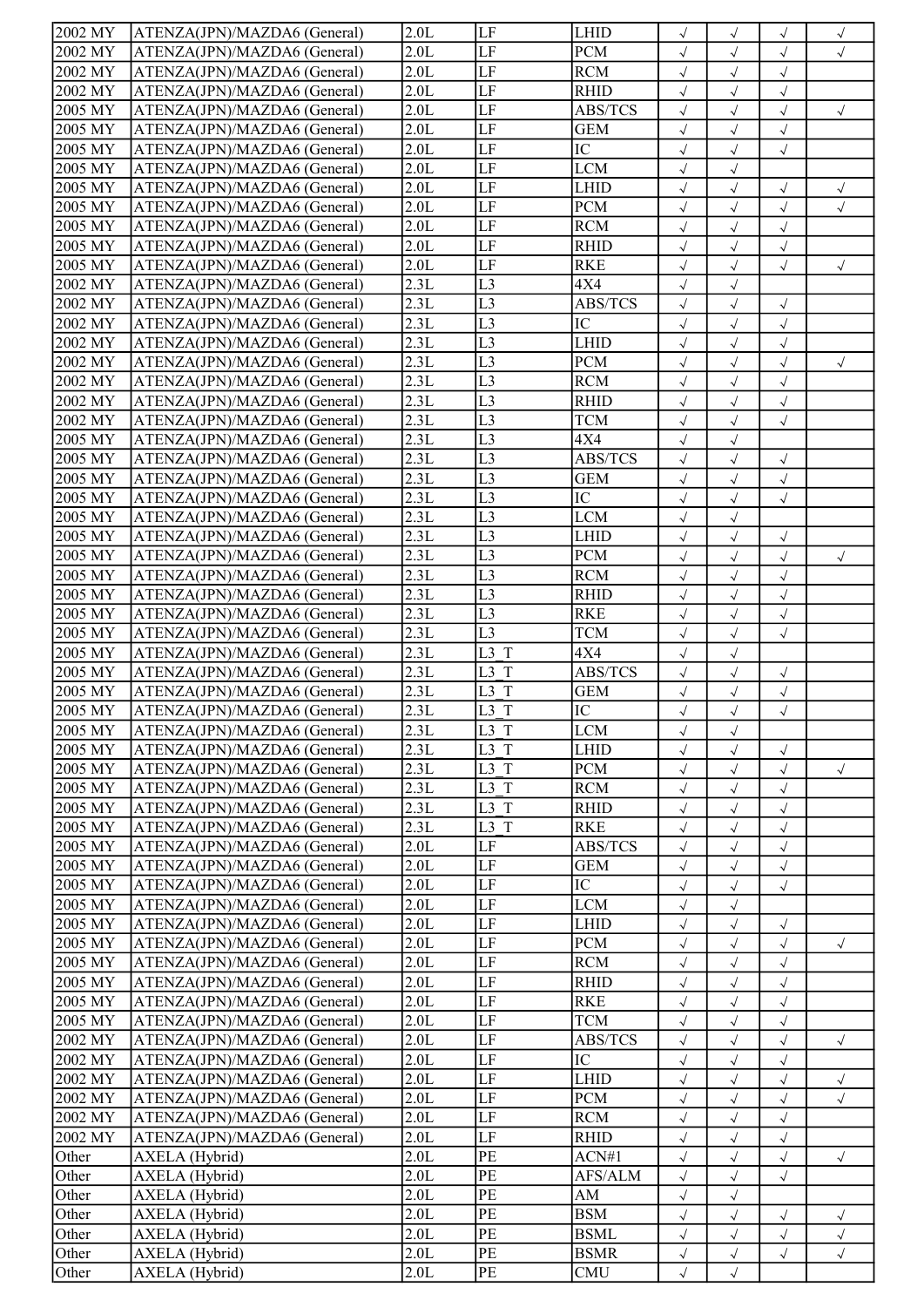| 2002 MY | ATENZA(JPN)/MAZDA6 (General) | 2.0L | LF | LHID | √ | √ | √ | √ |
|---|---|---|---|---|---|---|---|---|
| 2002 MY | ATENZA(JPN)/MAZDA6 (General) | 2.0L | LF | PCM | √ | √ | √ | √ |
| 2002 MY | ATENZA(JPN)/MAZDA6 (General) | 2.0L | LF | RCM | √ | √ | √ | |
| 2002 MY | ATENZA(JPN)/MAZDA6 (General) | 2.0L | LF | RHID | √ | √ | √ | |
| 2005 MY | ATENZA(JPN)/MAZDA6 (General) | 2.0L | LF | ABS/TCS | √ | √ | √ | √ |
| 2005 MY | ATENZA(JPN)/MAZDA6 (General) | 2.0L | LF | GEM | √ | √ | √ | |
| 2005 MY | ATENZA(JPN)/MAZDA6 (General) | 2.0L | LF | IC | √ | √ | √ | |
| 2005 MY | ATENZA(JPN)/MAZDA6 (General) | 2.0L | LF | LCM | √ | √ | | |
| 2005 MY | ATENZA(JPN)/MAZDA6 (General) | 2.0L | LF | LHID | √ | √ | √ | √ |
| 2005 MY | ATENZA(JPN)/MAZDA6 (General) | 2.0L | LF | PCM | √ | √ | √ | √ |
| 2005 MY | ATENZA(JPN)/MAZDA6 (General) | 2.0L | LF | RCM | √ | √ | √ | |
| 2005 MY | ATENZA(JPN)/MAZDA6 (General) | 2.0L | LF | RHID | √ | √ | √ | |
| 2005 MY | ATENZA(JPN)/MAZDA6 (General) | 2.0L | LF | RKE | √ | √ | √ | √ |
| 2002 MY | ATENZA(JPN)/MAZDA6 (General) | 2.3L | L3 | 4X4 | √ | √ | | |
| 2002 MY | ATENZA(JPN)/MAZDA6 (General) | 2.3L | L3 | ABS/TCS | √ | √ | √ | |
| 2002 MY | ATENZA(JPN)/MAZDA6 (General) | 2.3L | L3 | IC | √ | √ | √ | |
| 2002 MY | ATENZA(JPN)/MAZDA6 (General) | 2.3L | L3 | LHID | √ | √ | √ | |
| 2002 MY | ATENZA(JPN)/MAZDA6 (General) | 2.3L | L3 | PCM | √ | √ | √ | √ |
| 2002 MY | ATENZA(JPN)/MAZDA6 (General) | 2.3L | L3 | RCM | √ | √ | √ | |
| 2002 MY | ATENZA(JPN)/MAZDA6 (General) | 2.3L | L3 | RHID | √ | √ | √ | |
| 2002 MY | ATENZA(JPN)/MAZDA6 (General) | 2.3L | L3 | TCM | √ | √ | √ | |
| 2005 MY | ATENZA(JPN)/MAZDA6 (General) | 2.3L | L3 | 4X4 | √ | √ | | |
| 2005 MY | ATENZA(JPN)/MAZDA6 (General) | 2.3L | L3 | ABS/TCS | √ | √ | √ | |
| 2005 MY | ATENZA(JPN)/MAZDA6 (General) | 2.3L | L3 | GEM | √ | √ | √ | |
| 2005 MY | ATENZA(JPN)/MAZDA6 (General) | 2.3L | L3 | IC | √ | √ | √ | |
| 2005 MY | ATENZA(JPN)/MAZDA6 (General) | 2.3L | L3 | LCM | √ | √ | | |
| 2005 MY | ATENZA(JPN)/MAZDA6 (General) | 2.3L | L3 | LHID | √ | √ | √ | |
| 2005 MY | ATENZA(JPN)/MAZDA6 (General) | 2.3L | L3 | PCM | √ | √ | √ | √ |
| 2005 MY | ATENZA(JPN)/MAZDA6 (General) | 2.3L | L3 | RCM | √ | √ | √ | |
| 2005 MY | ATENZA(JPN)/MAZDA6 (General) | 2.3L | L3 | RHID | √ | √ | √ | |
| 2005 MY | ATENZA(JPN)/MAZDA6 (General) | 2.3L | L3 | RKE | √ | √ | √ | |
| 2005 MY | ATENZA(JPN)/MAZDA6 (General) | 2.3L | L3 | TCM | √ | √ | √ | |
| 2005 MY | ATENZA(JPN)/MAZDA6 (General) | 2.3L | L3_T | 4X4 | √ | √ | | |
| 2005 MY | ATENZA(JPN)/MAZDA6 (General) | 2.3L | L3_T | ABS/TCS | √ | √ | √ | |
| 2005 MY | ATENZA(JPN)/MAZDA6 (General) | 2.3L | L3_T | GEM | √ | √ | √ | |
| 2005 MY | ATENZA(JPN)/MAZDA6 (General) | 2.3L | L3_T | IC | √ | √ | √ | |
| 2005 MY | ATENZA(JPN)/MAZDA6 (General) | 2.3L | L3_T | LCM | √ | √ | | |
| 2005 MY | ATENZA(JPN)/MAZDA6 (General) | 2.3L | L3_T | LHID | √ | √ | √ | |
| 2005 MY | ATENZA(JPN)/MAZDA6 (General) | 2.3L | L3_T | PCM | √ | √ | √ | √ |
| 2005 MY | ATENZA(JPN)/MAZDA6 (General) | 2.3L | L3_T | RCM | √ | √ | √ | |
| 2005 MY | ATENZA(JPN)/MAZDA6 (General) | 2.3L | L3_T | RHID | √ | √ | √ | |
| 2005 MY | ATENZA(JPN)/MAZDA6 (General) | 2.3L | L3_T | RKE | √ | √ | √ | |
| 2005 MY | ATENZA(JPN)/MAZDA6 (General) | 2.0L | LF | ABS/TCS | √ | √ | √ | |
| 2005 MY | ATENZA(JPN)/MAZDA6 (General) | 2.0L | LF | GEM | √ | √ | √ | |
| 2005 MY | ATENZA(JPN)/MAZDA6 (General) | 2.0L | LF | IC | √ | √ | √ | |
| 2005 MY | ATENZA(JPN)/MAZDA6 (General) | 2.0L | LF | LCM | √ | √ | | |
| 2005 MY | ATENZA(JPN)/MAZDA6 (General) | 2.0L | LF | LHID | √ | √ | √ | |
| 2005 MY | ATENZA(JPN)/MAZDA6 (General) | 2.0L | LF | PCM | √ | √ | √ | √ |
| 2005 MY | ATENZA(JPN)/MAZDA6 (General) | 2.0L | LF | RCM | √ | √ | √ | |
| 2005 MY | ATENZA(JPN)/MAZDA6 (General) | 2.0L | LF | RHID | √ | √ | √ | |
| 2005 MY | ATENZA(JPN)/MAZDA6 (General) | 2.0L | LF | RKE | √ | √ | √ | |
| 2005 MY | ATENZA(JPN)/MAZDA6 (General) | 2.0L | LF | TCM | √ | √ | √ | |
| 2002 MY | ATENZA(JPN)/MAZDA6 (General) | 2.0L | LF | ABS/TCS | √ | √ | √ | √ |
| 2002 MY | ATENZA(JPN)/MAZDA6 (General) | 2.0L | LF | IC | √ | √ | √ | |
| 2002 MY | ATENZA(JPN)/MAZDA6 (General) | 2.0L | LF | LHID | √ | √ | √ | √ |
| 2002 MY | ATENZA(JPN)/MAZDA6 (General) | 2.0L | LF | PCM | √ | √ | √ | √ |
| 2002 MY | ATENZA(JPN)/MAZDA6 (General) | 2.0L | LF | RCM | √ | √ | √ | |
| 2002 MY | ATENZA(JPN)/MAZDA6 (General) | 2.0L | LF | RHID | √ | √ | √ | |
| Other | AXELA (Hybrid) | 2.0L | PE | ACN#1 | √ | √ | √ | √ |
| Other | AXELA (Hybrid) | 2.0L | PE | AFS/ALM | √ | √ | √ | |
| Other | AXELA (Hybrid) | 2.0L | PE | AM | √ | √ | | |
| Other | AXELA (Hybrid) | 2.0L | PE | BSM | √ | √ | √ | √ |
| Other | AXELA (Hybrid) | 2.0L | PE | BSML | √ | √ | √ | √ |
| Other | AXELA (Hybrid) | 2.0L | PE | BSMR | √ | √ | √ | √ |
| Other | AXELA (Hybrid) | 2.0L | PE | CMU | √ | √ | | |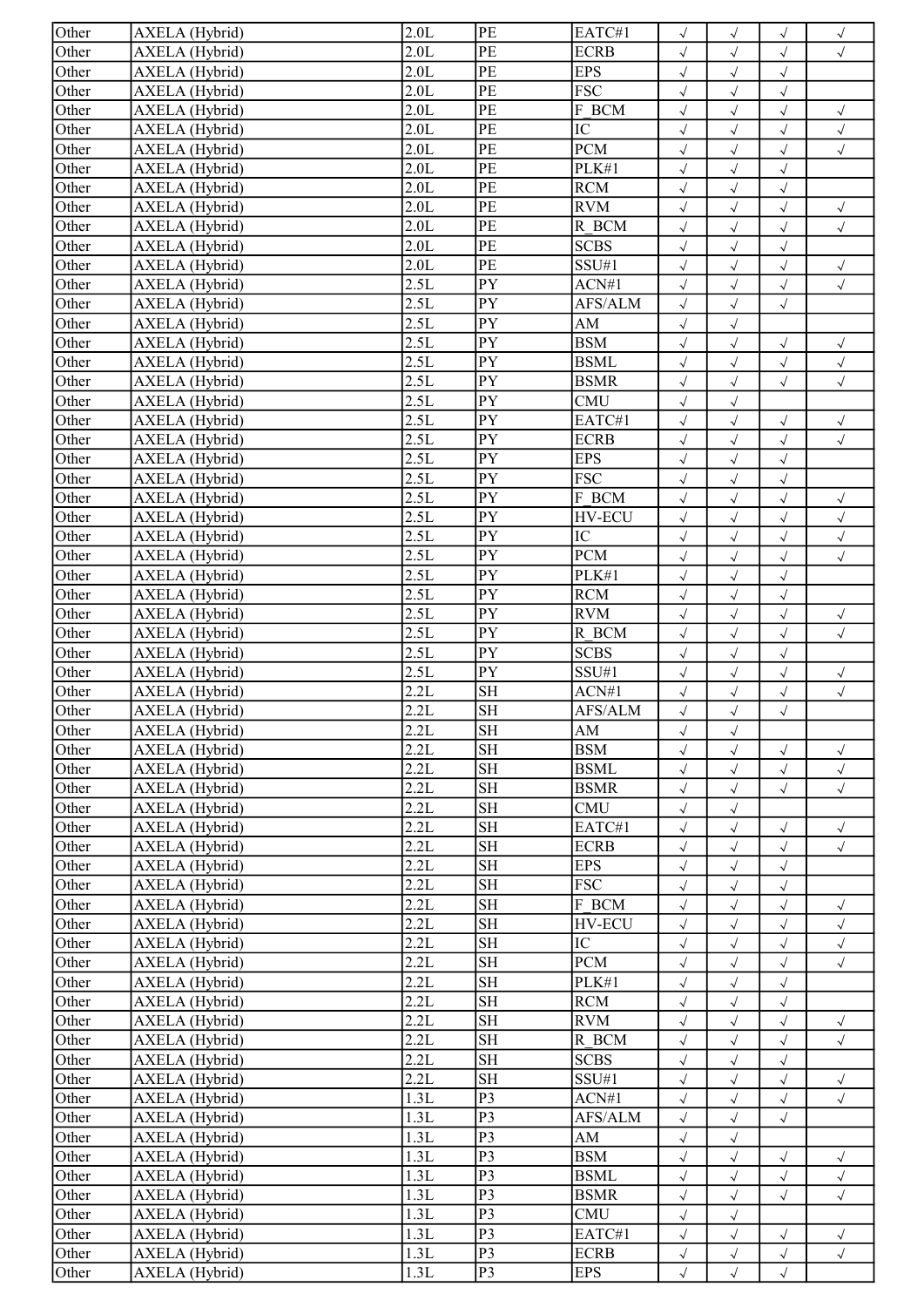| | | | | | | | | |
|---|---|---|---|---|---|---|---|---|
| Other | AXELA (Hybrid) | 2.0L | PE | EATC#1 | √ | √ | √ | √ |
| Other | AXELA (Hybrid) | 2.0L | PE | ECRB | √ | √ | √ | √ |
| Other | AXELA (Hybrid) | 2.0L | PE | EPS | √ | √ | √ | |
| Other | AXELA (Hybrid) | 2.0L | PE | FSC | √ | √ | √ | |
| Other | AXELA (Hybrid) | 2.0L | PE | F_BCM | √ | √ | √ | √ |
| Other | AXELA (Hybrid) | 2.0L | PE | IC | √ | √ | √ | √ |
| Other | AXELA (Hybrid) | 2.0L | PE | PCM | √ | √ | √ | √ |
| Other | AXELA (Hybrid) | 2.0L | PE | PLK#1 | √ | √ | √ | |
| Other | AXELA (Hybrid) | 2.0L | PE | RCM | √ | √ | √ | |
| Other | AXELA (Hybrid) | 2.0L | PE | RVM | √ | √ | √ | √ |
| Other | AXELA (Hybrid) | 2.0L | PE | R_BCM | √ | √ | √ | √ |
| Other | AXELA (Hybrid) | 2.0L | PE | SCBS | √ | √ | √ | |
| Other | AXELA (Hybrid) | 2.0L | PE | SSU#1 | √ | √ | √ | √ |
| Other | AXELA (Hybrid) | 2.5L | PY | ACN#1 | √ | √ | √ | √ |
| Other | AXELA (Hybrid) | 2.5L | PY | AFS/ALM | √ | √ | √ | |
| Other | AXELA (Hybrid) | 2.5L | PY | AM | √ | √ | | |
| Other | AXELA (Hybrid) | 2.5L | PY | BSM | √ | √ | √ | √ |
| Other | AXELA (Hybrid) | 2.5L | PY | BSML | √ | √ | √ | √ |
| Other | AXELA (Hybrid) | 2.5L | PY | BSMR | √ | √ | √ | √ |
| Other | AXELA (Hybrid) | 2.5L | PY | CMU | √ | √ | | |
| Other | AXELA (Hybrid) | 2.5L | PY | EATC#1 | √ | √ | √ | √ |
| Other | AXELA (Hybrid) | 2.5L | PY | ECRB | √ | √ | √ | √ |
| Other | AXELA (Hybrid) | 2.5L | PY | EPS | √ | √ | √ | |
| Other | AXELA (Hybrid) | 2.5L | PY | FSC | √ | √ | √ | |
| Other | AXELA (Hybrid) | 2.5L | PY | F_BCM | √ | √ | √ | √ |
| Other | AXELA (Hybrid) | 2.5L | PY | HV-ECU | √ | √ | √ | √ |
| Other | AXELA (Hybrid) | 2.5L | PY | IC | √ | √ | √ | √ |
| Other | AXELA (Hybrid) | 2.5L | PY | PCM | √ | √ | √ | √ |
| Other | AXELA (Hybrid) | 2.5L | PY | PLK#1 | √ | √ | √ | |
| Other | AXELA (Hybrid) | 2.5L | PY | RCM | √ | √ | √ | |
| Other | AXELA (Hybrid) | 2.5L | PY | RVM | √ | √ | √ | √ |
| Other | AXELA (Hybrid) | 2.5L | PY | R_BCM | √ | √ | √ | √ |
| Other | AXELA (Hybrid) | 2.5L | PY | SCBS | √ | √ | √ | |
| Other | AXELA (Hybrid) | 2.5L | PY | SSU#1 | √ | √ | √ | √ |
| Other | AXELA (Hybrid) | 2.2L | SH | ACN#1 | √ | √ | √ | √ |
| Other | AXELA (Hybrid) | 2.2L | SH | AFS/ALM | √ | √ | √ | |
| Other | AXELA (Hybrid) | 2.2L | SH | AM | √ | √ | | |
| Other | AXELA (Hybrid) | 2.2L | SH | BSM | √ | √ | √ | √ |
| Other | AXELA (Hybrid) | 2.2L | SH | BSML | √ | √ | √ | √ |
| Other | AXELA (Hybrid) | 2.2L | SH | BSMR | √ | √ | √ | √ |
| Other | AXELA (Hybrid) | 2.2L | SH | CMU | √ | √ | | |
| Other | AXELA (Hybrid) | 2.2L | SH | EATC#1 | √ | √ | √ | √ |
| Other | AXELA (Hybrid) | 2.2L | SH | ECRB | √ | √ | √ | √ |
| Other | AXELA (Hybrid) | 2.2L | SH | EPS | √ | √ | √ | |
| Other | AXELA (Hybrid) | 2.2L | SH | FSC | √ | √ | √ | |
| Other | AXELA (Hybrid) | 2.2L | SH | F_BCM | √ | √ | √ | √ |
| Other | AXELA (Hybrid) | 2.2L | SH | HV-ECU | √ | √ | √ | √ |
| Other | AXELA (Hybrid) | 2.2L | SH | IC | √ | √ | √ | √ |
| Other | AXELA (Hybrid) | 2.2L | SH | PCM | √ | √ | √ | √ |
| Other | AXELA (Hybrid) | 2.2L | SH | PLK#1 | √ | √ | √ | |
| Other | AXELA (Hybrid) | 2.2L | SH | RCM | √ | √ | √ | |
| Other | AXELA (Hybrid) | 2.2L | SH | RVM | √ | √ | √ | √ |
| Other | AXELA (Hybrid) | 2.2L | SH | R_BCM | √ | √ | √ | √ |
| Other | AXELA (Hybrid) | 2.2L | SH | SCBS | √ | √ | √ | |
| Other | AXELA (Hybrid) | 2.2L | SH | SSU#1 | √ | √ | √ | √ |
| Other | AXELA (Hybrid) | 1.3L | P3 | ACN#1 | √ | √ | √ | √ |
| Other | AXELA (Hybrid) | 1.3L | P3 | AFS/ALM | √ | √ | √ | |
| Other | AXELA (Hybrid) | 1.3L | P3 | AM | √ | √ | | |
| Other | AXELA (Hybrid) | 1.3L | P3 | BSM | √ | √ | √ | √ |
| Other | AXELA (Hybrid) | 1.3L | P3 | BSML | √ | √ | √ | √ |
| Other | AXELA (Hybrid) | 1.3L | P3 | BSMR | √ | √ | √ | √ |
| Other | AXELA (Hybrid) | 1.3L | P3 | CMU | √ | √ | | |
| Other | AXELA (Hybrid) | 1.3L | P3 | EATC#1 | √ | √ | √ | √ |
| Other | AXELA (Hybrid) | 1.3L | P3 | ECRB | √ | √ | √ | √ |
| Other | AXELA (Hybrid) | 1.3L | P3 | EPS | √ | √ | √ | |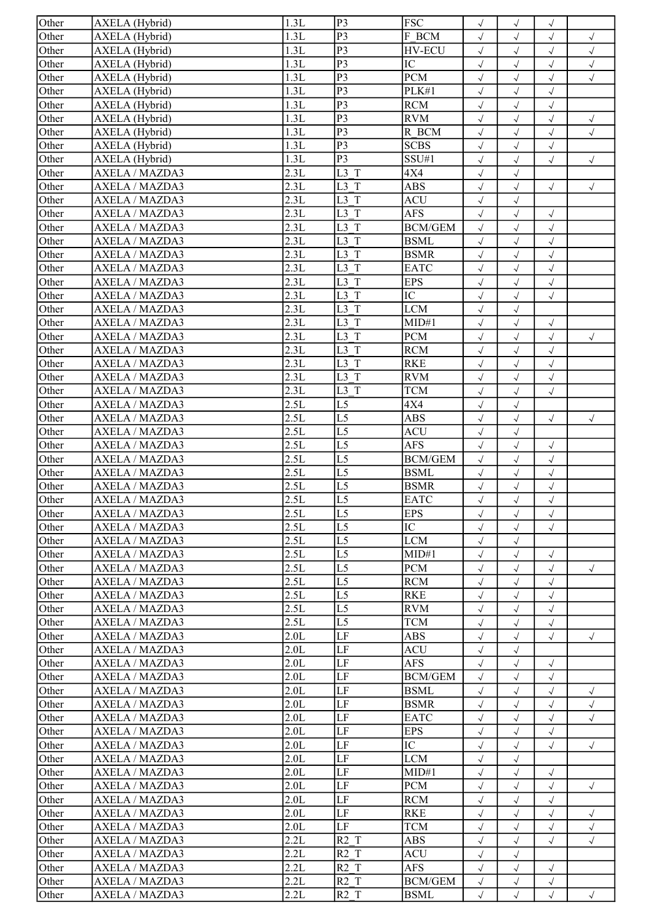| Other | AXELA (Hybrid) | 1.3L | P3 | FSC | √ | √ | √ | |
|---|---|---|---|---|---|---|---|---|
| Other | AXELA (Hybrid) | 1.3L | P3 | F_BCM | √ | √ | √ | √ |
| Other | AXELA (Hybrid) | 1.3L | P3 | HV-ECU | √ | √ | √ | √ |
| Other | AXELA (Hybrid) | 1.3L | P3 | IC | √ | √ | √ | √ |
| Other | AXELA (Hybrid) | 1.3L | P3 | PCM | √ | √ | √ | √ |
| Other | AXELA (Hybrid) | 1.3L | P3 | PLK#1 | √ | √ | √ | |
| Other | AXELA (Hybrid) | 1.3L | P3 | RCM | √ | √ | √ | |
| Other | AXELA (Hybrid) | 1.3L | P3 | RVM | √ | √ | √ | √ |
| Other | AXELA (Hybrid) | 1.3L | P3 | R_BCM | √ | √ | √ | √ |
| Other | AXELA (Hybrid) | 1.3L | P3 | SCBS | √ | √ | √ | |
| Other | AXELA (Hybrid) | 1.3L | P3 | SSU#1 | √ | √ | √ | √ |
| Other | AXELA / MAZDA3 | 2.3L | L3_T | 4X4 | √ | √ | | |
| Other | AXELA / MAZDA3 | 2.3L | L3_T | ABS | √ | √ | √ | √ |
| Other | AXELA / MAZDA3 | 2.3L | L3_T | ACU | √ | √ | | |
| Other | AXELA / MAZDA3 | 2.3L | L3_T | AFS | √ | √ | √ | |
| Other | AXELA / MAZDA3 | 2.3L | L3_T | BCM/GEM | √ | √ | √ | |
| Other | AXELA / MAZDA3 | 2.3L | L3_T | BSML | √ | √ | √ | |
| Other | AXELA / MAZDA3 | 2.3L | L3_T | BSMR | √ | √ | √ | |
| Other | AXELA / MAZDA3 | 2.3L | L3_T | EATC | √ | √ | √ | |
| Other | AXELA / MAZDA3 | 2.3L | L3_T | EPS | √ | √ | √ | |
| Other | AXELA / MAZDA3 | 2.3L | L3_T | IC | √ | √ | √ | |
| Other | AXELA / MAZDA3 | 2.3L | L3_T | LCM | √ | √ | | |
| Other | AXELA / MAZDA3 | 2.3L | L3_T | MID#1 | √ | √ | √ | |
| Other | AXELA / MAZDA3 | 2.3L | L3_T | PCM | √ | √ | √ | √ |
| Other | AXELA / MAZDA3 | 2.3L | L3_T | RCM | √ | √ | √ | |
| Other | AXELA / MAZDA3 | 2.3L | L3_T | RKE | √ | √ | √ | |
| Other | AXELA / MAZDA3 | 2.3L | L3_T | RVM | √ | √ | √ | |
| Other | AXELA / MAZDA3 | 2.3L | L3_T | TCM | √ | √ | √ | |
| Other | AXELA / MAZDA3 | 2.5L | L5 | 4X4 | √ | √ | | |
| Other | AXELA / MAZDA3 | 2.5L | L5 | ABS | √ | √ | √ | √ |
| Other | AXELA / MAZDA3 | 2.5L | L5 | ACU | √ | √ | | |
| Other | AXELA / MAZDA3 | 2.5L | L5 | AFS | √ | √ | √ | |
| Other | AXELA / MAZDA3 | 2.5L | L5 | BCM/GEM | √ | √ | √ | |
| Other | AXELA / MAZDA3 | 2.5L | L5 | BSML | √ | √ | √ | |
| Other | AXELA / MAZDA3 | 2.5L | L5 | BSMR | √ | √ | √ | |
| Other | AXELA / MAZDA3 | 2.5L | L5 | EATC | √ | √ | √ | |
| Other | AXELA / MAZDA3 | 2.5L | L5 | EPS | √ | √ | √ | |
| Other | AXELA / MAZDA3 | 2.5L | L5 | IC | √ | √ | √ | |
| Other | AXELA / MAZDA3 | 2.5L | L5 | LCM | √ | √ | | |
| Other | AXELA / MAZDA3 | 2.5L | L5 | MID#1 | √ | √ | √ | |
| Other | AXELA / MAZDA3 | 2.5L | L5 | PCM | √ | √ | √ | √ |
| Other | AXELA / MAZDA3 | 2.5L | L5 | RCM | √ | √ | √ | |
| Other | AXELA / MAZDA3 | 2.5L | L5 | RKE | √ | √ | √ | |
| Other | AXELA / MAZDA3 | 2.5L | L5 | RVM | √ | √ | √ | |
| Other | AXELA / MAZDA3 | 2.5L | L5 | TCM | √ | √ | √ | |
| Other | AXELA / MAZDA3 | 2.0L | LF | ABS | √ | √ | √ | √ |
| Other | AXELA / MAZDA3 | 2.0L | LF | ACU | √ | √ | | |
| Other | AXELA / MAZDA3 | 2.0L | LF | AFS | √ | √ | √ | |
| Other | AXELA / MAZDA3 | 2.0L | LF | BCM/GEM | √ | √ | √ | |
| Other | AXELA / MAZDA3 | 2.0L | LF | BSML | √ | √ | √ | √ |
| Other | AXELA / MAZDA3 | 2.0L | LF | BSMR | √ | √ | √ | √ |
| Other | AXELA / MAZDA3 | 2.0L | LF | EATC | √ | √ | √ | √ |
| Other | AXELA / MAZDA3 | 2.0L | LF | EPS | √ | √ | √ | |
| Other | AXELA / MAZDA3 | 2.0L | LF | IC | √ | √ | √ | √ |
| Other | AXELA / MAZDA3 | 2.0L | LF | LCM | √ | √ | | |
| Other | AXELA / MAZDA3 | 2.0L | LF | MID#1 | √ | √ | √ | |
| Other | AXELA / MAZDA3 | 2.0L | LF | PCM | √ | √ | √ | √ |
| Other | AXELA / MAZDA3 | 2.0L | LF | RCM | √ | √ | √ | |
| Other | AXELA / MAZDA3 | 2.0L | LF | RKE | √ | √ | √ | √ |
| Other | AXELA / MAZDA3 | 2.0L | LF | TCM | √ | √ | √ | √ |
| Other | AXELA / MAZDA3 | 2.2L | R2_T | ABS | √ | √ | √ | √ |
| Other | AXELA / MAZDA3 | 2.2L | R2_T | ACU | √ | √ | | |
| Other | AXELA / MAZDA3 | 2.2L | R2_T | AFS | √ | √ | √ | |
| Other | AXELA / MAZDA3 | 2.2L | R2_T | BCM/GEM | √ | √ | √ | |
| Other | AXELA / MAZDA3 | 2.2L | R2_T | BSML | √ | √ | √ | √ |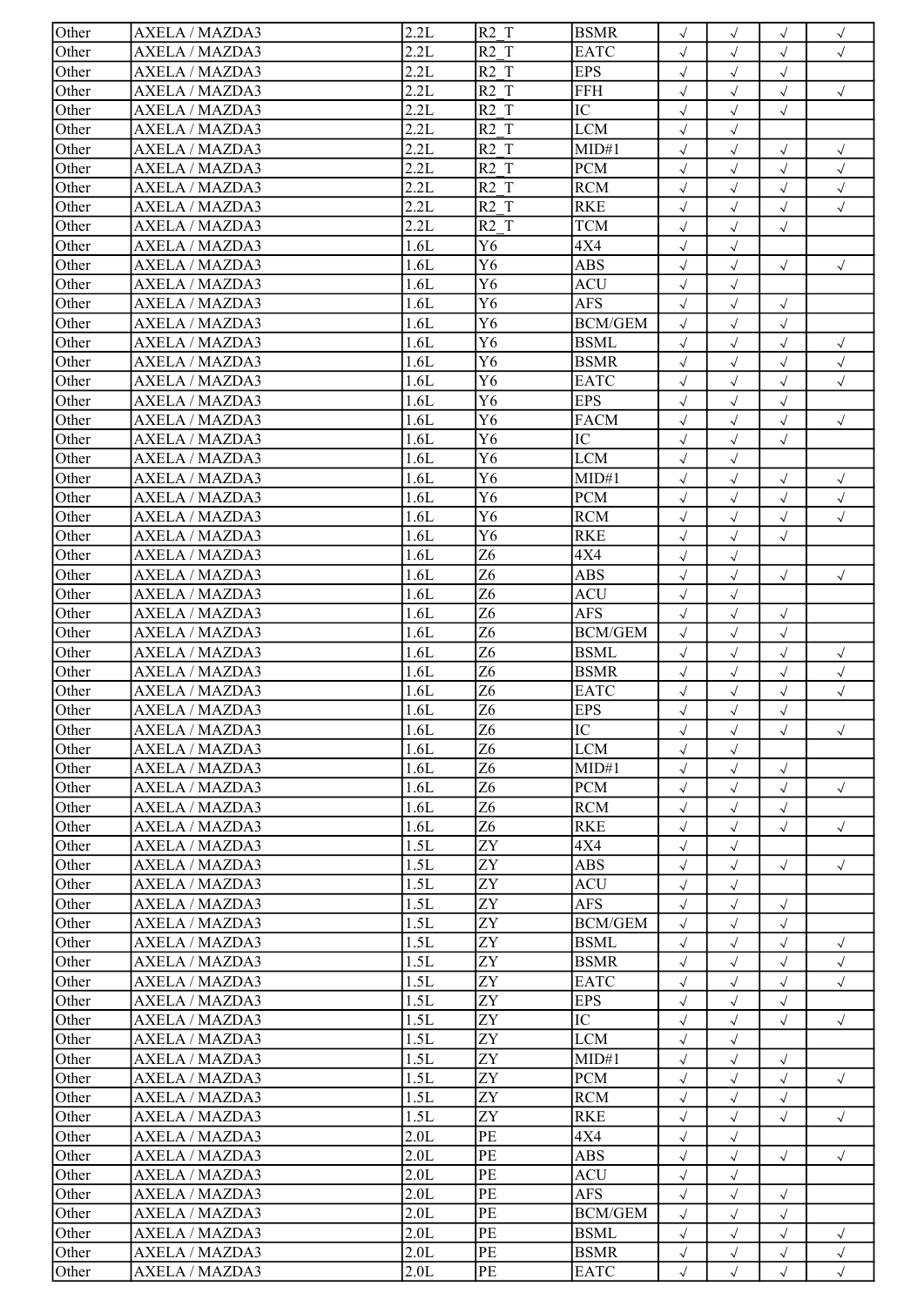| Other | AXELA / MAZDA3 | 2.2L | R2_T | BSMR | √ | √ | √ | √ |
|---|---|---|---|---|---|---|---|---|
| Other | AXELA / MAZDA3 | 2.2L | R2_T | EATC | √ | √ | √ | √ |
| Other | AXELA / MAZDA3 | 2.2L | R2_T | EPS | √ | √ | √ | |
| Other | AXELA / MAZDA3 | 2.2L | R2_T | FFH | √ | √ | √ | √ |
| Other | AXELA / MAZDA3 | 2.2L | R2_T | IC | √ | √ | √ | |
| Other | AXELA / MAZDA3 | 2.2L | R2_T | LCM | √ | √ | | |
| Other | AXELA / MAZDA3 | 2.2L | R2_T | MID#1 | √ | √ | √ | √ |
| Other | AXELA / MAZDA3 | 2.2L | R2_T | PCM | √ | √ | √ | √ |
| Other | AXELA / MAZDA3 | 2.2L | R2_T | RCM | √ | √ | √ | √ |
| Other | AXELA / MAZDA3 | 2.2L | R2_T | RKE | √ | √ | √ | √ |
| Other | AXELA / MAZDA3 | 2.2L | R2_T | TCM | √ | √ | √ | |
| Other | AXELA / MAZDA3 | 1.6L | Y6 | 4X4 | √ | √ | | |
| Other | AXELA / MAZDA3 | 1.6L | Y6 | ABS | √ | √ | √ | √ |
| Other | AXELA / MAZDA3 | 1.6L | Y6 | ACU | √ | √ | | |
| Other | AXELA / MAZDA3 | 1.6L | Y6 | AFS | √ | √ | √ | |
| Other | AXELA / MAZDA3 | 1.6L | Y6 | BCM/GEM | √ | √ | √ | |
| Other | AXELA / MAZDA3 | 1.6L | Y6 | BSML | √ | √ | √ | √ |
| Other | AXELA / MAZDA3 | 1.6L | Y6 | BSMR | √ | √ | √ | √ |
| Other | AXELA / MAZDA3 | 1.6L | Y6 | EATC | √ | √ | √ | √ |
| Other | AXELA / MAZDA3 | 1.6L | Y6 | EPS | √ | √ | √ | |
| Other | AXELA / MAZDA3 | 1.6L | Y6 | FACM | √ | √ | √ | √ |
| Other | AXELA / MAZDA3 | 1.6L | Y6 | IC | √ | √ | √ | |
| Other | AXELA / MAZDA3 | 1.6L | Y6 | LCM | √ | √ | | |
| Other | AXELA / MAZDA3 | 1.6L | Y6 | MID#1 | √ | √ | √ | √ |
| Other | AXELA / MAZDA3 | 1.6L | Y6 | PCM | √ | √ | √ | √ |
| Other | AXELA / MAZDA3 | 1.6L | Y6 | RCM | √ | √ | √ | √ |
| Other | AXELA / MAZDA3 | 1.6L | Y6 | RKE | √ | √ | √ | |
| Other | AXELA / MAZDA3 | 1.6L | Z6 | 4X4 | √ | √ | | |
| Other | AXELA / MAZDA3 | 1.6L | Z6 | ABS | √ | √ | √ | √ |
| Other | AXELA / MAZDA3 | 1.6L | Z6 | ACU | √ | √ | | |
| Other | AXELA / MAZDA3 | 1.6L | Z6 | AFS | √ | √ | √ | |
| Other | AXELA / MAZDA3 | 1.6L | Z6 | BCM/GEM | √ | √ | √ | |
| Other | AXELA / MAZDA3 | 1.6L | Z6 | BSML | √ | √ | √ | √ |
| Other | AXELA / MAZDA3 | 1.6L | Z6 | BSMR | √ | √ | √ | √ |
| Other | AXELA / MAZDA3 | 1.6L | Z6 | EATC | √ | √ | √ | √ |
| Other | AXELA / MAZDA3 | 1.6L | Z6 | EPS | √ | √ | √ | |
| Other | AXELA / MAZDA3 | 1.6L | Z6 | IC | √ | √ | √ | √ |
| Other | AXELA / MAZDA3 | 1.6L | Z6 | LCM | √ | √ | | |
| Other | AXELA / MAZDA3 | 1.6L | Z6 | MID#1 | √ | √ | √ | |
| Other | AXELA / MAZDA3 | 1.6L | Z6 | PCM | √ | √ | √ | √ |
| Other | AXELA / MAZDA3 | 1.6L | Z6 | RCM | √ | √ | √ | |
| Other | AXELA / MAZDA3 | 1.6L | Z6 | RKE | √ | √ | √ | √ |
| Other | AXELA / MAZDA3 | 1.5L | ZY | 4X4 | √ | √ | | |
| Other | AXELA / MAZDA3 | 1.5L | ZY | ABS | √ | √ | √ | √ |
| Other | AXELA / MAZDA3 | 1.5L | ZY | ACU | √ | √ | | |
| Other | AXELA / MAZDA3 | 1.5L | ZY | AFS | √ | √ | √ | |
| Other | AXELA / MAZDA3 | 1.5L | ZY | BCM/GEM | √ | √ | √ | |
| Other | AXELA / MAZDA3 | 1.5L | ZY | BSML | √ | √ | √ | √ |
| Other | AXELA / MAZDA3 | 1.5L | ZY | BSMR | √ | √ | √ | √ |
| Other | AXELA / MAZDA3 | 1.5L | ZY | EATC | √ | √ | √ | √ |
| Other | AXELA / MAZDA3 | 1.5L | ZY | EPS | √ | √ | √ | |
| Other | AXELA / MAZDA3 | 1.5L | ZY | IC | √ | √ | √ | √ |
| Other | AXELA / MAZDA3 | 1.5L | ZY | LCM | √ | √ | | |
| Other | AXELA / MAZDA3 | 1.5L | ZY | MID#1 | √ | √ | √ | |
| Other | AXELA / MAZDA3 | 1.5L | ZY | PCM | √ | √ | √ | √ |
| Other | AXELA / MAZDA3 | 1.5L | ZY | RCM | √ | √ | √ | |
| Other | AXELA / MAZDA3 | 1.5L | ZY | RKE | √ | √ | √ | √ |
| Other | AXELA / MAZDA3 | 2.0L | PE | 4X4 | √ | √ | | |
| Other | AXELA / MAZDA3 | 2.0L | PE | ABS | √ | √ | √ | √ |
| Other | AXELA / MAZDA3 | 2.0L | PE | ACU | √ | √ | | |
| Other | AXELA / MAZDA3 | 2.0L | PE | AFS | √ | √ | √ | |
| Other | AXELA / MAZDA3 | 2.0L | PE | BCM/GEM | √ | √ | √ | |
| Other | AXELA / MAZDA3 | 2.0L | PE | BSML | √ | √ | √ | √ |
| Other | AXELA / MAZDA3 | 2.0L | PE | BSMR | √ | √ | √ | √ |
| Other | AXELA / MAZDA3 | 2.0L | PE | EATC | √ | √ | √ | √ |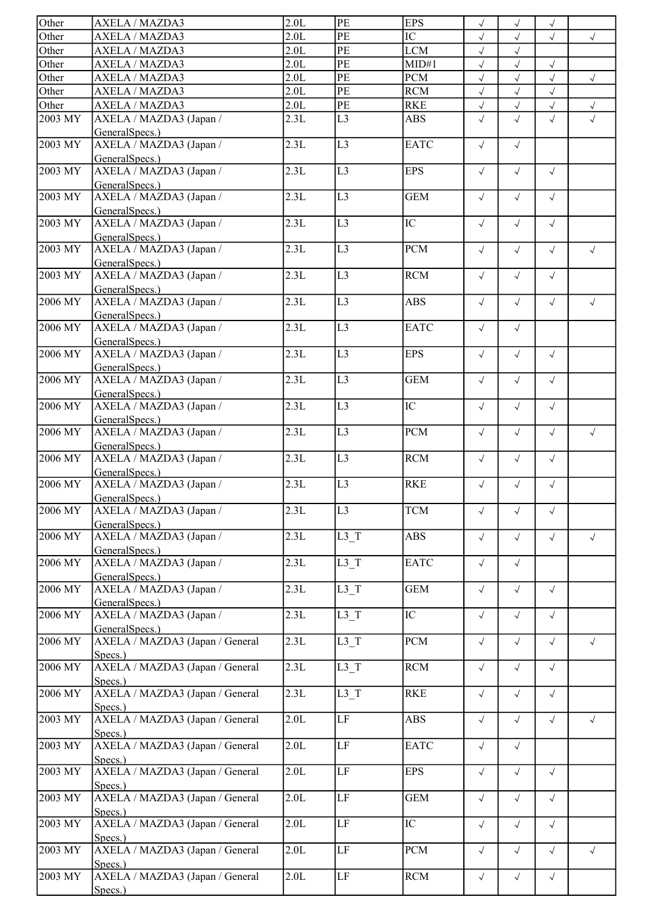| Other | AXELA / MAZDA3 | 2.0L | PE | EPS | √ | √ | √ | |
|---|---|---|---|---|---|---|---|---|
| Other | AXELA / MAZDA3 | 2.0L | PE | IC | √ | √ | √ | √ |
| Other | AXELA / MAZDA3 | 2.0L | PE | LCM | √ | √ | | |
| Other | AXELA / MAZDA3 | 2.0L | PE | MID#1 | √ | √ | √ | |
| Other | AXELA / MAZDA3 | 2.0L | PE | PCM | √ | √ | √ | √ |
| Other | AXELA / MAZDA3 | 2.0L | PE | RCM | √ | √ | √ | |
| Other | AXELA / MAZDA3 | 2.0L | PE | RKE | √ | √ | √ | √ |
| 2003 MY | AXELA / MAZDA3 (Japan / GeneralSpecs.) | 2.3L | L3 | ABS | √ | √ | √ | √ |
| 2003 MY | AXELA / MAZDA3 (Japan / GeneralSpecs.) | 2.3L | L3 | EATC | √ | √ | | |
| 2003 MY | AXELA / MAZDA3 (Japan / GeneralSpecs.) | 2.3L | L3 | EPS | √ | √ | √ | |
| 2003 MY | AXELA / MAZDA3 (Japan / GeneralSpecs.) | 2.3L | L3 | GEM | √ | √ | √ | |
| 2003 MY | AXELA / MAZDA3 (Japan / GeneralSpecs.) | 2.3L | L3 | IC | √ | √ | √ | |
| 2003 MY | AXELA / MAZDA3 (Japan / GeneralSpecs.) | 2.3L | L3 | PCM | √ | √ | √ | √ |
| 2003 MY | AXELA / MAZDA3 (Japan / GeneralSpecs.) | 2.3L | L3 | RCM | √ | √ | √ | |
| 2006 MY | AXELA / MAZDA3 (Japan / GeneralSpecs.) | 2.3L | L3 | ABS | √ | √ | √ | √ |
| 2006 MY | AXELA / MAZDA3 (Japan / GeneralSpecs.) | 2.3L | L3 | EATC | √ | √ | | |
| 2006 MY | AXELA / MAZDA3 (Japan / GeneralSpecs.) | 2.3L | L3 | EPS | √ | √ | √ | |
| 2006 MY | AXELA / MAZDA3 (Japan / GeneralSpecs.) | 2.3L | L3 | GEM | √ | √ | √ | |
| 2006 MY | AXELA / MAZDA3 (Japan / GeneralSpecs.) | 2.3L | L3 | IC | √ | √ | √ | |
| 2006 MY | AXELA / MAZDA3 (Japan / GeneralSpecs.) | 2.3L | L3 | PCM | √ | √ | √ | √ |
| 2006 MY | AXELA / MAZDA3 (Japan / GeneralSpecs.) | 2.3L | L3 | RCM | √ | √ | √ | |
| 2006 MY | AXELA / MAZDA3 (Japan / GeneralSpecs.) | 2.3L | L3 | RKE | √ | √ | √ | |
| 2006 MY | AXELA / MAZDA3 (Japan / GeneralSpecs.) | 2.3L | L3 | TCM | √ | √ | √ | |
| 2006 MY | AXELA / MAZDA3 (Japan / GeneralSpecs.) | 2.3L | L3_T | ABS | √ | √ | √ | √ |
| 2006 MY | AXELA / MAZDA3 (Japan / GeneralSpecs.) | 2.3L | L3_T | EATC | √ | √ | | |
| 2006 MY | AXELA / MAZDA3 (Japan / GeneralSpecs.) | 2.3L | L3_T | GEM | √ | √ | √ | |
| 2006 MY | AXELA / MAZDA3 (Japan / GeneralSpecs.) | 2.3L | L3_T | IC | √ | √ | √ | |
| 2006 MY | AXELA / MAZDA3 (Japan / General Specs.) | 2.3L | L3_T | PCM | √ | √ | √ | √ |
| 2006 MY | AXELA / MAZDA3 (Japan / General Specs.) | 2.3L | L3_T | RCM | √ | √ | √ | |
| 2006 MY | AXELA / MAZDA3 (Japan / General Specs.) | 2.3L | L3_T | RKE | √ | √ | √ | |
| 2003 MY | AXELA / MAZDA3 (Japan / General Specs.) | 2.0L | LF | ABS | √ | √ | √ | √ |
| 2003 MY | AXELA / MAZDA3 (Japan / General Specs.) | 2.0L | LF | EATC | √ | √ | | |
| 2003 MY | AXELA / MAZDA3 (Japan / General Specs.) | 2.0L | LF | EPS | √ | √ | √ | |
| 2003 MY | AXELA / MAZDA3 (Japan / General Specs.) | 2.0L | LF | GEM | √ | √ | √ | |
| 2003 MY | AXELA / MAZDA3 (Japan / General Specs.) | 2.0L | LF | IC | √ | √ | √ | |
| 2003 MY | AXELA / MAZDA3 (Japan / General Specs.) | 2.0L | LF | PCM | √ | √ | √ | √ |
| 2003 MY | AXELA / MAZDA3 (Japan / General Specs.) | 2.0L | LF | RCM | √ | √ | √ | |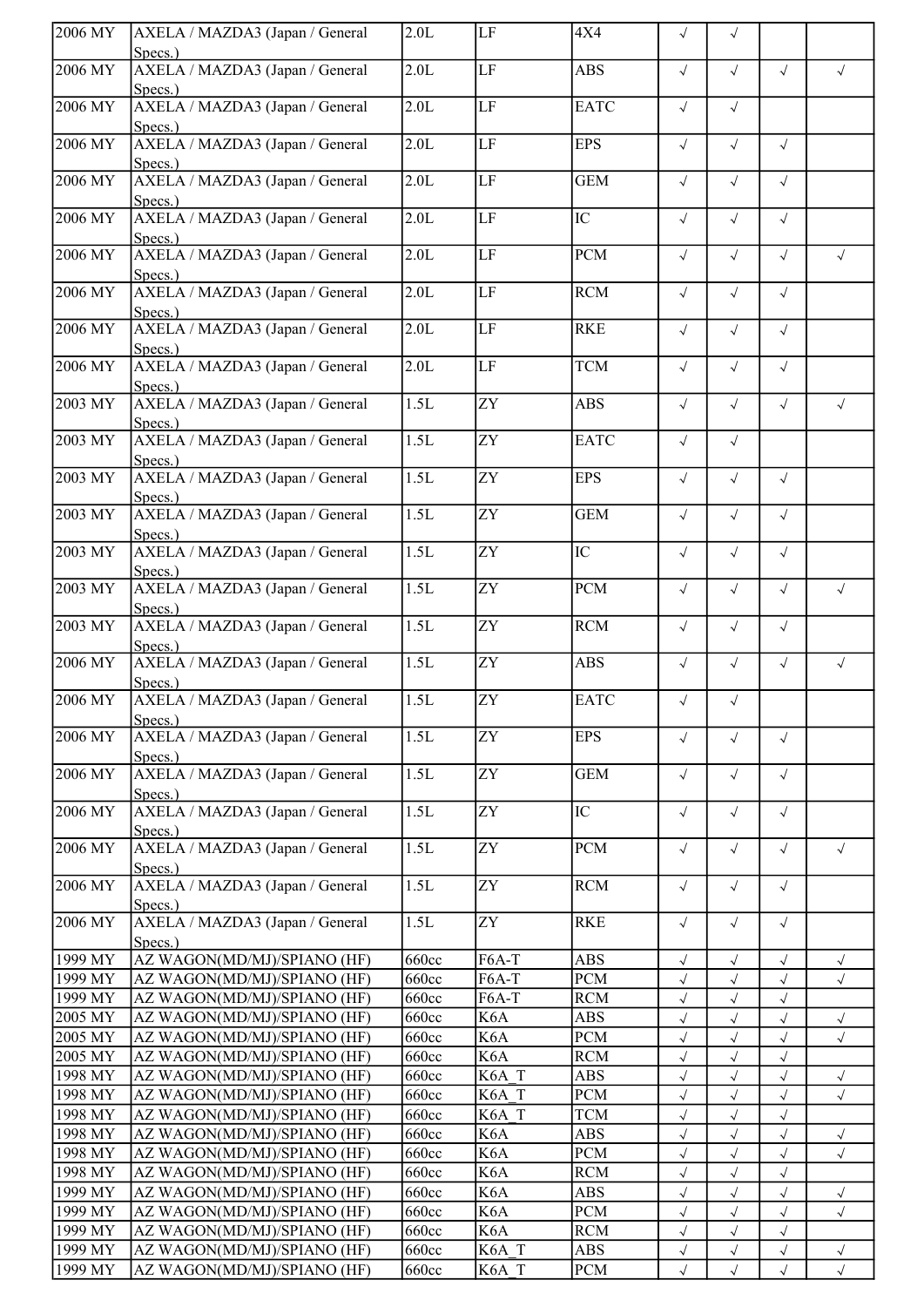| | | | | | | | | |
|---|---|---|---|---|---|---|---|---|
| 2006 MY | AXELA / MAZDA3 (Japan / General Specs.) | 2.0L | LF | 4X4 | √ | √ | | |
| 2006 MY | AXELA / MAZDA3 (Japan / General Specs.) | 2.0L | LF | ABS | √ | √ | √ | √ |
| 2006 MY | AXELA / MAZDA3 (Japan / General Specs.) | 2.0L | LF | EATC | √ | √ | | |
| 2006 MY | AXELA / MAZDA3 (Japan / General Specs.) | 2.0L | LF | EPS | √ | √ | √ | |
| 2006 MY | AXELA / MAZDA3 (Japan / General Specs.) | 2.0L | LF | GEM | √ | √ | √ | |
| 2006 MY | AXELA / MAZDA3 (Japan / General Specs.) | 2.0L | LF | IC | √ | √ | √ | |
| 2006 MY | AXELA / MAZDA3 (Japan / General Specs.) | 2.0L | LF | PCM | √ | √ | √ | √ |
| 2006 MY | AXELA / MAZDA3 (Japan / General Specs.) | 2.0L | LF | RCM | √ | √ | √ | |
| 2006 MY | AXELA / MAZDA3 (Japan / General Specs.) | 2.0L | LF | RKE | √ | √ | √ | |
| 2006 MY | AXELA / MAZDA3 (Japan / General Specs.) | 2.0L | LF | TCM | √ | √ | √ | |
| 2003 MY | AXELA / MAZDA3 (Japan / General Specs.) | 1.5L | ZY | ABS | √ | √ | √ | √ |
| 2003 MY | AXELA / MAZDA3 (Japan / General Specs.) | 1.5L | ZY | EATC | √ | √ | | |
| 2003 MY | AXELA / MAZDA3 (Japan / General Specs.) | 1.5L | ZY | EPS | √ | √ | √ | |
| 2003 MY | AXELA / MAZDA3 (Japan / General Specs.) | 1.5L | ZY | GEM | √ | √ | √ | |
| 2003 MY | AXELA / MAZDA3 (Japan / General Specs.) | 1.5L | ZY | IC | √ | √ | √ | |
| 2003 MY | AXELA / MAZDA3 (Japan / General Specs.) | 1.5L | ZY | PCM | √ | √ | √ | √ |
| 2003 MY | AXELA / MAZDA3 (Japan / General Specs.) | 1.5L | ZY | RCM | √ | √ | √ | |
| 2006 MY | AXELA / MAZDA3 (Japan / General Specs.) | 1.5L | ZY | ABS | √ | √ | √ | √ |
| 2006 MY | AXELA / MAZDA3 (Japan / General Specs.) | 1.5L | ZY | EATC | √ | √ | | |
| 2006 MY | AXELA / MAZDA3 (Japan / General Specs.) | 1.5L | ZY | EPS | √ | √ | √ | |
| 2006 MY | AXELA / MAZDA3 (Japan / General Specs.) | 1.5L | ZY | GEM | √ | √ | √ | |
| 2006 MY | AXELA / MAZDA3 (Japan / General Specs.) | 1.5L | ZY | IC | √ | √ | √ | |
| 2006 MY | AXELA / MAZDA3 (Japan / General Specs.) | 1.5L | ZY | PCM | √ | √ | √ | √ |
| 2006 MY | AXELA / MAZDA3 (Japan / General Specs.) | 1.5L | ZY | RCM | √ | √ | √ | |
| 2006 MY | AXELA / MAZDA3 (Japan / General Specs.) | 1.5L | ZY | RKE | √ | √ | √ | |
| 1999 MY | AZ WAGON(MD/MJ)/SPIANO (HF) | 660cc | F6A-T | ABS | √ | √ | √ | √ |
| 1999 MY | AZ WAGON(MD/MJ)/SPIANO (HF) | 660cc | F6A-T | PCM | √ | √ | √ | √ |
| 1999 MY | AZ WAGON(MD/MJ)/SPIANO (HF) | 660cc | F6A-T | RCM | √ | √ | √ | |
| 2005 MY | AZ WAGON(MD/MJ)/SPIANO (HF) | 660cc | K6A | ABS | √ | √ | √ | √ |
| 2005 MY | AZ WAGON(MD/MJ)/SPIANO (HF) | 660cc | K6A | PCM | √ | √ | √ | √ |
| 2005 MY | AZ WAGON(MD/MJ)/SPIANO (HF) | 660cc | K6A | RCM | √ | √ | √ | |
| 1998 MY | AZ WAGON(MD/MJ)/SPIANO (HF) | 660cc | K6A_T | ABS | √ | √ | √ | √ |
| 1998 MY | AZ WAGON(MD/MJ)/SPIANO (HF) | 660cc | K6A_T | PCM | √ | √ | √ | √ |
| 1998 MY | AZ WAGON(MD/MJ)/SPIANO (HF) | 660cc | K6A_T | TCM | √ | √ | √ | |
| 1998 MY | AZ WAGON(MD/MJ)/SPIANO (HF) | 660cc | K6A | ABS | √ | √ | √ | √ |
| 1998 MY | AZ WAGON(MD/MJ)/SPIANO (HF) | 660cc | K6A | PCM | √ | √ | √ | √ |
| 1998 MY | AZ WAGON(MD/MJ)/SPIANO (HF) | 660cc | K6A | RCM | √ | √ | √ | |
| 1999 MY | AZ WAGON(MD/MJ)/SPIANO (HF) | 660cc | K6A | ABS | √ | √ | √ | √ |
| 1999 MY | AZ WAGON(MD/MJ)/SPIANO (HF) | 660cc | K6A | PCM | √ | √ | √ | √ |
| 1999 MY | AZ WAGON(MD/MJ)/SPIANO (HF) | 660cc | K6A | RCM | √ | √ | √ | |
| 1999 MY | AZ WAGON(MD/MJ)/SPIANO (HF) | 660cc | K6A_T | ABS | √ | √ | √ | √ |
| 1999 MY | AZ WAGON(MD/MJ)/SPIANO (HF) | 660cc | K6A_T | PCM | √ | √ | √ | √ |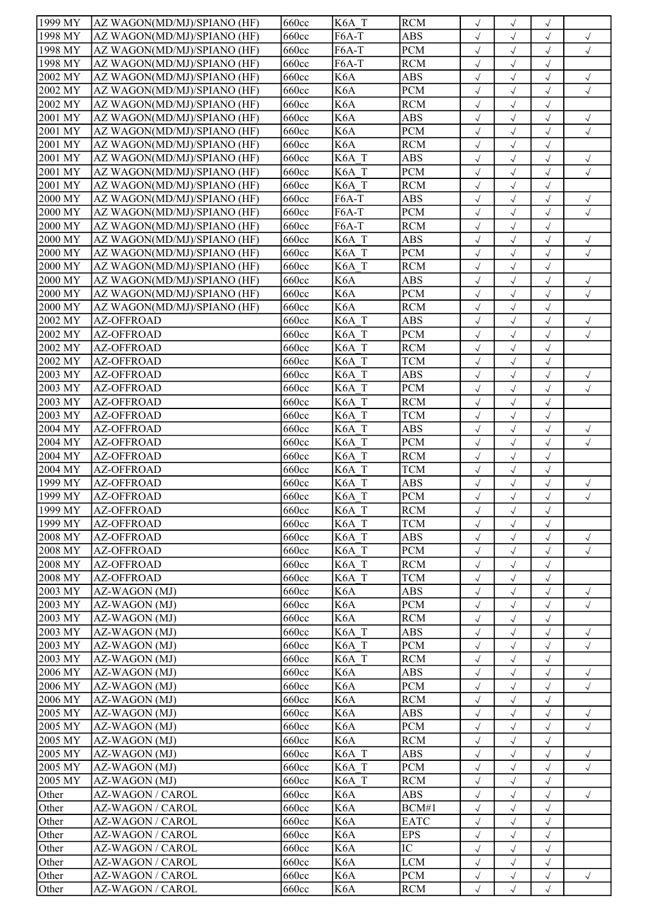| | | | | | | | | |
|---|---|---|---|---|---|---|---|---|
| 1999 MY | AZ WAGON(MD/MJ)/SPIANO (HF) | 660cc | K6A_T | RCM | √ | √ | √ | |
| 1998 MY | AZ WAGON(MD/MJ)/SPIANO (HF) | 660cc | F6A-T | ABS | √ | √ | √ | √ |
| 1998 MY | AZ WAGON(MD/MJ)/SPIANO (HF) | 660cc | F6A-T | PCM | √ | √ | √ | √ |
| 1998 MY | AZ WAGON(MD/MJ)/SPIANO (HF) | 660cc | F6A-T | RCM | √ | √ | √ | |
| 2002 MY | AZ WAGON(MD/MJ)/SPIANO (HF) | 660cc | K6A | ABS | √ | √ | √ | √ |
| 2002 MY | AZ WAGON(MD/MJ)/SPIANO (HF) | 660cc | K6A | PCM | √ | √ | √ | √ |
| 2002 MY | AZ WAGON(MD/MJ)/SPIANO (HF) | 660cc | K6A | RCM | √ | √ | √ | |
| 2001 MY | AZ WAGON(MD/MJ)/SPIANO (HF) | 660cc | K6A | ABS | √ | √ | √ | √ |
| 2001 MY | AZ WAGON(MD/MJ)/SPIANO (HF) | 660cc | K6A | PCM | √ | √ | √ | √ |
| 2001 MY | AZ WAGON(MD/MJ)/SPIANO (HF) | 660cc | K6A | RCM | √ | √ | √ | |
| 2001 MY | AZ WAGON(MD/MJ)/SPIANO (HF) | 660cc | K6A_T | ABS | √ | √ | √ | √ |
| 2001 MY | AZ WAGON(MD/MJ)/SPIANO (HF) | 660cc | K6A_T | PCM | √ | √ | √ | √ |
| 2001 MY | AZ WAGON(MD/MJ)/SPIANO (HF) | 660cc | K6A_T | RCM | √ | √ | √ | |
| 2000 MY | AZ WAGON(MD/MJ)/SPIANO (HF) | 660cc | F6A-T | ABS | √ | √ | √ | √ |
| 2000 MY | AZ WAGON(MD/MJ)/SPIANO (HF) | 660cc | F6A-T | PCM | √ | √ | √ | √ |
| 2000 MY | AZ WAGON(MD/MJ)/SPIANO (HF) | 660cc | F6A-T | RCM | √ | √ | √ | |
| 2000 MY | AZ WAGON(MD/MJ)/SPIANO (HF) | 660cc | K6A_T | ABS | √ | √ | √ | √ |
| 2000 MY | AZ WAGON(MD/MJ)/SPIANO (HF) | 660cc | K6A_T | PCM | √ | √ | √ | √ |
| 2000 MY | AZ WAGON(MD/MJ)/SPIANO (HF) | 660cc | K6A_T | RCM | √ | √ | √ | |
| 2000 MY | AZ WAGON(MD/MJ)/SPIANO (HF) | 660cc | K6A | ABS | √ | √ | √ | √ |
| 2000 MY | AZ WAGON(MD/MJ)/SPIANO (HF) | 660cc | K6A | PCM | √ | √ | √ | √ |
| 2000 MY | AZ WAGON(MD/MJ)/SPIANO (HF) | 660cc | K6A | RCM | √ | √ | √ | |
| 2002 MY | AZ-OFFROAD | 660cc | K6A_T | ABS | √ | √ | √ | √ |
| 2002 MY | AZ-OFFROAD | 660cc | K6A_T | PCM | √ | √ | √ | √ |
| 2002 MY | AZ-OFFROAD | 660cc | K6A_T | RCM | √ | √ | √ | |
| 2002 MY | AZ-OFFROAD | 660cc | K6A_T | TCM | √ | √ | √ | |
| 2003 MY | AZ-OFFROAD | 660cc | K6A_T | ABS | √ | √ | √ | √ |
| 2003 MY | AZ-OFFROAD | 660cc | K6A_T | PCM | √ | √ | √ | √ |
| 2003 MY | AZ-OFFROAD | 660cc | K6A_T | RCM | √ | √ | √ | |
| 2003 MY | AZ-OFFROAD | 660cc | K6A_T | TCM | √ | √ | √ | |
| 2004 MY | AZ-OFFROAD | 660cc | K6A_T | ABS | √ | √ | √ | √ |
| 2004 MY | AZ-OFFROAD | 660cc | K6A_T | PCM | √ | √ | √ | √ |
| 2004 MY | AZ-OFFROAD | 660cc | K6A_T | RCM | √ | √ | √ | |
| 2004 MY | AZ-OFFROAD | 660cc | K6A_T | TCM | √ | √ | √ | |
| 1999 MY | AZ-OFFROAD | 660cc | K6A_T | ABS | √ | √ | √ | √ |
| 1999 MY | AZ-OFFROAD | 660cc | K6A_T | PCM | √ | √ | √ | √ |
| 1999 MY | AZ-OFFROAD | 660cc | K6A_T | RCM | √ | √ | √ | |
| 1999 MY | AZ-OFFROAD | 660cc | K6A_T | TCM | √ | √ | √ | |
| 2008 MY | AZ-OFFROAD | 660cc | K6A_T | ABS | √ | √ | √ | √ |
| 2008 MY | AZ-OFFROAD | 660cc | K6A_T | PCM | √ | √ | √ | √ |
| 2008 MY | AZ-OFFROAD | 660cc | K6A_T | RCM | √ | √ | √ | |
| 2008 MY | AZ-OFFROAD | 660cc | K6A_T | TCM | √ | √ | √ | |
| 2003 MY | AZ-WAGON (MJ) | 660cc | K6A | ABS | √ | √ | √ | √ |
| 2003 MY | AZ-WAGON (MJ) | 660cc | K6A | PCM | √ | √ | √ | √ |
| 2003 MY | AZ-WAGON (MJ) | 660cc | K6A | RCM | √ | √ | √ | |
| 2003 MY | AZ-WAGON (MJ) | 660cc | K6A_T | ABS | √ | √ | √ | √ |
| 2003 MY | AZ-WAGON (MJ) | 660cc | K6A_T | PCM | √ | √ | √ | √ |
| 2003 MY | AZ-WAGON (MJ) | 660cc | K6A_T | RCM | √ | √ | √ | |
| 2006 MY | AZ-WAGON (MJ) | 660cc | K6A | ABS | √ | √ | √ | √ |
| 2006 MY | AZ-WAGON (MJ) | 660cc | K6A | PCM | √ | √ | √ | √ |
| 2006 MY | AZ-WAGON (MJ) | 660cc | K6A | RCM | √ | √ | √ | |
| 2005 MY | AZ-WAGON (MJ) | 660cc | K6A | ABS | √ | √ | √ | √ |
| 2005 MY | AZ-WAGON (MJ) | 660cc | K6A | PCM | √ | √ | √ | √ |
| 2005 MY | AZ-WAGON (MJ) | 660cc | K6A | RCM | √ | √ | √ | |
| 2005 MY | AZ-WAGON (MJ) | 660cc | K6A_T | ABS | √ | √ | √ | √ |
| 2005 MY | AZ-WAGON (MJ) | 660cc | K6A_T | PCM | √ | √ | √ | √ |
| 2005 MY | AZ-WAGON (MJ) | 660cc | K6A_T | RCM | √ | √ | √ | |
| Other | AZ-WAGON / CAROL | 660cc | K6A | ABS | √ | √ | √ | √ |
| Other | AZ-WAGON / CAROL | 660cc | K6A | BCM#1 | √ | √ | √ | |
| Other | AZ-WAGON / CAROL | 660cc | K6A | EATC | √ | √ | √ | |
| Other | AZ-WAGON / CAROL | 660cc | K6A | EPS | √ | √ | √ | |
| Other | AZ-WAGON / CAROL | 660cc | K6A | IC | √ | √ | √ | |
| Other | AZ-WAGON / CAROL | 660cc | K6A | LCM | √ | √ | √ | |
| Other | AZ-WAGON / CAROL | 660cc | K6A | PCM | √ | √ | √ | √ |
| Other | AZ-WAGON / CAROL | 660cc | K6A | RCM | √ | √ | √ | |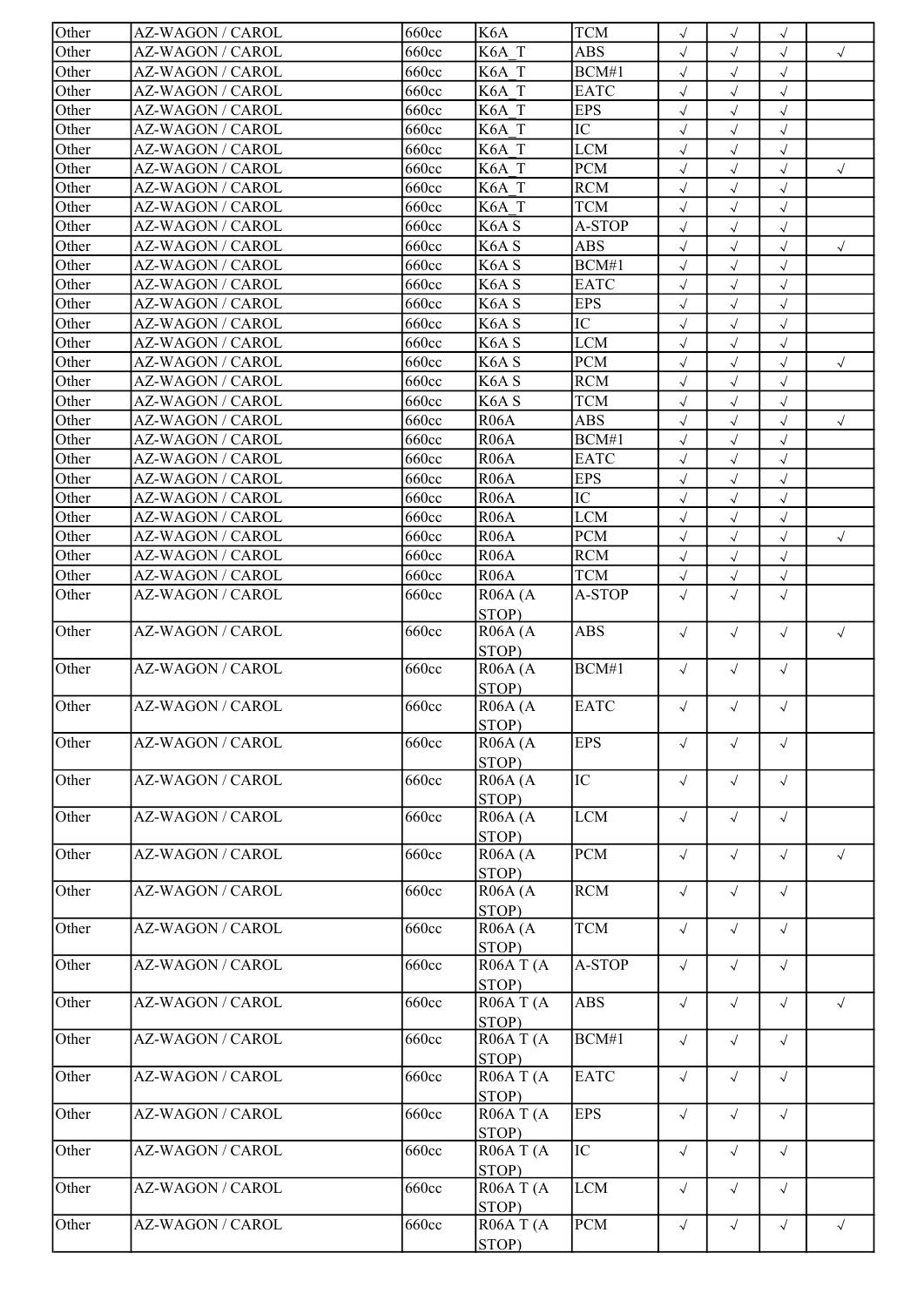| Other | AZ-WAGON / CAROL | 660cc | K6A | TCM | √ | √ | √ | |
|---|---|---|---|---|---|---|---|---|
| Other | AZ-WAGON / CAROL | 660cc | K6A_T | ABS | √ | √ | √ | √ |
| Other | AZ-WAGON / CAROL | 660cc | K6A_T | BCM#1 | √ | √ | √ | |
| Other | AZ-WAGON / CAROL | 660cc | K6A_T | EATC | √ | √ | √ | |
| Other | AZ-WAGON / CAROL | 660cc | K6A_T | EPS | √ | √ | √ | |
| Other | AZ-WAGON / CAROL | 660cc | K6A_T | IC | √ | √ | √ | |
| Other | AZ-WAGON / CAROL | 660cc | K6A_T | LCM | √ | √ | √ | |
| Other | AZ-WAGON / CAROL | 660cc | K6A_T | PCM | √ | √ | √ | √ |
| Other | AZ-WAGON / CAROL | 660cc | K6A_T | RCM | √ | √ | √ | |
| Other | AZ-WAGON / CAROL | 660cc | K6A_T | TCM | √ | √ | √ | |
| Other | AZ-WAGON / CAROL | 660cc | K6A S | A-STOP | √ | √ | √ | |
| Other | AZ-WAGON / CAROL | 660cc | K6A S | ABS | √ | √ | √ | √ |
| Other | AZ-WAGON / CAROL | 660cc | K6A S | BCM#1 | √ | √ | √ | |
| Other | AZ-WAGON / CAROL | 660cc | K6A S | EATC | √ | √ | √ | |
| Other | AZ-WAGON / CAROL | 660cc | K6A S | EPS | √ | √ | √ | |
| Other | AZ-WAGON / CAROL | 660cc | K6A S | IC | √ | √ | √ | |
| Other | AZ-WAGON / CAROL | 660cc | K6A S | LCM | √ | √ | √ | |
| Other | AZ-WAGON / CAROL | 660cc | K6A S | PCM | √ | √ | √ | √ |
| Other | AZ-WAGON / CAROL | 660cc | K6A S | RCM | √ | √ | √ | |
| Other | AZ-WAGON / CAROL | 660cc | K6A S | TCM | √ | √ | √ | |
| Other | AZ-WAGON / CAROL | 660cc | R06A | ABS | √ | √ | √ | √ |
| Other | AZ-WAGON / CAROL | 660cc | R06A | BCM#1 | √ | √ | √ | |
| Other | AZ-WAGON / CAROL | 660cc | R06A | EATC | √ | √ | √ | |
| Other | AZ-WAGON / CAROL | 660cc | R06A | EPS | √ | √ | √ | |
| Other | AZ-WAGON / CAROL | 660cc | R06A | IC | √ | √ | √ | |
| Other | AZ-WAGON / CAROL | 660cc | R06A | LCM | √ | √ | √ | |
| Other | AZ-WAGON / CAROL | 660cc | R06A | PCM | √ | √ | √ | √ |
| Other | AZ-WAGON / CAROL | 660cc | R06A | RCM | √ | √ | √ | |
| Other | AZ-WAGON / CAROL | 660cc | R06A | TCM | √ | √ | √ | |
| Other | AZ-WAGON / CAROL | 660cc | R06A (A STOP) | A-STOP | √ | √ | √ | |
| Other | AZ-WAGON / CAROL | 660cc | R06A (A STOP) | ABS | √ | √ | √ | √ |
| Other | AZ-WAGON / CAROL | 660cc | R06A (A STOP) | BCM#1 | √ | √ | √ | |
| Other | AZ-WAGON / CAROL | 660cc | R06A (A STOP) | EATC | √ | √ | √ | |
| Other | AZ-WAGON / CAROL | 660cc | R06A (A STOP) | EPS | √ | √ | √ | |
| Other | AZ-WAGON / CAROL | 660cc | R06A (A STOP) | IC | √ | √ | √ | |
| Other | AZ-WAGON / CAROL | 660cc | R06A (A STOP) | LCM | √ | √ | √ | |
| Other | AZ-WAGON / CAROL | 660cc | R06A (A STOP) | PCM | √ | √ | √ | √ |
| Other | AZ-WAGON / CAROL | 660cc | R06A (A STOP) | RCM | √ | √ | √ | |
| Other | AZ-WAGON / CAROL | 660cc | R06A (A STOP) | TCM | √ | √ | √ | |
| Other | AZ-WAGON / CAROL | 660cc | R06A T (A STOP) | A-STOP | √ | √ | √ | |
| Other | AZ-WAGON / CAROL | 660cc | R06A T (A STOP) | ABS | √ | √ | √ | √ |
| Other | AZ-WAGON / CAROL | 660cc | R06A T (A STOP) | BCM#1 | √ | √ | √ | |
| Other | AZ-WAGON / CAROL | 660cc | R06A T (A STOP) | EATC | √ | √ | √ | |
| Other | AZ-WAGON / CAROL | 660cc | R06A T (A STOP) | EPS | √ | √ | √ | |
| Other | AZ-WAGON / CAROL | 660cc | R06A T (A STOP) | IC | √ | √ | √ | |
| Other | AZ-WAGON / CAROL | 660cc | R06A T (A STOP) | LCM | √ | √ | √ | |
| Other | AZ-WAGON / CAROL | 660cc | R06A T (A STOP) | PCM | √ | √ | √ | √ |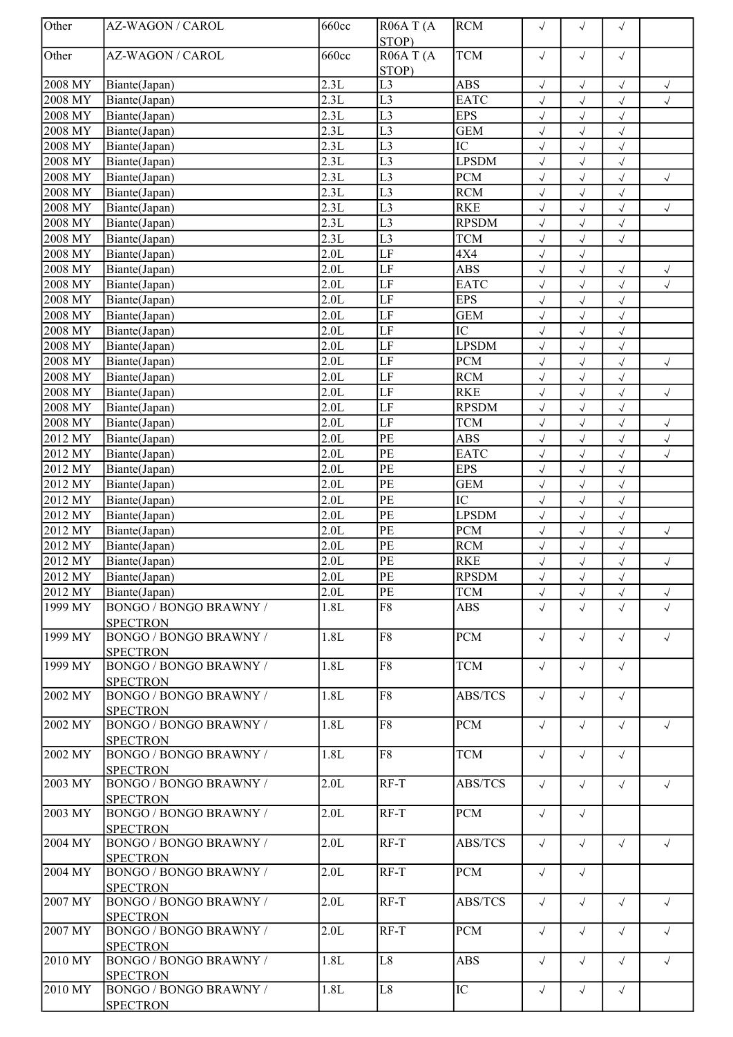| | | | | | | | | |
|---|---|---|---|---|---|---|---|---|
| Other | AZ-WAGON / CAROL | 660cc | R06A T (A STOP) | RCM | √ | √ | √ | |
| Other | AZ-WAGON / CAROL | 660cc | R06A T (A STOP) | TCM | √ | √ | √ | |
| 2008 MY | Biante(Japan) | 2.3L | L3 | ABS | √ | √ | √ | √ |
| 2008 MY | Biante(Japan) | 2.3L | L3 | EATC | √ | √ | √ | √ |
| 2008 MY | Biante(Japan) | 2.3L | L3 | EPS | √ | √ | √ | |
| 2008 MY | Biante(Japan) | 2.3L | L3 | GEM | √ | √ | √ | |
| 2008 MY | Biante(Japan) | 2.3L | L3 | IC | √ | √ | √ | |
| 2008 MY | Biante(Japan) | 2.3L | L3 | LPSDM | √ | √ | √ | |
| 2008 MY | Biante(Japan) | 2.3L | L3 | PCM | √ | √ | √ | √ |
| 2008 MY | Biante(Japan) | 2.3L | L3 | RCM | √ | √ | √ | |
| 2008 MY | Biante(Japan) | 2.3L | L3 | RKE | √ | √ | √ | √ |
| 2008 MY | Biante(Japan) | 2.3L | L3 | RPSDM | √ | √ | √ | |
| 2008 MY | Biante(Japan) | 2.3L | L3 | TCM | √ | √ | √ | |
| 2008 MY | Biante(Japan) | 2.0L | LF | 4X4 | √ | √ | | |
| 2008 MY | Biante(Japan) | 2.0L | LF | ABS | √ | √ | √ | √ |
| 2008 MY | Biante(Japan) | 2.0L | LF | EATC | √ | √ | √ | √ |
| 2008 MY | Biante(Japan) | 2.0L | LF | EPS | √ | √ | √ | |
| 2008 MY | Biante(Japan) | 2.0L | LF | GEM | √ | √ | √ | |
| 2008 MY | Biante(Japan) | 2.0L | LF | IC | √ | √ | √ | |
| 2008 MY | Biante(Japan) | 2.0L | LF | LPSDM | √ | √ | √ | |
| 2008 MY | Biante(Japan) | 2.0L | LF | PCM | √ | √ | √ | √ |
| 2008 MY | Biante(Japan) | 2.0L | LF | RCM | √ | √ | √ | |
| 2008 MY | Biante(Japan) | 2.0L | LF | RKE | √ | √ | √ | √ |
| 2008 MY | Biante(Japan) | 2.0L | LF | RPSDM | √ | √ | √ | |
| 2008 MY | Biante(Japan) | 2.0L | LF | TCM | √ | √ | √ | √ |
| 2012 MY | Biante(Japan) | 2.0L | PE | ABS | √ | √ | √ | √ |
| 2012 MY | Biante(Japan) | 2.0L | PE | EATC | √ | √ | √ | √ |
| 2012 MY | Biante(Japan) | 2.0L | PE | EPS | √ | √ | √ | |
| 2012 MY | Biante(Japan) | 2.0L | PE | GEM | √ | √ | √ | |
| 2012 MY | Biante(Japan) | 2.0L | PE | IC | √ | √ | √ | |
| 2012 MY | Biante(Japan) | 2.0L | PE | LPSDM | √ | √ | √ | |
| 2012 MY | Biante(Japan) | 2.0L | PE | PCM | √ | √ | √ | √ |
| 2012 MY | Biante(Japan) | 2.0L | PE | RCM | √ | √ | √ | |
| 2012 MY | Biante(Japan) | 2.0L | PE | RKE | √ | √ | √ | √ |
| 2012 MY | Biante(Japan) | 2.0L | PE | RPSDM | √ | √ | √ | |
| 2012 MY | Biante(Japan) | 2.0L | PE | TCM | √ | √ | √ | √ |
| 1999 MY | BONGO / BONGO BRAWNY / SPECTRON | 1.8L | F8 | ABS | √ | √ | √ | √ |
| 1999 MY | BONGO / BONGO BRAWNY / SPECTRON | 1.8L | F8 | PCM | √ | √ | √ | √ |
| 1999 MY | BONGO / BONGO BRAWNY / SPECTRON | 1.8L | F8 | TCM | √ | √ | √ | |
| 2002 MY | BONGO / BONGO BRAWNY / SPECTRON | 1.8L | F8 | ABS/TCS | √ | √ | √ | |
| 2002 MY | BONGO / BONGO BRAWNY / SPECTRON | 1.8L | F8 | PCM | √ | √ | √ | √ |
| 2002 MY | BONGO / BONGO BRAWNY / SPECTRON | 1.8L | F8 | TCM | √ | √ | √ | |
| 2003 MY | BONGO / BONGO BRAWNY / SPECTRON | 2.0L | RF-T | ABS/TCS | √ | √ | √ | √ |
| 2003 MY | BONGO / BONGO BRAWNY / SPECTRON | 2.0L | RF-T | PCM | √ | √ | | |
| 2004 MY | BONGO / BONGO BRAWNY / SPECTRON | 2.0L | RF-T | ABS/TCS | √ | √ | √ | √ |
| 2004 MY | BONGO / BONGO BRAWNY / SPECTRON | 2.0L | RF-T | PCM | √ | √ | | |
| 2007 MY | BONGO / BONGO BRAWNY / SPECTRON | 2.0L | RF-T | ABS/TCS | √ | √ | √ | √ |
| 2007 MY | BONGO / BONGO BRAWNY / SPECTRON | 2.0L | RF-T | PCM | √ | √ | √ | √ |
| 2010 MY | BONGO / BONGO BRAWNY / SPECTRON | 1.8L | L8 | ABS | √ | √ | √ | √ |
| 2010 MY | BONGO / BONGO BRAWNY / SPECTRON | 1.8L | L8 | IC | √ | √ | √ | |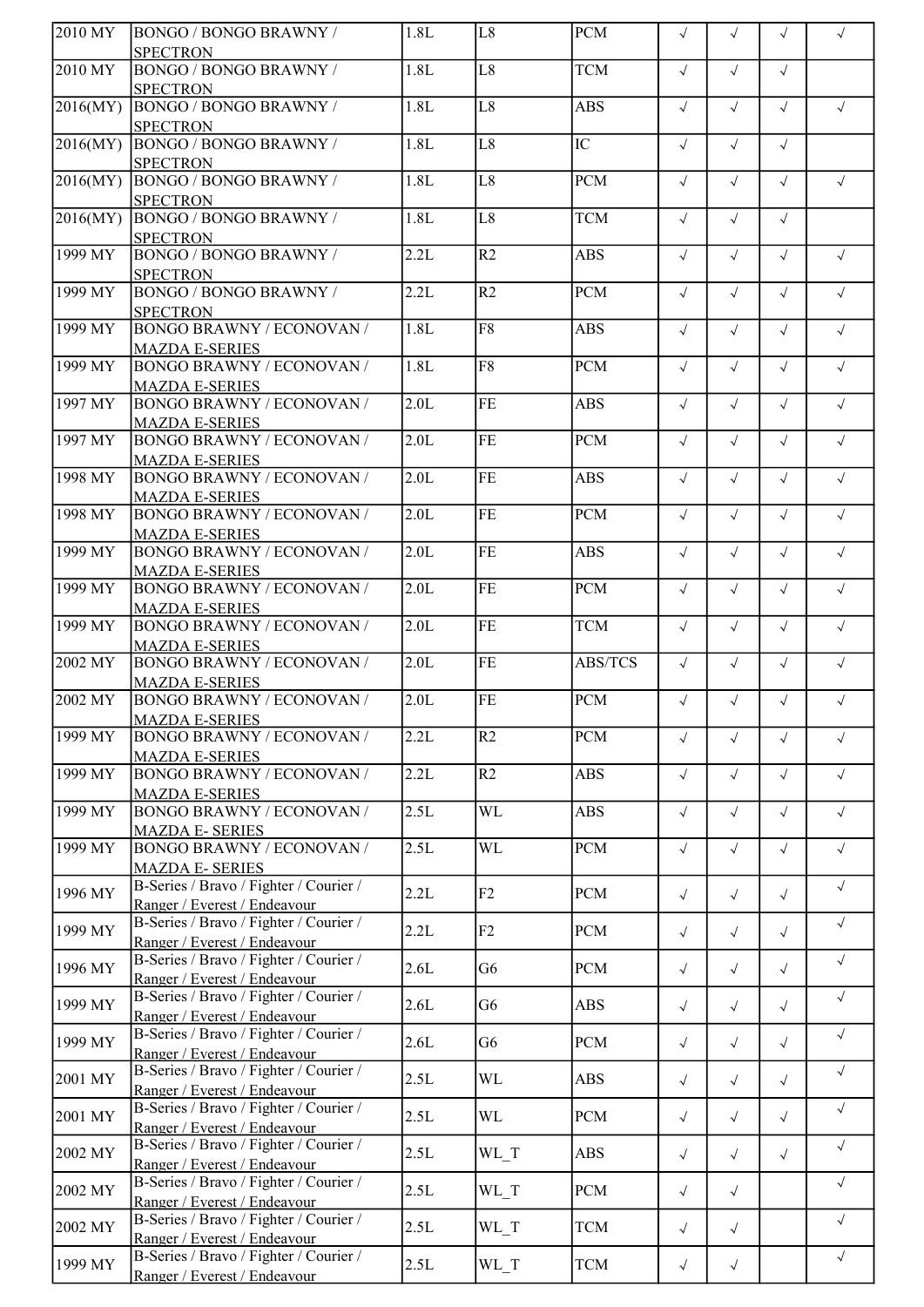| | | | | | | | | |
|---|---|---|---|---|---|---|---|---|
| 2010 MY | BONGO / BONGO BRAWNY / SPECTRON | 1.8L | L8 | PCM | √ | √ | √ | √ |
| 2010 MY | BONGO / BONGO BRAWNY / SPECTRON | 1.8L | L8 | TCM | √ | √ | √ | |
| 2016(MY) | BONGO / BONGO BRAWNY / SPECTRON | 1.8L | L8 | ABS | √ | √ | √ | √ |
| 2016(MY) | BONGO / BONGO BRAWNY / SPECTRON | 1.8L | L8 | IC | √ | √ | √ | |
| 2016(MY) | BONGO / BONGO BRAWNY / SPECTRON | 1.8L | L8 | PCM | √ | √ | √ | √ |
| 2016(MY) | BONGO / BONGO BRAWNY / SPECTRON | 1.8L | L8 | TCM | √ | √ | √ | |
| 1999 MY | BONGO / BONGO BRAWNY / SPECTRON | 2.2L | R2 | ABS | √ | √ | √ | √ |
| 1999 MY | BONGO / BONGO BRAWNY / SPECTRON | 2.2L | R2 | PCM | √ | √ | √ | √ |
| 1999 MY | BONGO BRAWNY / ECONOVAN / MAZDA E-SERIES | 1.8L | F8 | ABS | √ | √ | √ | √ |
| 1999 MY | BONGO BRAWNY / ECONOVAN / MAZDA E-SERIES | 1.8L | F8 | PCM | √ | √ | √ | √ |
| 1997 MY | BONGO BRAWNY / ECONOVAN / MAZDA E-SERIES | 2.0L | FE | ABS | √ | √ | √ | √ |
| 1997 MY | BONGO BRAWNY / ECONOVAN / MAZDA E-SERIES | 2.0L | FE | PCM | √ | √ | √ | √ |
| 1998 MY | BONGO BRAWNY / ECONOVAN / MAZDA E-SERIES | 2.0L | FE | ABS | √ | √ | √ | √ |
| 1998 MY | BONGO BRAWNY / ECONOVAN / MAZDA E-SERIES | 2.0L | FE | PCM | √ | √ | √ | √ |
| 1999 MY | BONGO BRAWNY / ECONOVAN / MAZDA E-SERIES | 2.0L | FE | ABS | √ | √ | √ | √ |
| 1999 MY | BONGO BRAWNY / ECONOVAN / MAZDA E-SERIES | 2.0L | FE | PCM | √ | √ | √ | √ |
| 1999 MY | BONGO BRAWNY / ECONOVAN / MAZDA E-SERIES | 2.0L | FE | TCM | √ | √ | √ | √ |
| 2002 MY | BONGO BRAWNY / ECONOVAN / MAZDA E-SERIES | 2.0L | FE | ABS/TCS | √ | √ | √ | √ |
| 2002 MY | BONGO BRAWNY / ECONOVAN / MAZDA E-SERIES | 2.0L | FE | PCM | √ | √ | √ | √ |
| 1999 MY | BONGO BRAWNY / ECONOVAN / MAZDA E-SERIES | 2.2L | R2 | PCM | √ | √ | √ | √ |
| 1999 MY | BONGO BRAWNY / ECONOVAN / MAZDA E-SERIES | 2.2L | R2 | ABS | √ | √ | √ | √ |
| 1999 MY | BONGO BRAWNY / ECONOVAN / MAZDA E- SERIES | 2.5L | WL | ABS | √ | √ | √ | √ |
| 1999 MY | BONGO BRAWNY / ECONOVAN / MAZDA E- SERIES | 2.5L | WL | PCM | √ | √ | √ | √ |
| 1996 MY | B-Series / Bravo / Fighter / Courier / Ranger / Everest / Endeavour | 2.2L | F2 | PCM | √ | √ | √ | √ |
| 1999 MY | B-Series / Bravo / Fighter / Courier / Ranger / Everest / Endeavour | 2.2L | F2 | PCM | √ | √ | √ | √ |
| 1996 MY | B-Series / Bravo / Fighter / Courier / Ranger / Everest / Endeavour | 2.6L | G6 | PCM | √ | √ | √ | √ |
| 1999 MY | B-Series / Bravo / Fighter / Courier / Ranger / Everest / Endeavour | 2.6L | G6 | ABS | √ | √ | √ | √ |
| 1999 MY | B-Series / Bravo / Fighter / Courier / Ranger / Everest / Endeavour | 2.6L | G6 | PCM | √ | √ | √ | √ |
| 2001 MY | B-Series / Bravo / Fighter / Courier / Ranger / Everest / Endeavour | 2.5L | WL | ABS | √ | √ | √ | √ |
| 2001 MY | B-Series / Bravo / Fighter / Courier / Ranger / Everest / Endeavour | 2.5L | WL | PCM | √ | √ | √ | √ |
| 2002 MY | B-Series / Bravo / Fighter / Courier / Ranger / Everest / Endeavour | 2.5L | WL_T | ABS | √ | √ | √ | √ |
| 2002 MY | B-Series / Bravo / Fighter / Courier / Ranger / Everest / Endeavour | 2.5L | WL_T | PCM | √ | √ | | √ |
| 2002 MY | B-Series / Bravo / Fighter / Courier / Ranger / Everest / Endeavour | 2.5L | WL_T | TCM | √ | √ | | √ |
| 1999 MY | B-Series / Bravo / Fighter / Courier / Ranger / Everest / Endeavour | 2.5L | WL_T | TCM | √ | √ | | √ |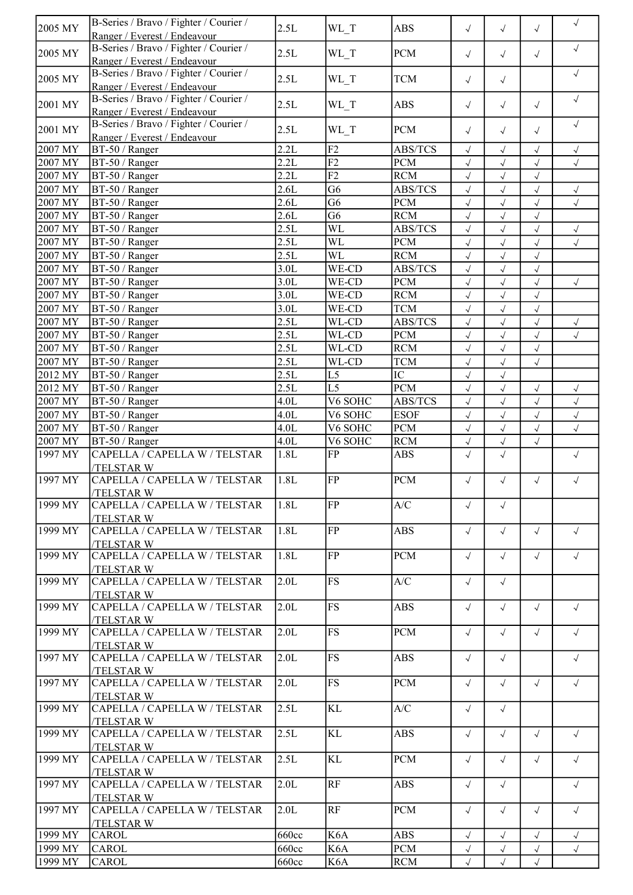| 2005 MY | B-Series / Bravo / Fighter / Courier / Ranger / Everest / Endeavour | 2.5L | WL_T | ABS | √ | √ | √ | √ |
|---|---|---|---|---|---|---|---|---|
| 2005 MY | B-Series / Bravo / Fighter / Courier / Ranger / Everest / Endeavour | 2.5L | WL_T | PCM | √ | √ | √ | √ |
| 2005 MY | B-Series / Bravo / Fighter / Courier / Ranger / Everest / Endeavour | 2.5L | WL_T | TCM | √ | √ | | √ |
| 2001 MY | B-Series / Bravo / Fighter / Courier / Ranger / Everest / Endeavour | 2.5L | WL_T | ABS | √ | √ | √ | √ |
| 2001 MY | B-Series / Bravo / Fighter / Courier / Ranger / Everest / Endeavour | 2.5L | WL_T | PCM | √ | √ | √ | √ |
| 2007 MY | BT-50 / Ranger | 2.2L | F2 | ABS/TCS | √ | √ | √ | √ |
| 2007 MY | BT-50 / Ranger | 2.2L | F2 | PCM | √ | √ | √ | √ |
| 2007 MY | BT-50 / Ranger | 2.2L | F2 | RCM | √ | √ | √ | |
| 2007 MY | BT-50 / Ranger | 2.6L | G6 | ABS/TCS | √ | √ | √ | √ |
| 2007 MY | BT-50 / Ranger | 2.6L | G6 | PCM | √ | √ | √ | √ |
| 2007 MY | BT-50 / Ranger | 2.6L | G6 | RCM | √ | √ | √ | |
| 2007 MY | BT-50 / Ranger | 2.5L | WL | ABS/TCS | √ | √ | √ | √ |
| 2007 MY | BT-50 / Ranger | 2.5L | WL | PCM | √ | √ | √ | √ |
| 2007 MY | BT-50 / Ranger | 2.5L | WL | RCM | √ | √ | √ | |
| 2007 MY | BT-50 / Ranger | 3.0L | WE-CD | ABS/TCS | √ | √ | √ | |
| 2007 MY | BT-50 / Ranger | 3.0L | WE-CD | PCM | √ | √ | √ | √ |
| 2007 MY | BT-50 / Ranger | 3.0L | WE-CD | RCM | √ | √ | √ | |
| 2007 MY | BT-50 / Ranger | 3.0L | WE-CD | TCM | √ | √ | √ | |
| 2007 MY | BT-50 / Ranger | 2.5L | WL-CD | ABS/TCS | √ | √ | √ | √ |
| 2007 MY | BT-50 / Ranger | 2.5L | WL-CD | PCM | √ | √ | √ | √ |
| 2007 MY | BT-50 / Ranger | 2.5L | WL-CD | RCM | √ | √ | √ | |
| 2007 MY | BT-50 / Ranger | 2.5L | WL-CD | TCM | √ | √ | √ | |
| 2012 MY | BT-50 / Ranger | 2.5L | L5 | IC | √ | √ | | |
| 2012 MY | BT-50 / Ranger | 2.5L | L5 | PCM | √ | √ | √ | √ |
| 2007 MY | BT-50 / Ranger | 4.0L | V6 SOHC | ABS/TCS | √ | √ | √ | √ |
| 2007 MY | BT-50 / Ranger | 4.0L | V6 SOHC | ESOF | √ | √ | √ | √ |
| 2007 MY | BT-50 / Ranger | 4.0L | V6 SOHC | PCM | √ | √ | √ | √ |
| 2007 MY | BT-50 / Ranger | 4.0L | V6 SOHC | RCM | √ | √ | √ | |
| 1997 MY | CAPELLA / CAPELLA W / TELSTAR /TELSTAR W | 1.8L | FP | ABS | √ | √ | | √ |
| 1997 MY | CAPELLA / CAPELLA W / TELSTAR /TELSTAR W | 1.8L | FP | PCM | √ | √ | √ | √ |
| 1999 MY | CAPELLA / CAPELLA W / TELSTAR /TELSTAR W | 1.8L | FP | A/C | √ | √ | | |
| 1999 MY | CAPELLA / CAPELLA W / TELSTAR /TELSTAR W | 1.8L | FP | ABS | √ | √ | √ | √ |
| 1999 MY | CAPELLA / CAPELLA W / TELSTAR /TELSTAR W | 1.8L | FP | PCM | √ | √ | √ | √ |
| 1999 MY | CAPELLA / CAPELLA W / TELSTAR /TELSTAR W | 2.0L | FS | A/C | √ | √ | | |
| 1999 MY | CAPELLA / CAPELLA W / TELSTAR /TELSTAR W | 2.0L | FS | ABS | √ | √ | √ | √ |
| 1999 MY | CAPELLA / CAPELLA W / TELSTAR /TELSTAR W | 2.0L | FS | PCM | √ | √ | √ | √ |
| 1997 MY | CAPELLA / CAPELLA W / TELSTAR /TELSTAR W | 2.0L | FS | ABS | √ | √ | | √ |
| 1997 MY | CAPELLA / CAPELLA W / TELSTAR /TELSTAR W | 2.0L | FS | PCM | √ | √ | √ | √ |
| 1999 MY | CAPELLA / CAPELLA W / TELSTAR /TELSTAR W | 2.5L | KL | A/C | √ | √ | | |
| 1999 MY | CAPELLA / CAPELLA W / TELSTAR /TELSTAR W | 2.5L | KL | ABS | √ | √ | √ | √ |
| 1999 MY | CAPELLA / CAPELLA W / TELSTAR /TELSTAR W | 2.5L | KL | PCM | √ | √ | √ | √ |
| 1997 MY | CAPELLA / CAPELLA W / TELSTAR /TELSTAR W | 2.0L | RF | ABS | √ | √ | | √ |
| 1997 MY | CAPELLA / CAPELLA W / TELSTAR /TELSTAR W | 2.0L | RF | PCM | √ | √ | √ | √ |
| 1999 MY | CAROL | 660cc | K6A | ABS | √ | √ | √ | √ |
| 1999 MY | CAROL | 660cc | K6A | PCM | √ | √ | √ | √ |
| 1999 MY | CAROL | 660cc | K6A | RCM | √ | √ | √ | |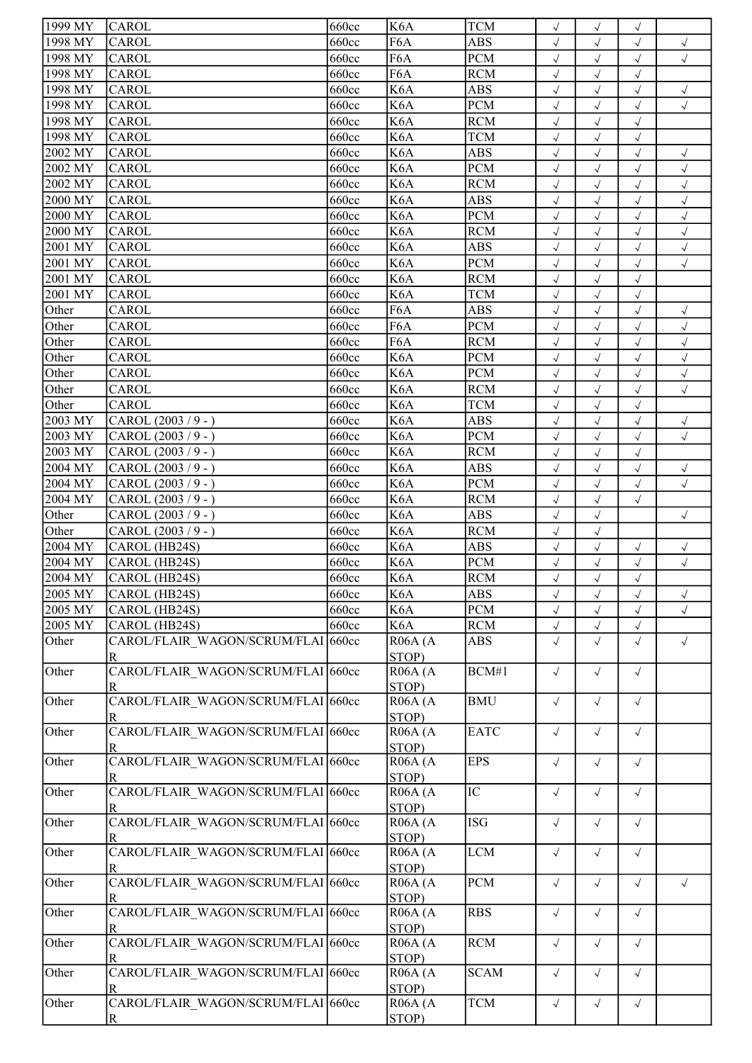| | | | | | | | | |
|---|---|---|---|---|---|---|---|---|
| 1999 MY | CAROL | 660cc | K6A | TCM | √ | √ | √ | |
| 1998 MY | CAROL | 660cc | F6A | ABS | √ | √ | √ | √ |
| 1998 MY | CAROL | 660cc | F6A | PCM | √ | √ | √ | √ |
| 1998 MY | CAROL | 660cc | F6A | RCM | √ | √ | √ | |
| 1998 MY | CAROL | 660cc | K6A | ABS | √ | √ | √ | √ |
| 1998 MY | CAROL | 660cc | K6A | PCM | √ | √ | √ | √ |
| 1998 MY | CAROL | 660cc | K6A | RCM | √ | √ | √ | |
| 1998 MY | CAROL | 660cc | K6A | TCM | √ | √ | √ | |
| 2002 MY | CAROL | 660cc | K6A | ABS | √ | √ | √ | √ |
| 2002 MY | CAROL | 660cc | K6A | PCM | √ | √ | √ | √ |
| 2002 MY | CAROL | 660cc | K6A | RCM | √ | √ | √ | √ |
| 2000 MY | CAROL | 660cc | K6A | ABS | √ | √ | √ | √ |
| 2000 MY | CAROL | 660cc | K6A | PCM | √ | √ | √ | √ |
| 2000 MY | CAROL | 660cc | K6A | RCM | √ | √ | √ | √ |
| 2001 MY | CAROL | 660cc | K6A | ABS | √ | √ | √ | √ |
| 2001 MY | CAROL | 660cc | K6A | PCM | √ | √ | √ | √ |
| 2001 MY | CAROL | 660cc | K6A | RCM | √ | √ | √ | |
| 2001 MY | CAROL | 660cc | K6A | TCM | √ | √ | √ | |
| Other | CAROL | 660cc | F6A | ABS | √ | √ | √ | √ |
| Other | CAROL | 660cc | F6A | PCM | √ | √ | √ | √ |
| Other | CAROL | 660cc | F6A | RCM | √ | √ | √ | √ |
| Other | CAROL | 660cc | K6A | PCM | √ | √ | √ | √ |
| Other | CAROL | 660cc | K6A | PCM | √ | √ | √ | √ |
| Other | CAROL | 660cc | K6A | RCM | √ | √ | √ | √ |
| Other | CAROL | 660cc | K6A | TCM | √ | √ | √ | |
| 2003 MY | CAROL (2003 / 9 - ) | 660cc | K6A | ABS | √ | √ | √ | √ |
| 2003 MY | CAROL (2003 / 9 - ) | 660cc | K6A | PCM | √ | √ | √ | √ |
| 2003 MY | CAROL (2003 / 9 - ) | 660cc | K6A | RCM | √ | √ | √ | |
| 2004 MY | CAROL (2003 / 9 - ) | 660cc | K6A | ABS | √ | √ | √ | √ |
| 2004 MY | CAROL (2003 / 9 - ) | 660cc | K6A | PCM | √ | √ | √ | √ |
| 2004 MY | CAROL (2003 / 9 - ) | 660cc | K6A | RCM | √ | √ | √ | |
| Other | CAROL (2003 / 9 - ) | 660cc | K6A | ABS | √ | √ | | √ |
| Other | CAROL (2003 / 9 - ) | 660cc | K6A | RCM | √ | √ | | |
| 2004 MY | CAROL (HB24S) | 660cc | K6A | ABS | √ | √ | √ | √ |
| 2004 MY | CAROL (HB24S) | 660cc | K6A | PCM | √ | √ | √ | √ |
| 2004 MY | CAROL (HB24S) | 660cc | K6A | RCM | √ | √ | √ | |
| 2005 MY | CAROL (HB24S) | 660cc | K6A | ABS | √ | √ | √ | √ |
| 2005 MY | CAROL (HB24S) | 660cc | K6A | PCM | √ | √ | √ | √ |
| 2005 MY | CAROL (HB24S) | 660cc | K6A | RCM | √ | √ | √ | |
| Other | CAROL/FLAIR_WAGON/SCRUM/FLAIR | 660cc | R06A (A STOP) | ABS | √ | √ | √ | √ |
| Other | CAROL/FLAIR_WAGON/SCRUM/FLAIR | 660cc | R06A (A STOP) | BCM#1 | √ | √ | √ | |
| Other | CAROL/FLAIR_WAGON/SCRUM/FLAIR | 660cc | R06A (A STOP) | BMU | √ | √ | √ | |
| Other | CAROL/FLAIR_WAGON/SCRUM/FLAIR | 660cc | R06A (A STOP) | EATC | √ | √ | √ | |
| Other | CAROL/FLAIR_WAGON/SCRUM/FLAIR | 660cc | R06A (A STOP) | EPS | √ | √ | √ | |
| Other | CAROL/FLAIR_WAGON/SCRUM/FLAIR | 660cc | R06A (A STOP) | IC | √ | √ | √ | |
| Other | CAROL/FLAIR_WAGON/SCRUM/FLAIR | 660cc | R06A (A STOP) | ISG | √ | √ | √ | |
| Other | CAROL/FLAIR_WAGON/SCRUM/FLAIR | 660cc | R06A (A STOP) | LCM | √ | √ | √ | |
| Other | CAROL/FLAIR_WAGON/SCRUM/FLAIR | 660cc | R06A (A STOP) | PCM | √ | √ | √ | √ |
| Other | CAROL/FLAIR_WAGON/SCRUM/FLAIR | 660cc | R06A (A STOP) | RBS | √ | √ | √ | |
| Other | CAROL/FLAIR_WAGON/SCRUM/FLAIR | 660cc | R06A (A STOP) | RCM | √ | √ | √ | |
| Other | CAROL/FLAIR_WAGON/SCRUM/FLAIR | 660cc | R06A (A STOP) | SCAM | √ | √ | √ | |
| Other | CAROL/FLAIR_WAGON/SCRUM/FLAIR | 660cc | R06A (A STOP) | TCM | √ | √ | √ | |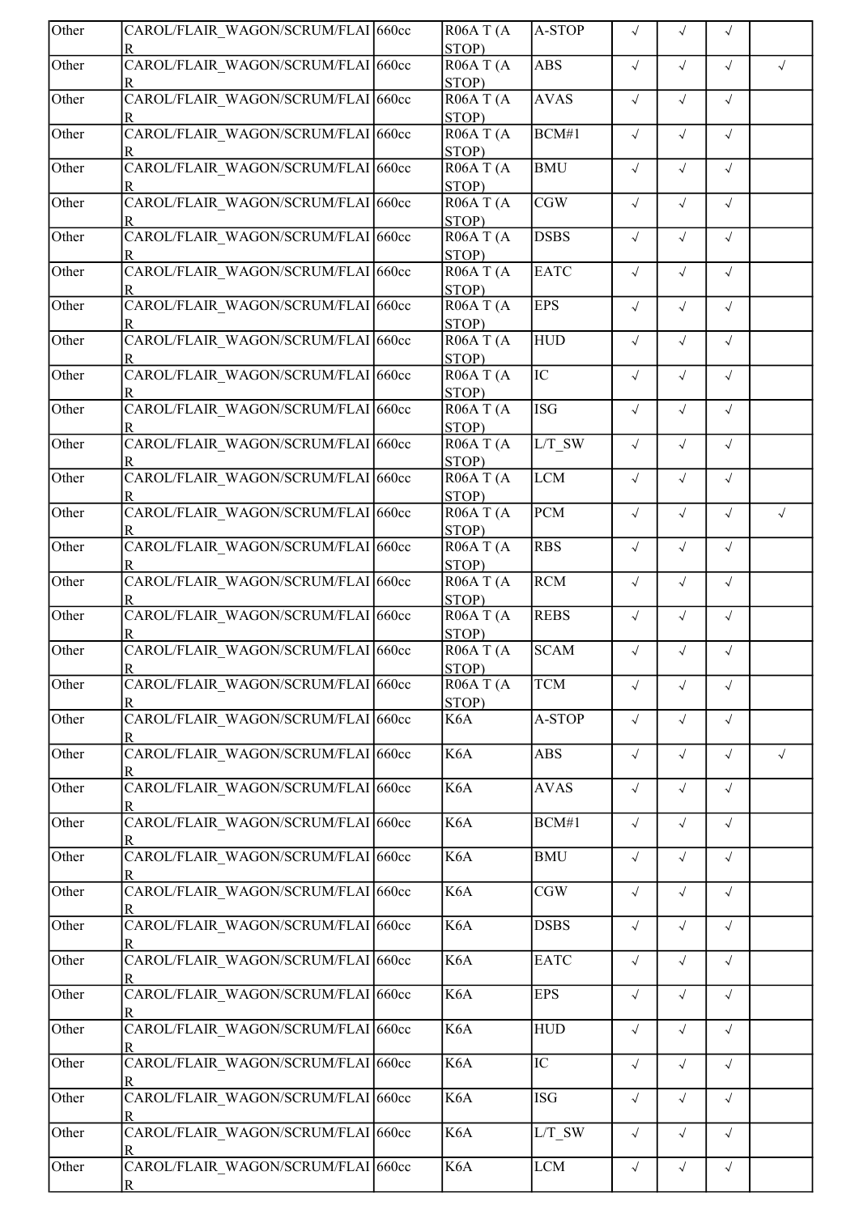| Other | CAROL/FLAIR_WAGON/SCRUM/FLAIR | 660cc | R06A T (A STOP) | A-STOP | √ | √ | √ | |
|---|---|---|---|---|---|---|---|---|
| Other | CAROL/FLAIR_WAGON/SCRUM/FLAIR | 660cc | R06A T (A STOP) | ABS | √ | √ | √ | √ |
| Other | CAROL/FLAIR_WAGON/SCRUM/FLAIR | 660cc | R06A T (A STOP) | AVAS | √ | √ | √ | |
| Other | CAROL/FLAIR_WAGON/SCRUM/FLAIR | 660cc | R06A T (A STOP) | BCM#1 | √ | √ | √ | |
| Other | CAROL/FLAIR_WAGON/SCRUM/FLAIR | 660cc | R06A T (A STOP) | BMU | √ | √ | √ | |
| Other | CAROL/FLAIR_WAGON/SCRUM/FLAIR | 660cc | R06A T (A STOP) | CGW | √ | √ | √ | |
| Other | CAROL/FLAIR_WAGON/SCRUM/FLAIR | 660cc | R06A T (A STOP) | DSBS | √ | √ | √ | |
| Other | CAROL/FLAIR_WAGON/SCRUM/FLAIR | 660cc | R06A T (A STOP) | EATC | √ | √ | √ | |
| Other | CAROL/FLAIR_WAGON/SCRUM/FLAIR | 660cc | R06A T (A STOP) | EPS | √ | √ | √ | |
| Other | CAROL/FLAIR_WAGON/SCRUM/FLAIR | 660cc | R06A T (A STOP) | HUD | √ | √ | √ | |
| Other | CAROL/FLAIR_WAGON/SCRUM/FLAIR | 660cc | R06A T (A STOP) | IC | √ | √ | √ | |
| Other | CAROL/FLAIR_WAGON/SCRUM/FLAIR | 660cc | R06A T (A STOP) | ISG | √ | √ | √ | |
| Other | CAROL/FLAIR_WAGON/SCRUM/FLAIR | 660cc | R06A T (A STOP) | L/T_SW | √ | √ | √ | |
| Other | CAROL/FLAIR_WAGON/SCRUM/FLAIR | 660cc | R06A T (A STOP) | LCM | √ | √ | √ | |
| Other | CAROL/FLAIR_WAGON/SCRUM/FLAIR | 660cc | R06A T (A STOP) | PCM | √ | √ | √ | √ |
| Other | CAROL/FLAIR_WAGON/SCRUM/FLAIR | 660cc | R06A T (A STOP) | RBS | √ | √ | √ | |
| Other | CAROL/FLAIR_WAGON/SCRUM/FLAIR | 660cc | R06A T (A STOP) | RCM | √ | √ | √ | |
| Other | CAROL/FLAIR_WAGON/SCRUM/FLAIR | 660cc | R06A T (A STOP) | REBS | √ | √ | √ | |
| Other | CAROL/FLAIR_WAGON/SCRUM/FLAIR | 660cc | R06A T (A STOP) | SCAM | √ | √ | √ | |
| Other | CAROL/FLAIR_WAGON/SCRUM/FLAIR | 660cc | R06A T (A STOP) | TCM | √ | √ | √ | |
| Other | CAROL/FLAIR_WAGON/SCRUM/FLAIR | 660cc | K6A | A-STOP | √ | √ | √ | |
| Other | CAROL/FLAIR_WAGON/SCRUM/FLAIR | 660cc | K6A | ABS | √ | √ | √ | √ |
| Other | CAROL/FLAIR_WAGON/SCRUM/FLAIR | 660cc | K6A | AVAS | √ | √ | √ | |
| Other | CAROL/FLAIR_WAGON/SCRUM/FLAIR | 660cc | K6A | BCM#1 | √ | √ | √ | |
| Other | CAROL/FLAIR_WAGON/SCRUM/FLAIR | 660cc | K6A | BMU | √ | √ | √ | |
| Other | CAROL/FLAIR_WAGON/SCRUM/FLAIR | 660cc | K6A | CGW | √ | √ | √ | |
| Other | CAROL/FLAIR_WAGON/SCRUM/FLAIR | 660cc | K6A | DSBS | √ | √ | √ | |
| Other | CAROL/FLAIR_WAGON/SCRUM/FLAIR | 660cc | K6A | EATC | √ | √ | √ | |
| Other | CAROL/FLAIR_WAGON/SCRUM/FLAIR | 660cc | K6A | EPS | √ | √ | √ | |
| Other | CAROL/FLAIR_WAGON/SCRUM/FLAIR | 660cc | K6A | HUD | √ | √ | √ | |
| Other | CAROL/FLAIR_WAGON/SCRUM/FLAIR | 660cc | K6A | IC | √ | √ | √ | |
| Other | CAROL/FLAIR_WAGON/SCRUM/FLAIR | 660cc | K6A | ISG | √ | √ | √ | |
| Other | CAROL/FLAIR_WAGON/SCRUM/FLAIR | 660cc | K6A | L/T_SW | √ | √ | √ | |
| Other | CAROL/FLAIR_WAGON/SCRUM/FLAIR | 660cc | K6A | LCM | √ | √ | √ | |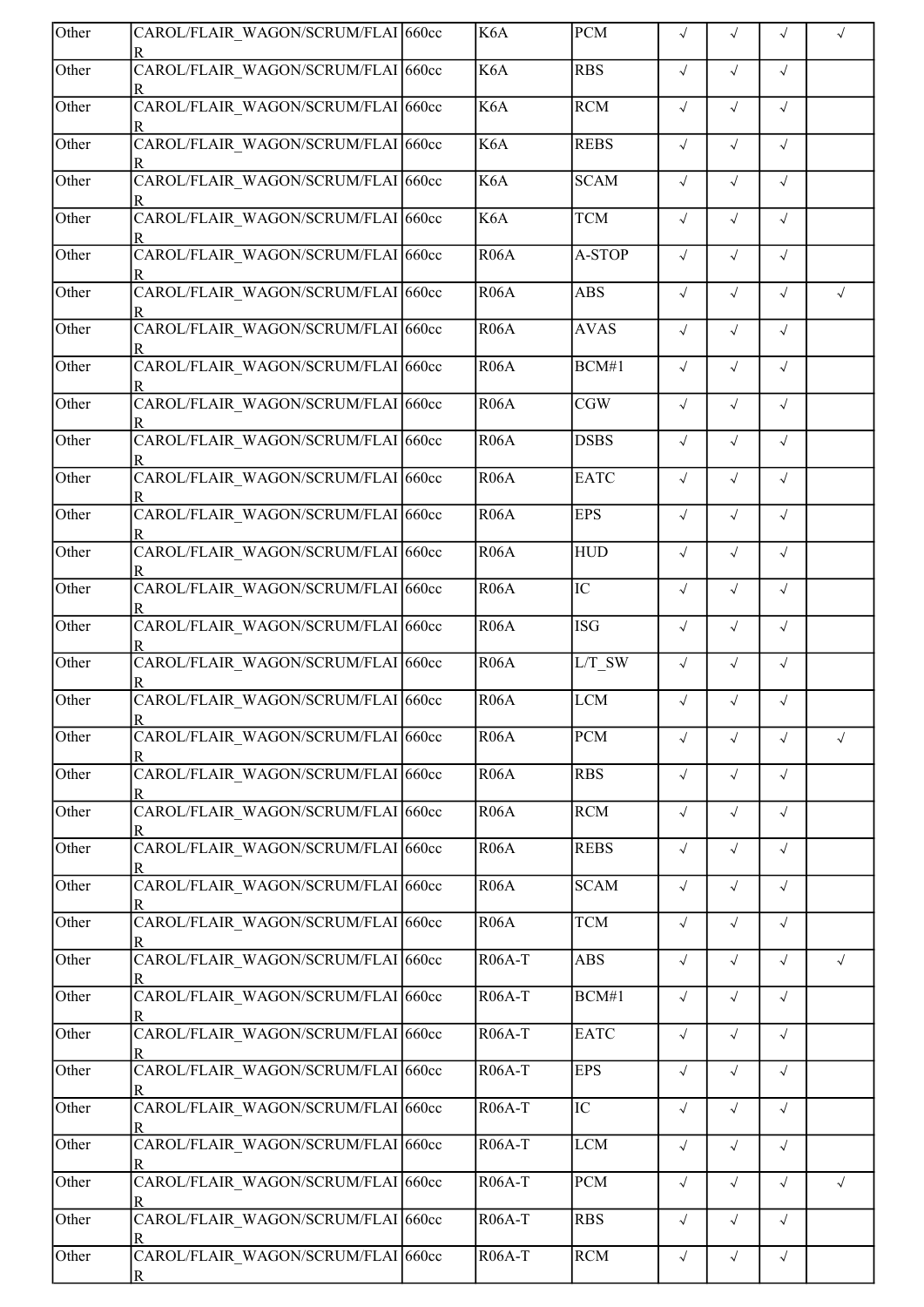| Other | CAROL/FLAIR_WAGON/SCRUM/FLAIR | 660cc | K6A | PCM | √ | √ | √ | √ |
|---|---|---|---|---|---|---|---|---|
| Other | CAROL/FLAIR_WAGON/SCRUM/FLAIR | 660cc | K6A | RBS | √ | √ | √ | |
| Other | CAROL/FLAIR_WAGON/SCRUM/FLAIR | 660cc | K6A | RCM | √ | √ | √ | |
| Other | CAROL/FLAIR_WAGON/SCRUM/FLAIR | 660cc | K6A | REBS | √ | √ | √ | |
| Other | CAROL/FLAIR_WAGON/SCRUM/FLAIR | 660cc | K6A | SCAM | √ | √ | √ | |
| Other | CAROL/FLAIR_WAGON/SCRUM/FLAIR | 660cc | K6A | TCM | √ | √ | √ | |
| Other | CAROL/FLAIR_WAGON/SCRUM/FLAIR | 660cc | R06A | A-STOP | √ | √ | √ | |
| Other | CAROL/FLAIR_WAGON/SCRUM/FLAIR | 660cc | R06A | ABS | √ | √ | √ | √ |
| Other | CAROL/FLAIR_WAGON/SCRUM/FLAIR | 660cc | R06A | AVAS | √ | √ | √ | |
| Other | CAROL/FLAIR_WAGON/SCRUM/FLAIR | 660cc | R06A | BCM#1 | √ | √ | √ | |
| Other | CAROL/FLAIR_WAGON/SCRUM/FLAIR | 660cc | R06A | CGW | √ | √ | √ | |
| Other | CAROL/FLAIR_WAGON/SCRUM/FLAIR | 660cc | R06A | DSBS | √ | √ | √ | |
| Other | CAROL/FLAIR_WAGON/SCRUM/FLAIR | 660cc | R06A | EATC | √ | √ | √ | |
| Other | CAROL/FLAIR_WAGON/SCRUM/FLAIR | 660cc | R06A | EPS | √ | √ | √ | |
| Other | CAROL/FLAIR_WAGON/SCRUM/FLAIR | 660cc | R06A | HUD | √ | √ | √ | |
| Other | CAROL/FLAIR_WAGON/SCRUM/FLAIR | 660cc | R06A | IC | √ | √ | √ | |
| Other | CAROL/FLAIR_WAGON/SCRUM/FLAIR | 660cc | R06A | ISG | √ | √ | √ | |
| Other | CAROL/FLAIR_WAGON/SCRUM/FLAIR | 660cc | R06A | L/T_SW | √ | √ | √ | |
| Other | CAROL/FLAIR_WAGON/SCRUM/FLAIR | 660cc | R06A | LCM | √ | √ | √ | |
| Other | CAROL/FLAIR_WAGON/SCRUM/FLAIR | 660cc | R06A | PCM | √ | √ | √ | √ |
| Other | CAROL/FLAIR_WAGON/SCRUM/FLAIR | 660cc | R06A | RBS | √ | √ | √ | |
| Other | CAROL/FLAIR_WAGON/SCRUM/FLAIR | 660cc | R06A | RCM | √ | √ | √ | |
| Other | CAROL/FLAIR_WAGON/SCRUM/FLAIR | 660cc | R06A | REBS | √ | √ | √ | |
| Other | CAROL/FLAIR_WAGON/SCRUM/FLAIR | 660cc | R06A | SCAM | √ | √ | √ | |
| Other | CAROL/FLAIR_WAGON/SCRUM/FLAIR | 660cc | R06A | TCM | √ | √ | √ | |
| Other | CAROL/FLAIR_WAGON/SCRUM/FLAIR | 660cc | R06A-T | ABS | √ | √ | √ | √ |
| Other | CAROL/FLAIR_WAGON/SCRUM/FLAIR | 660cc | R06A-T | BCM#1 | √ | √ | √ | |
| Other | CAROL/FLAIR_WAGON/SCRUM/FLAIR | 660cc | R06A-T | EATC | √ | √ | √ | |
| Other | CAROL/FLAIR_WAGON/SCRUM/FLAIR | 660cc | R06A-T | EPS | √ | √ | √ | |
| Other | CAROL/FLAIR_WAGON/SCRUM/FLAIR | 660cc | R06A-T | IC | √ | √ | √ | |
| Other | CAROL/FLAIR_WAGON/SCRUM/FLAIR | 660cc | R06A-T | LCM | √ | √ | √ | |
| Other | CAROL/FLAIR_WAGON/SCRUM/FLAIR | 660cc | R06A-T | PCM | √ | √ | √ | √ |
| Other | CAROL/FLAIR_WAGON/SCRUM/FLAIR | 660cc | R06A-T | RBS | √ | √ | √ | |
| Other | CAROL/FLAIR_WAGON/SCRUM/FLAIR | 660cc | R06A-T | RCM | √ | √ | √ | |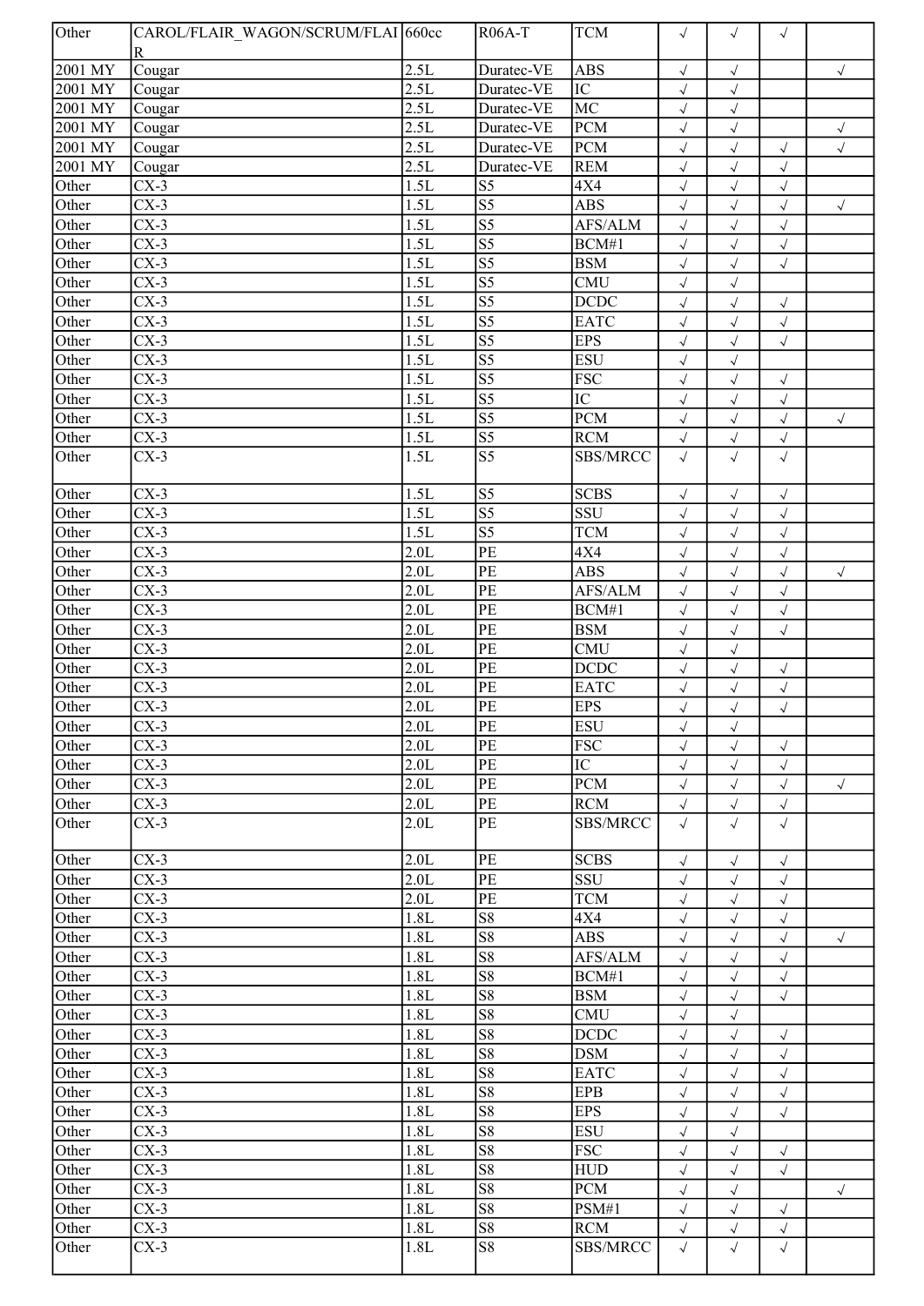| Other | CAROL/FLAIR_WAGON/SCRUM/FLAIR | 660cc | R06A-T | TCM | √ | √ | √ | |
|---|---|---|---|---|---|---|---|---|
| 2001 MY | Cougar | 2.5L | Duratec-VE | ABS | √ | √ | | √ |
| 2001 MY | Cougar | 2.5L | Duratec-VE | IC | √ | √ | | |
| 2001 MY | Cougar | 2.5L | Duratec-VE | MC | √ | √ | | |
| 2001 MY | Cougar | 2.5L | Duratec-VE | PCM | √ | √ | | √ |
| 2001 MY | Cougar | 2.5L | Duratec-VE | PCM | √ | √ | √ | √ |
| 2001 MY | Cougar | 2.5L | Duratec-VE | REM | √ | √ | √ | |
| Other | CX-3 | 1.5L | S5 | 4X4 | √ | √ | √ | |
| Other | CX-3 | 1.5L | S5 | ABS | √ | √ | √ | √ |
| Other | CX-3 | 1.5L | S5 | AFS/ALM | √ | √ | √ | |
| Other | CX-3 | 1.5L | S5 | BCM#1 | √ | √ | √ | |
| Other | CX-3 | 1.5L | S5 | BSM | √ | √ | √ | |
| Other | CX-3 | 1.5L | S5 | CMU | √ | √ | | |
| Other | CX-3 | 1.5L | S5 | DCDC | √ | √ | √ | |
| Other | CX-3 | 1.5L | S5 | EATC | √ | √ | √ | |
| Other | CX-3 | 1.5L | S5 | EPS | √ | √ | √ | |
| Other | CX-3 | 1.5L | S5 | ESU | √ | √ | | |
| Other | CX-3 | 1.5L | S5 | FSC | √ | √ | √ | |
| Other | CX-3 | 1.5L | S5 | IC | √ | √ | √ | |
| Other | CX-3 | 1.5L | S5 | PCM | √ | √ | √ | √ |
| Other | CX-3 | 1.5L | S5 | RCM | √ | √ | √ | |
| Other | CX-3 | 1.5L | S5 | SBS/MRCC | √ | √ | √ | |
| Other | CX-3 | 1.5L | S5 | SCBS | √ | √ | √ | |
| Other | CX-3 | 1.5L | S5 | SSU | √ | √ | √ | |
| Other | CX-3 | 1.5L | S5 | TCM | √ | √ | √ | |
| Other | CX-3 | 2.0L | PE | 4X4 | √ | √ | √ | |
| Other | CX-3 | 2.0L | PE | ABS | √ | √ | √ | √ |
| Other | CX-3 | 2.0L | PE | AFS/ALM | √ | √ | √ | |
| Other | CX-3 | 2.0L | PE | BCM#1 | √ | √ | √ | |
| Other | CX-3 | 2.0L | PE | BSM | √ | √ | √ | |
| Other | CX-3 | 2.0L | PE | CMU | √ | √ | | |
| Other | CX-3 | 2.0L | PE | DCDC | √ | √ | √ | |
| Other | CX-3 | 2.0L | PE | EATC | √ | √ | √ | |
| Other | CX-3 | 2.0L | PE | EPS | √ | √ | √ | |
| Other | CX-3 | 2.0L | PE | ESU | √ | √ | | |
| Other | CX-3 | 2.0L | PE | FSC | √ | √ | √ | |
| Other | CX-3 | 2.0L | PE | IC | √ | √ | √ | |
| Other | CX-3 | 2.0L | PE | PCM | √ | √ | √ | √ |
| Other | CX-3 | 2.0L | PE | RCM | √ | √ | √ | |
| Other | CX-3 | 2.0L | PE | SBS/MRCC | √ | √ | √ | |
| Other | CX-3 | 2.0L | PE | SCBS | √ | √ | √ | |
| Other | CX-3 | 2.0L | PE | SSU | √ | √ | √ | |
| Other | CX-3 | 2.0L | PE | TCM | √ | √ | √ | |
| Other | CX-3 | 1.8L | S8 | 4X4 | √ | √ | √ | |
| Other | CX-3 | 1.8L | S8 | ABS | √ | √ | √ | √ |
| Other | CX-3 | 1.8L | S8 | AFS/ALM | √ | √ | √ | |
| Other | CX-3 | 1.8L | S8 | BCM#1 | √ | √ | √ | |
| Other | CX-3 | 1.8L | S8 | BSM | √ | √ | √ | |
| Other | CX-3 | 1.8L | S8 | CMU | √ | √ | | |
| Other | CX-3 | 1.8L | S8 | DCDC | √ | √ | √ | |
| Other | CX-3 | 1.8L | S8 | DSM | √ | √ | √ | |
| Other | CX-3 | 1.8L | S8 | EATC | √ | √ | √ | |
| Other | CX-3 | 1.8L | S8 | EPB | √ | √ | √ | |
| Other | CX-3 | 1.8L | S8 | EPS | √ | √ | √ | |
| Other | CX-3 | 1.8L | S8 | ESU | √ | √ | | |
| Other | CX-3 | 1.8L | S8 | FSC | √ | √ | √ | |
| Other | CX-3 | 1.8L | S8 | HUD | √ | √ | √ | |
| Other | CX-3 | 1.8L | S8 | PCM | √ | √ | | √ |
| Other | CX-3 | 1.8L | S8 | PSM#1 | √ | √ | √ | |
| Other | CX-3 | 1.8L | S8 | RCM | √ | √ | √ | |
| Other | CX-3 | 1.8L | S8 | SBS/MRCC | √ | √ | √ | |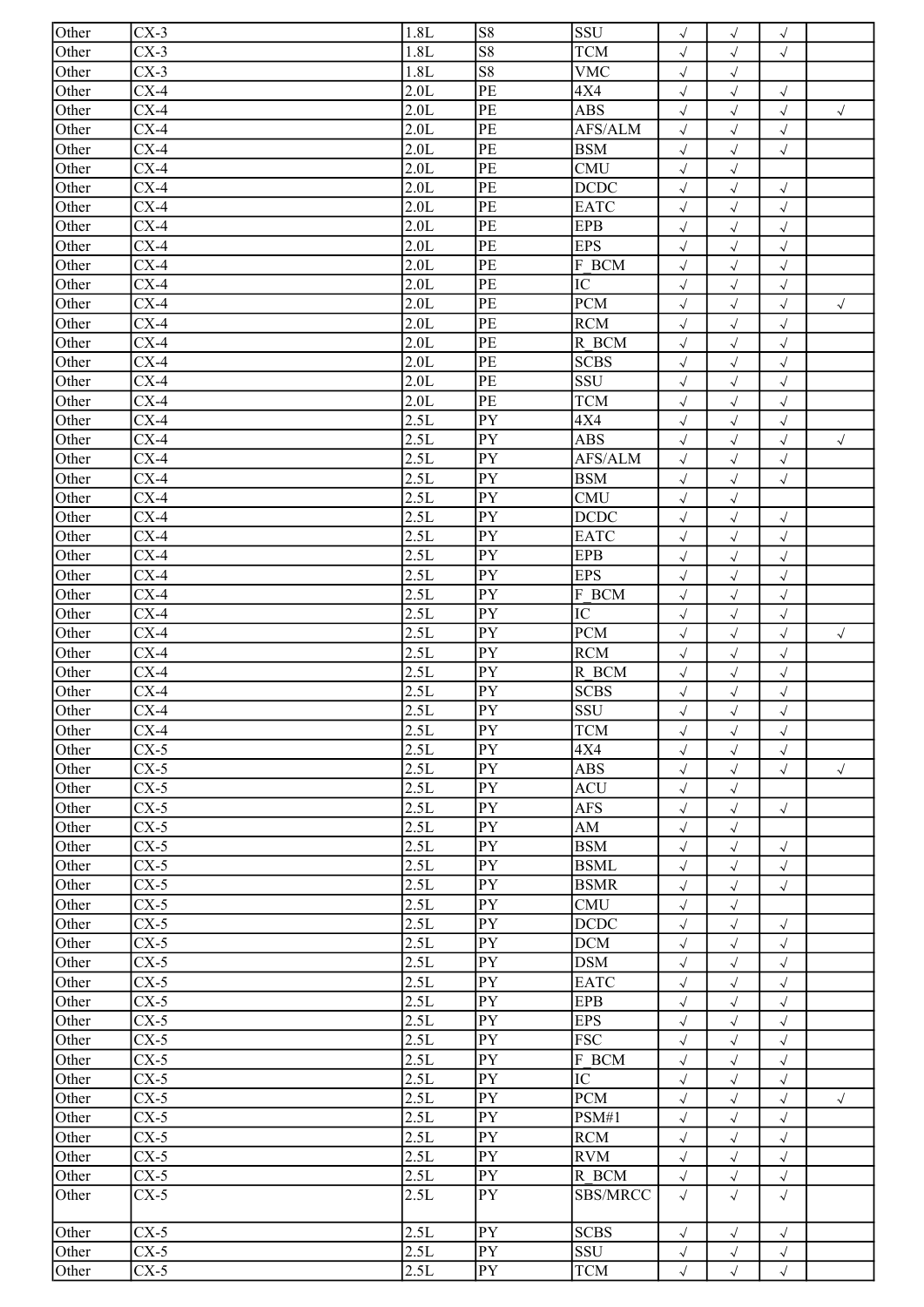| | | | | | | | | |
|---|---|---|---|---|---|---|---|---|
| Other | CX-3 | 1.8L | S8 | SSU | √ | √ | √ | |
| Other | CX-3 | 1.8L | S8 | TCM | √ | √ | √ | |
| Other | CX-3 | 1.8L | S8 | VMC | √ | √ | | |
| Other | CX-4 | 2.0L | PE | 4X4 | √ | √ | √ | |
| Other | CX-4 | 2.0L | PE | ABS | √ | √ | √ | √ |
| Other | CX-4 | 2.0L | PE | AFS/ALM | √ | √ | √ | |
| Other | CX-4 | 2.0L | PE | BSM | √ | √ | √ | |
| Other | CX-4 | 2.0L | PE | CMU | √ | √ | | |
| Other | CX-4 | 2.0L | PE | DCDC | √ | √ | √ | |
| Other | CX-4 | 2.0L | PE | EATC | √ | √ | √ | |
| Other | CX-4 | 2.0L | PE | EPB | √ | √ | √ | |
| Other | CX-4 | 2.0L | PE | EPS | √ | √ | √ | |
| Other | CX-4 | 2.0L | PE | F_BCM | √ | √ | √ | |
| Other | CX-4 | 2.0L | PE | IC | √ | √ | √ | |
| Other | CX-4 | 2.0L | PE | PCM | √ | √ | √ | √ |
| Other | CX-4 | 2.0L | PE | RCM | √ | √ | √ | |
| Other | CX-4 | 2.0L | PE | R_BCM | √ | √ | √ | |
| Other | CX-4 | 2.0L | PE | SCBS | √ | √ | √ | |
| Other | CX-4 | 2.0L | PE | SSU | √ | √ | √ | |
| Other | CX-4 | 2.0L | PE | TCM | √ | √ | √ | |
| Other | CX-4 | 2.5L | PY | 4X4 | √ | √ | √ | |
| Other | CX-4 | 2.5L | PY | ABS | √ | √ | √ | √ |
| Other | CX-4 | 2.5L | PY | AFS/ALM | √ | √ | √ | |
| Other | CX-4 | 2.5L | PY | BSM | √ | √ | √ | |
| Other | CX-4 | 2.5L | PY | CMU | √ | √ | | |
| Other | CX-4 | 2.5L | PY | DCDC | √ | √ | √ | |
| Other | CX-4 | 2.5L | PY | EATC | √ | √ | √ | |
| Other | CX-4 | 2.5L | PY | EPB | √ | √ | √ | |
| Other | CX-4 | 2.5L | PY | EPS | √ | √ | √ | |
| Other | CX-4 | 2.5L | PY | F_BCM | √ | √ | √ | |
| Other | CX-4 | 2.5L | PY | IC | √ | √ | √ | |
| Other | CX-4 | 2.5L | PY | PCM | √ | √ | √ | √ |
| Other | CX-4 | 2.5L | PY | RCM | √ | √ | √ | |
| Other | CX-4 | 2.5L | PY | R_BCM | √ | √ | √ | |
| Other | CX-4 | 2.5L | PY | SCBS | √ | √ | √ | |
| Other | CX-4 | 2.5L | PY | SSU | √ | √ | √ | |
| Other | CX-4 | 2.5L | PY | TCM | √ | √ | √ | |
| Other | CX-5 | 2.5L | PY | 4X4 | √ | √ | √ | |
| Other | CX-5 | 2.5L | PY | ABS | √ | √ | √ | √ |
| Other | CX-5 | 2.5L | PY | ACU | √ | √ | | |
| Other | CX-5 | 2.5L | PY | AFS | √ | √ | √ | |
| Other | CX-5 | 2.5L | PY | AM | √ | √ | | |
| Other | CX-5 | 2.5L | PY | BSM | √ | √ | √ | |
| Other | CX-5 | 2.5L | PY | BSML | √ | √ | √ | |
| Other | CX-5 | 2.5L | PY | BSMR | √ | √ | √ | |
| Other | CX-5 | 2.5L | PY | CMU | √ | √ | | |
| Other | CX-5 | 2.5L | PY | DCDC | √ | √ | √ | |
| Other | CX-5 | 2.5L | PY | DCM | √ | √ | √ | |
| Other | CX-5 | 2.5L | PY | DSM | √ | √ | √ | |
| Other | CX-5 | 2.5L | PY | EATC | √ | √ | √ | |
| Other | CX-5 | 2.5L | PY | EPB | √ | √ | √ | |
| Other | CX-5 | 2.5L | PY | EPS | √ | √ | √ | |
| Other | CX-5 | 2.5L | PY | FSC | √ | √ | √ | |
| Other | CX-5 | 2.5L | PY | F_BCM | √ | √ | √ | |
| Other | CX-5 | 2.5L | PY | IC | √ | √ | √ | |
| Other | CX-5 | 2.5L | PY | PCM | √ | √ | √ | √ |
| Other | CX-5 | 2.5L | PY | PSM#1 | √ | √ | √ | |
| Other | CX-5 | 2.5L | PY | RCM | √ | √ | √ | |
| Other | CX-5 | 2.5L | PY | RVM | √ | √ | √ | |
| Other | CX-5 | 2.5L | PY | R_BCM | √ | √ | √ | |
| Other | CX-5 | 2.5L | PY | SBS/MRCC | √ | √ | √ | |
| Other | CX-5 | 2.5L | PY | SCBS | √ | √ | √ | |
| Other | CX-5 | 2.5L | PY | SSU | √ | √ | √ | |
| Other | CX-5 | 2.5L | PY | TCM | √ | √ | √ | |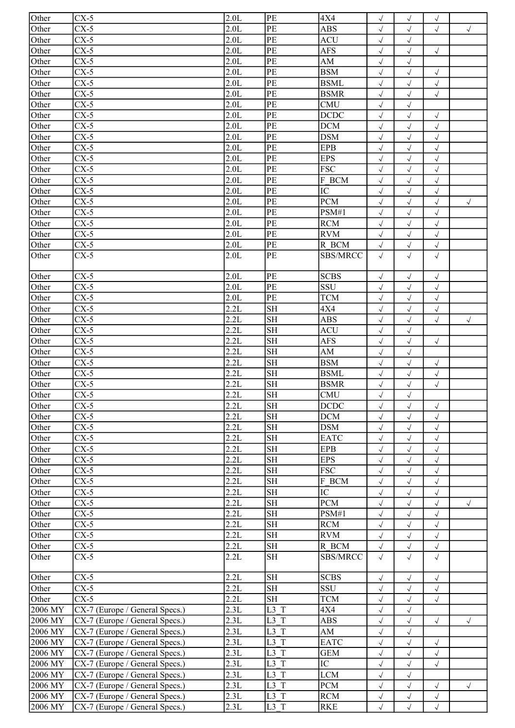| Other | CX-5 | 2.0L | PE | 4X4 | √ | √ | √ | |
|---|---|---|---|---|---|---|---|---|
| Other | CX-5 | 2.0L | PE | ABS | √ | √ | √ | √ |
| Other | CX-5 | 2.0L | PE | ACU | √ | √ | | |
| Other | CX-5 | 2.0L | PE | AFS | √ | √ | √ | |
| Other | CX-5 | 2.0L | PE | AM | √ | √ | | |
| Other | CX-5 | 2.0L | PE | BSM | √ | √ | √ | |
| Other | CX-5 | 2.0L | PE | BSML | √ | √ | √ | |
| Other | CX-5 | 2.0L | PE | BSMR | √ | √ | √ | |
| Other | CX-5 | 2.0L | PE | CMU | √ | √ | | |
| Other | CX-5 | 2.0L | PE | DCDC | √ | √ | √ | |
| Other | CX-5 | 2.0L | PE | DCM | √ | √ | √ | |
| Other | CX-5 | 2.0L | PE | DSM | √ | √ | √ | |
| Other | CX-5 | 2.0L | PE | EPB | √ | √ | √ | |
| Other | CX-5 | 2.0L | PE | EPS | √ | √ | √ | |
| Other | CX-5 | 2.0L | PE | FSC | √ | √ | √ | |
| Other | CX-5 | 2.0L | PE | F_BCM | √ | √ | √ | |
| Other | CX-5 | 2.0L | PE | IC | √ | √ | √ | |
| Other | CX-5 | 2.0L | PE | PCM | √ | √ | √ | √ |
| Other | CX-5 | 2.0L | PE | PSM#1 | √ | √ | √ | |
| Other | CX-5 | 2.0L | PE | RCM | √ | √ | √ | |
| Other | CX-5 | 2.0L | PE | RVM | √ | √ | √ | |
| Other | CX-5 | 2.0L | PE | R_BCM | √ | √ | √ | |
| Other | CX-5 | 2.0L | PE | SBS/MRCC | √ | √ | √ | |
| Other | CX-5 | 2.0L | PE | SCBS | √ | √ | √ | |
| Other | CX-5 | 2.0L | PE | SSU | √ | √ | √ | |
| Other | CX-5 | 2.0L | PE | TCM | √ | √ | √ | |
| Other | CX-5 | 2.2L | SH | 4X4 | √ | √ | √ | |
| Other | CX-5 | 2.2L | SH | ABS | √ | √ | √ | √ |
| Other | CX-5 | 2.2L | SH | ACU | √ | √ | | |
| Other | CX-5 | 2.2L | SH | AFS | √ | √ | √ | |
| Other | CX-5 | 2.2L | SH | AM | √ | √ | | |
| Other | CX-5 | 2.2L | SH | BSM | √ | √ | √ | |
| Other | CX-5 | 2.2L | SH | BSML | √ | √ | √ | |
| Other | CX-5 | 2.2L | SH | BSMR | √ | √ | √ | |
| Other | CX-5 | 2.2L | SH | CMU | √ | √ | | |
| Other | CX-5 | 2.2L | SH | DCDC | √ | √ | √ | |
| Other | CX-5 | 2.2L | SH | DCM | √ | √ | √ | |
| Other | CX-5 | 2.2L | SH | DSM | √ | √ | √ | |
| Other | CX-5 | 2.2L | SH | EATC | √ | √ | √ | |
| Other | CX-5 | 2.2L | SH | EPB | √ | √ | √ | |
| Other | CX-5 | 2.2L | SH | EPS | √ | √ | √ | |
| Other | CX-5 | 2.2L | SH | FSC | √ | √ | √ | |
| Other | CX-5 | 2.2L | SH | F_BCM | √ | √ | √ | |
| Other | CX-5 | 2.2L | SH | IC | √ | √ | √ | |
| Other | CX-5 | 2.2L | SH | PCM | √ | √ | √ | √ |
| Other | CX-5 | 2.2L | SH | PSM#1 | √ | √ | √ | |
| Other | CX-5 | 2.2L | SH | RCM | √ | √ | √ | |
| Other | CX-5 | 2.2L | SH | RVM | √ | √ | √ | |
| Other | CX-5 | 2.2L | SH | R_BCM | √ | √ | √ | |
| Other | CX-5 | 2.2L | SH | SBS/MRCC | √ | √ | √ | |
| Other | CX-5 | 2.2L | SH | SCBS | √ | √ | √ | |
| Other | CX-5 | 2.2L | SH | SSU | √ | √ | √ | |
| Other | CX-5 | 2.2L | SH | TCM | √ | √ | √ | |
| 2006 MY | CX-7 (Europe / General Specs.) | 2.3L | L3_T | 4X4 | √ | √ | | |
| 2006 MY | CX-7 (Europe / General Specs.) | 2.3L | L3_T | ABS | √ | √ | √ | √ |
| 2006 MY | CX-7 (Europe / General Specs.) | 2.3L | L3_T | AM | √ | √ | | |
| 2006 MY | CX-7 (Europe / General Specs.) | 2.3L | L3_T | EATC | √ | √ | √ | |
| 2006 MY | CX-7 (Europe / General Specs.) | 2.3L | L3_T | GEM | √ | √ | √ | |
| 2006 MY | CX-7 (Europe / General Specs.) | 2.3L | L3_T | IC | √ | √ | √ | |
| 2006 MY | CX-7 (Europe / General Specs.) | 2.3L | L3_T | LCM | √ | √ | | |
| 2006 MY | CX-7 (Europe / General Specs.) | 2.3L | L3_T | PCM | √ | √ | √ | √ |
| 2006 MY | CX-7 (Europe / General Specs.) | 2.3L | L3_T | RCM | √ | √ | √ | |
| 2006 MY | CX-7 (Europe / General Specs.) | 2.3L | L3_T | RKE | √ | √ | √ | |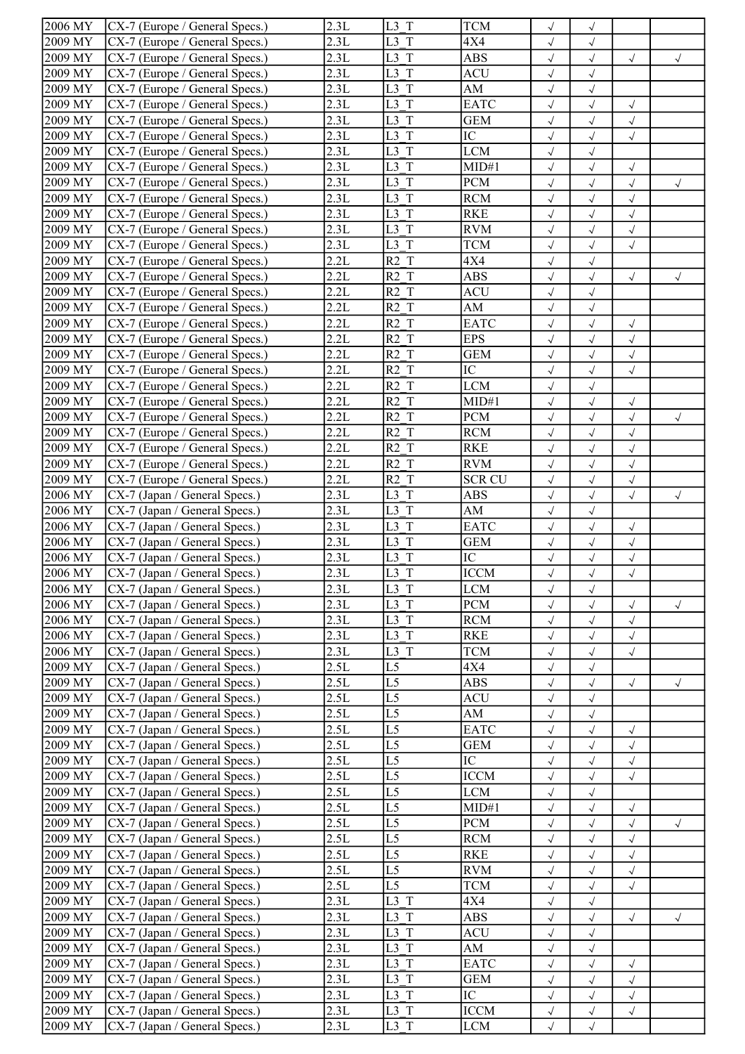| | | | | | | | | |
|---|---|---|---|---|---|---|---|---|
| 2006 MY | CX-7 (Europe / General Specs.) | 2.3L | L3_T | TCM | √ | √ | | |
| 2009 MY | CX-7 (Europe / General Specs.) | 2.3L | L3_T | 4X4 | √ | √ | | |
| 2009 MY | CX-7 (Europe / General Specs.) | 2.3L | L3_T | ABS | √ | √ | √ | √ |
| 2009 MY | CX-7 (Europe / General Specs.) | 2.3L | L3_T | ACU | √ | √ | | |
| 2009 MY | CX-7 (Europe / General Specs.) | 2.3L | L3_T | AM | √ | √ | | |
| 2009 MY | CX-7 (Europe / General Specs.) | 2.3L | L3_T | EATC | √ | √ | √ | |
| 2009 MY | CX-7 (Europe / General Specs.) | 2.3L | L3_T | GEM | √ | √ | √ | |
| 2009 MY | CX-7 (Europe / General Specs.) | 2.3L | L3_T | IC | √ | √ | √ | |
| 2009 MY | CX-7 (Europe / General Specs.) | 2.3L | L3_T | LCM | √ | √ | | |
| 2009 MY | CX-7 (Europe / General Specs.) | 2.3L | L3_T | MID#1 | √ | √ | √ | |
| 2009 MY | CX-7 (Europe / General Specs.) | 2.3L | L3_T | PCM | √ | √ | √ | √ |
| 2009 MY | CX-7 (Europe / General Specs.) | 2.3L | L3_T | RCM | √ | √ | √ | |
| 2009 MY | CX-7 (Europe / General Specs.) | 2.3L | L3_T | RKE | √ | √ | √ | |
| 2009 MY | CX-7 (Europe / General Specs.) | 2.3L | L3_T | RVM | √ | √ | √ | |
| 2009 MY | CX-7 (Europe / General Specs.) | 2.3L | L3_T | TCM | √ | √ | √ | |
| 2009 MY | CX-7 (Europe / General Specs.) | 2.2L | R2_T | 4X4 | √ | √ | | |
| 2009 MY | CX-7 (Europe / General Specs.) | 2.2L | R2_T | ABS | √ | √ | √ | √ |
| 2009 MY | CX-7 (Europe / General Specs.) | 2.2L | R2_T | ACU | √ | √ | | |
| 2009 MY | CX-7 (Europe / General Specs.) | 2.2L | R2_T | AM | √ | √ | | |
| 2009 MY | CX-7 (Europe / General Specs.) | 2.2L | R2_T | EATC | √ | √ | √ | |
| 2009 MY | CX-7 (Europe / General Specs.) | 2.2L | R2_T | EPS | √ | √ | √ | |
| 2009 MY | CX-7 (Europe / General Specs.) | 2.2L | R2_T | GEM | √ | √ | √ | |
| 2009 MY | CX-7 (Europe / General Specs.) | 2.2L | R2_T | IC | √ | √ | √ | |
| 2009 MY | CX-7 (Europe / General Specs.) | 2.2L | R2_T | LCM | √ | √ | | |
| 2009 MY | CX-7 (Europe / General Specs.) | 2.2L | R2_T | MID#1 | √ | √ | √ | |
| 2009 MY | CX-7 (Europe / General Specs.) | 2.2L | R2_T | PCM | √ | √ | √ | √ |
| 2009 MY | CX-7 (Europe / General Specs.) | 2.2L | R2_T | RCM | √ | √ | √ | |
| 2009 MY | CX-7 (Europe / General Specs.) | 2.2L | R2_T | RKE | √ | √ | √ | |
| 2009 MY | CX-7 (Europe / General Specs.) | 2.2L | R2_T | RVM | √ | √ | √ | |
| 2009 MY | CX-7 (Europe / General Specs.) | 2.2L | R2_T | SCR CU | √ | √ | √ | |
| 2006 MY | CX-7 (Japan / General Specs.) | 2.3L | L3_T | ABS | √ | √ | √ | √ |
| 2006 MY | CX-7 (Japan / General Specs.) | 2.3L | L3_T | AM | √ | √ | | |
| 2006 MY | CX-7 (Japan / General Specs.) | 2.3L | L3_T | EATC | √ | √ | √ | |
| 2006 MY | CX-7 (Japan / General Specs.) | 2.3L | L3_T | GEM | √ | √ | √ | |
| 2006 MY | CX-7 (Japan / General Specs.) | 2.3L | L3_T | IC | √ | √ | √ | |
| 2006 MY | CX-7 (Japan / General Specs.) | 2.3L | L3_T | ICCM | √ | √ | √ | |
| 2006 MY | CX-7 (Japan / General Specs.) | 2.3L | L3_T | LCM | √ | √ | | |
| 2006 MY | CX-7 (Japan / General Specs.) | 2.3L | L3_T | PCM | √ | √ | √ | √ |
| 2006 MY | CX-7 (Japan / General Specs.) | 2.3L | L3_T | RCM | √ | √ | √ | |
| 2006 MY | CX-7 (Japan / General Specs.) | 2.3L | L3_T | RKE | √ | √ | √ | |
| 2006 MY | CX-7 (Japan / General Specs.) | 2.3L | L3_T | TCM | √ | √ | √ | |
| 2009 MY | CX-7 (Japan / General Specs.) | 2.5L | L5 | 4X4 | √ | √ | | |
| 2009 MY | CX-7 (Japan / General Specs.) | 2.5L | L5 | ABS | √ | √ | √ | √ |
| 2009 MY | CX-7 (Japan / General Specs.) | 2.5L | L5 | ACU | √ | √ | | |
| 2009 MY | CX-7 (Japan / General Specs.) | 2.5L | L5 | AM | √ | √ | | |
| 2009 MY | CX-7 (Japan / General Specs.) | 2.5L | L5 | EATC | √ | √ | √ | |
| 2009 MY | CX-7 (Japan / General Specs.) | 2.5L | L5 | GEM | √ | √ | √ | |
| 2009 MY | CX-7 (Japan / General Specs.) | 2.5L | L5 | IC | √ | √ | √ | |
| 2009 MY | CX-7 (Japan / General Specs.) | 2.5L | L5 | ICCM | √ | √ | √ | |
| 2009 MY | CX-7 (Japan / General Specs.) | 2.5L | L5 | LCM | √ | √ | | |
| 2009 MY | CX-7 (Japan / General Specs.) | 2.5L | L5 | MID#1 | √ | √ | √ | |
| 2009 MY | CX-7 (Japan / General Specs.) | 2.5L | L5 | PCM | √ | √ | √ | √ |
| 2009 MY | CX-7 (Japan / General Specs.) | 2.5L | L5 | RCM | √ | √ | √ | |
| 2009 MY | CX-7 (Japan / General Specs.) | 2.5L | L5 | RKE | √ | √ | √ | |
| 2009 MY | CX-7 (Japan / General Specs.) | 2.5L | L5 | RVM | √ | √ | √ | |
| 2009 MY | CX-7 (Japan / General Specs.) | 2.5L | L5 | TCM | √ | √ | √ | |
| 2009 MY | CX-7 (Japan / General Specs.) | 2.3L | L3_T | 4X4 | √ | √ | | |
| 2009 MY | CX-7 (Japan / General Specs.) | 2.3L | L3_T | ABS | √ | √ | √ | √ |
| 2009 MY | CX-7 (Japan / General Specs.) | 2.3L | L3_T | ACU | √ | √ | | |
| 2009 MY | CX-7 (Japan / General Specs.) | 2.3L | L3_T | AM | √ | √ | | |
| 2009 MY | CX-7 (Japan / General Specs.) | 2.3L | L3_T | EATC | √ | √ | √ | |
| 2009 MY | CX-7 (Japan / General Specs.) | 2.3L | L3_T | GEM | √ | √ | √ | |
| 2009 MY | CX-7 (Japan / General Specs.) | 2.3L | L3_T | IC | √ | √ | √ | |
| 2009 MY | CX-7 (Japan / General Specs.) | 2.3L | L3_T | ICCM | √ | √ | √ | |
| 2009 MY | CX-7 (Japan / General Specs.) | 2.3L | L3_T | LCM | √ | √ | | |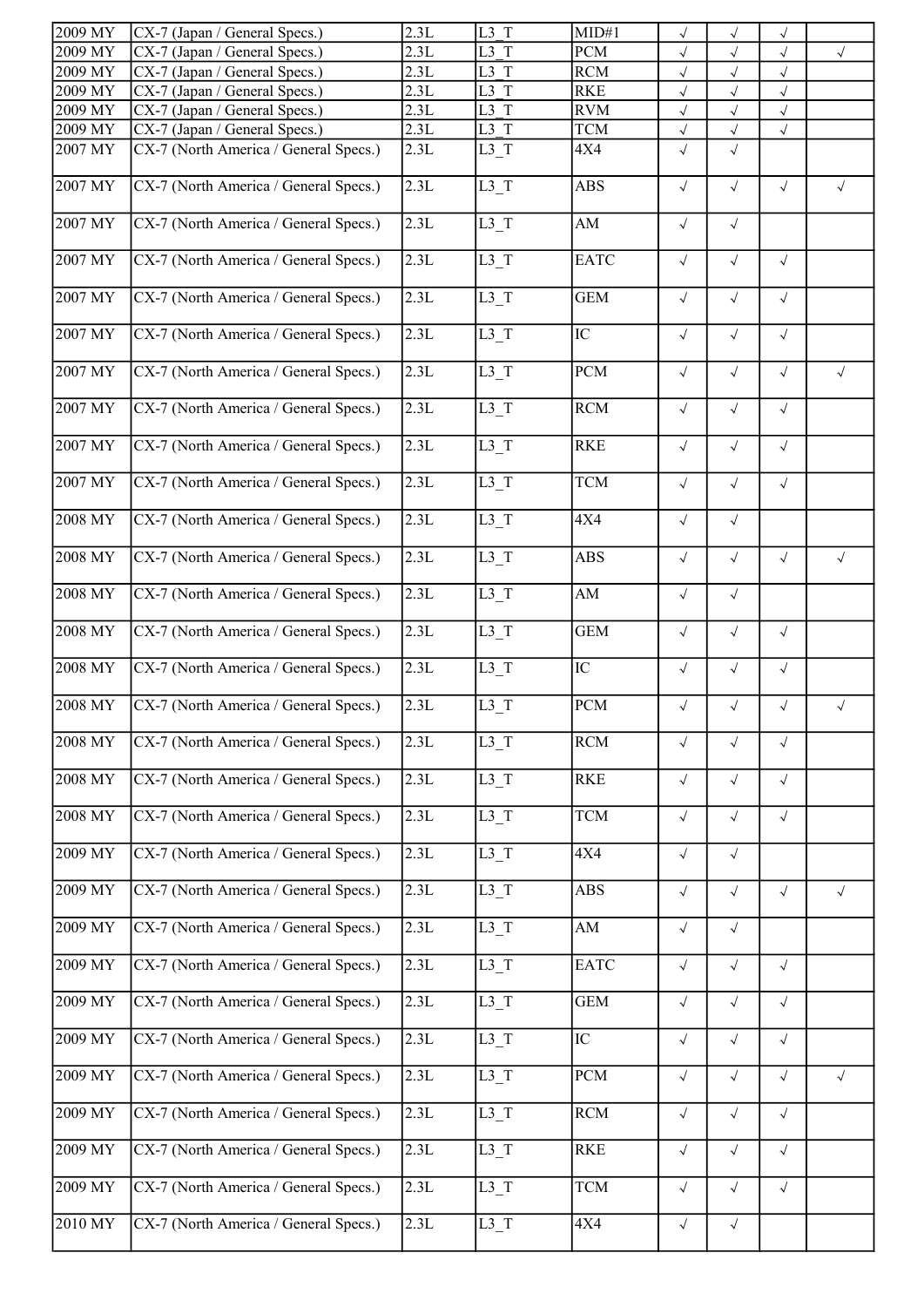| | | | | | | | | |
|---|---|---|---|---|---|---|---|---|
| 2009 MY | CX-7 (Japan / General Specs.) | 2.3L | L3_T | MID#1 | √ | √ | √ | |
| 2009 MY | CX-7 (Japan / General Specs.) | 2.3L | L3_T | PCM | √ | √ | √ | √ |
| 2009 MY | CX-7 (Japan / General Specs.) | 2.3L | L3_T | RCM | √ | √ | √ | |
| 2009 MY | CX-7 (Japan / General Specs.) | 2.3L | L3_T | RKE | √ | √ | √ | |
| 2009 MY | CX-7 (Japan / General Specs.) | 2.3L | L3_T | RVM | √ | √ | √ | |
| 2009 MY | CX-7 (Japan / General Specs.) | 2.3L | L3_T | TCM | √ | √ | √ | |
| 2007 MY | CX-7 (North America / General Specs.) | 2.3L | L3_T | 4X4 | √ | √ | | |
| 2007 MY | CX-7 (North America / General Specs.) | 2.3L | L3_T | ABS | √ | √ | √ | √ |
| 2007 MY | CX-7 (North America / General Specs.) | 2.3L | L3_T | AM | √ | √ | | |
| 2007 MY | CX-7 (North America / General Specs.) | 2.3L | L3_T | EATC | √ | √ | √ | |
| 2007 MY | CX-7 (North America / General Specs.) | 2.3L | L3_T | GEM | √ | √ | √ | |
| 2007 MY | CX-7 (North America / General Specs.) | 2.3L | L3_T | IC | √ | √ | √ | |
| 2007 MY | CX-7 (North America / General Specs.) | 2.3L | L3_T | PCM | √ | √ | √ | √ |
| 2007 MY | CX-7 (North America / General Specs.) | 2.3L | L3_T | RCM | √ | √ | √ | |
| 2007 MY | CX-7 (North America / General Specs.) | 2.3L | L3_T | RKE | √ | √ | √ | |
| 2007 MY | CX-7 (North America / General Specs.) | 2.3L | L3_T | TCM | √ | √ | √ | |
| 2008 MY | CX-7 (North America / General Specs.) | 2.3L | L3_T | 4X4 | √ | √ | | |
| 2008 MY | CX-7 (North America / General Specs.) | 2.3L | L3_T | ABS | √ | √ | √ | √ |
| 2008 MY | CX-7 (North America / General Specs.) | 2.3L | L3_T | AM | √ | √ | | |
| 2008 MY | CX-7 (North America / General Specs.) | 2.3L | L3_T | GEM | √ | √ | √ | |
| 2008 MY | CX-7 (North America / General Specs.) | 2.3L | L3_T | IC | √ | √ | √ | |
| 2008 MY | CX-7 (North America / General Specs.) | 2.3L | L3_T | PCM | √ | √ | √ | √ |
| 2008 MY | CX-7 (North America / General Specs.) | 2.3L | L3_T | RCM | √ | √ | √ | |
| 2008 MY | CX-7 (North America / General Specs.) | 2.3L | L3_T | RKE | √ | √ | √ | |
| 2008 MY | CX-7 (North America / General Specs.) | 2.3L | L3_T | TCM | √ | √ | √ | |
| 2009 MY | CX-7 (North America / General Specs.) | 2.3L | L3_T | 4X4 | √ | √ | | |
| 2009 MY | CX-7 (North America / General Specs.) | 2.3L | L3_T | ABS | √ | √ | √ | √ |
| 2009 MY | CX-7 (North America / General Specs.) | 2.3L | L3_T | AM | √ | √ | | |
| 2009 MY | CX-7 (North America / General Specs.) | 2.3L | L3_T | EATC | √ | √ | √ | |
| 2009 MY | CX-7 (North America / General Specs.) | 2.3L | L3_T | GEM | √ | √ | √ | |
| 2009 MY | CX-7 (North America / General Specs.) | 2.3L | L3_T | IC | √ | √ | √ | |
| 2009 MY | CX-7 (North America / General Specs.) | 2.3L | L3_T | PCM | √ | √ | √ | √ |
| 2009 MY | CX-7 (North America / General Specs.) | 2.3L | L3_T | RCM | √ | √ | √ | |
| 2009 MY | CX-7 (North America / General Specs.) | 2.3L | L3_T | RKE | √ | √ | √ | |
| 2009 MY | CX-7 (North America / General Specs.) | 2.3L | L3_T | TCM | √ | √ | √ | |
| 2010 MY | CX-7 (North America / General Specs.) | 2.3L | L3_T | 4X4 | √ | √ | | |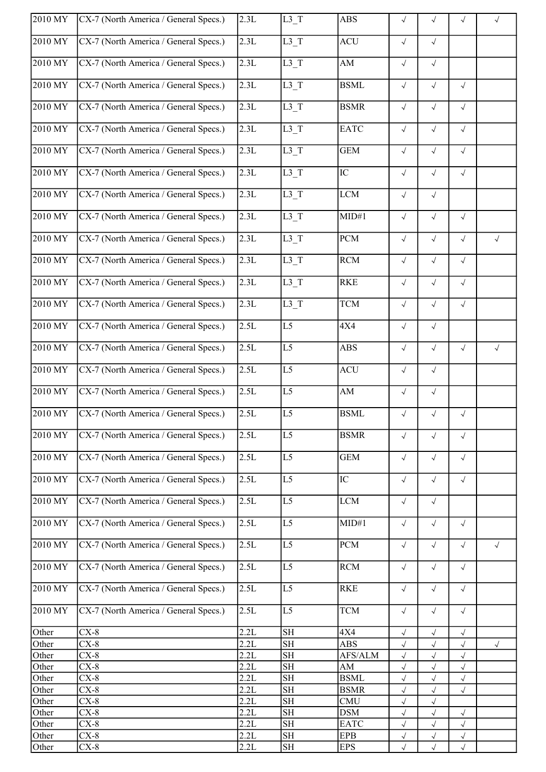| 2010 MY | CX-7 (North America / General Specs.) | 2.3L | L3_T | ABS | √ | √ | √ | √ |
|---|---|---|---|---|---|---|---|---|
| 2010 MY | CX-7 (North America / General Specs.) | 2.3L | L3_T | ACU | √ | √ | | |
| 2010 MY | CX-7 (North America / General Specs.) | 2.3L | L3_T | AM | √ | √ | | |
| 2010 MY | CX-7 (North America / General Specs.) | 2.3L | L3_T | BSML | √ | √ | √ | |
| 2010 MY | CX-7 (North America / General Specs.) | 2.3L | L3_T | BSMR | √ | √ | √ | |
| 2010 MY | CX-7 (North America / General Specs.) | 2.3L | L3_T | EATC | √ | √ | √ | |
| 2010 MY | CX-7 (North America / General Specs.) | 2.3L | L3_T | GEM | √ | √ | √ | |
| 2010 MY | CX-7 (North America / General Specs.) | 2.3L | L3_T | IC | √ | √ | √ | |
| 2010 MY | CX-7 (North America / General Specs.) | 2.3L | L3_T | LCM | √ | √ | | |
| 2010 MY | CX-7 (North America / General Specs.) | 2.3L | L3_T | MID#1 | √ | √ | √ | |
| 2010 MY | CX-7 (North America / General Specs.) | 2.3L | L3_T | PCM | √ | √ | √ | √ |
| 2010 MY | CX-7 (North America / General Specs.) | 2.3L | L3_T | RCM | √ | √ | √ | |
| 2010 MY | CX-7 (North America / General Specs.) | 2.3L | L3_T | RKE | √ | √ | √ | |
| 2010 MY | CX-7 (North America / General Specs.) | 2.3L | L3_T | TCM | √ | √ | √ | |
| 2010 MY | CX-7 (North America / General Specs.) | 2.5L | L5 | 4X4 | √ | √ | | |
| 2010 MY | CX-7 (North America / General Specs.) | 2.5L | L5 | ABS | √ | √ | √ | √ |
| 2010 MY | CX-7 (North America / General Specs.) | 2.5L | L5 | ACU | √ | √ | | |
| 2010 MY | CX-7 (North America / General Specs.) | 2.5L | L5 | AM | √ | √ | | |
| 2010 MY | CX-7 (North America / General Specs.) | 2.5L | L5 | BSML | √ | √ | √ | |
| 2010 MY | CX-7 (North America / General Specs.) | 2.5L | L5 | BSMR | √ | √ | √ | |
| 2010 MY | CX-7 (North America / General Specs.) | 2.5L | L5 | GEM | √ | √ | √ | |
| 2010 MY | CX-7 (North America / General Specs.) | 2.5L | L5 | IC | √ | √ | √ | |
| 2010 MY | CX-7 (North America / General Specs.) | 2.5L | L5 | LCM | √ | √ | | |
| 2010 MY | CX-7 (North America / General Specs.) | 2.5L | L5 | MID#1 | √ | √ | √ | |
| 2010 MY | CX-7 (North America / General Specs.) | 2.5L | L5 | PCM | √ | √ | √ | √ |
| 2010 MY | CX-7 (North America / General Specs.) | 2.5L | L5 | RCM | √ | √ | √ | |
| 2010 MY | CX-7 (North America / General Specs.) | 2.5L | L5 | RKE | √ | √ | √ | |
| 2010 MY | CX-7 (North America / General Specs.) | 2.5L | L5 | TCM | √ | √ | √ | |
| Other | CX-8 | 2.2L | SH | 4X4 | √ | √ | √ | |
| Other | CX-8 | 2.2L | SH | ABS | √ | √ | √ | √ |
| Other | CX-8 | 2.2L | SH | AFS/ALM | √ | √ | √ | |
| Other | CX-8 | 2.2L | SH | AM | √ | √ | √ | |
| Other | CX-8 | 2.2L | SH | BSML | √ | √ | √ | |
| Other | CX-8 | 2.2L | SH | BSMR | √ | √ | √ | |
| Other | CX-8 | 2.2L | SH | CMU | √ | √ | | |
| Other | CX-8 | 2.2L | SH | DSM | √ | √ | √ | |
| Other | CX-8 | 2.2L | SH | EATC | √ | √ | √ | |
| Other | CX-8 | 2.2L | SH | EPB | √ | √ | √ | |
| Other | CX-8 | 2.2L | SH | EPS | √ | √ | √ | |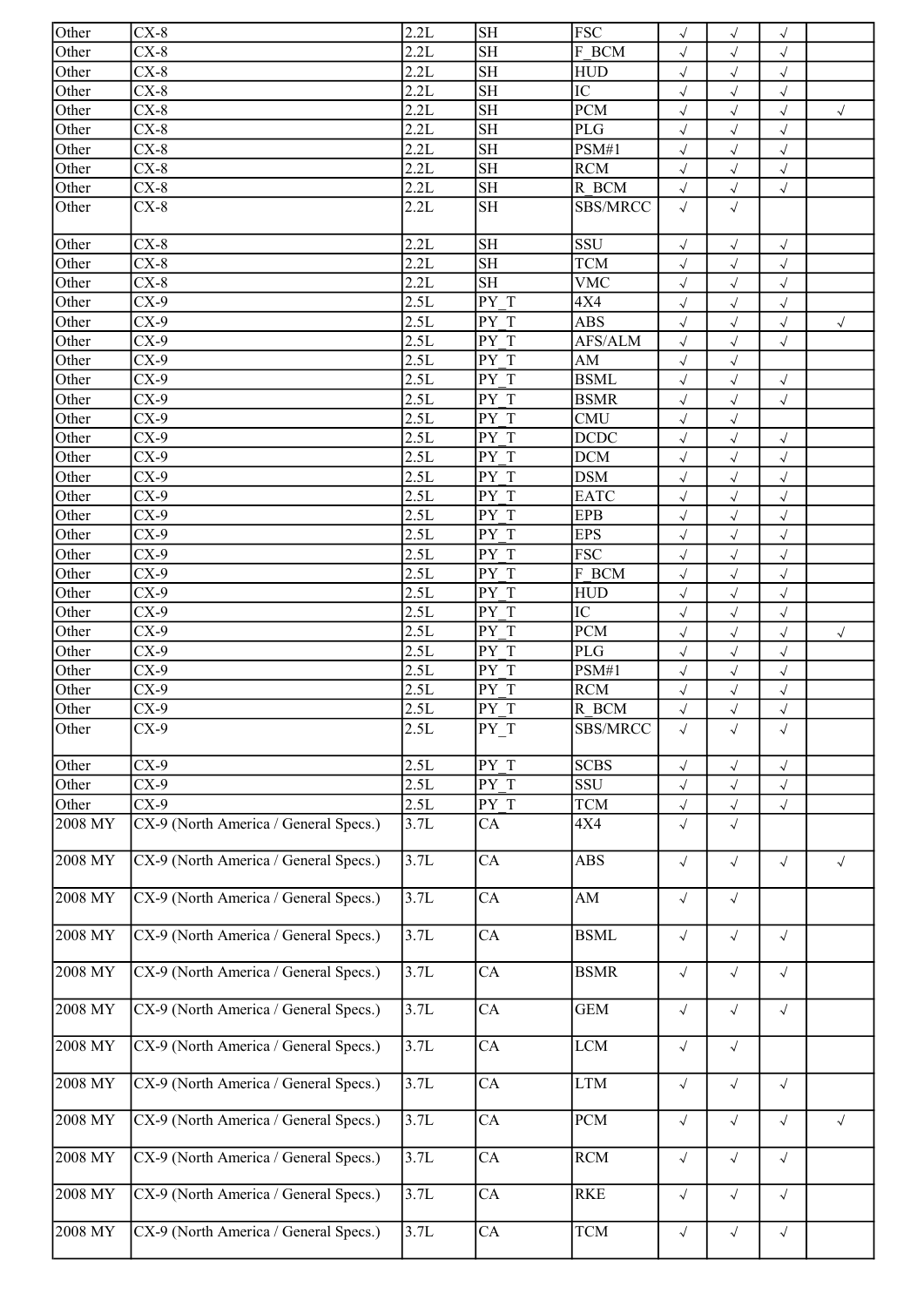| | | | | | | | | |
|---|---|---|---|---|---|---|---|---|
| Other | CX-8 | 2.2L | SH | FSC | √ | √ | √ | |
| Other | CX-8 | 2.2L | SH | F_BCM | √ | √ | √ | |
| Other | CX-8 | 2.2L | SH | HUD | √ | √ | √ | |
| Other | CX-8 | 2.2L | SH | IC | √ | √ | √ | |
| Other | CX-8 | 2.2L | SH | PCM | √ | √ | √ | √ |
| Other | CX-8 | 2.2L | SH | PLG | √ | √ | √ | |
| Other | CX-8 | 2.2L | SH | PSM#1 | √ | √ | √ | |
| Other | CX-8 | 2.2L | SH | RCM | √ | √ | √ | |
| Other | CX-8 | 2.2L | SH | R_BCM | √ | √ | √ | |
| Other | CX-8 | 2.2L | SH | SBS/MRCC | √ | √ | | |
| Other | CX-8 | 2.2L | SH | SSU | √ | √ | √ | |
| Other | CX-8 | 2.2L | SH | TCM | √ | √ | √ | |
| Other | CX-8 | 2.2L | SH | VMC | √ | √ | √ | |
| Other | CX-9 | 2.5L | PY_T | 4X4 | √ | √ | √ | |
| Other | CX-9 | 2.5L | PY_T | ABS | √ | √ | √ | √ |
| Other | CX-9 | 2.5L | PY_T | AFS/ALM | √ | √ | √ | |
| Other | CX-9 | 2.5L | PY_T | AM | √ | √ | | |
| Other | CX-9 | 2.5L | PY_T | BSML | √ | √ | √ | |
| Other | CX-9 | 2.5L | PY_T | BSMR | √ | √ | √ | |
| Other | CX-9 | 2.5L | PY_T | CMU | √ | √ | | |
| Other | CX-9 | 2.5L | PY_T | DCDC | √ | √ | √ | |
| Other | CX-9 | 2.5L | PY_T | DCM | √ | √ | √ | |
| Other | CX-9 | 2.5L | PY_T | DSM | √ | √ | √ | |
| Other | CX-9 | 2.5L | PY_T | EATC | √ | √ | √ | |
| Other | CX-9 | 2.5L | PY_T | EPB | √ | √ | √ | |
| Other | CX-9 | 2.5L | PY_T | EPS | √ | √ | √ | |
| Other | CX-9 | 2.5L | PY_T | FSC | √ | √ | √ | |
| Other | CX-9 | 2.5L | PY_T | F_BCM | √ | √ | √ | |
| Other | CX-9 | 2.5L | PY_T | HUD | √ | √ | √ | |
| Other | CX-9 | 2.5L | PY_T | IC | √ | √ | √ | |
| Other | CX-9 | 2.5L | PY_T | PCM | √ | √ | √ | √ |
| Other | CX-9 | 2.5L | PY_T | PLG | √ | √ | √ | |
| Other | CX-9 | 2.5L | PY_T | PSM#1 | √ | √ | √ | |
| Other | CX-9 | 2.5L | PY_T | RCM | √ | √ | √ | |
| Other | CX-9 | 2.5L | PY_T | R_BCM | √ | √ | √ | |
| Other | CX-9 | 2.5L | PY_T | SBS/MRCC | √ | √ | √ | |
| Other | CX-9 | 2.5L | PY_T | SCBS | √ | √ | √ | |
| Other | CX-9 | 2.5L | PY_T | SSU | √ | √ | √ | |
| Other | CX-9 | 2.5L | PY_T | TCM | √ | √ | √ | |
| 2008 MY | CX-9 (North America / General Specs.) | 3.7L | CA | 4X4 | √ | √ | | |
| 2008 MY | CX-9 (North America / General Specs.) | 3.7L | CA | ABS | √ | √ | √ | √ |
| 2008 MY | CX-9 (North America / General Specs.) | 3.7L | CA | AM | √ | √ | | |
| 2008 MY | CX-9 (North America / General Specs.) | 3.7L | CA | BSML | √ | √ | √ | |
| 2008 MY | CX-9 (North America / General Specs.) | 3.7L | CA | BSMR | √ | √ | √ | |
| 2008 MY | CX-9 (North America / General Specs.) | 3.7L | CA | GEM | √ | √ | √ | |
| 2008 MY | CX-9 (North America / General Specs.) | 3.7L | CA | LCM | √ | √ | | |
| 2008 MY | CX-9 (North America / General Specs.) | 3.7L | CA | LTM | √ | √ | √ | |
| 2008 MY | CX-9 (North America / General Specs.) | 3.7L | CA | PCM | √ | √ | √ | √ |
| 2008 MY | CX-9 (North America / General Specs.) | 3.7L | CA | RCM | √ | √ | √ | |
| 2008 MY | CX-9 (North America / General Specs.) | 3.7L | CA | RKE | √ | √ | √ | |
| 2008 MY | CX-9 (North America / General Specs.) | 3.7L | CA | TCM | √ | √ | √ | |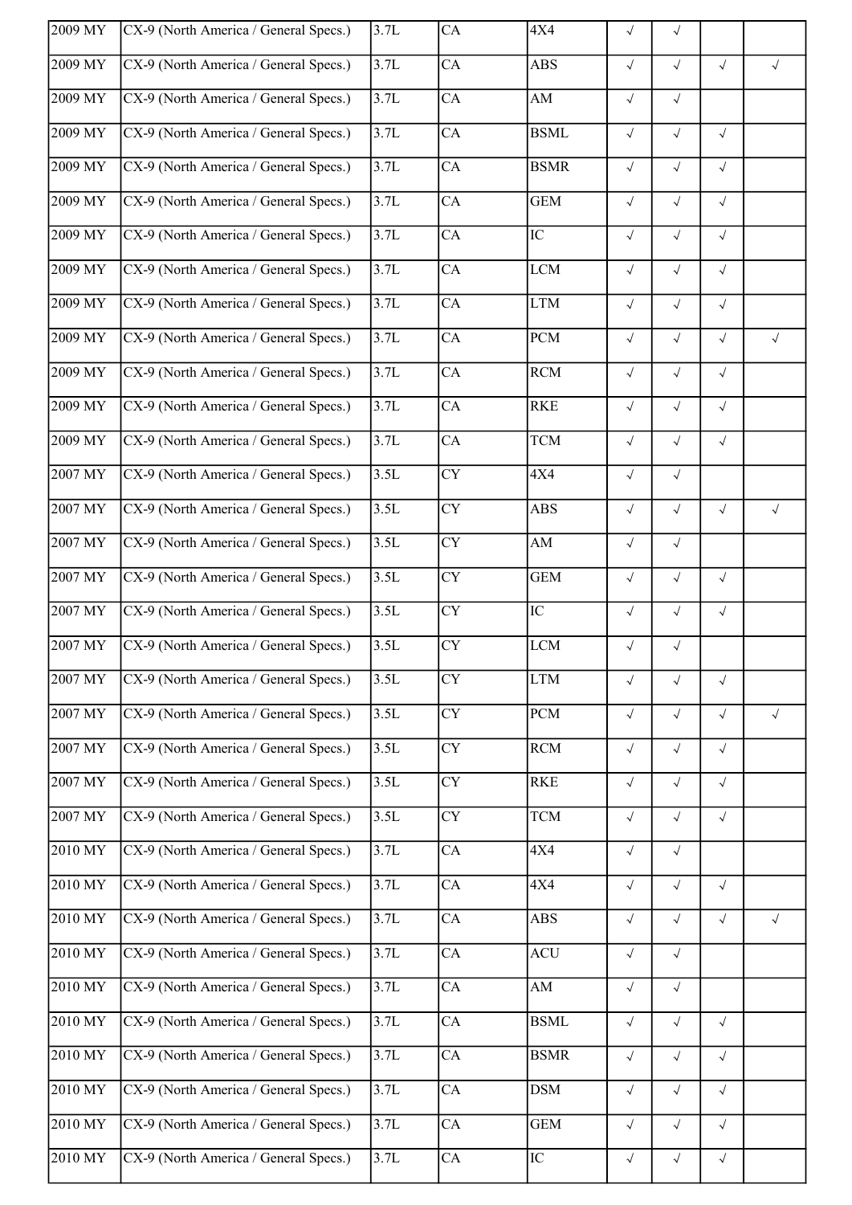| | | | | | | | | |
|---|---|---|---|---|---|---|---|---|
| 2009 MY | CX-9 (North America / General Specs.) | 3.7L | CA | 4X4 | √ | √ | | |
| 2009 MY | CX-9 (North America / General Specs.) | 3.7L | CA | ABS | √ | √ | √ | √ |
| 2009 MY | CX-9 (North America / General Specs.) | 3.7L | CA | AM | √ | √ | | |
| 2009 MY | CX-9 (North America / General Specs.) | 3.7L | CA | BSML | √ | √ | √ | |
| 2009 MY | CX-9 (North America / General Specs.) | 3.7L | CA | BSMR | √ | √ | √ | |
| 2009 MY | CX-9 (North America / General Specs.) | 3.7L | CA | GEM | √ | √ | √ | |
| 2009 MY | CX-9 (North America / General Specs.) | 3.7L | CA | IC | √ | √ | √ | |
| 2009 MY | CX-9 (North America / General Specs.) | 3.7L | CA | LCM | √ | √ | √ | |
| 2009 MY | CX-9 (North America / General Specs.) | 3.7L | CA | LTM | √ | √ | √ | |
| 2009 MY | CX-9 (North America / General Specs.) | 3.7L | CA | PCM | √ | √ | √ | √ |
| 2009 MY | CX-9 (North America / General Specs.) | 3.7L | CA | RCM | √ | √ | √ | |
| 2009 MY | CX-9 (North America / General Specs.) | 3.7L | CA | RKE | √ | √ | √ | |
| 2009 MY | CX-9 (North America / General Specs.) | 3.7L | CA | TCM | √ | √ | √ | |
| 2007 MY | CX-9 (North America / General Specs.) | 3.5L | CY | 4X4 | √ | √ | | |
| 2007 MY | CX-9 (North America / General Specs.) | 3.5L | CY | ABS | √ | √ | √ | √ |
| 2007 MY | CX-9 (North America / General Specs.) | 3.5L | CY | AM | √ | √ | | |
| 2007 MY | CX-9 (North America / General Specs.) | 3.5L | CY | GEM | √ | √ | √ | |
| 2007 MY | CX-9 (North America / General Specs.) | 3.5L | CY | IC | √ | √ | √ | |
| 2007 MY | CX-9 (North America / General Specs.) | 3.5L | CY | LCM | √ | √ | | |
| 2007 MY | CX-9 (North America / General Specs.) | 3.5L | CY | LTM | √ | √ | √ | |
| 2007 MY | CX-9 (North America / General Specs.) | 3.5L | CY | PCM | √ | √ | √ | √ |
| 2007 MY | CX-9 (North America / General Specs.) | 3.5L | CY | RCM | √ | √ | √ | |
| 2007 MY | CX-9 (North America / General Specs.) | 3.5L | CY | RKE | √ | √ | √ | |
| 2007 MY | CX-9 (North America / General Specs.) | 3.5L | CY | TCM | √ | √ | √ | |
| 2010 MY | CX-9 (North America / General Specs.) | 3.7L | CA | 4X4 | √ | √ | | |
| 2010 MY | CX-9 (North America / General Specs.) | 3.7L | CA | 4X4 | √ | √ | √ | |
| 2010 MY | CX-9 (North America / General Specs.) | 3.7L | CA | ABS | √ | √ | √ | √ |
| 2010 MY | CX-9 (North America / General Specs.) | 3.7L | CA | ACU | √ | √ | | |
| 2010 MY | CX-9 (North America / General Specs.) | 3.7L | CA | AM | √ | √ | | |
| 2010 MY | CX-9 (North America / General Specs.) | 3.7L | CA | BSML | √ | √ | √ | |
| 2010 MY | CX-9 (North America / General Specs.) | 3.7L | CA | BSMR | √ | √ | √ | |
| 2010 MY | CX-9 (North America / General Specs.) | 3.7L | CA | DSM | √ | √ | √ | |
| 2010 MY | CX-9 (North America / General Specs.) | 3.7L | CA | GEM | √ | √ | √ | |
| 2010 MY | CX-9 (North America / General Specs.) | 3.7L | CA | IC | √ | √ | √ | |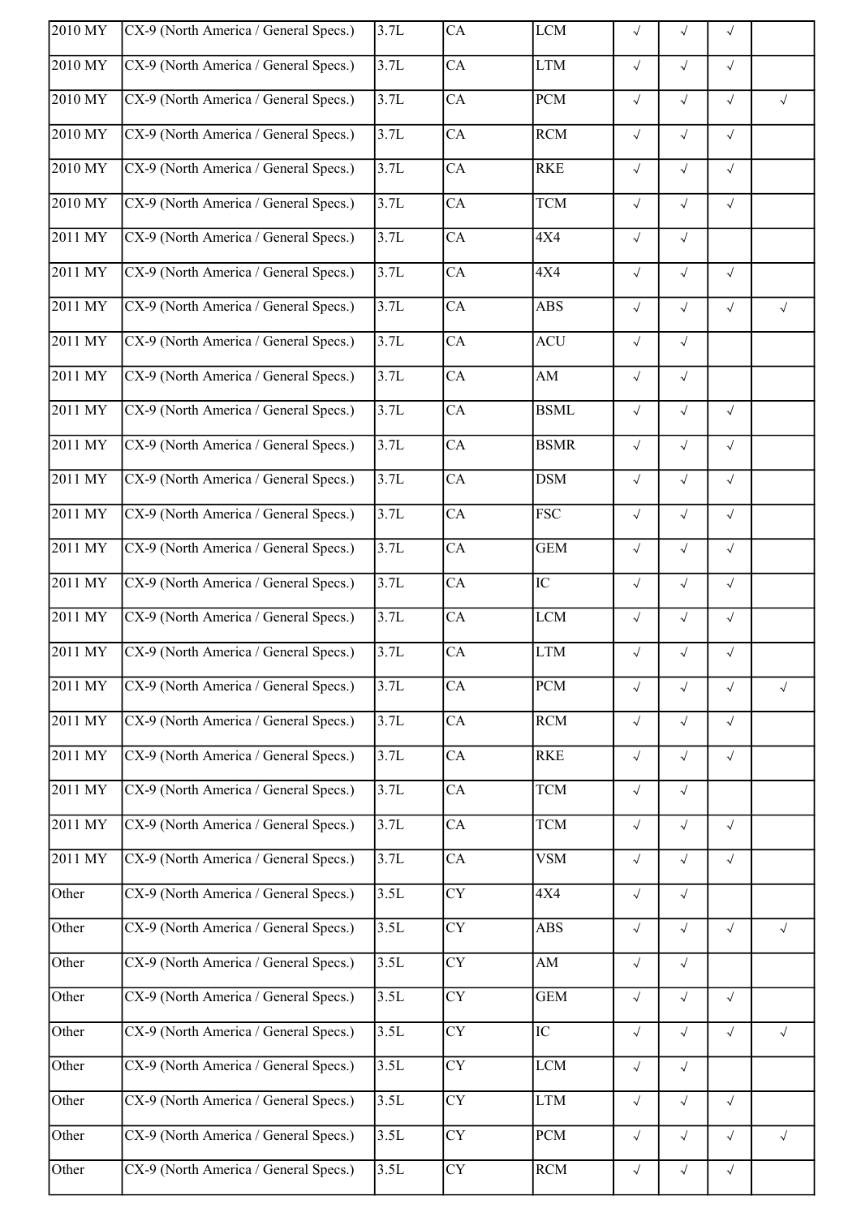| | | | | | | | | |
|---|---|---|---|---|---|---|---|---|
| 2010 MY | CX-9 (North America / General Specs.) | 3.7L | CA | LCM | √ | √ | √ | |
| 2010 MY | CX-9 (North America / General Specs.) | 3.7L | CA | LTM | √ | √ | √ | |
| 2010 MY | CX-9 (North America / General Specs.) | 3.7L | CA | PCM | √ | √ | √ | √ |
| 2010 MY | CX-9 (North America / General Specs.) | 3.7L | CA | RCM | √ | √ | √ | |
| 2010 MY | CX-9 (North America / General Specs.) | 3.7L | CA | RKE | √ | √ | √ | |
| 2010 MY | CX-9 (North America / General Specs.) | 3.7L | CA | TCM | √ | √ | √ | |
| 2011 MY | CX-9 (North America / General Specs.) | 3.7L | CA | 4X4 | √ | √ | | |
| 2011 MY | CX-9 (North America / General Specs.) | 3.7L | CA | 4X4 | √ | √ | √ | |
| 2011 MY | CX-9 (North America / General Specs.) | 3.7L | CA | ABS | √ | √ | √ | √ |
| 2011 MY | CX-9 (North America / General Specs.) | 3.7L | CA | ACU | √ | √ | | |
| 2011 MY | CX-9 (North America / General Specs.) | 3.7L | CA | AM | √ | √ | | |
| 2011 MY | CX-9 (North America / General Specs.) | 3.7L | CA | BSML | √ | √ | √ | |
| 2011 MY | CX-9 (North America / General Specs.) | 3.7L | CA | BSMR | √ | √ | √ | |
| 2011 MY | CX-9 (North America / General Specs.) | 3.7L | CA | DSM | √ | √ | √ | |
| 2011 MY | CX-9 (North America / General Specs.) | 3.7L | CA | FSC | √ | √ | √ | |
| 2011 MY | CX-9 (North America / General Specs.) | 3.7L | CA | GEM | √ | √ | √ | |
| 2011 MY | CX-9 (North America / General Specs.) | 3.7L | CA | IC | √ | √ | √ | |
| 2011 MY | CX-9 (North America / General Specs.) | 3.7L | CA | LCM | √ | √ | √ | |
| 2011 MY | CX-9 (North America / General Specs.) | 3.7L | CA | LTM | √ | √ | √ | |
| 2011 MY | CX-9 (North America / General Specs.) | 3.7L | CA | PCM | √ | √ | √ | √ |
| 2011 MY | CX-9 (North America / General Specs.) | 3.7L | CA | RCM | √ | √ | √ | |
| 2011 MY | CX-9 (North America / General Specs.) | 3.7L | CA | RKE | √ | √ | √ | |
| 2011 MY | CX-9 (North America / General Specs.) | 3.7L | CA | TCM | √ | √ | | |
| 2011 MY | CX-9 (North America / General Specs.) | 3.7L | CA | TCM | √ | √ | √ | |
| 2011 MY | CX-9 (North America / General Specs.) | 3.7L | CA | VSM | √ | √ | √ | |
| Other | CX-9 (North America / General Specs.) | 3.5L | CY | 4X4 | √ | √ | | |
| Other | CX-9 (North America / General Specs.) | 3.5L | CY | ABS | √ | √ | √ | √ |
| Other | CX-9 (North America / General Specs.) | 3.5L | CY | AM | √ | √ | | |
| Other | CX-9 (North America / General Specs.) | 3.5L | CY | GEM | √ | √ | √ | |
| Other | CX-9 (North America / General Specs.) | 3.5L | CY | IC | √ | √ | √ | √ |
| Other | CX-9 (North America / General Specs.) | 3.5L | CY | LCM | √ | √ | | |
| Other | CX-9 (North America / General Specs.) | 3.5L | CY | LTM | √ | √ | √ | |
| Other | CX-9 (North America / General Specs.) | 3.5L | CY | PCM | √ | √ | √ | √ |
| Other | CX-9 (North America / General Specs.) | 3.5L | CY | RCM | √ | √ | √ | |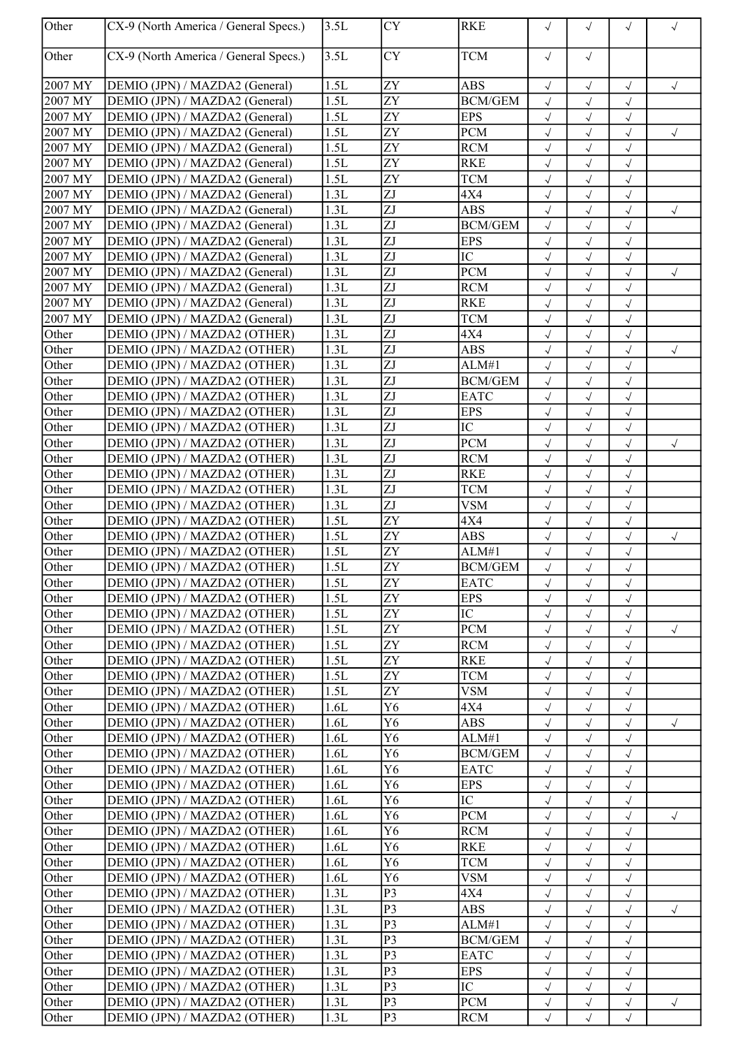| | | | | | | | | |
|---|---|---|---|---|---|---|---|---|
| Other | CX-9 (North America / General Specs.) | 3.5L | CY | RKE | √ | √ | √ | √ |
| Other | CX-9 (North America / General Specs.) | 3.5L | CY | TCM | √ | √ | | |
| 2007 MY | DEMIO (JPN) / MAZDA2 (General) | 1.5L | ZY | ABS | √ | √ | √ | √ |
| 2007 MY | DEMIO (JPN) / MAZDA2 (General) | 1.5L | ZY | BCM/GEM | √ | √ | √ | |
| 2007 MY | DEMIO (JPN) / MAZDA2 (General) | 1.5L | ZY | EPS | √ | √ | √ | |
| 2007 MY | DEMIO (JPN) / MAZDA2 (General) | 1.5L | ZY | PCM | √ | √ | √ | √ |
| 2007 MY | DEMIO (JPN) / MAZDA2 (General) | 1.5L | ZY | RCM | √ | √ | √ | |
| 2007 MY | DEMIO (JPN) / MAZDA2 (General) | 1.5L | ZY | RKE | √ | √ | √ | |
| 2007 MY | DEMIO (JPN) / MAZDA2 (General) | 1.5L | ZY | TCM | √ | √ | √ | |
| 2007 MY | DEMIO (JPN) / MAZDA2 (General) | 1.3L | ZJ | 4X4 | √ | √ | √ | |
| 2007 MY | DEMIO (JPN) / MAZDA2 (General) | 1.3L | ZJ | ABS | √ | √ | √ | √ |
| 2007 MY | DEMIO (JPN) / MAZDA2 (General) | 1.3L | ZJ | BCM/GEM | √ | √ | √ | |
| 2007 MY | DEMIO (JPN) / MAZDA2 (General) | 1.3L | ZJ | EPS | √ | √ | √ | |
| 2007 MY | DEMIO (JPN) / MAZDA2 (General) | 1.3L | ZJ | IC | √ | √ | √ | |
| 2007 MY | DEMIO (JPN) / MAZDA2 (General) | 1.3L | ZJ | PCM | √ | √ | √ | √ |
| 2007 MY | DEMIO (JPN) / MAZDA2 (General) | 1.3L | ZJ | RCM | √ | √ | √ | |
| 2007 MY | DEMIO (JPN) / MAZDA2 (General) | 1.3L | ZJ | RKE | √ | √ | √ | |
| 2007 MY | DEMIO (JPN) / MAZDA2 (General) | 1.3L | ZJ | TCM | √ | √ | √ | |
| Other | DEMIO (JPN) / MAZDA2 (OTHER) | 1.3L | ZJ | 4X4 | √ | √ | √ | |
| Other | DEMIO (JPN) / MAZDA2 (OTHER) | 1.3L | ZJ | ABS | √ | √ | √ | √ |
| Other | DEMIO (JPN) / MAZDA2 (OTHER) | 1.3L | ZJ | ALM#1 | √ | √ | √ | |
| Other | DEMIO (JPN) / MAZDA2 (OTHER) | 1.3L | ZJ | BCM/GEM | √ | √ | √ | |
| Other | DEMIO (JPN) / MAZDA2 (OTHER) | 1.3L | ZJ | EATC | √ | √ | √ | |
| Other | DEMIO (JPN) / MAZDA2 (OTHER) | 1.3L | ZJ | EPS | √ | √ | √ | |
| Other | DEMIO (JPN) / MAZDA2 (OTHER) | 1.3L | ZJ | IC | √ | √ | √ | |
| Other | DEMIO (JPN) / MAZDA2 (OTHER) | 1.3L | ZJ | PCM | √ | √ | √ | √ |
| Other | DEMIO (JPN) / MAZDA2 (OTHER) | 1.3L | ZJ | RCM | √ | √ | √ | |
| Other | DEMIO (JPN) / MAZDA2 (OTHER) | 1.3L | ZJ | RKE | √ | √ | √ | |
| Other | DEMIO (JPN) / MAZDA2 (OTHER) | 1.3L | ZJ | TCM | √ | √ | √ | |
| Other | DEMIO (JPN) / MAZDA2 (OTHER) | 1.3L | ZJ | VSM | √ | √ | √ | |
| Other | DEMIO (JPN) / MAZDA2 (OTHER) | 1.5L | ZY | 4X4 | √ | √ | √ | |
| Other | DEMIO (JPN) / MAZDA2 (OTHER) | 1.5L | ZY | ABS | √ | √ | √ | √ |
| Other | DEMIO (JPN) / MAZDA2 (OTHER) | 1.5L | ZY | ALM#1 | √ | √ | √ | |
| Other | DEMIO (JPN) / MAZDA2 (OTHER) | 1.5L | ZY | BCM/GEM | √ | √ | √ | |
| Other | DEMIO (JPN) / MAZDA2 (OTHER) | 1.5L | ZY | EATC | √ | √ | √ | |
| Other | DEMIO (JPN) / MAZDA2 (OTHER) | 1.5L | ZY | EPS | √ | √ | √ | |
| Other | DEMIO (JPN) / MAZDA2 (OTHER) | 1.5L | ZY | IC | √ | √ | √ | |
| Other | DEMIO (JPN) / MAZDA2 (OTHER) | 1.5L | ZY | PCM | √ | √ | √ | √ |
| Other | DEMIO (JPN) / MAZDA2 (OTHER) | 1.5L | ZY | RCM | √ | √ | √ | |
| Other | DEMIO (JPN) / MAZDA2 (OTHER) | 1.5L | ZY | RKE | √ | √ | √ | |
| Other | DEMIO (JPN) / MAZDA2 (OTHER) | 1.5L | ZY | TCM | √ | √ | √ | |
| Other | DEMIO (JPN) / MAZDA2 (OTHER) | 1.5L | ZY | VSM | √ | √ | √ | |
| Other | DEMIO (JPN) / MAZDA2 (OTHER) | 1.6L | Y6 | 4X4 | √ | √ | √ | |
| Other | DEMIO (JPN) / MAZDA2 (OTHER) | 1.6L | Y6 | ABS | √ | √ | √ | √ |
| Other | DEMIO (JPN) / MAZDA2 (OTHER) | 1.6L | Y6 | ALM#1 | √ | √ | √ | |
| Other | DEMIO (JPN) / MAZDA2 (OTHER) | 1.6L | Y6 | BCM/GEM | √ | √ | √ | |
| Other | DEMIO (JPN) / MAZDA2 (OTHER) | 1.6L | Y6 | EATC | √ | √ | √ | |
| Other | DEMIO (JPN) / MAZDA2 (OTHER) | 1.6L | Y6 | EPS | √ | √ | √ | |
| Other | DEMIO (JPN) / MAZDA2 (OTHER) | 1.6L | Y6 | IC | √ | √ | √ | |
| Other | DEMIO (JPN) / MAZDA2 (OTHER) | 1.6L | Y6 | PCM | √ | √ | √ | √ |
| Other | DEMIO (JPN) / MAZDA2 (OTHER) | 1.6L | Y6 | RCM | √ | √ | √ | |
| Other | DEMIO (JPN) / MAZDA2 (OTHER) | 1.6L | Y6 | RKE | √ | √ | √ | |
| Other | DEMIO (JPN) / MAZDA2 (OTHER) | 1.6L | Y6 | TCM | √ | √ | √ | |
| Other | DEMIO (JPN) / MAZDA2 (OTHER) | 1.6L | Y6 | VSM | √ | √ | √ | |
| Other | DEMIO (JPN) / MAZDA2 (OTHER) | 1.3L | P3 | 4X4 | √ | √ | √ | |
| Other | DEMIO (JPN) / MAZDA2 (OTHER) | 1.3L | P3 | ABS | √ | √ | √ | √ |
| Other | DEMIO (JPN) / MAZDA2 (OTHER) | 1.3L | P3 | ALM#1 | √ | √ | √ | |
| Other | DEMIO (JPN) / MAZDA2 (OTHER) | 1.3L | P3 | BCM/GEM | √ | √ | √ | |
| Other | DEMIO (JPN) / MAZDA2 (OTHER) | 1.3L | P3 | EATC | √ | √ | √ | |
| Other | DEMIO (JPN) / MAZDA2 (OTHER) | 1.3L | P3 | EPS | √ | √ | √ | |
| Other | DEMIO (JPN) / MAZDA2 (OTHER) | 1.3L | P3 | IC | √ | √ | √ | |
| Other | DEMIO (JPN) / MAZDA2 (OTHER) | 1.3L | P3 | PCM | √ | √ | √ | √ |
| Other | DEMIO (JPN) / MAZDA2 (OTHER) | 1.3L | P3 | RCM | √ | √ | √ | |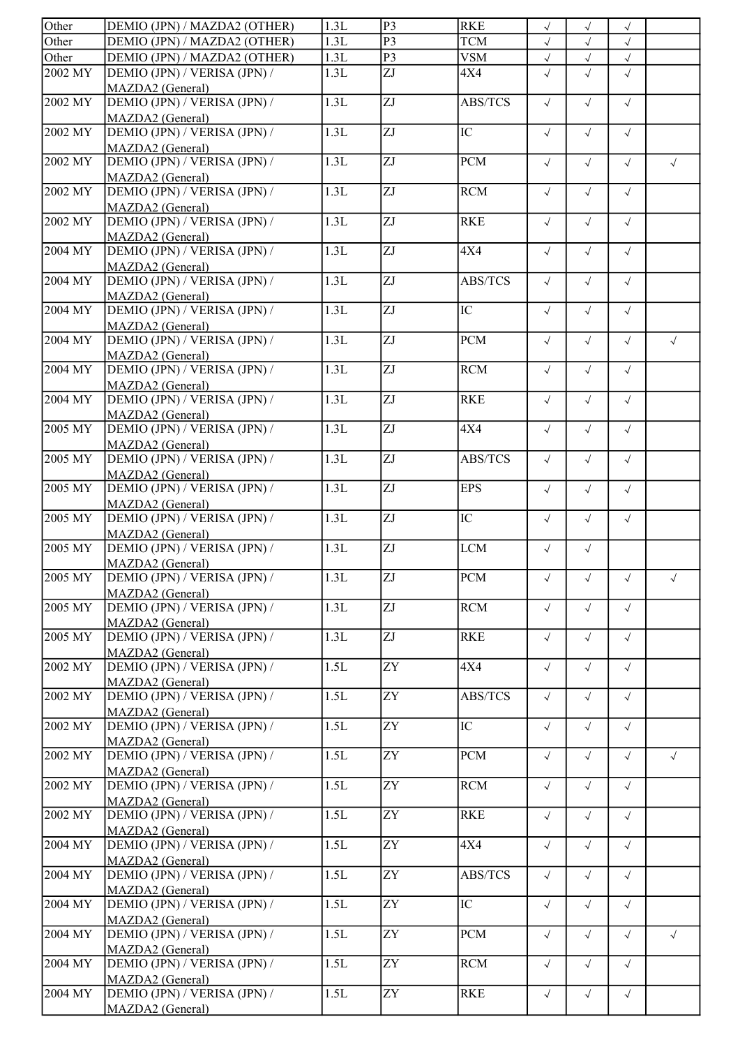| Other | DEMIO (JPN) / MAZDA2 (OTHER) | 1.3L | P3 | RKE | √ | √ | √ | |
|---|---|---|---|---|---|---|---|---|
| Other | DEMIO (JPN) / MAZDA2 (OTHER) | 1.3L | P3 | TCM | √ | √ | √ | |
| Other | DEMIO (JPN) / MAZDA2 (OTHER) | 1.3L | P3 | VSM | √ | √ | √ | |
| 2002 MY | DEMIO (JPN) / VERISA (JPN) / MAZDA2 (General) | 1.3L | ZJ | 4X4 | √ | √ | √ | |
| 2002 MY | DEMIO (JPN) / VERISA (JPN) / MAZDA2 (General) | 1.3L | ZJ | ABS/TCS | √ | √ | √ | |
| 2002 MY | DEMIO (JPN) / VERISA (JPN) / MAZDA2 (General) | 1.3L | ZJ | IC | √ | √ | √ | |
| 2002 MY | DEMIO (JPN) / VERISA (JPN) / MAZDA2 (General) | 1.3L | ZJ | PCM | √ | √ | √ | √ |
| 2002 MY | DEMIO (JPN) / VERISA (JPN) / MAZDA2 (General) | 1.3L | ZJ | RCM | √ | √ | √ | |
| 2002 MY | DEMIO (JPN) / VERISA (JPN) / MAZDA2 (General) | 1.3L | ZJ | RKE | √ | √ | √ | |
| 2004 MY | DEMIO (JPN) / VERISA (JPN) / MAZDA2 (General) | 1.3L | ZJ | 4X4 | √ | √ | √ | |
| 2004 MY | DEMIO (JPN) / VERISA (JPN) / MAZDA2 (General) | 1.3L | ZJ | ABS/TCS | √ | √ | √ | |
| 2004 MY | DEMIO (JPN) / VERISA (JPN) / MAZDA2 (General) | 1.3L | ZJ | IC | √ | √ | √ | |
| 2004 MY | DEMIO (JPN) / VERISA (JPN) / MAZDA2 (General) | 1.3L | ZJ | PCM | √ | √ | √ | √ |
| 2004 MY | DEMIO (JPN) / VERISA (JPN) / MAZDA2 (General) | 1.3L | ZJ | RCM | √ | √ | √ | |
| 2004 MY | DEMIO (JPN) / VERISA (JPN) / MAZDA2 (General) | 1.3L | ZJ | RKE | √ | √ | √ | |
| 2005 MY | DEMIO (JPN) / VERISA (JPN) / MAZDA2 (General) | 1.3L | ZJ | 4X4 | √ | √ | √ | |
| 2005 MY | DEMIO (JPN) / VERISA (JPN) / MAZDA2 (General) | 1.3L | ZJ | ABS/TCS | √ | √ | √ | |
| 2005 MY | DEMIO (JPN) / VERISA (JPN) / MAZDA2 (General) | 1.3L | ZJ | EPS | √ | √ | √ | |
| 2005 MY | DEMIO (JPN) / VERISA (JPN) / MAZDA2 (General) | 1.3L | ZJ | IC | √ | √ | √ | |
| 2005 MY | DEMIO (JPN) / VERISA (JPN) / MAZDA2 (General) | 1.3L | ZJ | LCM | √ | √ | | |
| 2005 MY | DEMIO (JPN) / VERISA (JPN) / MAZDA2 (General) | 1.3L | ZJ | PCM | √ | √ | √ | √ |
| 2005 MY | DEMIO (JPN) / VERISA (JPN) / MAZDA2 (General) | 1.3L | ZJ | RCM | √ | √ | √ | |
| 2005 MY | DEMIO (JPN) / VERISA (JPN) / MAZDA2 (General) | 1.3L | ZJ | RKE | √ | √ | √ | |
| 2002 MY | DEMIO (JPN) / VERISA (JPN) / MAZDA2 (General) | 1.5L | ZY | 4X4 | √ | √ | √ | |
| 2002 MY | DEMIO (JPN) / VERISA (JPN) / MAZDA2 (General) | 1.5L | ZY | ABS/TCS | √ | √ | √ | |
| 2002 MY | DEMIO (JPN) / VERISA (JPN) / MAZDA2 (General) | 1.5L | ZY | IC | √ | √ | √ | |
| 2002 MY | DEMIO (JPN) / VERISA (JPN) / MAZDA2 (General) | 1.5L | ZY | PCM | √ | √ | √ | √ |
| 2002 MY | DEMIO (JPN) / VERISA (JPN) / MAZDA2 (General) | 1.5L | ZY | RCM | √ | √ | √ | |
| 2002 MY | DEMIO (JPN) / VERISA (JPN) / MAZDA2 (General) | 1.5L | ZY | RKE | √ | √ | √ | |
| 2004 MY | DEMIO (JPN) / VERISA (JPN) / MAZDA2 (General) | 1.5L | ZY | 4X4 | √ | √ | √ | |
| 2004 MY | DEMIO (JPN) / VERISA (JPN) / MAZDA2 (General) | 1.5L | ZY | ABS/TCS | √ | √ | √ | |
| 2004 MY | DEMIO (JPN) / VERISA (JPN) / MAZDA2 (General) | 1.5L | ZY | IC | √ | √ | √ | |
| 2004 MY | DEMIO (JPN) / VERISA (JPN) / MAZDA2 (General) | 1.5L | ZY | PCM | √ | √ | √ | √ |
| 2004 MY | DEMIO (JPN) / VERISA (JPN) / MAZDA2 (General) | 1.5L | ZY | RCM | √ | √ | √ | |
| 2004 MY | DEMIO (JPN) / VERISA (JPN) / MAZDA2 (General) | 1.5L | ZY | RKE | √ | √ | √ | |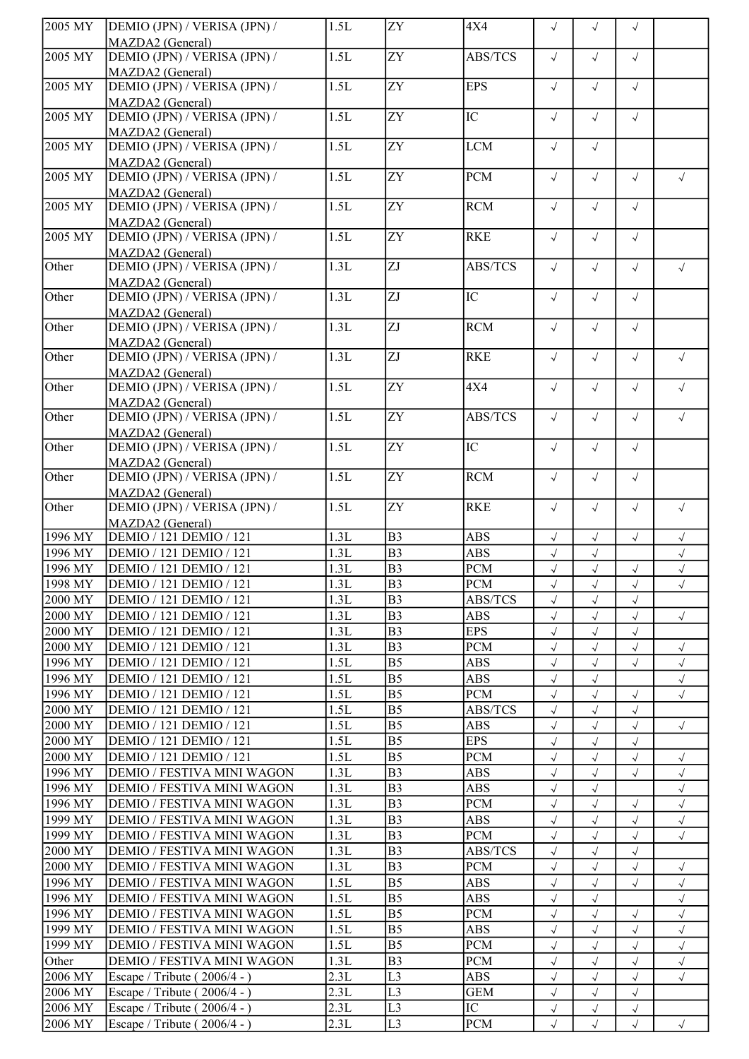| 2005 MY | DEMIO (JPN) / VERISA (JPN) / MAZDA2 (General) | 1.5L | ZY | 4X4 | √ | √ | √ | |
|---|---|---|---|---|---|---|---|---|
| 2005 MY | DEMIO (JPN) / VERISA (JPN) / MAZDA2 (General) | 1.5L | ZY | ABS/TCS | √ | √ | √ | |
| 2005 MY | DEMIO (JPN) / VERISA (JPN) / MAZDA2 (General) | 1.5L | ZY | EPS | √ | √ | √ | |
| 2005 MY | DEMIO (JPN) / VERISA (JPN) / MAZDA2 (General) | 1.5L | ZY | IC | √ | √ | √ | |
| 2005 MY | DEMIO (JPN) / VERISA (JPN) / MAZDA2 (General) | 1.5L | ZY | LCM | √ | √ | | |
| 2005 MY | DEMIO (JPN) / VERISA (JPN) / MAZDA2 (General) | 1.5L | ZY | PCM | √ | √ | √ | √ |
| 2005 MY | DEMIO (JPN) / VERISA (JPN) / MAZDA2 (General) | 1.5L | ZY | RCM | √ | √ | √ | |
| 2005 MY | DEMIO (JPN) / VERISA (JPN) / MAZDA2 (General) | 1.5L | ZY | RKE | √ | √ | √ | |
| Other | DEMIO (JPN) / VERISA (JPN) / MAZDA2 (General) | 1.3L | ZJ | ABS/TCS | √ | √ | √ | √ |
| Other | DEMIO (JPN) / VERISA (JPN) / MAZDA2 (General) | 1.3L | ZJ | IC | √ | √ | √ | |
| Other | DEMIO (JPN) / VERISA (JPN) / MAZDA2 (General) | 1.3L | ZJ | RCM | √ | √ | √ | |
| Other | DEMIO (JPN) / VERISA (JPN) / MAZDA2 (General) | 1.3L | ZJ | RKE | √ | √ | √ | √ |
| Other | DEMIO (JPN) / VERISA (JPN) / MAZDA2 (General) | 1.5L | ZY | 4X4 | √ | √ | √ | √ |
| Other | DEMIO (JPN) / VERISA (JPN) / MAZDA2 (General) | 1.5L | ZY | ABS/TCS | √ | √ | √ | √ |
| Other | DEMIO (JPN) / VERISA (JPN) / MAZDA2 (General) | 1.5L | ZY | IC | √ | √ | √ | |
| Other | DEMIO (JPN) / VERISA (JPN) / MAZDA2 (General) | 1.5L | ZY | RCM | √ | √ | √ | |
| Other | DEMIO (JPN) / VERISA (JPN) / MAZDA2 (General) | 1.5L | ZY | RKE | √ | √ | √ | √ |
| 1996 MY | DEMIO / 121 DEMIO / 121 | 1.3L | B3 | ABS | √ | √ | √ | √ |
| 1996 MY | DEMIO / 121 DEMIO / 121 | 1.3L | B3 | ABS | √ | √ | | √ |
| 1996 MY | DEMIO / 121 DEMIO / 121 | 1.3L | B3 | PCM | √ | √ | √ | √ |
| 1998 MY | DEMIO / 121 DEMIO / 121 | 1.3L | B3 | PCM | √ | √ | √ | √ |
| 2000 MY | DEMIO / 121 DEMIO / 121 | 1.3L | B3 | ABS/TCS | √ | √ | √ | |
| 2000 MY | DEMIO / 121 DEMIO / 121 | 1.3L | B3 | ABS | √ | √ | √ | √ |
| 2000 MY | DEMIO / 121 DEMIO / 121 | 1.3L | B3 | EPS | √ | √ | √ | |
| 2000 MY | DEMIO / 121 DEMIO / 121 | 1.3L | B3 | PCM | √ | √ | √ | √ |
| 1996 MY | DEMIO / 121 DEMIO / 121 | 1.5L | B5 | ABS | √ | √ | √ | √ |
| 1996 MY | DEMIO / 121 DEMIO / 121 | 1.5L | B5 | ABS | √ | √ | | √ |
| 1996 MY | DEMIO / 121 DEMIO / 121 | 1.5L | B5 | PCM | √ | √ | √ | √ |
| 2000 MY | DEMIO / 121 DEMIO / 121 | 1.5L | B5 | ABS/TCS | √ | √ | √ | |
| 2000 MY | DEMIO / 121 DEMIO / 121 | 1.5L | B5 | ABS | √ | √ | √ | √ |
| 2000 MY | DEMIO / 121 DEMIO / 121 | 1.5L | B5 | EPS | √ | √ | √ | |
| 2000 MY | DEMIO / 121 DEMIO / 121 | 1.5L | B5 | PCM | √ | √ | √ | √ |
| 1996 MY | DEMIO / FESTIVA MINI WAGON | 1.3L | B3 | ABS | √ | √ | √ | √ |
| 1996 MY | DEMIO / FESTIVA MINI WAGON | 1.3L | B3 | ABS | √ | √ | | √ |
| 1996 MY | DEMIO / FESTIVA MINI WAGON | 1.3L | B3 | PCM | √ | √ | √ | √ |
| 1999 MY | DEMIO / FESTIVA MINI WAGON | 1.3L | B3 | ABS | √ | √ | √ | √ |
| 1999 MY | DEMIO / FESTIVA MINI WAGON | 1.3L | B3 | PCM | √ | √ | √ | √ |
| 2000 MY | DEMIO / FESTIVA MINI WAGON | 1.3L | B3 | ABS/TCS | √ | √ | √ | |
| 2000 MY | DEMIO / FESTIVA MINI WAGON | 1.3L | B3 | PCM | √ | √ | √ | √ |
| 1996 MY | DEMIO / FESTIVA MINI WAGON | 1.5L | B5 | ABS | √ | √ | √ | √ |
| 1996 MY | DEMIO / FESTIVA MINI WAGON | 1.5L | B5 | ABS | √ | √ | | √ |
| 1996 MY | DEMIO / FESTIVA MINI WAGON | 1.5L | B5 | PCM | √ | √ | √ | √ |
| 1999 MY | DEMIO / FESTIVA MINI WAGON | 1.5L | B5 | ABS | √ | √ | √ | √ |
| 1999 MY | DEMIO / FESTIVA MINI WAGON | 1.5L | B5 | PCM | √ | √ | √ | √ |
| Other | DEMIO / FESTIVA MINI WAGON | 1.3L | B3 | PCM | √ | √ | √ | √ |
| 2006 MY | Escape / Tribute ( 2006/4 - ) | 2.3L | L3 | ABS | √ | √ | √ | √ |
| 2006 MY | Escape / Tribute ( 2006/4 - ) | 2.3L | L3 | GEM | √ | √ | √ | |
| 2006 MY | Escape / Tribute ( 2006/4 - ) | 2.3L | L3 | IC | √ | √ | √ | |
| 2006 MY | Escape / Tribute ( 2006/4 - ) | 2.3L | L3 | PCM | √ | √ | √ | √ |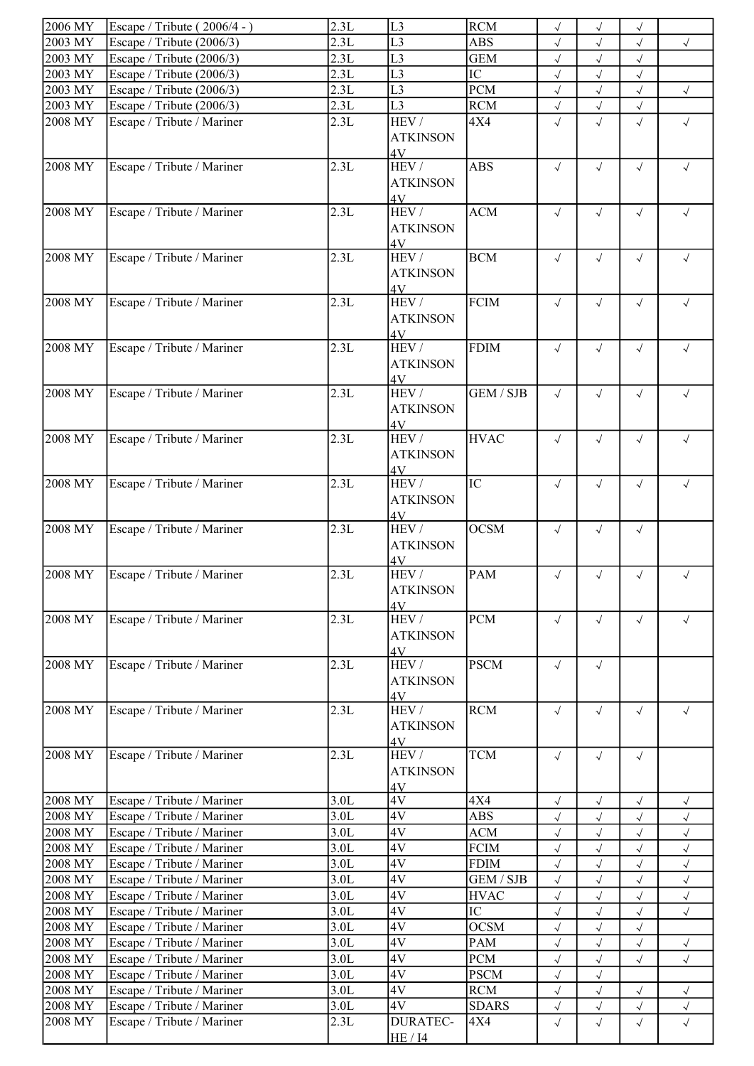| 2006 MY | Escape / Tribute ( 2006/4 - ) | 2.3L | L3 | RCM | √ | √ | √ | |
|---|---|---|---|---|---|---|---|---|
| 2003 MY | Escape / Tribute (2006/3) | 2.3L | L3 | ABS | √ | √ | √ | √ |
| 2003 MY | Escape / Tribute (2006/3) | 2.3L | L3 | GEM | √ | √ | √ | |
| 2003 MY | Escape / Tribute (2006/3) | 2.3L | L3 | IC | √ | √ | √ | |
| 2003 MY | Escape / Tribute (2006/3) | 2.3L | L3 | PCM | √ | √ | √ | √ |
| 2003 MY | Escape / Tribute (2006/3) | 2.3L | L3 | RCM | √ | √ | √ | |
| 2008 MY | Escape / Tribute / Mariner | 2.3L | HEV / ATKINSON 4V | 4X4 | √ | √ | √ | √ |
| 2008 MY | Escape / Tribute / Mariner | 2.3L | HEV / ATKINSON 4V | ABS | √ | √ | √ | √ |
| 2008 MY | Escape / Tribute / Mariner | 2.3L | HEV / ATKINSON 4V | ACM | √ | √ | √ | √ |
| 2008 MY | Escape / Tribute / Mariner | 2.3L | HEV / ATKINSON 4V | BCM | √ | √ | √ | √ |
| 2008 MY | Escape / Tribute / Mariner | 2.3L | HEV / ATKINSON 4V | FCIM | √ | √ | √ | √ |
| 2008 MY | Escape / Tribute / Mariner | 2.3L | HEV / ATKINSON 4V | FDIM | √ | √ | √ | √ |
| 2008 MY | Escape / Tribute / Mariner | 2.3L | HEV / ATKINSON 4V | GEM / SJB | √ | √ | √ | √ |
| 2008 MY | Escape / Tribute / Mariner | 2.3L | HEV / ATKINSON 4V | HVAC | √ | √ | √ | √ |
| 2008 MY | Escape / Tribute / Mariner | 2.3L | HEV / ATKINSON 4V | IC | √ | √ | √ | √ |
| 2008 MY | Escape / Tribute / Mariner | 2.3L | HEV / ATKINSON 4V | OCSM | √ | √ | √ | |
| 2008 MY | Escape / Tribute / Mariner | 2.3L | HEV / ATKINSON 4V | PAM | √ | √ | √ | √ |
| 2008 MY | Escape / Tribute / Mariner | 2.3L | HEV / ATKINSON 4V | PCM | √ | √ | √ | √ |
| 2008 MY | Escape / Tribute / Mariner | 2.3L | HEV / ATKINSON 4V | PSCM | √ | √ | | |
| 2008 MY | Escape / Tribute / Mariner | 2.3L | HEV / ATKINSON 4V | RCM | √ | √ | √ | √ |
| 2008 MY | Escape / Tribute / Mariner | 2.3L | HEV / ATKINSON 4V | TCM | √ | √ | √ | |
| 2008 MY | Escape / Tribute / Mariner | 3.0L | 4V | 4X4 | √ | √ | √ | √ |
| 2008 MY | Escape / Tribute / Mariner | 3.0L | 4V | ABS | √ | √ | √ | √ |
| 2008 MY | Escape / Tribute / Mariner | 3.0L | 4V | ACM | √ | √ | √ | √ |
| 2008 MY | Escape / Tribute / Mariner | 3.0L | 4V | FCIM | √ | √ | √ | √ |
| 2008 MY | Escape / Tribute / Mariner | 3.0L | 4V | FDIM | √ | √ | √ | √ |
| 2008 MY | Escape / Tribute / Mariner | 3.0L | 4V | GEM / SJB | √ | √ | √ | √ |
| 2008 MY | Escape / Tribute / Mariner | 3.0L | 4V | HVAC | √ | √ | √ | √ |
| 2008 MY | Escape / Tribute / Mariner | 3.0L | 4V | IC | √ | √ | √ | √ |
| 2008 MY | Escape / Tribute / Mariner | 3.0L | 4V | OCSM | √ | √ | √ | |
| 2008 MY | Escape / Tribute / Mariner | 3.0L | 4V | PAM | √ | √ | √ | √ |
| 2008 MY | Escape / Tribute / Mariner | 3.0L | 4V | PCM | √ | √ | √ | √ |
| 2008 MY | Escape / Tribute / Mariner | 3.0L | 4V | PSCM | √ | √ | | |
| 2008 MY | Escape / Tribute / Mariner | 3.0L | 4V | RCM | √ | √ | √ | √ |
| 2008 MY | Escape / Tribute / Mariner | 3.0L | 4V | SDARS | √ | √ | √ | √ |
| 2008 MY | Escape / Tribute / Mariner | 2.3L | DURATEC-HE / I4 | 4X4 | √ | √ | √ | √ |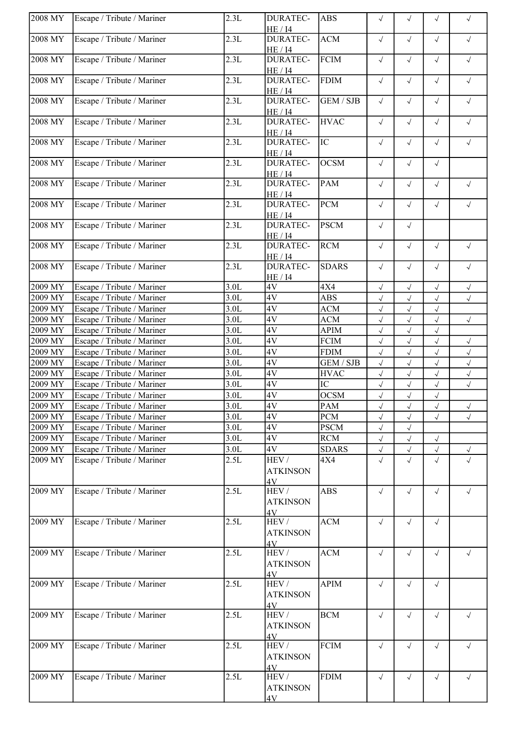| 2008 MY | Escape / Tribute / Mariner | 2.3L | DURATEC-HE / I4 | ABS | √ | √ | √ | √ |
|---|---|---|---|---|---|---|---|---|
| 2008 MY | Escape / Tribute / Mariner | 2.3L | DURATEC-HE / I4 | ACM | √ | √ | √ | √ |
| 2008 MY | Escape / Tribute / Mariner | 2.3L | DURATEC-HE / I4 | FCIM | √ | √ | √ | √ |
| 2008 MY | Escape / Tribute / Mariner | 2.3L | DURATEC-HE / I4 | FDIM | √ | √ | √ | √ |
| 2008 MY | Escape / Tribute / Mariner | 2.3L | DURATEC-HE / I4 | GEM / SJB | √ | √ | √ | √ |
| 2008 MY | Escape / Tribute / Mariner | 2.3L | DURATEC-HE / I4 | HVAC | √ | √ | √ | √ |
| 2008 MY | Escape / Tribute / Mariner | 2.3L | DURATEC-HE / I4 | IC | √ | √ | √ | √ |
| 2008 MY | Escape / Tribute / Mariner | 2.3L | DURATEC-HE / I4 | OCSM | √ | √ | √ | |
| 2008 MY | Escape / Tribute / Mariner | 2.3L | DURATEC-HE / I4 | PAM | √ | √ | √ | √ |
| 2008 MY | Escape / Tribute / Mariner | 2.3L | DURATEC-HE / I4 | PCM | √ | √ | √ | √ |
| 2008 MY | Escape / Tribute / Mariner | 2.3L | DURATEC-HE / I4 | PSCM | √ | √ | | |
| 2008 MY | Escape / Tribute / Mariner | 2.3L | DURATEC-HE / I4 | RCM | √ | √ | √ | √ |
| 2008 MY | Escape / Tribute / Mariner | 2.3L | DURATEC-HE / I4 | SDARS | √ | √ | √ | √ |
| 2009 MY | Escape / Tribute / Mariner | 3.0L | 4V | 4X4 | √ | √ | √ | √ |
| 2009 MY | Escape / Tribute / Mariner | 3.0L | 4V | ABS | √ | √ | √ | √ |
| 2009 MY | Escape / Tribute / Mariner | 3.0L | 4V | ACM | √ | √ | √ | |
| 2009 MY | Escape / Tribute / Mariner | 3.0L | 4V | ACM | √ | √ | √ | √ |
| 2009 MY | Escape / Tribute / Mariner | 3.0L | 4V | APIM | √ | √ | √ | |
| 2009 MY | Escape / Tribute / Mariner | 3.0L | 4V | FCIM | √ | √ | √ | √ |
| 2009 MY | Escape / Tribute / Mariner | 3.0L | 4V | FDIM | √ | √ | √ | √ |
| 2009 MY | Escape / Tribute / Mariner | 3.0L | 4V | GEM / SJB | √ | √ | √ | √ |
| 2009 MY | Escape / Tribute / Mariner | 3.0L | 4V | HVAC | √ | √ | √ | √ |
| 2009 MY | Escape / Tribute / Mariner | 3.0L | 4V | IC | √ | √ | √ | √ |
| 2009 MY | Escape / Tribute / Mariner | 3.0L | 4V | OCSM | √ | √ | √ | |
| 2009 MY | Escape / Tribute / Mariner | 3.0L | 4V | PAM | √ | √ | √ | √ |
| 2009 MY | Escape / Tribute / Mariner | 3.0L | 4V | PCM | √ | √ | √ | √ |
| 2009 MY | Escape / Tribute / Mariner | 3.0L | 4V | PSCM | √ | √ | | |
| 2009 MY | Escape / Tribute / Mariner | 3.0L | 4V | RCM | √ | √ | √ | |
| 2009 MY | Escape / Tribute / Mariner | 3.0L | 4V | SDARS | √ | √ | √ | √ |
| 2009 MY | Escape / Tribute / Mariner | 2.5L | HEV / ATKINSON 4V | 4X4 | √ | √ | √ | √ |
| 2009 MY | Escape / Tribute / Mariner | 2.5L | HEV / ATKINSON 4V | ABS | √ | √ | √ | √ |
| 2009 MY | Escape / Tribute / Mariner | 2.5L | HEV / ATKINSON 4V | ACM | √ | √ | √ | |
| 2009 MY | Escape / Tribute / Mariner | 2.5L | HEV / ATKINSON 4V | ACM | √ | √ | √ | √ |
| 2009 MY | Escape / Tribute / Mariner | 2.5L | HEV / ATKINSON 4V | APIM | √ | √ | √ | |
| 2009 MY | Escape / Tribute / Mariner | 2.5L | HEV / ATKINSON 4V | BCM | √ | √ | √ | √ |
| 2009 MY | Escape / Tribute / Mariner | 2.5L | HEV / ATKINSON 4V | FCIM | √ | √ | √ | √ |
| 2009 MY | Escape / Tribute / Mariner | 2.5L | HEV / ATKINSON 4V | FDIM | √ | √ | √ | √ |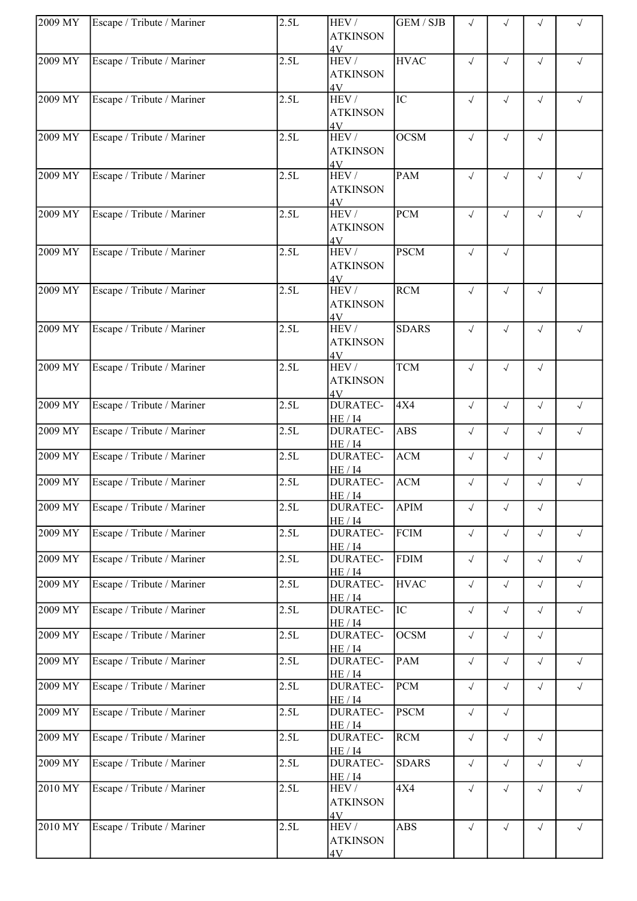| 2009 MY | Escape / Tribute / Mariner | 2.5L | HEV / ATKINSON 4V | GEM / SJB | √ | √ | √ | √ |
|---|---|---|---|---|---|---|---|---|
| 2009 MY | Escape / Tribute / Mariner | 2.5L | HEV / ATKINSON 4V | HVAC | √ | √ | √ | √ |
| 2009 MY | Escape / Tribute / Mariner | 2.5L | HEV / ATKINSON 4V | IC | √ | √ | √ | √ |
| 2009 MY | Escape / Tribute / Mariner | 2.5L | HEV / ATKINSON 4V | OCSM | √ | √ | √ | |
| 2009 MY | Escape / Tribute / Mariner | 2.5L | HEV / ATKINSON 4V | PAM | √ | √ | √ | √ |
| 2009 MY | Escape / Tribute / Mariner | 2.5L | HEV / ATKINSON 4V | PCM | √ | √ | √ | √ |
| 2009 MY | Escape / Tribute / Mariner | 2.5L | HEV / ATKINSON 4V | PSCM | √ | √ | | |
| 2009 MY | Escape / Tribute / Mariner | 2.5L | HEV / ATKINSON 4V | RCM | √ | √ | √ | |
| 2009 MY | Escape / Tribute / Mariner | 2.5L | HEV / ATKINSON 4V | SDARS | √ | √ | √ | √ |
| 2009 MY | Escape / Tribute / Mariner | 2.5L | HEV / ATKINSON 4V | TCM | √ | √ | √ | |
| 2009 MY | Escape / Tribute / Mariner | 2.5L | DURATEC-HE / I4 | 4X4 | √ | √ | √ | √ |
| 2009 MY | Escape / Tribute / Mariner | 2.5L | DURATEC-HE / I4 | ABS | √ | √ | √ | √ |
| 2009 MY | Escape / Tribute / Mariner | 2.5L | DURATEC-HE / I4 | ACM | √ | √ | √ | |
| 2009 MY | Escape / Tribute / Mariner | 2.5L | DURATEC-HE / I4 | ACM | √ | √ | √ | √ |
| 2009 MY | Escape / Tribute / Mariner | 2.5L | DURATEC-HE / I4 | APIM | √ | √ | √ | |
| 2009 MY | Escape / Tribute / Mariner | 2.5L | DURATEC-HE / I4 | FCIM | √ | √ | √ | √ |
| 2009 MY | Escape / Tribute / Mariner | 2.5L | DURATEC-HE / I4 | FDIM | √ | √ | √ | √ |
| 2009 MY | Escape / Tribute / Mariner | 2.5L | DURATEC-HE / I4 | HVAC | √ | √ | √ | √ |
| 2009 MY | Escape / Tribute / Mariner | 2.5L | DURATEC-HE / I4 | IC | √ | √ | √ | √ |
| 2009 MY | Escape / Tribute / Mariner | 2.5L | DURATEC-HE / I4 | OCSM | √ | √ | √ | |
| 2009 MY | Escape / Tribute / Mariner | 2.5L | DURATEC-HE / I4 | PAM | √ | √ | √ | √ |
| 2009 MY | Escape / Tribute / Mariner | 2.5L | DURATEC-HE / I4 | PCM | √ | √ | √ | √ |
| 2009 MY | Escape / Tribute / Mariner | 2.5L | DURATEC-HE / I4 | PSCM | √ | √ | | |
| 2009 MY | Escape / Tribute / Mariner | 2.5L | DURATEC-HE / I4 | RCM | √ | √ | √ | |
| 2009 MY | Escape / Tribute / Mariner | 2.5L | DURATEC-HE / I4 | SDARS | √ | √ | √ | √ |
| 2010 MY | Escape / Tribute / Mariner | 2.5L | HEV / ATKINSON 4V | 4X4 | √ | √ | √ | √ |
| 2010 MY | Escape / Tribute / Mariner | 2.5L | HEV / ATKINSON 4V | ABS | √ | √ | √ | √ |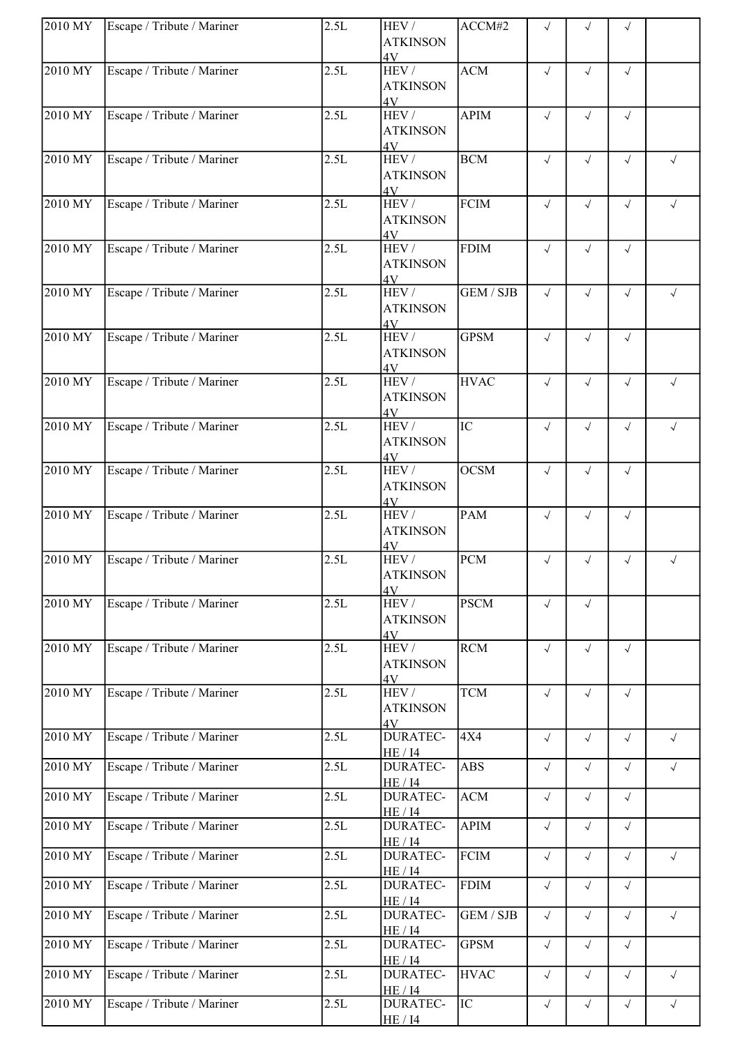| | | | | | | | | |
|---|---|---|---|---|---|---|---|---|
| 2010 MY | Escape / Tribute / Mariner | 2.5L | HEV / ATKINSON 4V | ACCM#2 | √ | √ | √ | |
| 2010 MY | Escape / Tribute / Mariner | 2.5L | HEV / ATKINSON 4V | ACM | √ | √ | √ | |
| 2010 MY | Escape / Tribute / Mariner | 2.5L | HEV / ATKINSON 4V | APIM | √ | √ | √ | |
| 2010 MY | Escape / Tribute / Mariner | 2.5L | HEV / ATKINSON 4V | BCM | √ | √ | √ | √ |
| 2010 MY | Escape / Tribute / Mariner | 2.5L | HEV / ATKINSON 4V | FCIM | √ | √ | √ | √ |
| 2010 MY | Escape / Tribute / Mariner | 2.5L | HEV / ATKINSON 4V | FDIM | √ | √ | √ | |
| 2010 MY | Escape / Tribute / Mariner | 2.5L | HEV / ATKINSON 4V | GEM / SJB | √ | √ | √ | √ |
| 2010 MY | Escape / Tribute / Mariner | 2.5L | HEV / ATKINSON 4V | GPSM | √ | √ | √ | |
| 2010 MY | Escape / Tribute / Mariner | 2.5L | HEV / ATKINSON 4V | HVAC | √ | √ | √ | √ |
| 2010 MY | Escape / Tribute / Mariner | 2.5L | HEV / ATKINSON 4V | IC | √ | √ | √ | √ |
| 2010 MY | Escape / Tribute / Mariner | 2.5L | HEV / ATKINSON 4V | OCSM | √ | √ | √ | |
| 2010 MY | Escape / Tribute / Mariner | 2.5L | HEV / ATKINSON 4V | PAM | √ | √ | √ | |
| 2010 MY | Escape / Tribute / Mariner | 2.5L | HEV / ATKINSON 4V | PCM | √ | √ | √ | √ |
| 2010 MY | Escape / Tribute / Mariner | 2.5L | HEV / ATKINSON 4V | PSCM | √ | √ | | |
| 2010 MY | Escape / Tribute / Mariner | 2.5L | HEV / ATKINSON 4V | RCM | √ | √ | √ | |
| 2010 MY | Escape / Tribute / Mariner | 2.5L | HEV / ATKINSON 4V | TCM | √ | √ | √ | |
| 2010 MY | Escape / Tribute / Mariner | 2.5L | DURATEC-HE / I4 | 4X4 | √ | √ | √ | √ |
| 2010 MY | Escape / Tribute / Mariner | 2.5L | DURATEC-HE / I4 | ABS | √ | √ | √ | √ |
| 2010 MY | Escape / Tribute / Mariner | 2.5L | DURATEC-HE / I4 | ACM | √ | √ | √ | |
| 2010 MY | Escape / Tribute / Mariner | 2.5L | DURATEC-HE / I4 | APIM | √ | √ | √ | |
| 2010 MY | Escape / Tribute / Mariner | 2.5L | DURATEC-HE / I4 | FCIM | √ | √ | √ | √ |
| 2010 MY | Escape / Tribute / Mariner | 2.5L | DURATEC-HE / I4 | FDIM | √ | √ | √ | |
| 2010 MY | Escape / Tribute / Mariner | 2.5L | DURATEC-HE / I4 | GEM / SJB | √ | √ | √ | √ |
| 2010 MY | Escape / Tribute / Mariner | 2.5L | DURATEC-HE / I4 | GPSM | √ | √ | √ | |
| 2010 MY | Escape / Tribute / Mariner | 2.5L | DURATEC-HE / I4 | HVAC | √ | √ | √ | √ |
| 2010 MY | Escape / Tribute / Mariner | 2.5L | DURATEC-HE / I4 | IC | √ | √ | √ | √ |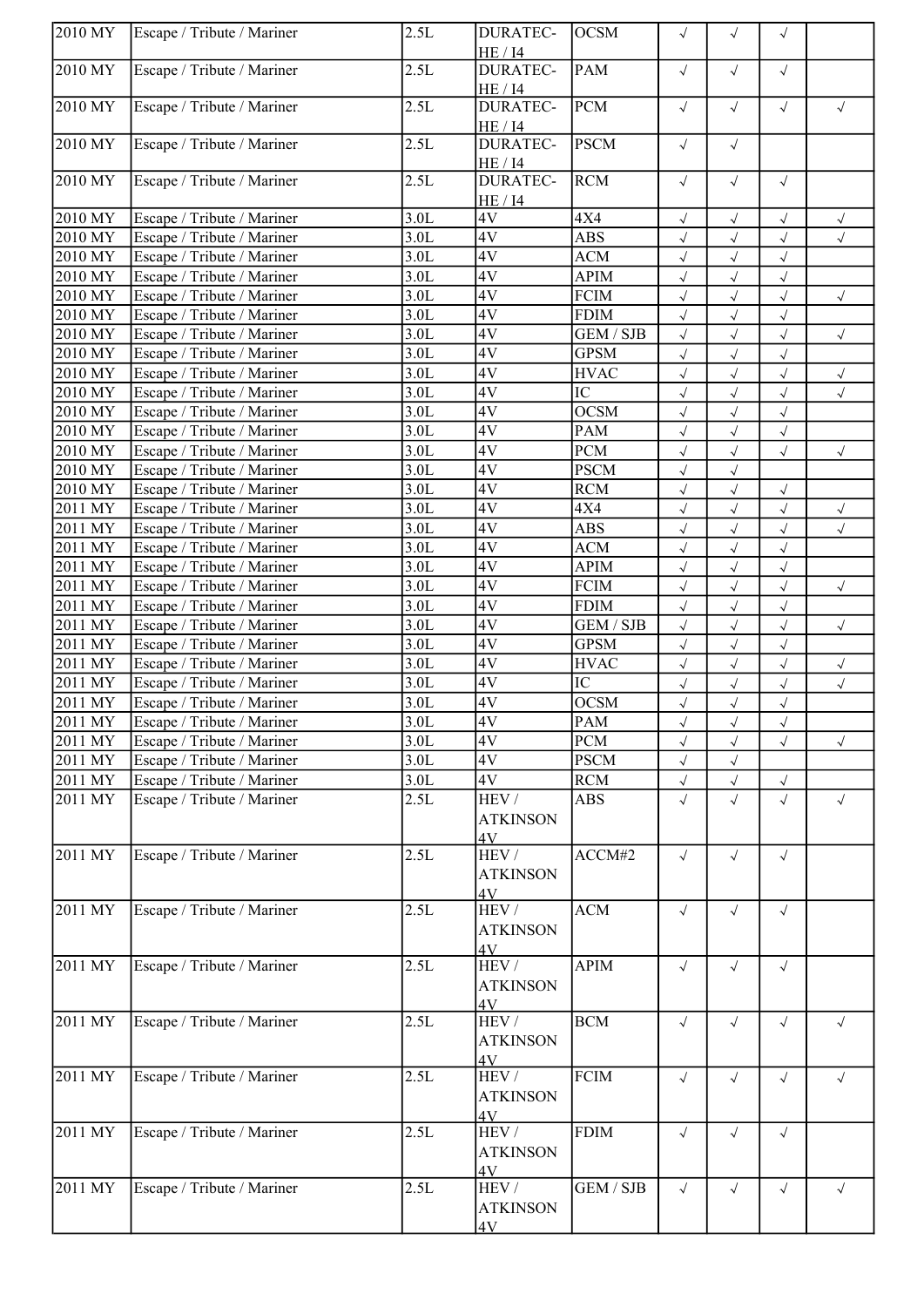| | | | | | | | | |
|---|---|---|---|---|---|---|---|---|
| 2010 MY | Escape / Tribute / Mariner | 2.5L | DURATEC-HE / I4 | OCSM | √ | √ | √ | |
| 2010 MY | Escape / Tribute / Mariner | 2.5L | DURATEC-HE / I4 | PAM | √ | √ | √ | |
| 2010 MY | Escape / Tribute / Mariner | 2.5L | DURATEC-HE / I4 | PCM | √ | √ | √ | √ |
| 2010 MY | Escape / Tribute / Mariner | 2.5L | DURATEC-HE / I4 | PSCM | √ | √ | | |
| 2010 MY | Escape / Tribute / Mariner | 2.5L | DURATEC-HE / I4 | RCM | √ | √ | √ | |
| 2010 MY | Escape / Tribute / Mariner | 3.0L | 4V | 4X4 | √ | √ | √ | √ |
| 2010 MY | Escape / Tribute / Mariner | 3.0L | 4V | ABS | √ | √ | √ | √ |
| 2010 MY | Escape / Tribute / Mariner | 3.0L | 4V | ACM | √ | √ | √ | |
| 2010 MY | Escape / Tribute / Mariner | 3.0L | 4V | APIM | √ | √ | √ | |
| 2010 MY | Escape / Tribute / Mariner | 3.0L | 4V | FCIM | √ | √ | √ | √ |
| 2010 MY | Escape / Tribute / Mariner | 3.0L | 4V | FDIM | √ | √ | √ | |
| 2010 MY | Escape / Tribute / Mariner | 3.0L | 4V | GEM / SJB | √ | √ | √ | √ |
| 2010 MY | Escape / Tribute / Mariner | 3.0L | 4V | GPSM | √ | √ | √ | |
| 2010 MY | Escape / Tribute / Mariner | 3.0L | 4V | HVAC | √ | √ | √ | √ |
| 2010 MY | Escape / Tribute / Mariner | 3.0L | 4V | IC | √ | √ | √ | √ |
| 2010 MY | Escape / Tribute / Mariner | 3.0L | 4V | OCSM | √ | √ | √ | |
| 2010 MY | Escape / Tribute / Mariner | 3.0L | 4V | PAM | √ | √ | √ | |
| 2010 MY | Escape / Tribute / Mariner | 3.0L | 4V | PCM | √ | √ | √ | √ |
| 2010 MY | Escape / Tribute / Mariner | 3.0L | 4V | PSCM | √ | √ | | |
| 2010 MY | Escape / Tribute / Mariner | 3.0L | 4V | RCM | √ | √ | √ | |
| 2011 MY | Escape / Tribute / Mariner | 3.0L | 4V | 4X4 | √ | √ | √ | √ |
| 2011 MY | Escape / Tribute / Mariner | 3.0L | 4V | ABS | √ | √ | √ | √ |
| 2011 MY | Escape / Tribute / Mariner | 3.0L | 4V | ACM | √ | √ | √ | |
| 2011 MY | Escape / Tribute / Mariner | 3.0L | 4V | APIM | √ | √ | √ | |
| 2011 MY | Escape / Tribute / Mariner | 3.0L | 4V | FCIM | √ | √ | √ | √ |
| 2011 MY | Escape / Tribute / Mariner | 3.0L | 4V | FDIM | √ | √ | √ | |
| 2011 MY | Escape / Tribute / Mariner | 3.0L | 4V | GEM / SJB | √ | √ | √ | √ |
| 2011 MY | Escape / Tribute / Mariner | 3.0L | 4V | GPSM | √ | √ | √ | |
| 2011 MY | Escape / Tribute / Mariner | 3.0L | 4V | HVAC | √ | √ | √ | √ |
| 2011 MY | Escape / Tribute / Mariner | 3.0L | 4V | IC | √ | √ | √ | √ |
| 2011 MY | Escape / Tribute / Mariner | 3.0L | 4V | OCSM | √ | √ | √ | |
| 2011 MY | Escape / Tribute / Mariner | 3.0L | 4V | PAM | √ | √ | √ | |
| 2011 MY | Escape / Tribute / Mariner | 3.0L | 4V | PCM | √ | √ | √ | √ |
| 2011 MY | Escape / Tribute / Mariner | 3.0L | 4V | PSCM | √ | √ | | |
| 2011 MY | Escape / Tribute / Mariner | 3.0L | 4V | RCM | √ | √ | √ | |
| 2011 MY | Escape / Tribute / Mariner | 2.5L | HEV / ATKINSON 4V | ABS | √ | √ | √ | √ |
| 2011 MY | Escape / Tribute / Mariner | 2.5L | HEV / ATKINSON 4V | ACCM#2 | √ | √ | √ | |
| 2011 MY | Escape / Tribute / Mariner | 2.5L | HEV / ATKINSON 4V | ACM | √ | √ | √ | |
| 2011 MY | Escape / Tribute / Mariner | 2.5L | HEV / ATKINSON 4V | APIM | √ | √ | √ | |
| 2011 MY | Escape / Tribute / Mariner | 2.5L | HEV / ATKINSON 4V | BCM | √ | √ | √ | √ |
| 2011 MY | Escape / Tribute / Mariner | 2.5L | HEV / ATKINSON 4V | FCIM | √ | √ | √ | √ |
| 2011 MY | Escape / Tribute / Mariner | 2.5L | HEV / ATKINSON 4V | FDIM | √ | √ | √ | |
| 2011 MY | Escape / Tribute / Mariner | 2.5L | HEV / ATKINSON 4V | GEM / SJB | √ | √ | √ | √ |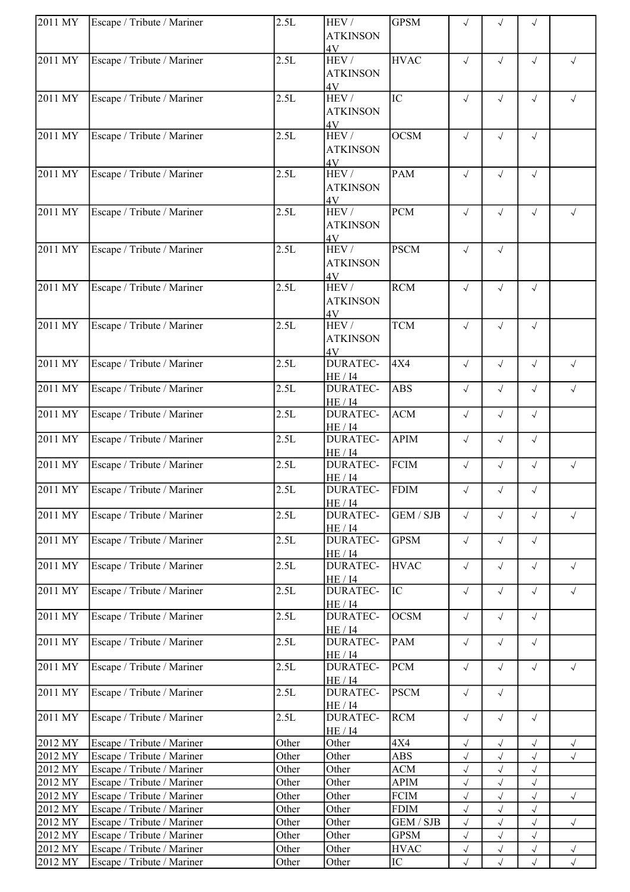| | | | | | | | | |
|---|---|---|---|---|---|---|---|---|
| 2011 MY | Escape / Tribute / Mariner | 2.5L | HEV / ATKINSON 4V | GPSM | √ | √ | √ | |
| 2011 MY | Escape / Tribute / Mariner | 2.5L | HEV / ATKINSON 4V | HVAC | √ | √ | √ | √ |
| 2011 MY | Escape / Tribute / Mariner | 2.5L | HEV / ATKINSON 4V | IC | √ | √ | √ | √ |
| 2011 MY | Escape / Tribute / Mariner | 2.5L | HEV / ATKINSON 4V | OCSM | √ | √ | √ | |
| 2011 MY | Escape / Tribute / Mariner | 2.5L | HEV / ATKINSON 4V | PAM | √ | √ | √ | |
| 2011 MY | Escape / Tribute / Mariner | 2.5L | HEV / ATKINSON 4V | PCM | √ | √ | √ | √ |
| 2011 MY | Escape / Tribute / Mariner | 2.5L | HEV / ATKINSON 4V | PSCM | √ | √ | | |
| 2011 MY | Escape / Tribute / Mariner | 2.5L | HEV / ATKINSON 4V | RCM | √ | √ | √ | |
| 2011 MY | Escape / Tribute / Mariner | 2.5L | HEV / ATKINSON 4V | TCM | √ | √ | √ | |
| 2011 MY | Escape / Tribute / Mariner | 2.5L | DURATEC-HE / I4 | 4X4 | √ | √ | √ | √ |
| 2011 MY | Escape / Tribute / Mariner | 2.5L | DURATEC-HE / I4 | ABS | √ | √ | √ | √ |
| 2011 MY | Escape / Tribute / Mariner | 2.5L | DURATEC-HE / I4 | ACM | √ | √ | √ | |
| 2011 MY | Escape / Tribute / Mariner | 2.5L | DURATEC-HE / I4 | APIM | √ | √ | √ | |
| 2011 MY | Escape / Tribute / Mariner | 2.5L | DURATEC-HE / I4 | FCIM | √ | √ | √ | √ |
| 2011 MY | Escape / Tribute / Mariner | 2.5L | DURATEC-HE / I4 | FDIM | √ | √ | √ | |
| 2011 MY | Escape / Tribute / Mariner | 2.5L | DURATEC-HE / I4 | GEM / SJB | √ | √ | √ | √ |
| 2011 MY | Escape / Tribute / Mariner | 2.5L | DURATEC-HE / I4 | GPSM | √ | √ | √ | |
| 2011 MY | Escape / Tribute / Mariner | 2.5L | DURATEC-HE / I4 | HVAC | √ | √ | √ | √ |
| 2011 MY | Escape / Tribute / Mariner | 2.5L | DURATEC-HE / I4 | IC | √ | √ | √ | √ |
| 2011 MY | Escape / Tribute / Mariner | 2.5L | DURATEC-HE / I4 | OCSM | √ | √ | √ | |
| 2011 MY | Escape / Tribute / Mariner | 2.5L | DURATEC-HE / I4 | PAM | √ | √ | √ | |
| 2011 MY | Escape / Tribute / Mariner | 2.5L | DURATEC-HE / I4 | PCM | √ | √ | √ | √ |
| 2011 MY | Escape / Tribute / Mariner | 2.5L | DURATEC-HE / I4 | PSCM | √ | √ | | |
| 2011 MY | Escape / Tribute / Mariner | 2.5L | DURATEC-HE / I4 | RCM | √ | √ | √ | |
| 2012 MY | Escape / Tribute / Mariner | Other | Other | 4X4 | √ | √ | √ | √ |
| 2012 MY | Escape / Tribute / Mariner | Other | Other | ABS | √ | √ | √ | √ |
| 2012 MY | Escape / Tribute / Mariner | Other | Other | ACM | √ | √ | √ | |
| 2012 MY | Escape / Tribute / Mariner | Other | Other | APIM | √ | √ | √ | |
| 2012 MY | Escape / Tribute / Mariner | Other | Other | FCIM | √ | √ | √ | √ |
| 2012 MY | Escape / Tribute / Mariner | Other | Other | FDIM | √ | √ | √ | |
| 2012 MY | Escape / Tribute / Mariner | Other | Other | GEM / SJB | √ | √ | √ | √ |
| 2012 MY | Escape / Tribute / Mariner | Other | Other | GPSM | √ | √ | √ | |
| 2012 MY | Escape / Tribute / Mariner | Other | Other | HVAC | √ | √ | √ | √ |
| 2012 MY | Escape / Tribute / Mariner | Other | Other | IC | √ | √ | √ | √ |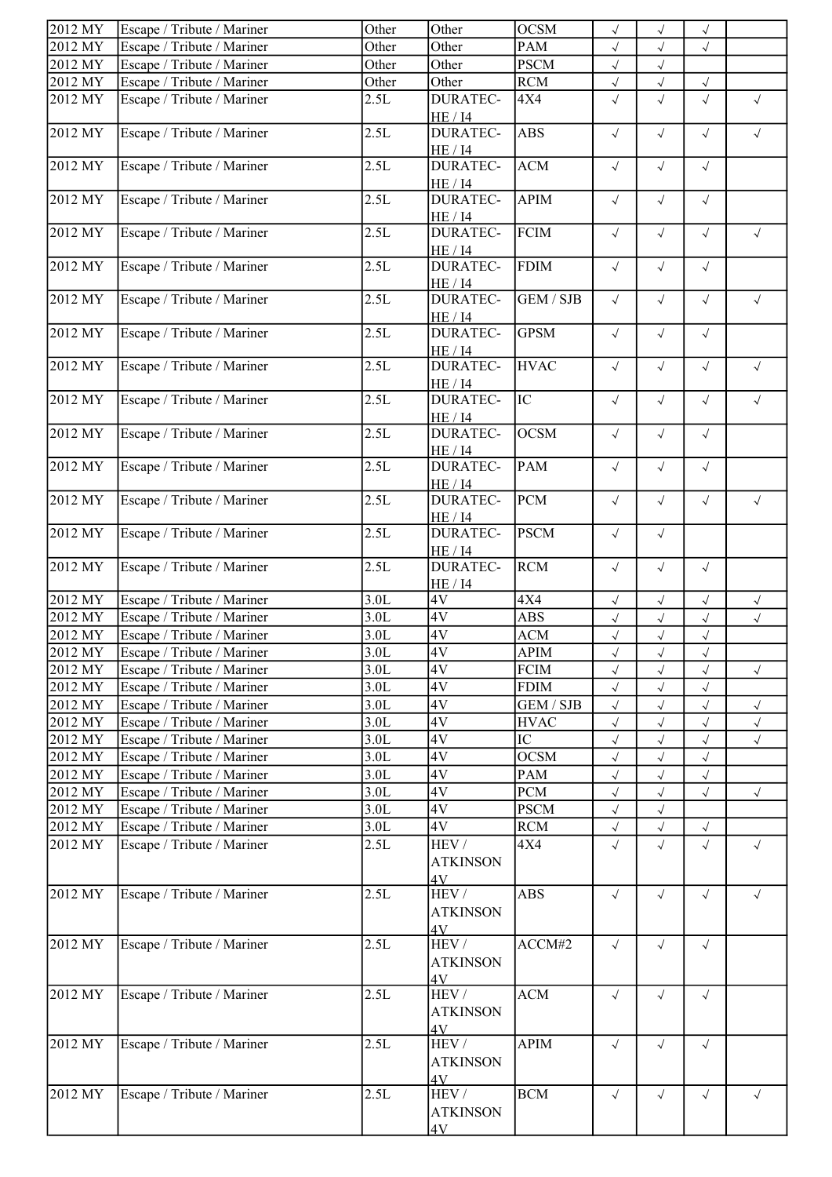| | | | | | | | | |
|---|---|---|---|---|---|---|---|---|
| 2012 MY | Escape / Tribute / Mariner | Other | Other | OCSM | √ | √ | √ | |
| 2012 MY | Escape / Tribute / Mariner | Other | Other | PAM | √ | √ | √ | |
| 2012 MY | Escape / Tribute / Mariner | Other | Other | PSCM | √ | √ | | |
| 2012 MY | Escape / Tribute / Mariner | Other | Other | RCM | √ | √ | √ | |
| 2012 MY | Escape / Tribute / Mariner | 2.5L | DURATEC-HE / I4 | 4X4 | √ | √ | √ | √ |
| 2012 MY | Escape / Tribute / Mariner | 2.5L | DURATEC-HE / I4 | ABS | √ | √ | √ | √ |
| 2012 MY | Escape / Tribute / Mariner | 2.5L | DURATEC-HE / I4 | ACM | √ | √ | √ | |
| 2012 MY | Escape / Tribute / Mariner | 2.5L | DURATEC-HE / I4 | APIM | √ | √ | √ | |
| 2012 MY | Escape / Tribute / Mariner | 2.5L | DURATEC-HE / I4 | FCIM | √ | √ | √ | √ |
| 2012 MY | Escape / Tribute / Mariner | 2.5L | DURATEC-HE / I4 | FDIM | √ | √ | √ | |
| 2012 MY | Escape / Tribute / Mariner | 2.5L | DURATEC-HE / I4 | GEM / SJB | √ | √ | √ | √ |
| 2012 MY | Escape / Tribute / Mariner | 2.5L | DURATEC-HE / I4 | GPSM | √ | √ | √ | |
| 2012 MY | Escape / Tribute / Mariner | 2.5L | DURATEC-HE / I4 | HVAC | √ | √ | √ | √ |
| 2012 MY | Escape / Tribute / Mariner | 2.5L | DURATEC-HE / I4 | IC | √ | √ | √ | √ |
| 2012 MY | Escape / Tribute / Mariner | 2.5L | DURATEC-HE / I4 | OCSM | √ | √ | √ | |
| 2012 MY | Escape / Tribute / Mariner | 2.5L | DURATEC-HE / I4 | PAM | √ | √ | √ | |
| 2012 MY | Escape / Tribute / Mariner | 2.5L | DURATEC-HE / I4 | PCM | √ | √ | √ | √ |
| 2012 MY | Escape / Tribute / Mariner | 2.5L | DURATEC-HE / I4 | PSCM | √ | √ | | |
| 2012 MY | Escape / Tribute / Mariner | 2.5L | DURATEC-HE / I4 | RCM | √ | √ | √ | |
| 2012 MY | Escape / Tribute / Mariner | 3.0L | 4V | 4X4 | √ | √ | √ | √ |
| 2012 MY | Escape / Tribute / Mariner | 3.0L | 4V | ABS | √ | √ | √ | √ |
| 2012 MY | Escape / Tribute / Mariner | 3.0L | 4V | ACM | √ | √ | √ | |
| 2012 MY | Escape / Tribute / Mariner | 3.0L | 4V | APIM | √ | √ | √ | |
| 2012 MY | Escape / Tribute / Mariner | 3.0L | 4V | FCIM | √ | √ | √ | √ |
| 2012 MY | Escape / Tribute / Mariner | 3.0L | 4V | FDIM | √ | √ | √ | |
| 2012 MY | Escape / Tribute / Mariner | 3.0L | 4V | GEM / SJB | √ | √ | √ | √ |
| 2012 MY | Escape / Tribute / Mariner | 3.0L | 4V | HVAC | √ | √ | √ | √ |
| 2012 MY | Escape / Tribute / Mariner | 3.0L | 4V | IC | √ | √ | √ | √ |
| 2012 MY | Escape / Tribute / Mariner | 3.0L | 4V | OCSM | √ | √ | √ | |
| 2012 MY | Escape / Tribute / Mariner | 3.0L | 4V | PAM | √ | √ | √ | |
| 2012 MY | Escape / Tribute / Mariner | 3.0L | 4V | PCM | √ | √ | √ | √ |
| 2012 MY | Escape / Tribute / Mariner | 3.0L | 4V | PSCM | √ | √ | | |
| 2012 MY | Escape / Tribute / Mariner | 3.0L | 4V | RCM | √ | √ | √ | |
| 2012 MY | Escape / Tribute / Mariner | 2.5L | HEV / ATKINSON 4V | 4X4 | √ | √ | √ | √ |
| 2012 MY | Escape / Tribute / Mariner | 2.5L | HEV / ATKINSON 4V | ABS | √ | √ | √ | √ |
| 2012 MY | Escape / Tribute / Mariner | 2.5L | HEV / ATKINSON 4V | ACCM#2 | √ | √ | √ | |
| 2012 MY | Escape / Tribute / Mariner | 2.5L | HEV / ATKINSON 4V | ACM | √ | √ | √ | |
| 2012 MY | Escape / Tribute / Mariner | 2.5L | HEV / ATKINSON 4V | APIM | √ | √ | √ | |
| 2012 MY | Escape / Tribute / Mariner | 2.5L | HEV / ATKINSON 4V | BCM | √ | √ | √ | √ |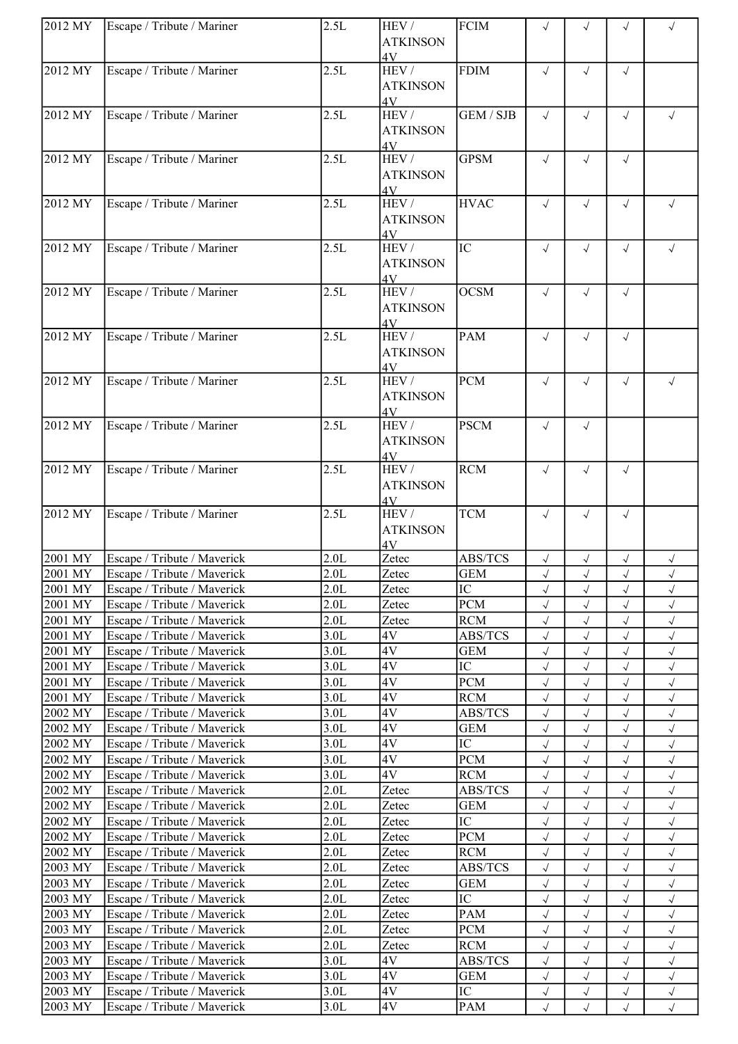| | | | | | | | | |
|---|---|---|---|---|---|---|---|---|
| 2012 MY | Escape / Tribute / Mariner | 2.5L | HEV / ATKINSON 4V | FCIM | √ | √ | √ | √ |
| 2012 MY | Escape / Tribute / Mariner | 2.5L | HEV / ATKINSON 4V | FDIM | √ | √ | √ | |
| 2012 MY | Escape / Tribute / Mariner | 2.5L | HEV / ATKINSON 4V | GEM / SJB | √ | √ | √ | √ |
| 2012 MY | Escape / Tribute / Mariner | 2.5L | HEV / ATKINSON 4V | GPSM | √ | √ | √ | |
| 2012 MY | Escape / Tribute / Mariner | 2.5L | HEV / ATKINSON 4V | HVAC | √ | √ | √ | √ |
| 2012 MY | Escape / Tribute / Mariner | 2.5L | HEV / ATKINSON 4V | IC | √ | √ | √ | √ |
| 2012 MY | Escape / Tribute / Mariner | 2.5L | HEV / ATKINSON 4V | OCSM | √ | √ | √ | |
| 2012 MY | Escape / Tribute / Mariner | 2.5L | HEV / ATKINSON 4V | PAM | √ | √ | √ | |
| 2012 MY | Escape / Tribute / Mariner | 2.5L | HEV / ATKINSON 4V | PCM | √ | √ | √ | √ |
| 2012 MY | Escape / Tribute / Mariner | 2.5L | HEV / ATKINSON 4V | PSCM | √ | √ | | |
| 2012 MY | Escape / Tribute / Mariner | 2.5L | HEV / ATKINSON 4V | RCM | √ | √ | √ | |
| 2012 MY | Escape / Tribute / Mariner | 2.5L | HEV / ATKINSON 4V | TCM | √ | √ | √ | |
| 2001 MY | Escape / Tribute / Maverick | 2.0L | Zetec | ABS/TCS | √ | √ | √ | √ |
| 2001 MY | Escape / Tribute / Maverick | 2.0L | Zetec | GEM | √ | √ | √ | √ |
| 2001 MY | Escape / Tribute / Maverick | 2.0L | Zetec | IC | √ | √ | √ | √ |
| 2001 MY | Escape / Tribute / Maverick | 2.0L | Zetec | PCM | √ | √ | √ | √ |
| 2001 MY | Escape / Tribute / Maverick | 2.0L | Zetec | RCM | √ | √ | √ | √ |
| 2001 MY | Escape / Tribute / Maverick | 3.0L | 4V | ABS/TCS | √ | √ | √ | √ |
| 2001 MY | Escape / Tribute / Maverick | 3.0L | 4V | GEM | √ | √ | √ | √ |
| 2001 MY | Escape / Tribute / Maverick | 3.0L | 4V | IC | √ | √ | √ | √ |
| 2001 MY | Escape / Tribute / Maverick | 3.0L | 4V | PCM | √ | √ | √ | √ |
| 2001 MY | Escape / Tribute / Maverick | 3.0L | 4V | RCM | √ | √ | √ | √ |
| 2002 MY | Escape / Tribute / Maverick | 3.0L | 4V | ABS/TCS | √ | √ | √ | √ |
| 2002 MY | Escape / Tribute / Maverick | 3.0L | 4V | GEM | √ | √ | √ | √ |
| 2002 MY | Escape / Tribute / Maverick | 3.0L | 4V | IC | √ | √ | √ | √ |
| 2002 MY | Escape / Tribute / Maverick | 3.0L | 4V | PCM | √ | √ | √ | √ |
| 2002 MY | Escape / Tribute / Maverick | 3.0L | 4V | RCM | √ | √ | √ | √ |
| 2002 MY | Escape / Tribute / Maverick | 2.0L | Zetec | ABS/TCS | √ | √ | √ | √ |
| 2002 MY | Escape / Tribute / Maverick | 2.0L | Zetec | GEM | √ | √ | √ | √ |
| 2002 MY | Escape / Tribute / Maverick | 2.0L | Zetec | IC | √ | √ | √ | √ |
| 2002 MY | Escape / Tribute / Maverick | 2.0L | Zetec | PCM | √ | √ | √ | √ |
| 2002 MY | Escape / Tribute / Maverick | 2.0L | Zetec | RCM | √ | √ | √ | √ |
| 2003 MY | Escape / Tribute / Maverick | 2.0L | Zetec | ABS/TCS | √ | √ | √ | √ |
| 2003 MY | Escape / Tribute / Maverick | 2.0L | Zetec | GEM | √ | √ | √ | √ |
| 2003 MY | Escape / Tribute / Maverick | 2.0L | Zetec | IC | √ | √ | √ | √ |
| 2003 MY | Escape / Tribute / Maverick | 2.0L | Zetec | PAM | √ | √ | √ | √ |
| 2003 MY | Escape / Tribute / Maverick | 2.0L | Zetec | PCM | √ | √ | √ | √ |
| 2003 MY | Escape / Tribute / Maverick | 2.0L | Zetec | RCM | √ | √ | √ | √ |
| 2003 MY | Escape / Tribute / Maverick | 3.0L | 4V | ABS/TCS | √ | √ | √ | √ |
| 2003 MY | Escape / Tribute / Maverick | 3.0L | 4V | GEM | √ | √ | √ | √ |
| 2003 MY | Escape / Tribute / Maverick | 3.0L | 4V | IC | √ | √ | √ | √ |
| 2003 MY | Escape / Tribute / Maverick | 3.0L | 4V | PAM | √ | √ | √ | √ |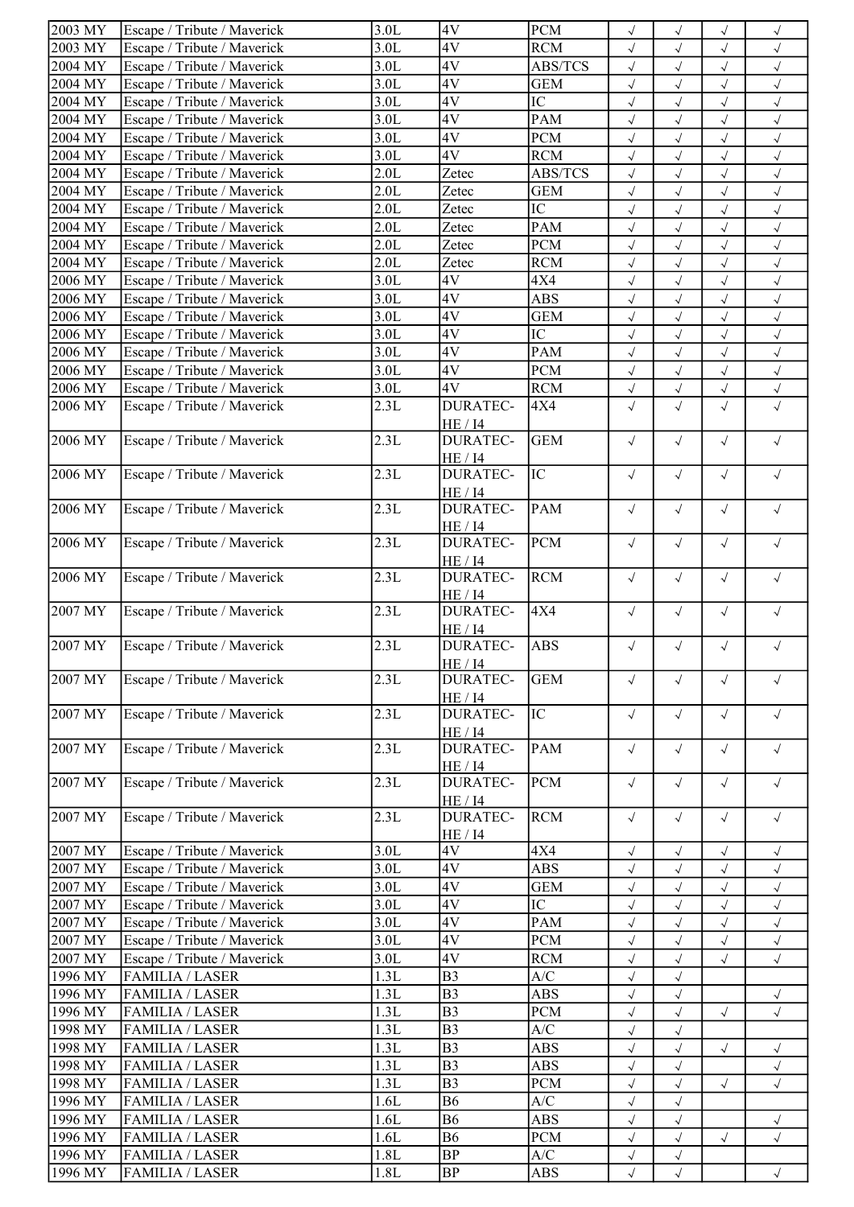| | | | | | | | | |
|---|---|---|---|---|---|---|---|---|
| 2003 MY | Escape / Tribute / Maverick | 3.0L | 4V | PCM | √ | √ | √ | √ |
| 2003 MY | Escape / Tribute / Maverick | 3.0L | 4V | RCM | √ | √ | √ | √ |
| 2004 MY | Escape / Tribute / Maverick | 3.0L | 4V | ABS/TCS | √ | √ | √ | √ |
| 2004 MY | Escape / Tribute / Maverick | 3.0L | 4V | GEM | √ | √ | √ | √ |
| 2004 MY | Escape / Tribute / Maverick | 3.0L | 4V | IC | √ | √ | √ | √ |
| 2004 MY | Escape / Tribute / Maverick | 3.0L | 4V | PAM | √ | √ | √ | √ |
| 2004 MY | Escape / Tribute / Maverick | 3.0L | 4V | PCM | √ | √ | √ | √ |
| 2004 MY | Escape / Tribute / Maverick | 3.0L | 4V | RCM | √ | √ | √ | √ |
| 2004 MY | Escape / Tribute / Maverick | 2.0L | Zetec | ABS/TCS | √ | √ | √ | √ |
| 2004 MY | Escape / Tribute / Maverick | 2.0L | Zetec | GEM | √ | √ | √ | √ |
| 2004 MY | Escape / Tribute / Maverick | 2.0L | Zetec | IC | √ | √ | √ | √ |
| 2004 MY | Escape / Tribute / Maverick | 2.0L | Zetec | PAM | √ | √ | √ | √ |
| 2004 MY | Escape / Tribute / Maverick | 2.0L | Zetec | PCM | √ | √ | √ | √ |
| 2004 MY | Escape / Tribute / Maverick | 2.0L | Zetec | RCM | √ | √ | √ | √ |
| 2006 MY | Escape / Tribute / Maverick | 3.0L | 4V | 4X4 | √ | √ | √ | √ |
| 2006 MY | Escape / Tribute / Maverick | 3.0L | 4V | ABS | √ | √ | √ | √ |
| 2006 MY | Escape / Tribute / Maverick | 3.0L | 4V | GEM | √ | √ | √ | √ |
| 2006 MY | Escape / Tribute / Maverick | 3.0L | 4V | IC | √ | √ | √ | √ |
| 2006 MY | Escape / Tribute / Maverick | 3.0L | 4V | PAM | √ | √ | √ | √ |
| 2006 MY | Escape / Tribute / Maverick | 3.0L | 4V | PCM | √ | √ | √ | √ |
| 2006 MY | Escape / Tribute / Maverick | 3.0L | 4V | RCM | √ | √ | √ | √ |
| 2006 MY | Escape / Tribute / Maverick | 2.3L | DURATEC-HE / I4 | 4X4 | √ | √ | √ | √ |
| 2006 MY | Escape / Tribute / Maverick | 2.3L | DURATEC-HE / I4 | GEM | √ | √ | √ | √ |
| 2006 MY | Escape / Tribute / Maverick | 2.3L | DURATEC-HE / I4 | IC | √ | √ | √ | √ |
| 2006 MY | Escape / Tribute / Maverick | 2.3L | DURATEC-HE / I4 | PAM | √ | √ | √ | √ |
| 2006 MY | Escape / Tribute / Maverick | 2.3L | DURATEC-HE / I4 | PCM | √ | √ | √ | √ |
| 2006 MY | Escape / Tribute / Maverick | 2.3L | DURATEC-HE / I4 | RCM | √ | √ | √ | √ |
| 2007 MY | Escape / Tribute / Maverick | 2.3L | DURATEC-HE / I4 | 4X4 | √ | √ | √ | √ |
| 2007 MY | Escape / Tribute / Maverick | 2.3L | DURATEC-HE / I4 | ABS | √ | √ | √ | √ |
| 2007 MY | Escape / Tribute / Maverick | 2.3L | DURATEC-HE / I4 | GEM | √ | √ | √ | √ |
| 2007 MY | Escape / Tribute / Maverick | 2.3L | DURATEC-HE / I4 | IC | √ | √ | √ | √ |
| 2007 MY | Escape / Tribute / Maverick | 2.3L | DURATEC-HE / I4 | PAM | √ | √ | √ | √ |
| 2007 MY | Escape / Tribute / Maverick | 2.3L | DURATEC-HE / I4 | PCM | √ | √ | √ | √ |
| 2007 MY | Escape / Tribute / Maverick | 2.3L | DURATEC-HE / I4 | RCM | √ | √ | √ | √ |
| 2007 MY | Escape / Tribute / Maverick | 3.0L | 4V | 4X4 | √ | √ | √ | √ |
| 2007 MY | Escape / Tribute / Maverick | 3.0L | 4V | ABS | √ | √ | √ | √ |
| 2007 MY | Escape / Tribute / Maverick | 3.0L | 4V | GEM | √ | √ | √ | √ |
| 2007 MY | Escape / Tribute / Maverick | 3.0L | 4V | IC | √ | √ | √ | √ |
| 2007 MY | Escape / Tribute / Maverick | 3.0L | 4V | PAM | √ | √ | √ | √ |
| 2007 MY | Escape / Tribute / Maverick | 3.0L | 4V | PCM | √ | √ | √ | √ |
| 2007 MY | Escape / Tribute / Maverick | 3.0L | 4V | RCM | √ | √ | √ | √ |
| 1996 MY | FAMILIA / LASER | 1.3L | B3 | A/C | √ | √ | | |
| 1996 MY | FAMILIA / LASER | 1.3L | B3 | ABS | √ | √ | | √ |
| 1996 MY | FAMILIA / LASER | 1.3L | B3 | PCM | √ | √ | √ | √ |
| 1998 MY | FAMILIA / LASER | 1.3L | B3 | A/C | √ | √ | | |
| 1998 MY | FAMILIA / LASER | 1.3L | B3 | ABS | √ | √ | √ | √ |
| 1998 MY | FAMILIA / LASER | 1.3L | B3 | ABS | √ | √ | | √ |
| 1998 MY | FAMILIA / LASER | 1.3L | B3 | PCM | √ | √ | √ | √ |
| 1996 MY | FAMILIA / LASER | 1.6L | B6 | A/C | √ | √ | | |
| 1996 MY | FAMILIA / LASER | 1.6L | B6 | ABS | √ | √ | | √ |
| 1996 MY | FAMILIA / LASER | 1.6L | B6 | PCM | √ | √ | √ | √ |
| 1996 MY | FAMILIA / LASER | 1.8L | BP | A/C | √ | √ | | |
| 1996 MY | FAMILIA / LASER | 1.8L | BP | ABS | √ | √ | | √ |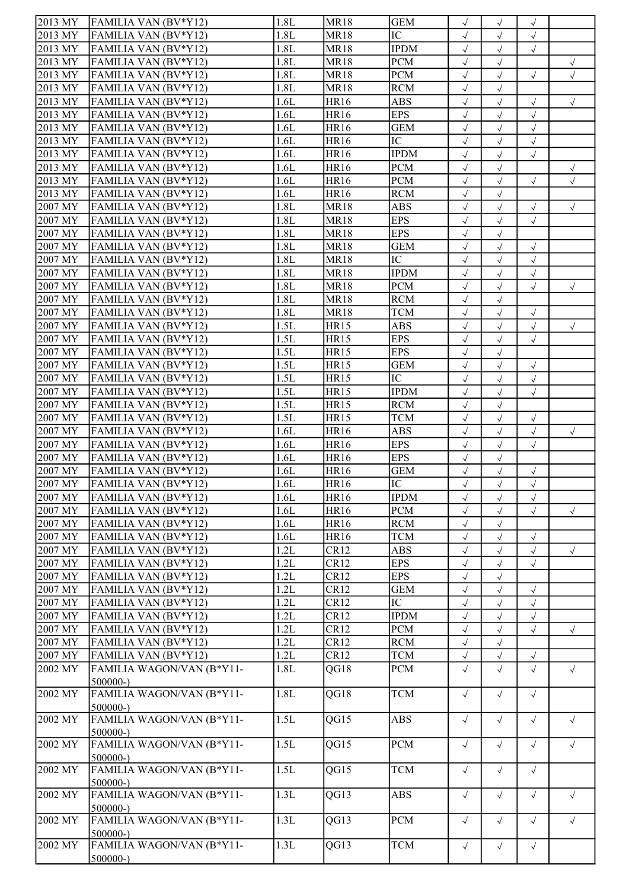| | | | | | | | | |
|---|---|---|---|---|---|---|---|---|
| 2013 MY | FAMILIA VAN (BV*Y12) | 1.8L | MR18 | GEM | √ | √ | √ | |
| 2013 MY | FAMILIA VAN (BV*Y12) | 1.8L | MR18 | IC | √ | √ | √ | |
| 2013 MY | FAMILIA VAN (BV*Y12) | 1.8L | MR18 | IPDM | √ | √ | √ | |
| 2013 MY | FAMILIA VAN (BV*Y12) | 1.8L | MR18 | PCM | √ | √ | | √ |
| 2013 MY | FAMILIA VAN (BV*Y12) | 1.8L | MR18 | PCM | √ | √ | √ | √ |
| 2013 MY | FAMILIA VAN (BV*Y12) | 1.8L | MR18 | RCM | √ | √ | | |
| 2013 MY | FAMILIA VAN (BV*Y12) | 1.6L | HR16 | ABS | √ | √ | √ | √ |
| 2013 MY | FAMILIA VAN (BV*Y12) | 1.6L | HR16 | EPS | √ | √ | √ | |
| 2013 MY | FAMILIA VAN (BV*Y12) | 1.6L | HR16 | GEM | √ | √ | √ | |
| 2013 MY | FAMILIA VAN (BV*Y12) | 1.6L | HR16 | IC | √ | √ | √ | |
| 2013 MY | FAMILIA VAN (BV*Y12) | 1.6L | HR16 | IPDM | √ | √ | √ | |
| 2013 MY | FAMILIA VAN (BV*Y12) | 1.6L | HR16 | PCM | √ | √ | | √ |
| 2013 MY | FAMILIA VAN (BV*Y12) | 1.6L | HR16 | PCM | √ | √ | √ | √ |
| 2013 MY | FAMILIA VAN (BV*Y12) | 1.6L | HR16 | RCM | √ | √ | | |
| 2007 MY | FAMILIA VAN (BV*Y12) | 1.8L | MR18 | ABS | √ | √ | √ | √ |
| 2007 MY | FAMILIA VAN (BV*Y12) | 1.8L | MR18 | EPS | √ | √ | √ | |
| 2007 MY | FAMILIA VAN (BV*Y12) | 1.8L | MR18 | EPS | √ | √ | | |
| 2007 MY | FAMILIA VAN (BV*Y12) | 1.8L | MR18 | GEM | √ | √ | √ | |
| 2007 MY | FAMILIA VAN (BV*Y12) | 1.8L | MR18 | IC | √ | √ | √ | |
| 2007 MY | FAMILIA VAN (BV*Y12) | 1.8L | MR18 | IPDM | √ | √ | √ | |
| 2007 MY | FAMILIA VAN (BV*Y12) | 1.8L | MR18 | PCM | √ | √ | √ | √ |
| 2007 MY | FAMILIA VAN (BV*Y12) | 1.8L | MR18 | RCM | √ | √ | | |
| 2007 MY | FAMILIA VAN (BV*Y12) | 1.8L | MR18 | TCM | √ | √ | √ | |
| 2007 MY | FAMILIA VAN (BV*Y12) | 1.5L | HR15 | ABS | √ | √ | √ | √ |
| 2007 MY | FAMILIA VAN (BV*Y12) | 1.5L | HR15 | EPS | √ | √ | √ | |
| 2007 MY | FAMILIA VAN (BV*Y12) | 1.5L | HR15 | EPS | √ | √ | | |
| 2007 MY | FAMILIA VAN (BV*Y12) | 1.5L | HR15 | GEM | √ | √ | √ | |
| 2007 MY | FAMILIA VAN (BV*Y12) | 1.5L | HR15 | IC | √ | √ | √ | |
| 2007 MY | FAMILIA VAN (BV*Y12) | 1.5L | HR15 | IPDM | √ | √ | √ | |
| 2007 MY | FAMILIA VAN (BV*Y12) | 1.5L | HR15 | RCM | √ | √ | | |
| 2007 MY | FAMILIA VAN (BV*Y12) | 1.5L | HR15 | TCM | √ | √ | √ | |
| 2007 MY | FAMILIA VAN (BV*Y12) | 1.6L | HR16 | ABS | √ | √ | √ | √ |
| 2007 MY | FAMILIA VAN (BV*Y12) | 1.6L | HR16 | EPS | √ | √ | √ | |
| 2007 MY | FAMILIA VAN (BV*Y12) | 1.6L | HR16 | EPS | √ | √ | | |
| 2007 MY | FAMILIA VAN (BV*Y12) | 1.6L | HR16 | GEM | √ | √ | √ | |
| 2007 MY | FAMILIA VAN (BV*Y12) | 1.6L | HR16 | IC | √ | √ | √ | |
| 2007 MY | FAMILIA VAN (BV*Y12) | 1.6L | HR16 | IPDM | √ | √ | √ | |
| 2007 MY | FAMILIA VAN (BV*Y12) | 1.6L | HR16 | PCM | √ | √ | √ | √ |
| 2007 MY | FAMILIA VAN (BV*Y12) | 1.6L | HR16 | RCM | √ | √ | | |
| 2007 MY | FAMILIA VAN (BV*Y12) | 1.6L | HR16 | TCM | √ | √ | √ | |
| 2007 MY | FAMILIA VAN (BV*Y12) | 1.2L | CR12 | ABS | √ | √ | √ | √ |
| 2007 MY | FAMILIA VAN (BV*Y12) | 1.2L | CR12 | EPS | √ | √ | √ | |
| 2007 MY | FAMILIA VAN (BV*Y12) | 1.2L | CR12 | EPS | √ | √ | | |
| 2007 MY | FAMILIA VAN (BV*Y12) | 1.2L | CR12 | GEM | √ | √ | √ | |
| 2007 MY | FAMILIA VAN (BV*Y12) | 1.2L | CR12 | IC | √ | √ | √ | |
| 2007 MY | FAMILIA VAN (BV*Y12) | 1.2L | CR12 | IPDM | √ | √ | √ | |
| 2007 MY | FAMILIA VAN (BV*Y12) | 1.2L | CR12 | PCM | √ | √ | √ | √ |
| 2007 MY | FAMILIA VAN (BV*Y12) | 1.2L | CR12 | RCM | √ | √ | | |
| 2007 MY | FAMILIA VAN (BV*Y12) | 1.2L | CR12 | TCM | √ | √ | √ | |
| 2002 MY | FAMILIA WAGON/VAN (B*Y11-500000-) | 1.8L | QG18 | PCM | √ | √ | √ | √ |
| 2002 MY | FAMILIA WAGON/VAN (B*Y11-500000-) | 1.8L | QG18 | TCM | √ | √ | √ | |
| 2002 MY | FAMILIA WAGON/VAN (B*Y11-500000-) | 1.5L | QG15 | ABS | √ | √ | √ | √ |
| 2002 MY | FAMILIA WAGON/VAN (B*Y11-500000-) | 1.5L | QG15 | PCM | √ | √ | √ | √ |
| 2002 MY | FAMILIA WAGON/VAN (B*Y11-500000-) | 1.5L | QG15 | TCM | √ | √ | √ | |
| 2002 MY | FAMILIA WAGON/VAN (B*Y11-500000-) | 1.3L | QG13 | ABS | √ | √ | √ | √ |
| 2002 MY | FAMILIA WAGON/VAN (B*Y11-500000-) | 1.3L | QG13 | PCM | √ | √ | √ | √ |
| 2002 MY | FAMILIA WAGON/VAN (B*Y11-500000-) | 1.3L | QG13 | TCM | √ | √ | √ | |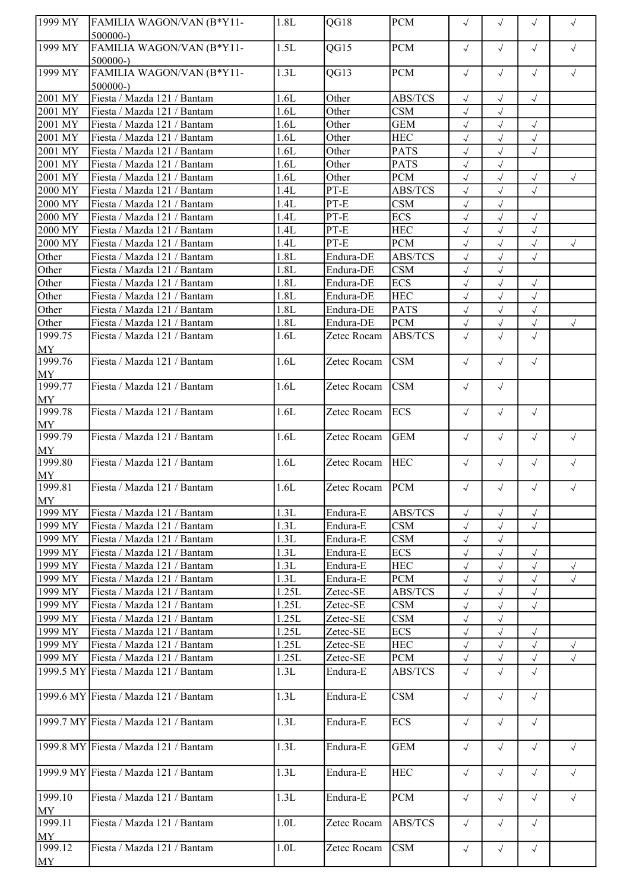| 1999 MY | FAMILIA WAGON/VAN (B*Y11-500000-) | 1.8L | QG18 | PCM | √ | √ | √ | √ |
|---|---|---|---|---|---|---|---|---|
| 1999 MY | FAMILIA WAGON/VAN (B*Y11-500000-) | 1.5L | QG15 | PCM | √ | √ | √ | √ |
| 1999 MY | FAMILIA WAGON/VAN (B*Y11-500000-) | 1.3L | QG13 | PCM | √ | √ | √ | √ |
| 2001 MY | Fiesta / Mazda 121 / Bantam | 1.6L | Other | ABS/TCS | √ | √ | √ | |
| 2001 MY | Fiesta / Mazda 121 / Bantam | 1.6L | Other | CSM | √ | √ | | |
| 2001 MY | Fiesta / Mazda 121 / Bantam | 1.6L | Other | GEM | √ | √ | √ | |
| 2001 MY | Fiesta / Mazda 121 / Bantam | 1.6L | Other | HEC | √ | √ | √ | |
| 2001 MY | Fiesta / Mazda 121 / Bantam | 1.6L | Other | PATS | √ | √ | √ | |
| 2001 MY | Fiesta / Mazda 121 / Bantam | 1.6L | Other | PATS | √ | √ | | |
| 2001 MY | Fiesta / Mazda 121 / Bantam | 1.6L | Other | PCM | √ | √ | √ | √ |
| 2000 MY | Fiesta / Mazda 121 / Bantam | 1.4L | PT-E | ABS/TCS | √ | √ | √ | |
| 2000 MY | Fiesta / Mazda 121 / Bantam | 1.4L | PT-E | CSM | √ | √ | | |
| 2000 MY | Fiesta / Mazda 121 / Bantam | 1.4L | PT-E | ECS | √ | √ | √ | |
| 2000 MY | Fiesta / Mazda 121 / Bantam | 1.4L | PT-E | HEC | √ | √ | √ | |
| 2000 MY | Fiesta / Mazda 121 / Bantam | 1.4L | PT-E | PCM | √ | √ | √ | √ |
| Other | Fiesta / Mazda 121 / Bantam | 1.8L | Endura-DE | ABS/TCS | √ | √ | √ | |
| Other | Fiesta / Mazda 121 / Bantam | 1.8L | Endura-DE | CSM | √ | √ | | |
| Other | Fiesta / Mazda 121 / Bantam | 1.8L | Endura-DE | ECS | √ | √ | √ | |
| Other | Fiesta / Mazda 121 / Bantam | 1.8L | Endura-DE | HEC | √ | √ | √ | |
| Other | Fiesta / Mazda 121 / Bantam | 1.8L | Endura-DE | PATS | √ | √ | √ | |
| Other | Fiesta / Mazda 121 / Bantam | 1.8L | Endura-DE | PCM | √ | √ | √ | √ |
| 1999.75 MY | Fiesta / Mazda 121 / Bantam | 1.6L | Zetec Rocam | ABS/TCS | √ | √ | √ | |
| 1999.76 MY | Fiesta / Mazda 121 / Bantam | 1.6L | Zetec Rocam | CSM | √ | √ | √ | |
| 1999.77 MY | Fiesta / Mazda 121 / Bantam | 1.6L | Zetec Rocam | CSM | √ | √ | | |
| 1999.78 MY | Fiesta / Mazda 121 / Bantam | 1.6L | Zetec Rocam | ECS | √ | √ | √ | |
| 1999.79 MY | Fiesta / Mazda 121 / Bantam | 1.6L | Zetec Rocam | GEM | √ | √ | √ | √ |
| 1999.80 MY | Fiesta / Mazda 121 / Bantam | 1.6L | Zetec Rocam | HEC | √ | √ | √ | √ |
| 1999.81 MY | Fiesta / Mazda 121 / Bantam | 1.6L | Zetec Rocam | PCM | √ | √ | √ | √ |
| 1999 MY | Fiesta / Mazda 121 / Bantam | 1.3L | Endura-E | ABS/TCS | √ | √ | √ | |
| 1999 MY | Fiesta / Mazda 121 / Bantam | 1.3L | Endura-E | CSM | √ | √ | √ | |
| 1999 MY | Fiesta / Mazda 121 / Bantam | 1.3L | Endura-E | CSM | √ | √ | | |
| 1999 MY | Fiesta / Mazda 121 / Bantam | 1.3L | Endura-E | ECS | √ | √ | √ | |
| 1999 MY | Fiesta / Mazda 121 / Bantam | 1.3L | Endura-E | HEC | √ | √ | √ | √ |
| 1999 MY | Fiesta / Mazda 121 / Bantam | 1.3L | Endura-E | PCM | √ | √ | √ | √ |
| 1999 MY | Fiesta / Mazda 121 / Bantam | 1.25L | Zetec-SE | ABS/TCS | √ | √ | √ | |
| 1999 MY | Fiesta / Mazda 121 / Bantam | 1.25L | Zetec-SE | CSM | √ | √ | √ | |
| 1999 MY | Fiesta / Mazda 121 / Bantam | 1.25L | Zetec-SE | CSM | √ | √ | | |
| 1999 MY | Fiesta / Mazda 121 / Bantam | 1.25L | Zetec-SE | ECS | √ | √ | √ | |
| 1999 MY | Fiesta / Mazda 121 / Bantam | 1.25L | Zetec-SE | HEC | √ | √ | √ | √ |
| 1999 MY | Fiesta / Mazda 121 / Bantam | 1.25L | Zetec-SE | PCM | √ | √ | √ | √ |
| 1999.5 MY | Fiesta / Mazda 121 / Bantam | 1.3L | Endura-E | ABS/TCS | √ | √ | √ | |
| 1999.6 MY | Fiesta / Mazda 121 / Bantam | 1.3L | Endura-E | CSM | √ | √ | √ | |
| 1999.7 MY | Fiesta / Mazda 121 / Bantam | 1.3L | Endura-E | ECS | √ | √ | √ | |
| 1999.8 MY | Fiesta / Mazda 121 / Bantam | 1.3L | Endura-E | GEM | √ | √ | √ | √ |
| 1999.9 MY | Fiesta / Mazda 121 / Bantam | 1.3L | Endura-E | HEC | √ | √ | √ | √ |
| 1999.10 MY | Fiesta / Mazda 121 / Bantam | 1.3L | Endura-E | PCM | √ | √ | √ | √ |
| 1999.11 MY | Fiesta / Mazda 121 / Bantam | 1.0L | Zetec Rocam | ABS/TCS | √ | √ | √ | |
| 1999.12 MY | Fiesta / Mazda 121 / Bantam | 1.0L | Zetec Rocam | CSM | √ | √ | √ | |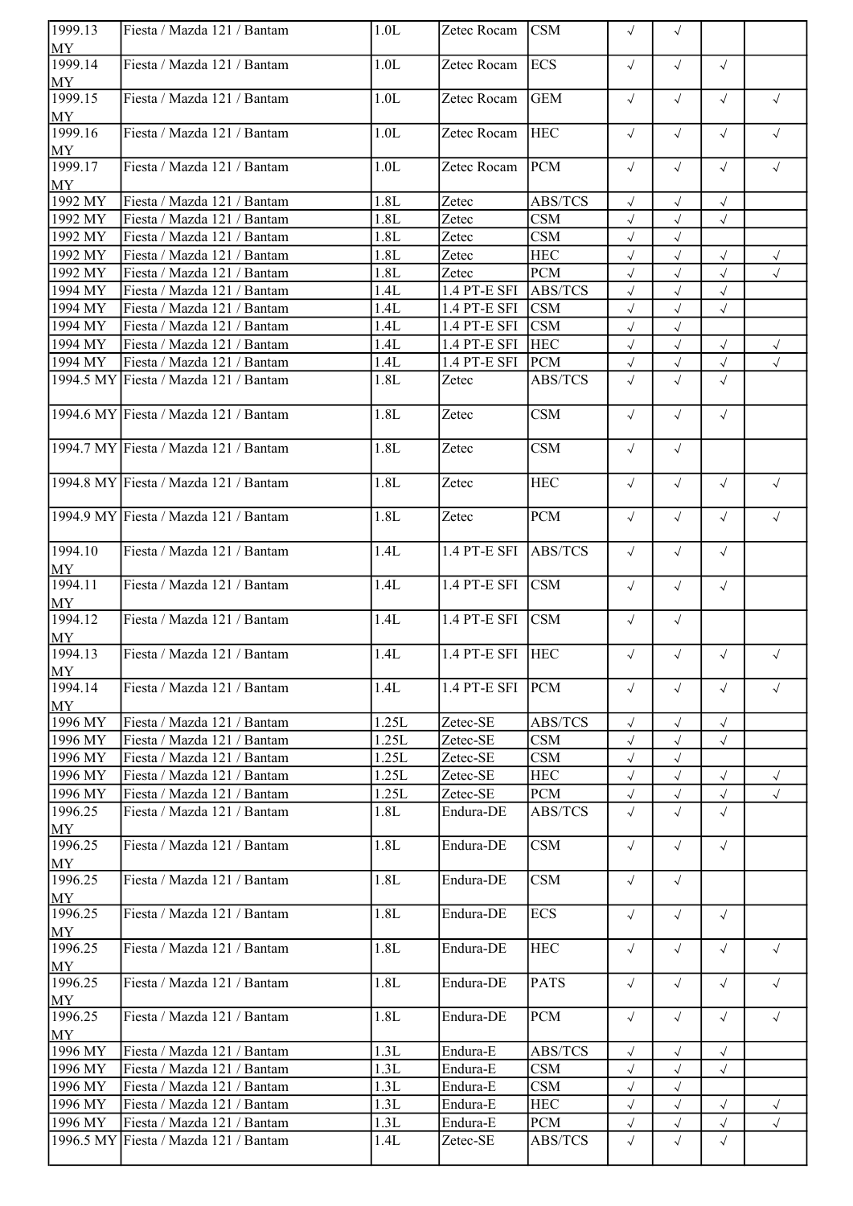| | | | | | | | | |
|---|---|---|---|---|---|---|---|---|
| 1999.13 MY | Fiesta / Mazda 121 / Bantam | 1.0L | Zetec Rocam | CSM | √ | √ | | |
| 1999.14 MY | Fiesta / Mazda 121 / Bantam | 1.0L | Zetec Rocam | ECS | √ | √ | √ | |
| 1999.15 MY | Fiesta / Mazda 121 / Bantam | 1.0L | Zetec Rocam | GEM | √ | √ | √ | √ |
| 1999.16 MY | Fiesta / Mazda 121 / Bantam | 1.0L | Zetec Rocam | HEC | √ | √ | √ | √ |
| 1999.17 MY | Fiesta / Mazda 121 / Bantam | 1.0L | Zetec Rocam | PCM | √ | √ | √ | √ |
| 1992 MY | Fiesta / Mazda 121 / Bantam | 1.8L | Zetec | ABS/TCS | √ | √ | √ | |
| 1992 MY | Fiesta / Mazda 121 / Bantam | 1.8L | Zetec | CSM | √ | √ | √ | |
| 1992 MY | Fiesta / Mazda 121 / Bantam | 1.8L | Zetec | CSM | √ | √ | | |
| 1992 MY | Fiesta / Mazda 121 / Bantam | 1.8L | Zetec | HEC | √ | √ | √ | √ |
| 1992 MY | Fiesta / Mazda 121 / Bantam | 1.8L | Zetec | PCM | √ | √ | √ | √ |
| 1994 MY | Fiesta / Mazda 121 / Bantam | 1.4L | 1.4 PT-E SFI | ABS/TCS | √ | √ | √ | |
| 1994 MY | Fiesta / Mazda 121 / Bantam | 1.4L | 1.4 PT-E SFI | CSM | √ | √ | √ | |
| 1994 MY | Fiesta / Mazda 121 / Bantam | 1.4L | 1.4 PT-E SFI | CSM | √ | √ | | |
| 1994 MY | Fiesta / Mazda 121 / Bantam | 1.4L | 1.4 PT-E SFI | HEC | √ | √ | √ | √ |
| 1994 MY | Fiesta / Mazda 121 / Bantam | 1.4L | 1.4 PT-E SFI | PCM | √ | √ | √ | √ |
| 1994.5 MY | Fiesta / Mazda 121 / Bantam | 1.8L | Zetec | ABS/TCS | √ | √ | √ | |
| 1994.6 MY | Fiesta / Mazda 121 / Bantam | 1.8L | Zetec | CSM | √ | √ | √ | |
| 1994.7 MY | Fiesta / Mazda 121 / Bantam | 1.8L | Zetec | CSM | √ | √ | | |
| 1994.8 MY | Fiesta / Mazda 121 / Bantam | 1.8L | Zetec | HEC | √ | √ | √ | √ |
| 1994.9 MY | Fiesta / Mazda 121 / Bantam | 1.8L | Zetec | PCM | √ | √ | √ | √ |
| 1994.10 MY | Fiesta / Mazda 121 / Bantam | 1.4L | 1.4 PT-E SFI | ABS/TCS | √ | √ | √ | |
| 1994.11 MY | Fiesta / Mazda 121 / Bantam | 1.4L | 1.4 PT-E SFI | CSM | √ | √ | √ | |
| 1994.12 MY | Fiesta / Mazda 121 / Bantam | 1.4L | 1.4 PT-E SFI | CSM | √ | √ | | |
| 1994.13 MY | Fiesta / Mazda 121 / Bantam | 1.4L | 1.4 PT-E SFI | HEC | √ | √ | √ | √ |
| 1994.14 MY | Fiesta / Mazda 121 / Bantam | 1.4L | 1.4 PT-E SFI | PCM | √ | √ | √ | √ |
| 1996 MY | Fiesta / Mazda 121 / Bantam | 1.25L | Zetec-SE | ABS/TCS | √ | √ | √ | |
| 1996 MY | Fiesta / Mazda 121 / Bantam | 1.25L | Zetec-SE | CSM | √ | √ | √ | |
| 1996 MY | Fiesta / Mazda 121 / Bantam | 1.25L | Zetec-SE | CSM | √ | √ | | |
| 1996 MY | Fiesta / Mazda 121 / Bantam | 1.25L | Zetec-SE | HEC | √ | √ | √ | √ |
| 1996 MY | Fiesta / Mazda 121 / Bantam | 1.25L | Zetec-SE | PCM | √ | √ | √ | √ |
| 1996.25 MY | Fiesta / Mazda 121 / Bantam | 1.8L | Endura-DE | ABS/TCS | √ | √ | √ | |
| 1996.25 MY | Fiesta / Mazda 121 / Bantam | 1.8L | Endura-DE | CSM | √ | √ | √ | |
| 1996.25 MY | Fiesta / Mazda 121 / Bantam | 1.8L | Endura-DE | CSM | √ | √ | | |
| 1996.25 MY | Fiesta / Mazda 121 / Bantam | 1.8L | Endura-DE | ECS | √ | √ | √ | |
| 1996.25 MY | Fiesta / Mazda 121 / Bantam | 1.8L | Endura-DE | HEC | √ | √ | √ | √ |
| 1996.25 MY | Fiesta / Mazda 121 / Bantam | 1.8L | Endura-DE | PATS | √ | √ | √ | √ |
| 1996.25 MY | Fiesta / Mazda 121 / Bantam | 1.8L | Endura-DE | PCM | √ | √ | √ | √ |
| 1996 MY | Fiesta / Mazda 121 / Bantam | 1.3L | Endura-E | ABS/TCS | √ | √ | √ | |
| 1996 MY | Fiesta / Mazda 121 / Bantam | 1.3L | Endura-E | CSM | √ | √ | √ | |
| 1996 MY | Fiesta / Mazda 121 / Bantam | 1.3L | Endura-E | CSM | √ | √ | | |
| 1996 MY | Fiesta / Mazda 121 / Bantam | 1.3L | Endura-E | HEC | √ | √ | √ | √ |
| 1996 MY | Fiesta / Mazda 121 / Bantam | 1.3L | Endura-E | PCM | √ | √ | √ | √ |
| 1996.5 MY | Fiesta / Mazda 121 / Bantam | 1.4L | Zetec-SE | ABS/TCS | √ | √ | √ | |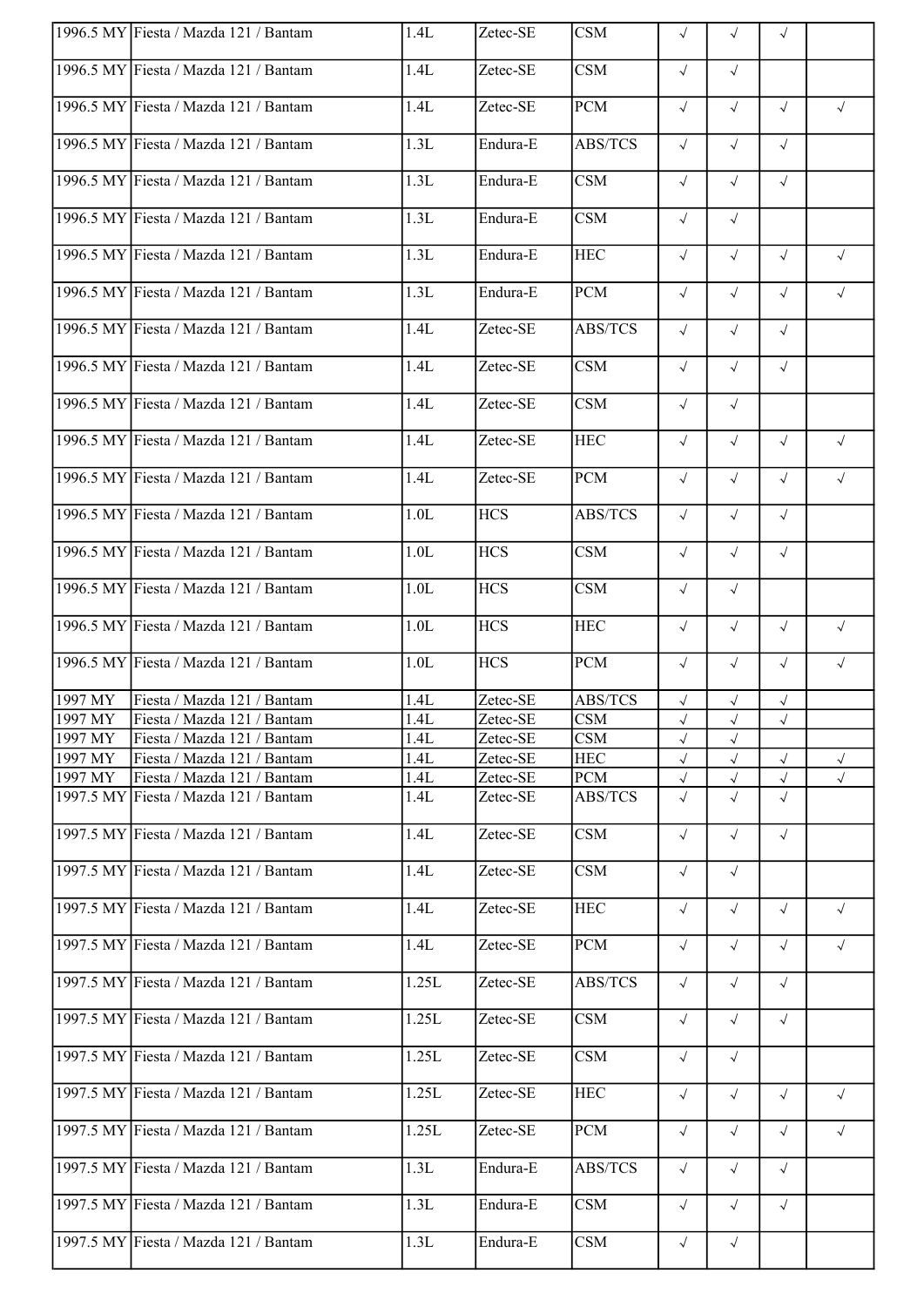| | | | | | | | | |
|---|---|---|---|---|---|---|---|---|
| 1996.5 MY | Fiesta / Mazda 121 / Bantam | 1.4L | Zetec-SE | CSM | √ | √ | √ | |
| 1996.5 MY | Fiesta / Mazda 121 / Bantam | 1.4L | Zetec-SE | CSM | √ | √ | | |
| 1996.5 MY | Fiesta / Mazda 121 / Bantam | 1.4L | Zetec-SE | PCM | √ | √ | √ | √ |
| 1996.5 MY | Fiesta / Mazda 121 / Bantam | 1.3L | Endura-E | ABS/TCS | √ | √ | √ | |
| 1996.5 MY | Fiesta / Mazda 121 / Bantam | 1.3L | Endura-E | CSM | √ | √ | √ | |
| 1996.5 MY | Fiesta / Mazda 121 / Bantam | 1.3L | Endura-E | CSM | √ | √ | | |
| 1996.5 MY | Fiesta / Mazda 121 / Bantam | 1.3L | Endura-E | HEC | √ | √ | √ | √ |
| 1996.5 MY | Fiesta / Mazda 121 / Bantam | 1.3L | Endura-E | PCM | √ | √ | √ | √ |
| 1996.5 MY | Fiesta / Mazda 121 / Bantam | 1.4L | Zetec-SE | ABS/TCS | √ | √ | √ | |
| 1996.5 MY | Fiesta / Mazda 121 / Bantam | 1.4L | Zetec-SE | CSM | √ | √ | √ | |
| 1996.5 MY | Fiesta / Mazda 121 / Bantam | 1.4L | Zetec-SE | CSM | √ | √ | | |
| 1996.5 MY | Fiesta / Mazda 121 / Bantam | 1.4L | Zetec-SE | HEC | √ | √ | √ | √ |
| 1996.5 MY | Fiesta / Mazda 121 / Bantam | 1.4L | Zetec-SE | PCM | √ | √ | √ | √ |
| 1996.5 MY | Fiesta / Mazda 121 / Bantam | 1.0L | HCS | ABS/TCS | √ | √ | √ | |
| 1996.5 MY | Fiesta / Mazda 121 / Bantam | 1.0L | HCS | CSM | √ | √ | √ | |
| 1996.5 MY | Fiesta / Mazda 121 / Bantam | 1.0L | HCS | CSM | √ | √ | | |
| 1996.5 MY | Fiesta / Mazda 121 / Bantam | 1.0L | HCS | HEC | √ | √ | √ | √ |
| 1996.5 MY | Fiesta / Mazda 121 / Bantam | 1.0L | HCS | PCM | √ | √ | √ | √ |
| 1997 MY | Fiesta / Mazda 121 / Bantam | 1.4L | Zetec-SE | ABS/TCS | √ | √ | √ | |
| 1997 MY | Fiesta / Mazda 121 / Bantam | 1.4L | Zetec-SE | CSM | √ | √ | √ | |
| 1997 MY | Fiesta / Mazda 121 / Bantam | 1.4L | Zetec-SE | CSM | √ | √ | | |
| 1997 MY | Fiesta / Mazda 121 / Bantam | 1.4L | Zetec-SE | HEC | √ | √ | √ | √ |
| 1997 MY | Fiesta / Mazda 121 / Bantam | 1.4L | Zetec-SE | PCM | √ | √ | √ | √ |
| 1997.5 MY | Fiesta / Mazda 121 / Bantam | 1.4L | Zetec-SE | ABS/TCS | √ | √ | √ | |
| 1997.5 MY | Fiesta / Mazda 121 / Bantam | 1.4L | Zetec-SE | CSM | √ | √ | √ | |
| 1997.5 MY | Fiesta / Mazda 121 / Bantam | 1.4L | Zetec-SE | CSM | √ | √ | | |
| 1997.5 MY | Fiesta / Mazda 121 / Bantam | 1.4L | Zetec-SE | HEC | √ | √ | √ | √ |
| 1997.5 MY | Fiesta / Mazda 121 / Bantam | 1.4L | Zetec-SE | PCM | √ | √ | √ | √ |
| 1997.5 MY | Fiesta / Mazda 121 / Bantam | 1.25L | Zetec-SE | ABS/TCS | √ | √ | √ | |
| 1997.5 MY | Fiesta / Mazda 121 / Bantam | 1.25L | Zetec-SE | CSM | √ | √ | √ | |
| 1997.5 MY | Fiesta / Mazda 121 / Bantam | 1.25L | Zetec-SE | CSM | √ | √ | | |
| 1997.5 MY | Fiesta / Mazda 121 / Bantam | 1.25L | Zetec-SE | HEC | √ | √ | √ | √ |
| 1997.5 MY | Fiesta / Mazda 121 / Bantam | 1.25L | Zetec-SE | PCM | √ | √ | √ | √ |
| 1997.5 MY | Fiesta / Mazda 121 / Bantam | 1.3L | Endura-E | ABS/TCS | √ | √ | √ | |
| 1997.5 MY | Fiesta / Mazda 121 / Bantam | 1.3L | Endura-E | CSM | √ | √ | √ | |
| 1997.5 MY | Fiesta / Mazda 121 / Bantam | 1.3L | Endura-E | CSM | √ | √ | | |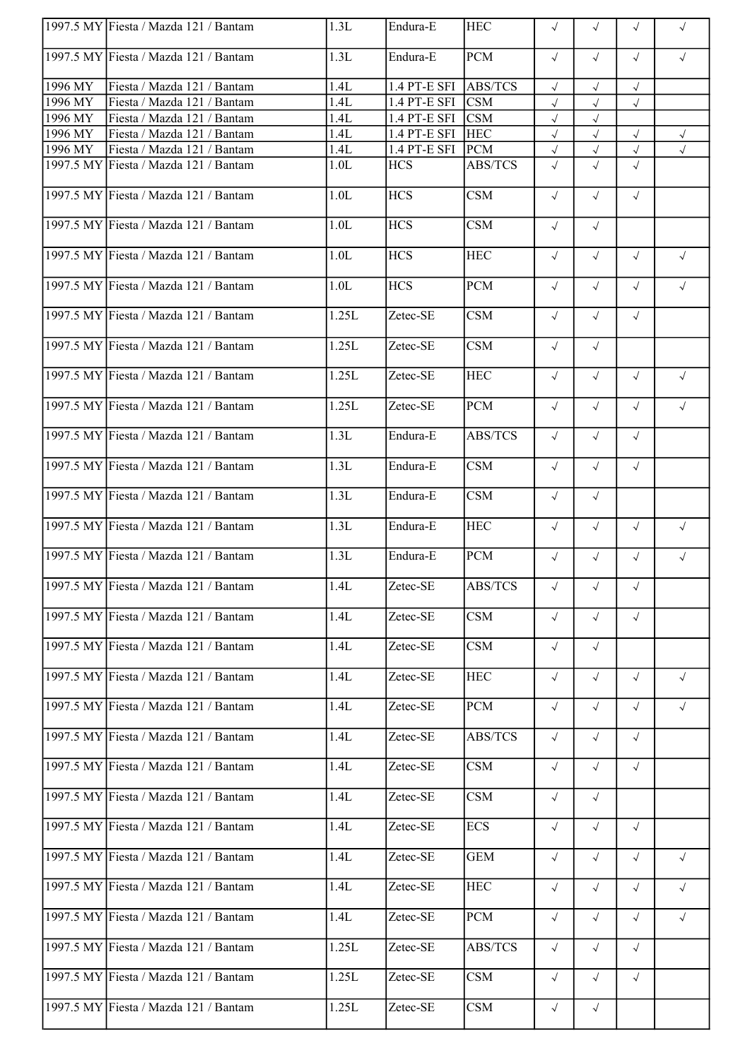| | | | | | | | | |
|---|---|---|---|---|---|---|---|---|
| 1997.5 MY | Fiesta / Mazda 121 / Bantam | 1.3L | Endura-E | HEC | √ | √ | √ | √ |
| 1997.5 MY | Fiesta / Mazda 121 / Bantam | 1.3L | Endura-E | PCM | √ | √ | √ | √ |
| 1996 MY | Fiesta / Mazda 121 / Bantam | 1.4L | 1.4 PT-E SFI | ABS/TCS | √ | √ | √ | |
| 1996 MY | Fiesta / Mazda 121 / Bantam | 1.4L | 1.4 PT-E SFI | CSM | √ | √ | √ | |
| 1996 MY | Fiesta / Mazda 121 / Bantam | 1.4L | 1.4 PT-E SFI | CSM | √ | √ | | |
| 1996 MY | Fiesta / Mazda 121 / Bantam | 1.4L | 1.4 PT-E SFI | HEC | √ | √ | √ | √ |
| 1996 MY | Fiesta / Mazda 121 / Bantam | 1.4L | 1.4 PT-E SFI | PCM | √ | √ | √ | √ |
| 1997.5 MY | Fiesta / Mazda 121 / Bantam | 1.0L | HCS | ABS/TCS | √ | √ | √ | |
| 1997.5 MY | Fiesta / Mazda 121 / Bantam | 1.0L | HCS | CSM | √ | √ | √ | |
| 1997.5 MY | Fiesta / Mazda 121 / Bantam | 1.0L | HCS | CSM | √ | √ | | |
| 1997.5 MY | Fiesta / Mazda 121 / Bantam | 1.0L | HCS | HEC | √ | √ | √ | √ |
| 1997.5 MY | Fiesta / Mazda 121 / Bantam | 1.0L | HCS | PCM | √ | √ | √ | √ |
| 1997.5 MY | Fiesta / Mazda 121 / Bantam | 1.25L | Zetec-SE | CSM | √ | √ | √ | |
| 1997.5 MY | Fiesta / Mazda 121 / Bantam | 1.25L | Zetec-SE | CSM | √ | √ | | |
| 1997.5 MY | Fiesta / Mazda 121 / Bantam | 1.25L | Zetec-SE | HEC | √ | √ | √ | √ |
| 1997.5 MY | Fiesta / Mazda 121 / Bantam | 1.25L | Zetec-SE | PCM | √ | √ | √ | √ |
| 1997.5 MY | Fiesta / Mazda 121 / Bantam | 1.3L | Endura-E | ABS/TCS | √ | √ | √ | |
| 1997.5 MY | Fiesta / Mazda 121 / Bantam | 1.3L | Endura-E | CSM | √ | √ | √ | |
| 1997.5 MY | Fiesta / Mazda 121 / Bantam | 1.3L | Endura-E | CSM | √ | √ | | |
| 1997.5 MY | Fiesta / Mazda 121 / Bantam | 1.3L | Endura-E | HEC | √ | √ | √ | √ |
| 1997.5 MY | Fiesta / Mazda 121 / Bantam | 1.3L | Endura-E | PCM | √ | √ | √ | √ |
| 1997.5 MY | Fiesta / Mazda 121 / Bantam | 1.4L | Zetec-SE | ABS/TCS | √ | √ | √ | |
| 1997.5 MY | Fiesta / Mazda 121 / Bantam | 1.4L | Zetec-SE | CSM | √ | √ | √ | |
| 1997.5 MY | Fiesta / Mazda 121 / Bantam | 1.4L | Zetec-SE | CSM | √ | √ | | |
| 1997.5 MY | Fiesta / Mazda 121 / Bantam | 1.4L | Zetec-SE | HEC | √ | √ | √ | √ |
| 1997.5 MY | Fiesta / Mazda 121 / Bantam | 1.4L | Zetec-SE | PCM | √ | √ | √ | √ |
| 1997.5 MY | Fiesta / Mazda 121 / Bantam | 1.4L | Zetec-SE | ABS/TCS | √ | √ | √ | |
| 1997.5 MY | Fiesta / Mazda 121 / Bantam | 1.4L | Zetec-SE | CSM | √ | √ | √ | |
| 1997.5 MY | Fiesta / Mazda 121 / Bantam | 1.4L | Zetec-SE | CSM | √ | √ | | |
| 1997.5 MY | Fiesta / Mazda 121 / Bantam | 1.4L | Zetec-SE | ECS | √ | √ | √ | |
| 1997.5 MY | Fiesta / Mazda 121 / Bantam | 1.4L | Zetec-SE | GEM | √ | √ | √ | √ |
| 1997.5 MY | Fiesta / Mazda 121 / Bantam | 1.4L | Zetec-SE | HEC | √ | √ | √ | √ |
| 1997.5 MY | Fiesta / Mazda 121 / Bantam | 1.4L | Zetec-SE | PCM | √ | √ | √ | √ |
| 1997.5 MY | Fiesta / Mazda 121 / Bantam | 1.25L | Zetec-SE | ABS/TCS | √ | √ | √ | |
| 1997.5 MY | Fiesta / Mazda 121 / Bantam | 1.25L | Zetec-SE | CSM | √ | √ | √ | |
| 1997.5 MY | Fiesta / Mazda 121 / Bantam | 1.25L | Zetec-SE | CSM | √ | √ | | |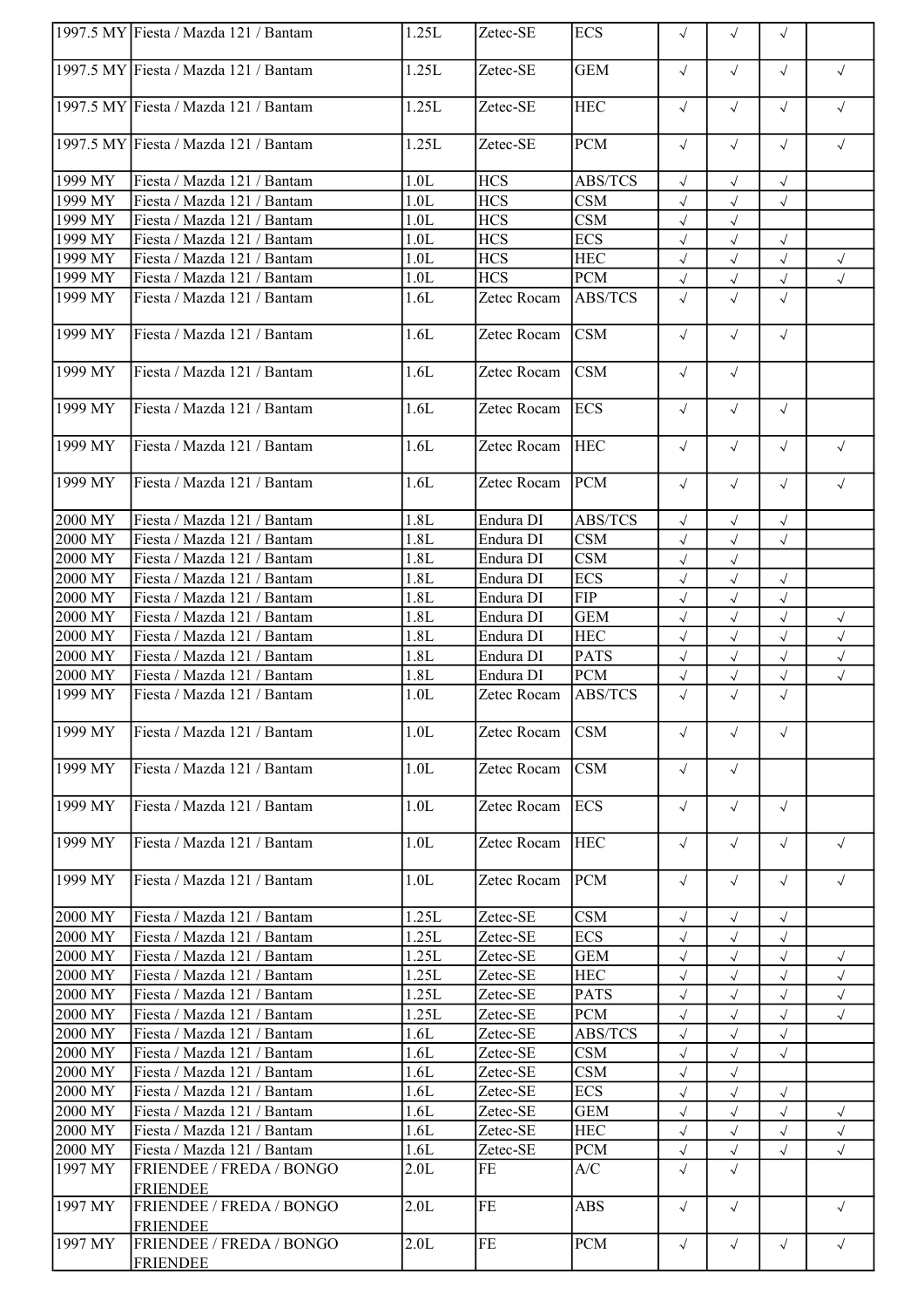| | | | | | | | | |
|---|---|---|---|---|---|---|---|---|
| 1997.5 MY | Fiesta / Mazda 121 / Bantam | 1.25L | Zetec-SE | ECS | √ | √ | √ | |
| 1997.5 MY | Fiesta / Mazda 121 / Bantam | 1.25L | Zetec-SE | GEM | √ | √ | √ | √ |
| 1997.5 MY | Fiesta / Mazda 121 / Bantam | 1.25L | Zetec-SE | HEC | √ | √ | √ | √ |
| 1997.5 MY | Fiesta / Mazda 121 / Bantam | 1.25L | Zetec-SE | PCM | √ | √ | √ | √ |
| 1999 MY | Fiesta / Mazda 121 / Bantam | 1.0L | HCS | ABS/TCS | √ | √ | √ | |
| 1999 MY | Fiesta / Mazda 121 / Bantam | 1.0L | HCS | CSM | √ | √ | √ | |
| 1999 MY | Fiesta / Mazda 121 / Bantam | 1.0L | HCS | CSM | √ | √ | | |
| 1999 MY | Fiesta / Mazda 121 / Bantam | 1.0L | HCS | ECS | √ | √ | √ | |
| 1999 MY | Fiesta / Mazda 121 / Bantam | 1.0L | HCS | HEC | √ | √ | √ | √ |
| 1999 MY | Fiesta / Mazda 121 / Bantam | 1.0L | HCS | PCM | √ | √ | √ | √ |
| 1999 MY | Fiesta / Mazda 121 / Bantam | 1.6L | Zetec Rocam | ABS/TCS | √ | √ | √ | |
| 1999 MY | Fiesta / Mazda 121 / Bantam | 1.6L | Zetec Rocam | CSM | √ | √ | √ | |
| 1999 MY | Fiesta / Mazda 121 / Bantam | 1.6L | Zetec Rocam | CSM | √ | √ | | |
| 1999 MY | Fiesta / Mazda 121 / Bantam | 1.6L | Zetec Rocam | ECS | √ | √ | √ | |
| 1999 MY | Fiesta / Mazda 121 / Bantam | 1.6L | Zetec Rocam | HEC | √ | √ | √ | √ |
| 1999 MY | Fiesta / Mazda 121 / Bantam | 1.6L | Zetec Rocam | PCM | √ | √ | √ | √ |
| 2000 MY | Fiesta / Mazda 121 / Bantam | 1.8L | Endura DI | ABS/TCS | √ | √ | √ | |
| 2000 MY | Fiesta / Mazda 121 / Bantam | 1.8L | Endura DI | CSM | √ | √ | √ | |
| 2000 MY | Fiesta / Mazda 121 / Bantam | 1.8L | Endura DI | CSM | √ | √ | | |
| 2000 MY | Fiesta / Mazda 121 / Bantam | 1.8L | Endura DI | ECS | √ | √ | √ | |
| 2000 MY | Fiesta / Mazda 121 / Bantam | 1.8L | Endura DI | FIP | √ | √ | √ | |
| 2000 MY | Fiesta / Mazda 121 / Bantam | 1.8L | Endura DI | GEM | √ | √ | √ | √ |
| 2000 MY | Fiesta / Mazda 121 / Bantam | 1.8L | Endura DI | HEC | √ | √ | √ | √ |
| 2000 MY | Fiesta / Mazda 121 / Bantam | 1.8L | Endura DI | PATS | √ | √ | √ | √ |
| 2000 MY | Fiesta / Mazda 121 / Bantam | 1.8L | Endura DI | PCM | √ | √ | √ | √ |
| 1999 MY | Fiesta / Mazda 121 / Bantam | 1.0L | Zetec Rocam | ABS/TCS | √ | √ | √ | |
| 1999 MY | Fiesta / Mazda 121 / Bantam | 1.0L | Zetec Rocam | CSM | √ | √ | √ | |
| 1999 MY | Fiesta / Mazda 121 / Bantam | 1.0L | Zetec Rocam | CSM | √ | √ | | |
| 1999 MY | Fiesta / Mazda 121 / Bantam | 1.0L | Zetec Rocam | ECS | √ | √ | √ | |
| 1999 MY | Fiesta / Mazda 121 / Bantam | 1.0L | Zetec Rocam | HEC | √ | √ | √ | √ |
| 1999 MY | Fiesta / Mazda 121 / Bantam | 1.0L | Zetec Rocam | PCM | √ | √ | √ | √ |
| 2000 MY | Fiesta / Mazda 121 / Bantam | 1.25L | Zetec-SE | CSM | √ | √ | √ | |
| 2000 MY | Fiesta / Mazda 121 / Bantam | 1.25L | Zetec-SE | ECS | √ | √ | √ | |
| 2000 MY | Fiesta / Mazda 121 / Bantam | 1.25L | Zetec-SE | GEM | √ | √ | √ | √ |
| 2000 MY | Fiesta / Mazda 121 / Bantam | 1.25L | Zetec-SE | HEC | √ | √ | √ | √ |
| 2000 MY | Fiesta / Mazda 121 / Bantam | 1.25L | Zetec-SE | PATS | √ | √ | √ | √ |
| 2000 MY | Fiesta / Mazda 121 / Bantam | 1.25L | Zetec-SE | PCM | √ | √ | √ | √ |
| 2000 MY | Fiesta / Mazda 121 / Bantam | 1.6L | Zetec-SE | ABS/TCS | √ | √ | √ | |
| 2000 MY | Fiesta / Mazda 121 / Bantam | 1.6L | Zetec-SE | CSM | √ | √ | √ | |
| 2000 MY | Fiesta / Mazda 121 / Bantam | 1.6L | Zetec-SE | CSM | √ | √ | | |
| 2000 MY | Fiesta / Mazda 121 / Bantam | 1.6L | Zetec-SE | ECS | √ | √ | √ | |
| 2000 MY | Fiesta / Mazda 121 / Bantam | 1.6L | Zetec-SE | GEM | √ | √ | √ | √ |
| 2000 MY | Fiesta / Mazda 121 / Bantam | 1.6L | Zetec-SE | HEC | √ | √ | √ | √ |
| 2000 MY | Fiesta / Mazda 121 / Bantam | 1.6L | Zetec-SE | PCM | √ | √ | √ | √ |
| 1997 MY | FRIENDEE / FREDA / BONGO FRIENDEE | 2.0L | FE | A/C | √ | √ | | |
| 1997 MY | FRIENDEE / FREDA / BONGO FRIENDEE | 2.0L | FE | ABS | √ | √ | | √ |
| 1997 MY | FRIENDEE / FREDA / BONGO FRIENDEE | 2.0L | FE | PCM | √ | √ | √ | √ |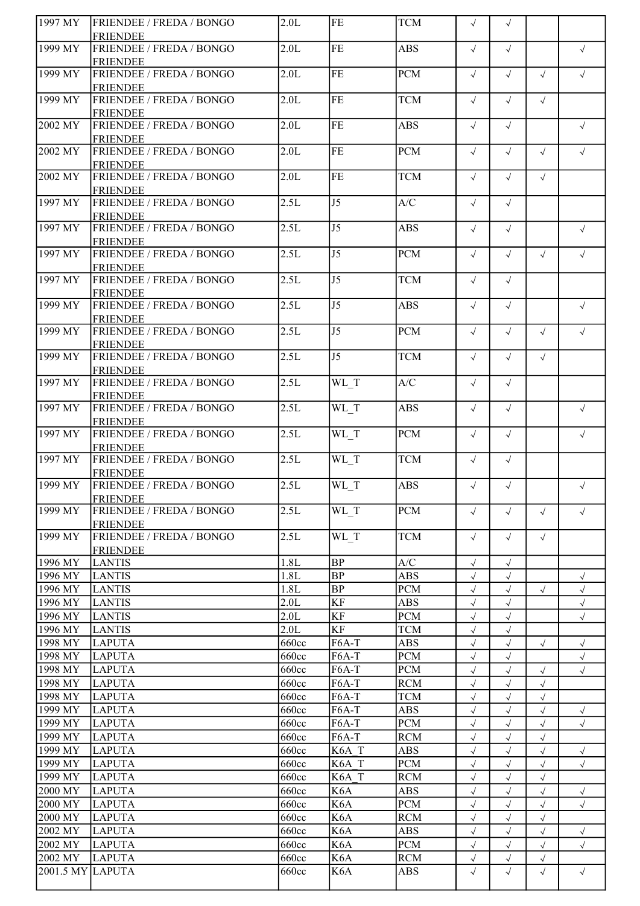| | | | | | | | | |
|---|---|---|---|---|---|---|---|---|
| 1997 MY | FRIENDEE / FREDA / BONGO FRIENDEE | 2.0L | FE | TCM | √ | √ | | |
| 1999 MY | FRIENDEE / FREDA / BONGO FRIENDEE | 2.0L | FE | ABS | √ | √ | | √ |
| 1999 MY | FRIENDEE / FREDA / BONGO FRIENDEE | 2.0L | FE | PCM | √ | √ | √ | √ |
| 1999 MY | FRIENDEE / FREDA / BONGO FRIENDEE | 2.0L | FE | TCM | √ | √ | √ | |
| 2002 MY | FRIENDEE / FREDA / BONGO FRIENDEE | 2.0L | FE | ABS | √ | √ | | √ |
| 2002 MY | FRIENDEE / FREDA / BONGO FRIENDEE | 2.0L | FE | PCM | √ | √ | √ | √ |
| 2002 MY | FRIENDEE / FREDA / BONGO FRIENDEE | 2.0L | FE | TCM | √ | √ | √ | |
| 1997 MY | FRIENDEE / FREDA / BONGO FRIENDEE | 2.5L | J5 | A/C | √ | √ | | |
| 1997 MY | FRIENDEE / FREDA / BONGO FRIENDEE | 2.5L | J5 | ABS | √ | √ | | √ |
| 1997 MY | FRIENDEE / FREDA / BONGO FRIENDEE | 2.5L | J5 | PCM | √ | √ | √ | √ |
| 1997 MY | FRIENDEE / FREDA / BONGO FRIENDEE | 2.5L | J5 | TCM | √ | √ | | |
| 1999 MY | FRIENDEE / FREDA / BONGO FRIENDEE | 2.5L | J5 | ABS | √ | √ | | √ |
| 1999 MY | FRIENDEE / FREDA / BONGO FRIENDEE | 2.5L | J5 | PCM | √ | √ | √ | √ |
| 1999 MY | FRIENDEE / FREDA / BONGO FRIENDEE | 2.5L | J5 | TCM | √ | √ | √ | |
| 1997 MY | FRIENDEE / FREDA / BONGO FRIENDEE | 2.5L | WL_T | A/C | √ | √ | | |
| 1997 MY | FRIENDEE / FREDA / BONGO FRIENDEE | 2.5L | WL_T | ABS | √ | √ | | √ |
| 1997 MY | FRIENDEE / FREDA / BONGO FRIENDEE | 2.5L | WL_T | PCM | √ | √ | | √ |
| 1997 MY | FRIENDEE / FREDA / BONGO FRIENDEE | 2.5L | WL_T | TCM | √ | √ | | |
| 1999 MY | FRIENDEE / FREDA / BONGO FRIENDEE | 2.5L | WL_T | ABS | √ | √ | | √ |
| 1999 MY | FRIENDEE / FREDA / BONGO FRIENDEE | 2.5L | WL_T | PCM | √ | √ | √ | √ |
| 1999 MY | FRIENDEE / FREDA / BONGO FRIENDEE | 2.5L | WL_T | TCM | √ | √ | √ | |
| 1996 MY | LANTIS | 1.8L | BP | A/C | √ | √ | | |
| 1996 MY | LANTIS | 1.8L | BP | ABS | √ | √ | | √ |
| 1996 MY | LANTIS | 1.8L | BP | PCM | √ | √ | √ | √ |
| 1996 MY | LANTIS | 2.0L | KF | ABS | √ | √ | | √ |
| 1996 MY | LANTIS | 2.0L | KF | PCM | √ | √ | | √ |
| 1996 MY | LANTIS | 2.0L | KF | TCM | √ | √ | | |
| 1998 MY | LAPUTA | 660cc | F6A-T | ABS | √ | √ | √ | √ |
| 1998 MY | LAPUTA | 660cc | F6A-T | PCM | √ | √ | | √ |
| 1998 MY | LAPUTA | 660cc | F6A-T | PCM | √ | √ | √ | √ |
| 1998 MY | LAPUTA | 660cc | F6A-T | RCM | √ | √ | √ | |
| 1998 MY | LAPUTA | 660cc | F6A-T | TCM | √ | √ | √ | |
| 1999 MY | LAPUTA | 660cc | F6A-T | ABS | √ | √ | √ | √ |
| 1999 MY | LAPUTA | 660cc | F6A-T | PCM | √ | √ | √ | √ |
| 1999 MY | LAPUTA | 660cc | F6A-T | RCM | √ | √ | √ | |
| 1999 MY | LAPUTA | 660cc | K6A_T | ABS | √ | √ | √ | √ |
| 1999 MY | LAPUTA | 660cc | K6A_T | PCM | √ | √ | √ | √ |
| 1999 MY | LAPUTA | 660cc | K6A_T | RCM | √ | √ | √ | |
| 2000 MY | LAPUTA | 660cc | K6A | ABS | √ | √ | √ | √ |
| 2000 MY | LAPUTA | 660cc | K6A | PCM | √ | √ | √ | √ |
| 2000 MY | LAPUTA | 660cc | K6A | RCM | √ | √ | √ | |
| 2002 MY | LAPUTA | 660cc | K6A | ABS | √ | √ | √ | √ |
| 2002 MY | LAPUTA | 660cc | K6A | PCM | √ | √ | √ | √ |
| 2002 MY | LAPUTA | 660cc | K6A | RCM | √ | √ | √ | |
| 2001.5 MY | LAPUTA | 660cc | K6A | ABS | √ | √ | √ | √ |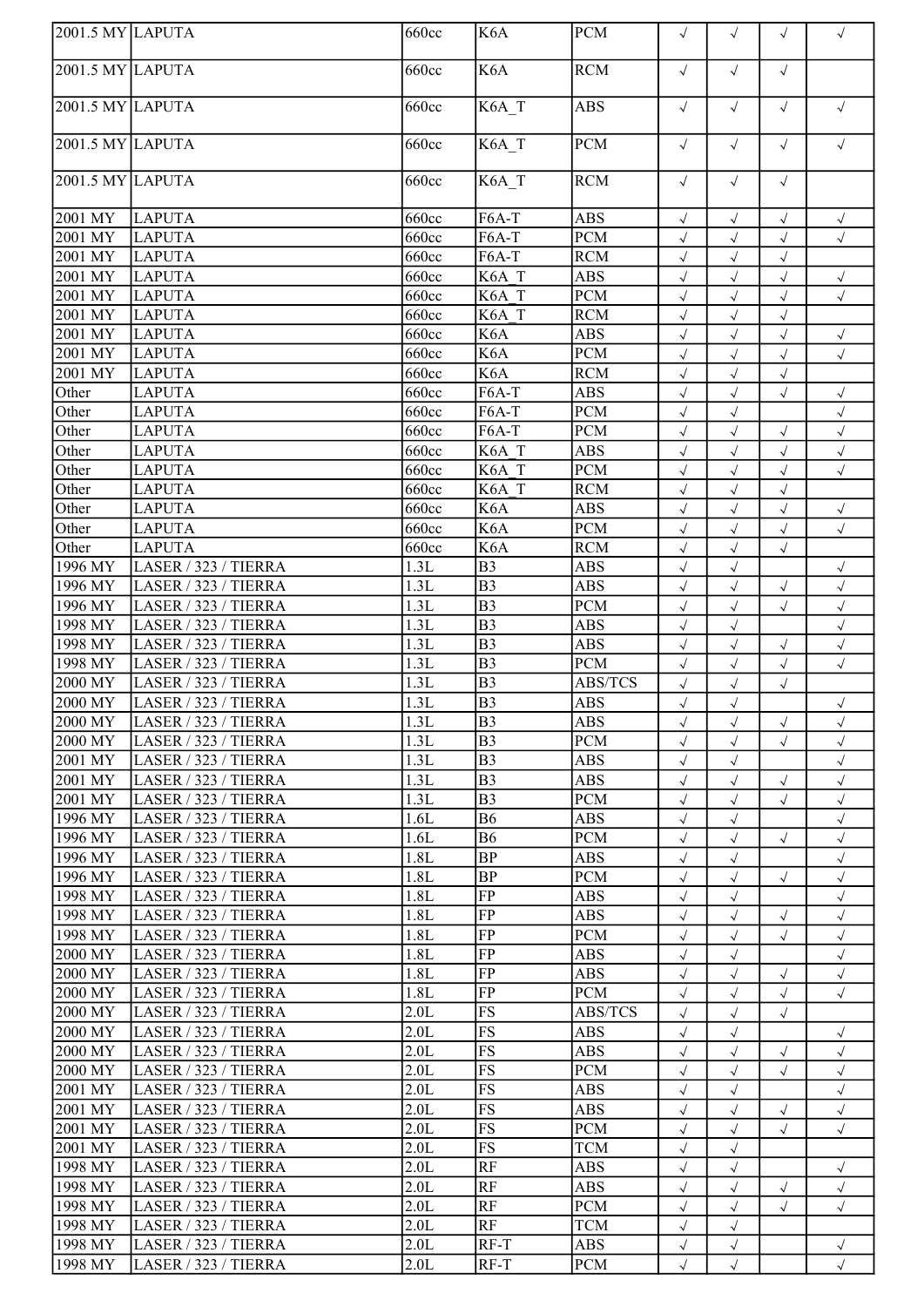| 2001.5 MY | LAPUTA | 660cc | K6A | PCM | √ | √ | √ | √ |
|---|---|---|---|---|---|---|---|---|
| 2001.5 MY | LAPUTA | 660cc | K6A | RCM | √ | √ | √ | |
| 2001.5 MY | LAPUTA | 660cc | K6A_T | ABS | √ | √ | √ | √ |
| 2001.5 MY | LAPUTA | 660cc | K6A_T | PCM | √ | √ | √ | √ |
| 2001.5 MY | LAPUTA | 660cc | K6A_T | RCM | √ | √ | √ | |
| 2001 MY | LAPUTA | 660cc | F6A-T | ABS | √ | √ | √ | √ |
| 2001 MY | LAPUTA | 660cc | F6A-T | PCM | √ | √ | √ | √ |
| 2001 MY | LAPUTA | 660cc | F6A-T | RCM | √ | √ | √ | |
| 2001 MY | LAPUTA | 660cc | K6A_T | ABS | √ | √ | √ | √ |
| 2001 MY | LAPUTA | 660cc | K6A_T | PCM | √ | √ | √ | √ |
| 2001 MY | LAPUTA | 660cc | K6A_T | RCM | √ | √ | √ | |
| 2001 MY | LAPUTA | 660cc | K6A | ABS | √ | √ | √ | √ |
| 2001 MY | LAPUTA | 660cc | K6A | PCM | √ | √ | √ | √ |
| 2001 MY | LAPUTA | 660cc | K6A | RCM | √ | √ | √ | |
| Other | LAPUTA | 660cc | F6A-T | ABS | √ | √ | √ | √ |
| Other | LAPUTA | 660cc | F6A-T | PCM | √ | √ | | √ |
| Other | LAPUTA | 660cc | F6A-T | PCM | √ | √ | √ | √ |
| Other | LAPUTA | 660cc | K6A_T | ABS | √ | √ | √ | √ |
| Other | LAPUTA | 660cc | K6A_T | PCM | √ | √ | √ | √ |
| Other | LAPUTA | 660cc | K6A_T | RCM | √ | √ | √ | |
| Other | LAPUTA | 660cc | K6A | ABS | √ | √ | √ | √ |
| Other | LAPUTA | 660cc | K6A | PCM | √ | √ | √ | √ |
| Other | LAPUTA | 660cc | K6A | RCM | √ | √ | √ | |
| 1996 MY | LASER / 323 / TIERRA | 1.3L | B3 | ABS | √ | √ | | √ |
| 1996 MY | LASER / 323 / TIERRA | 1.3L | B3 | ABS | √ | √ | √ | √ |
| 1996 MY | LASER / 323 / TIERRA | 1.3L | B3 | PCM | √ | √ | √ | √ |
| 1998 MY | LASER / 323 / TIERRA | 1.3L | B3 | ABS | √ | √ | | √ |
| 1998 MY | LASER / 323 / TIERRA | 1.3L | B3 | ABS | √ | √ | √ | √ |
| 1998 MY | LASER / 323 / TIERRA | 1.3L | B3 | PCM | √ | √ | √ | √ |
| 2000 MY | LASER / 323 / TIERRA | 1.3L | B3 | ABS/TCS | √ | √ | √ | |
| 2000 MY | LASER / 323 / TIERRA | 1.3L | B3 | ABS | √ | √ | | √ |
| 2000 MY | LASER / 323 / TIERRA | 1.3L | B3 | ABS | √ | √ | √ | √ |
| 2000 MY | LASER / 323 / TIERRA | 1.3L | B3 | PCM | √ | √ | √ | √ |
| 2001 MY | LASER / 323 / TIERRA | 1.3L | B3 | ABS | √ | √ | | √ |
| 2001 MY | LASER / 323 / TIERRA | 1.3L | B3 | ABS | √ | √ | √ | √ |
| 2001 MY | LASER / 323 / TIERRA | 1.3L | B3 | PCM | √ | √ | √ | √ |
| 1996 MY | LASER / 323 / TIERRA | 1.6L | B6 | ABS | √ | √ | | √ |
| 1996 MY | LASER / 323 / TIERRA | 1.6L | B6 | PCM | √ | √ | √ | √ |
| 1996 MY | LASER / 323 / TIERRA | 1.8L | BP | ABS | √ | √ | | √ |
| 1996 MY | LASER / 323 / TIERRA | 1.8L | BP | PCM | √ | √ | √ | √ |
| 1998 MY | LASER / 323 / TIERRA | 1.8L | FP | ABS | √ | √ | | √ |
| 1998 MY | LASER / 323 / TIERRA | 1.8L | FP | ABS | √ | √ | √ | √ |
| 1998 MY | LASER / 323 / TIERRA | 1.8L | FP | PCM | √ | √ | √ | √ |
| 2000 MY | LASER / 323 / TIERRA | 1.8L | FP | ABS | √ | √ | | √ |
| 2000 MY | LASER / 323 / TIERRA | 1.8L | FP | ABS | √ | √ | √ | √ |
| 2000 MY | LASER / 323 / TIERRA | 1.8L | FP | PCM | √ | √ | √ | √ |
| 2000 MY | LASER / 323 / TIERRA | 2.0L | FS | ABS/TCS | √ | √ | √ | |
| 2000 MY | LASER / 323 / TIERRA | 2.0L | FS | ABS | √ | √ | | √ |
| 2000 MY | LASER / 323 / TIERRA | 2.0L | FS | ABS | √ | √ | √ | √ |
| 2000 MY | LASER / 323 / TIERRA | 2.0L | FS | PCM | √ | √ | √ | √ |
| 2001 MY | LASER / 323 / TIERRA | 2.0L | FS | ABS | √ | √ | | √ |
| 2001 MY | LASER / 323 / TIERRA | 2.0L | FS | ABS | √ | √ | √ | √ |
| 2001 MY | LASER / 323 / TIERRA | 2.0L | FS | PCM | √ | √ | √ | √ |
| 2001 MY | LASER / 323 / TIERRA | 2.0L | FS | TCM | √ | √ | | |
| 1998 MY | LASER / 323 / TIERRA | 2.0L | RF | ABS | √ | √ | | √ |
| 1998 MY | LASER / 323 / TIERRA | 2.0L | RF | ABS | √ | √ | √ | √ |
| 1998 MY | LASER / 323 / TIERRA | 2.0L | RF | PCM | √ | √ | √ | √ |
| 1998 MY | LASER / 323 / TIERRA | 2.0L | RF | TCM | √ | √ | | |
| 1998 MY | LASER / 323 / TIERRA | 2.0L | RF-T | ABS | √ | √ | | √ |
| 1998 MY | LASER / 323 / TIERRA | 2.0L | RF-T | PCM | √ | √ | | √ |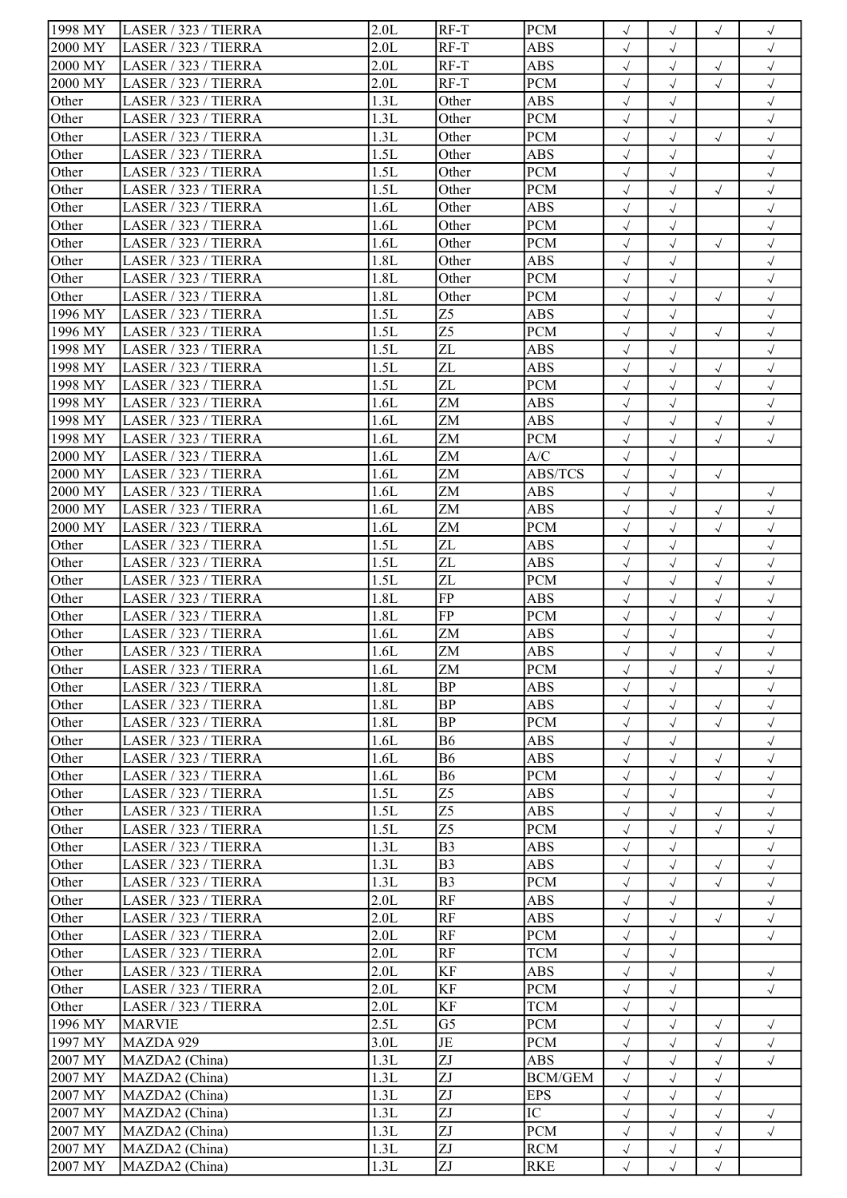| | | | | | | | | |
|---|---|---|---|---|---|---|---|---|
| 1998 MY | LASER / 323 / TIERRA | 2.0L | RF-T | PCM | √ | √ | √ | √ |
| 2000 MY | LASER / 323 / TIERRA | 2.0L | RF-T | ABS | √ | √ | | √ |
| 2000 MY | LASER / 323 / TIERRA | 2.0L | RF-T | ABS | √ | √ | √ | √ |
| 2000 MY | LASER / 323 / TIERRA | 2.0L | RF-T | PCM | √ | √ | √ | √ |
| Other | LASER / 323 / TIERRA | 1.3L | Other | ABS | √ | √ | | √ |
| Other | LASER / 323 / TIERRA | 1.3L | Other | PCM | √ | √ | | √ |
| Other | LASER / 323 / TIERRA | 1.3L | Other | PCM | √ | √ | √ | √ |
| Other | LASER / 323 / TIERRA | 1.5L | Other | ABS | √ | √ | | √ |
| Other | LASER / 323 / TIERRA | 1.5L | Other | PCM | √ | √ | | √ |
| Other | LASER / 323 / TIERRA | 1.5L | Other | PCM | √ | √ | √ | √ |
| Other | LASER / 323 / TIERRA | 1.6L | Other | ABS | √ | √ | | √ |
| Other | LASER / 323 / TIERRA | 1.6L | Other | PCM | √ | √ | | √ |
| Other | LASER / 323 / TIERRA | 1.6L | Other | PCM | √ | √ | √ | √ |
| Other | LASER / 323 / TIERRA | 1.8L | Other | ABS | √ | √ | | √ |
| Other | LASER / 323 / TIERRA | 1.8L | Other | PCM | √ | √ | | √ |
| Other | LASER / 323 / TIERRA | 1.8L | Other | PCM | √ | √ | √ | √ |
| 1996 MY | LASER / 323 / TIERRA | 1.5L | Z5 | ABS | √ | √ | | √ |
| 1996 MY | LASER / 323 / TIERRA | 1.5L | Z5 | PCM | √ | √ | √ | √ |
| 1998 MY | LASER / 323 / TIERRA | 1.5L | ZL | ABS | √ | √ | | √ |
| 1998 MY | LASER / 323 / TIERRA | 1.5L | ZL | ABS | √ | √ | √ | √ |
| 1998 MY | LASER / 323 / TIERRA | 1.5L | ZL | PCM | √ | √ | √ | √ |
| 1998 MY | LASER / 323 / TIERRA | 1.6L | ZM | ABS | √ | √ | | √ |
| 1998 MY | LASER / 323 / TIERRA | 1.6L | ZM | ABS | √ | √ | √ | √ |
| 1998 MY | LASER / 323 / TIERRA | 1.6L | ZM | PCM | √ | √ | √ | √ |
| 2000 MY | LASER / 323 / TIERRA | 1.6L | ZM | A/C | √ | √ | | |
| 2000 MY | LASER / 323 / TIERRA | 1.6L | ZM | ABS/TCS | √ | √ | √ | |
| 2000 MY | LASER / 323 / TIERRA | 1.6L | ZM | ABS | √ | √ | | √ |
| 2000 MY | LASER / 323 / TIERRA | 1.6L | ZM | ABS | √ | √ | √ | √ |
| 2000 MY | LASER / 323 / TIERRA | 1.6L | ZM | PCM | √ | √ | √ | √ |
| Other | LASER / 323 / TIERRA | 1.5L | ZL | ABS | √ | √ | | √ |
| Other | LASER / 323 / TIERRA | 1.5L | ZL | ABS | √ | √ | √ | √ |
| Other | LASER / 323 / TIERRA | 1.5L | ZL | PCM | √ | √ | √ | √ |
| Other | LASER / 323 / TIERRA | 1.8L | FP | ABS | √ | √ | √ | √ |
| Other | LASER / 323 / TIERRA | 1.8L | FP | PCM | √ | √ | √ | √ |
| Other | LASER / 323 / TIERRA | 1.6L | ZM | ABS | √ | √ | | √ |
| Other | LASER / 323 / TIERRA | 1.6L | ZM | ABS | √ | √ | √ | √ |
| Other | LASER / 323 / TIERRA | 1.6L | ZM | PCM | √ | √ | √ | √ |
| Other | LASER / 323 / TIERRA | 1.8L | BP | ABS | √ | √ | | √ |
| Other | LASER / 323 / TIERRA | 1.8L | BP | ABS | √ | √ | √ | √ |
| Other | LASER / 323 / TIERRA | 1.8L | BP | PCM | √ | √ | √ | √ |
| Other | LASER / 323 / TIERRA | 1.6L | B6 | ABS | √ | √ | | √ |
| Other | LASER / 323 / TIERRA | 1.6L | B6 | ABS | √ | √ | √ | √ |
| Other | LASER / 323 / TIERRA | 1.6L | B6 | PCM | √ | √ | √ | √ |
| Other | LASER / 323 / TIERRA | 1.5L | Z5 | ABS | √ | √ | | √ |
| Other | LASER / 323 / TIERRA | 1.5L | Z5 | ABS | √ | √ | √ | √ |
| Other | LASER / 323 / TIERRA | 1.5L | Z5 | PCM | √ | √ | √ | √ |
| Other | LASER / 323 / TIERRA | 1.3L | B3 | ABS | √ | √ | | √ |
| Other | LASER / 323 / TIERRA | 1.3L | B3 | ABS | √ | √ | √ | √ |
| Other | LASER / 323 / TIERRA | 1.3L | B3 | PCM | √ | √ | √ | √ |
| Other | LASER / 323 / TIERRA | 2.0L | RF | ABS | √ | √ | | √ |
| Other | LASER / 323 / TIERRA | 2.0L | RF | ABS | √ | √ | √ | √ |
| Other | LASER / 323 / TIERRA | 2.0L | RF | PCM | √ | √ | | √ |
| Other | LASER / 323 / TIERRA | 2.0L | RF | TCM | √ | √ | | |
| Other | LASER / 323 / TIERRA | 2.0L | KF | ABS | √ | √ | | √ |
| Other | LASER / 323 / TIERRA | 2.0L | KF | PCM | √ | √ | | √ |
| Other | LASER / 323 / TIERRA | 2.0L | KF | TCM | √ | √ | | |
| 1996 MY | MARVIE | 2.5L | G5 | PCM | √ | √ | √ | √ |
| 1997 MY | MAZDA 929 | 3.0L | JE | PCM | √ | √ | √ | √ |
| 2007 MY | MAZDA2 (China) | 1.3L | ZJ | ABS | √ | √ | √ | √ |
| 2007 MY | MAZDA2 (China) | 1.3L | ZJ | BCM/GEM | √ | √ | √ | |
| 2007 MY | MAZDA2 (China) | 1.3L | ZJ | EPS | √ | √ | √ | |
| 2007 MY | MAZDA2 (China) | 1.3L | ZJ | IC | √ | √ | √ | √ |
| 2007 MY | MAZDA2 (China) | 1.3L | ZJ | PCM | √ | √ | √ | √ |
| 2007 MY | MAZDA2 (China) | 1.3L | ZJ | RCM | √ | √ | √ | |
| 2007 MY | MAZDA2 (China) | 1.3L | ZJ | RKE | √ | √ | √ | |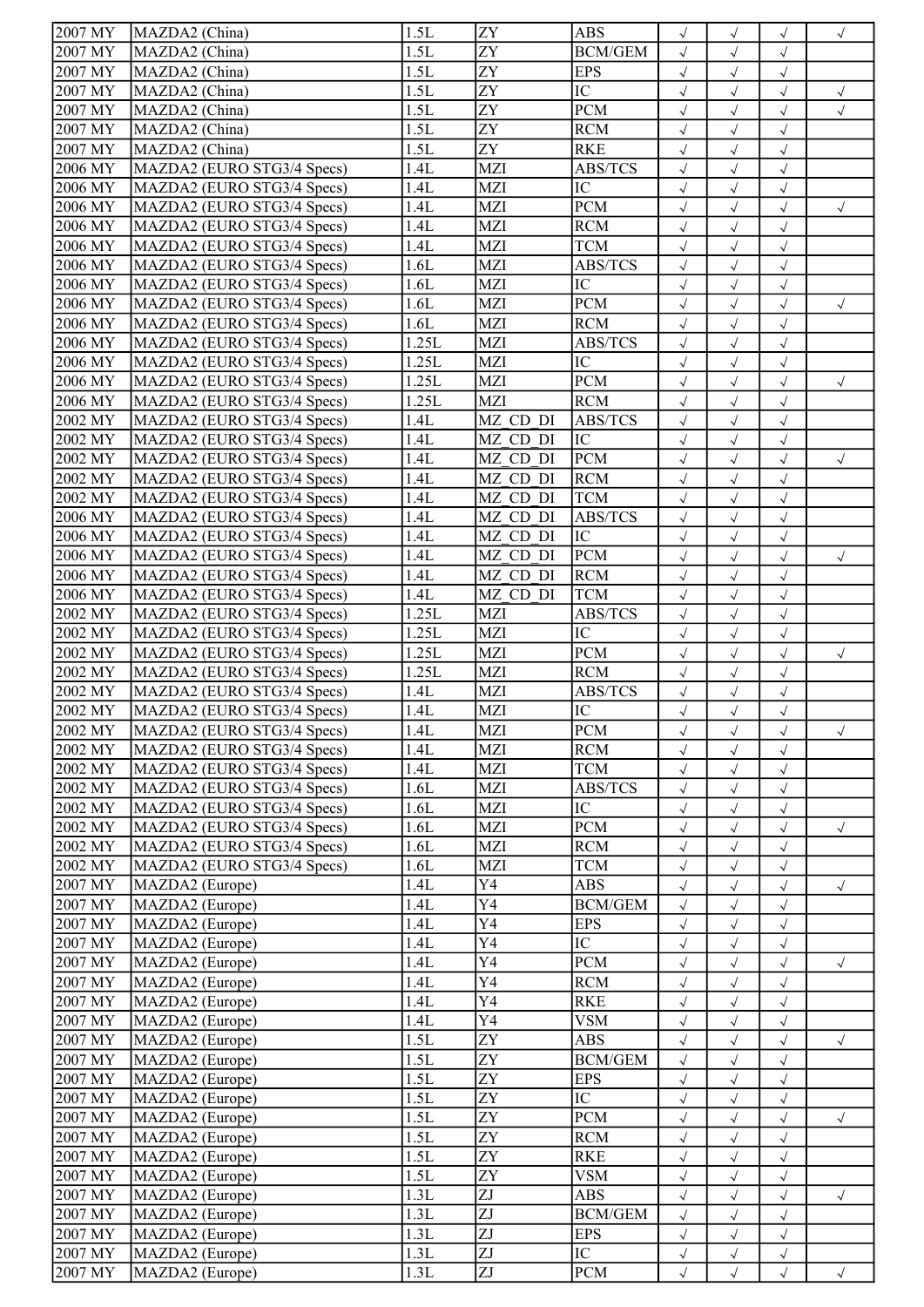| | | | | | | | | |
|---|---|---|---|---|---|---|---|---|
| 2007 MY | MAZDA2 (China) | 1.5L | ZY | ABS | √ | √ | √ | √ |
| 2007 MY | MAZDA2 (China) | 1.5L | ZY | BCM/GEM | √ | √ | √ | |
| 2007 MY | MAZDA2 (China) | 1.5L | ZY | EPS | √ | √ | √ | |
| 2007 MY | MAZDA2 (China) | 1.5L | ZY | IC | √ | √ | √ | √ |
| 2007 MY | MAZDA2 (China) | 1.5L | ZY | PCM | √ | √ | √ | √ |
| 2007 MY | MAZDA2 (China) | 1.5L | ZY | RCM | √ | √ | √ | |
| 2007 MY | MAZDA2 (China) | 1.5L | ZY | RKE | √ | √ | √ | |
| 2006 MY | MAZDA2 (EURO STG3/4 Specs) | 1.4L | MZI | ABS/TCS | √ | √ | √ | |
| 2006 MY | MAZDA2 (EURO STG3/4 Specs) | 1.4L | MZI | IC | √ | √ | √ | |
| 2006 MY | MAZDA2 (EURO STG3/4 Specs) | 1.4L | MZI | PCM | √ | √ | √ | √ |
| 2006 MY | MAZDA2 (EURO STG3/4 Specs) | 1.4L | MZI | RCM | √ | √ | √ | |
| 2006 MY | MAZDA2 (EURO STG3/4 Specs) | 1.4L | MZI | TCM | √ | √ | √ | |
| 2006 MY | MAZDA2 (EURO STG3/4 Specs) | 1.6L | MZI | ABS/TCS | √ | √ | √ | |
| 2006 MY | MAZDA2 (EURO STG3/4 Specs) | 1.6L | MZI | IC | √ | √ | √ | |
| 2006 MY | MAZDA2 (EURO STG3/4 Specs) | 1.6L | MZI | PCM | √ | √ | √ | √ |
| 2006 MY | MAZDA2 (EURO STG3/4 Specs) | 1.6L | MZI | RCM | √ | √ | √ | |
| 2006 MY | MAZDA2 (EURO STG3/4 Specs) | 1.25L | MZI | ABS/TCS | √ | √ | √ | |
| 2006 MY | MAZDA2 (EURO STG3/4 Specs) | 1.25L | MZI | IC | √ | √ | √ | |
| 2006 MY | MAZDA2 (EURO STG3/4 Specs) | 1.25L | MZI | PCM | √ | √ | √ | √ |
| 2006 MY | MAZDA2 (EURO STG3/4 Specs) | 1.25L | MZI | RCM | √ | √ | √ | |
| 2002 MY | MAZDA2 (EURO STG3/4 Specs) | 1.4L | MZ_CD_DI | ABS/TCS | √ | √ | √ | |
| 2002 MY | MAZDA2 (EURO STG3/4 Specs) | 1.4L | MZ_CD_DI | IC | √ | √ | √ | |
| 2002 MY | MAZDA2 (EURO STG3/4 Specs) | 1.4L | MZ_CD_DI | PCM | √ | √ | √ | √ |
| 2002 MY | MAZDA2 (EURO STG3/4 Specs) | 1.4L | MZ_CD_DI | RCM | √ | √ | √ | |
| 2002 MY | MAZDA2 (EURO STG3/4 Specs) | 1.4L | MZ_CD_DI | TCM | √ | √ | √ | |
| 2006 MY | MAZDA2 (EURO STG3/4 Specs) | 1.4L | MZ_CD_DI | ABS/TCS | √ | √ | √ | |
| 2006 MY | MAZDA2 (EURO STG3/4 Specs) | 1.4L | MZ_CD_DI | IC | √ | √ | √ | |
| 2006 MY | MAZDA2 (EURO STG3/4 Specs) | 1.4L | MZ_CD_DI | PCM | √ | √ | √ | √ |
| 2006 MY | MAZDA2 (EURO STG3/4 Specs) | 1.4L | MZ_CD_DI | RCM | √ | √ | √ | |
| 2006 MY | MAZDA2 (EURO STG3/4 Specs) | 1.4L | MZ_CD_DI | TCM | √ | √ | √ | |
| 2002 MY | MAZDA2 (EURO STG3/4 Specs) | 1.25L | MZI | ABS/TCS | √ | √ | √ | |
| 2002 MY | MAZDA2 (EURO STG3/4 Specs) | 1.25L | MZI | IC | √ | √ | √ | |
| 2002 MY | MAZDA2 (EURO STG3/4 Specs) | 1.25L | MZI | PCM | √ | √ | √ | √ |
| 2002 MY | MAZDA2 (EURO STG3/4 Specs) | 1.25L | MZI | RCM | √ | √ | √ | |
| 2002 MY | MAZDA2 (EURO STG3/4 Specs) | 1.4L | MZI | ABS/TCS | √ | √ | √ | |
| 2002 MY | MAZDA2 (EURO STG3/4 Specs) | 1.4L | MZI | IC | √ | √ | √ | |
| 2002 MY | MAZDA2 (EURO STG3/4 Specs) | 1.4L | MZI | PCM | √ | √ | √ | √ |
| 2002 MY | MAZDA2 (EURO STG3/4 Specs) | 1.4L | MZI | RCM | √ | √ | √ | |
| 2002 MY | MAZDA2 (EURO STG3/4 Specs) | 1.4L | MZI | TCM | √ | √ | √ | |
| 2002 MY | MAZDA2 (EURO STG3/4 Specs) | 1.6L | MZI | ABS/TCS | √ | √ | √ | |
| 2002 MY | MAZDA2 (EURO STG3/4 Specs) | 1.6L | MZI | IC | √ | √ | √ | |
| 2002 MY | MAZDA2 (EURO STG3/4 Specs) | 1.6L | MZI | PCM | √ | √ | √ | √ |
| 2002 MY | MAZDA2 (EURO STG3/4 Specs) | 1.6L | MZI | RCM | √ | √ | √ | |
| 2002 MY | MAZDA2 (EURO STG3/4 Specs) | 1.6L | MZI | TCM | √ | √ | √ | |
| 2007 MY | MAZDA2 (Europe) | 1.4L | Y4 | ABS | √ | √ | √ | √ |
| 2007 MY | MAZDA2 (Europe) | 1.4L | Y4 | BCM/GEM | √ | √ | √ | |
| 2007 MY | MAZDA2 (Europe) | 1.4L | Y4 | EPS | √ | √ | √ | |
| 2007 MY | MAZDA2 (Europe) | 1.4L | Y4 | IC | √ | √ | √ | |
| 2007 MY | MAZDA2 (Europe) | 1.4L | Y4 | PCM | √ | √ | √ | √ |
| 2007 MY | MAZDA2 (Europe) | 1.4L | Y4 | RCM | √ | √ | √ | |
| 2007 MY | MAZDA2 (Europe) | 1.4L | Y4 | RKE | √ | √ | √ | |
| 2007 MY | MAZDA2 (Europe) | 1.4L | Y4 | VSM | √ | √ | √ | |
| 2007 MY | MAZDA2 (Europe) | 1.5L | ZY | ABS | √ | √ | √ | √ |
| 2007 MY | MAZDA2 (Europe) | 1.5L | ZY | BCM/GEM | √ | √ | √ | |
| 2007 MY | MAZDA2 (Europe) | 1.5L | ZY | EPS | √ | √ | √ | |
| 2007 MY | MAZDA2 (Europe) | 1.5L | ZY | IC | √ | √ | √ | |
| 2007 MY | MAZDA2 (Europe) | 1.5L | ZY | PCM | √ | √ | √ | √ |
| 2007 MY | MAZDA2 (Europe) | 1.5L | ZY | RCM | √ | √ | √ | |
| 2007 MY | MAZDA2 (Europe) | 1.5L | ZY | RKE | √ | √ | √ | |
| 2007 MY | MAZDA2 (Europe) | 1.5L | ZY | VSM | √ | √ | √ | |
| 2007 MY | MAZDA2 (Europe) | 1.3L | ZJ | ABS | √ | √ | √ | √ |
| 2007 MY | MAZDA2 (Europe) | 1.3L | ZJ | BCM/GEM | √ | √ | √ | |
| 2007 MY | MAZDA2 (Europe) | 1.3L | ZJ | EPS | √ | √ | √ | |
| 2007 MY | MAZDA2 (Europe) | 1.3L | ZJ | IC | √ | √ | √ | |
| 2007 MY | MAZDA2 (Europe) | 1.3L | ZJ | PCM | √ | √ | √ | √ |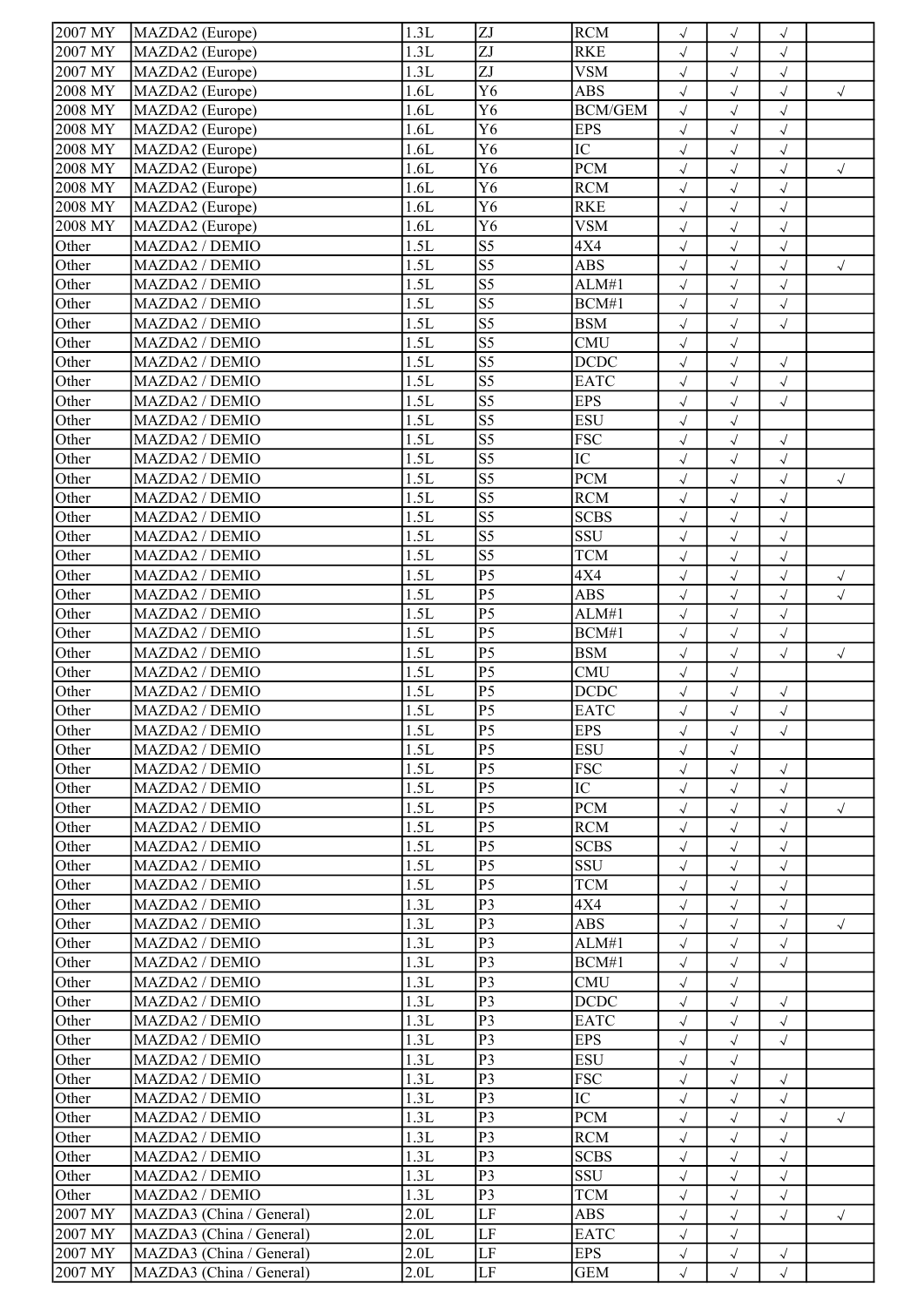| | | | | | | | | |
|---|---|---|---|---|---|---|---|---|
| 2007 MY | MAZDA2 (Europe) | 1.3L | ZJ | RCM | √ | √ | √ | |
| 2007 MY | MAZDA2 (Europe) | 1.3L | ZJ | RKE | √ | √ | √ | |
| 2007 MY | MAZDA2 (Europe) | 1.3L | ZJ | VSM | √ | √ | √ | |
| 2008 MY | MAZDA2 (Europe) | 1.6L | Y6 | ABS | √ | √ | √ | √ |
| 2008 MY | MAZDA2 (Europe) | 1.6L | Y6 | BCM/GEM | √ | √ | √ | |
| 2008 MY | MAZDA2 (Europe) | 1.6L | Y6 | EPS | √ | √ | √ | |
| 2008 MY | MAZDA2 (Europe) | 1.6L | Y6 | IC | √ | √ | √ | |
| 2008 MY | MAZDA2 (Europe) | 1.6L | Y6 | PCM | √ | √ | √ | √ |
| 2008 MY | MAZDA2 (Europe) | 1.6L | Y6 | RCM | √ | √ | √ | |
| 2008 MY | MAZDA2 (Europe) | 1.6L | Y6 | RKE | √ | √ | √ | |
| 2008 MY | MAZDA2 (Europe) | 1.6L | Y6 | VSM | √ | √ | √ | |
| Other | MAZDA2 / DEMIO | 1.5L | S5 | 4X4 | √ | √ | √ | |
| Other | MAZDA2 / DEMIO | 1.5L | S5 | ABS | √ | √ | √ | √ |
| Other | MAZDA2 / DEMIO | 1.5L | S5 | ALM#1 | √ | √ | √ | |
| Other | MAZDA2 / DEMIO | 1.5L | S5 | BCM#1 | √ | √ | √ | |
| Other | MAZDA2 / DEMIO | 1.5L | S5 | BSM | √ | √ | √ | |
| Other | MAZDA2 / DEMIO | 1.5L | S5 | CMU | √ | √ | | |
| Other | MAZDA2 / DEMIO | 1.5L | S5 | DCDC | √ | √ | √ | |
| Other | MAZDA2 / DEMIO | 1.5L | S5 | EATC | √ | √ | √ | |
| Other | MAZDA2 / DEMIO | 1.5L | S5 | EPS | √ | √ | √ | |
| Other | MAZDA2 / DEMIO | 1.5L | S5 | ESU | √ | √ | | |
| Other | MAZDA2 / DEMIO | 1.5L | S5 | FSC | √ | √ | √ | |
| Other | MAZDA2 / DEMIO | 1.5L | S5 | IC | √ | √ | √ | |
| Other | MAZDA2 / DEMIO | 1.5L | S5 | PCM | √ | √ | √ | √ |
| Other | MAZDA2 / DEMIO | 1.5L | S5 | RCM | √ | √ | √ | |
| Other | MAZDA2 / DEMIO | 1.5L | S5 | SCBS | √ | √ | √ | |
| Other | MAZDA2 / DEMIO | 1.5L | S5 | SSU | √ | √ | √ | |
| Other | MAZDA2 / DEMIO | 1.5L | S5 | TCM | √ | √ | √ | |
| Other | MAZDA2 / DEMIO | 1.5L | P5 | 4X4 | √ | √ | √ | √ |
| Other | MAZDA2 / DEMIO | 1.5L | P5 | ABS | √ | √ | √ | √ |
| Other | MAZDA2 / DEMIO | 1.5L | P5 | ALM#1 | √ | √ | √ | |
| Other | MAZDA2 / DEMIO | 1.5L | P5 | BCM#1 | √ | √ | √ | |
| Other | MAZDA2 / DEMIO | 1.5L | P5 | BSM | √ | √ | √ | √ |
| Other | MAZDA2 / DEMIO | 1.5L | P5 | CMU | √ | √ | | |
| Other | MAZDA2 / DEMIO | 1.5L | P5 | DCDC | √ | √ | √ | |
| Other | MAZDA2 / DEMIO | 1.5L | P5 | EATC | √ | √ | √ | |
| Other | MAZDA2 / DEMIO | 1.5L | P5 | EPS | √ | √ | √ | |
| Other | MAZDA2 / DEMIO | 1.5L | P5 | ESU | √ | √ | | |
| Other | MAZDA2 / DEMIO | 1.5L | P5 | FSC | √ | √ | √ | |
| Other | MAZDA2 / DEMIO | 1.5L | P5 | IC | √ | √ | √ | |
| Other | MAZDA2 / DEMIO | 1.5L | P5 | PCM | √ | √ | √ | √ |
| Other | MAZDA2 / DEMIO | 1.5L | P5 | RCM | √ | √ | √ | |
| Other | MAZDA2 / DEMIO | 1.5L | P5 | SCBS | √ | √ | √ | |
| Other | MAZDA2 / DEMIO | 1.5L | P5 | SSU | √ | √ | √ | |
| Other | MAZDA2 / DEMIO | 1.5L | P5 | TCM | √ | √ | √ | |
| Other | MAZDA2 / DEMIO | 1.3L | P3 | 4X4 | √ | √ | √ | |
| Other | MAZDA2 / DEMIO | 1.3L | P3 | ABS | √ | √ | √ | √ |
| Other | MAZDA2 / DEMIO | 1.3L | P3 | ALM#1 | √ | √ | √ | |
| Other | MAZDA2 / DEMIO | 1.3L | P3 | BCM#1 | √ | √ | √ | |
| Other | MAZDA2 / DEMIO | 1.3L | P3 | CMU | √ | √ | | |
| Other | MAZDA2 / DEMIO | 1.3L | P3 | DCDC | √ | √ | √ | |
| Other | MAZDA2 / DEMIO | 1.3L | P3 | EATC | √ | √ | √ | |
| Other | MAZDA2 / DEMIO | 1.3L | P3 | EPS | √ | √ | √ | |
| Other | MAZDA2 / DEMIO | 1.3L | P3 | ESU | √ | √ | | |
| Other | MAZDA2 / DEMIO | 1.3L | P3 | FSC | √ | √ | √ | |
| Other | MAZDA2 / DEMIO | 1.3L | P3 | IC | √ | √ | √ | |
| Other | MAZDA2 / DEMIO | 1.3L | P3 | PCM | √ | √ | √ | √ |
| Other | MAZDA2 / DEMIO | 1.3L | P3 | RCM | √ | √ | √ | |
| Other | MAZDA2 / DEMIO | 1.3L | P3 | SCBS | √ | √ | √ | |
| Other | MAZDA2 / DEMIO | 1.3L | P3 | SSU | √ | √ | √ | |
| Other | MAZDA2 / DEMIO | 1.3L | P3 | TCM | √ | √ | √ | |
| 2007 MY | MAZDA3 (China / General) | 2.0L | LF | ABS | √ | √ | √ | √ |
| 2007 MY | MAZDA3 (China / General) | 2.0L | LF | EATC | √ | √ | | |
| 2007 MY | MAZDA3 (China / General) | 2.0L | LF | EPS | √ | √ | √ | |
| 2007 MY | MAZDA3 (China / General) | 2.0L | LF | GEM | √ | √ | √ | |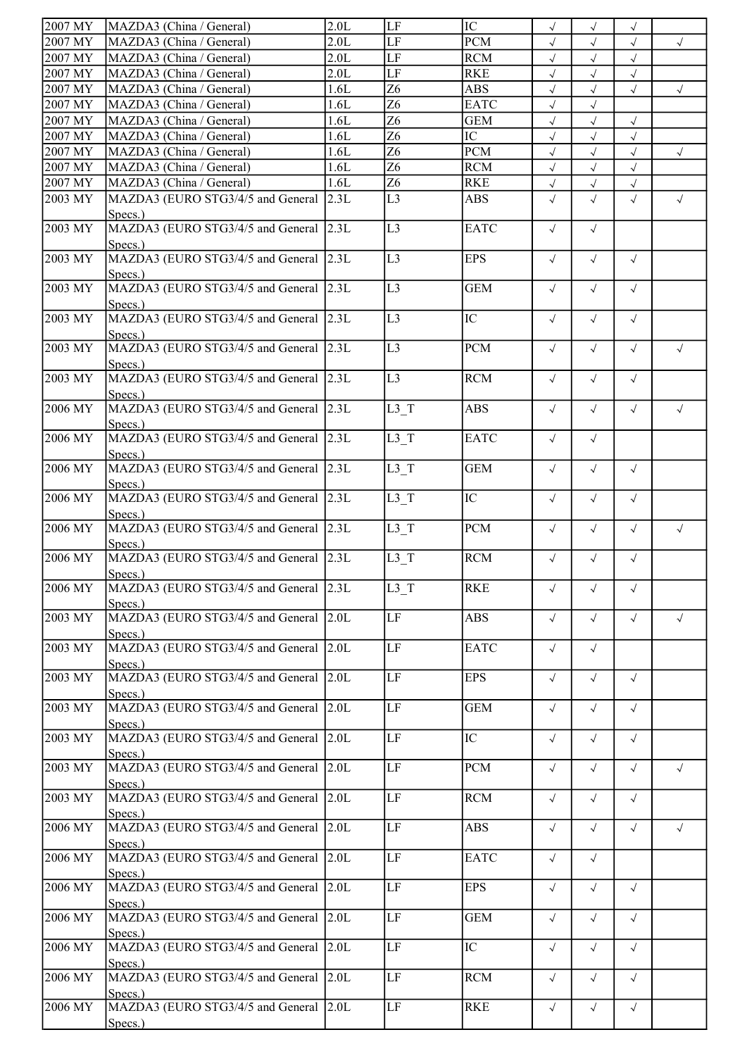| | | | | | | | | |
|---|---|---|---|---|---|---|---|---|
| 2007 MY | MAZDA3 (China / General) | 2.0L | LF | IC | √ | √ | √ | |
| 2007 MY | MAZDA3 (China / General) | 2.0L | LF | PCM | √ | √ | √ | √ |
| 2007 MY | MAZDA3 (China / General) | 2.0L | LF | RCM | √ | √ | √ | |
| 2007 MY | MAZDA3 (China / General) | 2.0L | LF | RKE | √ | √ | √ | |
| 2007 MY | MAZDA3 (China / General) | 1.6L | Z6 | ABS | √ | √ | √ | √ |
| 2007 MY | MAZDA3 (China / General) | 1.6L | Z6 | EATC | √ | √ | | |
| 2007 MY | MAZDA3 (China / General) | 1.6L | Z6 | GEM | √ | √ | √ | |
| 2007 MY | MAZDA3 (China / General) | 1.6L | Z6 | IC | √ | √ | √ | |
| 2007 MY | MAZDA3 (China / General) | 1.6L | Z6 | PCM | √ | √ | √ | √ |
| 2007 MY | MAZDA3 (China / General) | 1.6L | Z6 | RCM | √ | √ | √ | |
| 2007 MY | MAZDA3 (China / General) | 1.6L | Z6 | RKE | √ | √ | √ | |
| 2003 MY | MAZDA3 (EURO STG3/4/5 and General Specs.) | 2.3L | L3 | ABS | √ | √ | √ | √ |
| 2003 MY | MAZDA3 (EURO STG3/4/5 and General Specs.) | 2.3L | L3 | EATC | √ | √ | | |
| 2003 MY | MAZDA3 (EURO STG3/4/5 and General Specs.) | 2.3L | L3 | EPS | √ | √ | √ | |
| 2003 MY | MAZDA3 (EURO STG3/4/5 and General Specs.) | 2.3L | L3 | GEM | √ | √ | √ | |
| 2003 MY | MAZDA3 (EURO STG3/4/5 and General Specs.) | 2.3L | L3 | IC | √ | √ | √ | |
| 2003 MY | MAZDA3 (EURO STG3/4/5 and General Specs.) | 2.3L | L3 | PCM | √ | √ | √ | √ |
| 2003 MY | MAZDA3 (EURO STG3/4/5 and General Specs.) | 2.3L | L3 | RCM | √ | √ | √ | |
| 2006 MY | MAZDA3 (EURO STG3/4/5 and General Specs.) | 2.3L | L3_T | ABS | √ | √ | √ | √ |
| 2006 MY | MAZDA3 (EURO STG3/4/5 and General Specs.) | 2.3L | L3_T | EATC | √ | √ | | |
| 2006 MY | MAZDA3 (EURO STG3/4/5 and General Specs.) | 2.3L | L3_T | GEM | √ | √ | √ | |
| 2006 MY | MAZDA3 (EURO STG3/4/5 and General Specs.) | 2.3L | L3_T | IC | √ | √ | √ | |
| 2006 MY | MAZDA3 (EURO STG3/4/5 and General Specs.) | 2.3L | L3_T | PCM | √ | √ | √ | √ |
| 2006 MY | MAZDA3 (EURO STG3/4/5 and General Specs.) | 2.3L | L3_T | RCM | √ | √ | √ | |
| 2006 MY | MAZDA3 (EURO STG3/4/5 and General Specs.) | 2.3L | L3_T | RKE | √ | √ | √ | |
| 2003 MY | MAZDA3 (EURO STG3/4/5 and General Specs.) | 2.0L | LF | ABS | √ | √ | √ | √ |
| 2003 MY | MAZDA3 (EURO STG3/4/5 and General Specs.) | 2.0L | LF | EATC | √ | √ | | |
| 2003 MY | MAZDA3 (EURO STG3/4/5 and General Specs.) | 2.0L | LF | EPS | √ | √ | √ | |
| 2003 MY | MAZDA3 (EURO STG3/4/5 and General Specs.) | 2.0L | LF | GEM | √ | √ | √ | |
| 2003 MY | MAZDA3 (EURO STG3/4/5 and General Specs.) | 2.0L | LF | IC | √ | √ | √ | |
| 2003 MY | MAZDA3 (EURO STG3/4/5 and General Specs.) | 2.0L | LF | PCM | √ | √ | √ | √ |
| 2003 MY | MAZDA3 (EURO STG3/4/5 and General Specs.) | 2.0L | LF | RCM | √ | √ | √ | |
| 2006 MY | MAZDA3 (EURO STG3/4/5 and General Specs.) | 2.0L | LF | ABS | √ | √ | √ | √ |
| 2006 MY | MAZDA3 (EURO STG3/4/5 and General Specs.) | 2.0L | LF | EATC | √ | √ | | |
| 2006 MY | MAZDA3 (EURO STG3/4/5 and General Specs.) | 2.0L | LF | EPS | √ | √ | √ | |
| 2006 MY | MAZDA3 (EURO STG3/4/5 and General Specs.) | 2.0L | LF | GEM | √ | √ | √ | |
| 2006 MY | MAZDA3 (EURO STG3/4/5 and General Specs.) | 2.0L | LF | IC | √ | √ | √ | |
| 2006 MY | MAZDA3 (EURO STG3/4/5 and General Specs.) | 2.0L | LF | RCM | √ | √ | √ | |
| 2006 MY | MAZDA3 (EURO STG3/4/5 and General Specs.) | 2.0L | LF | RKE | √ | √ | √ | |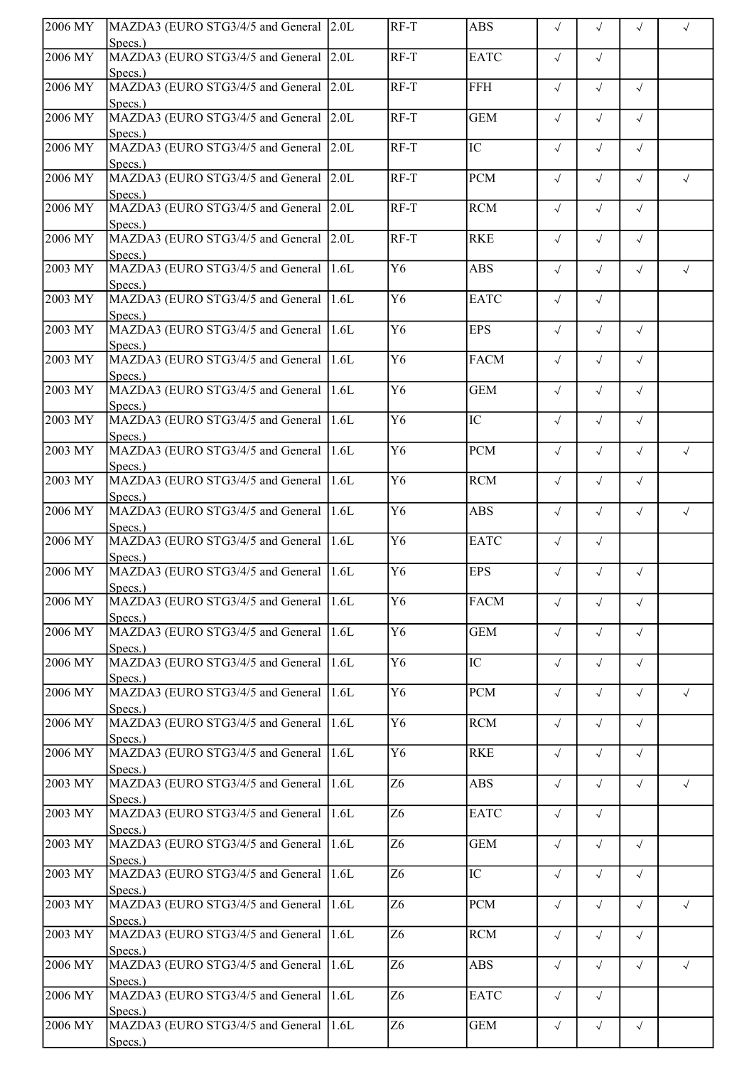| | | | | | | | | |
|---|---|---|---|---|---|---|---|---|
| 2006 MY | MAZDA3 (EURO STG3/4/5 and General Specs.) | 2.0L | RF-T | ABS | √ | √ | √ | √ |
| 2006 MY | MAZDA3 (EURO STG3/4/5 and General Specs.) | 2.0L | RF-T | EATC | √ | √ | | |
| 2006 MY | MAZDA3 (EURO STG3/4/5 and General Specs.) | 2.0L | RF-T | FFH | √ | √ | √ | |
| 2006 MY | MAZDA3 (EURO STG3/4/5 and General Specs.) | 2.0L | RF-T | GEM | √ | √ | √ | |
| 2006 MY | MAZDA3 (EURO STG3/4/5 and General Specs.) | 2.0L | RF-T | IC | √ | √ | √ | |
| 2006 MY | MAZDA3 (EURO STG3/4/5 and General Specs.) | 2.0L | RF-T | PCM | √ | √ | √ | √ |
| 2006 MY | MAZDA3 (EURO STG3/4/5 and General Specs.) | 2.0L | RF-T | RCM | √ | √ | √ | |
| 2006 MY | MAZDA3 (EURO STG3/4/5 and General Specs.) | 2.0L | RF-T | RKE | √ | √ | √ | |
| 2003 MY | MAZDA3 (EURO STG3/4/5 and General Specs.) | 1.6L | Y6 | ABS | √ | √ | √ | √ |
| 2003 MY | MAZDA3 (EURO STG3/4/5 and General Specs.) | 1.6L | Y6 | EATC | √ | √ | | |
| 2003 MY | MAZDA3 (EURO STG3/4/5 and General Specs.) | 1.6L | Y6 | EPS | √ | √ | √ | |
| 2003 MY | MAZDA3 (EURO STG3/4/5 and General Specs.) | 1.6L | Y6 | FACM | √ | √ | √ | |
| 2003 MY | MAZDA3 (EURO STG3/4/5 and General Specs.) | 1.6L | Y6 | GEM | √ | √ | √ | |
| 2003 MY | MAZDA3 (EURO STG3/4/5 and General Specs.) | 1.6L | Y6 | IC | √ | √ | √ | |
| 2003 MY | MAZDA3 (EURO STG3/4/5 and General Specs.) | 1.6L | Y6 | PCM | √ | √ | √ | √ |
| 2003 MY | MAZDA3 (EURO STG3/4/5 and General Specs.) | 1.6L | Y6 | RCM | √ | √ | √ | |
| 2006 MY | MAZDA3 (EURO STG3/4/5 and General Specs.) | 1.6L | Y6 | ABS | √ | √ | √ | √ |
| 2006 MY | MAZDA3 (EURO STG3/4/5 and General Specs.) | 1.6L | Y6 | EATC | √ | √ | | |
| 2006 MY | MAZDA3 (EURO STG3/4/5 and General Specs.) | 1.6L | Y6 | EPS | √ | √ | √ | |
| 2006 MY | MAZDA3 (EURO STG3/4/5 and General Specs.) | 1.6L | Y6 | FACM | √ | √ | √ | |
| 2006 MY | MAZDA3 (EURO STG3/4/5 and General Specs.) | 1.6L | Y6 | GEM | √ | √ | √ | |
| 2006 MY | MAZDA3 (EURO STG3/4/5 and General Specs.) | 1.6L | Y6 | IC | √ | √ | √ | |
| 2006 MY | MAZDA3 (EURO STG3/4/5 and General Specs.) | 1.6L | Y6 | PCM | √ | √ | √ | √ |
| 2006 MY | MAZDA3 (EURO STG3/4/5 and General Specs.) | 1.6L | Y6 | RCM | √ | √ | √ | |
| 2006 MY | MAZDA3 (EURO STG3/4/5 and General Specs.) | 1.6L | Y6 | RKE | √ | √ | √ | |
| 2003 MY | MAZDA3 (EURO STG3/4/5 and General Specs.) | 1.6L | Z6 | ABS | √ | √ | √ | √ |
| 2003 MY | MAZDA3 (EURO STG3/4/5 and General Specs.) | 1.6L | Z6 | EATC | √ | √ | | |
| 2003 MY | MAZDA3 (EURO STG3/4/5 and General Specs.) | 1.6L | Z6 | GEM | √ | √ | √ | |
| 2003 MY | MAZDA3 (EURO STG3/4/5 and General Specs.) | 1.6L | Z6 | IC | √ | √ | √ | |
| 2003 MY | MAZDA3 (EURO STG3/4/5 and General Specs.) | 1.6L | Z6 | PCM | √ | √ | √ | √ |
| 2003 MY | MAZDA3 (EURO STG3/4/5 and General Specs.) | 1.6L | Z6 | RCM | √ | √ | √ | |
| 2006 MY | MAZDA3 (EURO STG3/4/5 and General Specs.) | 1.6L | Z6 | ABS | √ | √ | √ | √ |
| 2006 MY | MAZDA3 (EURO STG3/4/5 and General Specs.) | 1.6L | Z6 | EATC | √ | √ | | |
| 2006 MY | MAZDA3 (EURO STG3/4/5 and General Specs.) | 1.6L | Z6 | GEM | √ | √ | √ | |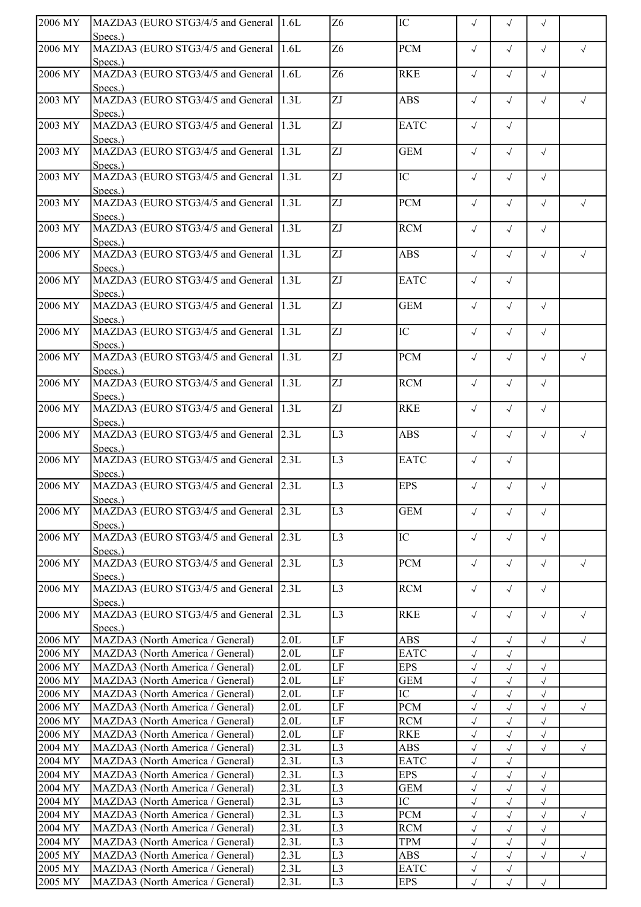| | | | | | | | | |
|---|---|---|---|---|---|---|---|---|
| 2006 MY | MAZDA3 (EURO STG3/4/5 and General Specs.) | 1.6L | Z6 | IC | √ | √ | √ | |
| 2006 MY | MAZDA3 (EURO STG3/4/5 and General Specs.) | 1.6L | Z6 | PCM | √ | √ | √ | √ |
| 2006 MY | MAZDA3 (EURO STG3/4/5 and General Specs.) | 1.6L | Z6 | RKE | √ | √ | √ | |
| 2003 MY | MAZDA3 (EURO STG3/4/5 and General Specs.) | 1.3L | ZJ | ABS | √ | √ | √ | √ |
| 2003 MY | MAZDA3 (EURO STG3/4/5 and General Specs.) | 1.3L | ZJ | EATC | √ | √ | | |
| 2003 MY | MAZDA3 (EURO STG3/4/5 and General Specs.) | 1.3L | ZJ | GEM | √ | √ | √ | |
| 2003 MY | MAZDA3 (EURO STG3/4/5 and General Specs.) | 1.3L | ZJ | IC | √ | √ | √ | |
| 2003 MY | MAZDA3 (EURO STG3/4/5 and General Specs.) | 1.3L | ZJ | PCM | √ | √ | √ | √ |
| 2003 MY | MAZDA3 (EURO STG3/4/5 and General Specs.) | 1.3L | ZJ | RCM | √ | √ | √ | |
| 2006 MY | MAZDA3 (EURO STG3/4/5 and General Specs.) | 1.3L | ZJ | ABS | √ | √ | √ | √ |
| 2006 MY | MAZDA3 (EURO STG3/4/5 and General Specs.) | 1.3L | ZJ | EATC | √ | √ | | |
| 2006 MY | MAZDA3 (EURO STG3/4/5 and General Specs.) | 1.3L | ZJ | GEM | √ | √ | √ | |
| 2006 MY | MAZDA3 (EURO STG3/4/5 and General Specs.) | 1.3L | ZJ | IC | √ | √ | √ | |
| 2006 MY | MAZDA3 (EURO STG3/4/5 and General Specs.) | 1.3L | ZJ | PCM | √ | √ | √ | √ |
| 2006 MY | MAZDA3 (EURO STG3/4/5 and General Specs.) | 1.3L | ZJ | RCM | √ | √ | √ | |
| 2006 MY | MAZDA3 (EURO STG3/4/5 and General Specs.) | 1.3L | ZJ | RKE | √ | √ | √ | |
| 2006 MY | MAZDA3 (EURO STG3/4/5 and General Specs.) | 2.3L | L3 | ABS | √ | √ | √ | √ |
| 2006 MY | MAZDA3 (EURO STG3/4/5 and General Specs.) | 2.3L | L3 | EATC | √ | √ | | |
| 2006 MY | MAZDA3 (EURO STG3/4/5 and General Specs.) | 2.3L | L3 | EPS | √ | √ | √ | |
| 2006 MY | MAZDA3 (EURO STG3/4/5 and General Specs.) | 2.3L | L3 | GEM | √ | √ | √ | |
| 2006 MY | MAZDA3 (EURO STG3/4/5 and General Specs.) | 2.3L | L3 | IC | √ | √ | √ | |
| 2006 MY | MAZDA3 (EURO STG3/4/5 and General Specs.) | 2.3L | L3 | PCM | √ | √ | √ | √ |
| 2006 MY | MAZDA3 (EURO STG3/4/5 and General Specs.) | 2.3L | L3 | RCM | √ | √ | √ | |
| 2006 MY | MAZDA3 (EURO STG3/4/5 and General Specs.) | 2.3L | L3 | RKE | √ | √ | √ | √ |
| 2006 MY | MAZDA3 (North America / General) | 2.0L | LF | ABS | √ | √ | √ | √ |
| 2006 MY | MAZDA3 (North America / General) | 2.0L | LF | EATC | √ | √ | | |
| 2006 MY | MAZDA3 (North America / General) | 2.0L | LF | EPS | √ | √ | √ | |
| 2006 MY | MAZDA3 (North America / General) | 2.0L | LF | GEM | √ | √ | √ | |
| 2006 MY | MAZDA3 (North America / General) | 2.0L | LF | IC | √ | √ | √ | |
| 2006 MY | MAZDA3 (North America / General) | 2.0L | LF | PCM | √ | √ | √ | √ |
| 2006 MY | MAZDA3 (North America / General) | 2.0L | LF | RCM | √ | √ | √ | |
| 2006 MY | MAZDA3 (North America / General) | 2.0L | LF | RKE | √ | √ | √ | |
| 2004 MY | MAZDA3 (North America / General) | 2.3L | L3 | ABS | √ | √ | √ | √ |
| 2004 MY | MAZDA3 (North America / General) | 2.3L | L3 | EATC | √ | √ | | |
| 2004 MY | MAZDA3 (North America / General) | 2.3L | L3 | EPS | √ | √ | √ | |
| 2004 MY | MAZDA3 (North America / General) | 2.3L | L3 | GEM | √ | √ | √ | |
| 2004 MY | MAZDA3 (North America / General) | 2.3L | L3 | IC | √ | √ | √ | |
| 2004 MY | MAZDA3 (North America / General) | 2.3L | L3 | PCM | √ | √ | √ | √ |
| 2004 MY | MAZDA3 (North America / General) | 2.3L | L3 | RCM | √ | √ | √ | |
| 2004 MY | MAZDA3 (North America / General) | 2.3L | L3 | TPM | √ | √ | √ | |
| 2005 MY | MAZDA3 (North America / General) | 2.3L | L3 | ABS | √ | √ | √ | √ |
| 2005 MY | MAZDA3 (North America / General) | 2.3L | L3 | EATC | √ | √ | | |
| 2005 MY | MAZDA3 (North America / General) | 2.3L | L3 | EPS | √ | √ | √ | |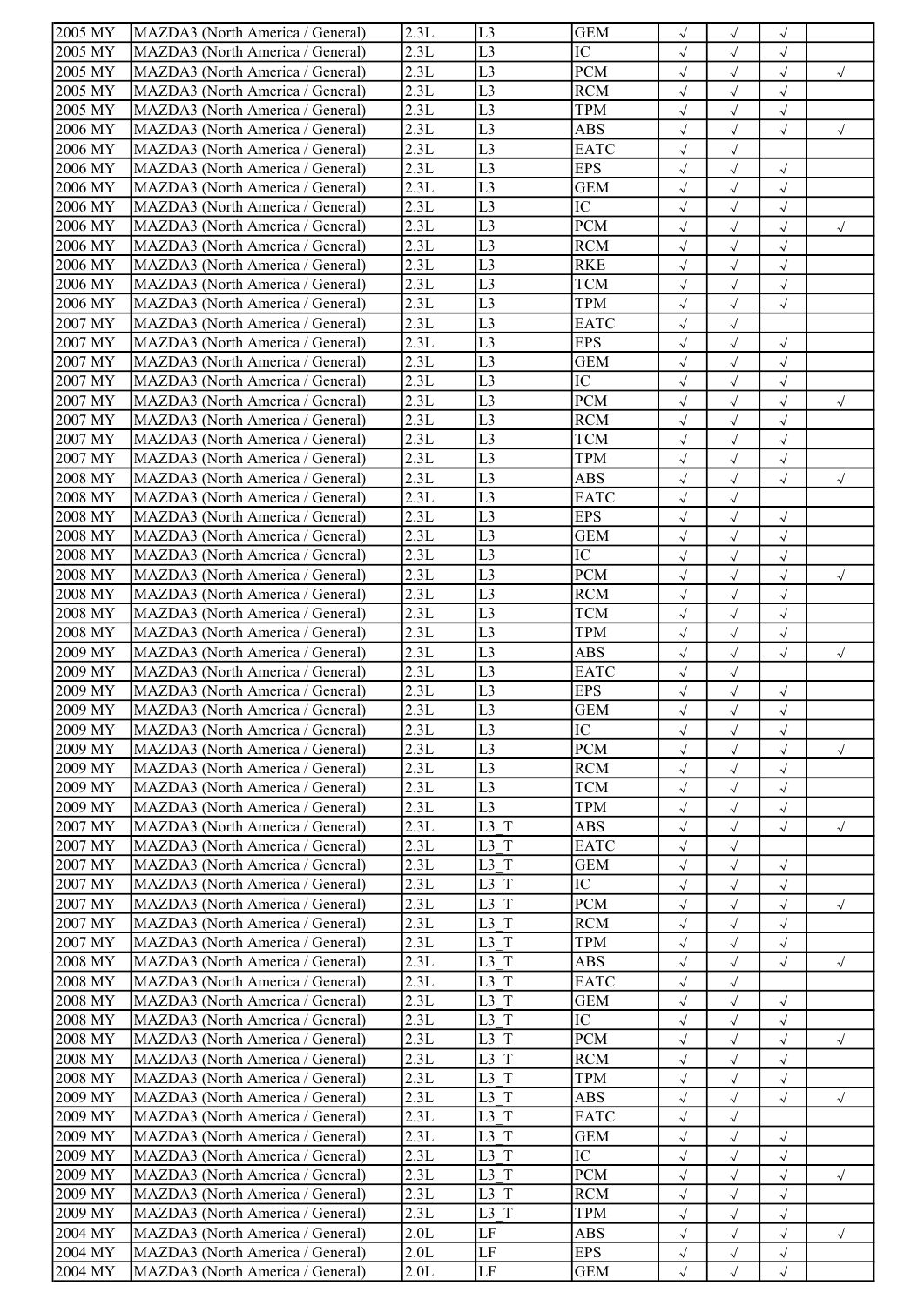| | | | | | | | | |
|---|---|---|---|---|---|---|---|---|
| 2005 MY | MAZDA3 (North America / General) | 2.3L | L3 | GEM | √ | √ | √ | |
| 2005 MY | MAZDA3 (North America / General) | 2.3L | L3 | IC | √ | √ | √ | |
| 2005 MY | MAZDA3 (North America / General) | 2.3L | L3 | PCM | √ | √ | √ | √ |
| 2005 MY | MAZDA3 (North America / General) | 2.3L | L3 | RCM | √ | √ | √ | |
| 2005 MY | MAZDA3 (North America / General) | 2.3L | L3 | TPM | √ | √ | √ | |
| 2006 MY | MAZDA3 (North America / General) | 2.3L | L3 | ABS | √ | √ | √ | √ |
| 2006 MY | MAZDA3 (North America / General) | 2.3L | L3 | EATC | √ | √ | | |
| 2006 MY | MAZDA3 (North America / General) | 2.3L | L3 | EPS | √ | √ | √ | |
| 2006 MY | MAZDA3 (North America / General) | 2.3L | L3 | GEM | √ | √ | √ | |
| 2006 MY | MAZDA3 (North America / General) | 2.3L | L3 | IC | √ | √ | √ | |
| 2006 MY | MAZDA3 (North America / General) | 2.3L | L3 | PCM | √ | √ | √ | √ |
| 2006 MY | MAZDA3 (North America / General) | 2.3L | L3 | RCM | √ | √ | √ | |
| 2006 MY | MAZDA3 (North America / General) | 2.3L | L3 | RKE | √ | √ | √ | |
| 2006 MY | MAZDA3 (North America / General) | 2.3L | L3 | TCM | √ | √ | √ | |
| 2006 MY | MAZDA3 (North America / General) | 2.3L | L3 | TPM | √ | √ | √ | |
| 2007 MY | MAZDA3 (North America / General) | 2.3L | L3 | EATC | √ | √ | | |
| 2007 MY | MAZDA3 (North America / General) | 2.3L | L3 | EPS | √ | √ | √ | |
| 2007 MY | MAZDA3 (North America / General) | 2.3L | L3 | GEM | √ | √ | √ | |
| 2007 MY | MAZDA3 (North America / General) | 2.3L | L3 | IC | √ | √ | √ | |
| 2007 MY | MAZDA3 (North America / General) | 2.3L | L3 | PCM | √ | √ | √ | √ |
| 2007 MY | MAZDA3 (North America / General) | 2.3L | L3 | RCM | √ | √ | √ | |
| 2007 MY | MAZDA3 (North America / General) | 2.3L | L3 | TCM | √ | √ | √ | |
| 2007 MY | MAZDA3 (North America / General) | 2.3L | L3 | TPM | √ | √ | √ | |
| 2008 MY | MAZDA3 (North America / General) | 2.3L | L3 | ABS | √ | √ | √ | √ |
| 2008 MY | MAZDA3 (North America / General) | 2.3L | L3 | EATC | √ | √ | | |
| 2008 MY | MAZDA3 (North America / General) | 2.3L | L3 | EPS | √ | √ | √ | |
| 2008 MY | MAZDA3 (North America / General) | 2.3L | L3 | GEM | √ | √ | √ | |
| 2008 MY | MAZDA3 (North America / General) | 2.3L | L3 | IC | √ | √ | √ | |
| 2008 MY | MAZDA3 (North America / General) | 2.3L | L3 | PCM | √ | √ | √ | √ |
| 2008 MY | MAZDA3 (North America / General) | 2.3L | L3 | RCM | √ | √ | √ | |
| 2008 MY | MAZDA3 (North America / General) | 2.3L | L3 | TCM | √ | √ | √ | |
| 2008 MY | MAZDA3 (North America / General) | 2.3L | L3 | TPM | √ | √ | √ | |
| 2009 MY | MAZDA3 (North America / General) | 2.3L | L3 | ABS | √ | √ | √ | √ |
| 2009 MY | MAZDA3 (North America / General) | 2.3L | L3 | EATC | √ | √ | | |
| 2009 MY | MAZDA3 (North America / General) | 2.3L | L3 | EPS | √ | √ | √ | |
| 2009 MY | MAZDA3 (North America / General) | 2.3L | L3 | GEM | √ | √ | √ | |
| 2009 MY | MAZDA3 (North America / General) | 2.3L | L3 | IC | √ | √ | √ | |
| 2009 MY | MAZDA3 (North America / General) | 2.3L | L3 | PCM | √ | √ | √ | √ |
| 2009 MY | MAZDA3 (North America / General) | 2.3L | L3 | RCM | √ | √ | √ | |
| 2009 MY | MAZDA3 (North America / General) | 2.3L | L3 | TCM | √ | √ | √ | |
| 2009 MY | MAZDA3 (North America / General) | 2.3L | L3 | TPM | √ | √ | √ | |
| 2007 MY | MAZDA3 (North America / General) | 2.3L | L3_T | ABS | √ | √ | √ | √ |
| 2007 MY | MAZDA3 (North America / General) | 2.3L | L3_T | EATC | √ | √ | | |
| 2007 MY | MAZDA3 (North America / General) | 2.3L | L3_T | GEM | √ | √ | √ | |
| 2007 MY | MAZDA3 (North America / General) | 2.3L | L3_T | IC | √ | √ | √ | |
| 2007 MY | MAZDA3 (North America / General) | 2.3L | L3_T | PCM | √ | √ | √ | √ |
| 2007 MY | MAZDA3 (North America / General) | 2.3L | L3_T | RCM | √ | √ | √ | |
| 2007 MY | MAZDA3 (North America / General) | 2.3L | L3_T | TPM | √ | √ | √ | |
| 2008 MY | MAZDA3 (North America / General) | 2.3L | L3_T | ABS | √ | √ | √ | √ |
| 2008 MY | MAZDA3 (North America / General) | 2.3L | L3_T | EATC | √ | √ | | |
| 2008 MY | MAZDA3 (North America / General) | 2.3L | L3_T | GEM | √ | √ | √ | |
| 2008 MY | MAZDA3 (North America / General) | 2.3L | L3_T | IC | √ | √ | √ | |
| 2008 MY | MAZDA3 (North America / General) | 2.3L | L3_T | PCM | √ | √ | √ | √ |
| 2008 MY | MAZDA3 (North America / General) | 2.3L | L3_T | RCM | √ | √ | √ | |
| 2008 MY | MAZDA3 (North America / General) | 2.3L | L3_T | TPM | √ | √ | √ | |
| 2009 MY | MAZDA3 (North America / General) | 2.3L | L3_T | ABS | √ | √ | √ | √ |
| 2009 MY | MAZDA3 (North America / General) | 2.3L | L3_T | EATC | √ | √ | | |
| 2009 MY | MAZDA3 (North America / General) | 2.3L | L3_T | GEM | √ | √ | √ | |
| 2009 MY | MAZDA3 (North America / General) | 2.3L | L3_T | IC | √ | √ | √ | |
| 2009 MY | MAZDA3 (North America / General) | 2.3L | L3_T | PCM | √ | √ | √ | √ |
| 2009 MY | MAZDA3 (North America / General) | 2.3L | L3_T | RCM | √ | √ | √ | |
| 2009 MY | MAZDA3 (North America / General) | 2.3L | L3_T | TPM | √ | √ | √ | |
| 2004 MY | MAZDA3 (North America / General) | 2.0L | LF | ABS | √ | √ | √ | √ |
| 2004 MY | MAZDA3 (North America / General) | 2.0L | LF | EPS | √ | √ | √ | |
| 2004 MY | MAZDA3 (North America / General) | 2.0L | LF | GEM | √ | √ | √ | |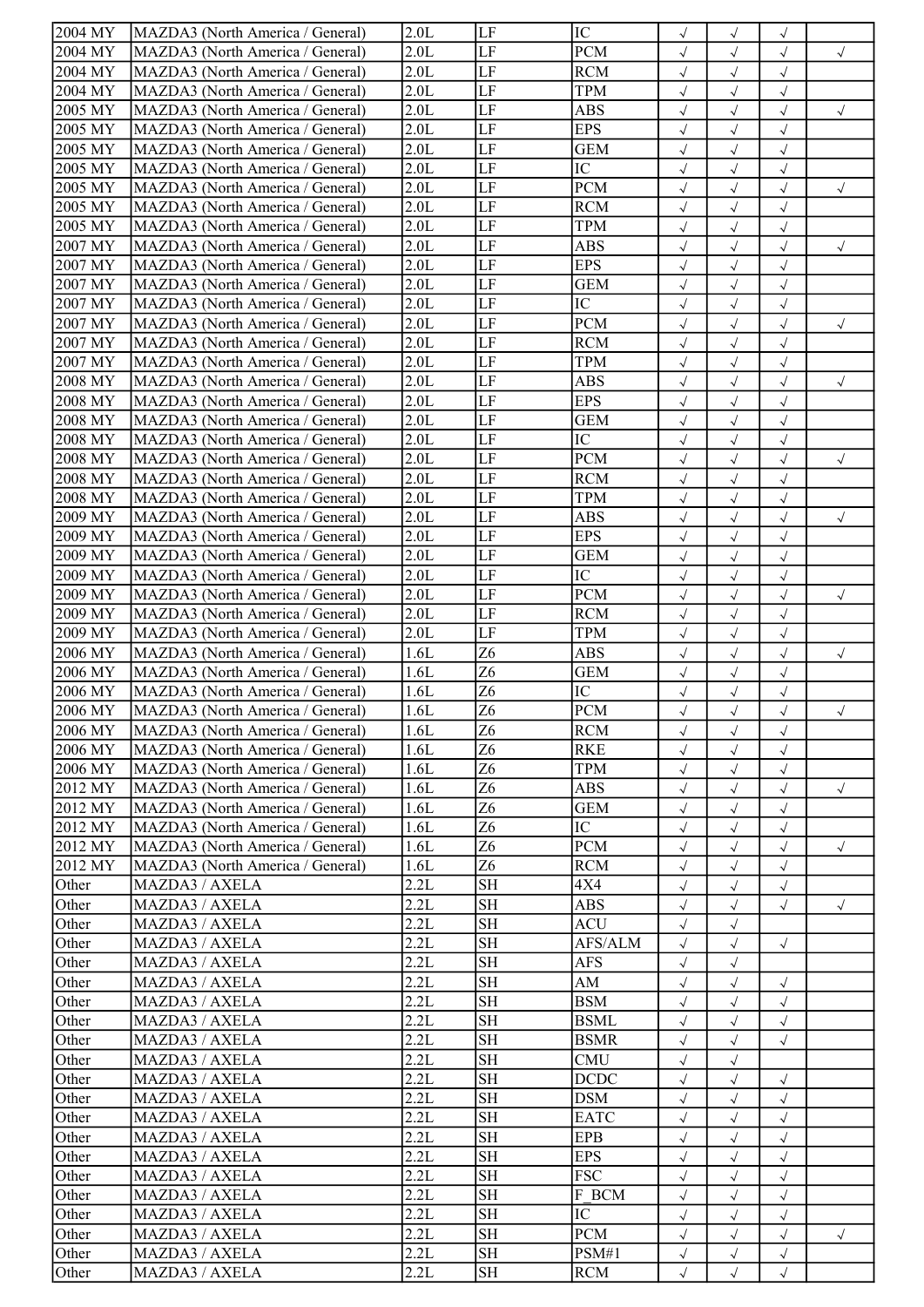| | | | | | | | | |
|---|---|---|---|---|---|---|---|---|
| 2004 MY | MAZDA3 (North America / General) | 2.0L | LF | IC | √ | √ | √ | |
| 2004 MY | MAZDA3 (North America / General) | 2.0L | LF | PCM | √ | √ | √ | √ |
| 2004 MY | MAZDA3 (North America / General) | 2.0L | LF | RCM | √ | √ | √ | |
| 2004 MY | MAZDA3 (North America / General) | 2.0L | LF | TPM | √ | √ | √ | |
| 2005 MY | MAZDA3 (North America / General) | 2.0L | LF | ABS | √ | √ | √ | √ |
| 2005 MY | MAZDA3 (North America / General) | 2.0L | LF | EPS | √ | √ | √ | |
| 2005 MY | MAZDA3 (North America / General) | 2.0L | LF | GEM | √ | √ | √ | |
| 2005 MY | MAZDA3 (North America / General) | 2.0L | LF | IC | √ | √ | √ | |
| 2005 MY | MAZDA3 (North America / General) | 2.0L | LF | PCM | √ | √ | √ | √ |
| 2005 MY | MAZDA3 (North America / General) | 2.0L | LF | RCM | √ | √ | √ | |
| 2005 MY | MAZDA3 (North America / General) | 2.0L | LF | TPM | √ | √ | √ | |
| 2007 MY | MAZDA3 (North America / General) | 2.0L | LF | ABS | √ | √ | √ | √ |
| 2007 MY | MAZDA3 (North America / General) | 2.0L | LF | EPS | √ | √ | √ | |
| 2007 MY | MAZDA3 (North America / General) | 2.0L | LF | GEM | √ | √ | √ | |
| 2007 MY | MAZDA3 (North America / General) | 2.0L | LF | IC | √ | √ | √ | |
| 2007 MY | MAZDA3 (North America / General) | 2.0L | LF | PCM | √ | √ | √ | √ |
| 2007 MY | MAZDA3 (North America / General) | 2.0L | LF | RCM | √ | √ | √ | |
| 2007 MY | MAZDA3 (North America / General) | 2.0L | LF | TPM | √ | √ | √ | |
| 2008 MY | MAZDA3 (North America / General) | 2.0L | LF | ABS | √ | √ | √ | √ |
| 2008 MY | MAZDA3 (North America / General) | 2.0L | LF | EPS | √ | √ | √ | |
| 2008 MY | MAZDA3 (North America / General) | 2.0L | LF | GEM | √ | √ | √ | |
| 2008 MY | MAZDA3 (North America / General) | 2.0L | LF | IC | √ | √ | √ | |
| 2008 MY | MAZDA3 (North America / General) | 2.0L | LF | PCM | √ | √ | √ | √ |
| 2008 MY | MAZDA3 (North America / General) | 2.0L | LF | RCM | √ | √ | √ | |
| 2008 MY | MAZDA3 (North America / General) | 2.0L | LF | TPM | √ | √ | √ | |
| 2009 MY | MAZDA3 (North America / General) | 2.0L | LF | ABS | √ | √ | √ | √ |
| 2009 MY | MAZDA3 (North America / General) | 2.0L | LF | EPS | √ | √ | √ | |
| 2009 MY | MAZDA3 (North America / General) | 2.0L | LF | GEM | √ | √ | √ | |
| 2009 MY | MAZDA3 (North America / General) | 2.0L | LF | IC | √ | √ | √ | |
| 2009 MY | MAZDA3 (North America / General) | 2.0L | LF | PCM | √ | √ | √ | √ |
| 2009 MY | MAZDA3 (North America / General) | 2.0L | LF | RCM | √ | √ | √ | |
| 2009 MY | MAZDA3 (North America / General) | 2.0L | LF | TPM | √ | √ | √ | |
| 2006 MY | MAZDA3 (North America / General) | 1.6L | Z6 | ABS | √ | √ | √ | √ |
| 2006 MY | MAZDA3 (North America / General) | 1.6L | Z6 | GEM | √ | √ | √ | |
| 2006 MY | MAZDA3 (North America / General) | 1.6L | Z6 | IC | √ | √ | √ | |
| 2006 MY | MAZDA3 (North America / General) | 1.6L | Z6 | PCM | √ | √ | √ | √ |
| 2006 MY | MAZDA3 (North America / General) | 1.6L | Z6 | RCM | √ | √ | √ | |
| 2006 MY | MAZDA3 (North America / General) | 1.6L | Z6 | RKE | √ | √ | √ | |
| 2006 MY | MAZDA3 (North America / General) | 1.6L | Z6 | TPM | √ | √ | √ | |
| 2012 MY | MAZDA3 (North America / General) | 1.6L | Z6 | ABS | √ | √ | √ | √ |
| 2012 MY | MAZDA3 (North America / General) | 1.6L | Z6 | GEM | √ | √ | √ | |
| 2012 MY | MAZDA3 (North America / General) | 1.6L | Z6 | IC | √ | √ | √ | |
| 2012 MY | MAZDA3 (North America / General) | 1.6L | Z6 | PCM | √ | √ | √ | √ |
| 2012 MY | MAZDA3 (North America / General) | 1.6L | Z6 | RCM | √ | √ | √ | |
| Other | MAZDA3 / AXELA | 2.2L | SH | 4X4 | √ | √ | √ | |
| Other | MAZDA3 / AXELA | 2.2L | SH | ABS | √ | √ | √ | √ |
| Other | MAZDA3 / AXELA | 2.2L | SH | ACU | √ | √ | | |
| Other | MAZDA3 / AXELA | 2.2L | SH | AFS/ALM | √ | √ | √ | |
| Other | MAZDA3 / AXELA | 2.2L | SH | AFS | √ | √ | | |
| Other | MAZDA3 / AXELA | 2.2L | SH | AM | √ | √ | √ | |
| Other | MAZDA3 / AXELA | 2.2L | SH | BSM | √ | √ | √ | |
| Other | MAZDA3 / AXELA | 2.2L | SH | BSML | √ | √ | √ | |
| Other | MAZDA3 / AXELA | 2.2L | SH | BSMR | √ | √ | √ | |
| Other | MAZDA3 / AXELA | 2.2L | SH | CMU | √ | √ | | |
| Other | MAZDA3 / AXELA | 2.2L | SH | DCDC | √ | √ | √ | |
| Other | MAZDA3 / AXELA | 2.2L | SH | DSM | √ | √ | √ | |
| Other | MAZDA3 / AXELA | 2.2L | SH | EATC | √ | √ | √ | |
| Other | MAZDA3 / AXELA | 2.2L | SH | EPB | √ | √ | √ | |
| Other | MAZDA3 / AXELA | 2.2L | SH | EPS | √ | √ | √ | |
| Other | MAZDA3 / AXELA | 2.2L | SH | FSC | √ | √ | √ | |
| Other | MAZDA3 / AXELA | 2.2L | SH | F_BCM | √ | √ | √ | |
| Other | MAZDA3 / AXELA | 2.2L | SH | IC | √ | √ | √ | |
| Other | MAZDA3 / AXELA | 2.2L | SH | PCM | √ | √ | √ | √ |
| Other | MAZDA3 / AXELA | 2.2L | SH | PSM#1 | √ | √ | √ | |
| Other | MAZDA3 / AXELA | 2.2L | SH | RCM | √ | √ | √ | |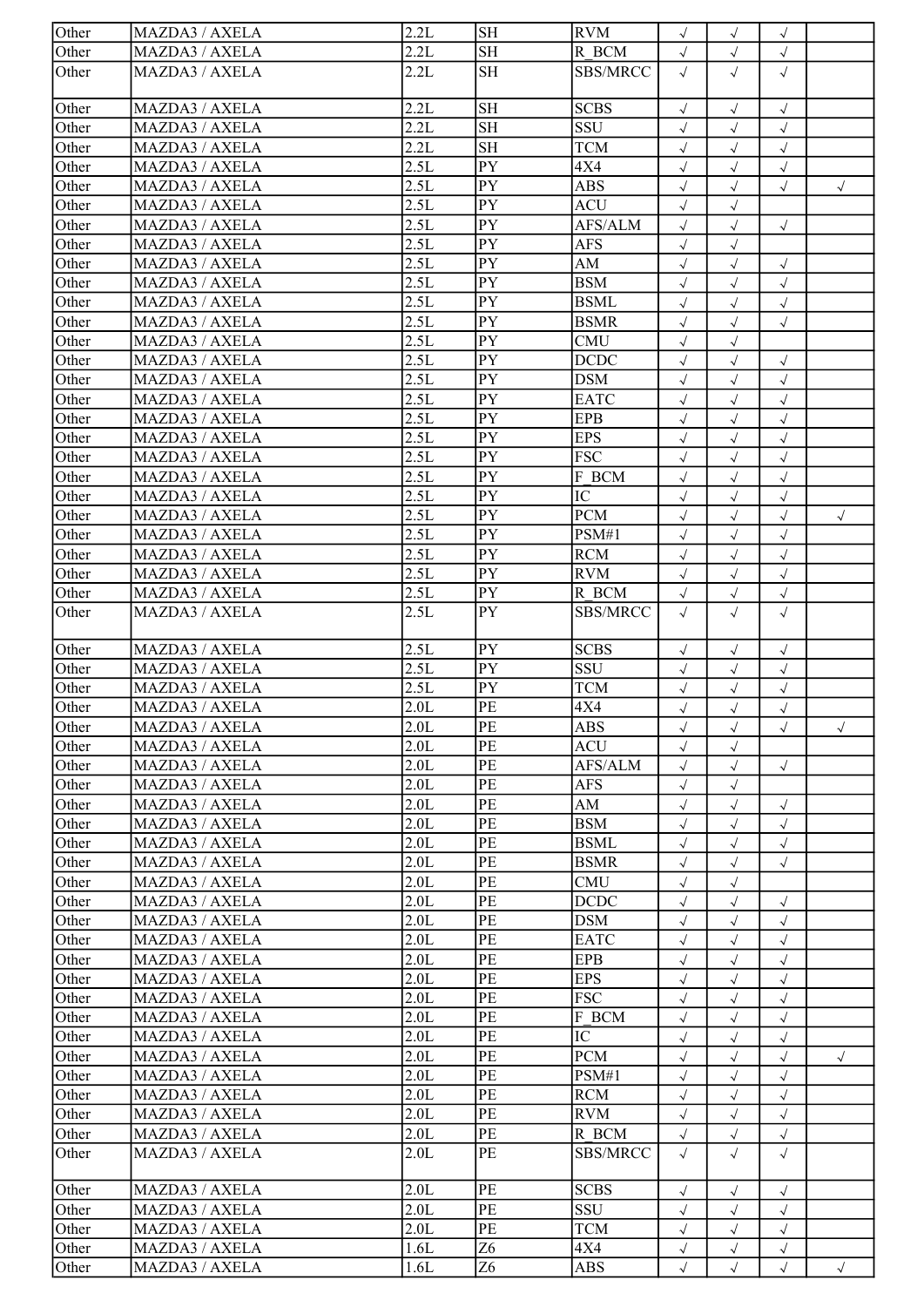| | | | | | | | | |
|---|---|---|---|---|---|---|---|---|
| Other | MAZDA3 / AXELA | 2.2L | SH | RVM | √ | √ | √ | |
| Other | MAZDA3 / AXELA | 2.2L | SH | R_BCM | √ | √ | √ | |
| Other | MAZDA3 / AXELA | 2.2L | SH | SBS/MRCC | √ | √ | √ | |
| Other | MAZDA3 / AXELA | 2.2L | SH | SCBS | √ | √ | √ | |
| Other | MAZDA3 / AXELA | 2.2L | SH | SSU | √ | √ | √ | |
| Other | MAZDA3 / AXELA | 2.2L | SH | TCM | √ | √ | √ | |
| Other | MAZDA3 / AXELA | 2.5L | PY | 4X4 | √ | √ | √ | |
| Other | MAZDA3 / AXELA | 2.5L | PY | ABS | √ | √ | √ | √ |
| Other | MAZDA3 / AXELA | 2.5L | PY | ACU | √ | √ | | |
| Other | MAZDA3 / AXELA | 2.5L | PY | AFS/ALM | √ | √ | √ | |
| Other | MAZDA3 / AXELA | 2.5L | PY | AFS | √ | √ | | |
| Other | MAZDA3 / AXELA | 2.5L | PY | AM | √ | √ | √ | |
| Other | MAZDA3 / AXELA | 2.5L | PY | BSM | √ | √ | √ | |
| Other | MAZDA3 / AXELA | 2.5L | PY | BSML | √ | √ | √ | |
| Other | MAZDA3 / AXELA | 2.5L | PY | BSMR | √ | √ | √ | |
| Other | MAZDA3 / AXELA | 2.5L | PY | CMU | √ | √ | | |
| Other | MAZDA3 / AXELA | 2.5L | PY | DCDC | √ | √ | √ | |
| Other | MAZDA3 / AXELA | 2.5L | PY | DSM | √ | √ | √ | |
| Other | MAZDA3 / AXELA | 2.5L | PY | EATC | √ | √ | √ | |
| Other | MAZDA3 / AXELA | 2.5L | PY | EPB | √ | √ | √ | |
| Other | MAZDA3 / AXELA | 2.5L | PY | EPS | √ | √ | √ | |
| Other | MAZDA3 / AXELA | 2.5L | PY | FSC | √ | √ | √ | |
| Other | MAZDA3 / AXELA | 2.5L | PY | F_BCM | √ | √ | √ | |
| Other | MAZDA3 / AXELA | 2.5L | PY | IC | √ | √ | √ | |
| Other | MAZDA3 / AXELA | 2.5L | PY | PCM | √ | √ | √ | √ |
| Other | MAZDA3 / AXELA | 2.5L | PY | PSM#1 | √ | √ | √ | |
| Other | MAZDA3 / AXELA | 2.5L | PY | RCM | √ | √ | √ | |
| Other | MAZDA3 / AXELA | 2.5L | PY | RVM | √ | √ | √ | |
| Other | MAZDA3 / AXELA | 2.5L | PY | R_BCM | √ | √ | √ | |
| Other | MAZDA3 / AXELA | 2.5L | PY | SBS/MRCC | √ | √ | √ | |
| Other | MAZDA3 / AXELA | 2.5L | PY | SCBS | √ | √ | √ | |
| Other | MAZDA3 / AXELA | 2.5L | PY | SSU | √ | √ | √ | |
| Other | MAZDA3 / AXELA | 2.5L | PY | TCM | √ | √ | √ | |
| Other | MAZDA3 / AXELA | 2.0L | PE | 4X4 | √ | √ | √ | |
| Other | MAZDA3 / AXELA | 2.0L | PE | ABS | √ | √ | √ | √ |
| Other | MAZDA3 / AXELA | 2.0L | PE | ACU | √ | √ | | |
| Other | MAZDA3 / AXELA | 2.0L | PE | AFS/ALM | √ | √ | √ | |
| Other | MAZDA3 / AXELA | 2.0L | PE | AFS | √ | √ | | |
| Other | MAZDA3 / AXELA | 2.0L | PE | AM | √ | √ | √ | |
| Other | MAZDA3 / AXELA | 2.0L | PE | BSM | √ | √ | √ | |
| Other | MAZDA3 / AXELA | 2.0L | PE | BSML | √ | √ | √ | |
| Other | MAZDA3 / AXELA | 2.0L | PE | BSMR | √ | √ | √ | |
| Other | MAZDA3 / AXELA | 2.0L | PE | CMU | √ | √ | | |
| Other | MAZDA3 / AXELA | 2.0L | PE | DCDC | √ | √ | √ | |
| Other | MAZDA3 / AXELA | 2.0L | PE | DSM | √ | √ | √ | |
| Other | MAZDA3 / AXELA | 2.0L | PE | EATC | √ | √ | √ | |
| Other | MAZDA3 / AXELA | 2.0L | PE | EPB | √ | √ | √ | |
| Other | MAZDA3 / AXELA | 2.0L | PE | EPS | √ | √ | √ | |
| Other | MAZDA3 / AXELA | 2.0L | PE | FSC | √ | √ | √ | |
| Other | MAZDA3 / AXELA | 2.0L | PE | F_BCM | √ | √ | √ | |
| Other | MAZDA3 / AXELA | 2.0L | PE | IC | √ | √ | √ | |
| Other | MAZDA3 / AXELA | 2.0L | PE | PCM | √ | √ | √ | √ |
| Other | MAZDA3 / AXELA | 2.0L | PE | PSM#1 | √ | √ | √ | |
| Other | MAZDA3 / AXELA | 2.0L | PE | RCM | √ | √ | √ | |
| Other | MAZDA3 / AXELA | 2.0L | PE | RVM | √ | √ | √ | |
| Other | MAZDA3 / AXELA | 2.0L | PE | R_BCM | √ | √ | √ | |
| Other | MAZDA3 / AXELA | 2.0L | PE | SBS/MRCC | √ | √ | √ | |
| Other | MAZDA3 / AXELA | 2.0L | PE | SCBS | √ | √ | √ | |
| Other | MAZDA3 / AXELA | 2.0L | PE | SSU | √ | √ | √ | |
| Other | MAZDA3 / AXELA | 2.0L | PE | TCM | √ | √ | √ | |
| Other | MAZDA3 / AXELA | 1.6L | Z6 | 4X4 | √ | √ | √ | |
| Other | MAZDA3 / AXELA | 1.6L | Z6 | ABS | √ | √ | √ | √ |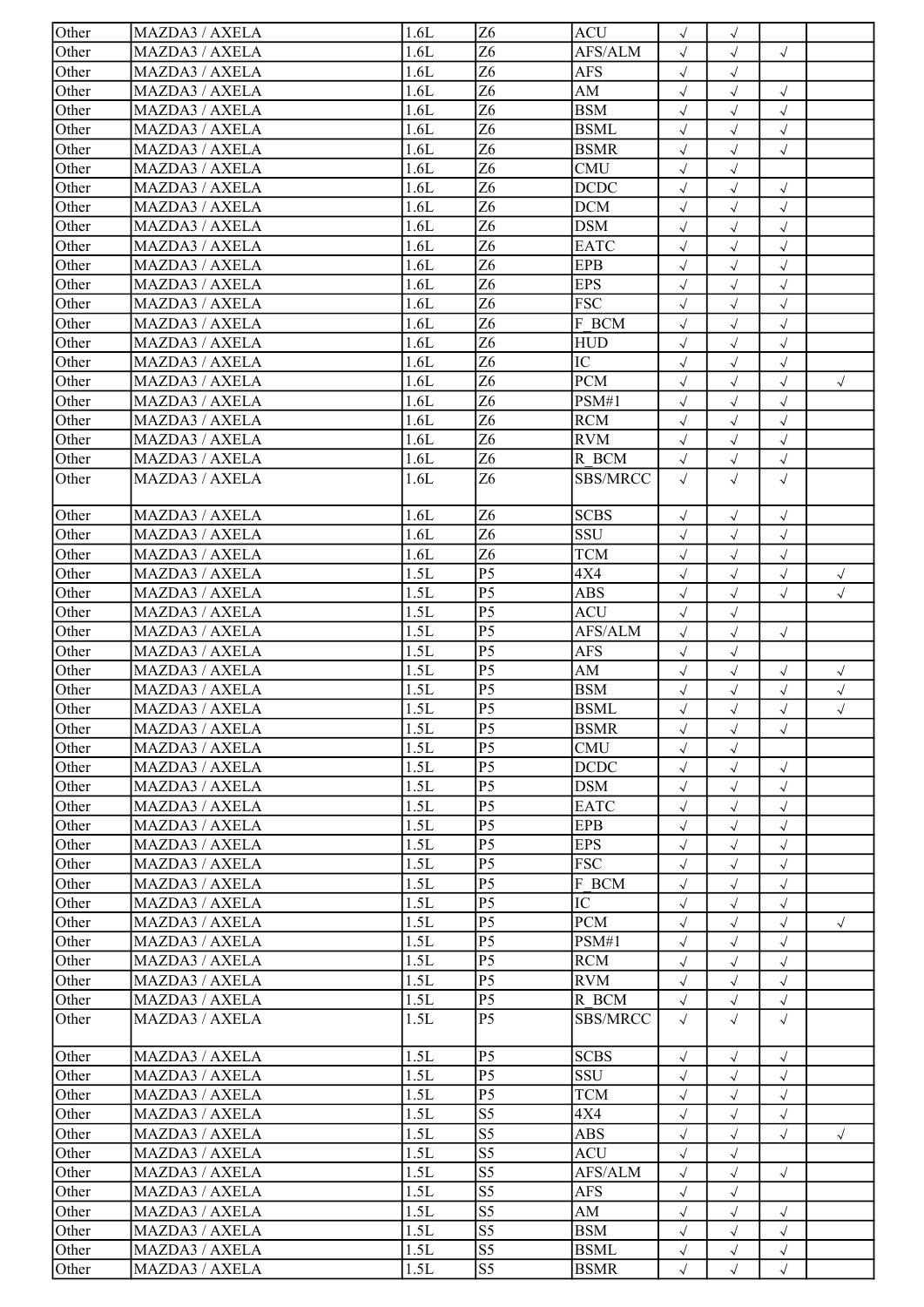| Other | MAZDA3 / AXELA | 1.6L | Z6 | ACU | √ | √ | | |
|---|---|---|---|---|---|---|---|---|
| Other | MAZDA3 / AXELA | 1.6L | Z6 | AFS/ALM | √ | √ | √ | |
| Other | MAZDA3 / AXELA | 1.6L | Z6 | AFS | √ | √ | | |
| Other | MAZDA3 / AXELA | 1.6L | Z6 | AM | √ | √ | √ | |
| Other | MAZDA3 / AXELA | 1.6L | Z6 | BSM | √ | √ | √ | |
| Other | MAZDA3 / AXELA | 1.6L | Z6 | BSML | √ | √ | √ | |
| Other | MAZDA3 / AXELA | 1.6L | Z6 | BSMR | √ | √ | √ | |
| Other | MAZDA3 / AXELA | 1.6L | Z6 | CMU | √ | √ | | |
| Other | MAZDA3 / AXELA | 1.6L | Z6 | DCDC | √ | √ | √ | |
| Other | MAZDA3 / AXELA | 1.6L | Z6 | DCM | √ | √ | √ | |
| Other | MAZDA3 / AXELA | 1.6L | Z6 | DSM | √ | √ | √ | |
| Other | MAZDA3 / AXELA | 1.6L | Z6 | EATC | √ | √ | √ | |
| Other | MAZDA3 / AXELA | 1.6L | Z6 | EPB | √ | √ | √ | |
| Other | MAZDA3 / AXELA | 1.6L | Z6 | EPS | √ | √ | √ | |
| Other | MAZDA3 / AXELA | 1.6L | Z6 | FSC | √ | √ | √ | |
| Other | MAZDA3 / AXELA | 1.6L | Z6 | F_BCM | √ | √ | √ | |
| Other | MAZDA3 / AXELA | 1.6L | Z6 | HUD | √ | √ | √ | |
| Other | MAZDA3 / AXELA | 1.6L | Z6 | IC | √ | √ | √ | |
| Other | MAZDA3 / AXELA | 1.6L | Z6 | PCM | √ | √ | √ | √ |
| Other | MAZDA3 / AXELA | 1.6L | Z6 | PSM#1 | √ | √ | √ | |
| Other | MAZDA3 / AXELA | 1.6L | Z6 | RCM | √ | √ | √ | |
| Other | MAZDA3 / AXELA | 1.6L | Z6 | RVM | √ | √ | √ | |
| Other | MAZDA3 / AXELA | 1.6L | Z6 | R_BCM | √ | √ | √ | |
| Other | MAZDA3 / AXELA | 1.6L | Z6 | SBS/MRCC | √ | √ | √ | |
| Other | MAZDA3 / AXELA | 1.6L | Z6 | SCBS | √ | √ | √ | |
| Other | MAZDA3 / AXELA | 1.6L | Z6 | SSU | √ | √ | √ | |
| Other | MAZDA3 / AXELA | 1.6L | Z6 | TCM | √ | √ | √ | |
| Other | MAZDA3 / AXELA | 1.5L | P5 | 4X4 | √ | √ | √ | √ |
| Other | MAZDA3 / AXELA | 1.5L | P5 | ABS | √ | √ | √ | √ |
| Other | MAZDA3 / AXELA | 1.5L | P5 | ACU | √ | √ | | |
| Other | MAZDA3 / AXELA | 1.5L | P5 | AFS/ALM | √ | √ | √ | |
| Other | MAZDA3 / AXELA | 1.5L | P5 | AFS | √ | √ | | |
| Other | MAZDA3 / AXELA | 1.5L | P5 | AM | √ | √ | √ | √ |
| Other | MAZDA3 / AXELA | 1.5L | P5 | BSM | √ | √ | √ | √ |
| Other | MAZDA3 / AXELA | 1.5L | P5 | BSML | √ | √ | √ | √ |
| Other | MAZDA3 / AXELA | 1.5L | P5 | BSMR | √ | √ | √ | |
| Other | MAZDA3 / AXELA | 1.5L | P5 | CMU | √ | √ | | |
| Other | MAZDA3 / AXELA | 1.5L | P5 | DCDC | √ | √ | √ | |
| Other | MAZDA3 / AXELA | 1.5L | P5 | DSM | √ | √ | √ | |
| Other | MAZDA3 / AXELA | 1.5L | P5 | EATC | √ | √ | √ | |
| Other | MAZDA3 / AXELA | 1.5L | P5 | EPB | √ | √ | √ | |
| Other | MAZDA3 / AXELA | 1.5L | P5 | EPS | √ | √ | √ | |
| Other | MAZDA3 / AXELA | 1.5L | P5 | FSC | √ | √ | √ | |
| Other | MAZDA3 / AXELA | 1.5L | P5 | F_BCM | √ | √ | √ | |
| Other | MAZDA3 / AXELA | 1.5L | P5 | IC | √ | √ | √ | |
| Other | MAZDA3 / AXELA | 1.5L | P5 | PCM | √ | √ | √ | √ |
| Other | MAZDA3 / AXELA | 1.5L | P5 | PSM#1 | √ | √ | √ | |
| Other | MAZDA3 / AXELA | 1.5L | P5 | RCM | √ | √ | √ | |
| Other | MAZDA3 / AXELA | 1.5L | P5 | RVM | √ | √ | √ | |
| Other | MAZDA3 / AXELA | 1.5L | P5 | R_BCM | √ | √ | √ | |
| Other | MAZDA3 / AXELA | 1.5L | P5 | SBS/MRCC | √ | √ | √ | |
| Other | MAZDA3 / AXELA | 1.5L | P5 | SCBS | √ | √ | √ | |
| Other | MAZDA3 / AXELA | 1.5L | P5 | SSU | √ | √ | √ | |
| Other | MAZDA3 / AXELA | 1.5L | P5 | TCM | √ | √ | √ | |
| Other | MAZDA3 / AXELA | 1.5L | S5 | 4X4 | √ | √ | √ | |
| Other | MAZDA3 / AXELA | 1.5L | S5 | ABS | √ | √ | √ | √ |
| Other | MAZDA3 / AXELA | 1.5L | S5 | ACU | √ | √ | | |
| Other | MAZDA3 / AXELA | 1.5L | S5 | AFS/ALM | √ | √ | √ | |
| Other | MAZDA3 / AXELA | 1.5L | S5 | AFS | √ | √ | | |
| Other | MAZDA3 / AXELA | 1.5L | S5 | AM | √ | √ | √ | |
| Other | MAZDA3 / AXELA | 1.5L | S5 | BSM | √ | √ | √ | |
| Other | MAZDA3 / AXELA | 1.5L | S5 | BSML | √ | √ | √ | |
| Other | MAZDA3 / AXELA | 1.5L | S5 | BSMR | √ | √ | √ | |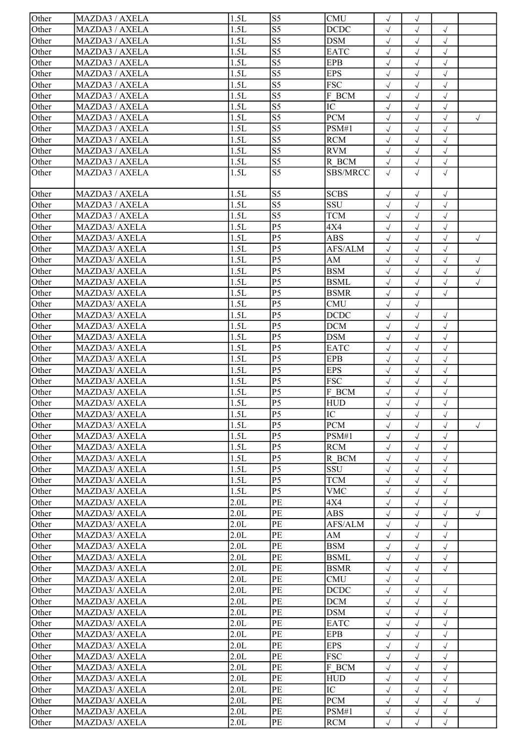| Other | MAZDA3 / AXELA | 1.5L | S5 | CMU | √ | √ | | |
|---|---|---|---|---|---|---|---|---|
| Other | MAZDA3 / AXELA | 1.5L | S5 | DCDC | √ | √ | √ | |
| Other | MAZDA3 / AXELA | 1.5L | S5 | DSM | √ | √ | √ | |
| Other | MAZDA3 / AXELA | 1.5L | S5 | EATC | √ | √ | √ | |
| Other | MAZDA3 / AXELA | 1.5L | S5 | EPB | √ | √ | √ | |
| Other | MAZDA3 / AXELA | 1.5L | S5 | EPS | √ | √ | √ | |
| Other | MAZDA3 / AXELA | 1.5L | S5 | FSC | √ | √ | √ | |
| Other | MAZDA3 / AXELA | 1.5L | S5 | F_BCM | √ | √ | √ | |
| Other | MAZDA3 / AXELA | 1.5L | S5 | IC | √ | √ | √ | |
| Other | MAZDA3 / AXELA | 1.5L | S5 | PCM | √ | √ | √ | √ |
| Other | MAZDA3 / AXELA | 1.5L | S5 | PSM#1 | √ | √ | √ | |
| Other | MAZDA3 / AXELA | 1.5L | S5 | RCM | √ | √ | √ | |
| Other | MAZDA3 / AXELA | 1.5L | S5 | RVM | √ | √ | √ | |
| Other | MAZDA3 / AXELA | 1.5L | S5 | R_BCM | √ | √ | √ | |
| Other | MAZDA3 / AXELA | 1.5L | S5 | SBS/MRCC | √ | √ | √ | |
| Other | MAZDA3 / AXELA | 1.5L | S5 | SCBS | √ | √ | √ | |
| Other | MAZDA3 / AXELA | 1.5L | S5 | SSU | √ | √ | √ | |
| Other | MAZDA3 / AXELA | 1.5L | S5 | TCM | √ | √ | √ | |
| Other | MAZDA3/ AXELA | 1.5L | P5 | 4X4 | √ | √ | √ | |
| Other | MAZDA3/ AXELA | 1.5L | P5 | ABS | √ | √ | √ | √ |
| Other | MAZDA3/ AXELA | 1.5L | P5 | AFS/ALM | √ | √ | √ | |
| Other | MAZDA3/ AXELA | 1.5L | P5 | AM | √ | √ | √ | √ |
| Other | MAZDA3/ AXELA | 1.5L | P5 | BSM | √ | √ | √ | √ |
| Other | MAZDA3/ AXELA | 1.5L | P5 | BSML | √ | √ | √ | √ |
| Other | MAZDA3/ AXELA | 1.5L | P5 | BSMR | √ | √ | √ | |
| Other | MAZDA3/ AXELA | 1.5L | P5 | CMU | √ | √ | | |
| Other | MAZDA3/ AXELA | 1.5L | P5 | DCDC | √ | √ | √ | |
| Other | MAZDA3/ AXELA | 1.5L | P5 | DCM | √ | √ | √ | |
| Other | MAZDA3/ AXELA | 1.5L | P5 | DSM | √ | √ | √ | |
| Other | MAZDA3/ AXELA | 1.5L | P5 | EATC | √ | √ | √ | |
| Other | MAZDA3/ AXELA | 1.5L | P5 | EPB | √ | √ | √ | |
| Other | MAZDA3/ AXELA | 1.5L | P5 | EPS | √ | √ | √ | |
| Other | MAZDA3/ AXELA | 1.5L | P5 | FSC | √ | √ | √ | |
| Other | MAZDA3/ AXELA | 1.5L | P5 | F_BCM | √ | √ | √ | |
| Other | MAZDA3/ AXELA | 1.5L | P5 | HUD | √ | √ | √ | |
| Other | MAZDA3/ AXELA | 1.5L | P5 | IC | √ | √ | √ | |
| Other | MAZDA3/ AXELA | 1.5L | P5 | PCM | √ | √ | √ | √ |
| Other | MAZDA3/ AXELA | 1.5L | P5 | PSM#1 | √ | √ | √ | |
| Other | MAZDA3/ AXELA | 1.5L | P5 | RCM | √ | √ | √ | |
| Other | MAZDA3/ AXELA | 1.5L | P5 | R_BCM | √ | √ | √ | |
| Other | MAZDA3/ AXELA | 1.5L | P5 | SSU | √ | √ | √ | |
| Other | MAZDA3/ AXELA | 1.5L | P5 | TCM | √ | √ | √ | |
| Other | MAZDA3/ AXELA | 1.5L | P5 | VMC | √ | √ | √ | |
| Other | MAZDA3/ AXELA | 2.0L | PE | 4X4 | √ | √ | √ | |
| Other | MAZDA3/ AXELA | 2.0L | PE | ABS | √ | √ | √ | √ |
| Other | MAZDA3/ AXELA | 2.0L | PE | AFS/ALM | √ | √ | √ | |
| Other | MAZDA3/ AXELA | 2.0L | PE | AM | √ | √ | √ | |
| Other | MAZDA3/ AXELA | 2.0L | PE | BSM | √ | √ | √ | |
| Other | MAZDA3/ AXELA | 2.0L | PE | BSML | √ | √ | √ | |
| Other | MAZDA3/ AXELA | 2.0L | PE | BSMR | √ | √ | √ | |
| Other | MAZDA3/ AXELA | 2.0L | PE | CMU | √ | √ | | |
| Other | MAZDA3/ AXELA | 2.0L | PE | DCDC | √ | √ | √ | |
| Other | MAZDA3/ AXELA | 2.0L | PE | DCM | √ | √ | √ | |
| Other | MAZDA3/ AXELA | 2.0L | PE | DSM | √ | √ | √ | |
| Other | MAZDA3/ AXELA | 2.0L | PE | EATC | √ | √ | √ | |
| Other | MAZDA3/ AXELA | 2.0L | PE | EPB | √ | √ | √ | |
| Other | MAZDA3/ AXELA | 2.0L | PE | EPS | √ | √ | √ | |
| Other | MAZDA3/ AXELA | 2.0L | PE | FSC | √ | √ | √ | |
| Other | MAZDA3/ AXELA | 2.0L | PE | F_BCM | √ | √ | √ | |
| Other | MAZDA3/ AXELA | 2.0L | PE | HUD | √ | √ | √ | |
| Other | MAZDA3/ AXELA | 2.0L | PE | IC | √ | √ | √ | |
| Other | MAZDA3/ AXELA | 2.0L | PE | PCM | √ | √ | √ | √ |
| Other | MAZDA3/ AXELA | 2.0L | PE | PSM#1 | √ | √ | √ | |
| Other | MAZDA3/ AXELA | 2.0L | PE | RCM | √ | √ | √ | |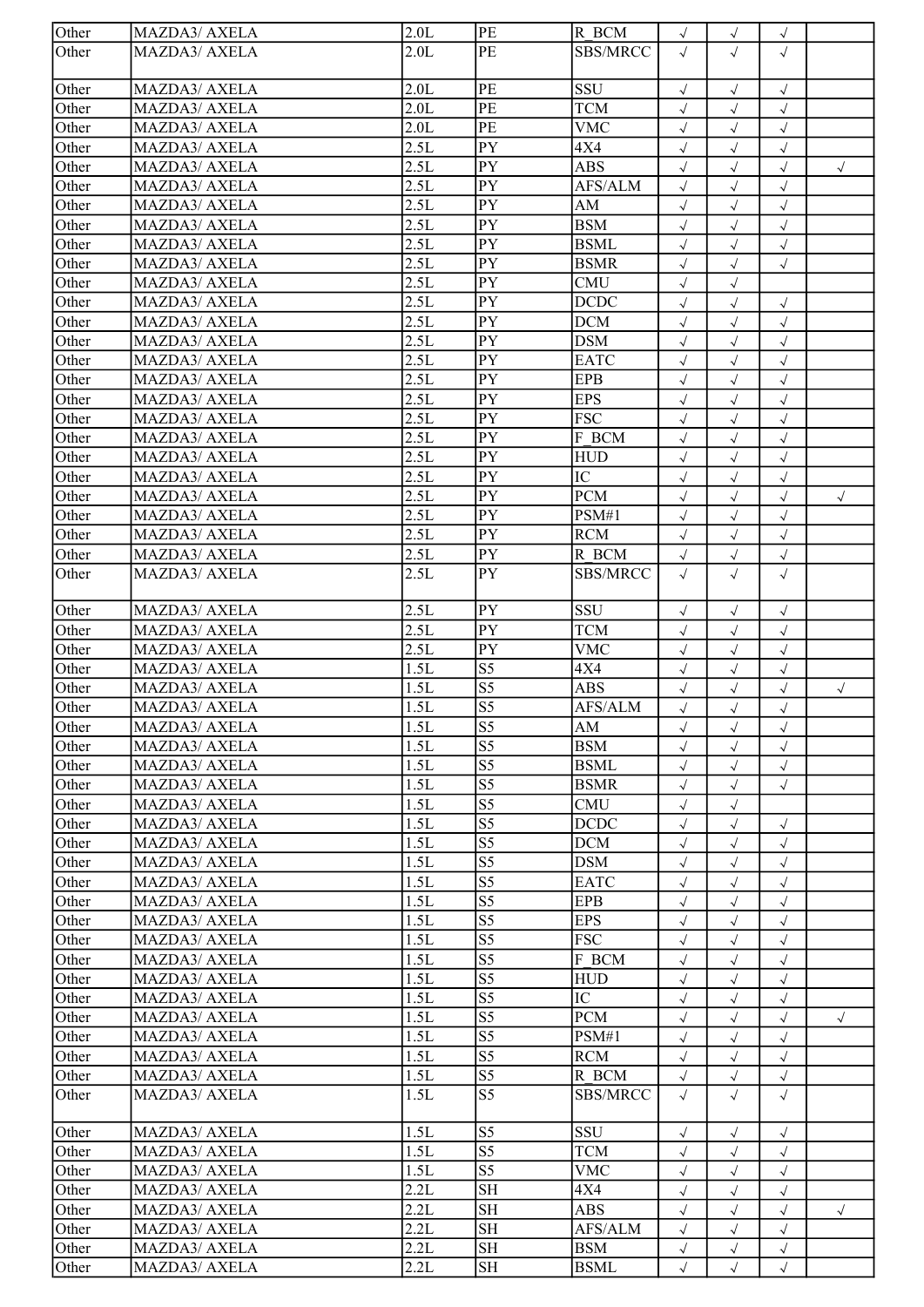| | | | | | | | | |
|---|---|---|---|---|---|---|---|---|
| Other | MAZDA3/ AXELA | 2.0L | PE | R_BCM | √ | √ | √ | |
| Other | MAZDA3/ AXELA | 2.0L | PE | SBS/MRCC | √ | √ | √ | |
| Other | MAZDA3/ AXELA | 2.0L | PE | SSU | √ | √ | √ | |
| Other | MAZDA3/ AXELA | 2.0L | PE | TCM | √ | √ | √ | |
| Other | MAZDA3/ AXELA | 2.0L | PE | VMC | √ | √ | √ | |
| Other | MAZDA3/ AXELA | 2.5L | PY | 4X4 | √ | √ | √ | |
| Other | MAZDA3/ AXELA | 2.5L | PY | ABS | √ | √ | √ | √ |
| Other | MAZDA3/ AXELA | 2.5L | PY | AFS/ALM | √ | √ | √ | |
| Other | MAZDA3/ AXELA | 2.5L | PY | AM | √ | √ | √ | |
| Other | MAZDA3/ AXELA | 2.5L | PY | BSM | √ | √ | √ | |
| Other | MAZDA3/ AXELA | 2.5L | PY | BSML | √ | √ | √ | |
| Other | MAZDA3/ AXELA | 2.5L | PY | BSMR | √ | √ | √ | |
| Other | MAZDA3/ AXELA | 2.5L | PY | CMU | √ | √ | | |
| Other | MAZDA3/ AXELA | 2.5L | PY | DCDC | √ | √ | √ | |
| Other | MAZDA3/ AXELA | 2.5L | PY | DCM | √ | √ | √ | |
| Other | MAZDA3/ AXELA | 2.5L | PY | DSM | √ | √ | √ | |
| Other | MAZDA3/ AXELA | 2.5L | PY | EATC | √ | √ | √ | |
| Other | MAZDA3/ AXELA | 2.5L | PY | EPB | √ | √ | √ | |
| Other | MAZDA3/ AXELA | 2.5L | PY | EPS | √ | √ | √ | |
| Other | MAZDA3/ AXELA | 2.5L | PY | FSC | √ | √ | √ | |
| Other | MAZDA3/ AXELA | 2.5L | PY | F_BCM | √ | √ | √ | |
| Other | MAZDA3/ AXELA | 2.5L | PY | HUD | √ | √ | √ | |
| Other | MAZDA3/ AXELA | 2.5L | PY | IC | √ | √ | √ | |
| Other | MAZDA3/ AXELA | 2.5L | PY | PCM | √ | √ | √ | √ |
| Other | MAZDA3/ AXELA | 2.5L | PY | PSM#1 | √ | √ | √ | |
| Other | MAZDA3/ AXELA | 2.5L | PY | RCM | √ | √ | √ | |
| Other | MAZDA3/ AXELA | 2.5L | PY | R_BCM | √ | √ | √ | |
| Other | MAZDA3/ AXELA | 2.5L | PY | SBS/MRCC | √ | √ | √ | |
| Other | MAZDA3/ AXELA | 2.5L | PY | SSU | √ | √ | √ | |
| Other | MAZDA3/ AXELA | 2.5L | PY | TCM | √ | √ | √ | |
| Other | MAZDA3/ AXELA | 2.5L | PY | VMC | √ | √ | √ | |
| Other | MAZDA3/ AXELA | 1.5L | S5 | 4X4 | √ | √ | √ | |
| Other | MAZDA3/ AXELA | 1.5L | S5 | ABS | √ | √ | √ | √ |
| Other | MAZDA3/ AXELA | 1.5L | S5 | AFS/ALM | √ | √ | √ | |
| Other | MAZDA3/ AXELA | 1.5L | S5 | AM | √ | √ | √ | |
| Other | MAZDA3/ AXELA | 1.5L | S5 | BSM | √ | √ | √ | |
| Other | MAZDA3/ AXELA | 1.5L | S5 | BSML | √ | √ | √ | |
| Other | MAZDA3/ AXELA | 1.5L | S5 | BSMR | √ | √ | √ | |
| Other | MAZDA3/ AXELA | 1.5L | S5 | CMU | √ | √ | | |
| Other | MAZDA3/ AXELA | 1.5L | S5 | DCDC | √ | √ | √ | |
| Other | MAZDA3/ AXELA | 1.5L | S5 | DCM | √ | √ | √ | |
| Other | MAZDA3/ AXELA | 1.5L | S5 | DSM | √ | √ | √ | |
| Other | MAZDA3/ AXELA | 1.5L | S5 | EATC | √ | √ | √ | |
| Other | MAZDA3/ AXELA | 1.5L | S5 | EPB | √ | √ | √ | |
| Other | MAZDA3/ AXELA | 1.5L | S5 | EPS | √ | √ | √ | |
| Other | MAZDA3/ AXELA | 1.5L | S5 | FSC | √ | √ | √ | |
| Other | MAZDA3/ AXELA | 1.5L | S5 | F_BCM | √ | √ | √ | |
| Other | MAZDA3/ AXELA | 1.5L | S5 | HUD | √ | √ | √ | |
| Other | MAZDA3/ AXELA | 1.5L | S5 | IC | √ | √ | √ | |
| Other | MAZDA3/ AXELA | 1.5L | S5 | PCM | √ | √ | √ | √ |
| Other | MAZDA3/ AXELA | 1.5L | S5 | PSM#1 | √ | √ | √ | |
| Other | MAZDA3/ AXELA | 1.5L | S5 | RCM | √ | √ | √ | |
| Other | MAZDA3/ AXELA | 1.5L | S5 | R_BCM | √ | √ | √ | |
| Other | MAZDA3/ AXELA | 1.5L | S5 | SBS/MRCC | √ | √ | √ | |
| Other | MAZDA3/ AXELA | 1.5L | S5 | SSU | √ | √ | √ | |
| Other | MAZDA3/ AXELA | 1.5L | S5 | TCM | √ | √ | √ | |
| Other | MAZDA3/ AXELA | 1.5L | S5 | VMC | √ | √ | √ | |
| Other | MAZDA3/ AXELA | 2.2L | SH | 4X4 | √ | √ | √ | |
| Other | MAZDA3/ AXELA | 2.2L | SH | ABS | √ | √ | √ | √ |
| Other | MAZDA3/ AXELA | 2.2L | SH | AFS/ALM | √ | √ | √ | |
| Other | MAZDA3/ AXELA | 2.2L | SH | BSM | √ | √ | √ | |
| Other | MAZDA3/ AXELA | 2.2L | SH | BSML | √ | √ | √ | |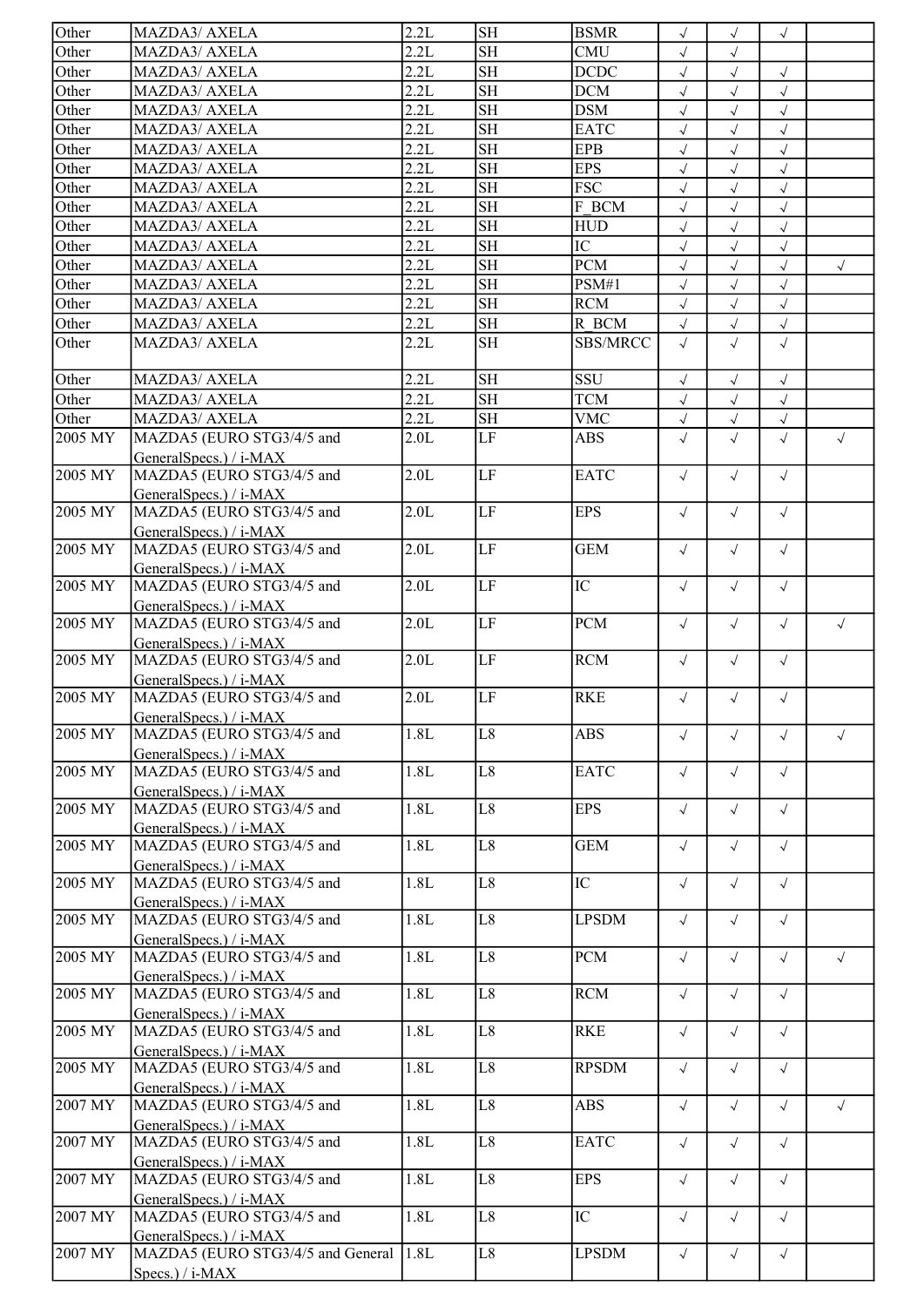| | | | | | | | | |
|---|---|---|---|---|---|---|---|---|
| Other | MAZDA3/ AXELA | 2.2L | SH | BSMR | √ | √ | √ | |
| Other | MAZDA3/ AXELA | 2.2L | SH | CMU | √ | √ | | |
| Other | MAZDA3/ AXELA | 2.2L | SH | DCDC | √ | √ | √ | |
| Other | MAZDA3/ AXELA | 2.2L | SH | DCM | √ | √ | √ | |
| Other | MAZDA3/ AXELA | 2.2L | SH | DSM | √ | √ | √ | |
| Other | MAZDA3/ AXELA | 2.2L | SH | EATC | √ | √ | √ | |
| Other | MAZDA3/ AXELA | 2.2L | SH | EPB | √ | √ | √ | |
| Other | MAZDA3/ AXELA | 2.2L | SH | EPS | √ | √ | √ | |
| Other | MAZDA3/ AXELA | 2.2L | SH | FSC | √ | √ | √ | |
| Other | MAZDA3/ AXELA | 2.2L | SH | F_BCM | √ | √ | √ | |
| Other | MAZDA3/ AXELA | 2.2L | SH | HUD | √ | √ | √ | |
| Other | MAZDA3/ AXELA | 2.2L | SH | IC | √ | √ | √ | |
| Other | MAZDA3/ AXELA | 2.2L | SH | PCM | √ | √ | √ | √ |
| Other | MAZDA3/ AXELA | 2.2L | SH | PSM#1 | √ | √ | √ | |
| Other | MAZDA3/ AXELA | 2.2L | SH | RCM | √ | √ | √ | |
| Other | MAZDA3/ AXELA | 2.2L | SH | R_BCM | √ | √ | √ | |
| Other | MAZDA3/ AXELA | 2.2L | SH | SBS/MRCC | √ | √ | √ | |
| Other | MAZDA3/ AXELA | 2.2L | SH | SSU | √ | √ | √ | |
| Other | MAZDA3/ AXELA | 2.2L | SH | TCM | √ | √ | √ | |
| Other | MAZDA3/ AXELA | 2.2L | SH | VMC | √ | √ | √ | |
| 2005 MY | MAZDA5 (EURO STG3/4/5 and GeneralSpecs.) / i-MAX | 2.0L | LF | ABS | √ | √ | √ | √ |
| 2005 MY | MAZDA5 (EURO STG3/4/5 and GeneralSpecs.) / i-MAX | 2.0L | LF | EATC | √ | √ | √ | |
| 2005 MY | MAZDA5 (EURO STG3/4/5 and GeneralSpecs.) / i-MAX | 2.0L | LF | EPS | √ | √ | √ | |
| 2005 MY | MAZDA5 (EURO STG3/4/5 and GeneralSpecs.) / i-MAX | 2.0L | LF | GEM | √ | √ | √ | |
| 2005 MY | MAZDA5 (EURO STG3/4/5 and GeneralSpecs.) / i-MAX | 2.0L | LF | IC | √ | √ | √ | |
| 2005 MY | MAZDA5 (EURO STG3/4/5 and GeneralSpecs.) / i-MAX | 2.0L | LF | PCM | √ | √ | √ | √ |
| 2005 MY | MAZDA5 (EURO STG3/4/5 and GeneralSpecs.) / i-MAX | 2.0L | LF | RCM | √ | √ | √ | |
| 2005 MY | MAZDA5 (EURO STG3/4/5 and GeneralSpecs.) / i-MAX | 2.0L | LF | RKE | √ | √ | √ | |
| 2005 MY | MAZDA5 (EURO STG3/4/5 and GeneralSpecs.) / i-MAX | 1.8L | L8 | ABS | √ | √ | √ | √ |
| 2005 MY | MAZDA5 (EURO STG3/4/5 and GeneralSpecs.) / i-MAX | 1.8L | L8 | EATC | √ | √ | √ | |
| 2005 MY | MAZDA5 (EURO STG3/4/5 and GeneralSpecs.) / i-MAX | 1.8L | L8 | EPS | √ | √ | √ | |
| 2005 MY | MAZDA5 (EURO STG3/4/5 and GeneralSpecs.) / i-MAX | 1.8L | L8 | GEM | √ | √ | √ | |
| 2005 MY | MAZDA5 (EURO STG3/4/5 and GeneralSpecs.) / i-MAX | 1.8L | L8 | IC | √ | √ | √ | |
| 2005 MY | MAZDA5 (EURO STG3/4/5 and GeneralSpecs.) / i-MAX | 1.8L | L8 | LPSDM | √ | √ | √ | |
| 2005 MY | MAZDA5 (EURO STG3/4/5 and GeneralSpecs.) / i-MAX | 1.8L | L8 | PCM | √ | √ | √ | √ |
| 2005 MY | MAZDA5 (EURO STG3/4/5 and GeneralSpecs.) / i-MAX | 1.8L | L8 | RCM | √ | √ | √ | |
| 2005 MY | MAZDA5 (EURO STG3/4/5 and GeneralSpecs.) / i-MAX | 1.8L | L8 | RKE | √ | √ | √ | |
| 2005 MY | MAZDA5 (EURO STG3/4/5 and GeneralSpecs.) / i-MAX | 1.8L | L8 | RPSDM | √ | √ | √ | |
| 2007 MY | MAZDA5 (EURO STG3/4/5 and GeneralSpecs.) / i-MAX | 1.8L | L8 | ABS | √ | √ | √ | √ |
| 2007 MY | MAZDA5 (EURO STG3/4/5 and GeneralSpecs.) / i-MAX | 1.8L | L8 | EATC | √ | √ | √ | |
| 2007 MY | MAZDA5 (EURO STG3/4/5 and GeneralSpecs.) / i-MAX | 1.8L | L8 | EPS | √ | √ | √ | |
| 2007 MY | MAZDA5 (EURO STG3/4/5 and GeneralSpecs.) / i-MAX | 1.8L | L8 | IC | √ | √ | √ | |
| 2007 MY | MAZDA5 (EURO STG3/4/5 and General Specs.) / i-MAX | 1.8L | L8 | LPSDM | √ | √ | √ | |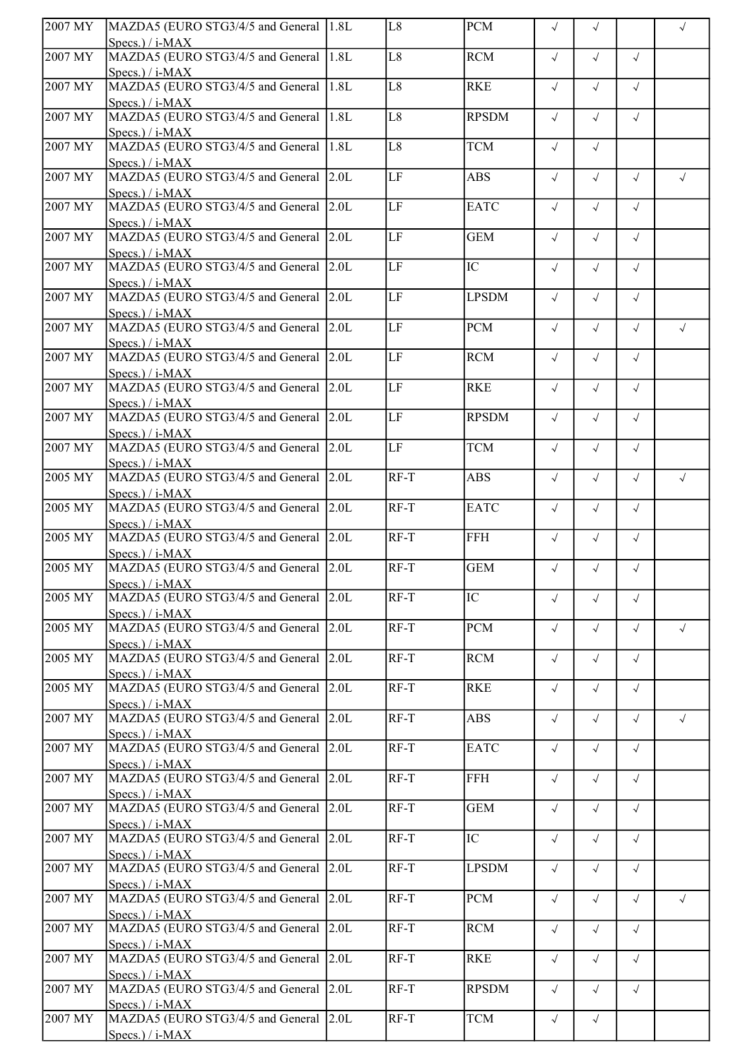| | | | | | | | | |
|---|---|---|---|---|---|---|---|---|
| 2007 MY | MAZDA5 (EURO STG3/4/5 and General Specs.) / i-MAX | 1.8L | L8 | PCM | √ | √ | | √ |
| 2007 MY | MAZDA5 (EURO STG3/4/5 and General Specs.) / i-MAX | 1.8L | L8 | RCM | √ | √ | √ | |
| 2007 MY | MAZDA5 (EURO STG3/4/5 and General Specs.) / i-MAX | 1.8L | L8 | RKE | √ | √ | √ | |
| 2007 MY | MAZDA5 (EURO STG3/4/5 and General Specs.) / i-MAX | 1.8L | L8 | RPSDM | √ | √ | √ | |
| 2007 MY | MAZDA5 (EURO STG3/4/5 and General Specs.) / i-MAX | 1.8L | L8 | TCM | √ | √ | | |
| 2007 MY | MAZDA5 (EURO STG3/4/5 and General Specs.) / i-MAX | 2.0L | LF | ABS | √ | √ | √ | √ |
| 2007 MY | MAZDA5 (EURO STG3/4/5 and General Specs.) / i-MAX | 2.0L | LF | EATC | √ | √ | √ | |
| 2007 MY | MAZDA5 (EURO STG3/4/5 and General Specs.) / i-MAX | 2.0L | LF | GEM | √ | √ | √ | |
| 2007 MY | MAZDA5 (EURO STG3/4/5 and General Specs.) / i-MAX | 2.0L | LF | IC | √ | √ | √ | |
| 2007 MY | MAZDA5 (EURO STG3/4/5 and General Specs.) / i-MAX | 2.0L | LF | LPSDM | √ | √ | √ | |
| 2007 MY | MAZDA5 (EURO STG3/4/5 and General Specs.) / i-MAX | 2.0L | LF | PCM | √ | √ | √ | √ |
| 2007 MY | MAZDA5 (EURO STG3/4/5 and General Specs.) / i-MAX | 2.0L | LF | RCM | √ | √ | √ | |
| 2007 MY | MAZDA5 (EURO STG3/4/5 and General Specs.) / i-MAX | 2.0L | LF | RKE | √ | √ | √ | |
| 2007 MY | MAZDA5 (EURO STG3/4/5 and General Specs.) / i-MAX | 2.0L | LF | RPSDM | √ | √ | √ | |
| 2007 MY | MAZDA5 (EURO STG3/4/5 and General Specs.) / i-MAX | 2.0L | LF | TCM | √ | √ | √ | |
| 2005 MY | MAZDA5 (EURO STG3/4/5 and General Specs.) / i-MAX | 2.0L | RF-T | ABS | √ | √ | √ | √ |
| 2005 MY | MAZDA5 (EURO STG3/4/5 and General Specs.) / i-MAX | 2.0L | RF-T | EATC | √ | √ | √ | |
| 2005 MY | MAZDA5 (EURO STG3/4/5 and General Specs.) / i-MAX | 2.0L | RF-T | FFH | √ | √ | √ | |
| 2005 MY | MAZDA5 (EURO STG3/4/5 and General Specs.) / i-MAX | 2.0L | RF-T | GEM | √ | √ | √ | |
| 2005 MY | MAZDA5 (EURO STG3/4/5 and General Specs.) / i-MAX | 2.0L | RF-T | IC | √ | √ | √ | |
| 2005 MY | MAZDA5 (EURO STG3/4/5 and General Specs.) / i-MAX | 2.0L | RF-T | PCM | √ | √ | √ | √ |
| 2005 MY | MAZDA5 (EURO STG3/4/5 and General Specs.) / i-MAX | 2.0L | RF-T | RCM | √ | √ | √ | |
| 2005 MY | MAZDA5 (EURO STG3/4/5 and General Specs.) / i-MAX | 2.0L | RF-T | RKE | √ | √ | √ | |
| 2007 MY | MAZDA5 (EURO STG3/4/5 and General Specs.) / i-MAX | 2.0L | RF-T | ABS | √ | √ | √ | √ |
| 2007 MY | MAZDA5 (EURO STG3/4/5 and General Specs.) / i-MAX | 2.0L | RF-T | EATC | √ | √ | √ | |
| 2007 MY | MAZDA5 (EURO STG3/4/5 and General Specs.) / i-MAX | 2.0L | RF-T | FFH | √ | √ | √ | |
| 2007 MY | MAZDA5 (EURO STG3/4/5 and General Specs.) / i-MAX | 2.0L | RF-T | GEM | √ | √ | √ | |
| 2007 MY | MAZDA5 (EURO STG3/4/5 and General Specs.) / i-MAX | 2.0L | RF-T | IC | √ | √ | √ | |
| 2007 MY | MAZDA5 (EURO STG3/4/5 and General Specs.) / i-MAX | 2.0L | RF-T | LPSDM | √ | √ | √ | |
| 2007 MY | MAZDA5 (EURO STG3/4/5 and General Specs.) / i-MAX | 2.0L | RF-T | PCM | √ | √ | √ | √ |
| 2007 MY | MAZDA5 (EURO STG3/4/5 and General Specs.) / i-MAX | 2.0L | RF-T | RCM | √ | √ | √ | |
| 2007 MY | MAZDA5 (EURO STG3/4/5 and General Specs.) / i-MAX | 2.0L | RF-T | RKE | √ | √ | √ | |
| 2007 MY | MAZDA5 (EURO STG3/4/5 and General Specs.) / i-MAX | 2.0L | RF-T | RPSDM | √ | √ | √ | |
| 2007 MY | MAZDA5 (EURO STG3/4/5 and General Specs.) / i-MAX | 2.0L | RF-T | TCM | √ | √ | | |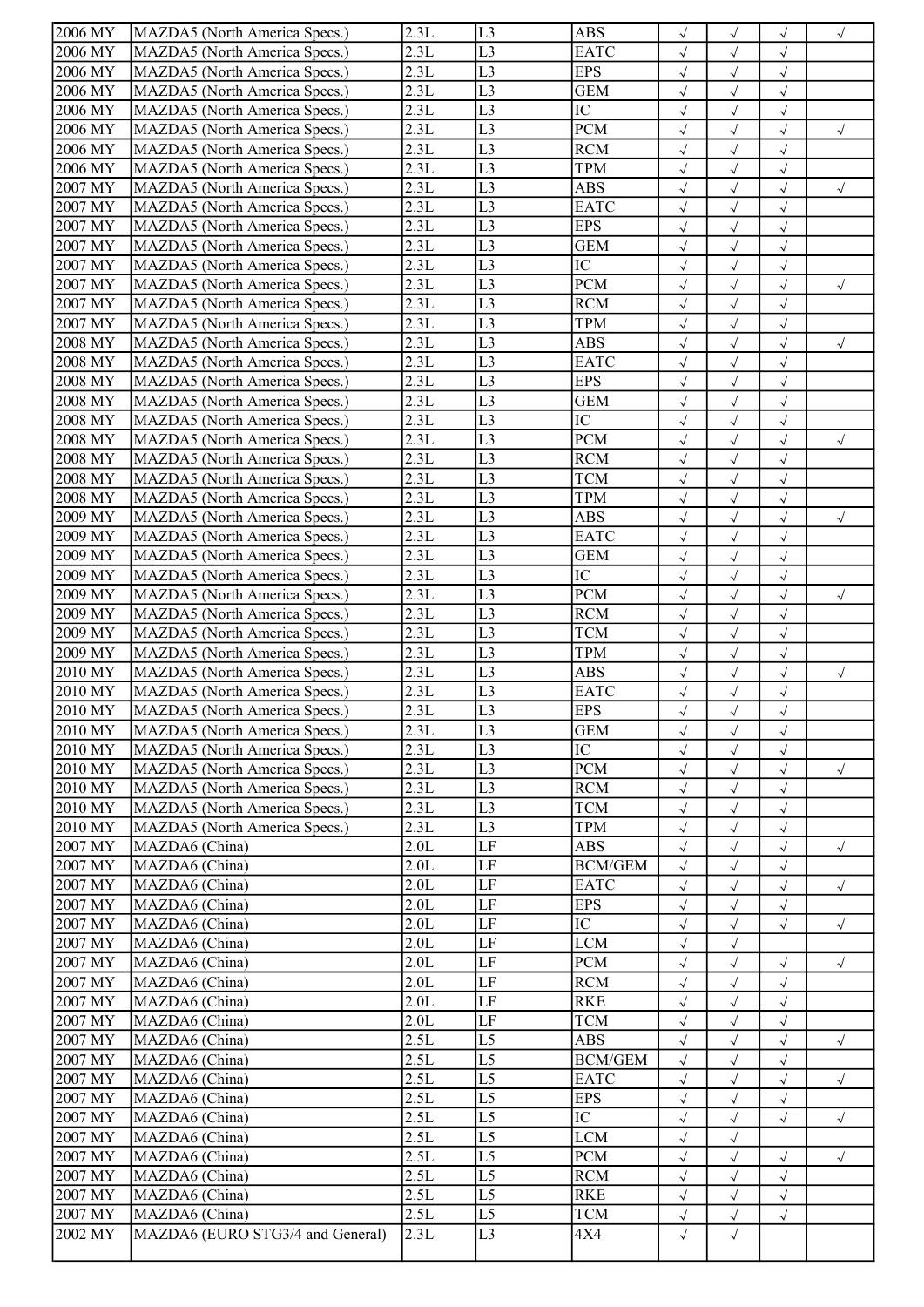| | | | | | | | | |
|---|---|---|---|---|---|---|---|---|
| 2006 MY | MAZDA5 (North America Specs.) | 2.3L | L3 | ABS | √ | √ | √ | √ |
| 2006 MY | MAZDA5 (North America Specs.) | 2.3L | L3 | EATC | √ | √ | √ | |
| 2006 MY | MAZDA5 (North America Specs.) | 2.3L | L3 | EPS | √ | √ | √ | |
| 2006 MY | MAZDA5 (North America Specs.) | 2.3L | L3 | GEM | √ | √ | √ | |
| 2006 MY | MAZDA5 (North America Specs.) | 2.3L | L3 | IC | √ | √ | √ | |
| 2006 MY | MAZDA5 (North America Specs.) | 2.3L | L3 | PCM | √ | √ | √ | √ |
| 2006 MY | MAZDA5 (North America Specs.) | 2.3L | L3 | RCM | √ | √ | √ | |
| 2006 MY | MAZDA5 (North America Specs.) | 2.3L | L3 | TPM | √ | √ | √ | |
| 2007 MY | MAZDA5 (North America Specs.) | 2.3L | L3 | ABS | √ | √ | √ | √ |
| 2007 MY | MAZDA5 (North America Specs.) | 2.3L | L3 | EATC | √ | √ | √ | |
| 2007 MY | MAZDA5 (North America Specs.) | 2.3L | L3 | EPS | √ | √ | √ | |
| 2007 MY | MAZDA5 (North America Specs.) | 2.3L | L3 | GEM | √ | √ | √ | |
| 2007 MY | MAZDA5 (North America Specs.) | 2.3L | L3 | IC | √ | √ | √ | |
| 2007 MY | MAZDA5 (North America Specs.) | 2.3L | L3 | PCM | √ | √ | √ | √ |
| 2007 MY | MAZDA5 (North America Specs.) | 2.3L | L3 | RCM | √ | √ | √ | |
| 2007 MY | MAZDA5 (North America Specs.) | 2.3L | L3 | TPM | √ | √ | √ | |
| 2008 MY | MAZDA5 (North America Specs.) | 2.3L | L3 | ABS | √ | √ | √ | √ |
| 2008 MY | MAZDA5 (North America Specs.) | 2.3L | L3 | EATC | √ | √ | √ | |
| 2008 MY | MAZDA5 (North America Specs.) | 2.3L | L3 | EPS | √ | √ | √ | |
| 2008 MY | MAZDA5 (North America Specs.) | 2.3L | L3 | GEM | √ | √ | √ | |
| 2008 MY | MAZDA5 (North America Specs.) | 2.3L | L3 | IC | √ | √ | √ | |
| 2008 MY | MAZDA5 (North America Specs.) | 2.3L | L3 | PCM | √ | √ | √ | √ |
| 2008 MY | MAZDA5 (North America Specs.) | 2.3L | L3 | RCM | √ | √ | √ | |
| 2008 MY | MAZDA5 (North America Specs.) | 2.3L | L3 | TCM | √ | √ | √ | |
| 2008 MY | MAZDA5 (North America Specs.) | 2.3L | L3 | TPM | √ | √ | √ | |
| 2009 MY | MAZDA5 (North America Specs.) | 2.3L | L3 | ABS | √ | √ | √ | √ |
| 2009 MY | MAZDA5 (North America Specs.) | 2.3L | L3 | EATC | √ | √ | √ | |
| 2009 MY | MAZDA5 (North America Specs.) | 2.3L | L3 | GEM | √ | √ | √ | |
| 2009 MY | MAZDA5 (North America Specs.) | 2.3L | L3 | IC | √ | √ | √ | |
| 2009 MY | MAZDA5 (North America Specs.) | 2.3L | L3 | PCM | √ | √ | √ | √ |
| 2009 MY | MAZDA5 (North America Specs.) | 2.3L | L3 | RCM | √ | √ | √ | |
| 2009 MY | MAZDA5 (North America Specs.) | 2.3L | L3 | TCM | √ | √ | √ | |
| 2009 MY | MAZDA5 (North America Specs.) | 2.3L | L3 | TPM | √ | √ | √ | |
| 2010 MY | MAZDA5 (North America Specs.) | 2.3L | L3 | ABS | √ | √ | √ | √ |
| 2010 MY | MAZDA5 (North America Specs.) | 2.3L | L3 | EATC | √ | √ | √ | |
| 2010 MY | MAZDA5 (North America Specs.) | 2.3L | L3 | EPS | √ | √ | √ | |
| 2010 MY | MAZDA5 (North America Specs.) | 2.3L | L3 | GEM | √ | √ | √ | |
| 2010 MY | MAZDA5 (North America Specs.) | 2.3L | L3 | IC | √ | √ | √ | |
| 2010 MY | MAZDA5 (North America Specs.) | 2.3L | L3 | PCM | √ | √ | √ | √ |
| 2010 MY | MAZDA5 (North America Specs.) | 2.3L | L3 | RCM | √ | √ | √ | |
| 2010 MY | MAZDA5 (North America Specs.) | 2.3L | L3 | TCM | √ | √ | √ | |
| 2010 MY | MAZDA5 (North America Specs.) | 2.3L | L3 | TPM | √ | √ | √ | |
| 2007 MY | MAZDA6 (China) | 2.0L | LF | ABS | √ | √ | √ | √ |
| 2007 MY | MAZDA6 (China) | 2.0L | LF | BCM/GEM | √ | √ | √ | |
| 2007 MY | MAZDA6 (China) | 2.0L | LF | EATC | √ | √ | √ | √ |
| 2007 MY | MAZDA6 (China) | 2.0L | LF | EPS | √ | √ | √ | |
| 2007 MY | MAZDA6 (China) | 2.0L | LF | IC | √ | √ | √ | √ |
| 2007 MY | MAZDA6 (China) | 2.0L | LF | LCM | √ | √ | | |
| 2007 MY | MAZDA6 (China) | 2.0L | LF | PCM | √ | √ | √ | √ |
| 2007 MY | MAZDA6 (China) | 2.0L | LF | RCM | √ | √ | √ | |
| 2007 MY | MAZDA6 (China) | 2.0L | LF | RKE | √ | √ | √ | |
| 2007 MY | MAZDA6 (China) | 2.0L | LF | TCM | √ | √ | √ | |
| 2007 MY | MAZDA6 (China) | 2.5L | L5 | ABS | √ | √ | √ | √ |
| 2007 MY | MAZDA6 (China) | 2.5L | L5 | BCM/GEM | √ | √ | √ | |
| 2007 MY | MAZDA6 (China) | 2.5L | L5 | EATC | √ | √ | √ | √ |
| 2007 MY | MAZDA6 (China) | 2.5L | L5 | EPS | √ | √ | √ | |
| 2007 MY | MAZDA6 (China) | 2.5L | L5 | IC | √ | √ | √ | √ |
| 2007 MY | MAZDA6 (China) | 2.5L | L5 | LCM | √ | √ | | |
| 2007 MY | MAZDA6 (China) | 2.5L | L5 | PCM | √ | √ | √ | √ |
| 2007 MY | MAZDA6 (China) | 2.5L | L5 | RCM | √ | √ | √ | |
| 2007 MY | MAZDA6 (China) | 2.5L | L5 | RKE | √ | √ | √ | |
| 2007 MY | MAZDA6 (China) | 2.5L | L5 | TCM | √ | √ | √ | |
| 2002 MY | MAZDA6 (EURO STG3/4 and General) | 2.3L | L3 | 4X4 | √ | √ | | |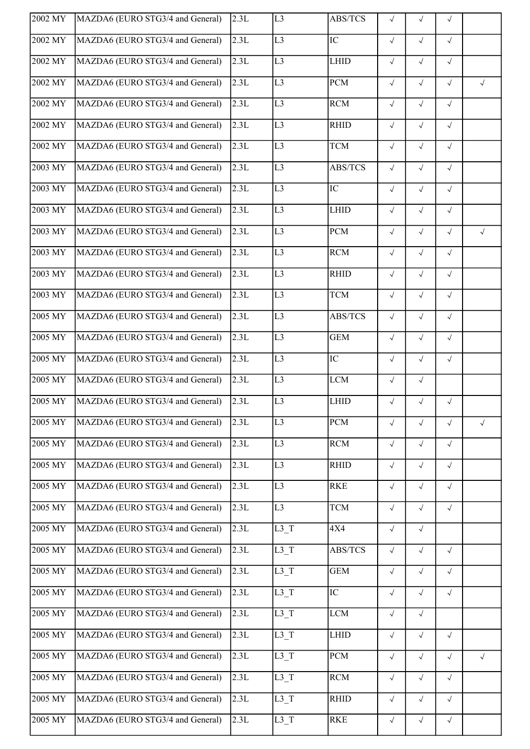| 2002 MY | MAZDA6 (EURO STG3/4 and General) | 2.3L | L3 | ABS/TCS | √ | √ | √ | |
|---|---|---|---|---|---|---|---|---|
| 2002 MY | MAZDA6 (EURO STG3/4 and General) | 2.3L | L3 | IC | √ | √ | √ | |
| 2002 MY | MAZDA6 (EURO STG3/4 and General) | 2.3L | L3 | LHID | √ | √ | √ | |
| 2002 MY | MAZDA6 (EURO STG3/4 and General) | 2.3L | L3 | PCM | √ | √ | √ | √ |
| 2002 MY | MAZDA6 (EURO STG3/4 and General) | 2.3L | L3 | RCM | √ | √ | √ | |
| 2002 MY | MAZDA6 (EURO STG3/4 and General) | 2.3L | L3 | RHID | √ | √ | √ | |
| 2002 MY | MAZDA6 (EURO STG3/4 and General) | 2.3L | L3 | TCM | √ | √ | √ | |
| 2003 MY | MAZDA6 (EURO STG3/4 and General) | 2.3L | L3 | ABS/TCS | √ | √ | √ | |
| 2003 MY | MAZDA6 (EURO STG3/4 and General) | 2.3L | L3 | IC | √ | √ | √ | |
| 2003 MY | MAZDA6 (EURO STG3/4 and General) | 2.3L | L3 | LHID | √ | √ | √ | |
| 2003 MY | MAZDA6 (EURO STG3/4 and General) | 2.3L | L3 | PCM | √ | √ | √ | √ |
| 2003 MY | MAZDA6 (EURO STG3/4 and General) | 2.3L | L3 | RCM | √ | √ | √ | |
| 2003 MY | MAZDA6 (EURO STG3/4 and General) | 2.3L | L3 | RHID | √ | √ | √ | |
| 2003 MY | MAZDA6 (EURO STG3/4 and General) | 2.3L | L3 | TCM | √ | √ | √ | |
| 2005 MY | MAZDA6 (EURO STG3/4 and General) | 2.3L | L3 | ABS/TCS | √ | √ | √ | |
| 2005 MY | MAZDA6 (EURO STG3/4 and General) | 2.3L | L3 | GEM | √ | √ | √ | |
| 2005 MY | MAZDA6 (EURO STG3/4 and General) | 2.3L | L3 | IC | √ | √ | √ | |
| 2005 MY | MAZDA6 (EURO STG3/4 and General) | 2.3L | L3 | LCM | √ | √ | | |
| 2005 MY | MAZDA6 (EURO STG3/4 and General) | 2.3L | L3 | LHID | √ | √ | √ | |
| 2005 MY | MAZDA6 (EURO STG3/4 and General) | 2.3L | L3 | PCM | √ | √ | √ | √ |
| 2005 MY | MAZDA6 (EURO STG3/4 and General) | 2.3L | L3 | RCM | √ | √ | √ | |
| 2005 MY | MAZDA6 (EURO STG3/4 and General) | 2.3L | L3 | RHID | √ | √ | √ | |
| 2005 MY | MAZDA6 (EURO STG3/4 and General) | 2.3L | L3 | RKE | √ | √ | √ | |
| 2005 MY | MAZDA6 (EURO STG3/4 and General) | 2.3L | L3 | TCM | √ | √ | √ | |
| 2005 MY | MAZDA6 (EURO STG3/4 and General) | 2.3L | L3_T | 4X4 | √ | √ | | |
| 2005 MY | MAZDA6 (EURO STG3/4 and General) | 2.3L | L3_T | ABS/TCS | √ | √ | √ | |
| 2005 MY | MAZDA6 (EURO STG3/4 and General) | 2.3L | L3_T | GEM | √ | √ | √ | |
| 2005 MY | MAZDA6 (EURO STG3/4 and General) | 2.3L | L3_T | IC | √ | √ | √ | |
| 2005 MY | MAZDA6 (EURO STG3/4 and General) | 2.3L | L3_T | LCM | √ | √ | | |
| 2005 MY | MAZDA6 (EURO STG3/4 and General) | 2.3L | L3_T | LHID | √ | √ | √ | |
| 2005 MY | MAZDA6 (EURO STG3/4 and General) | 2.3L | L3_T | PCM | √ | √ | √ | √ |
| 2005 MY | MAZDA6 (EURO STG3/4 and General) | 2.3L | L3_T | RCM | √ | √ | √ | |
| 2005 MY | MAZDA6 (EURO STG3/4 and General) | 2.3L | L3_T | RHID | √ | √ | √ | |
| 2005 MY | MAZDA6 (EURO STG3/4 and General) | 2.3L | L3_T | RKE | √ | √ | √ | |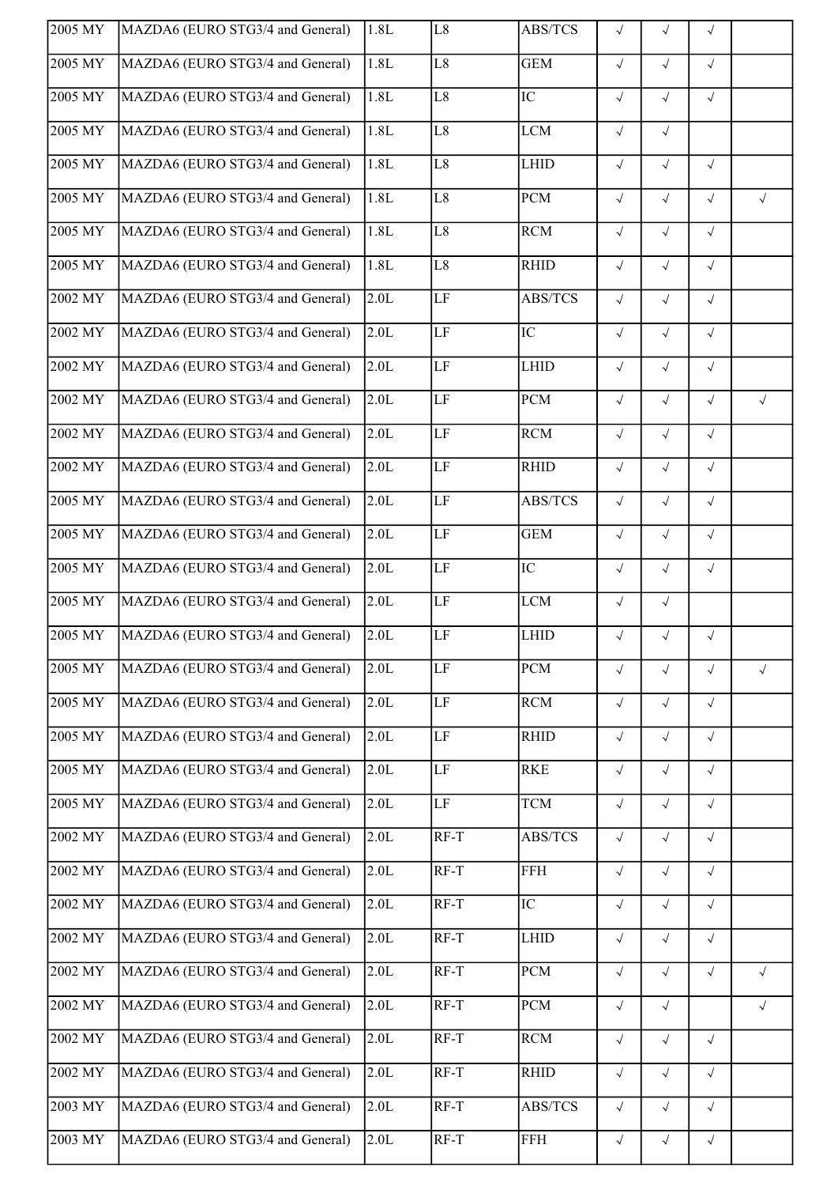| | | | | | | | | |
|---|---|---|---|---|---|---|---|---|
| 2005 MY | MAZDA6 (EURO STG3/4 and General) | 1.8L | L8 | ABS/TCS | √ | √ | √ | |
| 2005 MY | MAZDA6 (EURO STG3/4 and General) | 1.8L | L8 | GEM | √ | √ | √ | |
| 2005 MY | MAZDA6 (EURO STG3/4 and General) | 1.8L | L8 | IC | √ | √ | √ | |
| 2005 MY | MAZDA6 (EURO STG3/4 and General) | 1.8L | L8 | LCM | √ | √ | | |
| 2005 MY | MAZDA6 (EURO STG3/4 and General) | 1.8L | L8 | LHID | √ | √ | √ | |
| 2005 MY | MAZDA6 (EURO STG3/4 and General) | 1.8L | L8 | PCM | √ | √ | √ | √ |
| 2005 MY | MAZDA6 (EURO STG3/4 and General) | 1.8L | L8 | RCM | √ | √ | √ | |
| 2005 MY | MAZDA6 (EURO STG3/4 and General) | 1.8L | L8 | RHID | √ | √ | √ | |
| 2002 MY | MAZDA6 (EURO STG3/4 and General) | 2.0L | LF | ABS/TCS | √ | √ | √ | |
| 2002 MY | MAZDA6 (EURO STG3/4 and General) | 2.0L | LF | IC | √ | √ | √ | |
| 2002 MY | MAZDA6 (EURO STG3/4 and General) | 2.0L | LF | LHID | √ | √ | √ | |
| 2002 MY | MAZDA6 (EURO STG3/4 and General) | 2.0L | LF | PCM | √ | √ | √ | √ |
| 2002 MY | MAZDA6 (EURO STG3/4 and General) | 2.0L | LF | RCM | √ | √ | √ | |
| 2002 MY | MAZDA6 (EURO STG3/4 and General) | 2.0L | LF | RHID | √ | √ | √ | |
| 2005 MY | MAZDA6 (EURO STG3/4 and General) | 2.0L | LF | ABS/TCS | √ | √ | √ | |
| 2005 MY | MAZDA6 (EURO STG3/4 and General) | 2.0L | LF | GEM | √ | √ | √ | |
| 2005 MY | MAZDA6 (EURO STG3/4 and General) | 2.0L | LF | IC | √ | √ | √ | |
| 2005 MY | MAZDA6 (EURO STG3/4 and General) | 2.0L | LF | LCM | √ | √ | | |
| 2005 MY | MAZDA6 (EURO STG3/4 and General) | 2.0L | LF | LHID | √ | √ | √ | |
| 2005 MY | MAZDA6 (EURO STG3/4 and General) | 2.0L | LF | PCM | √ | √ | √ | √ |
| 2005 MY | MAZDA6 (EURO STG3/4 and General) | 2.0L | LF | RCM | √ | √ | √ | |
| 2005 MY | MAZDA6 (EURO STG3/4 and General) | 2.0L | LF | RHID | √ | √ | √ | |
| 2005 MY | MAZDA6 (EURO STG3/4 and General) | 2.0L | LF | RKE | √ | √ | √ | |
| 2005 MY | MAZDA6 (EURO STG3/4 and General) | 2.0L | LF | TCM | √ | √ | √ | |
| 2002 MY | MAZDA6 (EURO STG3/4 and General) | 2.0L | RF-T | ABS/TCS | √ | √ | √ | |
| 2002 MY | MAZDA6 (EURO STG3/4 and General) | 2.0L | RF-T | FFH | √ | √ | √ | |
| 2002 MY | MAZDA6 (EURO STG3/4 and General) | 2.0L | RF-T | IC | √ | √ | √ | |
| 2002 MY | MAZDA6 (EURO STG3/4 and General) | 2.0L | RF-T | LHID | √ | √ | √ | |
| 2002 MY | MAZDA6 (EURO STG3/4 and General) | 2.0L | RF-T | PCM | √ | √ | √ | √ |
| 2002 MY | MAZDA6 (EURO STG3/4 and General) | 2.0L | RF-T | PCM | √ | √ | | √ |
| 2002 MY | MAZDA6 (EURO STG3/4 and General) | 2.0L | RF-T | RCM | √ | √ | √ | |
| 2002 MY | MAZDA6 (EURO STG3/4 and General) | 2.0L | RF-T | RHID | √ | √ | √ | |
| 2003 MY | MAZDA6 (EURO STG3/4 and General) | 2.0L | RF-T | ABS/TCS | √ | √ | √ | |
| 2003 MY | MAZDA6 (EURO STG3/4 and General) | 2.0L | RF-T | FFH | √ | √ | √ | |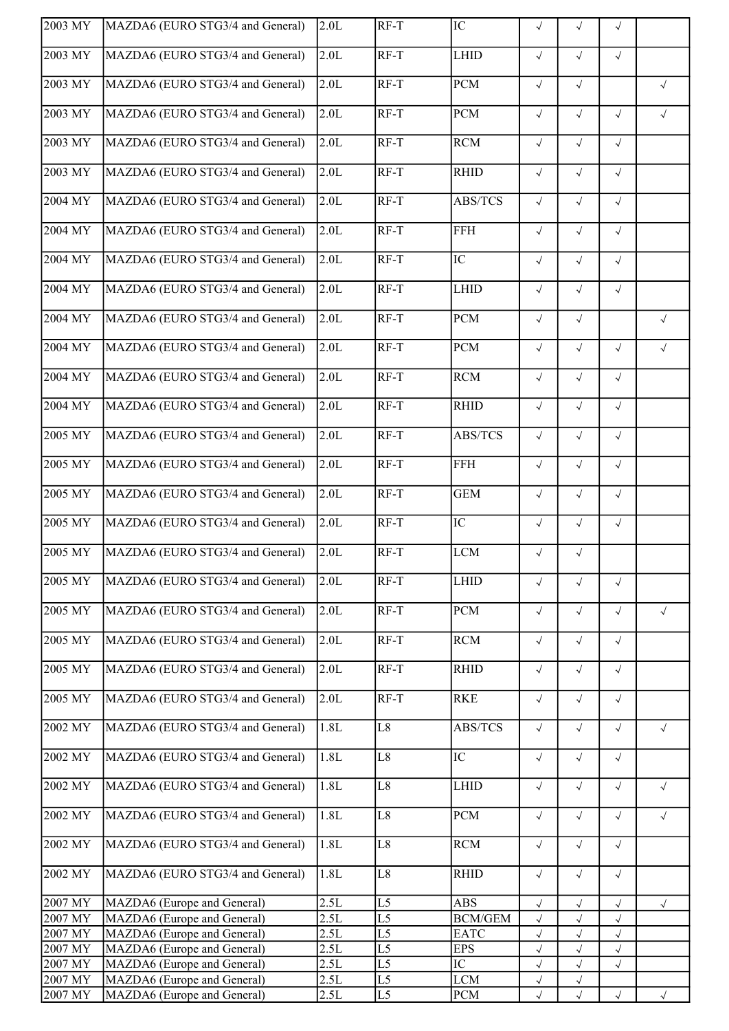| | | | | | | | | |
|---|---|---|---|---|---|---|---|---|
| 2003 MY | MAZDA6 (EURO STG3/4 and General) | 2.0L | RF-T | IC | √ | √ | √ | |
| 2003 MY | MAZDA6 (EURO STG3/4 and General) | 2.0L | RF-T | LHID | √ | √ | √ | |
| 2003 MY | MAZDA6 (EURO STG3/4 and General) | 2.0L | RF-T | PCM | √ | √ | | √ |
| 2003 MY | MAZDA6 (EURO STG3/4 and General) | 2.0L | RF-T | PCM | √ | √ | √ | √ |
| 2003 MY | MAZDA6 (EURO STG3/4 and General) | 2.0L | RF-T | RCM | √ | √ | √ | |
| 2003 MY | MAZDA6 (EURO STG3/4 and General) | 2.0L | RF-T | RHID | √ | √ | √ | |
| 2004 MY | MAZDA6 (EURO STG3/4 and General) | 2.0L | RF-T | ABS/TCS | √ | √ | √ | |
| 2004 MY | MAZDA6 (EURO STG3/4 and General) | 2.0L | RF-T | FFH | √ | √ | √ | |
| 2004 MY | MAZDA6 (EURO STG3/4 and General) | 2.0L | RF-T | IC | √ | √ | √ | |
| 2004 MY | MAZDA6 (EURO STG3/4 and General) | 2.0L | RF-T | LHID | √ | √ | √ | |
| 2004 MY | MAZDA6 (EURO STG3/4 and General) | 2.0L | RF-T | PCM | √ | √ | | √ |
| 2004 MY | MAZDA6 (EURO STG3/4 and General) | 2.0L | RF-T | PCM | √ | √ | √ | √ |
| 2004 MY | MAZDA6 (EURO STG3/4 and General) | 2.0L | RF-T | RCM | √ | √ | √ | |
| 2004 MY | MAZDA6 (EURO STG3/4 and General) | 2.0L | RF-T | RHID | √ | √ | √ | |
| 2005 MY | MAZDA6 (EURO STG3/4 and General) | 2.0L | RF-T | ABS/TCS | √ | √ | √ | |
| 2005 MY | MAZDA6 (EURO STG3/4 and General) | 2.0L | RF-T | FFH | √ | √ | √ | |
| 2005 MY | MAZDA6 (EURO STG3/4 and General) | 2.0L | RF-T | GEM | √ | √ | √ | |
| 2005 MY | MAZDA6 (EURO STG3/4 and General) | 2.0L | RF-T | IC | √ | √ | √ | |
| 2005 MY | MAZDA6 (EURO STG3/4 and General) | 2.0L | RF-T | LCM | √ | √ | | |
| 2005 MY | MAZDA6 (EURO STG3/4 and General) | 2.0L | RF-T | LHID | √ | √ | √ | |
| 2005 MY | MAZDA6 (EURO STG3/4 and General) | 2.0L | RF-T | PCM | √ | √ | √ | √ |
| 2005 MY | MAZDA6 (EURO STG3/4 and General) | 2.0L | RF-T | RCM | √ | √ | √ | |
| 2005 MY | MAZDA6 (EURO STG3/4 and General) | 2.0L | RF-T | RHID | √ | √ | √ | |
| 2005 MY | MAZDA6 (EURO STG3/4 and General) | 2.0L | RF-T | RKE | √ | √ | √ | |
| 2002 MY | MAZDA6 (EURO STG3/4 and General) | 1.8L | L8 | ABS/TCS | √ | √ | √ | √ |
| 2002 MY | MAZDA6 (EURO STG3/4 and General) | 1.8L | L8 | IC | √ | √ | √ | |
| 2002 MY | MAZDA6 (EURO STG3/4 and General) | 1.8L | L8 | LHID | √ | √ | √ | √ |
| 2002 MY | MAZDA6 (EURO STG3/4 and General) | 1.8L | L8 | PCM | √ | √ | √ | √ |
| 2002 MY | MAZDA6 (EURO STG3/4 and General) | 1.8L | L8 | RCM | √ | √ | √ | |
| 2002 MY | MAZDA6 (EURO STG3/4 and General) | 1.8L | L8 | RHID | √ | √ | √ | |
| 2007 MY | MAZDA6 (Europe and General) | 2.5L | L5 | ABS | √ | √ | √ | √ |
| 2007 MY | MAZDA6 (Europe and General) | 2.5L | L5 | BCM/GEM | √ | √ | √ | |
| 2007 MY | MAZDA6 (Europe and General) | 2.5L | L5 | EATC | √ | √ | √ | |
| 2007 MY | MAZDA6 (Europe and General) | 2.5L | L5 | EPS | √ | √ | √ | |
| 2007 MY | MAZDA6 (Europe and General) | 2.5L | L5 | IC | √ | √ | √ | |
| 2007 MY | MAZDA6 (Europe and General) | 2.5L | L5 | LCM | √ | √ | | |
| 2007 MY | MAZDA6 (Europe and General) | 2.5L | L5 | PCM | √ | √ | √ | √ |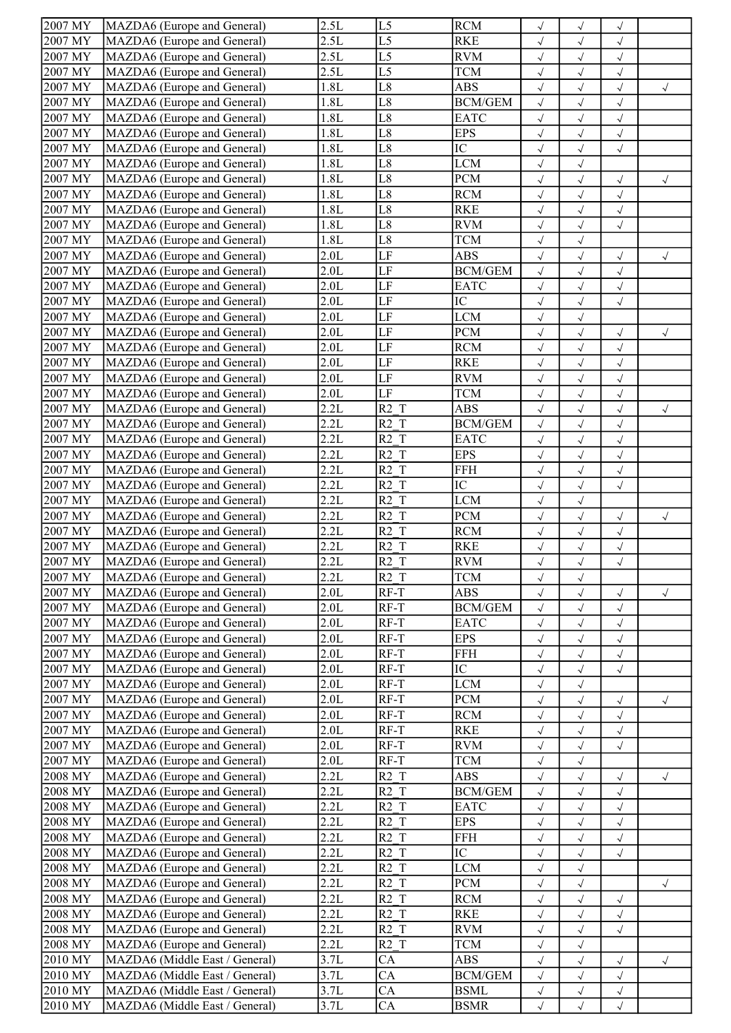| | | | | | | | | |
|---|---|---|---|---|---|---|---|---|
| 2007 MY | MAZDA6 (Europe and General) | 2.5L | L5 | RCM | √ | √ | √ | |
| 2007 MY | MAZDA6 (Europe and General) | 2.5L | L5 | RKE | √ | √ | √ | |
| 2007 MY | MAZDA6 (Europe and General) | 2.5L | L5 | RVM | √ | √ | √ | |
| 2007 MY | MAZDA6 (Europe and General) | 2.5L | L5 | TCM | √ | √ | √ | |
| 2007 MY | MAZDA6 (Europe and General) | 1.8L | L8 | ABS | √ | √ | √ | √ |
| 2007 MY | MAZDA6 (Europe and General) | 1.8L | L8 | BCM/GEM | √ | √ | √ | |
| 2007 MY | MAZDA6 (Europe and General) | 1.8L | L8 | EATC | √ | √ | √ | |
| 2007 MY | MAZDA6 (Europe and General) | 1.8L | L8 | EPS | √ | √ | √ | |
| 2007 MY | MAZDA6 (Europe and General) | 1.8L | L8 | IC | √ | √ | √ | |
| 2007 MY | MAZDA6 (Europe and General) | 1.8L | L8 | LCM | √ | √ | | |
| 2007 MY | MAZDA6 (Europe and General) | 1.8L | L8 | PCM | √ | √ | √ | √ |
| 2007 MY | MAZDA6 (Europe and General) | 1.8L | L8 | RCM | √ | √ | √ | |
| 2007 MY | MAZDA6 (Europe and General) | 1.8L | L8 | RKE | √ | √ | √ | |
| 2007 MY | MAZDA6 (Europe and General) | 1.8L | L8 | RVM | √ | √ | √ | |
| 2007 MY | MAZDA6 (Europe and General) | 1.8L | L8 | TCM | √ | √ | | |
| 2007 MY | MAZDA6 (Europe and General) | 2.0L | LF | ABS | √ | √ | √ | √ |
| 2007 MY | MAZDA6 (Europe and General) | 2.0L | LF | BCM/GEM | √ | √ | √ | |
| 2007 MY | MAZDA6 (Europe and General) | 2.0L | LF | EATC | √ | √ | √ | |
| 2007 MY | MAZDA6 (Europe and General) | 2.0L | LF | IC | √ | √ | √ | |
| 2007 MY | MAZDA6 (Europe and General) | 2.0L | LF | LCM | √ | √ | | |
| 2007 MY | MAZDA6 (Europe and General) | 2.0L | LF | PCM | √ | √ | √ | √ |
| 2007 MY | MAZDA6 (Europe and General) | 2.0L | LF | RCM | √ | √ | √ | |
| 2007 MY | MAZDA6 (Europe and General) | 2.0L | LF | RKE | √ | √ | √ | |
| 2007 MY | MAZDA6 (Europe and General) | 2.0L | LF | RVM | √ | √ | √ | |
| 2007 MY | MAZDA6 (Europe and General) | 2.0L | LF | TCM | √ | √ | √ | |
| 2007 MY | MAZDA6 (Europe and General) | 2.2L | R2_T | ABS | √ | √ | √ | √ |
| 2007 MY | MAZDA6 (Europe and General) | 2.2L | R2_T | BCM/GEM | √ | √ | √ | |
| 2007 MY | MAZDA6 (Europe and General) | 2.2L | R2_T | EATC | √ | √ | √ | |
| 2007 MY | MAZDA6 (Europe and General) | 2.2L | R2_T | EPS | √ | √ | √ | |
| 2007 MY | MAZDA6 (Europe and General) | 2.2L | R2_T | FFH | √ | √ | √ | |
| 2007 MY | MAZDA6 (Europe and General) | 2.2L | R2_T | IC | √ | √ | √ | |
| 2007 MY | MAZDA6 (Europe and General) | 2.2L | R2_T | LCM | √ | √ | | |
| 2007 MY | MAZDA6 (Europe and General) | 2.2L | R2_T | PCM | √ | √ | √ | √ |
| 2007 MY | MAZDA6 (Europe and General) | 2.2L | R2_T | RCM | √ | √ | √ | |
| 2007 MY | MAZDA6 (Europe and General) | 2.2L | R2_T | RKE | √ | √ | √ | |
| 2007 MY | MAZDA6 (Europe and General) | 2.2L | R2_T | RVM | √ | √ | √ | |
| 2007 MY | MAZDA6 (Europe and General) | 2.2L | R2_T | TCM | √ | √ | | |
| 2007 MY | MAZDA6 (Europe and General) | 2.0L | RF-T | ABS | √ | √ | √ | √ |
| 2007 MY | MAZDA6 (Europe and General) | 2.0L | RF-T | BCM/GEM | √ | √ | √ | |
| 2007 MY | MAZDA6 (Europe and General) | 2.0L | RF-T | EATC | √ | √ | √ | |
| 2007 MY | MAZDA6 (Europe and General) | 2.0L | RF-T | EPS | √ | √ | √ | |
| 2007 MY | MAZDA6 (Europe and General) | 2.0L | RF-T | FFH | √ | √ | √ | |
| 2007 MY | MAZDA6 (Europe and General) | 2.0L | RF-T | IC | √ | √ | √ | |
| 2007 MY | MAZDA6 (Europe and General) | 2.0L | RF-T | LCM | √ | √ | | |
| 2007 MY | MAZDA6 (Europe and General) | 2.0L | RF-T | PCM | √ | √ | √ | √ |
| 2007 MY | MAZDA6 (Europe and General) | 2.0L | RF-T | RCM | √ | √ | √ | |
| 2007 MY | MAZDA6 (Europe and General) | 2.0L | RF-T | RKE | √ | √ | √ | |
| 2007 MY | MAZDA6 (Europe and General) | 2.0L | RF-T | RVM | √ | √ | √ | |
| 2007 MY | MAZDA6 (Europe and General) | 2.0L | RF-T | TCM | √ | √ | | |
| 2008 MY | MAZDA6 (Europe and General) | 2.2L | R2_T | ABS | √ | √ | √ | √ |
| 2008 MY | MAZDA6 (Europe and General) | 2.2L | R2_T | BCM/GEM | √ | √ | √ | |
| 2008 MY | MAZDA6 (Europe and General) | 2.2L | R2_T | EATC | √ | √ | √ | |
| 2008 MY | MAZDA6 (Europe and General) | 2.2L | R2_T | EPS | √ | √ | √ | |
| 2008 MY | MAZDA6 (Europe and General) | 2.2L | R2_T | FFH | √ | √ | √ | |
| 2008 MY | MAZDA6 (Europe and General) | 2.2L | R2_T | IC | √ | √ | √ | |
| 2008 MY | MAZDA6 (Europe and General) | 2.2L | R2_T | LCM | √ | √ | | |
| 2008 MY | MAZDA6 (Europe and General) | 2.2L | R2_T | PCM | √ | √ | | √ |
| 2008 MY | MAZDA6 (Europe and General) | 2.2L | R2_T | RCM | √ | √ | √ | |
| 2008 MY | MAZDA6 (Europe and General) | 2.2L | R2_T | RKE | √ | √ | √ | |
| 2008 MY | MAZDA6 (Europe and General) | 2.2L | R2_T | RVM | √ | √ | √ | |
| 2008 MY | MAZDA6 (Europe and General) | 2.2L | R2_T | TCM | √ | √ | | |
| 2010 MY | MAZDA6 (Middle East / General) | 3.7L | CA | ABS | √ | √ | √ | √ |
| 2010 MY | MAZDA6 (Middle East / General) | 3.7L | CA | BCM/GEM | √ | √ | √ | |
| 2010 MY | MAZDA6 (Middle East / General) | 3.7L | CA | BSML | √ | √ | √ | |
| 2010 MY | MAZDA6 (Middle East / General) | 3.7L | CA | BSMR | √ | √ | √ | |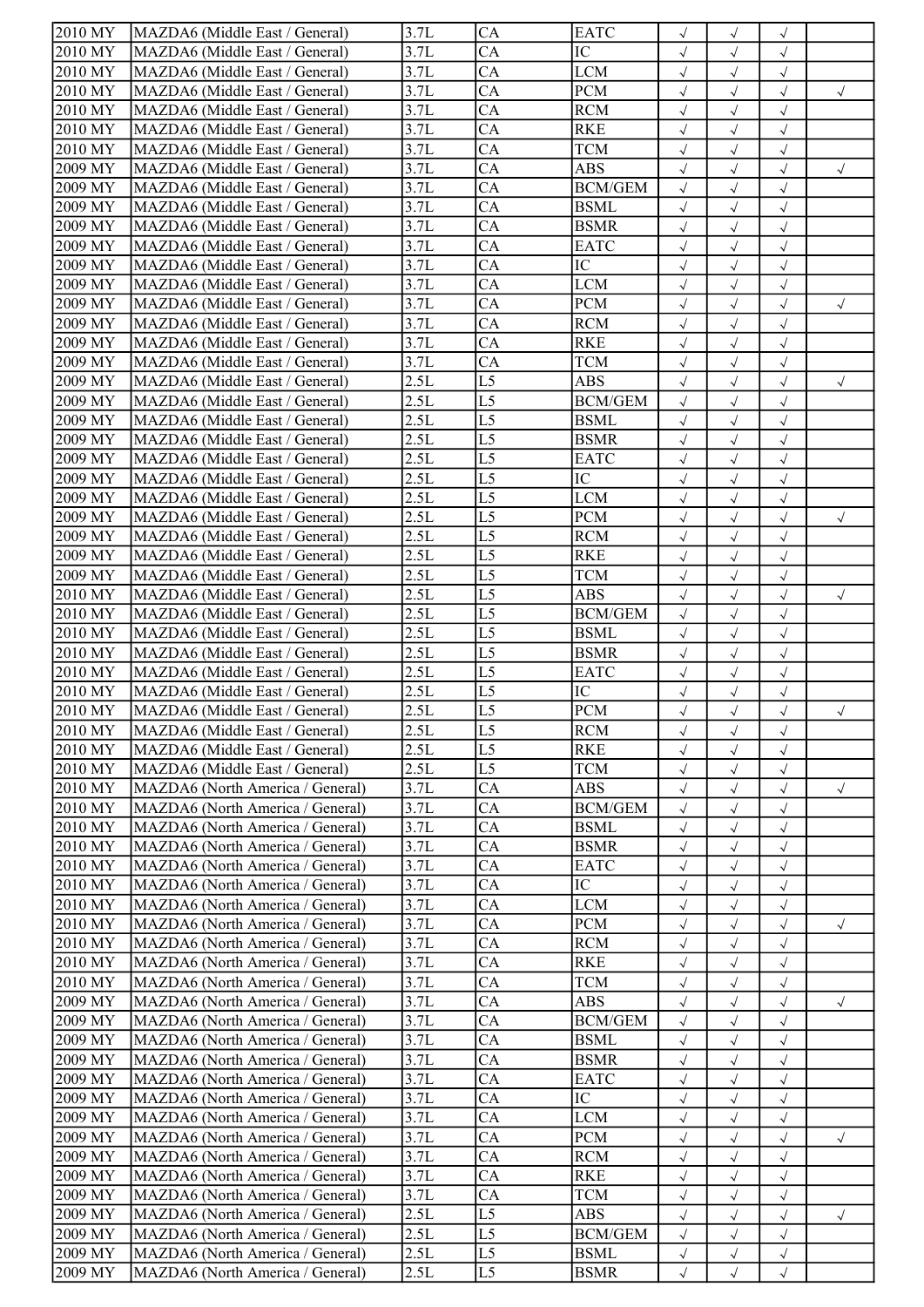| | | | | | | | | |
|---|---|---|---|---|---|---|---|---|
| 2010 MY | MAZDA6 (Middle East / General) | 3.7L | CA | EATC | √ | √ | √ | |
| 2010 MY | MAZDA6 (Middle East / General) | 3.7L | CA | IC | √ | √ | √ | |
| 2010 MY | MAZDA6 (Middle East / General) | 3.7L | CA | LCM | √ | √ | √ | |
| 2010 MY | MAZDA6 (Middle East / General) | 3.7L | CA | PCM | √ | √ | √ | √ |
| 2010 MY | MAZDA6 (Middle East / General) | 3.7L | CA | RCM | √ | √ | √ | |
| 2010 MY | MAZDA6 (Middle East / General) | 3.7L | CA | RKE | √ | √ | √ | |
| 2010 MY | MAZDA6 (Middle East / General) | 3.7L | CA | TCM | √ | √ | √ | |
| 2009 MY | MAZDA6 (Middle East / General) | 3.7L | CA | ABS | √ | √ | √ | √ |
| 2009 MY | MAZDA6 (Middle East / General) | 3.7L | CA | BCM/GEM | √ | √ | √ | |
| 2009 MY | MAZDA6 (Middle East / General) | 3.7L | CA | BSML | √ | √ | √ | |
| 2009 MY | MAZDA6 (Middle East / General) | 3.7L | CA | BSMR | √ | √ | √ | |
| 2009 MY | MAZDA6 (Middle East / General) | 3.7L | CA | EATC | √ | √ | √ | |
| 2009 MY | MAZDA6 (Middle East / General) | 3.7L | CA | IC | √ | √ | √ | |
| 2009 MY | MAZDA6 (Middle East / General) | 3.7L | CA | LCM | √ | √ | √ | |
| 2009 MY | MAZDA6 (Middle East / General) | 3.7L | CA | PCM | √ | √ | √ | √ |
| 2009 MY | MAZDA6 (Middle East / General) | 3.7L | CA | RCM | √ | √ | √ | |
| 2009 MY | MAZDA6 (Middle East / General) | 3.7L | CA | RKE | √ | √ | √ | |
| 2009 MY | MAZDA6 (Middle East / General) | 3.7L | CA | TCM | √ | √ | √ | |
| 2009 MY | MAZDA6 (Middle East / General) | 2.5L | L5 | ABS | √ | √ | √ | √ |
| 2009 MY | MAZDA6 (Middle East / General) | 2.5L | L5 | BCM/GEM | √ | √ | √ | |
| 2009 MY | MAZDA6 (Middle East / General) | 2.5L | L5 | BSML | √ | √ | √ | |
| 2009 MY | MAZDA6 (Middle East / General) | 2.5L | L5 | BSMR | √ | √ | √ | |
| 2009 MY | MAZDA6 (Middle East / General) | 2.5L | L5 | EATC | √ | √ | √ | |
| 2009 MY | MAZDA6 (Middle East / General) | 2.5L | L5 | IC | √ | √ | √ | |
| 2009 MY | MAZDA6 (Middle East / General) | 2.5L | L5 | LCM | √ | √ | √ | |
| 2009 MY | MAZDA6 (Middle East / General) | 2.5L | L5 | PCM | √ | √ | √ | √ |
| 2009 MY | MAZDA6 (Middle East / General) | 2.5L | L5 | RCM | √ | √ | √ | |
| 2009 MY | MAZDA6 (Middle East / General) | 2.5L | L5 | RKE | √ | √ | √ | |
| 2009 MY | MAZDA6 (Middle East / General) | 2.5L | L5 | TCM | √ | √ | √ | |
| 2010 MY | MAZDA6 (Middle East / General) | 2.5L | L5 | ABS | √ | √ | √ | √ |
| 2010 MY | MAZDA6 (Middle East / General) | 2.5L | L5 | BCM/GEM | √ | √ | √ | |
| 2010 MY | MAZDA6 (Middle East / General) | 2.5L | L5 | BSML | √ | √ | √ | |
| 2010 MY | MAZDA6 (Middle East / General) | 2.5L | L5 | BSMR | √ | √ | √ | |
| 2010 MY | MAZDA6 (Middle East / General) | 2.5L | L5 | EATC | √ | √ | √ | |
| 2010 MY | MAZDA6 (Middle East / General) | 2.5L | L5 | IC | √ | √ | √ | |
| 2010 MY | MAZDA6 (Middle East / General) | 2.5L | L5 | PCM | √ | √ | √ | √ |
| 2010 MY | MAZDA6 (Middle East / General) | 2.5L | L5 | RCM | √ | √ | √ | |
| 2010 MY | MAZDA6 (Middle East / General) | 2.5L | L5 | RKE | √ | √ | √ | |
| 2010 MY | MAZDA6 (Middle East / General) | 2.5L | L5 | TCM | √ | √ | √ | |
| 2010 MY | MAZDA6 (North America / General) | 3.7L | CA | ABS | √ | √ | √ | √ |
| 2010 MY | MAZDA6 (North America / General) | 3.7L | CA | BCM/GEM | √ | √ | √ | |
| 2010 MY | MAZDA6 (North America / General) | 3.7L | CA | BSML | √ | √ | √ | |
| 2010 MY | MAZDA6 (North America / General) | 3.7L | CA | BSMR | √ | √ | √ | |
| 2010 MY | MAZDA6 (North America / General) | 3.7L | CA | EATC | √ | √ | √ | |
| 2010 MY | MAZDA6 (North America / General) | 3.7L | CA | IC | √ | √ | √ | |
| 2010 MY | MAZDA6 (North America / General) | 3.7L | CA | LCM | √ | √ | √ | |
| 2010 MY | MAZDA6 (North America / General) | 3.7L | CA | PCM | √ | √ | √ | √ |
| 2010 MY | MAZDA6 (North America / General) | 3.7L | CA | RCM | √ | √ | √ | |
| 2010 MY | MAZDA6 (North America / General) | 3.7L | CA | RKE | √ | √ | √ | |
| 2010 MY | MAZDA6 (North America / General) | 3.7L | CA | TCM | √ | √ | √ | |
| 2009 MY | MAZDA6 (North America / General) | 3.7L | CA | ABS | √ | √ | √ | √ |
| 2009 MY | MAZDA6 (North America / General) | 3.7L | CA | BCM/GEM | √ | √ | √ | |
| 2009 MY | MAZDA6 (North America / General) | 3.7L | CA | BSML | √ | √ | √ | |
| 2009 MY | MAZDA6 (North America / General) | 3.7L | CA | BSMR | √ | √ | √ | |
| 2009 MY | MAZDA6 (North America / General) | 3.7L | CA | EATC | √ | √ | √ | |
| 2009 MY | MAZDA6 (North America / General) | 3.7L | CA | IC | √ | √ | √ | |
| 2009 MY | MAZDA6 (North America / General) | 3.7L | CA | LCM | √ | √ | √ | |
| 2009 MY | MAZDA6 (North America / General) | 3.7L | CA | PCM | √ | √ | √ | √ |
| 2009 MY | MAZDA6 (North America / General) | 3.7L | CA | RCM | √ | √ | √ | |
| 2009 MY | MAZDA6 (North America / General) | 3.7L | CA | RKE | √ | √ | √ | |
| 2009 MY | MAZDA6 (North America / General) | 3.7L | CA | TCM | √ | √ | √ | |
| 2009 MY | MAZDA6 (North America / General) | 2.5L | L5 | ABS | √ | √ | √ | √ |
| 2009 MY | MAZDA6 (North America / General) | 2.5L | L5 | BCM/GEM | √ | √ | √ | |
| 2009 MY | MAZDA6 (North America / General) | 2.5L | L5 | BSML | √ | √ | √ | |
| 2009 MY | MAZDA6 (North America / General) | 2.5L | L5 | BSMR | √ | √ | √ | |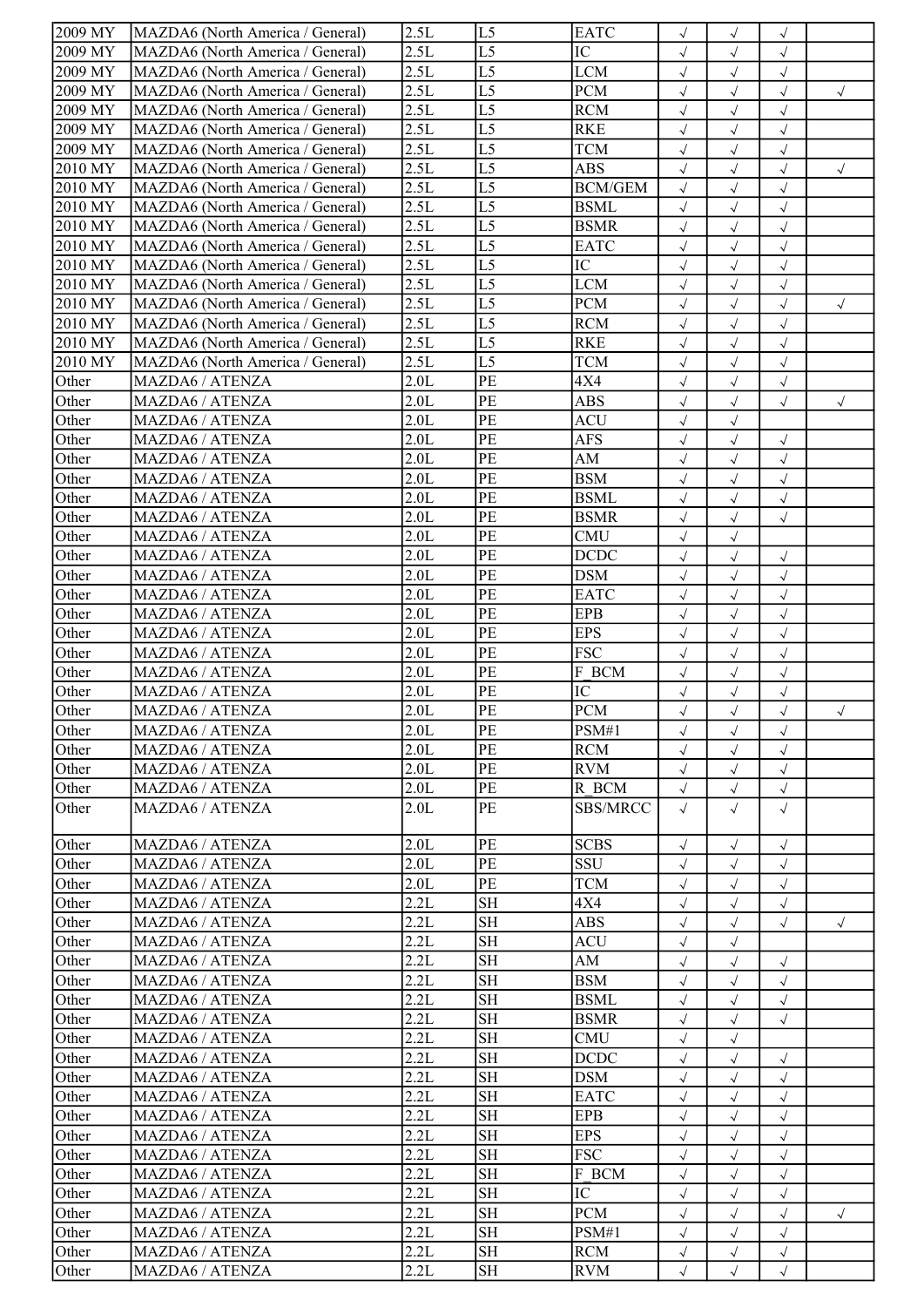| | | | | | | | | |
|---|---|---|---|---|---|---|---|---|
| 2009 MY | MAZDA6 (North America / General) | 2.5L | L5 | EATC | √ | √ | √ | |
| 2009 MY | MAZDA6 (North America / General) | 2.5L | L5 | IC | √ | √ | √ | |
| 2009 MY | MAZDA6 (North America / General) | 2.5L | L5 | LCM | √ | √ | √ | |
| 2009 MY | MAZDA6 (North America / General) | 2.5L | L5 | PCM | √ | √ | √ | √ |
| 2009 MY | MAZDA6 (North America / General) | 2.5L | L5 | RCM | √ | √ | √ | |
| 2009 MY | MAZDA6 (North America / General) | 2.5L | L5 | RKE | √ | √ | √ | |
| 2009 MY | MAZDA6 (North America / General) | 2.5L | L5 | TCM | √ | √ | √ | |
| 2010 MY | MAZDA6 (North America / General) | 2.5L | L5 | ABS | √ | √ | √ | √ |
| 2010 MY | MAZDA6 (North America / General) | 2.5L | L5 | BCM/GEM | √ | √ | √ | |
| 2010 MY | MAZDA6 (North America / General) | 2.5L | L5 | BSML | √ | √ | √ | |
| 2010 MY | MAZDA6 (North America / General) | 2.5L | L5 | BSMR | √ | √ | √ | |
| 2010 MY | MAZDA6 (North America / General) | 2.5L | L5 | EATC | √ | √ | √ | |
| 2010 MY | MAZDA6 (North America / General) | 2.5L | L5 | IC | √ | √ | √ | |
| 2010 MY | MAZDA6 (North America / General) | 2.5L | L5 | LCM | √ | √ | √ | |
| 2010 MY | MAZDA6 (North America / General) | 2.5L | L5 | PCM | √ | √ | √ | √ |
| 2010 MY | MAZDA6 (North America / General) | 2.5L | L5 | RCM | √ | √ | √ | |
| 2010 MY | MAZDA6 (North America / General) | 2.5L | L5 | RKE | √ | √ | √ | |
| 2010 MY | MAZDA6 (North America / General) | 2.5L | L5 | TCM | √ | √ | √ | |
| Other | MAZDA6 / ATENZA | 2.0L | PE | 4X4 | √ | √ | √ | |
| Other | MAZDA6 / ATENZA | 2.0L | PE | ABS | √ | √ | √ | √ |
| Other | MAZDA6 / ATENZA | 2.0L | PE | ACU | √ | √ | | |
| Other | MAZDA6 / ATENZA | 2.0L | PE | AFS | √ | √ | √ | |
| Other | MAZDA6 / ATENZA | 2.0L | PE | AM | √ | √ | √ | |
| Other | MAZDA6 / ATENZA | 2.0L | PE | BSM | √ | √ | √ | |
| Other | MAZDA6 / ATENZA | 2.0L | PE | BSML | √ | √ | √ | |
| Other | MAZDA6 / ATENZA | 2.0L | PE | BSMR | √ | √ | √ | |
| Other | MAZDA6 / ATENZA | 2.0L | PE | CMU | √ | √ | | |
| Other | MAZDA6 / ATENZA | 2.0L | PE | DCDC | √ | √ | √ | |
| Other | MAZDA6 / ATENZA | 2.0L | PE | DSM | √ | √ | √ | |
| Other | MAZDA6 / ATENZA | 2.0L | PE | EATC | √ | √ | √ | |
| Other | MAZDA6 / ATENZA | 2.0L | PE | EPB | √ | √ | √ | |
| Other | MAZDA6 / ATENZA | 2.0L | PE | EPS | √ | √ | √ | |
| Other | MAZDA6 / ATENZA | 2.0L | PE | FSC | √ | √ | √ | |
| Other | MAZDA6 / ATENZA | 2.0L | PE | F_BCM | √ | √ | √ | |
| Other | MAZDA6 / ATENZA | 2.0L | PE | IC | √ | √ | √ | |
| Other | MAZDA6 / ATENZA | 2.0L | PE | PCM | √ | √ | √ | √ |
| Other | MAZDA6 / ATENZA | 2.0L | PE | PSM#1 | √ | √ | √ | |
| Other | MAZDA6 / ATENZA | 2.0L | PE | RCM | √ | √ | √ | |
| Other | MAZDA6 / ATENZA | 2.0L | PE | RVM | √ | √ | √ | |
| Other | MAZDA6 / ATENZA | 2.0L | PE | R_BCM | √ | √ | √ | |
| Other | MAZDA6 / ATENZA | 2.0L | PE | SBS/MRCC | √ | √ | √ | |
| Other | MAZDA6 / ATENZA | 2.0L | PE | SCBS | √ | √ | √ | |
| Other | MAZDA6 / ATENZA | 2.0L | PE | SSU | √ | √ | √ | |
| Other | MAZDA6 / ATENZA | 2.0L | PE | TCM | √ | √ | √ | |
| Other | MAZDA6 / ATENZA | 2.2L | SH | 4X4 | √ | √ | √ | |
| Other | MAZDA6 / ATENZA | 2.2L | SH | ABS | √ | √ | √ | √ |
| Other | MAZDA6 / ATENZA | 2.2L | SH | ACU | √ | √ | | |
| Other | MAZDA6 / ATENZA | 2.2L | SH | AM | √ | √ | √ | |
| Other | MAZDA6 / ATENZA | 2.2L | SH | BSM | √ | √ | √ | |
| Other | MAZDA6 / ATENZA | 2.2L | SH | BSML | √ | √ | √ | |
| Other | MAZDA6 / ATENZA | 2.2L | SH | BSMR | √ | √ | √ | |
| Other | MAZDA6 / ATENZA | 2.2L | SH | CMU | √ | √ | | |
| Other | MAZDA6 / ATENZA | 2.2L | SH | DCDC | √ | √ | √ | |
| Other | MAZDA6 / ATENZA | 2.2L | SH | DSM | √ | √ | √ | |
| Other | MAZDA6 / ATENZA | 2.2L | SH | EATC | √ | √ | √ | |
| Other | MAZDA6 / ATENZA | 2.2L | SH | EPB | √ | √ | √ | |
| Other | MAZDA6 / ATENZA | 2.2L | SH | EPS | √ | √ | √ | |
| Other | MAZDA6 / ATENZA | 2.2L | SH | FSC | √ | √ | √ | |
| Other | MAZDA6 / ATENZA | 2.2L | SH | F_BCM | √ | √ | √ | |
| Other | MAZDA6 / ATENZA | 2.2L | SH | IC | √ | √ | √ | |
| Other | MAZDA6 / ATENZA | 2.2L | SH | PCM | √ | √ | √ | √ |
| Other | MAZDA6 / ATENZA | 2.2L | SH | PSM#1 | √ | √ | √ | |
| Other | MAZDA6 / ATENZA | 2.2L | SH | RCM | √ | √ | √ | |
| Other | MAZDA6 / ATENZA | 2.2L | SH | RVM | √ | √ | √ | |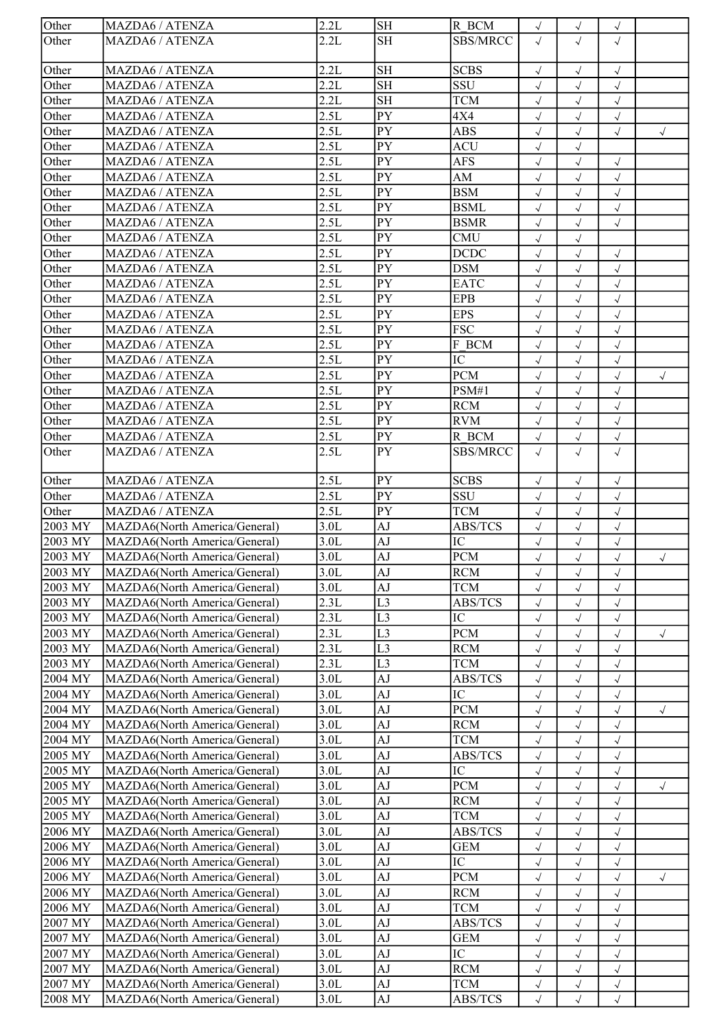| | | | | | | | | |
|---|---|---|---|---|---|---|---|---|
| Other | MAZDA6 / ATENZA | 2.2L | SH | R_BCM | √ | √ | √ | |
| Other | MAZDA6 / ATENZA | 2.2L | SH | SBS/MRCC | √ | √ | √ | |
| Other | MAZDA6 / ATENZA | 2.2L | SH | SCBS | √ | √ | √ | |
| Other | MAZDA6 / ATENZA | 2.2L | SH | SSU | √ | √ | √ | |
| Other | MAZDA6 / ATENZA | 2.2L | SH | TCM | √ | √ | √ | |
| Other | MAZDA6 / ATENZA | 2.5L | PY | 4X4 | √ | √ | √ | |
| Other | MAZDA6 / ATENZA | 2.5L | PY | ABS | √ | √ | √ | √ |
| Other | MAZDA6 / ATENZA | 2.5L | PY | ACU | √ | √ | | |
| Other | MAZDA6 / ATENZA | 2.5L | PY | AFS | √ | √ | √ | |
| Other | MAZDA6 / ATENZA | 2.5L | PY | AM | √ | √ | √ | |
| Other | MAZDA6 / ATENZA | 2.5L | PY | BSM | √ | √ | √ | |
| Other | MAZDA6 / ATENZA | 2.5L | PY | BSML | √ | √ | √ | |
| Other | MAZDA6 / ATENZA | 2.5L | PY | BSMR | √ | √ | √ | |
| Other | MAZDA6 / ATENZA | 2.5L | PY | CMU | √ | √ | | |
| Other | MAZDA6 / ATENZA | 2.5L | PY | DCDC | √ | √ | √ | |
| Other | MAZDA6 / ATENZA | 2.5L | PY | DSM | √ | √ | √ | |
| Other | MAZDA6 / ATENZA | 2.5L | PY | EATC | √ | √ | √ | |
| Other | MAZDA6 / ATENZA | 2.5L | PY | EPB | √ | √ | √ | |
| Other | MAZDA6 / ATENZA | 2.5L | PY | EPS | √ | √ | √ | |
| Other | MAZDA6 / ATENZA | 2.5L | PY | FSC | √ | √ | √ | |
| Other | MAZDA6 / ATENZA | 2.5L | PY | F_BCM | √ | √ | √ | |
| Other | MAZDA6 / ATENZA | 2.5L | PY | IC | √ | √ | √ | |
| Other | MAZDA6 / ATENZA | 2.5L | PY | PCM | √ | √ | √ | √ |
| Other | MAZDA6 / ATENZA | 2.5L | PY | PSM#1 | √ | √ | √ | |
| Other | MAZDA6 / ATENZA | 2.5L | PY | RCM | √ | √ | √ | |
| Other | MAZDA6 / ATENZA | 2.5L | PY | RVM | √ | √ | √ | |
| Other | MAZDA6 / ATENZA | 2.5L | PY | R_BCM | √ | √ | √ | |
| Other | MAZDA6 / ATENZA | 2.5L | PY | SBS/MRCC | √ | √ | √ | |
| Other | MAZDA6 / ATENZA | 2.5L | PY | SCBS | √ | √ | √ | |
| Other | MAZDA6 / ATENZA | 2.5L | PY | SSU | √ | √ | √ | |
| Other | MAZDA6 / ATENZA | 2.5L | PY | TCM | √ | √ | √ | |
| 2003 MY | MAZDA6(North America/General) | 3.0L | AJ | ABS/TCS | √ | √ | √ | |
| 2003 MY | MAZDA6(North America/General) | 3.0L | AJ | IC | √ | √ | √ | |
| 2003 MY | MAZDA6(North America/General) | 3.0L | AJ | PCM | √ | √ | √ | √ |
| 2003 MY | MAZDA6(North America/General) | 3.0L | AJ | RCM | √ | √ | √ | |
| 2003 MY | MAZDA6(North America/General) | 3.0L | AJ | TCM | √ | √ | √ | |
| 2003 MY | MAZDA6(North America/General) | 2.3L | L3 | ABS/TCS | √ | √ | √ | |
| 2003 MY | MAZDA6(North America/General) | 2.3L | L3 | IC | √ | √ | √ | |
| 2003 MY | MAZDA6(North America/General) | 2.3L | L3 | PCM | √ | √ | √ | √ |
| 2003 MY | MAZDA6(North America/General) | 2.3L | L3 | RCM | √ | √ | √ | |
| 2003 MY | MAZDA6(North America/General) | 2.3L | L3 | TCM | √ | √ | √ | |
| 2004 MY | MAZDA6(North America/General) | 3.0L | AJ | ABS/TCS | √ | √ | √ | |
| 2004 MY | MAZDA6(North America/General) | 3.0L | AJ | IC | √ | √ | √ | |
| 2004 MY | MAZDA6(North America/General) | 3.0L | AJ | PCM | √ | √ | √ | √ |
| 2004 MY | MAZDA6(North America/General) | 3.0L | AJ | RCM | √ | √ | √ | |
| 2004 MY | MAZDA6(North America/General) | 3.0L | AJ | TCM | √ | √ | √ | |
| 2005 MY | MAZDA6(North America/General) | 3.0L | AJ | ABS/TCS | √ | √ | √ | |
| 2005 MY | MAZDA6(North America/General) | 3.0L | AJ | IC | √ | √ | √ | |
| 2005 MY | MAZDA6(North America/General) | 3.0L | AJ | PCM | √ | √ | √ | √ |
| 2005 MY | MAZDA6(North America/General) | 3.0L | AJ | RCM | √ | √ | √ | |
| 2005 MY | MAZDA6(North America/General) | 3.0L | AJ | TCM | √ | √ | √ | |
| 2006 MY | MAZDA6(North America/General) | 3.0L | AJ | ABS/TCS | √ | √ | √ | |
| 2006 MY | MAZDA6(North America/General) | 3.0L | AJ | GEM | √ | √ | √ | |
| 2006 MY | MAZDA6(North America/General) | 3.0L | AJ | IC | √ | √ | √ | |
| 2006 MY | MAZDA6(North America/General) | 3.0L | AJ | PCM | √ | √ | √ | √ |
| 2006 MY | MAZDA6(North America/General) | 3.0L | AJ | RCM | √ | √ | √ | |
| 2006 MY | MAZDA6(North America/General) | 3.0L | AJ | TCM | √ | √ | √ | |
| 2007 MY | MAZDA6(North America/General) | 3.0L | AJ | ABS/TCS | √ | √ | √ | |
| 2007 MY | MAZDA6(North America/General) | 3.0L | AJ | GEM | √ | √ | √ | |
| 2007 MY | MAZDA6(North America/General) | 3.0L | AJ | IC | √ | √ | √ | |
| 2007 MY | MAZDA6(North America/General) | 3.0L | AJ | RCM | √ | √ | √ | |
| 2007 MY | MAZDA6(North America/General) | 3.0L | AJ | TCM | √ | √ | √ | |
| 2008 MY | MAZDA6(North America/General) | 3.0L | AJ | ABS/TCS | √ | √ | √ | |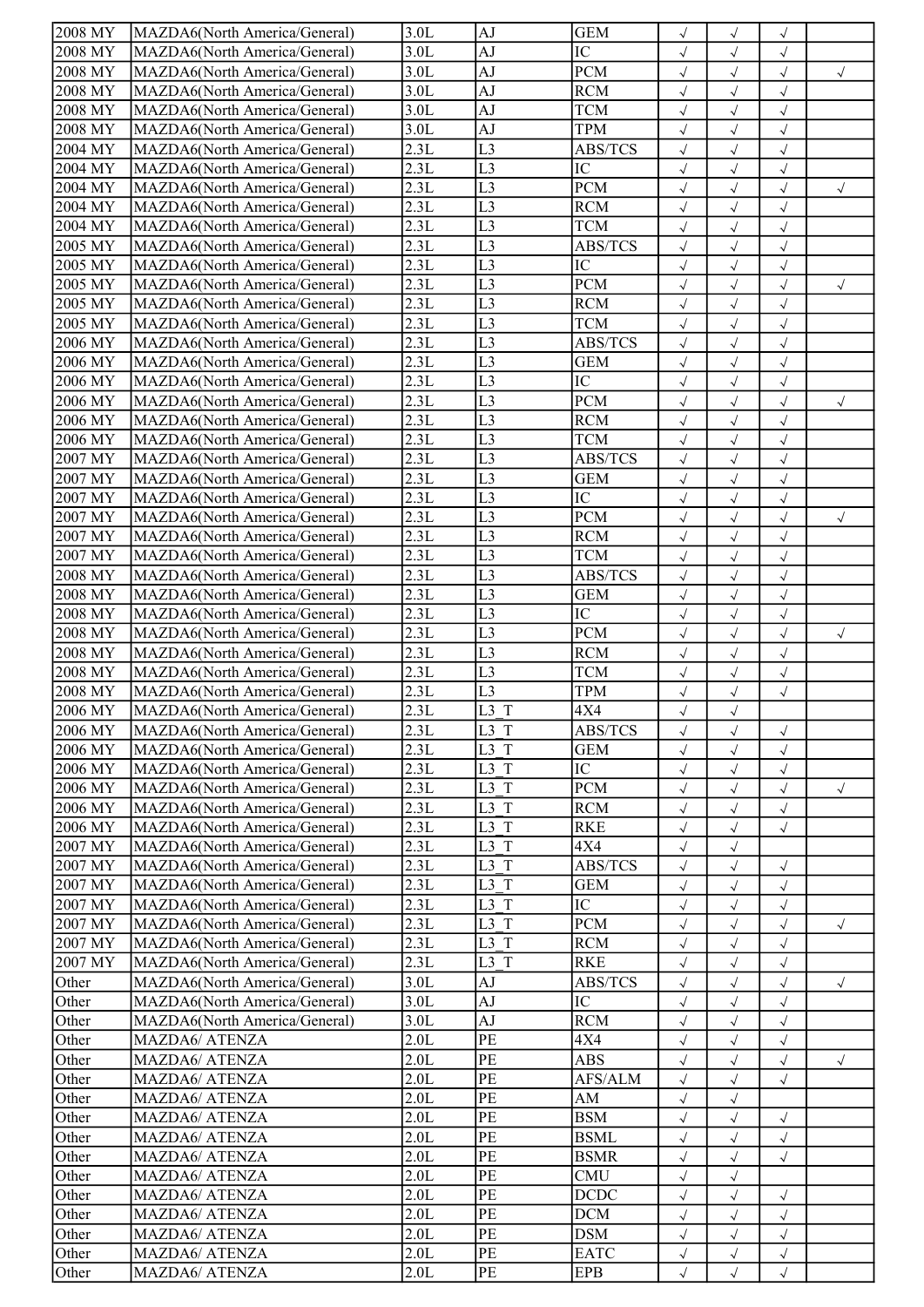| | | | | | | | | |
|---|---|---|---|---|---|---|---|---|
| 2008 MY | MAZDA6(North America/General) | 3.0L | AJ | GEM | √ | √ | √ | |
| 2008 MY | MAZDA6(North America/General) | 3.0L | AJ | IC | √ | √ | √ | |
| 2008 MY | MAZDA6(North America/General) | 3.0L | AJ | PCM | √ | √ | √ | √ |
| 2008 MY | MAZDA6(North America/General) | 3.0L | AJ | RCM | √ | √ | √ | |
| 2008 MY | MAZDA6(North America/General) | 3.0L | AJ | TCM | √ | √ | √ | |
| 2008 MY | MAZDA6(North America/General) | 3.0L | AJ | TPM | √ | √ | √ | |
| 2004 MY | MAZDA6(North America/General) | 2.3L | L3 | ABS/TCS | √ | √ | √ | |
| 2004 MY | MAZDA6(North America/General) | 2.3L | L3 | IC | √ | √ | √ | |
| 2004 MY | MAZDA6(North America/General) | 2.3L | L3 | PCM | √ | √ | √ | √ |
| 2004 MY | MAZDA6(North America/General) | 2.3L | L3 | RCM | √ | √ | √ | |
| 2004 MY | MAZDA6(North America/General) | 2.3L | L3 | TCM | √ | √ | √ | |
| 2005 MY | MAZDA6(North America/General) | 2.3L | L3 | ABS/TCS | √ | √ | √ | |
| 2005 MY | MAZDA6(North America/General) | 2.3L | L3 | IC | √ | √ | √ | |
| 2005 MY | MAZDA6(North America/General) | 2.3L | L3 | PCM | √ | √ | √ | √ |
| 2005 MY | MAZDA6(North America/General) | 2.3L | L3 | RCM | √ | √ | √ | |
| 2005 MY | MAZDA6(North America/General) | 2.3L | L3 | TCM | √ | √ | √ | |
| 2006 MY | MAZDA6(North America/General) | 2.3L | L3 | ABS/TCS | √ | √ | √ | |
| 2006 MY | MAZDA6(North America/General) | 2.3L | L3 | GEM | √ | √ | √ | |
| 2006 MY | MAZDA6(North America/General) | 2.3L | L3 | IC | √ | √ | √ | |
| 2006 MY | MAZDA6(North America/General) | 2.3L | L3 | PCM | √ | √ | √ | √ |
| 2006 MY | MAZDA6(North America/General) | 2.3L | L3 | RCM | √ | √ | √ | |
| 2006 MY | MAZDA6(North America/General) | 2.3L | L3 | TCM | √ | √ | √ | |
| 2007 MY | MAZDA6(North America/General) | 2.3L | L3 | ABS/TCS | √ | √ | √ | |
| 2007 MY | MAZDA6(North America/General) | 2.3L | L3 | GEM | √ | √ | √ | |
| 2007 MY | MAZDA6(North America/General) | 2.3L | L3 | IC | √ | √ | √ | |
| 2007 MY | MAZDA6(North America/General) | 2.3L | L3 | PCM | √ | √ | √ | √ |
| 2007 MY | MAZDA6(North America/General) | 2.3L | L3 | RCM | √ | √ | √ | |
| 2007 MY | MAZDA6(North America/General) | 2.3L | L3 | TCM | √ | √ | √ | |
| 2008 MY | MAZDA6(North America/General) | 2.3L | L3 | ABS/TCS | √ | √ | √ | |
| 2008 MY | MAZDA6(North America/General) | 2.3L | L3 | GEM | √ | √ | √ | |
| 2008 MY | MAZDA6(North America/General) | 2.3L | L3 | IC | √ | √ | √ | |
| 2008 MY | MAZDA6(North America/General) | 2.3L | L3 | PCM | √ | √ | √ | √ |
| 2008 MY | MAZDA6(North America/General) | 2.3L | L3 | RCM | √ | √ | √ | |
| 2008 MY | MAZDA6(North America/General) | 2.3L | L3 | TCM | √ | √ | √ | |
| 2008 MY | MAZDA6(North America/General) | 2.3L | L3 | TPM | √ | √ | √ | |
| 2006 MY | MAZDA6(North America/General) | 2.3L | L3_T | 4X4 | √ | √ | | |
| 2006 MY | MAZDA6(North America/General) | 2.3L | L3_T | ABS/TCS | √ | √ | √ | |
| 2006 MY | MAZDA6(North America/General) | 2.3L | L3_T | GEM | √ | √ | √ | |
| 2006 MY | MAZDA6(North America/General) | 2.3L | L3_T | IC | √ | √ | √ | |
| 2006 MY | MAZDA6(North America/General) | 2.3L | L3_T | PCM | √ | √ | √ | √ |
| 2006 MY | MAZDA6(North America/General) | 2.3L | L3_T | RCM | √ | √ | √ | |
| 2006 MY | MAZDA6(North America/General) | 2.3L | L3_T | RKE | √ | √ | √ | |
| 2007 MY | MAZDA6(North America/General) | 2.3L | L3_T | 4X4 | √ | √ | | |
| 2007 MY | MAZDA6(North America/General) | 2.3L | L3_T | ABS/TCS | √ | √ | √ | |
| 2007 MY | MAZDA6(North America/General) | 2.3L | L3_T | GEM | √ | √ | √ | |
| 2007 MY | MAZDA6(North America/General) | 2.3L | L3_T | IC | √ | √ | √ | |
| 2007 MY | MAZDA6(North America/General) | 2.3L | L3_T | PCM | √ | √ | √ | √ |
| 2007 MY | MAZDA6(North America/General) | 2.3L | L3_T | RCM | √ | √ | √ | |
| 2007 MY | MAZDA6(North America/General) | 2.3L | L3_T | RKE | √ | √ | √ | |
| Other | MAZDA6(North America/General) | 3.0L | AJ | ABS/TCS | √ | √ | √ | √ |
| Other | MAZDA6(North America/General) | 3.0L | AJ | IC | √ | √ | √ | |
| Other | MAZDA6(North America/General) | 3.0L | AJ | RCM | √ | √ | √ | |
| Other | MAZDA6/ ATENZA | 2.0L | PE | 4X4 | √ | √ | √ | |
| Other | MAZDA6/ ATENZA | 2.0L | PE | ABS | √ | √ | √ | √ |
| Other | MAZDA6/ ATENZA | 2.0L | PE | AFS/ALM | √ | √ | √ | |
| Other | MAZDA6/ ATENZA | 2.0L | PE | AM | √ | √ | | |
| Other | MAZDA6/ ATENZA | 2.0L | PE | BSM | √ | √ | √ | |
| Other | MAZDA6/ ATENZA | 2.0L | PE | BSML | √ | √ | √ | |
| Other | MAZDA6/ ATENZA | 2.0L | PE | BSMR | √ | √ | √ | |
| Other | MAZDA6/ ATENZA | 2.0L | PE | CMU | √ | √ | | |
| Other | MAZDA6/ ATENZA | 2.0L | PE | DCDC | √ | √ | √ | |
| Other | MAZDA6/ ATENZA | 2.0L | PE | DCM | √ | √ | √ | |
| Other | MAZDA6/ ATENZA | 2.0L | PE | DSM | √ | √ | √ | |
| Other | MAZDA6/ ATENZA | 2.0L | PE | EATC | √ | √ | √ | |
| Other | MAZDA6/ ATENZA | 2.0L | PE | EPB | √ | √ | √ | |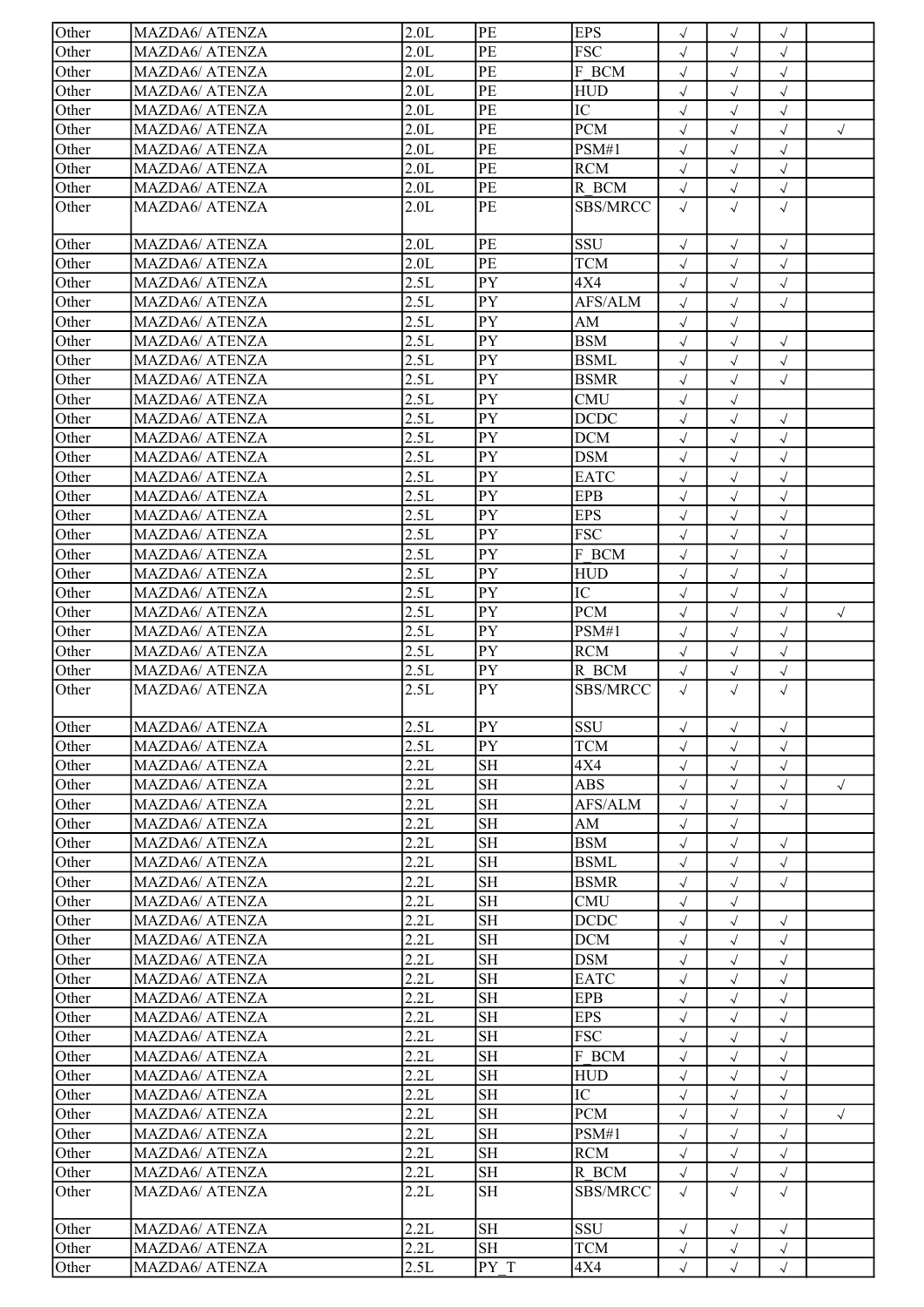| | | | | | | | | |
|---|---|---|---|---|---|---|---|---|
| Other | MAZDA6/ ATENZA | 2.0L | PE | EPS | √ | √ | √ | |
| Other | MAZDA6/ ATENZA | 2.0L | PE | FSC | √ | √ | √ | |
| Other | MAZDA6/ ATENZA | 2.0L | PE | F_BCM | √ | √ | √ | |
| Other | MAZDA6/ ATENZA | 2.0L | PE | HUD | √ | √ | √ | |
| Other | MAZDA6/ ATENZA | 2.0L | PE | IC | √ | √ | √ | |
| Other | MAZDA6/ ATENZA | 2.0L | PE | PCM | √ | √ | √ | √ |
| Other | MAZDA6/ ATENZA | 2.0L | PE | PSM#1 | √ | √ | √ | |
| Other | MAZDA6/ ATENZA | 2.0L | PE | RCM | √ | √ | √ | |
| Other | MAZDA6/ ATENZA | 2.0L | PE | R_BCM | √ | √ | √ | |
| Other | MAZDA6/ ATENZA | 2.0L | PE | SBS/MRCC | √ | √ | √ | |
| Other | MAZDA6/ ATENZA | 2.0L | PE | SSU | √ | √ | √ | |
| Other | MAZDA6/ ATENZA | 2.0L | PE | TCM | √ | √ | √ | |
| Other | MAZDA6/ ATENZA | 2.5L | PY | 4X4 | √ | √ | √ | |
| Other | MAZDA6/ ATENZA | 2.5L | PY | AFS/ALM | √ | √ | √ | |
| Other | MAZDA6/ ATENZA | 2.5L | PY | AM | √ | √ | | |
| Other | MAZDA6/ ATENZA | 2.5L | PY | BSM | √ | √ | √ | |
| Other | MAZDA6/ ATENZA | 2.5L | PY | BSML | √ | √ | √ | |
| Other | MAZDA6/ ATENZA | 2.5L | PY | BSMR | √ | √ | √ | |
| Other | MAZDA6/ ATENZA | 2.5L | PY | CMU | √ | √ | | |
| Other | MAZDA6/ ATENZA | 2.5L | PY | DCDC | √ | √ | √ | |
| Other | MAZDA6/ ATENZA | 2.5L | PY | DCM | √ | √ | √ | |
| Other | MAZDA6/ ATENZA | 2.5L | PY | DSM | √ | √ | √ | |
| Other | MAZDA6/ ATENZA | 2.5L | PY | EATC | √ | √ | √ | |
| Other | MAZDA6/ ATENZA | 2.5L | PY | EPB | √ | √ | √ | |
| Other | MAZDA6/ ATENZA | 2.5L | PY | EPS | √ | √ | √ | |
| Other | MAZDA6/ ATENZA | 2.5L | PY | FSC | √ | √ | √ | |
| Other | MAZDA6/ ATENZA | 2.5L | PY | F_BCM | √ | √ | √ | |
| Other | MAZDA6/ ATENZA | 2.5L | PY | HUD | √ | √ | √ | |
| Other | MAZDA6/ ATENZA | 2.5L | PY | IC | √ | √ | √ | |
| Other | MAZDA6/ ATENZA | 2.5L | PY | PCM | √ | √ | √ | √ |
| Other | MAZDA6/ ATENZA | 2.5L | PY | PSM#1 | √ | √ | √ | |
| Other | MAZDA6/ ATENZA | 2.5L | PY | RCM | √ | √ | √ | |
| Other | MAZDA6/ ATENZA | 2.5L | PY | R_BCM | √ | √ | √ | |
| Other | MAZDA6/ ATENZA | 2.5L | PY | SBS/MRCC | √ | √ | √ | |
| Other | MAZDA6/ ATENZA | 2.5L | PY | SSU | √ | √ | √ | |
| Other | MAZDA6/ ATENZA | 2.5L | PY | TCM | √ | √ | √ | |
| Other | MAZDA6/ ATENZA | 2.2L | SH | 4X4 | √ | √ | √ | |
| Other | MAZDA6/ ATENZA | 2.2L | SH | ABS | √ | √ | √ | √ |
| Other | MAZDA6/ ATENZA | 2.2L | SH | AFS/ALM | √ | √ | √ | |
| Other | MAZDA6/ ATENZA | 2.2L | SH | AM | √ | √ | | |
| Other | MAZDA6/ ATENZA | 2.2L | SH | BSM | √ | √ | √ | |
| Other | MAZDA6/ ATENZA | 2.2L | SH | BSML | √ | √ | √ | |
| Other | MAZDA6/ ATENZA | 2.2L | SH | BSMR | √ | √ | √ | |
| Other | MAZDA6/ ATENZA | 2.2L | SH | CMU | √ | √ | | |
| Other | MAZDA6/ ATENZA | 2.2L | SH | DCDC | √ | √ | √ | |
| Other | MAZDA6/ ATENZA | 2.2L | SH | DCM | √ | √ | √ | |
| Other | MAZDA6/ ATENZA | 2.2L | SH | DSM | √ | √ | √ | |
| Other | MAZDA6/ ATENZA | 2.2L | SH | EATC | √ | √ | √ | |
| Other | MAZDA6/ ATENZA | 2.2L | SH | EPB | √ | √ | √ | |
| Other | MAZDA6/ ATENZA | 2.2L | SH | EPS | √ | √ | √ | |
| Other | MAZDA6/ ATENZA | 2.2L | SH | FSC | √ | √ | √ | |
| Other | MAZDA6/ ATENZA | 2.2L | SH | F_BCM | √ | √ | √ | |
| Other | MAZDA6/ ATENZA | 2.2L | SH | HUD | √ | √ | √ | |
| Other | MAZDA6/ ATENZA | 2.2L | SH | IC | √ | √ | √ | |
| Other | MAZDA6/ ATENZA | 2.2L | SH | PCM | √ | √ | √ | √ |
| Other | MAZDA6/ ATENZA | 2.2L | SH | PSM#1 | √ | √ | √ | |
| Other | MAZDA6/ ATENZA | 2.2L | SH | RCM | √ | √ | √ | |
| Other | MAZDA6/ ATENZA | 2.2L | SH | R_BCM | √ | √ | √ | |
| Other | MAZDA6/ ATENZA | 2.2L | SH | SBS/MRCC | √ | √ | √ | |
| Other | MAZDA6/ ATENZA | 2.2L | SH | SSU | √ | √ | √ | |
| Other | MAZDA6/ ATENZA | 2.2L | SH | TCM | √ | √ | √ | |
| Other | MAZDA6/ ATENZA | 2.5L | PY_T | 4X4 | √ | √ | √ | |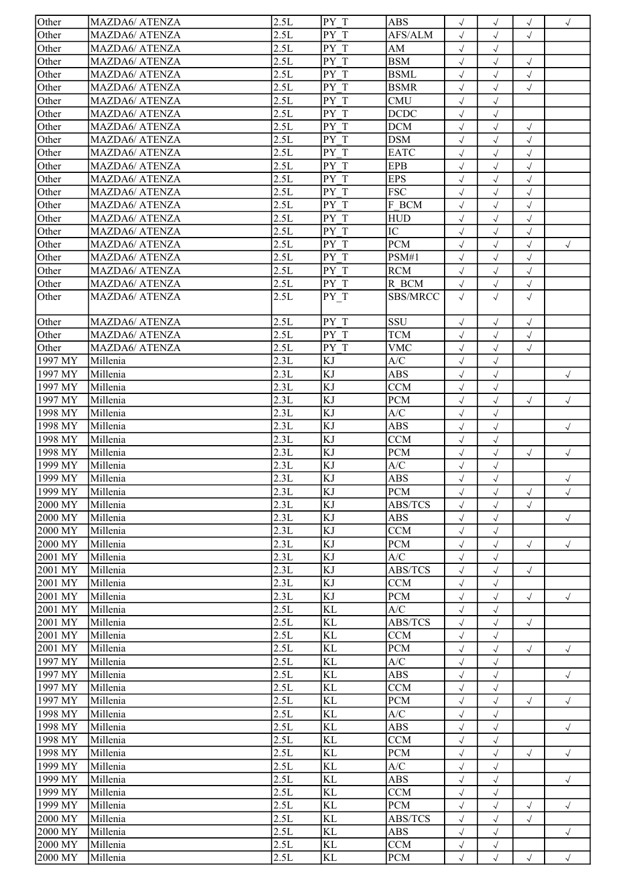| Other | MAZDA6/ ATENZA | 2.5L | PY_T | ABS | √ | √ | √ | √ |
|---|---|---|---|---|---|---|---|---|
| Other | MAZDA6/ ATENZA | 2.5L | PY_T | AFS/ALM | √ | √ | √ | |
| Other | MAZDA6/ ATENZA | 2.5L | PY_T | AM | √ | √ | | |
| Other | MAZDA6/ ATENZA | 2.5L | PY_T | BSM | √ | √ | √ | |
| Other | MAZDA6/ ATENZA | 2.5L | PY_T | BSML | √ | √ | √ | |
| Other | MAZDA6/ ATENZA | 2.5L | PY_T | BSMR | √ | √ | √ | |
| Other | MAZDA6/ ATENZA | 2.5L | PY_T | CMU | √ | √ | | |
| Other | MAZDA6/ ATENZA | 2.5L | PY_T | DCDC | √ | √ | | |
| Other | MAZDA6/ ATENZA | 2.5L | PY_T | DCM | √ | √ | √ | |
| Other | MAZDA6/ ATENZA | 2.5L | PY_T | DSM | √ | √ | √ | |
| Other | MAZDA6/ ATENZA | 2.5L | PY_T | EATC | √ | √ | √ | |
| Other | MAZDA6/ ATENZA | 2.5L | PY_T | EPB | √ | √ | √ | |
| Other | MAZDA6/ ATENZA | 2.5L | PY_T | EPS | √ | √ | √ | |
| Other | MAZDA6/ ATENZA | 2.5L | PY_T | FSC | √ | √ | √ | |
| Other | MAZDA6/ ATENZA | 2.5L | PY_T | F_BCM | √ | √ | √ | |
| Other | MAZDA6/ ATENZA | 2.5L | PY_T | HUD | √ | √ | √ | |
| Other | MAZDA6/ ATENZA | 2.5L | PY_T | IC | √ | √ | √ | |
| Other | MAZDA6/ ATENZA | 2.5L | PY_T | PCM | √ | √ | √ | √ |
| Other | MAZDA6/ ATENZA | 2.5L | PY_T | PSM#1 | √ | √ | √ | |
| Other | MAZDA6/ ATENZA | 2.5L | PY_T | RCM | √ | √ | √ | |
| Other | MAZDA6/ ATENZA | 2.5L | PY_T | R_BCM | √ | √ | √ | |
| Other | MAZDA6/ ATENZA | 2.5L | PY_T | SBS/MRCC | √ | √ | √ | |
| Other | MAZDA6/ ATENZA | 2.5L | PY_T | SSU | √ | √ | √ | |
| Other | MAZDA6/ ATENZA | 2.5L | PY_T | TCM | √ | √ | √ | |
| Other | MAZDA6/ ATENZA | 2.5L | PY_T | VMC | √ | √ | √ | |
| 1997 MY | Millenia | 2.3L | KJ | A/C | √ | √ | | |
| 1997 MY | Millenia | 2.3L | KJ | ABS | √ | √ | | √ |
| 1997 MY | Millenia | 2.3L | KJ | CCM | √ | √ | | |
| 1997 MY | Millenia | 2.3L | KJ | PCM | √ | √ | √ | √ |
| 1998 MY | Millenia | 2.3L | KJ | A/C | √ | √ | | |
| 1998 MY | Millenia | 2.3L | KJ | ABS | √ | √ | | √ |
| 1998 MY | Millenia | 2.3L | KJ | CCM | √ | √ | | |
| 1998 MY | Millenia | 2.3L | KJ | PCM | √ | √ | √ | √ |
| 1999 MY | Millenia | 2.3L | KJ | A/C | √ | √ | | |
| 1999 MY | Millenia | 2.3L | KJ | ABS | √ | √ | | √ |
| 1999 MY | Millenia | 2.3L | KJ | PCM | √ | √ | √ | √ |
| 2000 MY | Millenia | 2.3L | KJ | ABS/TCS | √ | √ | √ | |
| 2000 MY | Millenia | 2.3L | KJ | ABS | √ | √ | | √ |
| 2000 MY | Millenia | 2.3L | KJ | CCM | √ | √ | | |
| 2000 MY | Millenia | 2.3L | KJ | PCM | √ | √ | √ | √ |
| 2001 MY | Millenia | 2.3L | KJ | A/C | √ | √ | | |
| 2001 MY | Millenia | 2.3L | KJ | ABS/TCS | √ | √ | √ | |
| 2001 MY | Millenia | 2.3L | KJ | CCM | √ | √ | | |
| 2001 MY | Millenia | 2.3L | KJ | PCM | √ | √ | √ | √ |
| 2001 MY | Millenia | 2.5L | KL | A/C | √ | √ | | |
| 2001 MY | Millenia | 2.5L | KL | ABS/TCS | √ | √ | √ | |
| 2001 MY | Millenia | 2.5L | KL | CCM | √ | √ | | |
| 2001 MY | Millenia | 2.5L | KL | PCM | √ | √ | √ | √ |
| 1997 MY | Millenia | 2.5L | KL | A/C | √ | √ | | |
| 1997 MY | Millenia | 2.5L | KL | ABS | √ | √ | | √ |
| 1997 MY | Millenia | 2.5L | KL | CCM | √ | √ | | |
| 1997 MY | Millenia | 2.5L | KL | PCM | √ | √ | √ | √ |
| 1998 MY | Millenia | 2.5L | KL | A/C | √ | √ | | |
| 1998 MY | Millenia | 2.5L | KL | ABS | √ | √ | | √ |
| 1998 MY | Millenia | 2.5L | KL | CCM | √ | √ | | |
| 1998 MY | Millenia | 2.5L | KL | PCM | √ | √ | √ | √ |
| 1999 MY | Millenia | 2.5L | KL | A/C | √ | √ | | |
| 1999 MY | Millenia | 2.5L | KL | ABS | √ | √ | | √ |
| 1999 MY | Millenia | 2.5L | KL | CCM | √ | √ | | |
| 1999 MY | Millenia | 2.5L | KL | PCM | √ | √ | √ | √ |
| 2000 MY | Millenia | 2.5L | KL | ABS/TCS | √ | √ | √ | |
| 2000 MY | Millenia | 2.5L | KL | ABS | √ | √ | | √ |
| 2000 MY | Millenia | 2.5L | KL | CCM | √ | √ | | |
| 2000 MY | Millenia | 2.5L | KL | PCM | √ | √ | √ | √ |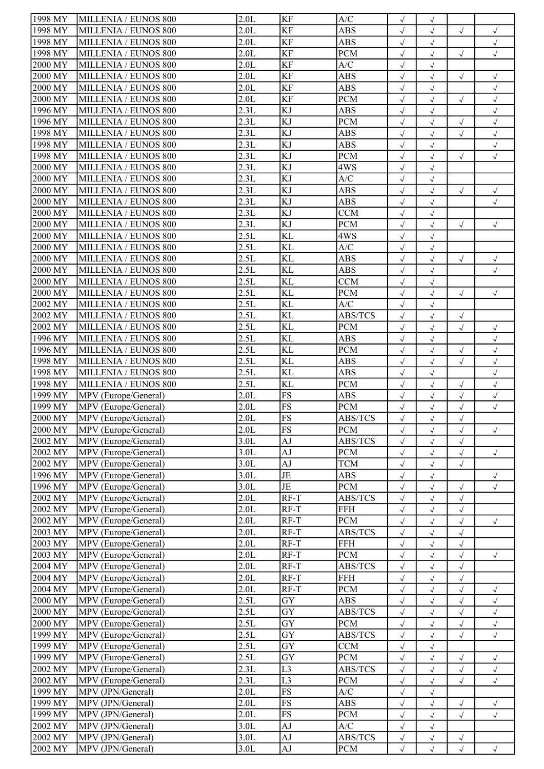| | | | | | | | | |
|---|---|---|---|---|---|---|---|---|
| 1998 MY | MILLENIA / EUNOS 800 | 2.0L | KF | A/C | √ | √ | | |
| 1998 MY | MILLENIA / EUNOS 800 | 2.0L | KF | ABS | √ | √ | √ | √ |
| 1998 MY | MILLENIA / EUNOS 800 | 2.0L | KF | ABS | √ | √ | | √ |
| 1998 MY | MILLENIA / EUNOS 800 | 2.0L | KF | PCM | √ | √ | √ | √ |
| 2000 MY | MILLENIA / EUNOS 800 | 2.0L | KF | A/C | √ | √ | | |
| 2000 MY | MILLENIA / EUNOS 800 | 2.0L | KF | ABS | √ | √ | √ | √ |
| 2000 MY | MILLENIA / EUNOS 800 | 2.0L | KF | ABS | √ | √ | | √ |
| 2000 MY | MILLENIA / EUNOS 800 | 2.0L | KF | PCM | √ | √ | √ | √ |
| 1996 MY | MILLENIA / EUNOS 800 | 2.3L | KJ | ABS | √ | √ | | √ |
| 1996 MY | MILLENIA / EUNOS 800 | 2.3L | KJ | PCM | √ | √ | √ | √ |
| 1998 MY | MILLENIA / EUNOS 800 | 2.3L | KJ | ABS | √ | √ | √ | √ |
| 1998 MY | MILLENIA / EUNOS 800 | 2.3L | KJ | ABS | √ | √ | | √ |
| 1998 MY | MILLENIA / EUNOS 800 | 2.3L | KJ | PCM | √ | √ | √ | √ |
| 2000 MY | MILLENIA / EUNOS 800 | 2.3L | KJ | 4WS | √ | √ | | |
| 2000 MY | MILLENIA / EUNOS 800 | 2.3L | KJ | A/C | √ | √ | | |
| 2000 MY | MILLENIA / EUNOS 800 | 2.3L | KJ | ABS | √ | √ | √ | √ |
| 2000 MY | MILLENIA / EUNOS 800 | 2.3L | KJ | ABS | √ | √ | | √ |
| 2000 MY | MILLENIA / EUNOS 800 | 2.3L | KJ | CCM | √ | √ | | |
| 2000 MY | MILLENIA / EUNOS 800 | 2.3L | KJ | PCM | √ | √ | √ | √ |
| 2000 MY | MILLENIA / EUNOS 800 | 2.5L | KL | 4WS | √ | √ | | |
| 2000 MY | MILLENIA / EUNOS 800 | 2.5L | KL | A/C | √ | √ | | |
| 2000 MY | MILLENIA / EUNOS 800 | 2.5L | KL | ABS | √ | √ | √ | √ |
| 2000 MY | MILLENIA / EUNOS 800 | 2.5L | KL | ABS | √ | √ | | √ |
| 2000 MY | MILLENIA / EUNOS 800 | 2.5L | KL | CCM | √ | √ | | |
| 2000 MY | MILLENIA / EUNOS 800 | 2.5L | KL | PCM | √ | √ | √ | √ |
| 2002 MY | MILLENIA / EUNOS 800 | 2.5L | KL | A/C | √ | √ | | |
| 2002 MY | MILLENIA / EUNOS 800 | 2.5L | KL | ABS/TCS | √ | √ | √ | |
| 2002 MY | MILLENIA / EUNOS 800 | 2.5L | KL | PCM | √ | √ | √ | √ |
| 1996 MY | MILLENIA / EUNOS 800 | 2.5L | KL | ABS | √ | √ | | √ |
| 1996 MY | MILLENIA / EUNOS 800 | 2.5L | KL | PCM | √ | √ | √ | √ |
| 1998 MY | MILLENIA / EUNOS 800 | 2.5L | KL | ABS | √ | √ | √ | √ |
| 1998 MY | MILLENIA / EUNOS 800 | 2.5L | KL | ABS | √ | √ | | √ |
| 1998 MY | MILLENIA / EUNOS 800 | 2.5L | KL | PCM | √ | √ | √ | √ |
| 1999 MY | MPV (Europe/General) | 2.0L | FS | ABS | √ | √ | √ | √ |
| 1999 MY | MPV (Europe/General) | 2.0L | FS | PCM | √ | √ | √ | √ |
| 2000 MY | MPV (Europe/General) | 2.0L | FS | ABS/TCS | √ | √ | √ | |
| 2000 MY | MPV (Europe/General) | 2.0L | FS | PCM | √ | √ | √ | √ |
| 2002 MY | MPV (Europe/General) | 3.0L | AJ | ABS/TCS | √ | √ | √ | |
| 2002 MY | MPV (Europe/General) | 3.0L | AJ | PCM | √ | √ | √ | √ |
| 2002 MY | MPV (Europe/General) | 3.0L | AJ | TCM | √ | √ | √ | |
| 1996 MY | MPV (Europe/General) | 3.0L | JE | ABS | √ | √ | | √ |
| 1996 MY | MPV (Europe/General) | 3.0L | JE | PCM | √ | √ | √ | √ |
| 2002 MY | MPV (Europe/General) | 2.0L | RF-T | ABS/TCS | √ | √ | √ | |
| 2002 MY | MPV (Europe/General) | 2.0L | RF-T | FFH | √ | √ | √ | |
| 2002 MY | MPV (Europe/General) | 2.0L | RF-T | PCM | √ | √ | √ | √ |
| 2003 MY | MPV (Europe/General) | 2.0L | RF-T | ABS/TCS | √ | √ | √ | |
| 2003 MY | MPV (Europe/General) | 2.0L | RF-T | FFH | √ | √ | √ | |
| 2003 MY | MPV (Europe/General) | 2.0L | RF-T | PCM | √ | √ | √ | √ |
| 2004 MY | MPV (Europe/General) | 2.0L | RF-T | ABS/TCS | √ | √ | √ | |
| 2004 MY | MPV (Europe/General) | 2.0L | RF-T | FFH | √ | √ | √ | |
| 2004 MY | MPV (Europe/General) | 2.0L | RF-T | PCM | √ | √ | √ | √ |
| 2000 MY | MPV (Europe/General) | 2.5L | GY | ABS | √ | √ | √ | √ |
| 2000 MY | MPV (Europe/General) | 2.5L | GY | ABS/TCS | √ | √ | √ | √ |
| 2000 MY | MPV (Europe/General) | 2.5L | GY | PCM | √ | √ | √ | √ |
| 1999 MY | MPV (Europe/General) | 2.5L | GY | ABS/TCS | √ | √ | √ | √ |
| 1999 MY | MPV (Europe/General) | 2.5L | GY | CCM | √ | √ | | |
| 1999 MY | MPV (Europe/General) | 2.5L | GY | PCM | √ | √ | √ | √ |
| 2002 MY | MPV (Europe/General) | 2.3L | L3 | ABS/TCS | √ | √ | √ | √ |
| 2002 MY | MPV (Europe/General) | 2.3L | L3 | PCM | √ | √ | √ | √ |
| 1999 MY | MPV (JPN/General) | 2.0L | FS | A/C | √ | √ | | |
| 1999 MY | MPV (JPN/General) | 2.0L | FS | ABS | √ | √ | √ | √ |
| 1999 MY | MPV (JPN/General) | 2.0L | FS | PCM | √ | √ | √ | √ |
| 2002 MY | MPV (JPN/General) | 3.0L | AJ | A/C | √ | √ | | |
| 2002 MY | MPV (JPN/General) | 3.0L | AJ | ABS/TCS | √ | √ | √ | |
| 2002 MY | MPV (JPN/General) | 3.0L | AJ | PCM | √ | √ | √ | √ |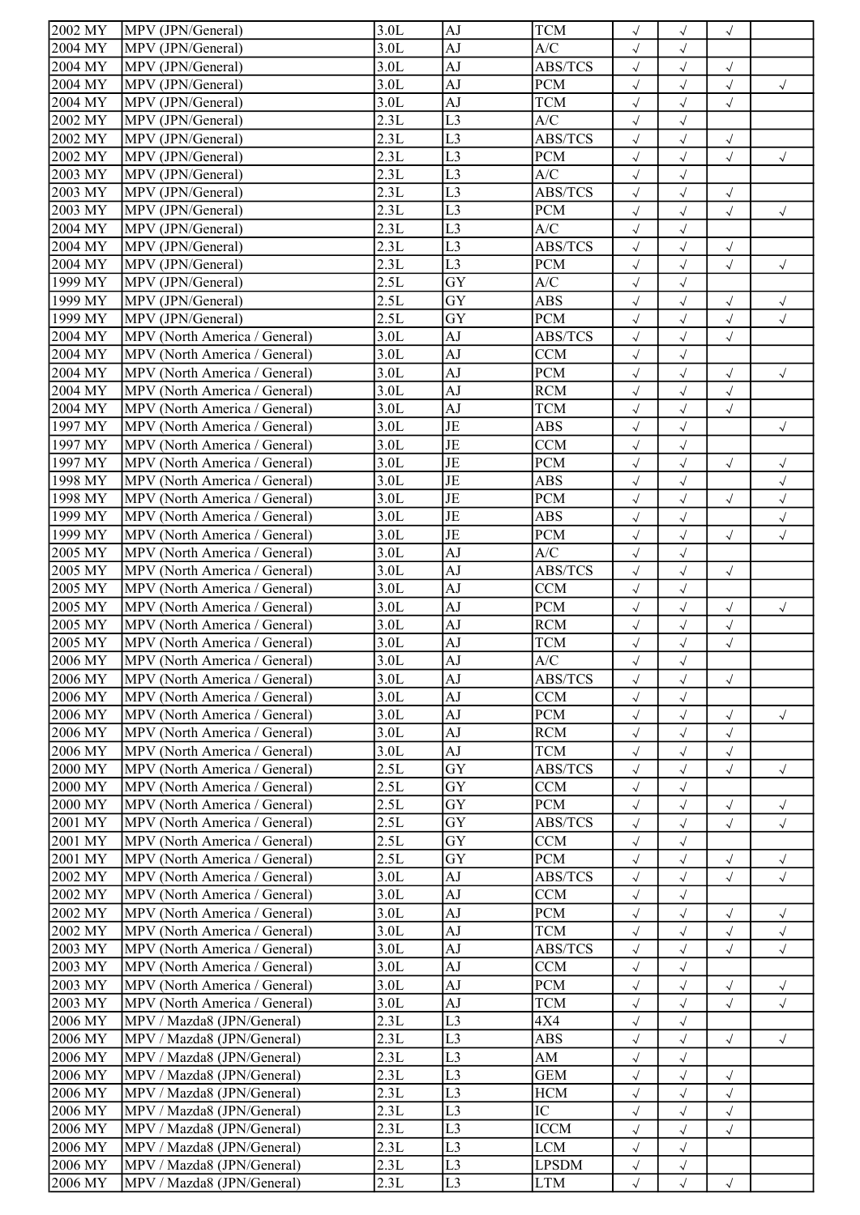| 2002 MY | MPV (JPN/General) | 3.0L | AJ | TCM | √ | √ | √ | |
|---|---|---|---|---|---|---|---|---|
| 2004 MY | MPV (JPN/General) | 3.0L | AJ | A/C | √ | √ | | |
| 2004 MY | MPV (JPN/General) | 3.0L | AJ | ABS/TCS | √ | √ | √ | |
| 2004 MY | MPV (JPN/General) | 3.0L | AJ | PCM | √ | √ | √ | √ |
| 2004 MY | MPV (JPN/General) | 3.0L | AJ | TCM | √ | √ | √ | |
| 2002 MY | MPV (JPN/General) | 2.3L | L3 | A/C | √ | √ | | |
| 2002 MY | MPV (JPN/General) | 2.3L | L3 | ABS/TCS | √ | √ | √ | |
| 2002 MY | MPV (JPN/General) | 2.3L | L3 | PCM | √ | √ | √ | √ |
| 2003 MY | MPV (JPN/General) | 2.3L | L3 | A/C | √ | √ | | |
| 2003 MY | MPV (JPN/General) | 2.3L | L3 | ABS/TCS | √ | √ | √ | |
| 2003 MY | MPV (JPN/General) | 2.3L | L3 | PCM | √ | √ | √ | √ |
| 2004 MY | MPV (JPN/General) | 2.3L | L3 | A/C | √ | √ | | |
| 2004 MY | MPV (JPN/General) | 2.3L | L3 | ABS/TCS | √ | √ | √ | |
| 2004 MY | MPV (JPN/General) | 2.3L | L3 | PCM | √ | √ | √ | √ |
| 1999 MY | MPV (JPN/General) | 2.5L | GY | A/C | √ | √ | | |
| 1999 MY | MPV (JPN/General) | 2.5L | GY | ABS | √ | √ | √ | √ |
| 1999 MY | MPV (JPN/General) | 2.5L | GY | PCM | √ | √ | √ | √ |
| 2004 MY | MPV (North America / General) | 3.0L | AJ | ABS/TCS | √ | √ | √ | |
| 2004 MY | MPV (North America / General) | 3.0L | AJ | CCM | √ | √ | | |
| 2004 MY | MPV (North America / General) | 3.0L | AJ | PCM | √ | √ | √ | √ |
| 2004 MY | MPV (North America / General) | 3.0L | AJ | RCM | √ | √ | √ | |
| 2004 MY | MPV (North America / General) | 3.0L | AJ | TCM | √ | √ | √ | |
| 1997 MY | MPV (North America / General) | 3.0L | JE | ABS | √ | √ | | √ |
| 1997 MY | MPV (North America / General) | 3.0L | JE | CCM | √ | √ | | |
| 1997 MY | MPV (North America / General) | 3.0L | JE | PCM | √ | √ | √ | √ |
| 1998 MY | MPV (North America / General) | 3.0L | JE | ABS | √ | √ | | √ |
| 1998 MY | MPV (North America / General) | 3.0L | JE | PCM | √ | √ | √ | √ |
| 1999 MY | MPV (North America / General) | 3.0L | JE | ABS | √ | √ | | √ |
| 1999 MY | MPV (North America / General) | 3.0L | JE | PCM | √ | √ | √ | √ |
| 2005 MY | MPV (North America / General) | 3.0L | AJ | A/C | √ | √ | | |
| 2005 MY | MPV (North America / General) | 3.0L | AJ | ABS/TCS | √ | √ | √ | |
| 2005 MY | MPV (North America / General) | 3.0L | AJ | CCM | √ | √ | | |
| 2005 MY | MPV (North America / General) | 3.0L | AJ | PCM | √ | √ | √ | √ |
| 2005 MY | MPV (North America / General) | 3.0L | AJ | RCM | √ | √ | √ | |
| 2005 MY | MPV (North America / General) | 3.0L | AJ | TCM | √ | √ | √ | |
| 2006 MY | MPV (North America / General) | 3.0L | AJ | A/C | √ | √ | | |
| 2006 MY | MPV (North America / General) | 3.0L | AJ | ABS/TCS | √ | √ | √ | |
| 2006 MY | MPV (North America / General) | 3.0L | AJ | CCM | √ | √ | | |
| 2006 MY | MPV (North America / General) | 3.0L | AJ | PCM | √ | √ | √ | √ |
| 2006 MY | MPV (North America / General) | 3.0L | AJ | RCM | √ | √ | √ | |
| 2006 MY | MPV (North America / General) | 3.0L | AJ | TCM | √ | √ | √ | |
| 2000 MY | MPV (North America / General) | 2.5L | GY | ABS/TCS | √ | √ | √ | √ |
| 2000 MY | MPV (North America / General) | 2.5L | GY | CCM | √ | √ | | |
| 2000 MY | MPV (North America / General) | 2.5L | GY | PCM | √ | √ | √ | √ |
| 2001 MY | MPV (North America / General) | 2.5L | GY | ABS/TCS | √ | √ | √ | √ |
| 2001 MY | MPV (North America / General) | 2.5L | GY | CCM | √ | √ | | |
| 2001 MY | MPV (North America / General) | 2.5L | GY | PCM | √ | √ | √ | √ |
| 2002 MY | MPV (North America / General) | 3.0L | AJ | ABS/TCS | √ | √ | √ | √ |
| 2002 MY | MPV (North America / General) | 3.0L | AJ | CCM | √ | √ | | |
| 2002 MY | MPV (North America / General) | 3.0L | AJ | PCM | √ | √ | √ | √ |
| 2002 MY | MPV (North America / General) | 3.0L | AJ | TCM | √ | √ | √ | √ |
| 2003 MY | MPV (North America / General) | 3.0L | AJ | ABS/TCS | √ | √ | √ | √ |
| 2003 MY | MPV (North America / General) | 3.0L | AJ | CCM | √ | √ | | |
| 2003 MY | MPV (North America / General) | 3.0L | AJ | PCM | √ | √ | √ | √ |
| 2003 MY | MPV (North America / General) | 3.0L | AJ | TCM | √ | √ | √ | √ |
| 2006 MY | MPV / Mazda8 (JPN/General) | 2.3L | L3 | 4X4 | √ | √ | | |
| 2006 MY | MPV / Mazda8 (JPN/General) | 2.3L | L3 | ABS | √ | √ | √ | √ |
| 2006 MY | MPV / Mazda8 (JPN/General) | 2.3L | L3 | AM | √ | √ | | |
| 2006 MY | MPV / Mazda8 (JPN/General) | 2.3L | L3 | GEM | √ | √ | √ | |
| 2006 MY | MPV / Mazda8 (JPN/General) | 2.3L | L3 | HCM | √ | √ | √ | |
| 2006 MY | MPV / Mazda8 (JPN/General) | 2.3L | L3 | IC | √ | √ | √ | |
| 2006 MY | MPV / Mazda8 (JPN/General) | 2.3L | L3 | ICCM | √ | √ | √ | |
| 2006 MY | MPV / Mazda8 (JPN/General) | 2.3L | L3 | LCM | √ | √ | | |
| 2006 MY | MPV / Mazda8 (JPN/General) | 2.3L | L3 | LPSDM | √ | √ | | |
| 2006 MY | MPV / Mazda8 (JPN/General) | 2.3L | L3 | LTM | √ | √ | √ | |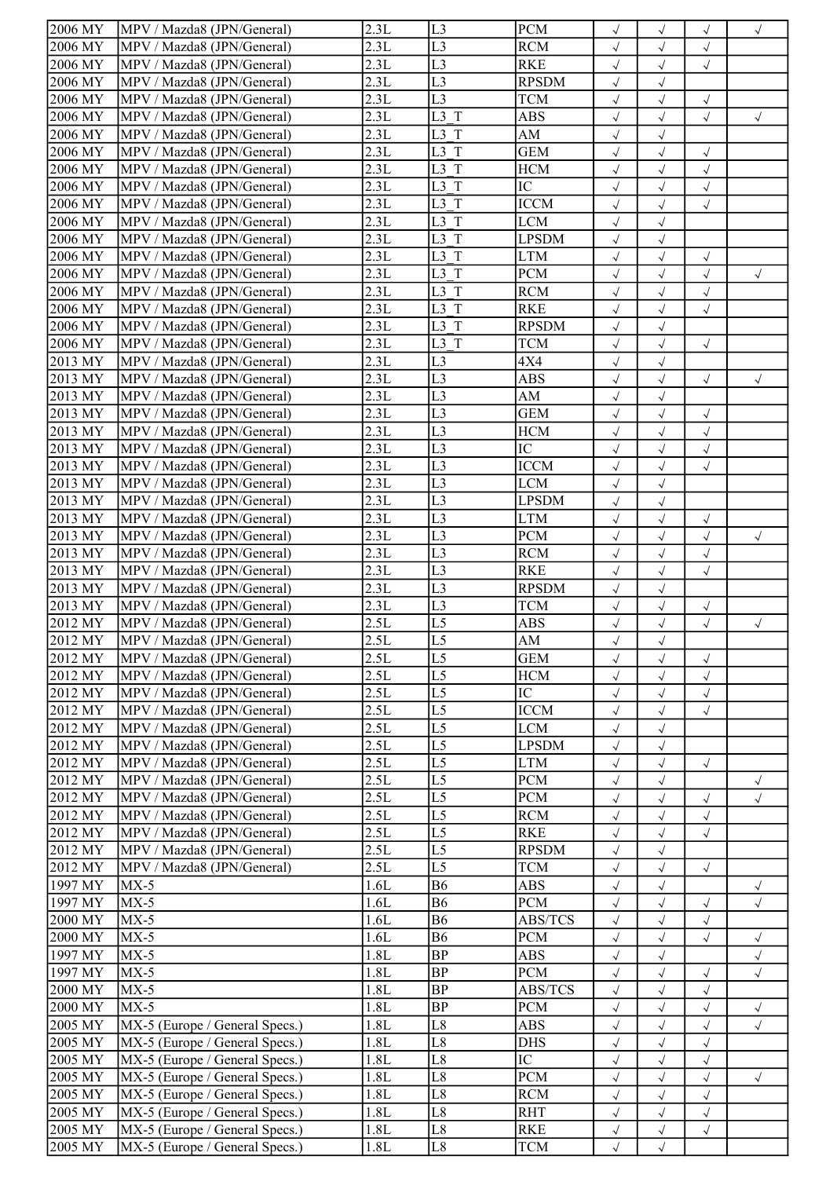| 2006 MY | MPV / Mazda8 (JPN/General) | 2.3L | L3 | PCM | √ | √ | √ | √ |
|---|---|---|---|---|---|---|---|---|
| 2006 MY | MPV / Mazda8 (JPN/General) | 2.3L | L3 | RCM | √ | √ | √ | |
| 2006 MY | MPV / Mazda8 (JPN/General) | 2.3L | L3 | RKE | √ | √ | √ | |
| 2006 MY | MPV / Mazda8 (JPN/General) | 2.3L | L3 | RPSDM | √ | √ | | |
| 2006 MY | MPV / Mazda8 (JPN/General) | 2.3L | L3 | TCM | √ | √ | √ | |
| 2006 MY | MPV / Mazda8 (JPN/General) | 2.3L | L3_T | ABS | √ | √ | √ | √ |
| 2006 MY | MPV / Mazda8 (JPN/General) | 2.3L | L3_T | AM | √ | √ | | |
| 2006 MY | MPV / Mazda8 (JPN/General) | 2.3L | L3_T | GEM | √ | √ | √ | |
| 2006 MY | MPV / Mazda8 (JPN/General) | 2.3L | L3_T | HCM | √ | √ | √ | |
| 2006 MY | MPV / Mazda8 (JPN/General) | 2.3L | L3_T | IC | √ | √ | √ | |
| 2006 MY | MPV / Mazda8 (JPN/General) | 2.3L | L3_T | ICCM | √ | √ | √ | |
| 2006 MY | MPV / Mazda8 (JPN/General) | 2.3L | L3_T | LCM | √ | √ | | |
| 2006 MY | MPV / Mazda8 (JPN/General) | 2.3L | L3_T | LPSDM | √ | √ | | |
| 2006 MY | MPV / Mazda8 (JPN/General) | 2.3L | L3_T | LTM | √ | √ | √ | |
| 2006 MY | MPV / Mazda8 (JPN/General) | 2.3L | L3_T | PCM | √ | √ | √ | √ |
| 2006 MY | MPV / Mazda8 (JPN/General) | 2.3L | L3_T | RCM | √ | √ | √ | |
| 2006 MY | MPV / Mazda8 (JPN/General) | 2.3L | L3_T | RKE | √ | √ | √ | |
| 2006 MY | MPV / Mazda8 (JPN/General) | 2.3L | L3_T | RPSDM | √ | √ | | |
| 2006 MY | MPV / Mazda8 (JPN/General) | 2.3L | L3_T | TCM | √ | √ | √ | |
| 2013 MY | MPV / Mazda8 (JPN/General) | 2.3L | L3 | 4X4 | √ | √ | | |
| 2013 MY | MPV / Mazda8 (JPN/General) | 2.3L | L3 | ABS | √ | √ | √ | √ |
| 2013 MY | MPV / Mazda8 (JPN/General) | 2.3L | L3 | AM | √ | √ | | |
| 2013 MY | MPV / Mazda8 (JPN/General) | 2.3L | L3 | GEM | √ | √ | √ | |
| 2013 MY | MPV / Mazda8 (JPN/General) | 2.3L | L3 | HCM | √ | √ | √ | |
| 2013 MY | MPV / Mazda8 (JPN/General) | 2.3L | L3 | IC | √ | √ | √ | |
| 2013 MY | MPV / Mazda8 (JPN/General) | 2.3L | L3 | ICCM | √ | √ | √ | |
| 2013 MY | MPV / Mazda8 (JPN/General) | 2.3L | L3 | LCM | √ | √ | | |
| 2013 MY | MPV / Mazda8 (JPN/General) | 2.3L | L3 | LPSDM | √ | √ | | |
| 2013 MY | MPV / Mazda8 (JPN/General) | 2.3L | L3 | LTM | √ | √ | √ | |
| 2013 MY | MPV / Mazda8 (JPN/General) | 2.3L | L3 | PCM | √ | √ | √ | √ |
| 2013 MY | MPV / Mazda8 (JPN/General) | 2.3L | L3 | RCM | √ | √ | √ | |
| 2013 MY | MPV / Mazda8 (JPN/General) | 2.3L | L3 | RKE | √ | √ | √ | |
| 2013 MY | MPV / Mazda8 (JPN/General) | 2.3L | L3 | RPSDM | √ | √ | | |
| 2013 MY | MPV / Mazda8 (JPN/General) | 2.3L | L3 | TCM | √ | √ | √ | |
| 2012 MY | MPV / Mazda8 (JPN/General) | 2.5L | L5 | ABS | √ | √ | √ | √ |
| 2012 MY | MPV / Mazda8 (JPN/General) | 2.5L | L5 | AM | √ | √ | | |
| 2012 MY | MPV / Mazda8 (JPN/General) | 2.5L | L5 | GEM | √ | √ | √ | |
| 2012 MY | MPV / Mazda8 (JPN/General) | 2.5L | L5 | HCM | √ | √ | √ | |
| 2012 MY | MPV / Mazda8 (JPN/General) | 2.5L | L5 | IC | √ | √ | √ | |
| 2012 MY | MPV / Mazda8 (JPN/General) | 2.5L | L5 | ICCM | √ | √ | √ | |
| 2012 MY | MPV / Mazda8 (JPN/General) | 2.5L | L5 | LCM | √ | √ | | |
| 2012 MY | MPV / Mazda8 (JPN/General) | 2.5L | L5 | LPSDM | √ | √ | | |
| 2012 MY | MPV / Mazda8 (JPN/General) | 2.5L | L5 | LTM | √ | √ | √ | |
| 2012 MY | MPV / Mazda8 (JPN/General) | 2.5L | L5 | PCM | √ | √ | | √ |
| 2012 MY | MPV / Mazda8 (JPN/General) | 2.5L | L5 | PCM | √ | √ | √ | √ |
| 2012 MY | MPV / Mazda8 (JPN/General) | 2.5L | L5 | RCM | √ | √ | √ | |
| 2012 MY | MPV / Mazda8 (JPN/General) | 2.5L | L5 | RKE | √ | √ | √ | |
| 2012 MY | MPV / Mazda8 (JPN/General) | 2.5L | L5 | RPSDM | √ | √ | | |
| 2012 MY | MPV / Mazda8 (JPN/General) | 2.5L | L5 | TCM | √ | √ | √ | |
| 1997 MY | MX-5 | 1.6L | B6 | ABS | √ | √ | | √ |
| 1997 MY | MX-5 | 1.6L | B6 | PCM | √ | √ | √ | √ |
| 2000 MY | MX-5 | 1.6L | B6 | ABS/TCS | √ | √ | √ | |
| 2000 MY | MX-5 | 1.6L | B6 | PCM | √ | √ | √ | √ |
| 1997 MY | MX-5 | 1.8L | BP | ABS | √ | √ | | √ |
| 1997 MY | MX-5 | 1.8L | BP | PCM | √ | √ | √ | √ |
| 2000 MY | MX-5 | 1.8L | BP | ABS/TCS | √ | √ | √ | |
| 2000 MY | MX-5 | 1.8L | BP | PCM | √ | √ | √ | √ |
| 2005 MY | MX-5 (Europe / General Specs.) | 1.8L | L8 | ABS | √ | √ | √ | √ |
| 2005 MY | MX-5 (Europe / General Specs.) | 1.8L | L8 | DHS | √ | √ | √ | |
| 2005 MY | MX-5 (Europe / General Specs.) | 1.8L | L8 | IC | √ | √ | √ | |
| 2005 MY | MX-5 (Europe / General Specs.) | 1.8L | L8 | PCM | √ | √ | √ | √ |
| 2005 MY | MX-5 (Europe / General Specs.) | 1.8L | L8 | RCM | √ | √ | √ | |
| 2005 MY | MX-5 (Europe / General Specs.) | 1.8L | L8 | RHT | √ | √ | √ | |
| 2005 MY | MX-5 (Europe / General Specs.) | 1.8L | L8 | RKE | √ | √ | √ | |
| 2005 MY | MX-5 (Europe / General Specs.) | 1.8L | L8 | TCM | √ | √ | | |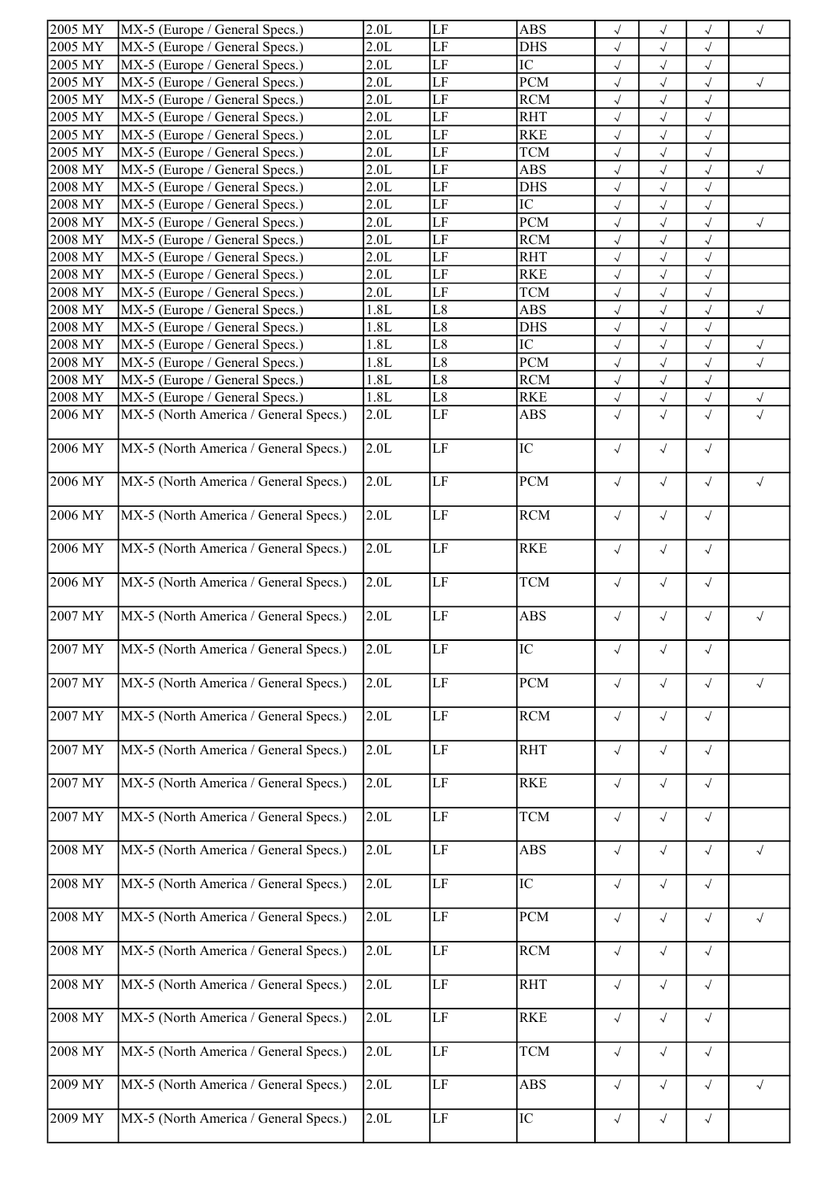| | | | | | | | | |
|---|---|---|---|---|---|---|---|---|
| 2005 MY | MX-5 (Europe / General Specs.) | 2.0L | LF | ABS | √ | √ | √ | √ |
| 2005 MY | MX-5 (Europe / General Specs.) | 2.0L | LF | DHS | √ | √ | √ | |
| 2005 MY | MX-5 (Europe / General Specs.) | 2.0L | LF | IC | √ | √ | √ | |
| 2005 MY | MX-5 (Europe / General Specs.) | 2.0L | LF | PCM | √ | √ | √ | √ |
| 2005 MY | MX-5 (Europe / General Specs.) | 2.0L | LF | RCM | √ | √ | √ | |
| 2005 MY | MX-5 (Europe / General Specs.) | 2.0L | LF | RHT | √ | √ | √ | |
| 2005 MY | MX-5 (Europe / General Specs.) | 2.0L | LF | RKE | √ | √ | √ | |
| 2005 MY | MX-5 (Europe / General Specs.) | 2.0L | LF | TCM | √ | √ | √ | |
| 2008 MY | MX-5 (Europe / General Specs.) | 2.0L | LF | ABS | √ | √ | √ | √ |
| 2008 MY | MX-5 (Europe / General Specs.) | 2.0L | LF | DHS | √ | √ | √ | |
| 2008 MY | MX-5 (Europe / General Specs.) | 2.0L | LF | IC | √ | √ | √ | |
| 2008 MY | MX-5 (Europe / General Specs.) | 2.0L | LF | PCM | √ | √ | √ | √ |
| 2008 MY | MX-5 (Europe / General Specs.) | 2.0L | LF | RCM | √ | √ | √ | |
| 2008 MY | MX-5 (Europe / General Specs.) | 2.0L | LF | RHT | √ | √ | √ | |
| 2008 MY | MX-5 (Europe / General Specs.) | 2.0L | LF | RKE | √ | √ | √ | |
| 2008 MY | MX-5 (Europe / General Specs.) | 2.0L | LF | TCM | √ | √ | √ | |
| 2008 MY | MX-5 (Europe / General Specs.) | 1.8L | L8 | ABS | √ | √ | √ | √ |
| 2008 MY | MX-5 (Europe / General Specs.) | 1.8L | L8 | DHS | √ | √ | √ | |
| 2008 MY | MX-5 (Europe / General Specs.) | 1.8L | L8 | IC | √ | √ | √ | √ |
| 2008 MY | MX-5 (Europe / General Specs.) | 1.8L | L8 | PCM | √ | √ | √ | √ |
| 2008 MY | MX-5 (Europe / General Specs.) | 1.8L | L8 | RCM | √ | √ | √ | |
| 2008 MY | MX-5 (Europe / General Specs.) | 1.8L | L8 | RKE | √ | √ | √ | √ |
| 2006 MY | MX-5 (North America / General Specs.) | 2.0L | LF | ABS | √ | √ | √ | √ |
| 2006 MY | MX-5 (North America / General Specs.) | 2.0L | LF | IC | √ | √ | √ | |
| 2006 MY | MX-5 (North America / General Specs.) | 2.0L | LF | PCM | √ | √ | √ | √ |
| 2006 MY | MX-5 (North America / General Specs.) | 2.0L | LF | RCM | √ | √ | √ | |
| 2006 MY | MX-5 (North America / General Specs.) | 2.0L | LF | RKE | √ | √ | √ | |
| 2006 MY | MX-5 (North America / General Specs.) | 2.0L | LF | TCM | √ | √ | √ | |
| 2007 MY | MX-5 (North America / General Specs.) | 2.0L | LF | ABS | √ | √ | √ | √ |
| 2007 MY | MX-5 (North America / General Specs.) | 2.0L | LF | IC | √ | √ | √ | |
| 2007 MY | MX-5 (North America / General Specs.) | 2.0L | LF | PCM | √ | √ | √ | √ |
| 2007 MY | MX-5 (North America / General Specs.) | 2.0L | LF | RCM | √ | √ | √ | |
| 2007 MY | MX-5 (North America / General Specs.) | 2.0L | LF | RHT | √ | √ | √ | |
| 2007 MY | MX-5 (North America / General Specs.) | 2.0L | LF | RKE | √ | √ | √ | |
| 2007 MY | MX-5 (North America / General Specs.) | 2.0L | LF | TCM | √ | √ | √ | |
| 2008 MY | MX-5 (North America / General Specs.) | 2.0L | LF | ABS | √ | √ | √ | √ |
| 2008 MY | MX-5 (North America / General Specs.) | 2.0L | LF | IC | √ | √ | √ | |
| 2008 MY | MX-5 (North America / General Specs.) | 2.0L | LF | PCM | √ | √ | √ | √ |
| 2008 MY | MX-5 (North America / General Specs.) | 2.0L | LF | RCM | √ | √ | √ | |
| 2008 MY | MX-5 (North America / General Specs.) | 2.0L | LF | RHT | √ | √ | √ | |
| 2008 MY | MX-5 (North America / General Specs.) | 2.0L | LF | RKE | √ | √ | √ | |
| 2008 MY | MX-5 (North America / General Specs.) | 2.0L | LF | TCM | √ | √ | √ | |
| 2009 MY | MX-5 (North America / General Specs.) | 2.0L | LF | ABS | √ | √ | √ | √ |
| 2009 MY | MX-5 (North America / General Specs.) | 2.0L | LF | IC | √ | √ | √ | |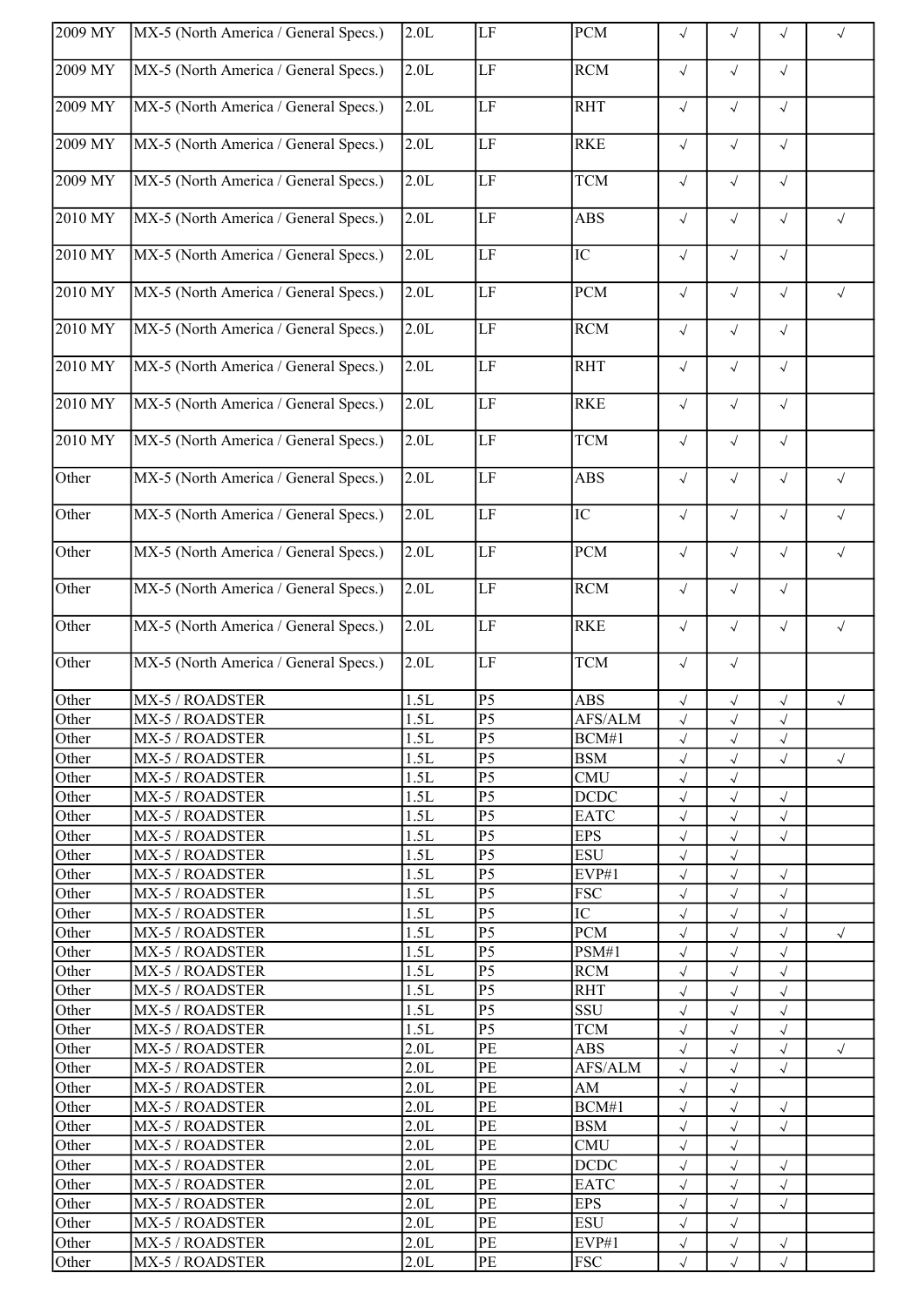| 2009 MY | MX-5 (North America / General Specs.) | 2.0L | LF | PCM | √ | √ | √ | √ |
|---|---|---|---|---|---|---|---|---|
| 2009 MY | MX-5 (North America / General Specs.) | 2.0L | LF | RCM | √ | √ | √ | |
| 2009 MY | MX-5 (North America / General Specs.) | 2.0L | LF | RHT | √ | √ | √ | |
| 2009 MY | MX-5 (North America / General Specs.) | 2.0L | LF | RKE | √ | √ | √ | |
| 2009 MY | MX-5 (North America / General Specs.) | 2.0L | LF | TCM | √ | √ | √ | |
| 2010 MY | MX-5 (North America / General Specs.) | 2.0L | LF | ABS | √ | √ | √ | √ |
| 2010 MY | MX-5 (North America / General Specs.) | 2.0L | LF | IC | √ | √ | √ | |
| 2010 MY | MX-5 (North America / General Specs.) | 2.0L | LF | PCM | √ | √ | √ | √ |
| 2010 MY | MX-5 (North America / General Specs.) | 2.0L | LF | RCM | √ | √ | √ | |
| 2010 MY | MX-5 (North America / General Specs.) | 2.0L | LF | RHT | √ | √ | √ | |
| 2010 MY | MX-5 (North America / General Specs.) | 2.0L | LF | RKE | √ | √ | √ | |
| 2010 MY | MX-5 (North America / General Specs.) | 2.0L | LF | TCM | √ | √ | √ | |
| Other | MX-5 (North America / General Specs.) | 2.0L | LF | ABS | √ | √ | √ | √ |
| Other | MX-5 (North America / General Specs.) | 2.0L | LF | IC | √ | √ | √ | √ |
| Other | MX-5 (North America / General Specs.) | 2.0L | LF | PCM | √ | √ | √ | √ |
| Other | MX-5 (North America / General Specs.) | 2.0L | LF | RCM | √ | √ | √ | |
| Other | MX-5 (North America / General Specs.) | 2.0L | LF | RKE | √ | √ | √ | √ |
| Other | MX-5 (North America / General Specs.) | 2.0L | LF | TCM | √ | √ | | |
| Other | MX-5 / ROADSTER | 1.5L | P5 | ABS | √ | √ | √ | √ |
| Other | MX-5 / ROADSTER | 1.5L | P5 | AFS/ALM | √ | √ | √ | |
| Other | MX-5 / ROADSTER | 1.5L | P5 | BCM#1 | √ | √ | √ | |
| Other | MX-5 / ROADSTER | 1.5L | P5 | BSM | √ | √ | √ | √ |
| Other | MX-5 / ROADSTER | 1.5L | P5 | CMU | √ | √ | | |
| Other | MX-5 / ROADSTER | 1.5L | P5 | DCDC | √ | √ | √ | |
| Other | MX-5 / ROADSTER | 1.5L | P5 | EATC | √ | √ | √ | |
| Other | MX-5 / ROADSTER | 1.5L | P5 | EPS | √ | √ | √ | |
| Other | MX-5 / ROADSTER | 1.5L | P5 | ESU | √ | √ | | |
| Other | MX-5 / ROADSTER | 1.5L | P5 | EVP#1 | √ | √ | √ | |
| Other | MX-5 / ROADSTER | 1.5L | P5 | FSC | √ | √ | √ | |
| Other | MX-5 / ROADSTER | 1.5L | P5 | IC | √ | √ | √ | |
| Other | MX-5 / ROADSTER | 1.5L | P5 | PCM | √ | √ | √ | √ |
| Other | MX-5 / ROADSTER | 1.5L | P5 | PSM#1 | √ | √ | √ | |
| Other | MX-5 / ROADSTER | 1.5L | P5 | RCM | √ | √ | √ | |
| Other | MX-5 / ROADSTER | 1.5L | P5 | RHT | √ | √ | √ | |
| Other | MX-5 / ROADSTER | 1.5L | P5 | SSU | √ | √ | √ | |
| Other | MX-5 / ROADSTER | 1.5L | P5 | TCM | √ | √ | √ | |
| Other | MX-5 / ROADSTER | 2.0L | PE | ABS | √ | √ | √ | √ |
| Other | MX-5 / ROADSTER | 2.0L | PE | AFS/ALM | √ | √ | √ | |
| Other | MX-5 / ROADSTER | 2.0L | PE | AM | √ | √ | | |
| Other | MX-5 / ROADSTER | 2.0L | PE | BCM#1 | √ | √ | √ | |
| Other | MX-5 / ROADSTER | 2.0L | PE | BSM | √ | √ | √ | |
| Other | MX-5 / ROADSTER | 2.0L | PE | CMU | √ | √ | | |
| Other | MX-5 / ROADSTER | 2.0L | PE | DCDC | √ | √ | √ | |
| Other | MX-5 / ROADSTER | 2.0L | PE | EATC | √ | √ | √ | |
| Other | MX-5 / ROADSTER | 2.0L | PE | EPS | √ | √ | √ | |
| Other | MX-5 / ROADSTER | 2.0L | PE | ESU | √ | √ | | |
| Other | MX-5 / ROADSTER | 2.0L | PE | EVP#1 | √ | √ | √ | |
| Other | MX-5 / ROADSTER | 2.0L | PE | FSC | √ | √ | √ | |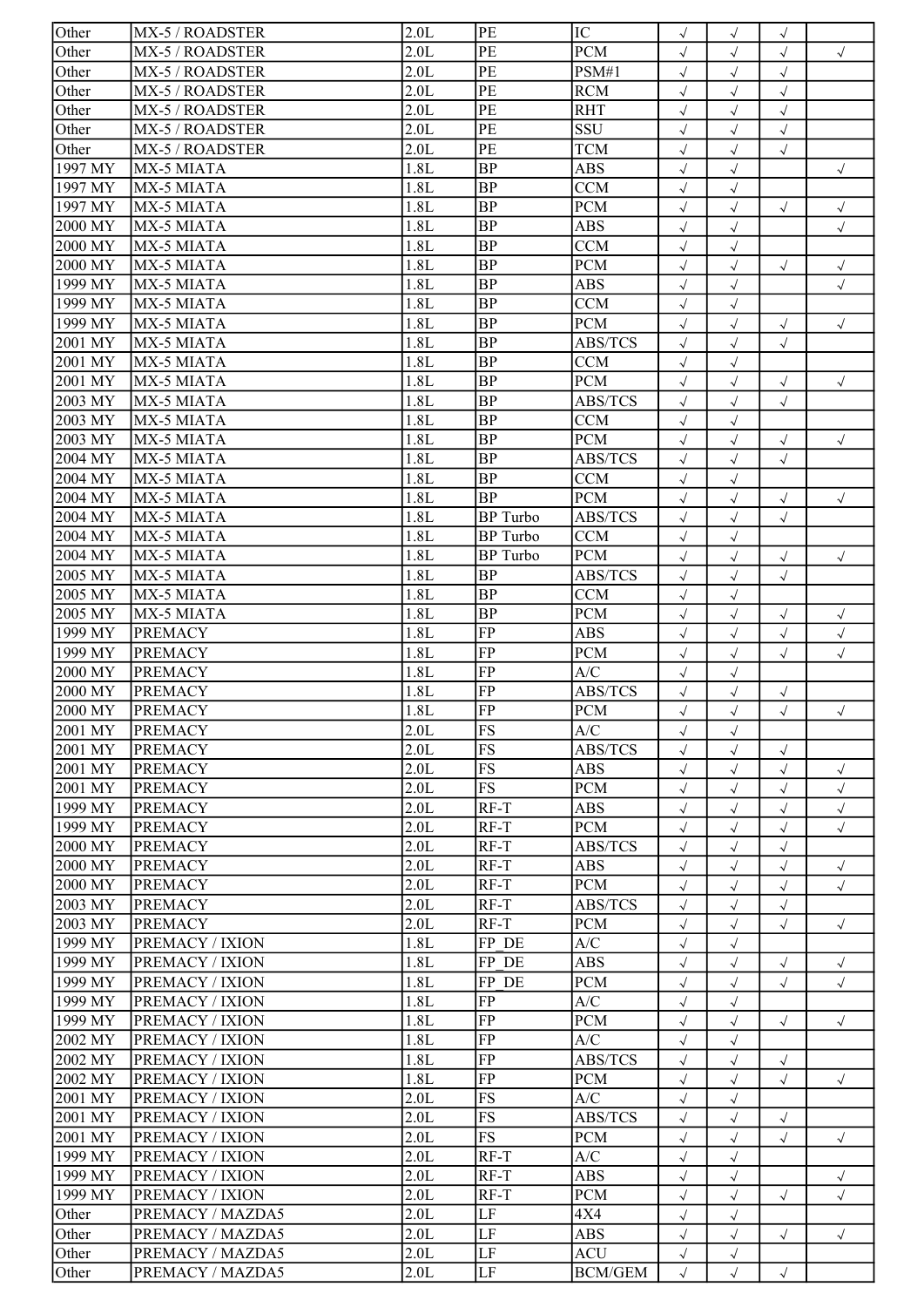| Other | MX-5 / ROADSTER | 2.0L | PE | IC | √ | √ | √ | |
|---|---|---|---|---|---|---|---|---|
| Other | MX-5 / ROADSTER | 2.0L | PE | PCM | √ | √ | √ | √ |
| Other | MX-5 / ROADSTER | 2.0L | PE | PSM#1 | √ | √ | √ | |
| Other | MX-5 / ROADSTER | 2.0L | PE | RCM | √ | √ | √ | |
| Other | MX-5 / ROADSTER | 2.0L | PE | RHT | √ | √ | √ | |
| Other | MX-5 / ROADSTER | 2.0L | PE | SSU | √ | √ | √ | |
| Other | MX-5 / ROADSTER | 2.0L | PE | TCM | √ | √ | √ | |
| 1997 MY | MX-5 MIATA | 1.8L | BP | ABS | √ | √ | | √ |
| 1997 MY | MX-5 MIATA | 1.8L | BP | CCM | √ | √ | | |
| 1997 MY | MX-5 MIATA | 1.8L | BP | PCM | √ | √ | √ | √ |
| 2000 MY | MX-5 MIATA | 1.8L | BP | ABS | √ | √ | | √ |
| 2000 MY | MX-5 MIATA | 1.8L | BP | CCM | √ | √ | | |
| 2000 MY | MX-5 MIATA | 1.8L | BP | PCM | √ | √ | √ | √ |
| 1999 MY | MX-5 MIATA | 1.8L | BP | ABS | √ | √ | | √ |
| 1999 MY | MX-5 MIATA | 1.8L | BP | CCM | √ | √ | | |
| 1999 MY | MX-5 MIATA | 1.8L | BP | PCM | √ | √ | √ | √ |
| 2001 MY | MX-5 MIATA | 1.8L | BP | ABS/TCS | √ | √ | √ | |
| 2001 MY | MX-5 MIATA | 1.8L | BP | CCM | √ | √ | | |
| 2001 MY | MX-5 MIATA | 1.8L | BP | PCM | √ | √ | √ | √ |
| 2003 MY | MX-5 MIATA | 1.8L | BP | ABS/TCS | √ | √ | √ | |
| 2003 MY | MX-5 MIATA | 1.8L | BP | CCM | √ | √ | | |
| 2003 MY | MX-5 MIATA | 1.8L | BP | PCM | √ | √ | √ | √ |
| 2004 MY | MX-5 MIATA | 1.8L | BP | ABS/TCS | √ | √ | √ | |
| 2004 MY | MX-5 MIATA | 1.8L | BP | CCM | √ | √ | | |
| 2004 MY | MX-5 MIATA | 1.8L | BP | PCM | √ | √ | √ | √ |
| 2004 MY | MX-5 MIATA | 1.8L | BP Turbo | ABS/TCS | √ | √ | √ | |
| 2004 MY | MX-5 MIATA | 1.8L | BP Turbo | CCM | √ | √ | | |
| 2004 MY | MX-5 MIATA | 1.8L | BP Turbo | PCM | √ | √ | √ | √ |
| 2005 MY | MX-5 MIATA | 1.8L | BP | ABS/TCS | √ | √ | √ | |
| 2005 MY | MX-5 MIATA | 1.8L | BP | CCM | √ | √ | | |
| 2005 MY | MX-5 MIATA | 1.8L | BP | PCM | √ | √ | √ | √ |
| 1999 MY | PREMACY | 1.8L | FP | ABS | √ | √ | √ | √ |
| 1999 MY | PREMACY | 1.8L | FP | PCM | √ | √ | √ | √ |
| 2000 MY | PREMACY | 1.8L | FP | A/C | √ | √ | | |
| 2000 MY | PREMACY | 1.8L | FP | ABS/TCS | √ | √ | √ | |
| 2000 MY | PREMACY | 1.8L | FP | PCM | √ | √ | √ | √ |
| 2001 MY | PREMACY | 2.0L | FS | A/C | √ | √ | | |
| 2001 MY | PREMACY | 2.0L | FS | ABS/TCS | √ | √ | √ | |
| 2001 MY | PREMACY | 2.0L | FS | ABS | √ | √ | √ | √ |
| 2001 MY | PREMACY | 2.0L | FS | PCM | √ | √ | √ | √ |
| 1999 MY | PREMACY | 2.0L | RF-T | ABS | √ | √ | √ | √ |
| 1999 MY | PREMACY | 2.0L | RF-T | PCM | √ | √ | √ | √ |
| 2000 MY | PREMACY | 2.0L | RF-T | ABS/TCS | √ | √ | √ | |
| 2000 MY | PREMACY | 2.0L | RF-T | ABS | √ | √ | √ | √ |
| 2000 MY | PREMACY | 2.0L | RF-T | PCM | √ | √ | √ | √ |
| 2003 MY | PREMACY | 2.0L | RF-T | ABS/TCS | √ | √ | √ | |
| 2003 MY | PREMACY | 2.0L | RF-T | PCM | √ | √ | √ | √ |
| 1999 MY | PREMACY / IXION | 1.8L | FP_DE | A/C | √ | √ | | |
| 1999 MY | PREMACY / IXION | 1.8L | FP_DE | ABS | √ | √ | √ | √ |
| 1999 MY | PREMACY / IXION | 1.8L | FP_DE | PCM | √ | √ | √ | √ |
| 1999 MY | PREMACY / IXION | 1.8L | FP | A/C | √ | √ | | |
| 1999 MY | PREMACY / IXION | 1.8L | FP | PCM | √ | √ | √ | √ |
| 2002 MY | PREMACY / IXION | 1.8L | FP | A/C | √ | √ | | |
| 2002 MY | PREMACY / IXION | 1.8L | FP | ABS/TCS | √ | √ | √ | |
| 2002 MY | PREMACY / IXION | 1.8L | FP | PCM | √ | √ | √ | √ |
| 2001 MY | PREMACY / IXION | 2.0L | FS | A/C | √ | √ | | |
| 2001 MY | PREMACY / IXION | 2.0L | FS | ABS/TCS | √ | √ | √ | |
| 2001 MY | PREMACY / IXION | 2.0L | FS | PCM | √ | √ | √ | √ |
| 1999 MY | PREMACY / IXION | 2.0L | RF-T | A/C | √ | √ | | |
| 1999 MY | PREMACY / IXION | 2.0L | RF-T | ABS | √ | √ | | √ |
| 1999 MY | PREMACY / IXION | 2.0L | RF-T | PCM | √ | √ | √ | √ |
| Other | PREMACY / MAZDA5 | 2.0L | LF | 4X4 | √ | √ | | |
| Other | PREMACY / MAZDA5 | 2.0L | LF | ABS | √ | √ | √ | √ |
| Other | PREMACY / MAZDA5 | 2.0L | LF | ACU | √ | √ | | |
| Other | PREMACY / MAZDA5 | 2.0L | LF | BCM/GEM | √ | √ | √ | |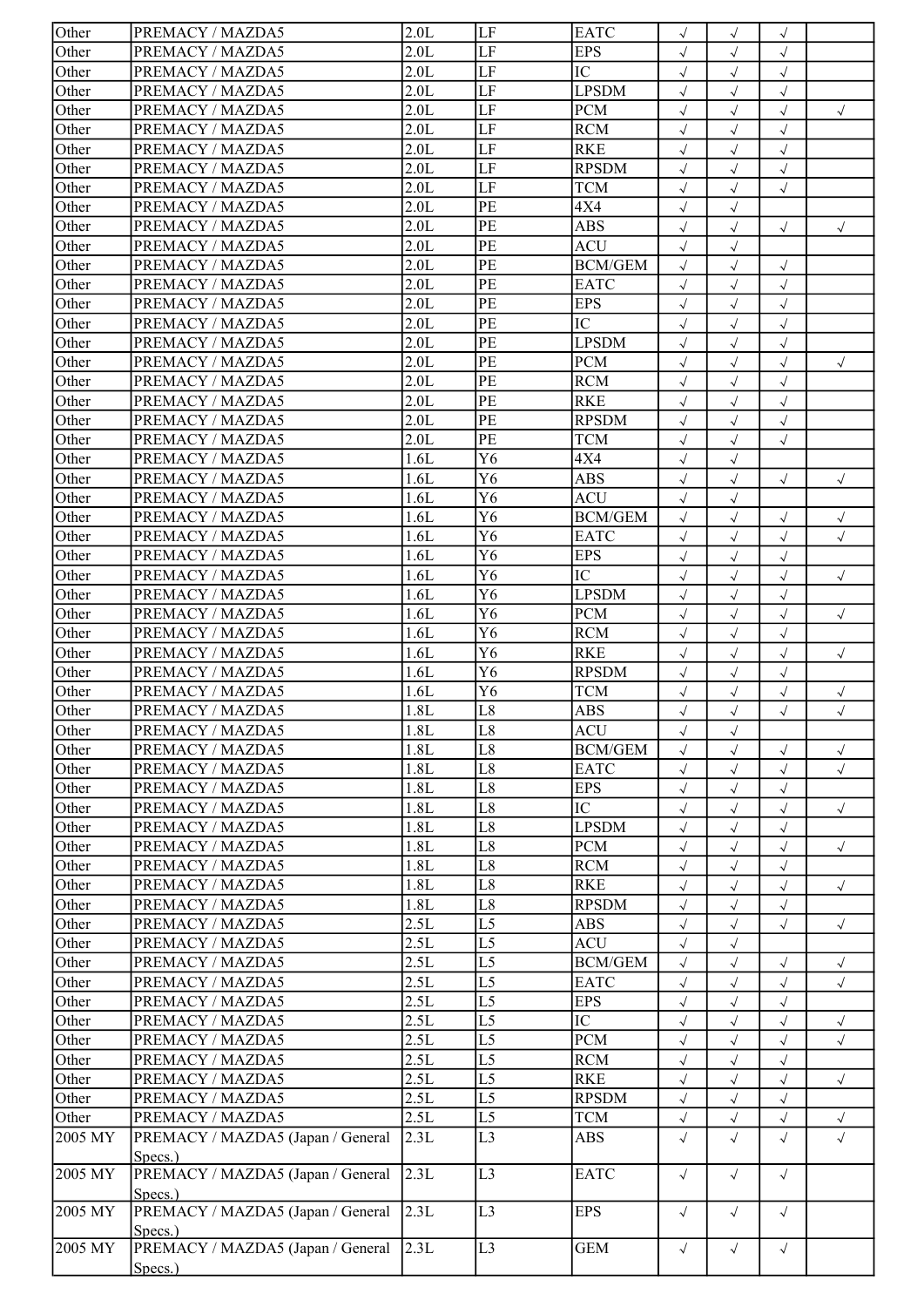| | | | | | | | | |
|---|---|---|---|---|---|---|---|---|
| Other | PREMACY / MAZDA5 | 2.0L | LF | EATC | √ | √ | √ | |
| Other | PREMACY / MAZDA5 | 2.0L | LF | EPS | √ | √ | √ | |
| Other | PREMACY / MAZDA5 | 2.0L | LF | IC | √ | √ | √ | |
| Other | PREMACY / MAZDA5 | 2.0L | LF | LPSDM | √ | √ | √ | |
| Other | PREMACY / MAZDA5 | 2.0L | LF | PCM | √ | √ | √ | √ |
| Other | PREMACY / MAZDA5 | 2.0L | LF | RCM | √ | √ | √ | |
| Other | PREMACY / MAZDA5 | 2.0L | LF | RKE | √ | √ | √ | |
| Other | PREMACY / MAZDA5 | 2.0L | LF | RPSDM | √ | √ | √ | |
| Other | PREMACY / MAZDA5 | 2.0L | LF | TCM | √ | √ | √ | |
| Other | PREMACY / MAZDA5 | 2.0L | PE | 4X4 | √ | √ | | |
| Other | PREMACY / MAZDA5 | 2.0L | PE | ABS | √ | √ | √ | √ |
| Other | PREMACY / MAZDA5 | 2.0L | PE | ACU | √ | √ | | |
| Other | PREMACY / MAZDA5 | 2.0L | PE | BCM/GEM | √ | √ | √ | |
| Other | PREMACY / MAZDA5 | 2.0L | PE | EATC | √ | √ | √ | |
| Other | PREMACY / MAZDA5 | 2.0L | PE | EPS | √ | √ | √ | |
| Other | PREMACY / MAZDA5 | 2.0L | PE | IC | √ | √ | √ | |
| Other | PREMACY / MAZDA5 | 2.0L | PE | LPSDM | √ | √ | √ | |
| Other | PREMACY / MAZDA5 | 2.0L | PE | PCM | √ | √ | √ | √ |
| Other | PREMACY / MAZDA5 | 2.0L | PE | RCM | √ | √ | √ | |
| Other | PREMACY / MAZDA5 | 2.0L | PE | RKE | √ | √ | √ | |
| Other | PREMACY / MAZDA5 | 2.0L | PE | RPSDM | √ | √ | √ | |
| Other | PREMACY / MAZDA5 | 2.0L | PE | TCM | √ | √ | √ | |
| Other | PREMACY / MAZDA5 | 1.6L | Y6 | 4X4 | √ | √ | | |
| Other | PREMACY / MAZDA5 | 1.6L | Y6 | ABS | √ | √ | √ | √ |
| Other | PREMACY / MAZDA5 | 1.6L | Y6 | ACU | √ | √ | | |
| Other | PREMACY / MAZDA5 | 1.6L | Y6 | BCM/GEM | √ | √ | √ | √ |
| Other | PREMACY / MAZDA5 | 1.6L | Y6 | EATC | √ | √ | √ | √ |
| Other | PREMACY / MAZDA5 | 1.6L | Y6 | EPS | √ | √ | √ | |
| Other | PREMACY / MAZDA5 | 1.6L | Y6 | IC | √ | √ | √ | √ |
| Other | PREMACY / MAZDA5 | 1.6L | Y6 | LPSDM | √ | √ | √ | |
| Other | PREMACY / MAZDA5 | 1.6L | Y6 | PCM | √ | √ | √ | √ |
| Other | PREMACY / MAZDA5 | 1.6L | Y6 | RCM | √ | √ | √ | |
| Other | PREMACY / MAZDA5 | 1.6L | Y6 | RKE | √ | √ | √ | √ |
| Other | PREMACY / MAZDA5 | 1.6L | Y6 | RPSDM | √ | √ | √ | |
| Other | PREMACY / MAZDA5 | 1.6L | Y6 | TCM | √ | √ | √ | √ |
| Other | PREMACY / MAZDA5 | 1.8L | L8 | ABS | √ | √ | √ | √ |
| Other | PREMACY / MAZDA5 | 1.8L | L8 | ACU | √ | √ | | |
| Other | PREMACY / MAZDA5 | 1.8L | L8 | BCM/GEM | √ | √ | √ | √ |
| Other | PREMACY / MAZDA5 | 1.8L | L8 | EATC | √ | √ | √ | √ |
| Other | PREMACY / MAZDA5 | 1.8L | L8 | EPS | √ | √ | √ | |
| Other | PREMACY / MAZDA5 | 1.8L | L8 | IC | √ | √ | √ | √ |
| Other | PREMACY / MAZDA5 | 1.8L | L8 | LPSDM | √ | √ | √ | |
| Other | PREMACY / MAZDA5 | 1.8L | L8 | PCM | √ | √ | √ | √ |
| Other | PREMACY / MAZDA5 | 1.8L | L8 | RCM | √ | √ | √ | |
| Other | PREMACY / MAZDA5 | 1.8L | L8 | RKE | √ | √ | √ | √ |
| Other | PREMACY / MAZDA5 | 1.8L | L8 | RPSDM | √ | √ | √ | |
| Other | PREMACY / MAZDA5 | 2.5L | L5 | ABS | √ | √ | √ | √ |
| Other | PREMACY / MAZDA5 | 2.5L | L5 | ACU | √ | √ | | |
| Other | PREMACY / MAZDA5 | 2.5L | L5 | BCM/GEM | √ | √ | √ | √ |
| Other | PREMACY / MAZDA5 | 2.5L | L5 | EATC | √ | √ | √ | √ |
| Other | PREMACY / MAZDA5 | 2.5L | L5 | EPS | √ | √ | √ | |
| Other | PREMACY / MAZDA5 | 2.5L | L5 | IC | √ | √ | √ | √ |
| Other | PREMACY / MAZDA5 | 2.5L | L5 | PCM | √ | √ | √ | √ |
| Other | PREMACY / MAZDA5 | 2.5L | L5 | RCM | √ | √ | √ | |
| Other | PREMACY / MAZDA5 | 2.5L | L5 | RKE | √ | √ | √ | √ |
| Other | PREMACY / MAZDA5 | 2.5L | L5 | RPSDM | √ | √ | √ | |
| Other | PREMACY / MAZDA5 | 2.5L | L5 | TCM | √ | √ | √ | √ |
| 2005 MY | PREMACY / MAZDA5 (Japan / General Specs.) | 2.3L | L3 | ABS | √ | √ | √ | √ |
| 2005 MY | PREMACY / MAZDA5 (Japan / General Specs.) | 2.3L | L3 | EATC | √ | √ | √ | |
| 2005 MY | PREMACY / MAZDA5 (Japan / General Specs.) | 2.3L | L3 | EPS | √ | √ | √ | |
| 2005 MY | PREMACY / MAZDA5 (Japan / General Specs.) | 2.3L | L3 | GEM | √ | √ | √ | |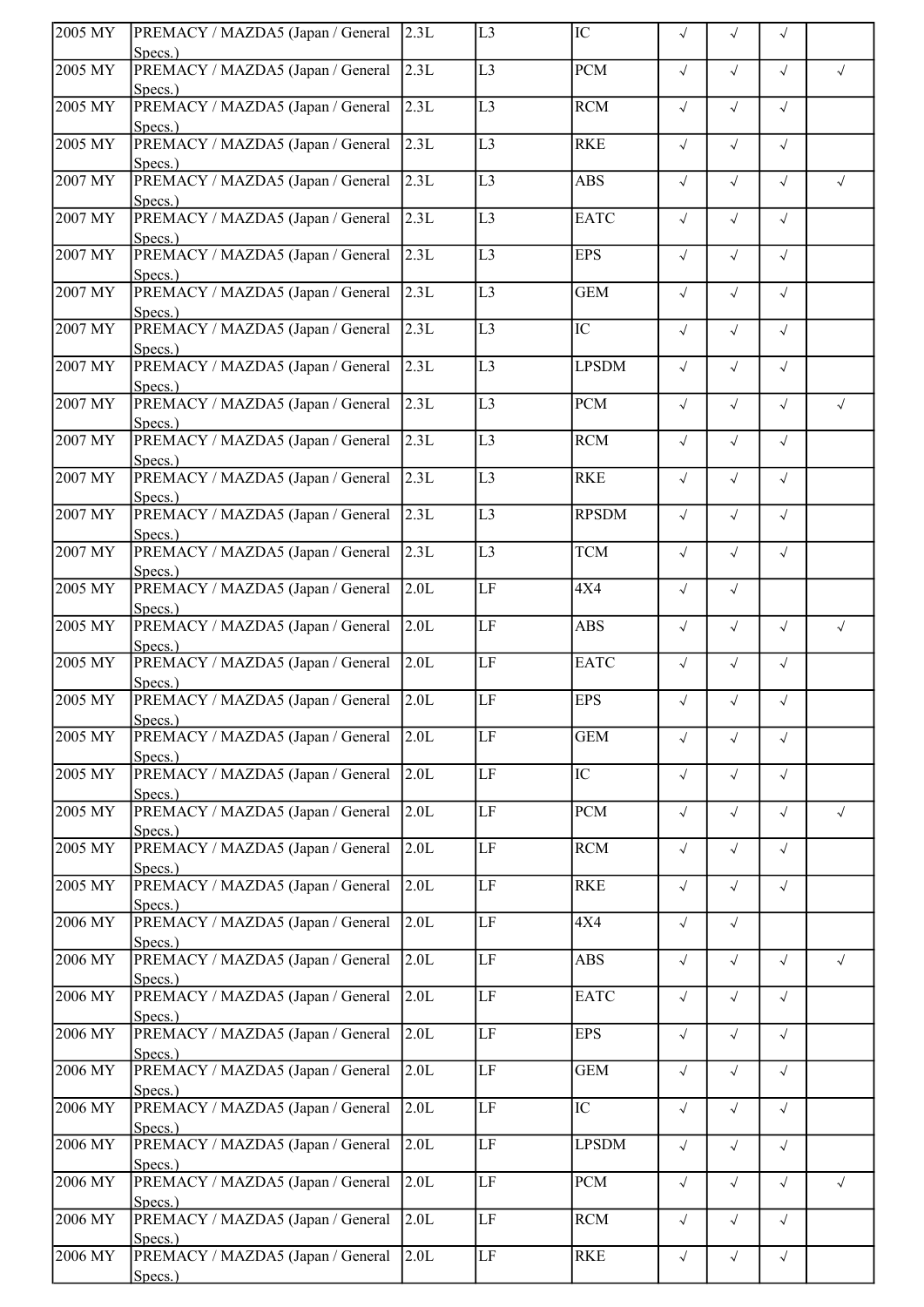| | | | | | | | | |
|---|---|---|---|---|---|---|---|---|
| 2005 MY | PREMACY / MAZDA5 (Japan / General Specs.) | 2.3L | L3 | IC | √ | √ | √ | |
| 2005 MY | PREMACY / MAZDA5 (Japan / General Specs.) | 2.3L | L3 | PCM | √ | √ | √ | √ |
| 2005 MY | PREMACY / MAZDA5 (Japan / General Specs.) | 2.3L | L3 | RCM | √ | √ | √ | |
| 2005 MY | PREMACY / MAZDA5 (Japan / General Specs.) | 2.3L | L3 | RKE | √ | √ | √ | |
| 2007 MY | PREMACY / MAZDA5 (Japan / General Specs.) | 2.3L | L3 | ABS | √ | √ | √ | √ |
| 2007 MY | PREMACY / MAZDA5 (Japan / General Specs.) | 2.3L | L3 | EATC | √ | √ | √ | |
| 2007 MY | PREMACY / MAZDA5 (Japan / General Specs.) | 2.3L | L3 | EPS | √ | √ | √ | |
| 2007 MY | PREMACY / MAZDA5 (Japan / General Specs.) | 2.3L | L3 | GEM | √ | √ | √ | |
| 2007 MY | PREMACY / MAZDA5 (Japan / General Specs.) | 2.3L | L3 | IC | √ | √ | √ | |
| 2007 MY | PREMACY / MAZDA5 (Japan / General Specs.) | 2.3L | L3 | LPSDM | √ | √ | √ | |
| 2007 MY | PREMACY / MAZDA5 (Japan / General Specs.) | 2.3L | L3 | PCM | √ | √ | √ | √ |
| 2007 MY | PREMACY / MAZDA5 (Japan / General Specs.) | 2.3L | L3 | RCM | √ | √ | √ | |
| 2007 MY | PREMACY / MAZDA5 (Japan / General Specs.) | 2.3L | L3 | RKE | √ | √ | √ | |
| 2007 MY | PREMACY / MAZDA5 (Japan / General Specs.) | 2.3L | L3 | RPSDM | √ | √ | √ | |
| 2007 MY | PREMACY / MAZDA5 (Japan / General Specs.) | 2.3L | L3 | TCM | √ | √ | √ | |
| 2005 MY | PREMACY / MAZDA5 (Japan / General Specs.) | 2.0L | LF | 4X4 | √ | √ | | |
| 2005 MY | PREMACY / MAZDA5 (Japan / General Specs.) | 2.0L | LF | ABS | √ | √ | √ | √ |
| 2005 MY | PREMACY / MAZDA5 (Japan / General Specs.) | 2.0L | LF | EATC | √ | √ | √ | |
| 2005 MY | PREMACY / MAZDA5 (Japan / General Specs.) | 2.0L | LF | EPS | √ | √ | √ | |
| 2005 MY | PREMACY / MAZDA5 (Japan / General Specs.) | 2.0L | LF | GEM | √ | √ | √ | |
| 2005 MY | PREMACY / MAZDA5 (Japan / General Specs.) | 2.0L | LF | IC | √ | √ | √ | |
| 2005 MY | PREMACY / MAZDA5 (Japan / General Specs.) | 2.0L | LF | PCM | √ | √ | √ | √ |
| 2005 MY | PREMACY / MAZDA5 (Japan / General Specs.) | 2.0L | LF | RCM | √ | √ | √ | |
| 2005 MY | PREMACY / MAZDA5 (Japan / General Specs.) | 2.0L | LF | RKE | √ | √ | √ | |
| 2006 MY | PREMACY / MAZDA5 (Japan / General Specs.) | 2.0L | LF | 4X4 | √ | √ | | |
| 2006 MY | PREMACY / MAZDA5 (Japan / General Specs.) | 2.0L | LF | ABS | √ | √ | √ | √ |
| 2006 MY | PREMACY / MAZDA5 (Japan / General Specs.) | 2.0L | LF | EATC | √ | √ | √ | |
| 2006 MY | PREMACY / MAZDA5 (Japan / General Specs.) | 2.0L | LF | EPS | √ | √ | √ | |
| 2006 MY | PREMACY / MAZDA5 (Japan / General Specs.) | 2.0L | LF | GEM | √ | √ | √ | |
| 2006 MY | PREMACY / MAZDA5 (Japan / General Specs.) | 2.0L | LF | IC | √ | √ | √ | |
| 2006 MY | PREMACY / MAZDA5 (Japan / General Specs.) | 2.0L | LF | LPSDM | √ | √ | √ | |
| 2006 MY | PREMACY / MAZDA5 (Japan / General Specs.) | 2.0L | LF | PCM | √ | √ | √ | √ |
| 2006 MY | PREMACY / MAZDA5 (Japan / General Specs.) | 2.0L | LF | RCM | √ | √ | √ | |
| 2006 MY | PREMACY / MAZDA5 (Japan / General Specs.) | 2.0L | LF | RKE | √ | √ | √ | |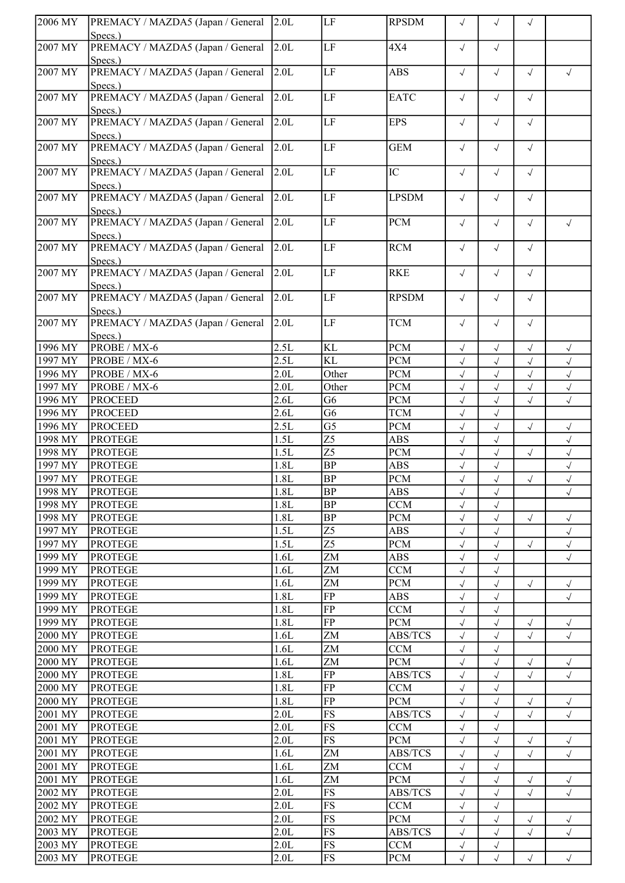| 2006 MY | PREMACY / MAZDA5 (Japan / General Specs.) | 2.0L | LF | RPSDM | √ | √ | √ | |
|---|---|---|---|---|---|---|---|---|
| 2007 MY | PREMACY / MAZDA5 (Japan / General Specs.) | 2.0L | LF | 4X4 | √ | √ | | |
| 2007 MY | PREMACY / MAZDA5 (Japan / General Specs.) | 2.0L | LF | ABS | √ | √ | √ | √ |
| 2007 MY | PREMACY / MAZDA5 (Japan / General Specs.) | 2.0L | LF | EATC | √ | √ | √ | |
| 2007 MY | PREMACY / MAZDA5 (Japan / General Specs.) | 2.0L | LF | EPS | √ | √ | √ | |
| 2007 MY | PREMACY / MAZDA5 (Japan / General Specs.) | 2.0L | LF | GEM | √ | √ | √ | |
| 2007 MY | PREMACY / MAZDA5 (Japan / General Specs.) | 2.0L | LF | IC | √ | √ | √ | |
| 2007 MY | PREMACY / MAZDA5 (Japan / General Specs.) | 2.0L | LF | LPSDM | √ | √ | √ | |
| 2007 MY | PREMACY / MAZDA5 (Japan / General Specs.) | 2.0L | LF | PCM | √ | √ | √ | √ |
| 2007 MY | PREMACY / MAZDA5 (Japan / General Specs.) | 2.0L | LF | RCM | √ | √ | √ | |
| 2007 MY | PREMACY / MAZDA5 (Japan / General Specs.) | 2.0L | LF | RKE | √ | √ | √ | |
| 2007 MY | PREMACY / MAZDA5 (Japan / General Specs.) | 2.0L | LF | RPSDM | √ | √ | √ | |
| 2007 MY | PREMACY / MAZDA5 (Japan / General Specs.) | 2.0L | LF | TCM | √ | √ | √ | |
| 1996 MY | PROBE / MX-6 | 2.5L | KL | PCM | √ | √ | √ | √ |
| 1997 MY | PROBE / MX-6 | 2.5L | KL | PCM | √ | √ | √ | √ |
| 1996 MY | PROBE / MX-6 | 2.0L | Other | PCM | √ | √ | √ | √ |
| 1997 MY | PROBE / MX-6 | 2.0L | Other | PCM | √ | √ | √ | √ |
| 1996 MY | PROCEED | 2.6L | G6 | PCM | √ | √ | √ | √ |
| 1996 MY | PROCEED | 2.6L | G6 | TCM | √ | √ | | |
| 1996 MY | PROCEED | 2.5L | G5 | PCM | √ | √ | √ | √ |
| 1998 MY | PROTEGE | 1.5L | Z5 | ABS | √ | √ | | √ |
| 1998 MY | PROTEGE | 1.5L | Z5 | PCM | √ | √ | √ | √ |
| 1997 MY | PROTEGE | 1.8L | BP | ABS | √ | √ | | √ |
| 1997 MY | PROTEGE | 1.8L | BP | PCM | √ | √ | √ | √ |
| 1998 MY | PROTEGE | 1.8L | BP | ABS | √ | √ | | √ |
| 1998 MY | PROTEGE | 1.8L | BP | CCM | √ | √ | | |
| 1998 MY | PROTEGE | 1.8L | BP | PCM | √ | √ | √ | √ |
| 1997 MY | PROTEGE | 1.5L | Z5 | ABS | √ | √ | | √ |
| 1997 MY | PROTEGE | 1.5L | Z5 | PCM | √ | √ | √ | √ |
| 1999 MY | PROTEGE | 1.6L | ZM | ABS | √ | √ | | √ |
| 1999 MY | PROTEGE | 1.6L | ZM | CCM | √ | √ | | |
| 1999 MY | PROTEGE | 1.6L | ZM | PCM | √ | √ | √ | √ |
| 1999 MY | PROTEGE | 1.8L | FP | ABS | √ | √ | | √ |
| 1999 MY | PROTEGE | 1.8L | FP | CCM | √ | √ | | |
| 1999 MY | PROTEGE | 1.8L | FP | PCM | √ | √ | √ | √ |
| 2000 MY | PROTEGE | 1.6L | ZM | ABS/TCS | √ | √ | √ | √ |
| 2000 MY | PROTEGE | 1.6L | ZM | CCM | √ | √ | | |
| 2000 MY | PROTEGE | 1.6L | ZM | PCM | √ | √ | √ | √ |
| 2000 MY | PROTEGE | 1.8L | FP | ABS/TCS | √ | √ | √ | √ |
| 2000 MY | PROTEGE | 1.8L | FP | CCM | √ | √ | | |
| 2000 MY | PROTEGE | 1.8L | FP | PCM | √ | √ | √ | √ |
| 2001 MY | PROTEGE | 2.0L | FS | ABS/TCS | √ | √ | √ | √ |
| 2001 MY | PROTEGE | 2.0L | FS | CCM | √ | √ | | |
| 2001 MY | PROTEGE | 2.0L | FS | PCM | √ | √ | √ | √ |
| 2001 MY | PROTEGE | 1.6L | ZM | ABS/TCS | √ | √ | √ | √ |
| 2001 MY | PROTEGE | 1.6L | ZM | CCM | √ | √ | | |
| 2001 MY | PROTEGE | 1.6L | ZM | PCM | √ | √ | √ | √ |
| 2002 MY | PROTEGE | 2.0L | FS | ABS/TCS | √ | √ | √ | √ |
| 2002 MY | PROTEGE | 2.0L | FS | CCM | √ | √ | | |
| 2002 MY | PROTEGE | 2.0L | FS | PCM | √ | √ | √ | √ |
| 2003 MY | PROTEGE | 2.0L | FS | ABS/TCS | √ | √ | √ | √ |
| 2003 MY | PROTEGE | 2.0L | FS | CCM | √ | √ | | |
| 2003 MY | PROTEGE | 2.0L | FS | PCM | √ | √ | √ | √ |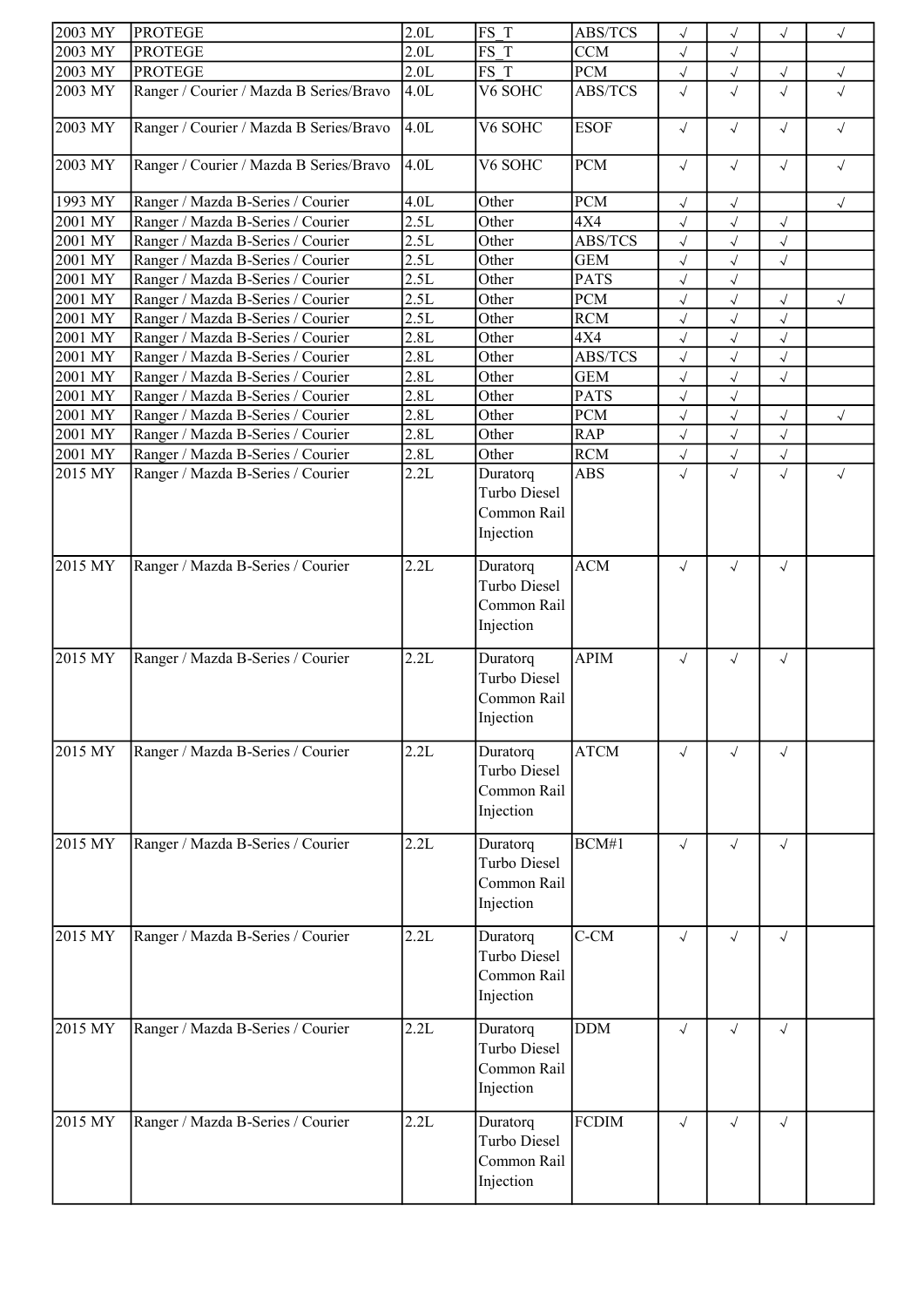| | | | | | | | | |
|---|---|---|---|---|---|---|---|---|
| 2003 MY | PROTEGE | 2.0L | FS_T | ABS/TCS | √ | √ | √ | √ |
| 2003 MY | PROTEGE | 2.0L | FS_T | CCM | √ | √ | | |
| 2003 MY | PROTEGE | 2.0L | FS_T | PCM | √ | √ | √ | √ |
| 2003 MY | Ranger / Courier / Mazda B Series/Bravo | 4.0L | V6 SOHC | ABS/TCS | √ | √ | √ | √ |
| 2003 MY | Ranger / Courier / Mazda B Series/Bravo | 4.0L | V6 SOHC | ESOF | √ | √ | √ | √ |
| 2003 MY | Ranger / Courier / Mazda B Series/Bravo | 4.0L | V6 SOHC | PCM | √ | √ | √ | √ |
| 1993 MY | Ranger / Mazda B-Series / Courier | 4.0L | Other | PCM | √ | √ | | √ |
| 2001 MY | Ranger / Mazda B-Series / Courier | 2.5L | Other | 4X4 | √ | √ | √ | |
| 2001 MY | Ranger / Mazda B-Series / Courier | 2.5L | Other | ABS/TCS | √ | √ | √ | |
| 2001 MY | Ranger / Mazda B-Series / Courier | 2.5L | Other | GEM | √ | √ | √ | |
| 2001 MY | Ranger / Mazda B-Series / Courier | 2.5L | Other | PATS | √ | √ | | |
| 2001 MY | Ranger / Mazda B-Series / Courier | 2.5L | Other | PCM | √ | √ | √ | √ |
| 2001 MY | Ranger / Mazda B-Series / Courier | 2.5L | Other | RCM | √ | √ | √ | |
| 2001 MY | Ranger / Mazda B-Series / Courier | 2.8L | Other | 4X4 | √ | √ | √ | |
| 2001 MY | Ranger / Mazda B-Series / Courier | 2.8L | Other | ABS/TCS | √ | √ | √ | |
| 2001 MY | Ranger / Mazda B-Series / Courier | 2.8L | Other | GEM | √ | √ | √ | |
| 2001 MY | Ranger / Mazda B-Series / Courier | 2.8L | Other | PATS | √ | √ | | |
| 2001 MY | Ranger / Mazda B-Series / Courier | 2.8L | Other | PCM | √ | √ | √ | √ |
| 2001 MY | Ranger / Mazda B-Series / Courier | 2.8L | Other | RAP | √ | √ | √ | |
| 2001 MY | Ranger / Mazda B-Series / Courier | 2.8L | Other | RCM | √ | √ | √ | |
| 2015 MY | Ranger / Mazda B-Series / Courier | 2.2L | Duratorq Turbo Diesel Common Rail Injection | ABS | √ | √ | √ | √ |
| 2015 MY | Ranger / Mazda B-Series / Courier | 2.2L | Duratorq Turbo Diesel Common Rail Injection | ACM | √ | √ | √ | |
| 2015 MY | Ranger / Mazda B-Series / Courier | 2.2L | Duratorq Turbo Diesel Common Rail Injection | APIM | √ | √ | √ | |
| 2015 MY | Ranger / Mazda B-Series / Courier | 2.2L | Duratorq Turbo Diesel Common Rail Injection | ATCM | √ | √ | √ | |
| 2015 MY | Ranger / Mazda B-Series / Courier | 2.2L | Duratorq Turbo Diesel Common Rail Injection | BCM#1 | √ | √ | √ | |
| 2015 MY | Ranger / Mazda B-Series / Courier | 2.2L | Duratorq Turbo Diesel Common Rail Injection | C-CM | √ | √ | √ | |
| 2015 MY | Ranger / Mazda B-Series / Courier | 2.2L | Duratorq Turbo Diesel Common Rail Injection | DDM | √ | √ | √ | |
| 2015 MY | Ranger / Mazda B-Series / Courier | 2.2L | Duratorq Turbo Diesel Common Rail Injection | FCDIM | √ | √ | √ | |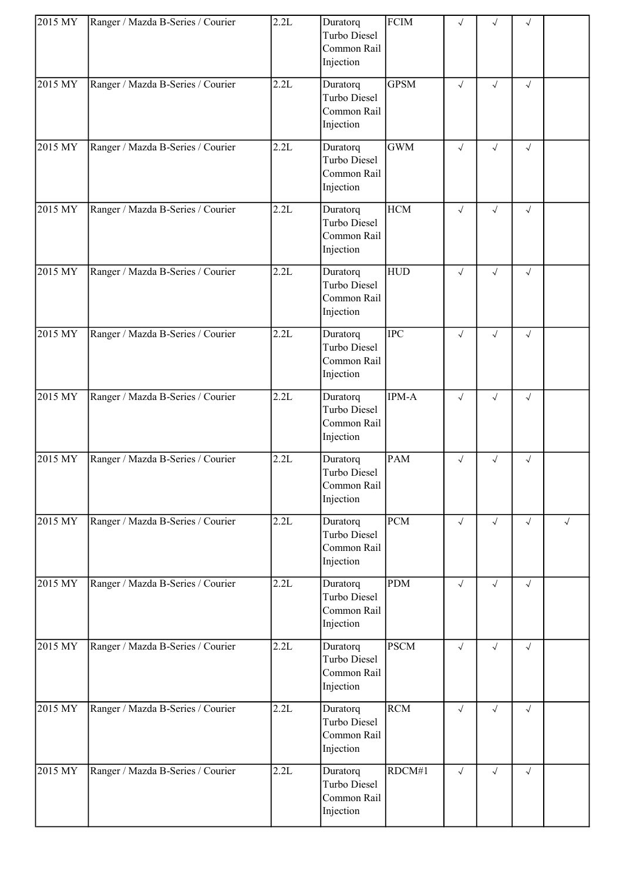| 2015 MY | Ranger / Mazda B-Series / Courier | 2.2L | Duratorq Turbo Diesel Common Rail Injection | FCIM | √ | √ | √ | |
|---|---|---|---|---|---|---|---|---|
| 2015 MY | Ranger / Mazda B-Series / Courier | 2.2L | Duratorq Turbo Diesel Common Rail Injection | GPSM | √ | √ | √ | |
| 2015 MY | Ranger / Mazda B-Series / Courier | 2.2L | Duratorq Turbo Diesel Common Rail Injection | GWM | √ | √ | √ | |
| 2015 MY | Ranger / Mazda B-Series / Courier | 2.2L | Duratorq Turbo Diesel Common Rail Injection | HCM | √ | √ | √ | |
| 2015 MY | Ranger / Mazda B-Series / Courier | 2.2L | Duratorq Turbo Diesel Common Rail Injection | HUD | √ | √ | √ | |
| 2015 MY | Ranger / Mazda B-Series / Courier | 2.2L | Duratorq Turbo Diesel Common Rail Injection | IPC | √ | √ | √ | |
| 2015 MY | Ranger / Mazda B-Series / Courier | 2.2L | Duratorq Turbo Diesel Common Rail Injection | IPM-A | √ | √ | √ | |
| 2015 MY | Ranger / Mazda B-Series / Courier | 2.2L | Duratorq Turbo Diesel Common Rail Injection | PAM | √ | √ | √ | |
| 2015 MY | Ranger / Mazda B-Series / Courier | 2.2L | Duratorq Turbo Diesel Common Rail Injection | PCM | √ | √ | √ | √ |
| 2015 MY | Ranger / Mazda B-Series / Courier | 2.2L | Duratorq Turbo Diesel Common Rail Injection | PDM | √ | √ | √ | |
| 2015 MY | Ranger / Mazda B-Series / Courier | 2.2L | Duratorq Turbo Diesel Common Rail Injection | PSCM | √ | √ | √ | |
| 2015 MY | Ranger / Mazda B-Series / Courier | 2.2L | Duratorq Turbo Diesel Common Rail Injection | RCM | √ | √ | √ | |
| 2015 MY | Ranger / Mazda B-Series / Courier | 2.2L | Duratorq Turbo Diesel Common Rail Injection | RDCM#1 | √ | √ | √ | |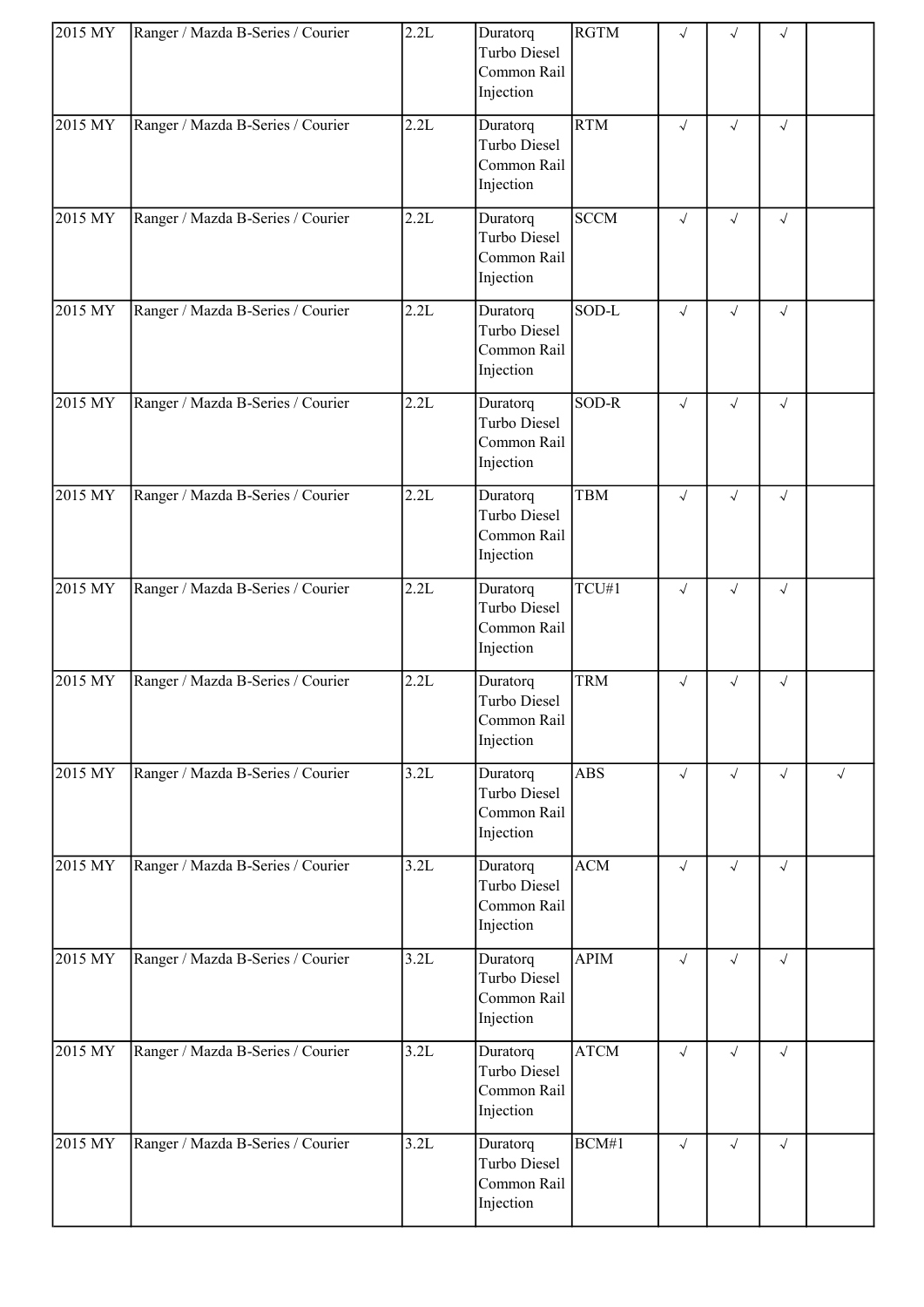| 2015 MY | Ranger / Mazda B-Series / Courier | 2.2L | Duratorq Turbo Diesel Common Rail Injection | RGTM | √ | √ | √ | |
|---|---|---|---|---|---|---|---|---|
| 2015 MY | Ranger / Mazda B-Series / Courier | 2.2L | Duratorq Turbo Diesel Common Rail Injection | RTM | √ | √ | √ | |
| 2015 MY | Ranger / Mazda B-Series / Courier | 2.2L | Duratorq Turbo Diesel Common Rail Injection | SCCM | √ | √ | √ | |
| 2015 MY | Ranger / Mazda B-Series / Courier | 2.2L | Duratorq Turbo Diesel Common Rail Injection | SOD-L | √ | √ | √ | |
| 2015 MY | Ranger / Mazda B-Series / Courier | 2.2L | Duratorq Turbo Diesel Common Rail Injection | SOD-R | √ | √ | √ | |
| 2015 MY | Ranger / Mazda B-Series / Courier | 2.2L | Duratorq Turbo Diesel Common Rail Injection | TBM | √ | √ | √ | |
| 2015 MY | Ranger / Mazda B-Series / Courier | 2.2L | Duratorq Turbo Diesel Common Rail Injection | TCU#1 | √ | √ | √ | |
| 2015 MY | Ranger / Mazda B-Series / Courier | 2.2L | Duratorq Turbo Diesel Common Rail Injection | TRM | √ | √ | √ | |
| 2015 MY | Ranger / Mazda B-Series / Courier | 3.2L | Duratorq Turbo Diesel Common Rail Injection | ABS | √ | √ | √ | √ |
| 2015 MY | Ranger / Mazda B-Series / Courier | 3.2L | Duratorq Turbo Diesel Common Rail Injection | ACM | √ | √ | √ | |
| 2015 MY | Ranger / Mazda B-Series / Courier | 3.2L | Duratorq Turbo Diesel Common Rail Injection | APIM | √ | √ | √ | |
| 2015 MY | Ranger / Mazda B-Series / Courier | 3.2L | Duratorq Turbo Diesel Common Rail Injection | ATCM | √ | √ | √ | |
| 2015 MY | Ranger / Mazda B-Series / Courier | 3.2L | Duratorq Turbo Diesel Common Rail Injection | BCM#1 | √ | √ | √ | |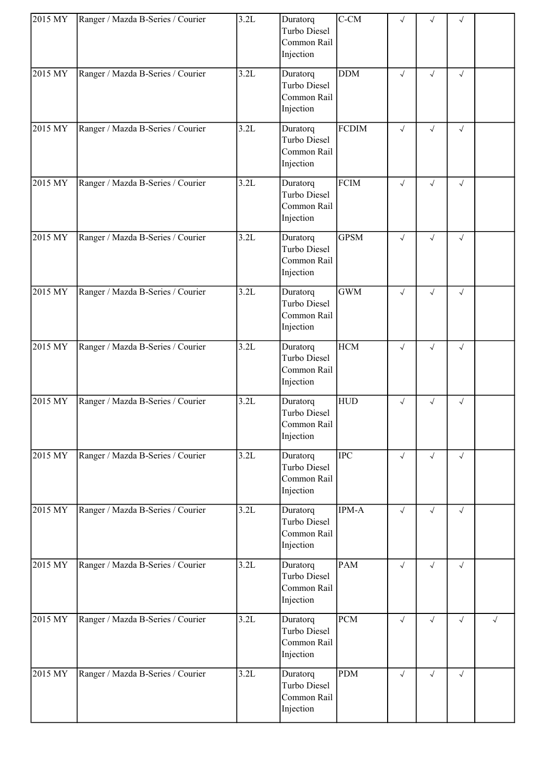| 2015 MY | Ranger / Mazda B-Series / Courier | 3.2L | Duratorq Turbo Diesel Common Rail Injection | C-CM | √ | √ | √ | |
|---|---|---|---|---|---|---|---|---|
| 2015 MY | Ranger / Mazda B-Series / Courier | 3.2L | Duratorq Turbo Diesel Common Rail Injection | DDM | √ | √ | √ | |
| 2015 MY | Ranger / Mazda B-Series / Courier | 3.2L | Duratorq Turbo Diesel Common Rail Injection | FCDIM | √ | √ | √ | |
| 2015 MY | Ranger / Mazda B-Series / Courier | 3.2L | Duratorq Turbo Diesel Common Rail Injection | FCIM | √ | √ | √ | |
| 2015 MY | Ranger / Mazda B-Series / Courier | 3.2L | Duratorq Turbo Diesel Common Rail Injection | GPSM | √ | √ | √ | |
| 2015 MY | Ranger / Mazda B-Series / Courier | 3.2L | Duratorq Turbo Diesel Common Rail Injection | GWM | √ | √ | √ | |
| 2015 MY | Ranger / Mazda B-Series / Courier | 3.2L | Duratorq Turbo Diesel Common Rail Injection | HCM | √ | √ | √ | |
| 2015 MY | Ranger / Mazda B-Series / Courier | 3.2L | Duratorq Turbo Diesel Common Rail Injection | HUD | √ | √ | √ | |
| 2015 MY | Ranger / Mazda B-Series / Courier | 3.2L | Duratorq Turbo Diesel Common Rail Injection | IPC | √ | √ | √ | |
| 2015 MY | Ranger / Mazda B-Series / Courier | 3.2L | Duratorq Turbo Diesel Common Rail Injection | IPM-A | √ | √ | √ | |
| 2015 MY | Ranger / Mazda B-Series / Courier | 3.2L | Duratorq Turbo Diesel Common Rail Injection | PAM | √ | √ | √ | |
| 2015 MY | Ranger / Mazda B-Series / Courier | 3.2L | Duratorq Turbo Diesel Common Rail Injection | PCM | √ | √ | √ | √ |
| 2015 MY | Ranger / Mazda B-Series / Courier | 3.2L | Duratorq Turbo Diesel Common Rail Injection | PDM | √ | √ | √ | |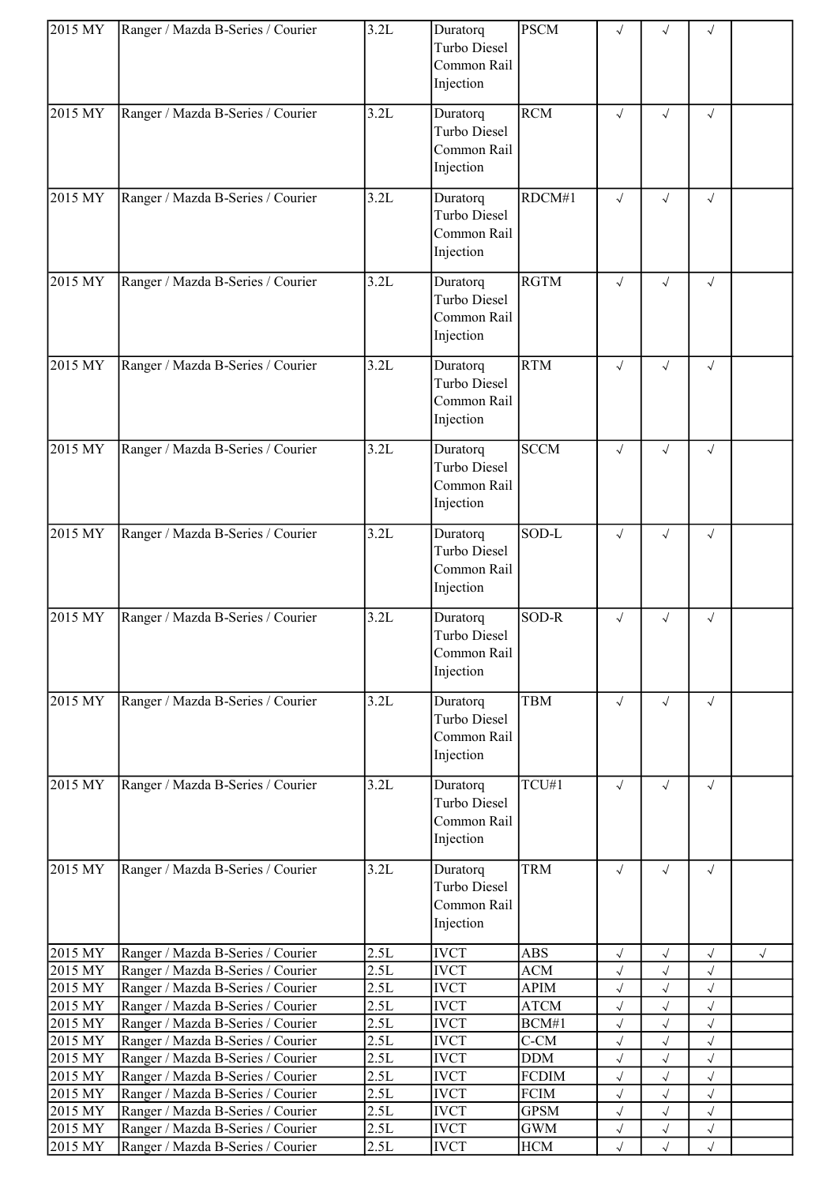| | | | | | | | | |
|---|---|---|---|---|---|---|---|---|
| 2015 MY | Ranger / Mazda B-Series / Courier | 3.2L | Duratorq Turbo Diesel Common Rail Injection | PSCM | √ | √ | √ | |
| 2015 MY | Ranger / Mazda B-Series / Courier | 3.2L | Duratorq Turbo Diesel Common Rail Injection | RCM | √ | √ | √ | |
| 2015 MY | Ranger / Mazda B-Series / Courier | 3.2L | Duratorq Turbo Diesel Common Rail Injection | RDCM#1 | √ | √ | √ | |
| 2015 MY | Ranger / Mazda B-Series / Courier | 3.2L | Duratorq Turbo Diesel Common Rail Injection | RGTM | √ | √ | √ | |
| 2015 MY | Ranger / Mazda B-Series / Courier | 3.2L | Duratorq Turbo Diesel Common Rail Injection | RTM | √ | √ | √ | |
| 2015 MY | Ranger / Mazda B-Series / Courier | 3.2L | Duratorq Turbo Diesel Common Rail Injection | SCCM | √ | √ | √ | |
| 2015 MY | Ranger / Mazda B-Series / Courier | 3.2L | Duratorq Turbo Diesel Common Rail Injection | SOD-L | √ | √ | √ | |
| 2015 MY | Ranger / Mazda B-Series / Courier | 3.2L | Duratorq Turbo Diesel Common Rail Injection | SOD-R | √ | √ | √ | |
| 2015 MY | Ranger / Mazda B-Series / Courier | 3.2L | Duratorq Turbo Diesel Common Rail Injection | TBM | √ | √ | √ | |
| 2015 MY | Ranger / Mazda B-Series / Courier | 3.2L | Duratorq Turbo Diesel Common Rail Injection | TCU#1 | √ | √ | √ | |
| 2015 MY | Ranger / Mazda B-Series / Courier | 3.2L | Duratorq Turbo Diesel Common Rail Injection | TRM | √ | √ | √ | |
| 2015 MY | Ranger / Mazda B-Series / Courier | 2.5L | IVCT | ABS | √ | √ | √ | √ |
| 2015 MY | Ranger / Mazda B-Series / Courier | 2.5L | IVCT | ACM | √ | √ | √ | |
| 2015 MY | Ranger / Mazda B-Series / Courier | 2.5L | IVCT | APIM | √ | √ | √ | |
| 2015 MY | Ranger / Mazda B-Series / Courier | 2.5L | IVCT | ATCM | √ | √ | √ | |
| 2015 MY | Ranger / Mazda B-Series / Courier | 2.5L | IVCT | BCM#1 | √ | √ | √ | |
| 2015 MY | Ranger / Mazda B-Series / Courier | 2.5L | IVCT | C-CM | √ | √ | √ | |
| 2015 MY | Ranger / Mazda B-Series / Courier | 2.5L | IVCT | DDM | √ | √ | √ | |
| 2015 MY | Ranger / Mazda B-Series / Courier | 2.5L | IVCT | FCDIM | √ | √ | √ | |
| 2015 MY | Ranger / Mazda B-Series / Courier | 2.5L | IVCT | FCIM | √ | √ | √ | |
| 2015 MY | Ranger / Mazda B-Series / Courier | 2.5L | IVCT | GPSM | √ | √ | √ | |
| 2015 MY | Ranger / Mazda B-Series / Courier | 2.5L | IVCT | GWM | √ | √ | √ | |
| 2015 MY | Ranger / Mazda B-Series / Courier | 2.5L | IVCT | HCM | √ | √ | √ | |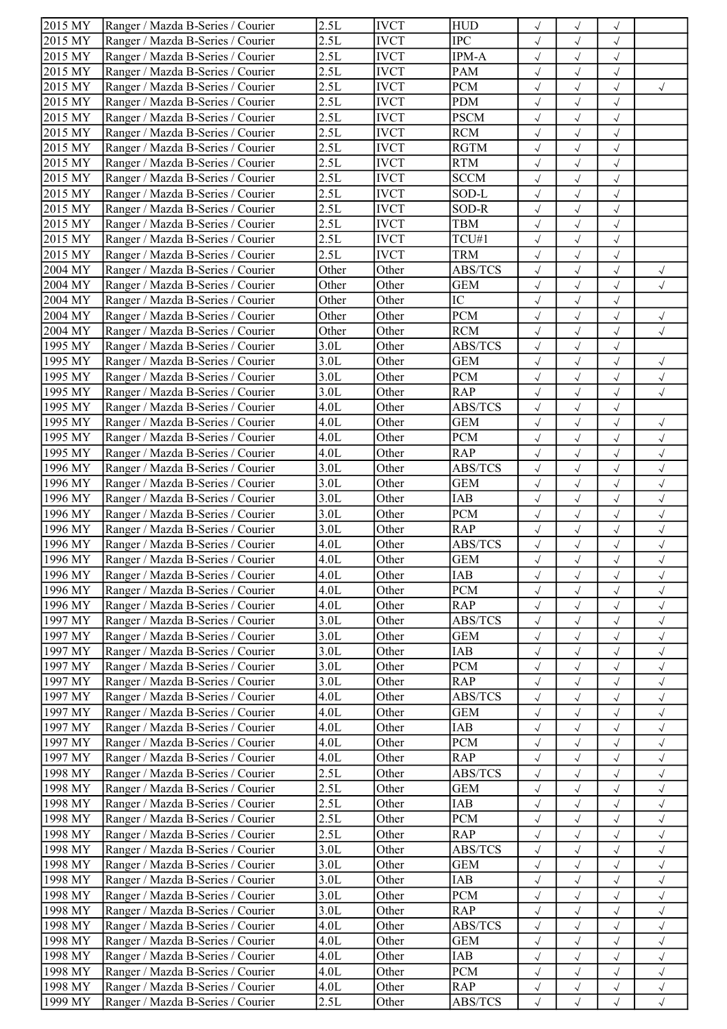| | | | | | | | | |
|---|---|---|---|---|---|---|---|---|
| 2015 MY | Ranger / Mazda B-Series / Courier | 2.5L | IVCT | HUD | √ | √ | √ | |
| 2015 MY | Ranger / Mazda B-Series / Courier | 2.5L | IVCT | IPC | √ | √ | √ | |
| 2015 MY | Ranger / Mazda B-Series / Courier | 2.5L | IVCT | IPM-A | √ | √ | √ | |
| 2015 MY | Ranger / Mazda B-Series / Courier | 2.5L | IVCT | PAM | √ | √ | √ | |
| 2015 MY | Ranger / Mazda B-Series / Courier | 2.5L | IVCT | PCM | √ | √ | √ | √ |
| 2015 MY | Ranger / Mazda B-Series / Courier | 2.5L | IVCT | PDM | √ | √ | √ | |
| 2015 MY | Ranger / Mazda B-Series / Courier | 2.5L | IVCT | PSCM | √ | √ | √ | |
| 2015 MY | Ranger / Mazda B-Series / Courier | 2.5L | IVCT | RCM | √ | √ | √ | |
| 2015 MY | Ranger / Mazda B-Series / Courier | 2.5L | IVCT | RGTM | √ | √ | √ | |
| 2015 MY | Ranger / Mazda B-Series / Courier | 2.5L | IVCT | RTM | √ | √ | √ | |
| 2015 MY | Ranger / Mazda B-Series / Courier | 2.5L | IVCT | SCCM | √ | √ | √ | |
| 2015 MY | Ranger / Mazda B-Series / Courier | 2.5L | IVCT | SOD-L | √ | √ | √ | |
| 2015 MY | Ranger / Mazda B-Series / Courier | 2.5L | IVCT | SOD-R | √ | √ | √ | |
| 2015 MY | Ranger / Mazda B-Series / Courier | 2.5L | IVCT | TBM | √ | √ | √ | |
| 2015 MY | Ranger / Mazda B-Series / Courier | 2.5L | IVCT | TCU#1 | √ | √ | √ | |
| 2015 MY | Ranger / Mazda B-Series / Courier | 2.5L | IVCT | TRM | √ | √ | √ | |
| 2004 MY | Ranger / Mazda B-Series / Courier | Other | Other | ABS/TCS | √ | √ | √ | √ |
| 2004 MY | Ranger / Mazda B-Series / Courier | Other | Other | GEM | √ | √ | √ | √ |
| 2004 MY | Ranger / Mazda B-Series / Courier | Other | Other | IC | √ | √ | √ | |
| 2004 MY | Ranger / Mazda B-Series / Courier | Other | Other | PCM | √ | √ | √ | √ |
| 2004 MY | Ranger / Mazda B-Series / Courier | Other | Other | RCM | √ | √ | √ | √ |
| 1995 MY | Ranger / Mazda B-Series / Courier | 3.0L | Other | ABS/TCS | √ | √ | √ | |
| 1995 MY | Ranger / Mazda B-Series / Courier | 3.0L | Other | GEM | √ | √ | √ | √ |
| 1995 MY | Ranger / Mazda B-Series / Courier | 3.0L | Other | PCM | √ | √ | √ | √ |
| 1995 MY | Ranger / Mazda B-Series / Courier | 3.0L | Other | RAP | √ | √ | √ | √ |
| 1995 MY | Ranger / Mazda B-Series / Courier | 4.0L | Other | ABS/TCS | √ | √ | √ | |
| 1995 MY | Ranger / Mazda B-Series / Courier | 4.0L | Other | GEM | √ | √ | √ | √ |
| 1995 MY | Ranger / Mazda B-Series / Courier | 4.0L | Other | PCM | √ | √ | √ | √ |
| 1995 MY | Ranger / Mazda B-Series / Courier | 4.0L | Other | RAP | √ | √ | √ | √ |
| 1996 MY | Ranger / Mazda B-Series / Courier | 3.0L | Other | ABS/TCS | √ | √ | √ | √ |
| 1996 MY | Ranger / Mazda B-Series / Courier | 3.0L | Other | GEM | √ | √ | √ | √ |
| 1996 MY | Ranger / Mazda B-Series / Courier | 3.0L | Other | IAB | √ | √ | √ | √ |
| 1996 MY | Ranger / Mazda B-Series / Courier | 3.0L | Other | PCM | √ | √ | √ | √ |
| 1996 MY | Ranger / Mazda B-Series / Courier | 3.0L | Other | RAP | √ | √ | √ | √ |
| 1996 MY | Ranger / Mazda B-Series / Courier | 4.0L | Other | ABS/TCS | √ | √ | √ | √ |
| 1996 MY | Ranger / Mazda B-Series / Courier | 4.0L | Other | GEM | √ | √ | √ | √ |
| 1996 MY | Ranger / Mazda B-Series / Courier | 4.0L | Other | IAB | √ | √ | √ | √ |
| 1996 MY | Ranger / Mazda B-Series / Courier | 4.0L | Other | PCM | √ | √ | √ | √ |
| 1996 MY | Ranger / Mazda B-Series / Courier | 4.0L | Other | RAP | √ | √ | √ | √ |
| 1997 MY | Ranger / Mazda B-Series / Courier | 3.0L | Other | ABS/TCS | √ | √ | √ | √ |
| 1997 MY | Ranger / Mazda B-Series / Courier | 3.0L | Other | GEM | √ | √ | √ | √ |
| 1997 MY | Ranger / Mazda B-Series / Courier | 3.0L | Other | IAB | √ | √ | √ | √ |
| 1997 MY | Ranger / Mazda B-Series / Courier | 3.0L | Other | PCM | √ | √ | √ | √ |
| 1997 MY | Ranger / Mazda B-Series / Courier | 3.0L | Other | RAP | √ | √ | √ | √ |
| 1997 MY | Ranger / Mazda B-Series / Courier | 4.0L | Other | ABS/TCS | √ | √ | √ | √ |
| 1997 MY | Ranger / Mazda B-Series / Courier | 4.0L | Other | GEM | √ | √ | √ | √ |
| 1997 MY | Ranger / Mazda B-Series / Courier | 4.0L | Other | IAB | √ | √ | √ | √ |
| 1997 MY | Ranger / Mazda B-Series / Courier | 4.0L | Other | PCM | √ | √ | √ | √ |
| 1997 MY | Ranger / Mazda B-Series / Courier | 4.0L | Other | RAP | √ | √ | √ | √ |
| 1998 MY | Ranger / Mazda B-Series / Courier | 2.5L | Other | ABS/TCS | √ | √ | √ | √ |
| 1998 MY | Ranger / Mazda B-Series / Courier | 2.5L | Other | GEM | √ | √ | √ | √ |
| 1998 MY | Ranger / Mazda B-Series / Courier | 2.5L | Other | IAB | √ | √ | √ | √ |
| 1998 MY | Ranger / Mazda B-Series / Courier | 2.5L | Other | PCM | √ | √ | √ | √ |
| 1998 MY | Ranger / Mazda B-Series / Courier | 2.5L | Other | RAP | √ | √ | √ | √ |
| 1998 MY | Ranger / Mazda B-Series / Courier | 3.0L | Other | ABS/TCS | √ | √ | √ | √ |
| 1998 MY | Ranger / Mazda B-Series / Courier | 3.0L | Other | GEM | √ | √ | √ | √ |
| 1998 MY | Ranger / Mazda B-Series / Courier | 3.0L | Other | IAB | √ | √ | √ | √ |
| 1998 MY | Ranger / Mazda B-Series / Courier | 3.0L | Other | PCM | √ | √ | √ | √ |
| 1998 MY | Ranger / Mazda B-Series / Courier | 3.0L | Other | RAP | √ | √ | √ | √ |
| 1998 MY | Ranger / Mazda B-Series / Courier | 4.0L | Other | ABS/TCS | √ | √ | √ | √ |
| 1998 MY | Ranger / Mazda B-Series / Courier | 4.0L | Other | GEM | √ | √ | √ | √ |
| 1998 MY | Ranger / Mazda B-Series / Courier | 4.0L | Other | IAB | √ | √ | √ | √ |
| 1998 MY | Ranger / Mazda B-Series / Courier | 4.0L | Other | PCM | √ | √ | √ | √ |
| 1998 MY | Ranger / Mazda B-Series / Courier | 4.0L | Other | RAP | √ | √ | √ | √ |
| 1999 MY | Ranger / Mazda B-Series / Courier | 2.5L | Other | ABS/TCS | √ | √ | √ | √ |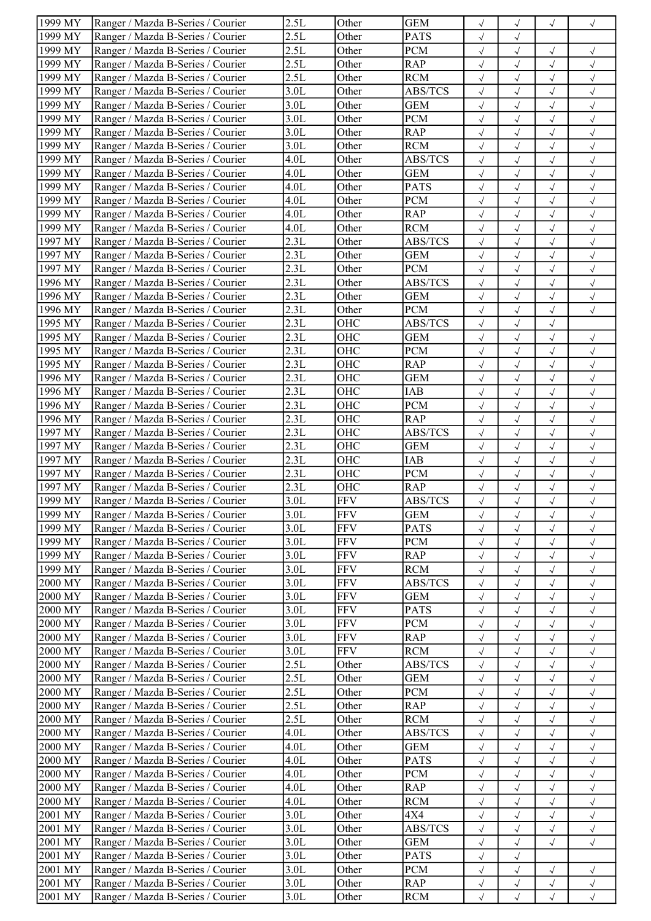| | | | | | | | | |
|---|---|---|---|---|---|---|---|---|
| 1999 MY | Ranger / Mazda B-Series / Courier | 2.5L | Other | GEM | √ | √ | √ | √ |
| 1999 MY | Ranger / Mazda B-Series / Courier | 2.5L | Other | PATS | √ | √ | | |
| 1999 MY | Ranger / Mazda B-Series / Courier | 2.5L | Other | PCM | √ | √ | √ | √ |
| 1999 MY | Ranger / Mazda B-Series / Courier | 2.5L | Other | RAP | √ | √ | √ | √ |
| 1999 MY | Ranger / Mazda B-Series / Courier | 2.5L | Other | RCM | √ | √ | √ | √ |
| 1999 MY | Ranger / Mazda B-Series / Courier | 3.0L | Other | ABS/TCS | √ | √ | √ | √ |
| 1999 MY | Ranger / Mazda B-Series / Courier | 3.0L | Other | GEM | √ | √ | √ | √ |
| 1999 MY | Ranger / Mazda B-Series / Courier | 3.0L | Other | PCM | √ | √ | √ | √ |
| 1999 MY | Ranger / Mazda B-Series / Courier | 3.0L | Other | RAP | √ | √ | √ | √ |
| 1999 MY | Ranger / Mazda B-Series / Courier | 3.0L | Other | RCM | √ | √ | √ | √ |
| 1999 MY | Ranger / Mazda B-Series / Courier | 4.0L | Other | ABS/TCS | √ | √ | √ | √ |
| 1999 MY | Ranger / Mazda B-Series / Courier | 4.0L | Other | GEM | √ | √ | √ | √ |
| 1999 MY | Ranger / Mazda B-Series / Courier | 4.0L | Other | PATS | √ | √ | √ | √ |
| 1999 MY | Ranger / Mazda B-Series / Courier | 4.0L | Other | PCM | √ | √ | √ | √ |
| 1999 MY | Ranger / Mazda B-Series / Courier | 4.0L | Other | RAP | √ | √ | √ | √ |
| 1999 MY | Ranger / Mazda B-Series / Courier | 4.0L | Other | RCM | √ | √ | √ | √ |
| 1997 MY | Ranger / Mazda B-Series / Courier | 2.3L | Other | ABS/TCS | √ | √ | √ | √ |
| 1997 MY | Ranger / Mazda B-Series / Courier | 2.3L | Other | GEM | √ | √ | √ | √ |
| 1997 MY | Ranger / Mazda B-Series / Courier | 2.3L | Other | PCM | √ | √ | √ | √ |
| 1996 MY | Ranger / Mazda B-Series / Courier | 2.3L | Other | ABS/TCS | √ | √ | √ | √ |
| 1996 MY | Ranger / Mazda B-Series / Courier | 2.3L | Other | GEM | √ | √ | √ | √ |
| 1996 MY | Ranger / Mazda B-Series / Courier | 2.3L | Other | PCM | √ | √ | √ | √ |
| 1995 MY | Ranger / Mazda B-Series / Courier | 2.3L | OHC | ABS/TCS | √ | √ | √ | |
| 1995 MY | Ranger / Mazda B-Series / Courier | 2.3L | OHC | GEM | √ | √ | √ | √ |
| 1995 MY | Ranger / Mazda B-Series / Courier | 2.3L | OHC | PCM | √ | √ | √ | √ |
| 1995 MY | Ranger / Mazda B-Series / Courier | 2.3L | OHC | RAP | √ | √ | √ | √ |
| 1996 MY | Ranger / Mazda B-Series / Courier | 2.3L | OHC | GEM | √ | √ | √ | √ |
| 1996 MY | Ranger / Mazda B-Series / Courier | 2.3L | OHC | IAB | √ | √ | √ | √ |
| 1996 MY | Ranger / Mazda B-Series / Courier | 2.3L | OHC | PCM | √ | √ | √ | √ |
| 1996 MY | Ranger / Mazda B-Series / Courier | 2.3L | OHC | RAP | √ | √ | √ | √ |
| 1997 MY | Ranger / Mazda B-Series / Courier | 2.3L | OHC | ABS/TCS | √ | √ | √ | √ |
| 1997 MY | Ranger / Mazda B-Series / Courier | 2.3L | OHC | GEM | √ | √ | √ | √ |
| 1997 MY | Ranger / Mazda B-Series / Courier | 2.3L | OHC | IAB | √ | √ | √ | √ |
| 1997 MY | Ranger / Mazda B-Series / Courier | 2.3L | OHC | PCM | √ | √ | √ | √ |
| 1997 MY | Ranger / Mazda B-Series / Courier | 2.3L | OHC | RAP | √ | √ | √ | √ |
| 1999 MY | Ranger / Mazda B-Series / Courier | 3.0L | FFV | ABS/TCS | √ | √ | √ | √ |
| 1999 MY | Ranger / Mazda B-Series / Courier | 3.0L | FFV | GEM | √ | √ | √ | √ |
| 1999 MY | Ranger / Mazda B-Series / Courier | 3.0L | FFV | PATS | √ | √ | √ | √ |
| 1999 MY | Ranger / Mazda B-Series / Courier | 3.0L | FFV | PCM | √ | √ | √ | √ |
| 1999 MY | Ranger / Mazda B-Series / Courier | 3.0L | FFV | RAP | √ | √ | √ | √ |
| 1999 MY | Ranger / Mazda B-Series / Courier | 3.0L | FFV | RCM | √ | √ | √ | √ |
| 2000 MY | Ranger / Mazda B-Series / Courier | 3.0L | FFV | ABS/TCS | √ | √ | √ | √ |
| 2000 MY | Ranger / Mazda B-Series / Courier | 3.0L | FFV | GEM | √ | √ | √ | √ |
| 2000 MY | Ranger / Mazda B-Series / Courier | 3.0L | FFV | PATS | √ | √ | √ | √ |
| 2000 MY | Ranger / Mazda B-Series / Courier | 3.0L | FFV | PCM | √ | √ | √ | √ |
| 2000 MY | Ranger / Mazda B-Series / Courier | 3.0L | FFV | RAP | √ | √ | √ | √ |
| 2000 MY | Ranger / Mazda B-Series / Courier | 3.0L | FFV | RCM | √ | √ | √ | √ |
| 2000 MY | Ranger / Mazda B-Series / Courier | 2.5L | Other | ABS/TCS | √ | √ | √ | √ |
| 2000 MY | Ranger / Mazda B-Series / Courier | 2.5L | Other | GEM | √ | √ | √ | √ |
| 2000 MY | Ranger / Mazda B-Series / Courier | 2.5L | Other | PCM | √ | √ | √ | √ |
| 2000 MY | Ranger / Mazda B-Series / Courier | 2.5L | Other | RAP | √ | √ | √ | √ |
| 2000 MY | Ranger / Mazda B-Series / Courier | 2.5L | Other | RCM | √ | √ | √ | √ |
| 2000 MY | Ranger / Mazda B-Series / Courier | 4.0L | Other | ABS/TCS | √ | √ | √ | √ |
| 2000 MY | Ranger / Mazda B-Series / Courier | 4.0L | Other | GEM | √ | √ | √ | √ |
| 2000 MY | Ranger / Mazda B-Series / Courier | 4.0L | Other | PATS | √ | √ | √ | √ |
| 2000 MY | Ranger / Mazda B-Series / Courier | 4.0L | Other | PCM | √ | √ | √ | √ |
| 2000 MY | Ranger / Mazda B-Series / Courier | 4.0L | Other | RAP | √ | √ | √ | √ |
| 2000 MY | Ranger / Mazda B-Series / Courier | 4.0L | Other | RCM | √ | √ | √ | √ |
| 2001 MY | Ranger / Mazda B-Series / Courier | 3.0L | Other | 4X4 | √ | √ | √ | √ |
| 2001 MY | Ranger / Mazda B-Series / Courier | 3.0L | Other | ABS/TCS | √ | √ | √ | √ |
| 2001 MY | Ranger / Mazda B-Series / Courier | 3.0L | Other | GEM | √ | √ | √ | √ |
| 2001 MY | Ranger / Mazda B-Series / Courier | 3.0L | Other | PATS | √ | √ | | |
| 2001 MY | Ranger / Mazda B-Series / Courier | 3.0L | Other | PCM | √ | √ | √ | √ |
| 2001 MY | Ranger / Mazda B-Series / Courier | 3.0L | Other | RAP | √ | √ | √ | √ |
| 2001 MY | Ranger / Mazda B-Series / Courier | 3.0L | Other | RCM | √ | √ | √ | √ |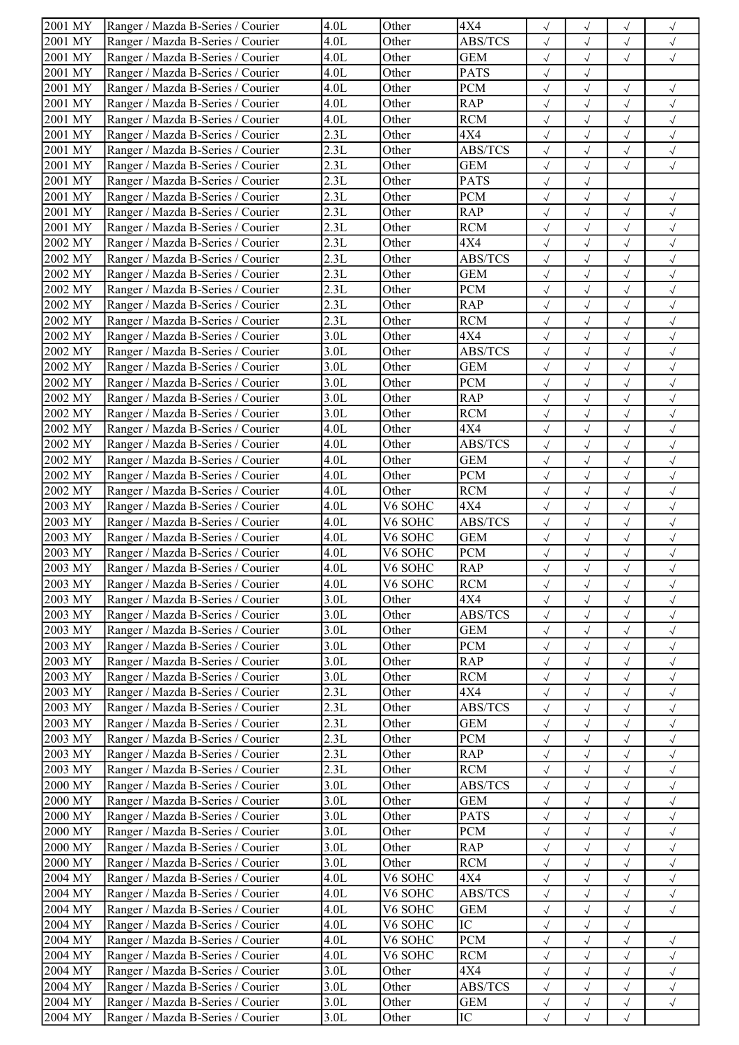| 2001 MY | Ranger / Mazda B-Series / Courier | 4.0L | Other | 4X4 | √ | √ | √ | √ |
|---|---|---|---|---|---|---|---|---|
| 2001 MY | Ranger / Mazda B-Series / Courier | 4.0L | Other | ABS/TCS | √ | √ | √ | √ |
| 2001 MY | Ranger / Mazda B-Series / Courier | 4.0L | Other | GEM | √ | √ | √ | √ |
| 2001 MY | Ranger / Mazda B-Series / Courier | 4.0L | Other | PATS | √ | √ | | |
| 2001 MY | Ranger / Mazda B-Series / Courier | 4.0L | Other | PCM | √ | √ | √ | √ |
| 2001 MY | Ranger / Mazda B-Series / Courier | 4.0L | Other | RAP | √ | √ | √ | √ |
| 2001 MY | Ranger / Mazda B-Series / Courier | 4.0L | Other | RCM | √ | √ | √ | √ |
| 2001 MY | Ranger / Mazda B-Series / Courier | 2.3L | Other | 4X4 | √ | √ | √ | √ |
| 2001 MY | Ranger / Mazda B-Series / Courier | 2.3L | Other | ABS/TCS | √ | √ | √ | √ |
| 2001 MY | Ranger / Mazda B-Series / Courier | 2.3L | Other | GEM | √ | √ | √ | √ |
| 2001 MY | Ranger / Mazda B-Series / Courier | 2.3L | Other | PATS | √ | √ | | |
| 2001 MY | Ranger / Mazda B-Series / Courier | 2.3L | Other | PCM | √ | √ | √ | √ |
| 2001 MY | Ranger / Mazda B-Series / Courier | 2.3L | Other | RAP | √ | √ | √ | √ |
| 2001 MY | Ranger / Mazda B-Series / Courier | 2.3L | Other | RCM | √ | √ | √ | √ |
| 2002 MY | Ranger / Mazda B-Series / Courier | 2.3L | Other | 4X4 | √ | √ | √ | √ |
| 2002 MY | Ranger / Mazda B-Series / Courier | 2.3L | Other | ABS/TCS | √ | √ | √ | √ |
| 2002 MY | Ranger / Mazda B-Series / Courier | 2.3L | Other | GEM | √ | √ | √ | √ |
| 2002 MY | Ranger / Mazda B-Series / Courier | 2.3L | Other | PCM | √ | √ | √ | √ |
| 2002 MY | Ranger / Mazda B-Series / Courier | 2.3L | Other | RAP | √ | √ | √ | √ |
| 2002 MY | Ranger / Mazda B-Series / Courier | 2.3L | Other | RCM | √ | √ | √ | √ |
| 2002 MY | Ranger / Mazda B-Series / Courier | 3.0L | Other | 4X4 | √ | √ | √ | √ |
| 2002 MY | Ranger / Mazda B-Series / Courier | 3.0L | Other | ABS/TCS | √ | √ | √ | √ |
| 2002 MY | Ranger / Mazda B-Series / Courier | 3.0L | Other | GEM | √ | √ | √ | √ |
| 2002 MY | Ranger / Mazda B-Series / Courier | 3.0L | Other | PCM | √ | √ | √ | √ |
| 2002 MY | Ranger / Mazda B-Series / Courier | 3.0L | Other | RAP | √ | √ | √ | √ |
| 2002 MY | Ranger / Mazda B-Series / Courier | 3.0L | Other | RCM | √ | √ | √ | √ |
| 2002 MY | Ranger / Mazda B-Series / Courier | 4.0L | Other | 4X4 | √ | √ | √ | √ |
| 2002 MY | Ranger / Mazda B-Series / Courier | 4.0L | Other | ABS/TCS | √ | √ | √ | √ |
| 2002 MY | Ranger / Mazda B-Series / Courier | 4.0L | Other | GEM | √ | √ | √ | √ |
| 2002 MY | Ranger / Mazda B-Series / Courier | 4.0L | Other | PCM | √ | √ | √ | √ |
| 2002 MY | Ranger / Mazda B-Series / Courier | 4.0L | Other | RCM | √ | √ | √ | √ |
| 2003 MY | Ranger / Mazda B-Series / Courier | 4.0L | V6 SOHC | 4X4 | √ | √ | √ | √ |
| 2003 MY | Ranger / Mazda B-Series / Courier | 4.0L | V6 SOHC | ABS/TCS | √ | √ | √ | √ |
| 2003 MY | Ranger / Mazda B-Series / Courier | 4.0L | V6 SOHC | GEM | √ | √ | √ | √ |
| 2003 MY | Ranger / Mazda B-Series / Courier | 4.0L | V6 SOHC | PCM | √ | √ | √ | √ |
| 2003 MY | Ranger / Mazda B-Series / Courier | 4.0L | V6 SOHC | RAP | √ | √ | √ | √ |
| 2003 MY | Ranger / Mazda B-Series / Courier | 4.0L | V6 SOHC | RCM | √ | √ | √ | √ |
| 2003 MY | Ranger / Mazda B-Series / Courier | 3.0L | Other | 4X4 | √ | √ | √ | √ |
| 2003 MY | Ranger / Mazda B-Series / Courier | 3.0L | Other | ABS/TCS | √ | √ | √ | √ |
| 2003 MY | Ranger / Mazda B-Series / Courier | 3.0L | Other | GEM | √ | √ | √ | √ |
| 2003 MY | Ranger / Mazda B-Series / Courier | 3.0L | Other | PCM | √ | √ | √ | √ |
| 2003 MY | Ranger / Mazda B-Series / Courier | 3.0L | Other | RAP | √ | √ | √ | √ |
| 2003 MY | Ranger / Mazda B-Series / Courier | 3.0L | Other | RCM | √ | √ | √ | √ |
| 2003 MY | Ranger / Mazda B-Series / Courier | 2.3L | Other | 4X4 | √ | √ | √ | √ |
| 2003 MY | Ranger / Mazda B-Series / Courier | 2.3L | Other | ABS/TCS | √ | √ | √ | √ |
| 2003 MY | Ranger / Mazda B-Series / Courier | 2.3L | Other | GEM | √ | √ | √ | √ |
| 2003 MY | Ranger / Mazda B-Series / Courier | 2.3L | Other | PCM | √ | √ | √ | √ |
| 2003 MY | Ranger / Mazda B-Series / Courier | 2.3L | Other | RAP | √ | √ | √ | √ |
| 2003 MY | Ranger / Mazda B-Series / Courier | 2.3L | Other | RCM | √ | √ | √ | √ |
| 2000 MY | Ranger / Mazda B-Series / Courier | 3.0L | Other | ABS/TCS | √ | √ | √ | √ |
| 2000 MY | Ranger / Mazda B-Series / Courier | 3.0L | Other | GEM | √ | √ | √ | √ |
| 2000 MY | Ranger / Mazda B-Series / Courier | 3.0L | Other | PATS | √ | √ | √ | √ |
| 2000 MY | Ranger / Mazda B-Series / Courier | 3.0L | Other | PCM | √ | √ | √ | √ |
| 2000 MY | Ranger / Mazda B-Series / Courier | 3.0L | Other | RAP | √ | √ | √ | √ |
| 2000 MY | Ranger / Mazda B-Series / Courier | 3.0L | Other | RCM | √ | √ | √ | √ |
| 2004 MY | Ranger / Mazda B-Series / Courier | 4.0L | V6 SOHC | 4X4 | √ | √ | √ | √ |
| 2004 MY | Ranger / Mazda B-Series / Courier | 4.0L | V6 SOHC | ABS/TCS | √ | √ | √ | √ |
| 2004 MY | Ranger / Mazda B-Series / Courier | 4.0L | V6 SOHC | GEM | √ | √ | √ | √ |
| 2004 MY | Ranger / Mazda B-Series / Courier | 4.0L | V6 SOHC | IC | √ | √ | √ | |
| 2004 MY | Ranger / Mazda B-Series / Courier | 4.0L | V6 SOHC | PCM | √ | √ | √ | √ |
| 2004 MY | Ranger / Mazda B-Series / Courier | 4.0L | V6 SOHC | RCM | √ | √ | √ | √ |
| 2004 MY | Ranger / Mazda B-Series / Courier | 3.0L | Other | 4X4 | √ | √ | √ | √ |
| 2004 MY | Ranger / Mazda B-Series / Courier | 3.0L | Other | ABS/TCS | √ | √ | √ | √ |
| 2004 MY | Ranger / Mazda B-Series / Courier | 3.0L | Other | GEM | √ | √ | √ | √ |
| 2004 MY | Ranger / Mazda B-Series / Courier | 3.0L | Other | IC | √ | √ | √ | |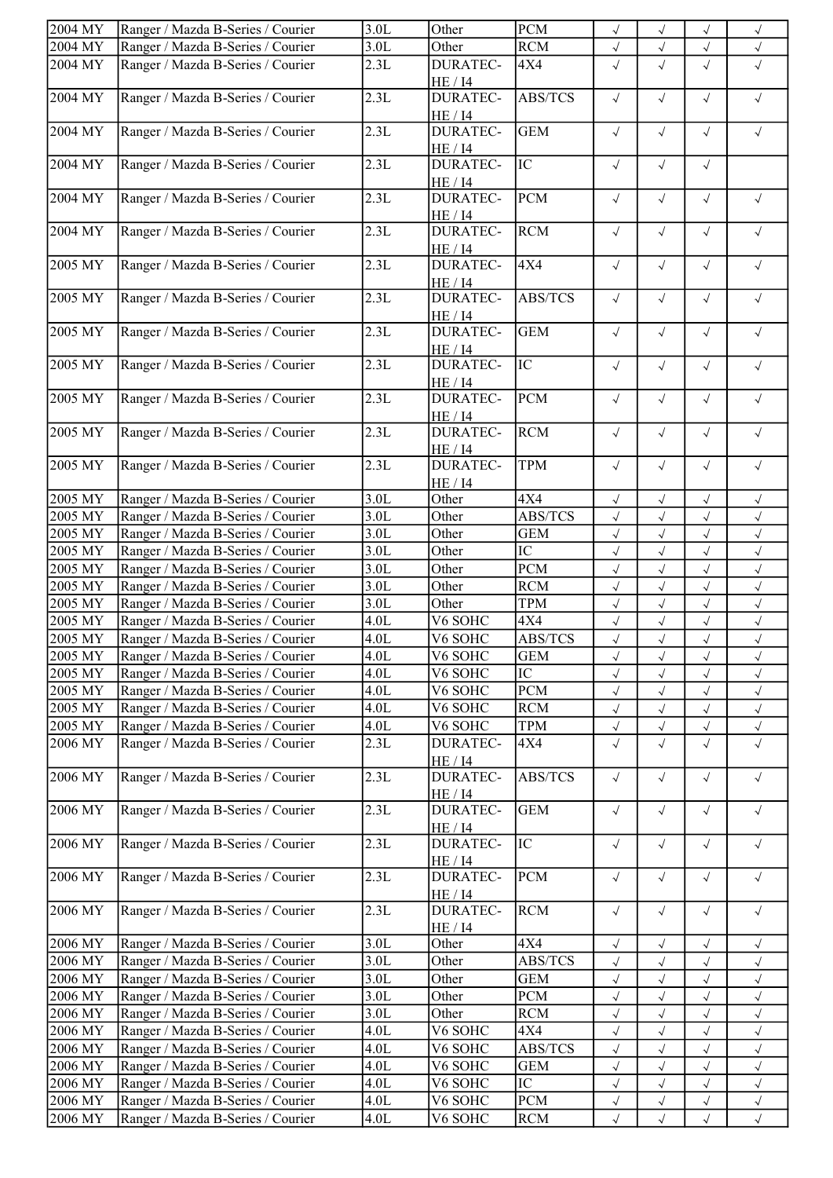| | | | | | | | | |
|---|---|---|---|---|---|---|---|---|
| 2004 MY | Ranger / Mazda B-Series / Courier | 3.0L | Other | PCM | √ | √ | √ | √ |
| 2004 MY | Ranger / Mazda B-Series / Courier | 3.0L | Other | RCM | √ | √ | √ | √ |
| 2004 MY | Ranger / Mazda B-Series / Courier | 2.3L | DURATEC-HE / I4 | 4X4 | √ | √ | √ | √ |
| 2004 MY | Ranger / Mazda B-Series / Courier | 2.3L | DURATEC-HE / I4 | ABS/TCS | √ | √ | √ | √ |
| 2004 MY | Ranger / Mazda B-Series / Courier | 2.3L | DURATEC-HE / I4 | GEM | √ | √ | √ | √ |
| 2004 MY | Ranger / Mazda B-Series / Courier | 2.3L | DURATEC-HE / I4 | IC | √ | √ | √ | |
| 2004 MY | Ranger / Mazda B-Series / Courier | 2.3L | DURATEC-HE / I4 | PCM | √ | √ | √ | √ |
| 2004 MY | Ranger / Mazda B-Series / Courier | 2.3L | DURATEC-HE / I4 | RCM | √ | √ | √ | √ |
| 2005 MY | Ranger / Mazda B-Series / Courier | 2.3L | DURATEC-HE / I4 | 4X4 | √ | √ | √ | √ |
| 2005 MY | Ranger / Mazda B-Series / Courier | 2.3L | DURATEC-HE / I4 | ABS/TCS | √ | √ | √ | √ |
| 2005 MY | Ranger / Mazda B-Series / Courier | 2.3L | DURATEC-HE / I4 | GEM | √ | √ | √ | √ |
| 2005 MY | Ranger / Mazda B-Series / Courier | 2.3L | DURATEC-HE / I4 | IC | √ | √ | √ | √ |
| 2005 MY | Ranger / Mazda B-Series / Courier | 2.3L | DURATEC-HE / I4 | PCM | √ | √ | √ | √ |
| 2005 MY | Ranger / Mazda B-Series / Courier | 2.3L | DURATEC-HE / I4 | RCM | √ | √ | √ | √ |
| 2005 MY | Ranger / Mazda B-Series / Courier | 2.3L | DURATEC-HE / I4 | TPM | √ | √ | √ | √ |
| 2005 MY | Ranger / Mazda B-Series / Courier | 3.0L | Other | 4X4 | √ | √ | √ | √ |
| 2005 MY | Ranger / Mazda B-Series / Courier | 3.0L | Other | ABS/TCS | √ | √ | √ | √ |
| 2005 MY | Ranger / Mazda B-Series / Courier | 3.0L | Other | GEM | √ | √ | √ | √ |
| 2005 MY | Ranger / Mazda B-Series / Courier | 3.0L | Other | IC | √ | √ | √ | √ |
| 2005 MY | Ranger / Mazda B-Series / Courier | 3.0L | Other | PCM | √ | √ | √ | √ |
| 2005 MY | Ranger / Mazda B-Series / Courier | 3.0L | Other | RCM | √ | √ | √ | √ |
| 2005 MY | Ranger / Mazda B-Series / Courier | 3.0L | Other | TPM | √ | √ | √ | √ |
| 2005 MY | Ranger / Mazda B-Series / Courier | 4.0L | V6 SOHC | 4X4 | √ | √ | √ | √ |
| 2005 MY | Ranger / Mazda B-Series / Courier | 4.0L | V6 SOHC | ABS/TCS | √ | √ | √ | √ |
| 2005 MY | Ranger / Mazda B-Series / Courier | 4.0L | V6 SOHC | GEM | √ | √ | √ | √ |
| 2005 MY | Ranger / Mazda B-Series / Courier | 4.0L | V6 SOHC | IC | √ | √ | √ | √ |
| 2005 MY | Ranger / Mazda B-Series / Courier | 4.0L | V6 SOHC | PCM | √ | √ | √ | √ |
| 2005 MY | Ranger / Mazda B-Series / Courier | 4.0L | V6 SOHC | RCM | √ | √ | √ | √ |
| 2005 MY | Ranger / Mazda B-Series / Courier | 4.0L | V6 SOHC | TPM | √ | √ | √ | √ |
| 2006 MY | Ranger / Mazda B-Series / Courier | 2.3L | DURATEC-HE / I4 | 4X4 | √ | √ | √ | √ |
| 2006 MY | Ranger / Mazda B-Series / Courier | 2.3L | DURATEC-HE / I4 | ABS/TCS | √ | √ | √ | √ |
| 2006 MY | Ranger / Mazda B-Series / Courier | 2.3L | DURATEC-HE / I4 | GEM | √ | √ | √ | √ |
| 2006 MY | Ranger / Mazda B-Series / Courier | 2.3L | DURATEC-HE / I4 | IC | √ | √ | √ | √ |
| 2006 MY | Ranger / Mazda B-Series / Courier | 2.3L | DURATEC-HE / I4 | PCM | √ | √ | √ | √ |
| 2006 MY | Ranger / Mazda B-Series / Courier | 2.3L | DURATEC-HE / I4 | RCM | √ | √ | √ | √ |
| 2006 MY | Ranger / Mazda B-Series / Courier | 3.0L | Other | 4X4 | √ | √ | √ | √ |
| 2006 MY | Ranger / Mazda B-Series / Courier | 3.0L | Other | ABS/TCS | √ | √ | √ | √ |
| 2006 MY | Ranger / Mazda B-Series / Courier | 3.0L | Other | GEM | √ | √ | √ | √ |
| 2006 MY | Ranger / Mazda B-Series / Courier | 3.0L | Other | PCM | √ | √ | √ | √ |
| 2006 MY | Ranger / Mazda B-Series / Courier | 3.0L | Other | RCM | √ | √ | √ | √ |
| 2006 MY | Ranger / Mazda B-Series / Courier | 4.0L | V6 SOHC | 4X4 | √ | √ | √ | √ |
| 2006 MY | Ranger / Mazda B-Series / Courier | 4.0L | V6 SOHC | ABS/TCS | √ | √ | √ | √ |
| 2006 MY | Ranger / Mazda B-Series / Courier | 4.0L | V6 SOHC | GEM | √ | √ | √ | √ |
| 2006 MY | Ranger / Mazda B-Series / Courier | 4.0L | V6 SOHC | IC | √ | √ | √ | √ |
| 2006 MY | Ranger / Mazda B-Series / Courier | 4.0L | V6 SOHC | PCM | √ | √ | √ | √ |
| 2006 MY | Ranger / Mazda B-Series / Courier | 4.0L | V6 SOHC | RCM | √ | √ | √ | √ |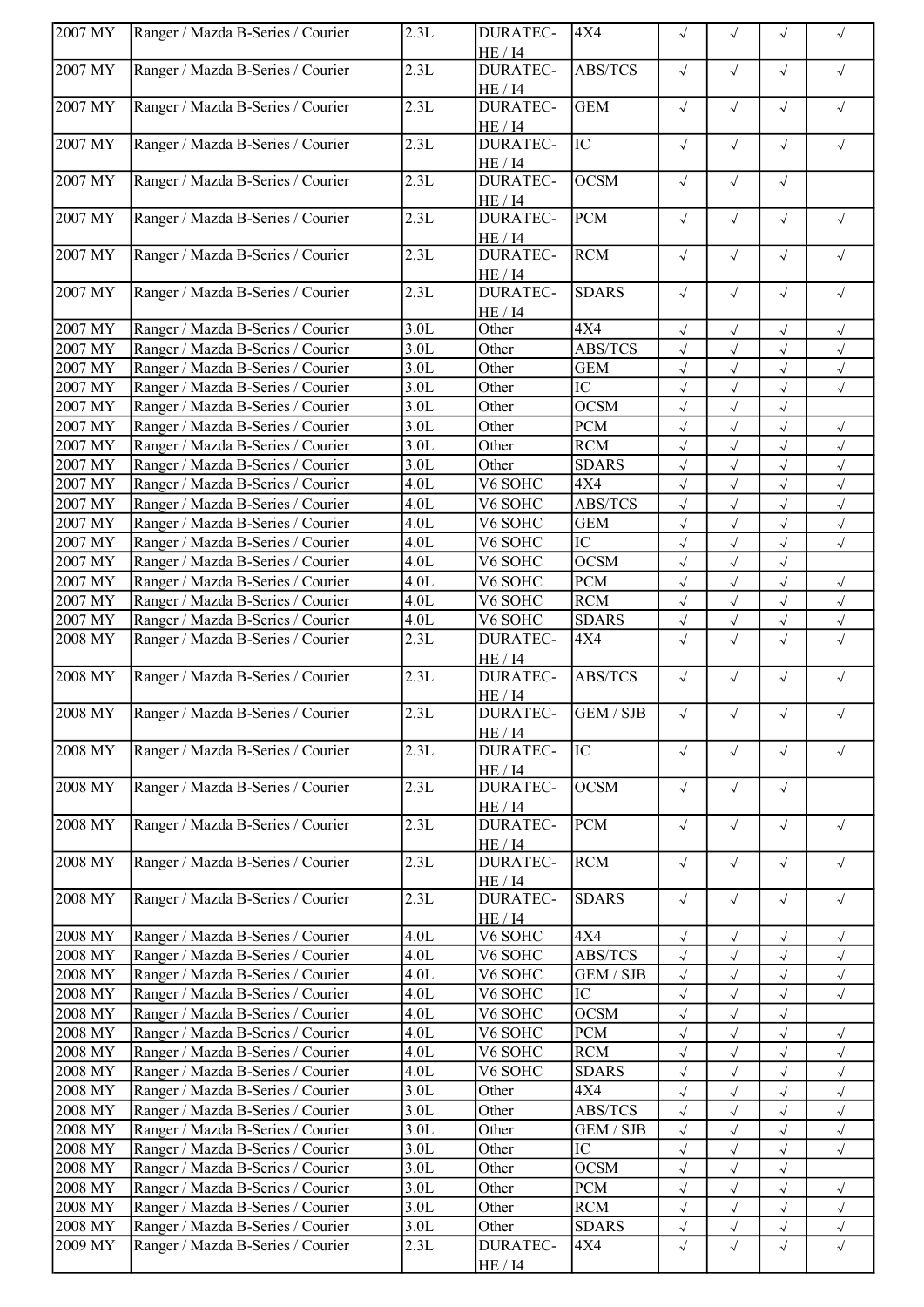| | | | | | | | | |
|---|---|---|---|---|---|---|---|---|
| 2007 MY | Ranger / Mazda B-Series / Courier | 2.3L | DURATEC-HE / I4 | 4X4 | √ | √ | √ | √ |
| 2007 MY | Ranger / Mazda B-Series / Courier | 2.3L | DURATEC-HE / I4 | ABS/TCS | √ | √ | √ | √ |
| 2007 MY | Ranger / Mazda B-Series / Courier | 2.3L | DURATEC-HE / I4 | GEM | √ | √ | √ | √ |
| 2007 MY | Ranger / Mazda B-Series / Courier | 2.3L | DURATEC-HE / I4 | IC | √ | √ | √ | √ |
| 2007 MY | Ranger / Mazda B-Series / Courier | 2.3L | DURATEC-HE / I4 | OCSM | √ | √ | √ | |
| 2007 MY | Ranger / Mazda B-Series / Courier | 2.3L | DURATEC-HE / I4 | PCM | √ | √ | √ | √ |
| 2007 MY | Ranger / Mazda B-Series / Courier | 2.3L | DURATEC-HE / I4 | RCM | √ | √ | √ | √ |
| 2007 MY | Ranger / Mazda B-Series / Courier | 2.3L | DURATEC-HE / I4 | SDARS | √ | √ | √ | √ |
| 2007 MY | Ranger / Mazda B-Series / Courier | 3.0L | Other | 4X4 | √ | √ | √ | √ |
| 2007 MY | Ranger / Mazda B-Series / Courier | 3.0L | Other | ABS/TCS | √ | √ | √ | √ |
| 2007 MY | Ranger / Mazda B-Series / Courier | 3.0L | Other | GEM | √ | √ | √ | √ |
| 2007 MY | Ranger / Mazda B-Series / Courier | 3.0L | Other | IC | √ | √ | √ | √ |
| 2007 MY | Ranger / Mazda B-Series / Courier | 3.0L | Other | OCSM | √ | √ | √ | |
| 2007 MY | Ranger / Mazda B-Series / Courier | 3.0L | Other | PCM | √ | √ | √ | √ |
| 2007 MY | Ranger / Mazda B-Series / Courier | 3.0L | Other | RCM | √ | √ | √ | √ |
| 2007 MY | Ranger / Mazda B-Series / Courier | 3.0L | Other | SDARS | √ | √ | √ | √ |
| 2007 MY | Ranger / Mazda B-Series / Courier | 4.0L | V6 SOHC | 4X4 | √ | √ | √ | √ |
| 2007 MY | Ranger / Mazda B-Series / Courier | 4.0L | V6 SOHC | ABS/TCS | √ | √ | √ | √ |
| 2007 MY | Ranger / Mazda B-Series / Courier | 4.0L | V6 SOHC | GEM | √ | √ | √ | √ |
| 2007 MY | Ranger / Mazda B-Series / Courier | 4.0L | V6 SOHC | IC | √ | √ | √ | √ |
| 2007 MY | Ranger / Mazda B-Series / Courier | 4.0L | V6 SOHC | OCSM | √ | √ | √ | |
| 2007 MY | Ranger / Mazda B-Series / Courier | 4.0L | V6 SOHC | PCM | √ | √ | √ | √ |
| 2007 MY | Ranger / Mazda B-Series / Courier | 4.0L | V6 SOHC | RCM | √ | √ | √ | √ |
| 2007 MY | Ranger / Mazda B-Series / Courier | 4.0L | V6 SOHC | SDARS | √ | √ | √ | √ |
| 2008 MY | Ranger / Mazda B-Series / Courier | 2.3L | DURATEC-HE / I4 | 4X4 | √ | √ | √ | √ |
| 2008 MY | Ranger / Mazda B-Series / Courier | 2.3L | DURATEC-HE / I4 | ABS/TCS | √ | √ | √ | √ |
| 2008 MY | Ranger / Mazda B-Series / Courier | 2.3L | DURATEC-HE / I4 | GEM / SJB | √ | √ | √ | √ |
| 2008 MY | Ranger / Mazda B-Series / Courier | 2.3L | DURATEC-HE / I4 | IC | √ | √ | √ | √ |
| 2008 MY | Ranger / Mazda B-Series / Courier | 2.3L | DURATEC-HE / I4 | OCSM | √ | √ | √ | |
| 2008 MY | Ranger / Mazda B-Series / Courier | 2.3L | DURATEC-HE / I4 | PCM | √ | √ | √ | √ |
| 2008 MY | Ranger / Mazda B-Series / Courier | 2.3L | DURATEC-HE / I4 | RCM | √ | √ | √ | √ |
| 2008 MY | Ranger / Mazda B-Series / Courier | 2.3L | DURATEC-HE / I4 | SDARS | √ | √ | √ | √ |
| 2008 MY | Ranger / Mazda B-Series / Courier | 4.0L | V6 SOHC | 4X4 | √ | √ | √ | √ |
| 2008 MY | Ranger / Mazda B-Series / Courier | 4.0L | V6 SOHC | ABS/TCS | √ | √ | √ | √ |
| 2008 MY | Ranger / Mazda B-Series / Courier | 4.0L | V6 SOHC | GEM / SJB | √ | √ | √ | √ |
| 2008 MY | Ranger / Mazda B-Series / Courier | 4.0L | V6 SOHC | IC | √ | √ | √ | √ |
| 2008 MY | Ranger / Mazda B-Series / Courier | 4.0L | V6 SOHC | OCSM | √ | √ | √ | |
| 2008 MY | Ranger / Mazda B-Series / Courier | 4.0L | V6 SOHC | PCM | √ | √ | √ | √ |
| 2008 MY | Ranger / Mazda B-Series / Courier | 4.0L | V6 SOHC | RCM | √ | √ | √ | √ |
| 2008 MY | Ranger / Mazda B-Series / Courier | 4.0L | V6 SOHC | SDARS | √ | √ | √ | √ |
| 2008 MY | Ranger / Mazda B-Series / Courier | 3.0L | Other | 4X4 | √ | √ | √ | √ |
| 2008 MY | Ranger / Mazda B-Series / Courier | 3.0L | Other | ABS/TCS | √ | √ | √ | √ |
| 2008 MY | Ranger / Mazda B-Series / Courier | 3.0L | Other | GEM / SJB | √ | √ | √ | √ |
| 2008 MY | Ranger / Mazda B-Series / Courier | 3.0L | Other | IC | √ | √ | √ | √ |
| 2008 MY | Ranger / Mazda B-Series / Courier | 3.0L | Other | OCSM | √ | √ | √ | |
| 2008 MY | Ranger / Mazda B-Series / Courier | 3.0L | Other | PCM | √ | √ | √ | √ |
| 2008 MY | Ranger / Mazda B-Series / Courier | 3.0L | Other | RCM | √ | √ | √ | √ |
| 2008 MY | Ranger / Mazda B-Series / Courier | 3.0L | Other | SDARS | √ | √ | √ | √ |
| 2009 MY | Ranger / Mazda B-Series / Courier | 2.3L | DURATEC-HE / I4 | 4X4 | √ | √ | √ | √ |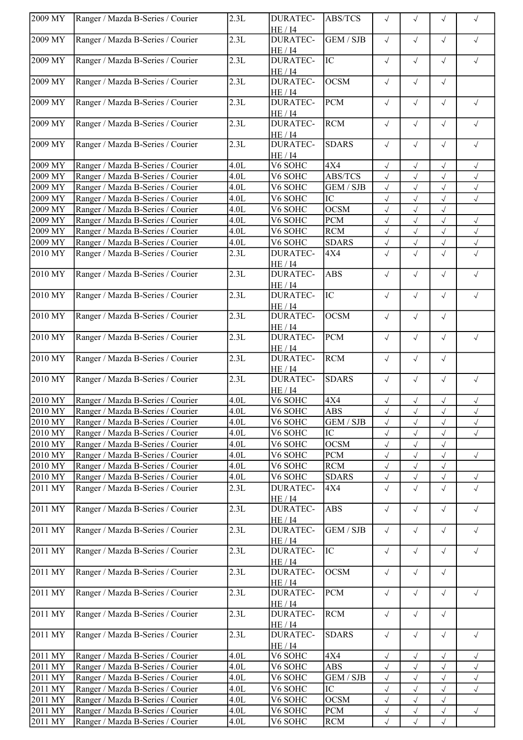| | | | | | | | | |
|---|---|---|---|---|---|---|---|---|
| 2009 MY | Ranger / Mazda B-Series / Courier | 2.3L | DURATEC-HE / I4 | ABS/TCS | √ | √ | √ | √ |
| 2009 MY | Ranger / Mazda B-Series / Courier | 2.3L | DURATEC-HE / I4 | GEM / SJB | √ | √ | √ | √ |
| 2009 MY | Ranger / Mazda B-Series / Courier | 2.3L | DURATEC-HE / I4 | IC | √ | √ | √ | √ |
| 2009 MY | Ranger / Mazda B-Series / Courier | 2.3L | DURATEC-HE / I4 | OCSM | √ | √ | √ | |
| 2009 MY | Ranger / Mazda B-Series / Courier | 2.3L | DURATEC-HE / I4 | PCM | √ | √ | √ | √ |
| 2009 MY | Ranger / Mazda B-Series / Courier | 2.3L | DURATEC-HE / I4 | RCM | √ | √ | √ | √ |
| 2009 MY | Ranger / Mazda B-Series / Courier | 2.3L | DURATEC-HE / I4 | SDARS | √ | √ | √ | √ |
| 2009 MY | Ranger / Mazda B-Series / Courier | 4.0L | V6 SOHC | 4X4 | √ | √ | √ | √ |
| 2009 MY | Ranger / Mazda B-Series / Courier | 4.0L | V6 SOHC | ABS/TCS | √ | √ | √ | √ |
| 2009 MY | Ranger / Mazda B-Series / Courier | 4.0L | V6 SOHC | GEM / SJB | √ | √ | √ | √ |
| 2009 MY | Ranger / Mazda B-Series / Courier | 4.0L | V6 SOHC | IC | √ | √ | √ | √ |
| 2009 MY | Ranger / Mazda B-Series / Courier | 4.0L | V6 SOHC | OCSM | √ | √ | √ | |
| 2009 MY | Ranger / Mazda B-Series / Courier | 4.0L | V6 SOHC | PCM | √ | √ | √ | √ |
| 2009 MY | Ranger / Mazda B-Series / Courier | 4.0L | V6 SOHC | RCM | √ | √ | √ | √ |
| 2009 MY | Ranger / Mazda B-Series / Courier | 4.0L | V6 SOHC | SDARS | √ | √ | √ | √ |
| 2010 MY | Ranger / Mazda B-Series / Courier | 2.3L | DURATEC-HE / I4 | 4X4 | √ | √ | √ | √ |
| 2010 MY | Ranger / Mazda B-Series / Courier | 2.3L | DURATEC-HE / I4 | ABS | √ | √ | √ | √ |
| 2010 MY | Ranger / Mazda B-Series / Courier | 2.3L | DURATEC-HE / I4 | IC | √ | √ | √ | √ |
| 2010 MY | Ranger / Mazda B-Series / Courier | 2.3L | DURATEC-HE / I4 | OCSM | √ | √ | √ | |
| 2010 MY | Ranger / Mazda B-Series / Courier | 2.3L | DURATEC-HE / I4 | PCM | √ | √ | √ | √ |
| 2010 MY | Ranger / Mazda B-Series / Courier | 2.3L | DURATEC-HE / I4 | RCM | √ | √ | √ | |
| 2010 MY | Ranger / Mazda B-Series / Courier | 2.3L | DURATEC-HE / I4 | SDARS | √ | √ | √ | √ |
| 2010 MY | Ranger / Mazda B-Series / Courier | 4.0L | V6 SOHC | 4X4 | √ | √ | √ | √ |
| 2010 MY | Ranger / Mazda B-Series / Courier | 4.0L | V6 SOHC | ABS | √ | √ | √ | √ |
| 2010 MY | Ranger / Mazda B-Series / Courier | 4.0L | V6 SOHC | GEM / SJB | √ | √ | √ | √ |
| 2010 MY | Ranger / Mazda B-Series / Courier | 4.0L | V6 SOHC | IC | √ | √ | √ | √ |
| 2010 MY | Ranger / Mazda B-Series / Courier | 4.0L | V6 SOHC | OCSM | √ | √ | √ | |
| 2010 MY | Ranger / Mazda B-Series / Courier | 4.0L | V6 SOHC | PCM | √ | √ | √ | √ |
| 2010 MY | Ranger / Mazda B-Series / Courier | 4.0L | V6 SOHC | RCM | √ | √ | √ | |
| 2010 MY | Ranger / Mazda B-Series / Courier | 4.0L | V6 SOHC | SDARS | √ | √ | √ | √ |
| 2011 MY | Ranger / Mazda B-Series / Courier | 2.3L | DURATEC-HE / I4 | 4X4 | √ | √ | √ | √ |
| 2011 MY | Ranger / Mazda B-Series / Courier | 2.3L | DURATEC-HE / I4 | ABS | √ | √ | √ | √ |
| 2011 MY | Ranger / Mazda B-Series / Courier | 2.3L | DURATEC-HE / I4 | GEM / SJB | √ | √ | √ | √ |
| 2011 MY | Ranger / Mazda B-Series / Courier | 2.3L | DURATEC-HE / I4 | IC | √ | √ | √ | √ |
| 2011 MY | Ranger / Mazda B-Series / Courier | 2.3L | DURATEC-HE / I4 | OCSM | √ | √ | √ | |
| 2011 MY | Ranger / Mazda B-Series / Courier | 2.3L | DURATEC-HE / I4 | PCM | √ | √ | √ | √ |
| 2011 MY | Ranger / Mazda B-Series / Courier | 2.3L | DURATEC-HE / I4 | RCM | √ | √ | √ | |
| 2011 MY | Ranger / Mazda B-Series / Courier | 2.3L | DURATEC-HE / I4 | SDARS | √ | √ | √ | √ |
| 2011 MY | Ranger / Mazda B-Series / Courier | 4.0L | V6 SOHC | 4X4 | √ | √ | √ | √ |
| 2011 MY | Ranger / Mazda B-Series / Courier | 4.0L | V6 SOHC | ABS | √ | √ | √ | √ |
| 2011 MY | Ranger / Mazda B-Series / Courier | 4.0L | V6 SOHC | GEM / SJB | √ | √ | √ | √ |
| 2011 MY | Ranger / Mazda B-Series / Courier | 4.0L | V6 SOHC | IC | √ | √ | √ | √ |
| 2011 MY | Ranger / Mazda B-Series / Courier | 4.0L | V6 SOHC | OCSM | √ | √ | √ | |
| 2011 MY | Ranger / Mazda B-Series / Courier | 4.0L | V6 SOHC | PCM | √ | √ | √ | √ |
| 2011 MY | Ranger / Mazda B-Series / Courier | 4.0L | V6 SOHC | RCM | √ | √ | √ | |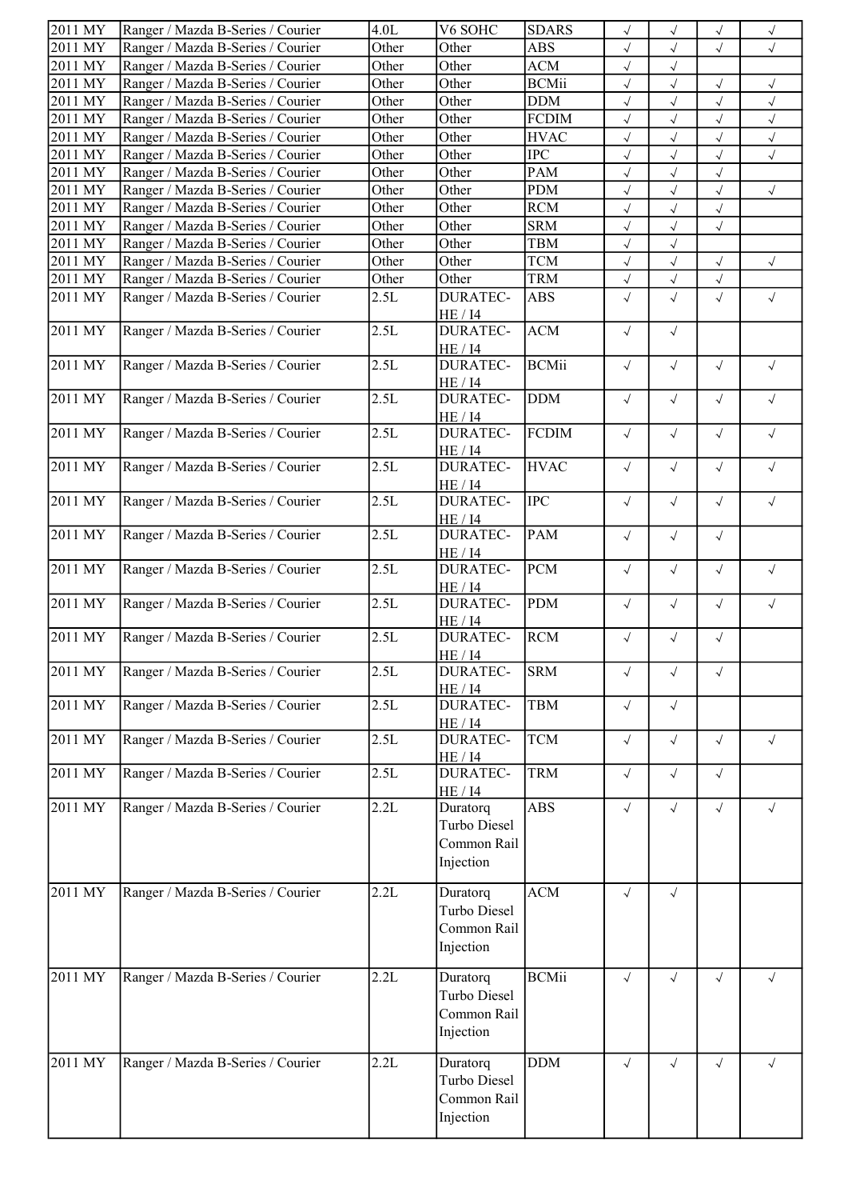| 2011 MY | Ranger / Mazda B-Series / Courier | 4.0L | V6 SOHC | SDARS | √ | √ | √ | √ |
|---|---|---|---|---|---|---|---|---|
| 2011 MY | Ranger / Mazda B-Series / Courier | Other | Other | ABS | √ | √ | √ | √ |
| 2011 MY | Ranger / Mazda B-Series / Courier | Other | Other | ACM | √ | √ | | |
| 2011 MY | Ranger / Mazda B-Series / Courier | Other | Other | BCMii | √ | √ | √ | √ |
| 2011 MY | Ranger / Mazda B-Series / Courier | Other | Other | DDM | √ | √ | √ | √ |
| 2011 MY | Ranger / Mazda B-Series / Courier | Other | Other | FCDIM | √ | √ | √ | √ |
| 2011 MY | Ranger / Mazda B-Series / Courier | Other | Other | HVAC | √ | √ | √ | √ |
| 2011 MY | Ranger / Mazda B-Series / Courier | Other | Other | IPC | √ | √ | √ | √ |
| 2011 MY | Ranger / Mazda B-Series / Courier | Other | Other | PAM | √ | √ | √ | |
| 2011 MY | Ranger / Mazda B-Series / Courier | Other | Other | PDM | √ | √ | √ | √ |
| 2011 MY | Ranger / Mazda B-Series / Courier | Other | Other | RCM | √ | √ | √ | |
| 2011 MY | Ranger / Mazda B-Series / Courier | Other | Other | SRM | √ | √ | √ | |
| 2011 MY | Ranger / Mazda B-Series / Courier | Other | Other | TBM | √ | √ | | |
| 2011 MY | Ranger / Mazda B-Series / Courier | Other | Other | TCM | √ | √ | √ | √ |
| 2011 MY | Ranger / Mazda B-Series / Courier | Other | Other | TRM | √ | √ | √ | |
| 2011 MY | Ranger / Mazda B-Series / Courier | 2.5L | DURATEC-HE / I4 | ABS | √ | √ | √ | √ |
| 2011 MY | Ranger / Mazda B-Series / Courier | 2.5L | DURATEC-HE / I4 | ACM | √ | √ | | |
| 2011 MY | Ranger / Mazda B-Series / Courier | 2.5L | DURATEC-HE / I4 | BCMii | √ | √ | √ | √ |
| 2011 MY | Ranger / Mazda B-Series / Courier | 2.5L | DURATEC-HE / I4 | DDM | √ | √ | √ | √ |
| 2011 MY | Ranger / Mazda B-Series / Courier | 2.5L | DURATEC-HE / I4 | FCDIM | √ | √ | √ | √ |
| 2011 MY | Ranger / Mazda B-Series / Courier | 2.5L | DURATEC-HE / I4 | HVAC | √ | √ | √ | √ |
| 2011 MY | Ranger / Mazda B-Series / Courier | 2.5L | DURATEC-HE / I4 | IPC | √ | √ | √ | √ |
| 2011 MY | Ranger / Mazda B-Series / Courier | 2.5L | DURATEC-HE / I4 | PAM | √ | √ | √ | |
| 2011 MY | Ranger / Mazda B-Series / Courier | 2.5L | DURATEC-HE / I4 | PCM | √ | √ | √ | √ |
| 2011 MY | Ranger / Mazda B-Series / Courier | 2.5L | DURATEC-HE / I4 | PDM | √ | √ | √ | √ |
| 2011 MY | Ranger / Mazda B-Series / Courier | 2.5L | DURATEC-HE / I4 | RCM | √ | √ | √ | |
| 2011 MY | Ranger / Mazda B-Series / Courier | 2.5L | DURATEC-HE / I4 | SRM | √ | √ | √ | |
| 2011 MY | Ranger / Mazda B-Series / Courier | 2.5L | DURATEC-HE / I4 | TBM | √ | √ | | |
| 2011 MY | Ranger / Mazda B-Series / Courier | 2.5L | DURATEC-HE / I4 | TCM | √ | √ | √ | √ |
| 2011 MY | Ranger / Mazda B-Series / Courier | 2.5L | DURATEC-HE / I4 | TRM | √ | √ | √ | |
| 2011 MY | Ranger / Mazda B-Series / Courier | 2.2L | Duratorq Turbo Diesel Common Rail Injection | ABS | √ | √ | √ | √ |
| 2011 MY | Ranger / Mazda B-Series / Courier | 2.2L | Duratorq Turbo Diesel Common Rail Injection | ACM | √ | √ | | |
| 2011 MY | Ranger / Mazda B-Series / Courier | 2.2L | Duratorq Turbo Diesel Common Rail Injection | BCMii | √ | √ | √ | √ |
| 2011 MY | Ranger / Mazda B-Series / Courier | 2.2L | Duratorq Turbo Diesel Common Rail Injection | DDM | √ | √ | √ | √ |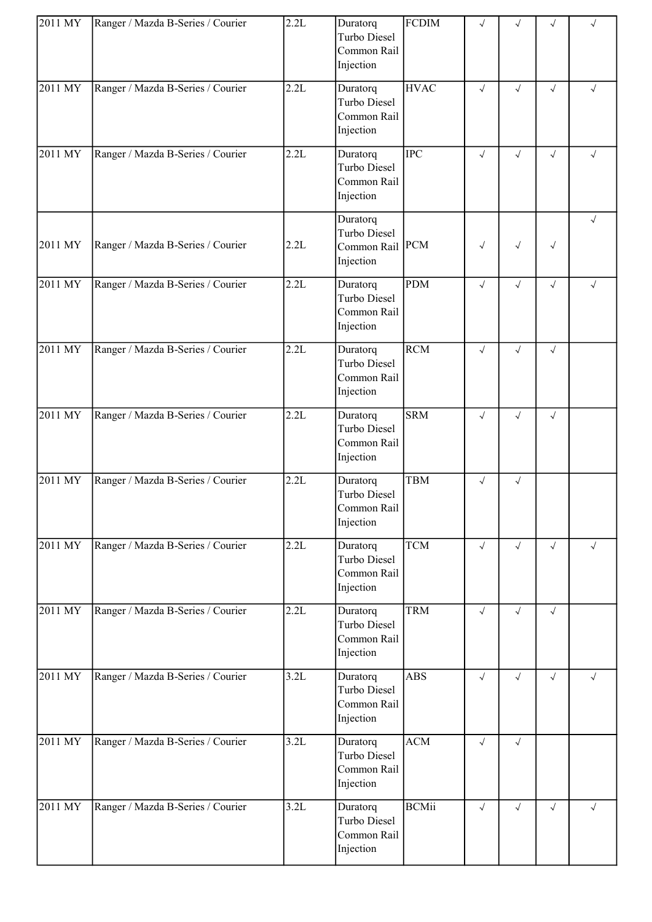| | | | | | | | | |
|---|---|---|---|---|---|---|---|---|
| 2011 MY | Ranger / Mazda B-Series / Courier | 2.2L | Duratorq Turbo Diesel Common Rail Injection | FCDIM | √ | √ | √ | √ |
| 2011 MY | Ranger / Mazda B-Series / Courier | 2.2L | Duratorq Turbo Diesel Common Rail Injection | HVAC | √ | √ | √ | √ |
| 2011 MY | Ranger / Mazda B-Series / Courier | 2.2L | Duratorq Turbo Diesel Common Rail Injection | IPC | √ | √ | √ | √ |
| 2011 MY | Ranger / Mazda B-Series / Courier | 2.2L | Duratorq Turbo Diesel Common Rail Injection | PCM | √ | √ | √ | √ |
| 2011 MY | Ranger / Mazda B-Series / Courier | 2.2L | Duratorq Turbo Diesel Common Rail Injection | PDM | √ | √ | √ | √ |
| 2011 MY | Ranger / Mazda B-Series / Courier | 2.2L | Duratorq Turbo Diesel Common Rail Injection | RCM | √ | √ | √ | |
| 2011 MY | Ranger / Mazda B-Series / Courier | 2.2L | Duratorq Turbo Diesel Common Rail Injection | SRM | √ | √ | √ | |
| 2011 MY | Ranger / Mazda B-Series / Courier | 2.2L | Duratorq Turbo Diesel Common Rail Injection | TBM | √ | √ | | |
| 2011 MY | Ranger / Mazda B-Series / Courier | 2.2L | Duratorq Turbo Diesel Common Rail Injection | TCM | √ | √ | √ | √ |
| 2011 MY | Ranger / Mazda B-Series / Courier | 2.2L | Duratorq Turbo Diesel Common Rail Injection | TRM | √ | √ | √ | |
| 2011 MY | Ranger / Mazda B-Series / Courier | 3.2L | Duratorq Turbo Diesel Common Rail Injection | ABS | √ | √ | √ | √ |
| 2011 MY | Ranger / Mazda B-Series / Courier | 3.2L | Duratorq Turbo Diesel Common Rail Injection | ACM | √ | √ | | |
| 2011 MY | Ranger / Mazda B-Series / Courier | 3.2L | Duratorq Turbo Diesel Common Rail Injection | BCMii | √ | √ | √ | √ |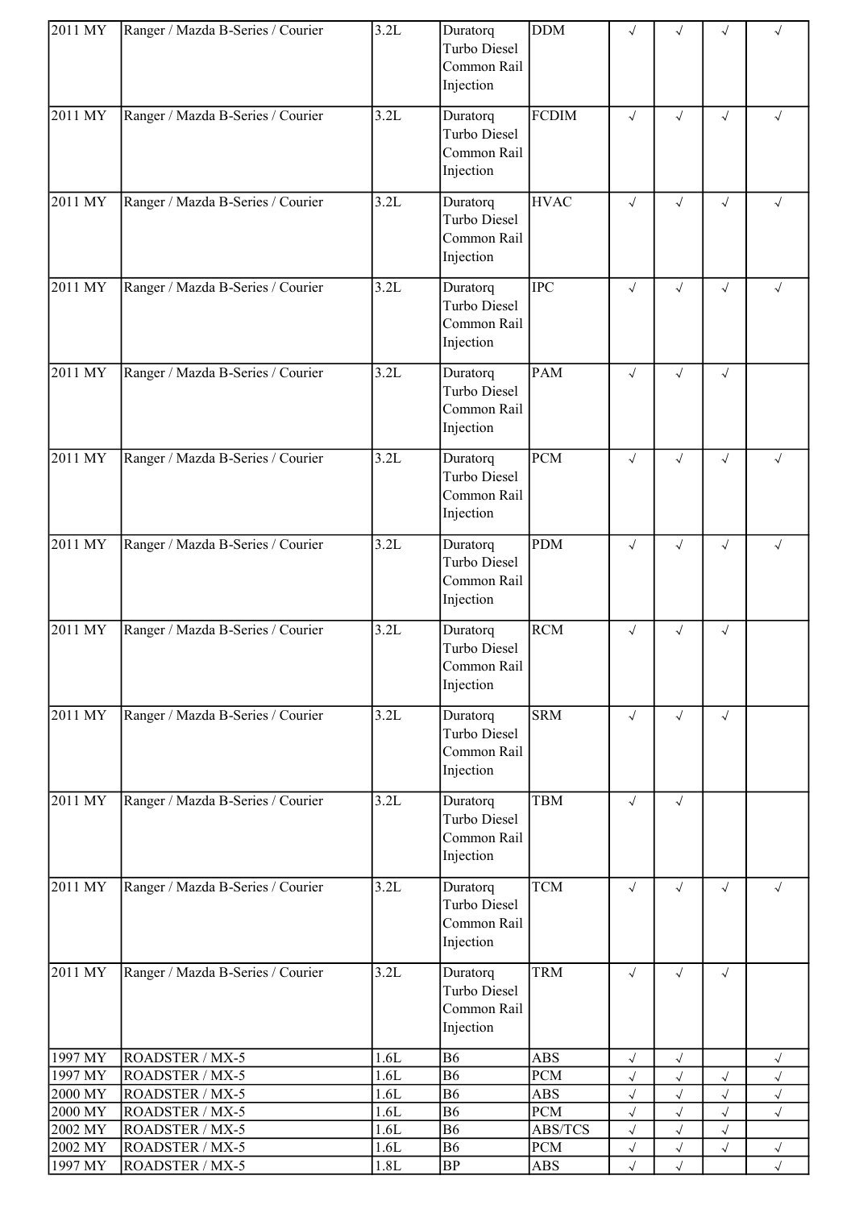| | | | | | | | | |
|---|---|---|---|---|---|---|---|---|
| 2011 MY | Ranger / Mazda B-Series / Courier | 3.2L | Duratorq Turbo Diesel Common Rail Injection | DDM | √ | √ | √ | √ |
| 2011 MY | Ranger / Mazda B-Series / Courier | 3.2L | Duratorq Turbo Diesel Common Rail Injection | FCDIM | √ | √ | √ | √ |
| 2011 MY | Ranger / Mazda B-Series / Courier | 3.2L | Duratorq Turbo Diesel Common Rail Injection | HVAC | √ | √ | √ | √ |
| 2011 MY | Ranger / Mazda B-Series / Courier | 3.2L | Duratorq Turbo Diesel Common Rail Injection | IPC | √ | √ | √ | √ |
| 2011 MY | Ranger / Mazda B-Series / Courier | 3.2L | Duratorq Turbo Diesel Common Rail Injection | PAM | √ | √ | √ | |
| 2011 MY | Ranger / Mazda B-Series / Courier | 3.2L | Duratorq Turbo Diesel Common Rail Injection | PCM | √ | √ | √ | √ |
| 2011 MY | Ranger / Mazda B-Series / Courier | 3.2L | Duratorq Turbo Diesel Common Rail Injection | PDM | √ | √ | √ | √ |
| 2011 MY | Ranger / Mazda B-Series / Courier | 3.2L | Duratorq Turbo Diesel Common Rail Injection | RCM | √ | √ | √ | |
| 2011 MY | Ranger / Mazda B-Series / Courier | 3.2L | Duratorq Turbo Diesel Common Rail Injection | SRM | √ | √ | √ | |
| 2011 MY | Ranger / Mazda B-Series / Courier | 3.2L | Duratorq Turbo Diesel Common Rail Injection | TBM | √ | √ | | |
| 2011 MY | Ranger / Mazda B-Series / Courier | 3.2L | Duratorq Turbo Diesel Common Rail Injection | TCM | √ | √ | √ | √ |
| 2011 MY | Ranger / Mazda B-Series / Courier | 3.2L | Duratorq Turbo Diesel Common Rail Injection | TRM | √ | √ | √ | |
| 1997 MY | ROADSTER / MX-5 | 1.6L | B6 | ABS | √ | √ | | √ |
| 1997 MY | ROADSTER / MX-5 | 1.6L | B6 | PCM | √ | √ | √ | √ |
| 2000 MY | ROADSTER / MX-5 | 1.6L | B6 | ABS | √ | √ | √ | √ |
| 2000 MY | ROADSTER / MX-5 | 1.6L | B6 | PCM | √ | √ | √ | √ |
| 2002 MY | ROADSTER / MX-5 | 1.6L | B6 | ABS/TCS | √ | √ | √ | |
| 2002 MY | ROADSTER / MX-5 | 1.6L | B6 | PCM | √ | √ | √ | √ |
| 1997 MY | ROADSTER / MX-5 | 1.8L | BP | ABS | √ | √ | | √ |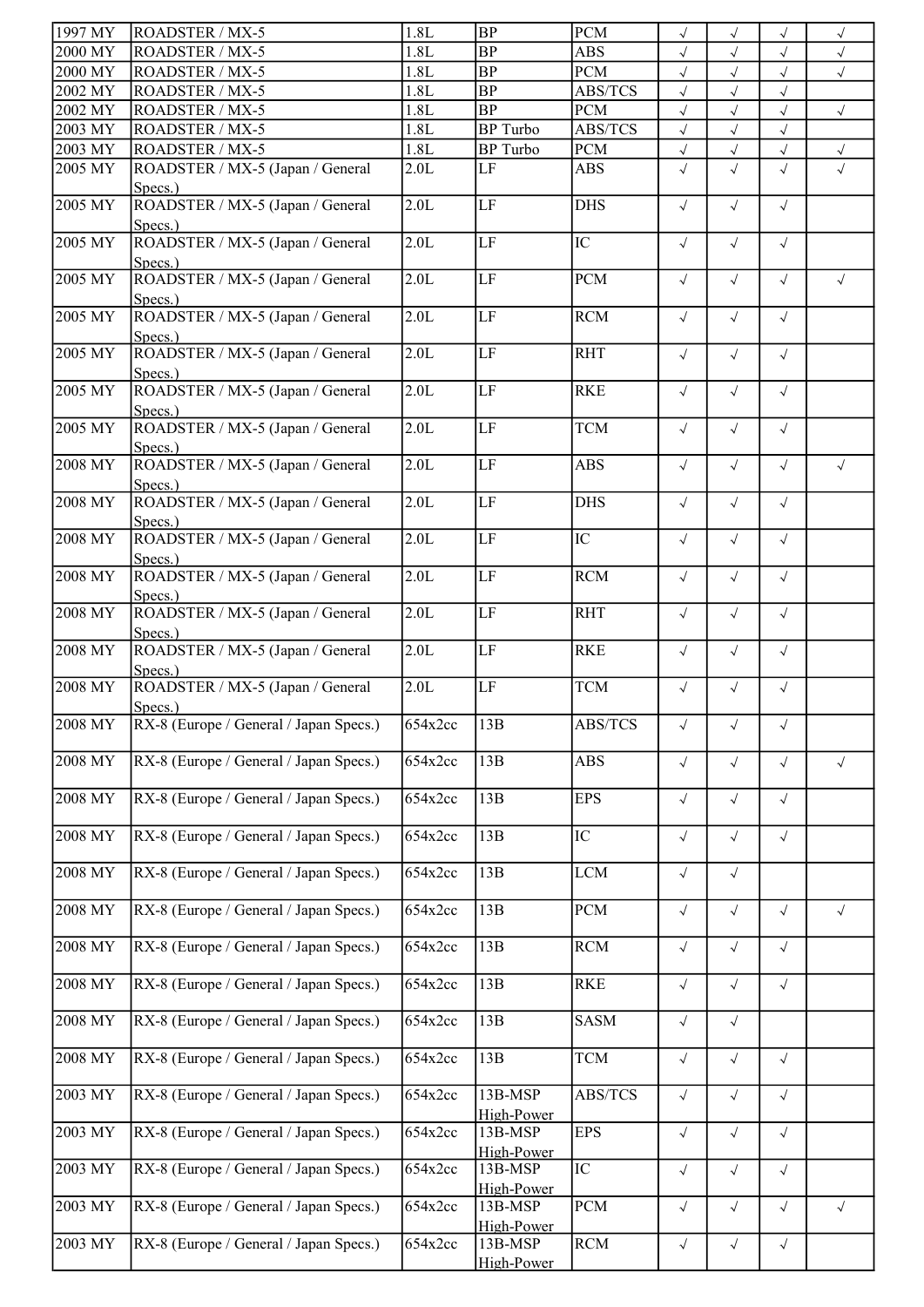| | | | | | | | | |
|---|---|---|---|---|---|---|---|---|
| 1997 MY | ROADSTER / MX-5 | 1.8L | BP | PCM | √ | √ | √ | √ |
| 2000 MY | ROADSTER / MX-5 | 1.8L | BP | ABS | √ | √ | √ | √ |
| 2000 MY | ROADSTER / MX-5 | 1.8L | BP | PCM | √ | √ | √ | √ |
| 2002 MY | ROADSTER / MX-5 | 1.8L | BP | ABS/TCS | √ | √ | √ | |
| 2002 MY | ROADSTER / MX-5 | 1.8L | BP | PCM | √ | √ | √ | √ |
| 2003 MY | ROADSTER / MX-5 | 1.8L | BP Turbo | ABS/TCS | √ | √ | √ | |
| 2003 MY | ROADSTER / MX-5 | 1.8L | BP Turbo | PCM | √ | √ | √ | √ |
| 2005 MY | ROADSTER / MX-5 (Japan / General Specs.) | 2.0L | LF | ABS | √ | √ | √ | √ |
| 2005 MY | ROADSTER / MX-5 (Japan / General Specs.) | 2.0L | LF | DHS | √ | √ | √ | |
| 2005 MY | ROADSTER / MX-5 (Japan / General Specs.) | 2.0L | LF | IC | √ | √ | √ | |
| 2005 MY | ROADSTER / MX-5 (Japan / General Specs.) | 2.0L | LF | PCM | √ | √ | √ | √ |
| 2005 MY | ROADSTER / MX-5 (Japan / General Specs.) | 2.0L | LF | RCM | √ | √ | √ | |
| 2005 MY | ROADSTER / MX-5 (Japan / General Specs.) | 2.0L | LF | RHT | √ | √ | √ | |
| 2005 MY | ROADSTER / MX-5 (Japan / General Specs.) | 2.0L | LF | RKE | √ | √ | √ | |
| 2005 MY | ROADSTER / MX-5 (Japan / General Specs.) | 2.0L | LF | TCM | √ | √ | √ | |
| 2008 MY | ROADSTER / MX-5 (Japan / General Specs.) | 2.0L | LF | ABS | √ | √ | √ | √ |
| 2008 MY | ROADSTER / MX-5 (Japan / General Specs.) | 2.0L | LF | DHS | √ | √ | √ | |
| 2008 MY | ROADSTER / MX-5 (Japan / General Specs.) | 2.0L | LF | IC | √ | √ | √ | |
| 2008 MY | ROADSTER / MX-5 (Japan / General Specs.) | 2.0L | LF | RCM | √ | √ | √ | |
| 2008 MY | ROADSTER / MX-5 (Japan / General Specs.) | 2.0L | LF | RHT | √ | √ | √ | |
| 2008 MY | ROADSTER / MX-5 (Japan / General Specs.) | 2.0L | LF | RKE | √ | √ | √ | |
| 2008 MY | ROADSTER / MX-5 (Japan / General Specs.) | 2.0L | LF | TCM | √ | √ | √ | |
| 2008 MY | RX-8 (Europe / General / Japan Specs.) | 654x2cc | 13B | ABS/TCS | √ | √ | √ | |
| 2008 MY | RX-8 (Europe / General / Japan Specs.) | 654x2cc | 13B | ABS | √ | √ | √ | √ |
| 2008 MY | RX-8 (Europe / General / Japan Specs.) | 654x2cc | 13B | EPS | √ | √ | √ | |
| 2008 MY | RX-8 (Europe / General / Japan Specs.) | 654x2cc | 13B | IC | √ | √ | √ | |
| 2008 MY | RX-8 (Europe / General / Japan Specs.) | 654x2cc | 13B | LCM | √ | √ | | |
| 2008 MY | RX-8 (Europe / General / Japan Specs.) | 654x2cc | 13B | PCM | √ | √ | √ | √ |
| 2008 MY | RX-8 (Europe / General / Japan Specs.) | 654x2cc | 13B | RCM | √ | √ | √ | |
| 2008 MY | RX-8 (Europe / General / Japan Specs.) | 654x2cc | 13B | RKE | √ | √ | √ | |
| 2008 MY | RX-8 (Europe / General / Japan Specs.) | 654x2cc | 13B | SASM | √ | √ | | |
| 2008 MY | RX-8 (Europe / General / Japan Specs.) | 654x2cc | 13B | TCM | √ | √ | √ | |
| 2003 MY | RX-8 (Europe / General / Japan Specs.) | 654x2cc | 13B-MSP High-Power | ABS/TCS | √ | √ | √ | |
| 2003 MY | RX-8 (Europe / General / Japan Specs.) | 654x2cc | 13B-MSP High-Power | EPS | √ | √ | √ | |
| 2003 MY | RX-8 (Europe / General / Japan Specs.) | 654x2cc | 13B-MSP High-Power | IC | √ | √ | √ | |
| 2003 MY | RX-8 (Europe / General / Japan Specs.) | 654x2cc | 13B-MSP High-Power | PCM | √ | √ | √ | √ |
| 2003 MY | RX-8 (Europe / General / Japan Specs.) | 654x2cc | 13B-MSP High-Power | RCM | √ | √ | √ | |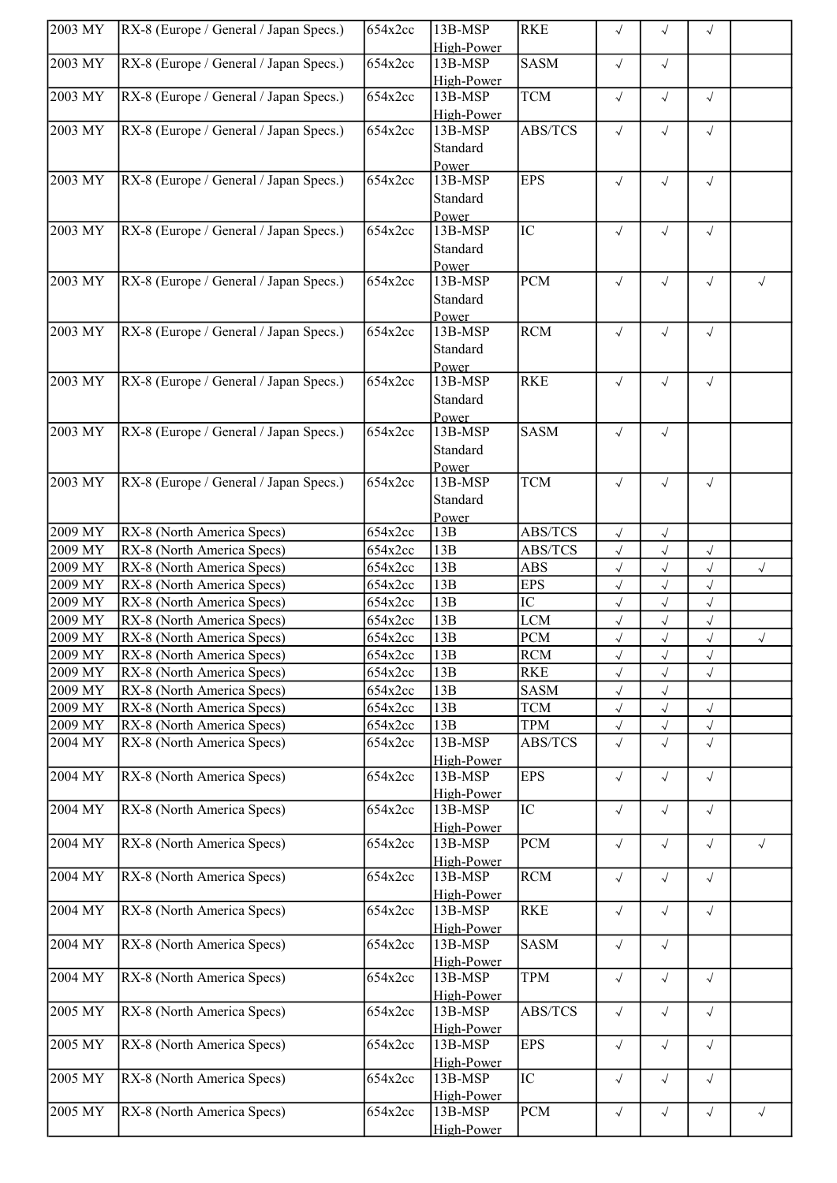| 2003 MY | RX-8 (Europe / General / Japan Specs.) | 654x2cc | 13B-MSP High-Power | RKE | √ | √ | √ | |
|---|---|---|---|---|---|---|---|---|
| 2003 MY | RX-8 (Europe / General / Japan Specs.) | 654x2cc | 13B-MSP High-Power | SASM | √ | √ | | |
| 2003 MY | RX-8 (Europe / General / Japan Specs.) | 654x2cc | 13B-MSP High-Power | TCM | √ | √ | √ | |
| 2003 MY | RX-8 (Europe / General / Japan Specs.) | 654x2cc | 13B-MSP Standard Power | ABS/TCS | √ | √ | √ | |
| 2003 MY | RX-8 (Europe / General / Japan Specs.) | 654x2cc | 13B-MSP Standard Power | EPS | √ | √ | √ | |
| 2003 MY | RX-8 (Europe / General / Japan Specs.) | 654x2cc | 13B-MSP Standard Power | IC | √ | √ | √ | |
| 2003 MY | RX-8 (Europe / General / Japan Specs.) | 654x2cc | 13B-MSP Standard Power | PCM | √ | √ | √ | √ |
| 2003 MY | RX-8 (Europe / General / Japan Specs.) | 654x2cc | 13B-MSP Standard Power | RCM | √ | √ | √ | |
| 2003 MY | RX-8 (Europe / General / Japan Specs.) | 654x2cc | 13B-MSP Standard Power | RKE | √ | √ | √ | |
| 2003 MY | RX-8 (Europe / General / Japan Specs.) | 654x2cc | 13B-MSP Standard Power | SASM | √ | √ | | |
| 2003 MY | RX-8 (Europe / General / Japan Specs.) | 654x2cc | 13B-MSP Standard Power | TCM | √ | √ | √ | |
| 2009 MY | RX-8 (North America Specs) | 654x2cc | 13B | ABS/TCS | √ | √ | | |
| 2009 MY | RX-8 (North America Specs) | 654x2cc | 13B | ABS/TCS | √ | √ | √ | |
| 2009 MY | RX-8 (North America Specs) | 654x2cc | 13B | ABS | √ | √ | √ | √ |
| 2009 MY | RX-8 (North America Specs) | 654x2cc | 13B | EPS | √ | √ | √ | |
| 2009 MY | RX-8 (North America Specs) | 654x2cc | 13B | IC | √ | √ | √ | |
| 2009 MY | RX-8 (North America Specs) | 654x2cc | 13B | LCM | √ | √ | √ | |
| 2009 MY | RX-8 (North America Specs) | 654x2cc | 13B | PCM | √ | √ | √ | √ |
| 2009 MY | RX-8 (North America Specs) | 654x2cc | 13B | RCM | √ | √ | √ | |
| 2009 MY | RX-8 (North America Specs) | 654x2cc | 13B | RKE | √ | √ | √ | |
| 2009 MY | RX-8 (North America Specs) | 654x2cc | 13B | SASM | √ | √ | | |
| 2009 MY | RX-8 (North America Specs) | 654x2cc | 13B | TCM | √ | √ | √ | |
| 2009 MY | RX-8 (North America Specs) | 654x2cc | 13B | TPM | √ | √ | √ | |
| 2004 MY | RX-8 (North America Specs) | 654x2cc | 13B-MSP High-Power | ABS/TCS | √ | √ | √ | |
| 2004 MY | RX-8 (North America Specs) | 654x2cc | 13B-MSP High-Power | EPS | √ | √ | √ | |
| 2004 MY | RX-8 (North America Specs) | 654x2cc | 13B-MSP High-Power | IC | √ | √ | √ | |
| 2004 MY | RX-8 (North America Specs) | 654x2cc | 13B-MSP High-Power | PCM | √ | √ | √ | √ |
| 2004 MY | RX-8 (North America Specs) | 654x2cc | 13B-MSP High-Power | RCM | √ | √ | √ | |
| 2004 MY | RX-8 (North America Specs) | 654x2cc | 13B-MSP High-Power | RKE | √ | √ | √ | |
| 2004 MY | RX-8 (North America Specs) | 654x2cc | 13B-MSP High-Power | SASM | √ | √ | | |
| 2004 MY | RX-8 (North America Specs) | 654x2cc | 13B-MSP High-Power | TPM | √ | √ | √ | |
| 2005 MY | RX-8 (North America Specs) | 654x2cc | 13B-MSP High-Power | ABS/TCS | √ | √ | √ | |
| 2005 MY | RX-8 (North America Specs) | 654x2cc | 13B-MSP High-Power | EPS | √ | √ | √ | |
| 2005 MY | RX-8 (North America Specs) | 654x2cc | 13B-MSP High-Power | IC | √ | √ | √ | |
| 2005 MY | RX-8 (North America Specs) | 654x2cc | 13B-MSP High-Power | PCM | √ | √ | √ | √ |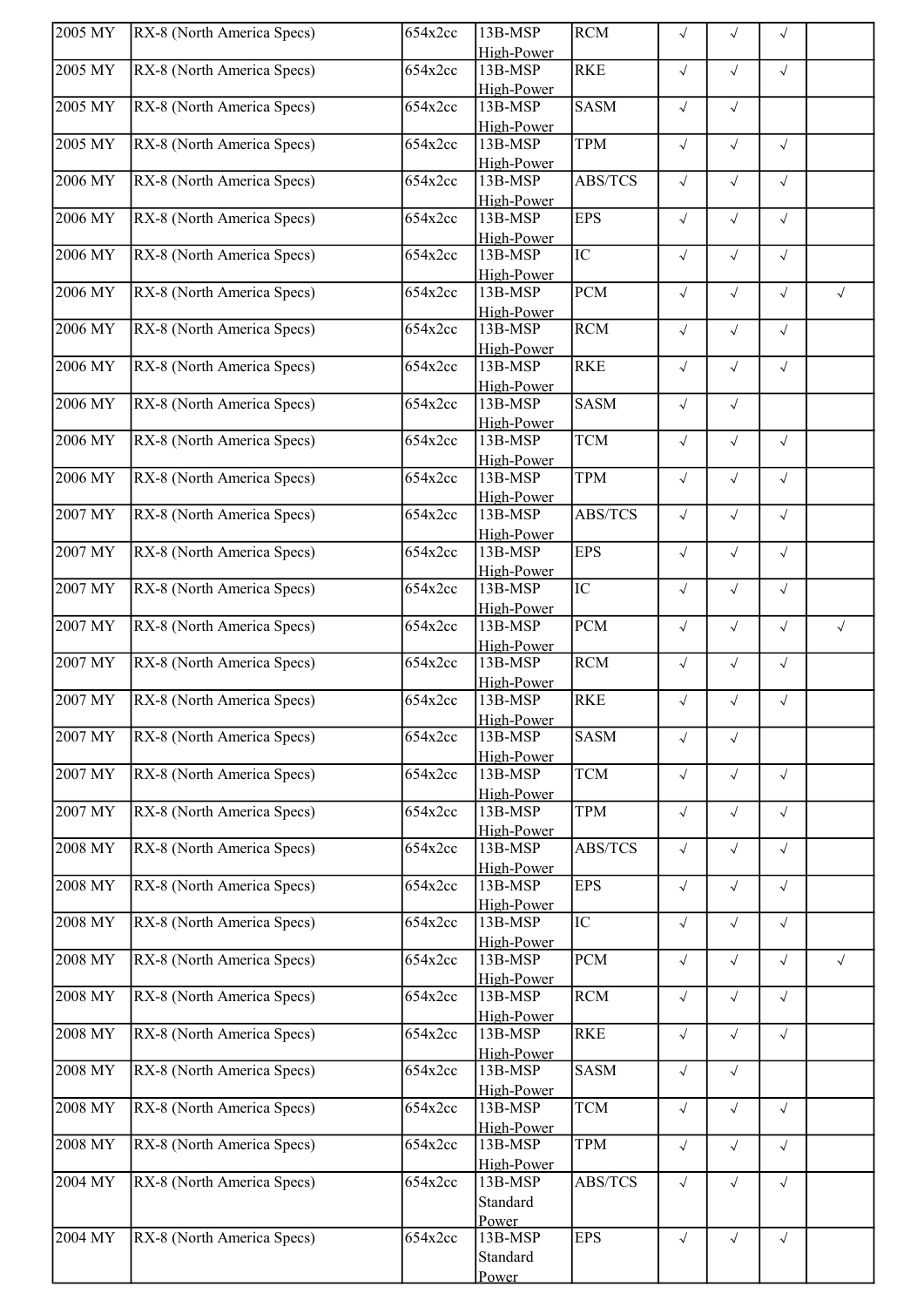| | | | | | | | | |
|---|---|---|---|---|---|---|---|---|
| 2005 MY | RX-8 (North America Specs) | 654x2cc | 13B-MSP High-Power | RCM | √ | √ | √ | |
| 2005 MY | RX-8 (North America Specs) | 654x2cc | 13B-MSP High-Power | RKE | √ | √ | √ | |
| 2005 MY | RX-8 (North America Specs) | 654x2cc | 13B-MSP High-Power | SASM | √ | √ | | |
| 2005 MY | RX-8 (North America Specs) | 654x2cc | 13B-MSP High-Power | TPM | √ | √ | √ | |
| 2006 MY | RX-8 (North America Specs) | 654x2cc | 13B-MSP High-Power | ABS/TCS | √ | √ | √ | |
| 2006 MY | RX-8 (North America Specs) | 654x2cc | 13B-MSP High-Power | EPS | √ | √ | √ | |
| 2006 MY | RX-8 (North America Specs) | 654x2cc | 13B-MSP High-Power | IC | √ | √ | √ | |
| 2006 MY | RX-8 (North America Specs) | 654x2cc | 13B-MSP High-Power | PCM | √ | √ | √ | √ |
| 2006 MY | RX-8 (North America Specs) | 654x2cc | 13B-MSP High-Power | RCM | √ | √ | √ | |
| 2006 MY | RX-8 (North America Specs) | 654x2cc | 13B-MSP High-Power | RKE | √ | √ | √ | |
| 2006 MY | RX-8 (North America Specs) | 654x2cc | 13B-MSP High-Power | SASM | √ | √ | | |
| 2006 MY | RX-8 (North America Specs) | 654x2cc | 13B-MSP High-Power | TCM | √ | √ | √ | |
| 2006 MY | RX-8 (North America Specs) | 654x2cc | 13B-MSP High-Power | TPM | √ | √ | √ | |
| 2007 MY | RX-8 (North America Specs) | 654x2cc | 13B-MSP High-Power | ABS/TCS | √ | √ | √ | |
| 2007 MY | RX-8 (North America Specs) | 654x2cc | 13B-MSP High-Power | EPS | √ | √ | √ | |
| 2007 MY | RX-8 (North America Specs) | 654x2cc | 13B-MSP High-Power | IC | √ | √ | √ | |
| 2007 MY | RX-8 (North America Specs) | 654x2cc | 13B-MSP High-Power | PCM | √ | √ | √ | √ |
| 2007 MY | RX-8 (North America Specs) | 654x2cc | 13B-MSP High-Power | RCM | √ | √ | √ | |
| 2007 MY | RX-8 (North America Specs) | 654x2cc | 13B-MSP High-Power | RKE | √ | √ | √ | |
| 2007 MY | RX-8 (North America Specs) | 654x2cc | 13B-MSP High-Power | SASM | √ | √ | | |
| 2007 MY | RX-8 (North America Specs) | 654x2cc | 13B-MSP High-Power | TCM | √ | √ | √ | |
| 2007 MY | RX-8 (North America Specs) | 654x2cc | 13B-MSP High-Power | TPM | √ | √ | √ | |
| 2008 MY | RX-8 (North America Specs) | 654x2cc | 13B-MSP High-Power | ABS/TCS | √ | √ | √ | |
| 2008 MY | RX-8 (North America Specs) | 654x2cc | 13B-MSP High-Power | EPS | √ | √ | √ | |
| 2008 MY | RX-8 (North America Specs) | 654x2cc | 13B-MSP High-Power | IC | √ | √ | √ | |
| 2008 MY | RX-8 (North America Specs) | 654x2cc | 13B-MSP High-Power | PCM | √ | √ | √ | √ |
| 2008 MY | RX-8 (North America Specs) | 654x2cc | 13B-MSP High-Power | RCM | √ | √ | √ | |
| 2008 MY | RX-8 (North America Specs) | 654x2cc | 13B-MSP High-Power | RKE | √ | √ | √ | |
| 2008 MY | RX-8 (North America Specs) | 654x2cc | 13B-MSP High-Power | SASM | √ | √ | | |
| 2008 MY | RX-8 (North America Specs) | 654x2cc | 13B-MSP High-Power | TCM | √ | √ | √ | |
| 2008 MY | RX-8 (North America Specs) | 654x2cc | 13B-MSP High-Power | TPM | √ | √ | √ | |
| 2004 MY | RX-8 (North America Specs) | 654x2cc | 13B-MSP Standard Power | ABS/TCS | √ | √ | √ | |
| 2004 MY | RX-8 (North America Specs) | 654x2cc | 13B-MSP Standard Power | EPS | √ | √ | √ | |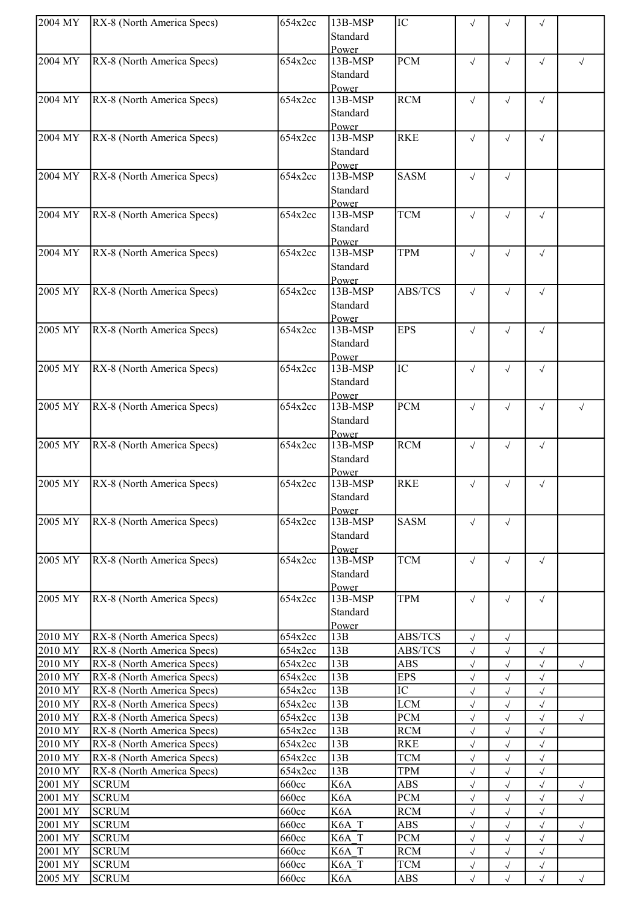| | | | | | | | | |
|---|---|---|---|---|---|---|---|---|
| 2004 MY | RX-8 (North America Specs) | 654x2cc | 13B-MSP Standard Power | IC | √ | √ | √ | |
| 2004 MY | RX-8 (North America Specs) | 654x2cc | 13B-MSP Standard Power | PCM | √ | √ | √ | √ |
| 2004 MY | RX-8 (North America Specs) | 654x2cc | 13B-MSP Standard Power | RCM | √ | √ | √ | |
| 2004 MY | RX-8 (North America Specs) | 654x2cc | 13B-MSP Standard Power | RKE | √ | √ | √ | |
| 2004 MY | RX-8 (North America Specs) | 654x2cc | 13B-MSP Standard Power | SASM | √ | √ | | |
| 2004 MY | RX-8 (North America Specs) | 654x2cc | 13B-MSP Standard Power | TCM | √ | √ | √ | |
| 2004 MY | RX-8 (North America Specs) | 654x2cc | 13B-MSP Standard Power | TPM | √ | √ | √ | |
| 2005 MY | RX-8 (North America Specs) | 654x2cc | 13B-MSP Standard Power | ABS/TCS | √ | √ | √ | |
| 2005 MY | RX-8 (North America Specs) | 654x2cc | 13B-MSP Standard Power | EPS | √ | √ | √ | |
| 2005 MY | RX-8 (North America Specs) | 654x2cc | 13B-MSP Standard Power | IC | √ | √ | √ | |
| 2005 MY | RX-8 (North America Specs) | 654x2cc | 13B-MSP Standard Power | PCM | √ | √ | √ | √ |
| 2005 MY | RX-8 (North America Specs) | 654x2cc | 13B-MSP Standard Power | RCM | √ | √ | √ | |
| 2005 MY | RX-8 (North America Specs) | 654x2cc | 13B-MSP Standard Power | RKE | √ | √ | √ | |
| 2005 MY | RX-8 (North America Specs) | 654x2cc | 13B-MSP Standard Power | SASM | √ | √ | | |
| 2005 MY | RX-8 (North America Specs) | 654x2cc | 13B-MSP Standard Power | TCM | √ | √ | √ | |
| 2005 MY | RX-8 (North America Specs) | 654x2cc | 13B-MSP Standard Power | TPM | √ | √ | √ | |
| 2010 MY | RX-8 (North America Specs) | 654x2cc | 13B | ABS/TCS | √ | √ | | |
| 2010 MY | RX-8 (North America Specs) | 654x2cc | 13B | ABS/TCS | √ | √ | √ | |
| 2010 MY | RX-8 (North America Specs) | 654x2cc | 13B | ABS | √ | √ | √ | √ |
| 2010 MY | RX-8 (North America Specs) | 654x2cc | 13B | EPS | √ | √ | √ | |
| 2010 MY | RX-8 (North America Specs) | 654x2cc | 13B | IC | √ | √ | √ | |
| 2010 MY | RX-8 (North America Specs) | 654x2cc | 13B | LCM | √ | √ | √ | |
| 2010 MY | RX-8 (North America Specs) | 654x2cc | 13B | PCM | √ | √ | √ | √ |
| 2010 MY | RX-8 (North America Specs) | 654x2cc | 13B | RCM | √ | √ | √ | |
| 2010 MY | RX-8 (North America Specs) | 654x2cc | 13B | RKE | √ | √ | √ | |
| 2010 MY | RX-8 (North America Specs) | 654x2cc | 13B | TCM | √ | √ | √ | |
| 2010 MY | RX-8 (North America Specs) | 654x2cc | 13B | TPM | √ | √ | √ | |
| 2001 MY | SCRUM | 660cc | K6A | ABS | √ | √ | √ | √ |
| 2001 MY | SCRUM | 660cc | K6A | PCM | √ | √ | √ | √ |
| 2001 MY | SCRUM | 660cc | K6A | RCM | √ | √ | √ | |
| 2001 MY | SCRUM | 660cc | K6A_T | ABS | √ | √ | √ | √ |
| 2001 MY | SCRUM | 660cc | K6A_T | PCM | √ | √ | √ | √ |
| 2001 MY | SCRUM | 660cc | K6A_T | RCM | √ | √ | √ | |
| 2001 MY | SCRUM | 660cc | K6A_T | TCM | √ | √ | √ | |
| 2005 MY | SCRUM | 660cc | K6A | ABS | √ | √ | √ | √ |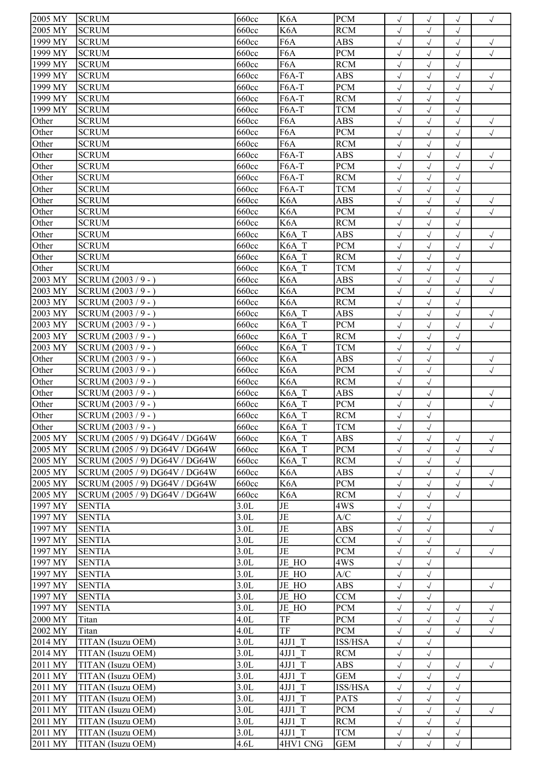| 2005 MY | SCRUM | 660cc | K6A | PCM | √ | √ | √ | √ |
|---|---|---|---|---|---|---|---|---|
| 2005 MY | SCRUM | 660cc | K6A | RCM | √ | √ | √ | |
| 1999 MY | SCRUM | 660cc | F6A | ABS | √ | √ | √ | √ |
| 1999 MY | SCRUM | 660cc | F6A | PCM | √ | √ | √ | √ |
| 1999 MY | SCRUM | 660cc | F6A | RCM | √ | √ | √ | |
| 1999 MY | SCRUM | 660cc | F6A-T | ABS | √ | √ | √ | √ |
| 1999 MY | SCRUM | 660cc | F6A-T | PCM | √ | √ | √ | √ |
| 1999 MY | SCRUM | 660cc | F6A-T | RCM | √ | √ | √ | |
| 1999 MY | SCRUM | 660cc | F6A-T | TCM | √ | √ | √ | |
| Other | SCRUM | 660cc | F6A | ABS | √ | √ | √ | √ |
| Other | SCRUM | 660cc | F6A | PCM | √ | √ | √ | √ |
| Other | SCRUM | 660cc | F6A | RCM | √ | √ | √ | |
| Other | SCRUM | 660cc | F6A-T | ABS | √ | √ | √ | √ |
| Other | SCRUM | 660cc | F6A-T | PCM | √ | √ | √ | √ |
| Other | SCRUM | 660cc | F6A-T | RCM | √ | √ | √ | |
| Other | SCRUM | 660cc | F6A-T | TCM | √ | √ | √ | |
| Other | SCRUM | 660cc | K6A | ABS | √ | √ | √ | √ |
| Other | SCRUM | 660cc | K6A | PCM | √ | √ | √ | √ |
| Other | SCRUM | 660cc | K6A | RCM | √ | √ | √ | |
| Other | SCRUM | 660cc | K6A_T | ABS | √ | √ | √ | √ |
| Other | SCRUM | 660cc | K6A_T | PCM | √ | √ | √ | √ |
| Other | SCRUM | 660cc | K6A_T | RCM | √ | √ | √ | |
| Other | SCRUM | 660cc | K6A_T | TCM | √ | √ | √ | |
| 2003 MY | SCRUM (2003 / 9 - ) | 660cc | K6A | ABS | √ | √ | √ | √ |
| 2003 MY | SCRUM (2003 / 9 - ) | 660cc | K6A | PCM | √ | √ | √ | √ |
| 2003 MY | SCRUM (2003 / 9 - ) | 660cc | K6A | RCM | √ | √ | √ | |
| 2003 MY | SCRUM (2003 / 9 - ) | 660cc | K6A_T | ABS | √ | √ | √ | √ |
| 2003 MY | SCRUM (2003 / 9 - ) | 660cc | K6A_T | PCM | √ | √ | √ | √ |
| 2003 MY | SCRUM (2003 / 9 - ) | 660cc | K6A_T | RCM | √ | √ | √ | |
| 2003 MY | SCRUM (2003 / 9 - ) | 660cc | K6A_T | TCM | √ | √ | √ | |
| Other | SCRUM (2003 / 9 - ) | 660cc | K6A | ABS | √ | √ | | √ |
| Other | SCRUM (2003 / 9 - ) | 660cc | K6A | PCM | √ | √ | | √ |
| Other | SCRUM (2003 / 9 - ) | 660cc | K6A | RCM | √ | √ | | |
| Other | SCRUM (2003 / 9 - ) | 660cc | K6A_T | ABS | √ | √ | | √ |
| Other | SCRUM (2003 / 9 - ) | 660cc | K6A_T | PCM | √ | √ | | √ |
| Other | SCRUM (2003 / 9 - ) | 660cc | K6A_T | RCM | √ | √ | | |
| Other | SCRUM (2003 / 9 - ) | 660cc | K6A_T | TCM | √ | √ | | |
| 2005 MY | SCRUM (2005 / 9) DG64V / DG64W | 660cc | K6A_T | ABS | √ | √ | √ | √ |
| 2005 MY | SCRUM (2005 / 9) DG64V / DG64W | 660cc | K6A_T | PCM | √ | √ | √ | √ |
| 2005 MY | SCRUM (2005 / 9) DG64V / DG64W | 660cc | K6A_T | RCM | √ | √ | √ | |
| 2005 MY | SCRUM (2005 / 9) DG64V / DG64W | 660cc | K6A | ABS | √ | √ | √ | √ |
| 2005 MY | SCRUM (2005 / 9) DG64V / DG64W | 660cc | K6A | PCM | √ | √ | √ | √ |
| 2005 MY | SCRUM (2005 / 9) DG64V / DG64W | 660cc | K6A | RCM | √ | √ | √ | |
| 1997 MY | SENTIA | 3.0L | JE | 4WS | √ | √ | | |
| 1997 MY | SENTIA | 3.0L | JE | A/C | √ | √ | | |
| 1997 MY | SENTIA | 3.0L | JE | ABS | √ | √ | | √ |
| 1997 MY | SENTIA | 3.0L | JE | CCM | √ | √ | | |
| 1997 MY | SENTIA | 3.0L | JE | PCM | √ | √ | √ | √ |
| 1997 MY | SENTIA | 3.0L | JE_HO | 4WS | √ | √ | | |
| 1997 MY | SENTIA | 3.0L | JE_HO | A/C | √ | √ | | |
| 1997 MY | SENTIA | 3.0L | JE_HO | ABS | √ | √ | | √ |
| 1997 MY | SENTIA | 3.0L | JE_HO | CCM | √ | √ | | |
| 1997 MY | SENTIA | 3.0L | JE_HO | PCM | √ | √ | √ | √ |
| 2000 MY | Titan | 4.0L | TF | PCM | √ | √ | √ | √ |
| 2002 MY | Titan | 4.0L | TF | PCM | √ | √ | √ | √ |
| 2014 MY | TITAN (Isuzu OEM) | 3.0L | 4JJ1_T | ISS/HSA | √ | √ | | |
| 2014 MY | TITAN (Isuzu OEM) | 3.0L | 4JJ1_T | RCM | √ | √ | | |
| 2011 MY | TITAN (Isuzu OEM) | 3.0L | 4JJ1_T | ABS | √ | √ | √ | √ |
| 2011 MY | TITAN (Isuzu OEM) | 3.0L | 4JJ1_T | GEM | √ | √ | √ | |
| 2011 MY | TITAN (Isuzu OEM) | 3.0L | 4JJ1_T | ISS/HSA | √ | √ | √ | |
| 2011 MY | TITAN (Isuzu OEM) | 3.0L | 4JJ1_T | PATS | √ | √ | √ | |
| 2011 MY | TITAN (Isuzu OEM) | 3.0L | 4JJ1_T | PCM | √ | √ | √ | √ |
| 2011 MY | TITAN (Isuzu OEM) | 3.0L | 4JJ1_T | RCM | √ | √ | √ | |
| 2011 MY | TITAN (Isuzu OEM) | 3.0L | 4JJ1_T | TCM | √ | √ | √ | |
| 2011 MY | TITAN (Isuzu OEM) | 4.6L | 4HV1 CNG | GEM | √ | √ | √ | |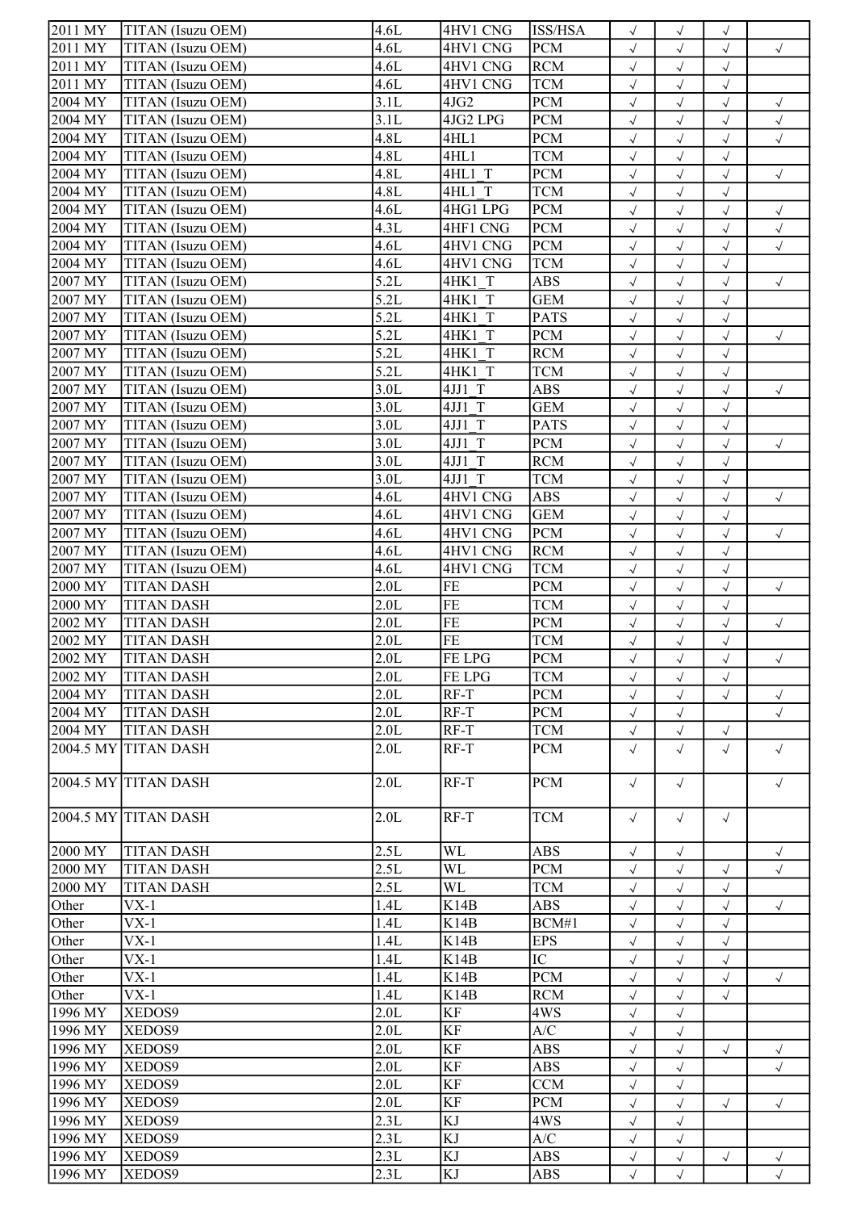| | | | | | | | | |
|---|---|---|---|---|---|---|---|---|
| 2011 MY | TITAN (Isuzu OEM) | 4.6L | 4HV1 CNG | ISS/HSA | √ | √ | √ | |
| 2011 MY | TITAN (Isuzu OEM) | 4.6L | 4HV1 CNG | PCM | √ | √ | √ | √ |
| 2011 MY | TITAN (Isuzu OEM) | 4.6L | 4HV1 CNG | RCM | √ | √ | √ | |
| 2011 MY | TITAN (Isuzu OEM) | 4.6L | 4HV1 CNG | TCM | √ | √ | √ | |
| 2004 MY | TITAN (Isuzu OEM) | 3.1L | 4JG2 | PCM | √ | √ | √ | √ |
| 2004 MY | TITAN (Isuzu OEM) | 3.1L | 4JG2 LPG | PCM | √ | √ | √ | √ |
| 2004 MY | TITAN (Isuzu OEM) | 4.8L | 4HL1 | PCM | √ | √ | √ | √ |
| 2004 MY | TITAN (Isuzu OEM) | 4.8L | 4HL1 | TCM | √ | √ | √ | |
| 2004 MY | TITAN (Isuzu OEM) | 4.8L | 4HL1_T | PCM | √ | √ | √ | √ |
| 2004 MY | TITAN (Isuzu OEM) | 4.8L | 4HL1_T | TCM | √ | √ | √ | |
| 2004 MY | TITAN (Isuzu OEM) | 4.6L | 4HG1 LPG | PCM | √ | √ | √ | √ |
| 2004 MY | TITAN (Isuzu OEM) | 4.3L | 4HF1 CNG | PCM | √ | √ | √ | √ |
| 2004 MY | TITAN (Isuzu OEM) | 4.6L | 4HV1 CNG | PCM | √ | √ | √ | √ |
| 2004 MY | TITAN (Isuzu OEM) | 4.6L | 4HV1 CNG | TCM | √ | √ | √ | |
| 2007 MY | TITAN (Isuzu OEM) | 5.2L | 4HK1_T | ABS | √ | √ | √ | √ |
| 2007 MY | TITAN (Isuzu OEM) | 5.2L | 4HK1_T | GEM | √ | √ | √ | |
| 2007 MY | TITAN (Isuzu OEM) | 5.2L | 4HK1_T | PATS | √ | √ | √ | |
| 2007 MY | TITAN (Isuzu OEM) | 5.2L | 4HK1_T | PCM | √ | √ | √ | √ |
| 2007 MY | TITAN (Isuzu OEM) | 5.2L | 4HK1_T | RCM | √ | √ | √ | |
| 2007 MY | TITAN (Isuzu OEM) | 5.2L | 4HK1_T | TCM | √ | √ | √ | |
| 2007 MY | TITAN (Isuzu OEM) | 3.0L | 4JJ1_T | ABS | √ | √ | √ | √ |
| 2007 MY | TITAN (Isuzu OEM) | 3.0L | 4JJ1_T | GEM | √ | √ | √ | |
| 2007 MY | TITAN (Isuzu OEM) | 3.0L | 4JJ1_T | PATS | √ | √ | √ | |
| 2007 MY | TITAN (Isuzu OEM) | 3.0L | 4JJ1_T | PCM | √ | √ | √ | √ |
| 2007 MY | TITAN (Isuzu OEM) | 3.0L | 4JJ1_T | RCM | √ | √ | √ | |
| 2007 MY | TITAN (Isuzu OEM) | 3.0L | 4JJ1_T | TCM | √ | √ | √ | |
| 2007 MY | TITAN (Isuzu OEM) | 4.6L | 4HV1 CNG | ABS | √ | √ | √ | √ |
| 2007 MY | TITAN (Isuzu OEM) | 4.6L | 4HV1 CNG | GEM | √ | √ | √ | |
| 2007 MY | TITAN (Isuzu OEM) | 4.6L | 4HV1 CNG | PCM | √ | √ | √ | √ |
| 2007 MY | TITAN (Isuzu OEM) | 4.6L | 4HV1 CNG | RCM | √ | √ | √ | |
| 2007 MY | TITAN (Isuzu OEM) | 4.6L | 4HV1 CNG | TCM | √ | √ | √ | |
| 2000 MY | TITAN DASH | 2.0L | FE | PCM | √ | √ | √ | √ |
| 2000 MY | TITAN DASH | 2.0L | FE | TCM | √ | √ | √ | |
| 2002 MY | TITAN DASH | 2.0L | FE | PCM | √ | √ | √ | √ |
| 2002 MY | TITAN DASH | 2.0L | FE | TCM | √ | √ | √ | |
| 2002 MY | TITAN DASH | 2.0L | FE LPG | PCM | √ | √ | √ | √ |
| 2002 MY | TITAN DASH | 2.0L | FE LPG | TCM | √ | √ | √ | |
| 2004 MY | TITAN DASH | 2.0L | RF-T | PCM | √ | √ | √ | √ |
| 2004 MY | TITAN DASH | 2.0L | RF-T | PCM | √ | √ | | √ |
| 2004 MY | TITAN DASH | 2.0L | RF-T | TCM | √ | √ | √ | |
| 2004.5 MY | TITAN DASH | 2.0L | RF-T | PCM | √ | √ | √ | √ |
| 2004.5 MY | TITAN DASH | 2.0L | RF-T | PCM | √ | √ | | √ |
| 2004.5 MY | TITAN DASH | 2.0L | RF-T | TCM | √ | √ | √ | |
| 2000 MY | TITAN DASH | 2.5L | WL | ABS | √ | √ | | √ |
| 2000 MY | TITAN DASH | 2.5L | WL | PCM | √ | √ | √ | √ |
| 2000 MY | TITAN DASH | 2.5L | WL | TCM | √ | √ | √ | |
| Other | VX-1 | 1.4L | K14B | ABS | √ | √ | √ | √ |
| Other | VX-1 | 1.4L | K14B | BCM#1 | √ | √ | √ | |
| Other | VX-1 | 1.4L | K14B | EPS | √ | √ | √ | |
| Other | VX-1 | 1.4L | K14B | IC | √ | √ | √ | |
| Other | VX-1 | 1.4L | K14B | PCM | √ | √ | √ | √ |
| Other | VX-1 | 1.4L | K14B | RCM | √ | √ | √ | |
| 1996 MY | XEDOS9 | 2.0L | KF | 4WS | √ | √ | | |
| 1996 MY | XEDOS9 | 2.0L | KF | A/C | √ | √ | | |
| 1996 MY | XEDOS9 | 2.0L | KF | ABS | √ | √ | √ | √ |
| 1996 MY | XEDOS9 | 2.0L | KF | ABS | √ | √ | | √ |
| 1996 MY | XEDOS9 | 2.0L | KF | CCM | √ | √ | | |
| 1996 MY | XEDOS9 | 2.0L | KF | PCM | √ | √ | √ | √ |
| 1996 MY | XEDOS9 | 2.3L | KJ | 4WS | √ | √ | | |
| 1996 MY | XEDOS9 | 2.3L | KJ | A/C | √ | √ | | |
| 1996 MY | XEDOS9 | 2.3L | KJ | ABS | √ | √ | √ | √ |
| 1996 MY | XEDOS9 | 2.3L | KJ | ABS | √ | √ | | √ |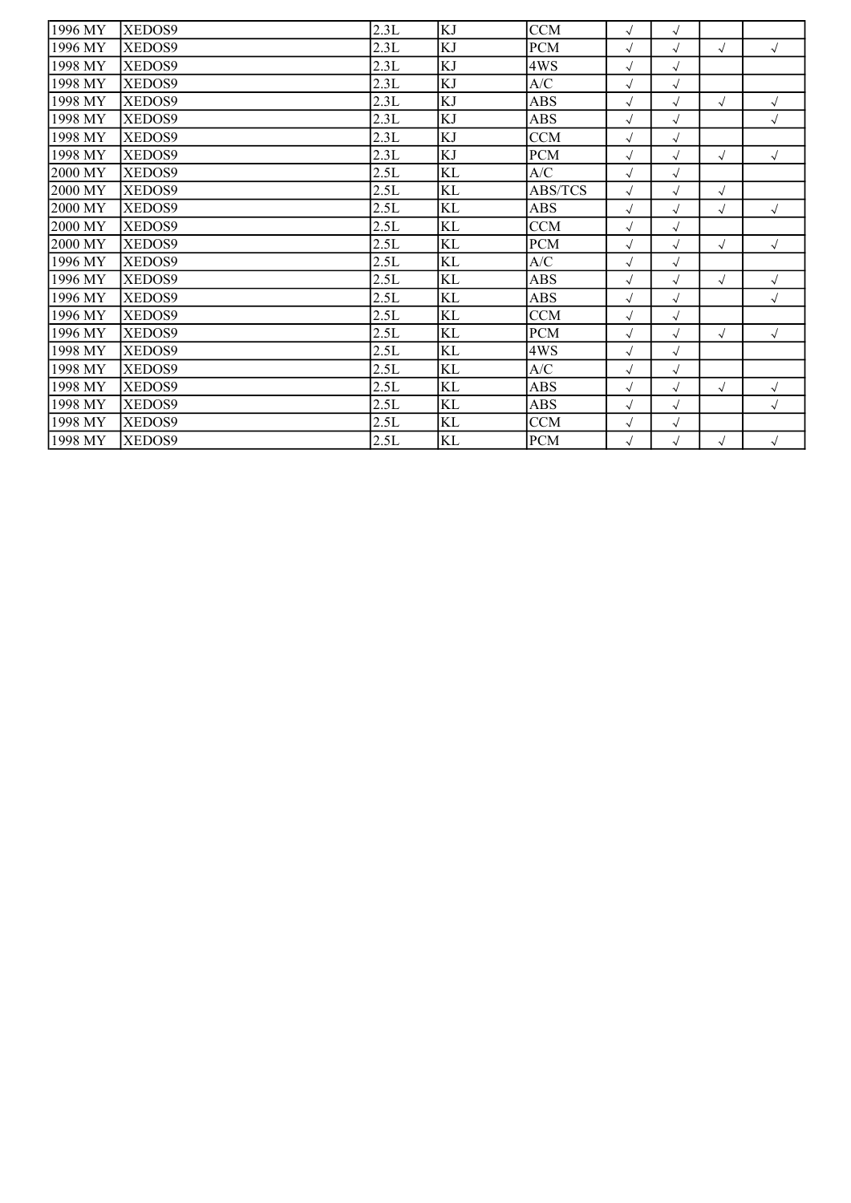| | | | | | | | | |
|---|---|---|---|---|---|---|---|---|
| 1996 MY | XEDOS9 | 2.3L | KJ | CCM | √ | √ | | |
| 1996 MY | XEDOS9 | 2.3L | KJ | PCM | √ | √ | √ | √ |
| 1998 MY | XEDOS9 | 2.3L | KJ | 4WS | √ | √ | | |
| 1998 MY | XEDOS9 | 2.3L | KJ | A/C | √ | √ | | |
| 1998 MY | XEDOS9 | 2.3L | KJ | ABS | √ | √ | √ | √ |
| 1998 MY | XEDOS9 | 2.3L | KJ | ABS | √ | √ | | √ |
| 1998 MY | XEDOS9 | 2.3L | KJ | CCM | √ | √ | | |
| 1998 MY | XEDOS9 | 2.3L | KJ | PCM | √ | √ | √ | √ |
| 2000 MY | XEDOS9 | 2.5L | KL | A/C | √ | √ | | |
| 2000 MY | XEDOS9 | 2.5L | KL | ABS/TCS | √ | √ | √ | |
| 2000 MY | XEDOS9 | 2.5L | KL | ABS | √ | √ | √ | √ |
| 2000 MY | XEDOS9 | 2.5L | KL | CCM | √ | √ | | |
| 2000 MY | XEDOS9 | 2.5L | KL | PCM | √ | √ | √ | √ |
| 1996 MY | XEDOS9 | 2.5L | KL | A/C | √ | √ | | |
| 1996 MY | XEDOS9 | 2.5L | KL | ABS | √ | √ | √ | √ |
| 1996 MY | XEDOS9 | 2.5L | KL | ABS | √ | √ | | √ |
| 1996 MY | XEDOS9 | 2.5L | KL | CCM | √ | √ | | |
| 1996 MY | XEDOS9 | 2.5L | KL | PCM | √ | √ | √ | √ |
| 1998 MY | XEDOS9 | 2.5L | KL | 4WS | √ | √ | | |
| 1998 MY | XEDOS9 | 2.5L | KL | A/C | √ | √ | | |
| 1998 MY | XEDOS9 | 2.5L | KL | ABS | √ | √ | √ | √ |
| 1998 MY | XEDOS9 | 2.5L | KL | ABS | √ | √ | | √ |
| 1998 MY | XEDOS9 | 2.5L | KL | CCM | √ | √ | | |
| 1998 MY | XEDOS9 | 2.5L | KL | PCM | √ | √ | √ | √ |